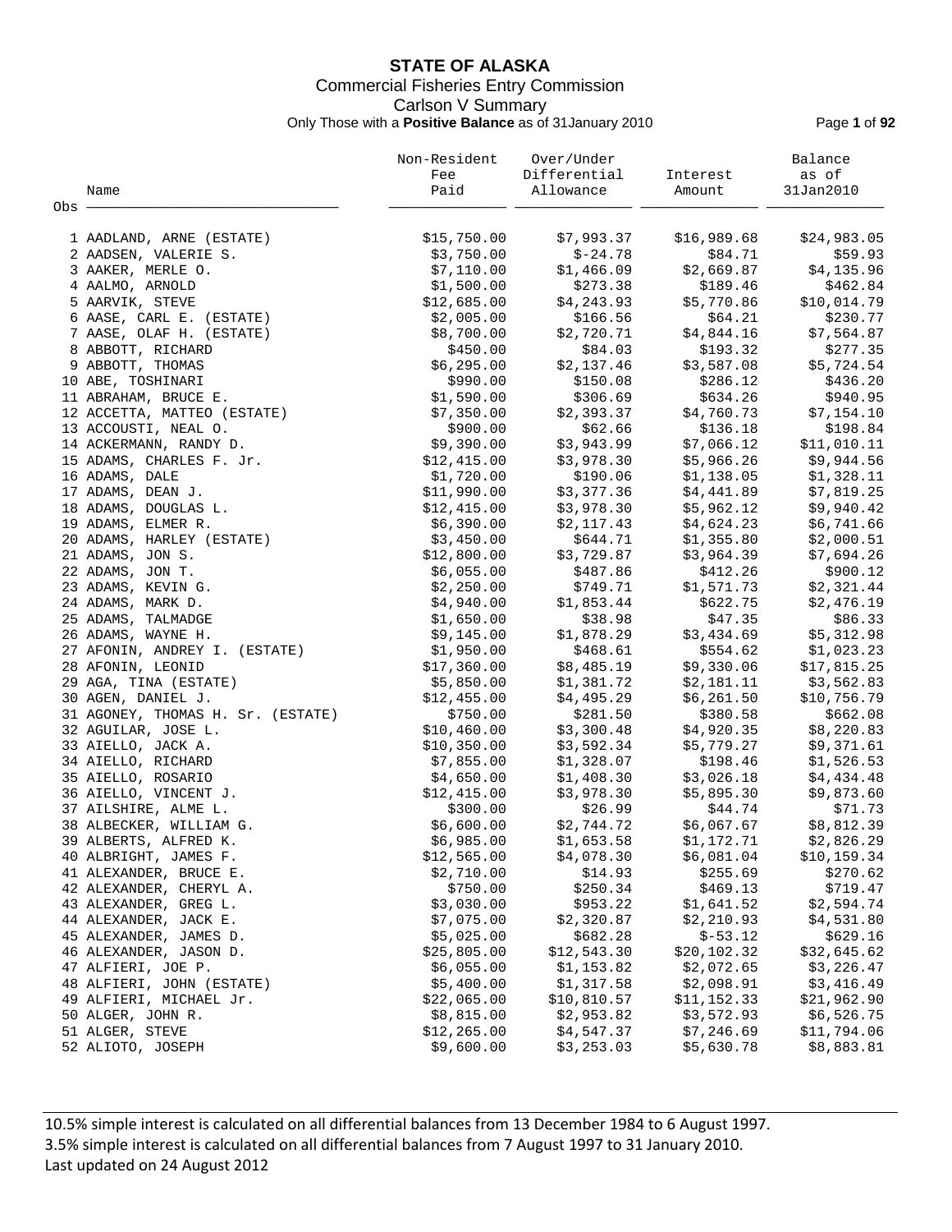# STATE OF ALASKA

## Commercial Fisheries Entry Commission

### Carlson V Summary

Only Those with a **Positive Balance** as of 31January 2010

| Obs | Name | Non-Resident Fee Paid | Over/Under Differential Allowance | Interest Amount | Balance as of 31Jan2010 |
|---|---|---|---|---|---|
| 1 | AADLAND, ARNE (ESTATE) | $15,750.00 | $7,993.37 | $16,989.68 | $24,983.05 |
| 2 | AADSEN, VALERIE S. | $3,750.00 | $-24.78 | $84.71 | $59.93 |
| 3 | AAKER, MERLE O. | $7,110.00 | $1,466.09 | $2,669.87 | $4,135.96 |
| 4 | AALMO, ARNOLD | $1,500.00 | $273.38 | $189.46 | $462.84 |
| 5 | AARVIK, STEVE | $12,685.00 | $4,243.93 | $5,770.86 | $10,014.79 |
| 6 | AASE, CARL E. (ESTATE) | $2,005.00 | $166.56 | $64.21 | $230.77 |
| 7 | AASE, OLAF H. (ESTATE) | $8,700.00 | $2,720.71 | $4,844.16 | $7,564.87 |
| 8 | ABBOTT, RICHARD | $450.00 | $84.03 | $193.32 | $277.35 |
| 9 | ABBOTT, THOMAS | $6,295.00 | $2,137.46 | $3,587.08 | $5,724.54 |
| 10 | ABE, TOSHINARI | $990.00 | $150.08 | $286.12 | $436.20 |
| 11 | ABRAHAM, BRUCE E. | $1,590.00 | $306.69 | $634.26 | $940.95 |
| 12 | ACCETTA, MATTEO (ESTATE) | $7,350.00 | $2,393.37 | $4,760.73 | $7,154.10 |
| 13 | ACCOUSTI, NEAL O. | $900.00 | $62.66 | $136.18 | $198.84 |
| 14 | ACKERMANN, RANDY D. | $9,390.00 | $3,943.99 | $7,066.12 | $11,010.11 |
| 15 | ADAMS, CHARLES F. Jr. | $12,415.00 | $3,978.30 | $5,966.26 | $9,944.56 |
| 16 | ADAMS, DALE | $1,720.00 | $190.06 | $1,138.05 | $1,328.11 |
| 17 | ADAMS, DEAN J. | $11,990.00 | $3,377.36 | $4,441.89 | $7,819.25 |
| 18 | ADAMS, DOUGLAS L. | $12,415.00 | $3,978.30 | $5,962.12 | $9,940.42 |
| 19 | ADAMS, ELMER R. | $6,390.00 | $2,117.43 | $4,624.23 | $6,741.66 |
| 20 | ADAMS, HARLEY (ESTATE) | $3,450.00 | $644.71 | $1,355.80 | $2,000.51 |
| 21 | ADAMS, JON S. | $12,800.00 | $3,729.87 | $3,964.39 | $7,694.26 |
| 22 | ADAMS, JON T. | $6,055.00 | $487.86 | $412.26 | $900.12 |
| 23 | ADAMS, KEVIN G. | $2,250.00 | $749.71 | $1,571.73 | $2,321.44 |
| 24 | ADAMS, MARK D. | $4,940.00 | $1,853.44 | $622.75 | $2,476.19 |
| 25 | ADAMS, TALMADGE | $1,650.00 | $38.98 | $47.35 | $86.33 |
| 26 | ADAMS, WAYNE H. | $9,145.00 | $1,878.29 | $3,434.69 | $5,312.98 |
| 27 | AFONIN, ANDREY I. (ESTATE) | $1,950.00 | $468.61 | $554.62 | $1,023.23 |
| 28 | AFONIN, LEONID | $17,360.00 | $8,485.19 | $9,330.06 | $17,815.25 |
| 29 | AGA, TINA (ESTATE) | $5,850.00 | $1,381.72 | $2,181.11 | $3,562.83 |
| 30 | AGEN, DANIEL J. | $12,455.00 | $4,495.29 | $6,261.50 | $10,756.79 |
| 31 | AGONEY, THOMAS H. Sr. (ESTATE) | $750.00 | $281.50 | $380.58 | $662.08 |
| 32 | AGUILAR, JOSE L. | $10,460.00 | $3,300.48 | $4,920.35 | $8,220.83 |
| 33 | AIELLO, JACK A. | $10,350.00 | $3,592.34 | $5,779.27 | $9,371.61 |
| 34 | AIELLO, RICHARD | $7,855.00 | $1,328.07 | $198.46 | $1,526.53 |
| 35 | AIELLO, ROSARIO | $4,650.00 | $1,408.30 | $3,026.18 | $4,434.48 |
| 36 | AIELLO, VINCENT J. | $12,415.00 | $3,978.30 | $5,895.30 | $9,873.60 |
| 37 | AILSHIRE, ALME L. | $300.00 | $26.99 | $44.74 | $71.73 |
| 38 | ALBECKER, WILLIAM G. | $6,600.00 | $2,744.72 | $6,067.67 | $8,812.39 |
| 39 | ALBERTS, ALFRED K. | $6,985.00 | $1,653.58 | $1,172.71 | $2,826.29 |
| 40 | ALBRIGHT, JAMES F. | $12,565.00 | $4,078.30 | $6,081.04 | $10,159.34 |
| 41 | ALEXANDER, BRUCE E. | $2,710.00 | $14.93 | $255.69 | $270.62 |
| 42 | ALEXANDER, CHERYL A. | $750.00 | $250.34 | $469.13 | $719.47 |
| 43 | ALEXANDER, GREG L. | $3,030.00 | $953.22 | $1,641.52 | $2,594.74 |
| 44 | ALEXANDER, JACK E. | $7,075.00 | $2,320.87 | $2,210.93 | $4,531.80 |
| 45 | ALEXANDER, JAMES D. | $5,025.00 | $682.28 | $-53.12 | $629.16 |
| 46 | ALEXANDER, JASON D. | $25,805.00 | $12,543.30 | $20,102.32 | $32,645.62 |
| 47 | ALFIERI, JOE P. | $6,055.00 | $1,153.82 | $2,072.65 | $3,226.47 |
| 48 | ALFIERI, JOHN (ESTATE) | $5,400.00 | $1,317.58 | $2,098.91 | $3,416.49 |
| 49 | ALFIERI, MICHAEL Jr. | $22,065.00 | $10,810.57 | $11,152.33 | $21,962.90 |
| 50 | ALGER, JOHN R. | $8,815.00 | $2,953.82 | $3,572.93 | $6,526.75 |
| 51 | ALGER, STEVE | $12,265.00 | $4,547.37 | $7,246.69 | $11,794.06 |
| 52 | ALIOTO, JOSEPH | $9,600.00 | $3,253.03 | $5,630.78 | $8,883.81 |

10.5% simple interest is calculated on all differential balances from 13 December 1984 to 6 August 1997.
3.5% simple interest is calculated on all differential balances from 7 August 1997 to 31 January 2010.
Last updated on 24 August 2012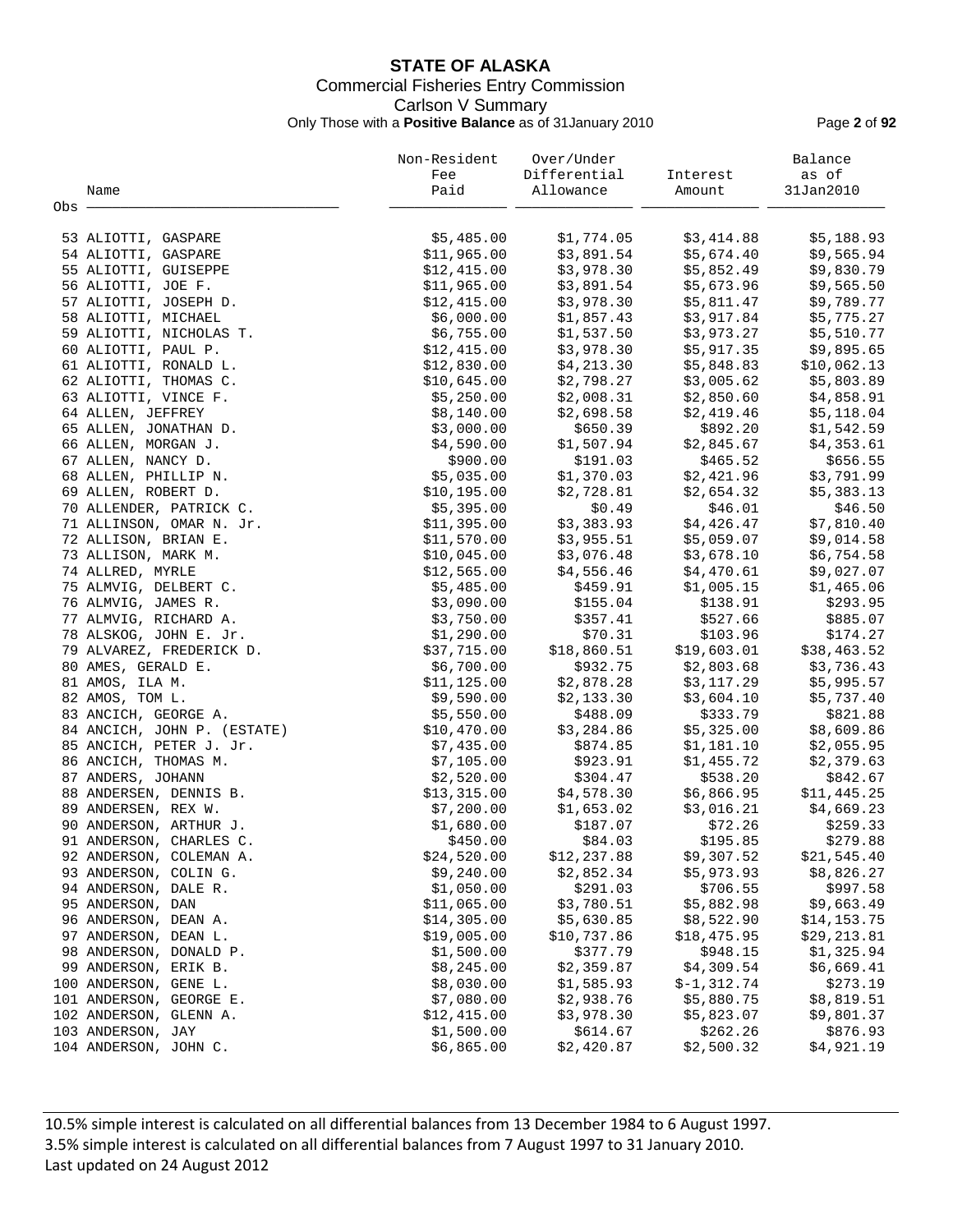**STATE OF ALASKA**
Commercial Fisheries Entry Commission
Carlson V Summary
Only Those with a **Positive Balance** as of 31January 2010

| Obs | Name | Non-Resident Fee Paid | Over/Under Differential Allowance | Interest Amount | Balance as of 31Jan2010 |
|---|---|---|---|---|---|
| 53 | ALIOTTI, GASPARE | $5,485.00 | $1,774.05 | $3,414.88 | $5,188.93 |
| 54 | ALIOTTI, GASPARE | $11,965.00 | $3,891.54 | $5,674.40 | $9,565.94 |
| 55 | ALIOTTI, GUISEPPE | $12,415.00 | $3,978.30 | $5,852.49 | $9,830.79 |
| 56 | ALIOTTI, JOE F. | $11,965.00 | $3,891.54 | $5,673.96 | $9,565.50 |
| 57 | ALIOTTI, JOSEPH D. | $12,415.00 | $3,978.30 | $5,811.47 | $9,789.77 |
| 58 | ALIOTTI, MICHAEL | $6,000.00 | $1,857.43 | $3,917.84 | $5,775.27 |
| 59 | ALIOTTI, NICHOLAS T. | $6,755.00 | $1,537.50 | $3,973.27 | $5,510.77 |
| 60 | ALIOTTI, PAUL P. | $12,415.00 | $3,978.30 | $5,917.35 | $9,895.65 |
| 61 | ALIOTTI, RONALD L. | $12,830.00 | $4,213.30 | $5,848.83 | $10,062.13 |
| 62 | ALIOTTI, THOMAS C. | $10,645.00 | $2,798.27 | $3,005.62 | $5,803.89 |
| 63 | ALIOTTI, VINCE F. | $5,250.00 | $2,008.31 | $2,850.60 | $4,858.91 |
| 64 | ALLEN, JEFFREY | $8,140.00 | $2,698.58 | $2,419.46 | $5,118.04 |
| 65 | ALLEN, JONATHAN D. | $3,000.00 | $650.39 | $892.20 | $1,542.59 |
| 66 | ALLEN, MORGAN J. | $4,590.00 | $1,507.94 | $2,845.67 | $4,353.61 |
| 67 | ALLEN, NANCY D. | $900.00 | $191.03 | $465.52 | $656.55 |
| 68 | ALLEN, PHILLIP N. | $5,035.00 | $1,370.03 | $2,421.96 | $3,791.99 |
| 69 | ALLEN, ROBERT D. | $10,195.00 | $2,728.81 | $2,654.32 | $5,383.13 |
| 70 | ALLENDER, PATRICK C. | $5,395.00 | $0.49 | $46.01 | $46.50 |
| 71 | ALLINSON, OMAR N. Jr. | $11,395.00 | $3,383.93 | $4,426.47 | $7,810.40 |
| 72 | ALLISON, BRIAN E. | $11,570.00 | $3,955.51 | $5,059.07 | $9,014.58 |
| 73 | ALLISON, MARK M. | $10,045.00 | $3,076.48 | $3,678.10 | $6,754.58 |
| 74 | ALLRED, MYRLE | $12,565.00 | $4,556.46 | $4,470.61 | $9,027.07 |
| 75 | ALMVIG, DELBERT C. | $5,485.00 | $459.91 | $1,005.15 | $1,465.06 |
| 76 | ALMVIG, JAMES R. | $3,090.00 | $155.04 | $138.91 | $293.95 |
| 77 | ALMVIG, RICHARD A. | $3,750.00 | $357.41 | $527.66 | $885.07 |
| 78 | ALSKOG, JOHN E. Jr. | $1,290.00 | $70.31 | $103.96 | $174.27 |
| 79 | ALVAREZ, FREDERICK D. | $37,715.00 | $18,860.51 | $19,603.01 | $38,463.52 |
| 80 | AMES, GERALD E. | $6,700.00 | $932.75 | $2,803.68 | $3,736.43 |
| 81 | AMOS, ILA M. | $11,125.00 | $2,878.28 | $3,117.29 | $5,995.57 |
| 82 | AMOS, TOM L. | $9,590.00 | $2,133.30 | $3,604.10 | $5,737.40 |
| 83 | ANCICH, GEORGE A. | $5,550.00 | $488.09 | $333.79 | $821.88 |
| 84 | ANCICH, JOHN P. (ESTATE) | $10,470.00 | $3,284.86 | $5,325.00 | $8,609.86 |
| 85 | ANCICH, PETER J. Jr. | $7,435.00 | $874.85 | $1,181.10 | $2,055.95 |
| 86 | ANCICH, THOMAS M. | $7,105.00 | $923.91 | $1,455.72 | $2,379.63 |
| 87 | ANDERS, JOHANN | $2,520.00 | $304.47 | $538.20 | $842.67 |
| 88 | ANDERSEN, DENNIS B. | $13,315.00 | $4,578.30 | $6,866.95 | $11,445.25 |
| 89 | ANDERSEN, REX W. | $7,200.00 | $1,653.02 | $3,016.21 | $4,669.23 |
| 90 | ANDERSON, ARTHUR J. | $1,680.00 | $187.07 | $72.26 | $259.33 |
| 91 | ANDERSON, CHARLES C. | $450.00 | $84.03 | $195.85 | $279.88 |
| 92 | ANDERSON, COLEMAN A. | $24,520.00 | $12,237.88 | $9,307.52 | $21,545.40 |
| 93 | ANDERSON, COLIN G. | $9,240.00 | $2,852.34 | $5,973.93 | $8,826.27 |
| 94 | ANDERSON, DALE R. | $1,050.00 | $291.03 | $706.55 | $997.58 |
| 95 | ANDERSON, DAN | $11,065.00 | $3,780.51 | $5,882.98 | $9,663.49 |
| 96 | ANDERSON, DEAN A. | $14,305.00 | $5,630.85 | $8,522.90 | $14,153.75 |
| 97 | ANDERSON, DEAN L. | $19,005.00 | $10,737.86 | $18,475.95 | $29,213.81 |
| 98 | ANDERSON, DONALD P. | $1,500.00 | $377.79 | $948.15 | $1,325.94 |
| 99 | ANDERSON, ERIK B. | $8,245.00 | $2,359.87 | $4,309.54 | $6,669.41 |
| 100 | ANDERSON, GENE L. | $8,030.00 | $1,585.93 | $-1,312.74 | $273.19 |
| 101 | ANDERSON, GEORGE E. | $7,080.00 | $2,938.76 | $5,880.75 | $8,819.51 |
| 102 | ANDERSON, GLENN A. | $12,415.00 | $3,978.30 | $5,823.07 | $9,801.37 |
| 103 | ANDERSON, JAY | $1,500.00 | $614.67 | $262.26 | $876.93 |
| 104 | ANDERSON, JOHN C. | $6,865.00 | $2,420.87 | $2,500.32 | $4,921.19 |

10.5% simple interest is calculated on all differential balances from 13 December 1984 to 6 August 1997.
3.5% simple interest is calculated on all differential balances from 7 August 1997 to 31 January 2010.
Last updated on 24 August 2012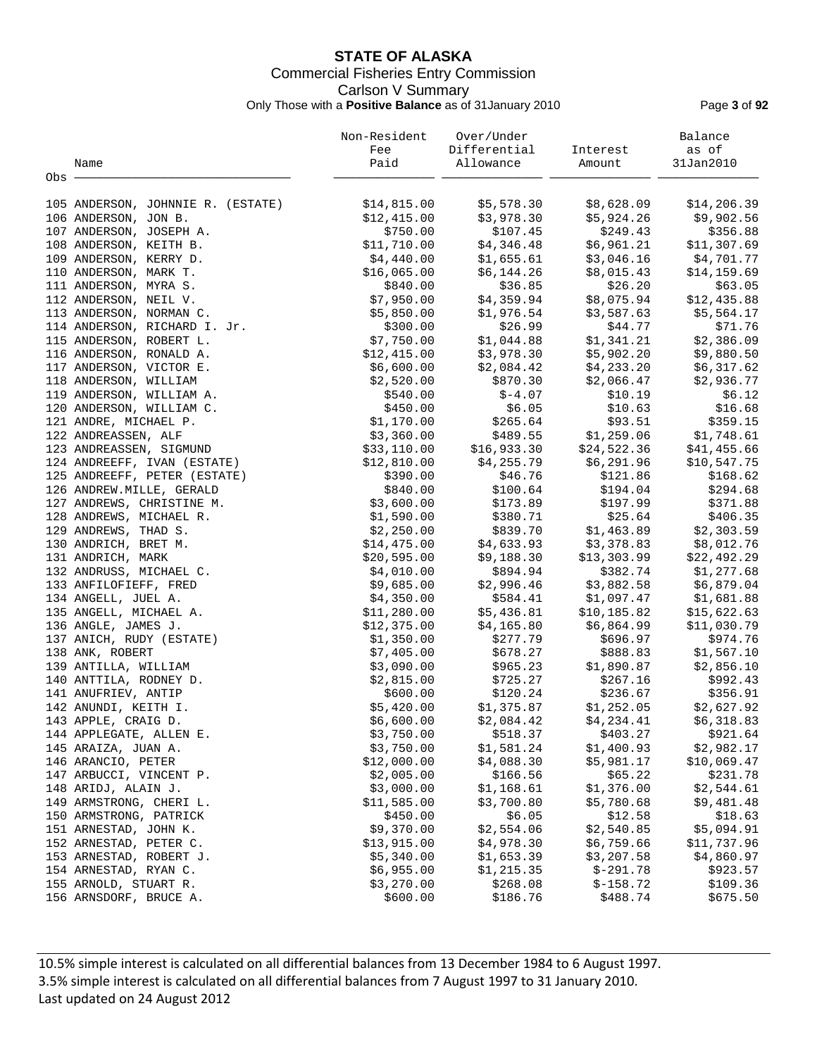**STATE OF ALASKA**

Commercial Fisheries Entry Commission

Carlson V Summary

Only Those with a **Positive Balance** as of 31January 2010

| Obs | Name | Non-Resident Fee Paid | Over/Under Differential Allowance | Interest Amount | Balance as of 31Jan2010 |
|---|---|---|---|---|---|
| 105 | ANDERSON, JOHNNIE R. (ESTATE) | $14,815.00 | $5,578.30 | $8,628.09 | $14,206.39 |
| 106 | ANDERSON, JON B. | $12,415.00 | $3,978.30 | $5,924.26 | $9,902.56 |
| 107 | ANDERSON, JOSEPH A. | $750.00 | $107.45 | $249.43 | $356.88 |
| 108 | ANDERSON, KEITH B. | $11,710.00 | $4,346.48 | $6,961.21 | $11,307.69 |
| 109 | ANDERSON, KERRY D. | $4,440.00 | $1,655.61 | $3,046.16 | $4,701.77 |
| 110 | ANDERSON, MARK T. | $16,065.00 | $6,144.26 | $8,015.43 | $14,159.69 |
| 111 | ANDERSON, MYRA S. | $840.00 | $36.85 | $26.20 | $63.05 |
| 112 | ANDERSON, NEIL V. | $7,950.00 | $4,359.94 | $8,075.94 | $12,435.88 |
| 113 | ANDERSON, NORMAN C. | $5,850.00 | $1,976.54 | $3,587.63 | $5,564.17 |
| 114 | ANDERSON, RICHARD I. Jr. | $300.00 | $26.99 | $44.77 | $71.76 |
| 115 | ANDERSON, ROBERT L. | $7,750.00 | $1,044.88 | $1,341.21 | $2,386.09 |
| 116 | ANDERSON, RONALD A. | $12,415.00 | $3,978.30 | $5,902.20 | $9,880.50 |
| 117 | ANDERSON, VICTOR E. | $6,600.00 | $2,084.42 | $4,233.20 | $6,317.62 |
| 118 | ANDERSON, WILLIAM | $2,520.00 | $870.30 | $2,066.47 | $2,936.77 |
| 119 | ANDERSON, WILLIAM A. | $540.00 | $-4.07 | $10.19 | $6.12 |
| 120 | ANDERSON, WILLIAM C. | $450.00 | $6.05 | $10.63 | $16.68 |
| 121 | ANDRE, MICHAEL P. | $1,170.00 | $265.64 | $93.51 | $359.15 |
| 122 | ANDREASSEN, ALF | $3,360.00 | $489.55 | $1,259.06 | $1,748.61 |
| 123 | ANDREASSEN, SIGMUND | $33,110.00 | $16,933.30 | $24,522.36 | $41,455.66 |
| 124 | ANDREEFF, IVAN (ESTATE) | $12,810.00 | $4,255.79 | $6,291.96 | $10,547.75 |
| 125 | ANDREEFF, PETER (ESTATE) | $390.00 | $46.76 | $121.86 | $168.62 |
| 126 | ANDREW.MILLE, GERALD | $840.00 | $100.64 | $194.04 | $294.68 |
| 127 | ANDREWS, CHRISTINE M. | $3,600.00 | $173.89 | $197.99 | $371.88 |
| 128 | ANDREWS, MICHAEL R. | $1,590.00 | $380.71 | $25.64 | $406.35 |
| 129 | ANDREWS, THAD S. | $2,250.00 | $839.70 | $1,463.89 | $2,303.59 |
| 130 | ANDRICH, BRET M. | $14,475.00 | $4,633.93 | $3,378.83 | $8,012.76 |
| 131 | ANDRICH, MARK | $20,595.00 | $9,188.30 | $13,303.99 | $22,492.29 |
| 132 | ANDRUSS, MICHAEL C. | $4,010.00 | $894.94 | $382.74 | $1,277.68 |
| 133 | ANFILOFIEFF, FRED | $9,685.00 | $2,996.46 | $3,882.58 | $6,879.04 |
| 134 | ANGELL, JUEL A. | $4,350.00 | $584.41 | $1,097.47 | $1,681.88 |
| 135 | ANGELL, MICHAEL A. | $11,280.00 | $5,436.81 | $10,185.82 | $15,622.63 |
| 136 | ANGLE, JAMES J. | $12,375.00 | $4,165.80 | $6,864.99 | $11,030.79 |
| 137 | ANICH, RUDY (ESTATE) | $1,350.00 | $277.79 | $696.97 | $974.76 |
| 138 | ANK, ROBERT | $7,405.00 | $678.27 | $888.83 | $1,567.10 |
| 139 | ANTILLA, WILLIAM | $3,090.00 | $965.23 | $1,890.87 | $2,856.10 |
| 140 | ANTTILA, RODNEY D. | $2,815.00 | $725.27 | $267.16 | $992.43 |
| 141 | ANUFRIEV, ANTIP | $600.00 | $120.24 | $236.67 | $356.91 |
| 142 | ANUNDI, KEITH I. | $5,420.00 | $1,375.87 | $1,252.05 | $2,627.92 |
| 143 | APPLE, CRAIG D. | $6,600.00 | $2,084.42 | $4,234.41 | $6,318.83 |
| 144 | APPLEGATE, ALLEN E. | $3,750.00 | $518.37 | $403.27 | $921.64 |
| 145 | ARAIZA, JUAN A. | $3,750.00 | $1,581.24 | $1,400.93 | $2,982.17 |
| 146 | ARANCIO, PETER | $12,000.00 | $4,088.30 | $5,981.17 | $10,069.47 |
| 147 | ARBUCCI, VINCENT P. | $2,005.00 | $166.56 | $65.22 | $231.78 |
| 148 | ARIDJ, ALAIN J. | $3,000.00 | $1,168.61 | $1,376.00 | $2,544.61 |
| 149 | ARMSTRONG, CHERI L. | $11,585.00 | $3,700.80 | $5,780.68 | $9,481.48 |
| 150 | ARMSTRONG, PATRICK | $450.00 | $6.05 | $12.58 | $18.63 |
| 151 | ARNESTAD, JOHN K. | $9,370.00 | $2,554.06 | $2,540.85 | $5,094.91 |
| 152 | ARNESTAD, PETER C. | $13,915.00 | $4,978.30 | $6,759.66 | $11,737.96 |
| 153 | ARNESTAD, ROBERT J. | $5,340.00 | $1,653.39 | $3,207.58 | $4,860.97 |
| 154 | ARNESTAD, RYAN C. | $6,955.00 | $1,215.35 | $-291.78 | $923.57 |
| 155 | ARNOLD, STUART R. | $3,270.00 | $268.08 | $-158.72 | $109.36 |
| 156 | ARNSDORF, BRUCE A. | $600.00 | $186.76 | $488.74 | $675.50 |

10.5% simple interest is calculated on all differential balances from 13 December 1984 to 6 August 1997.

3.5% simple interest is calculated on all differential balances from 7 August 1997 to 31 January 2010.

Last updated on 24 August 2012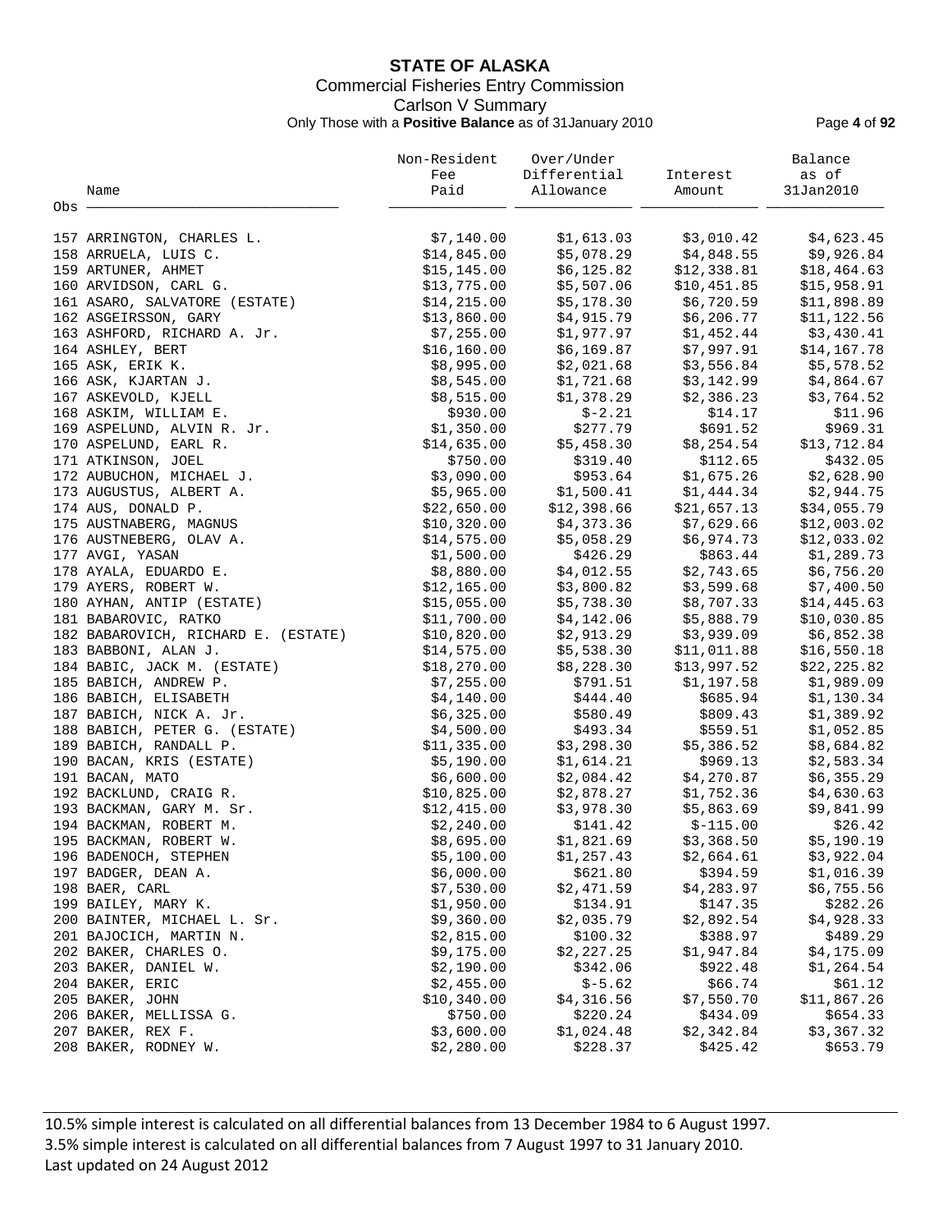# STATE OF ALASKA

Commercial Fisheries Entry Commission

Carlson V Summary

Only Those with a **Positive Balance** as of 31January 2010

| Obs | Name | Non-Resident Fee Paid | Over/Under Differential Allowance | Interest Amount | Balance as of 31Jan2010 |
|---|---|---|---|---|---|
| 157 | ARRINGTON, CHARLES L. | $7,140.00 | $1,613.03 | $3,010.42 | $4,623.45 |
| 158 | ARRUELA, LUIS C. | $14,845.00 | $5,078.29 | $4,848.55 | $9,926.84 |
| 159 | ARTUNER, AHMET | $15,145.00 | $6,125.82 | $12,338.81 | $18,464.63 |
| 160 | ARVIDSON, CARL G. | $13,775.00 | $5,507.06 | $10,451.85 | $15,958.91 |
| 161 | ASARO, SALVATORE (ESTATE) | $14,215.00 | $5,178.30 | $6,720.59 | $11,898.89 |
| 162 | ASGEIRSSON, GARY | $13,860.00 | $4,915.79 | $6,206.77 | $11,122.56 |
| 163 | ASHFORD, RICHARD A. Jr. | $7,255.00 | $1,977.97 | $1,452.44 | $3,430.41 |
| 164 | ASHLEY, BERT | $16,160.00 | $6,169.87 | $7,997.91 | $14,167.78 |
| 165 | ASK, ERIK K. | $8,995.00 | $2,021.68 | $3,556.84 | $5,578.52 |
| 166 | ASK, KJARTAN J. | $8,545.00 | $1,721.68 | $3,142.99 | $4,864.67 |
| 167 | ASKEVOLD, KJELL | $8,515.00 | $1,378.29 | $2,386.23 | $3,764.52 |
| 168 | ASKIM, WILLIAM E. | $930.00 | $-2.21 | $14.17 | $11.96 |
| 169 | ASPELUND, ALVIN R. Jr. | $1,350.00 | $277.79 | $691.52 | $969.31 |
| 170 | ASPELUND, EARL R. | $14,635.00 | $5,458.30 | $8,254.54 | $13,712.84 |
| 171 | ATKINSON, JOEL | $750.00 | $319.40 | $112.65 | $432.05 |
| 172 | AUBUCHON, MICHAEL J. | $3,090.00 | $953.64 | $1,675.26 | $2,628.90 |
| 173 | AUGUSTUS, ALBERT A. | $5,965.00 | $1,500.41 | $1,444.34 | $2,944.75 |
| 174 | AUS, DONALD P. | $22,650.00 | $12,398.66 | $21,657.13 | $34,055.79 |
| 175 | AUSTNABERG, MAGNUS | $10,320.00 | $4,373.36 | $7,629.66 | $12,003.02 |
| 176 | AUSTNEBERG, OLAV A. | $14,575.00 | $5,058.29 | $6,974.73 | $12,033.02 |
| 177 | AVGI, YASAN | $1,500.00 | $426.29 | $863.44 | $1,289.73 |
| 178 | AYALA, EDUARDO E. | $8,880.00 | $4,012.55 | $2,743.65 | $6,756.20 |
| 179 | AYERS, ROBERT W. | $12,165.00 | $3,800.82 | $3,599.68 | $7,400.50 |
| 180 | AYHAN, ANTIP (ESTATE) | $15,055.00 | $5,738.30 | $8,707.33 | $14,445.63 |
| 181 | BABAROVIC, RATKO | $11,700.00 | $4,142.06 | $5,888.79 | $10,030.85 |
| 182 | BABAROVICH, RICHARD E. (ESTATE) | $10,820.00 | $2,913.29 | $3,939.09 | $6,852.38 |
| 183 | BABBONI, ALAN J. | $14,575.00 | $5,538.30 | $11,011.88 | $16,550.18 |
| 184 | BABIC, JACK M. (ESTATE) | $18,270.00 | $8,228.30 | $13,997.52 | $22,225.82 |
| 185 | BABICH, ANDREW P. | $7,255.00 | $791.51 | $1,197.58 | $1,989.09 |
| 186 | BABICH, ELISABETH | $4,140.00 | $444.40 | $685.94 | $1,130.34 |
| 187 | BABICH, NICK A. Jr. | $6,325.00 | $580.49 | $809.43 | $1,389.92 |
| 188 | BABICH, PETER G. (ESTATE) | $4,500.00 | $493.34 | $559.51 | $1,052.85 |
| 189 | BABICH, RANDALL P. | $11,335.00 | $3,298.30 | $5,386.52 | $8,684.82 |
| 190 | BACAN, KRIS (ESTATE) | $5,190.00 | $1,614.21 | $969.13 | $2,583.34 |
| 191 | BACAN, MATO | $6,600.00 | $2,084.42 | $4,270.87 | $6,355.29 |
| 192 | BACKLUND, CRAIG R. | $10,825.00 | $2,878.27 | $1,752.36 | $4,630.63 |
| 193 | BACKMAN, GARY M. Sr. | $12,415.00 | $3,978.30 | $5,863.69 | $9,841.99 |
| 194 | BACKMAN, ROBERT M. | $2,240.00 | $141.42 | $-115.00 | $26.42 |
| 195 | BACKMAN, ROBERT W. | $8,695.00 | $1,821.69 | $3,368.50 | $5,190.19 |
| 196 | BADENOCH, STEPHEN | $5,100.00 | $1,257.43 | $2,664.61 | $3,922.04 |
| 197 | BADGER, DEAN A. | $6,000.00 | $621.80 | $394.59 | $1,016.39 |
| 198 | BAER, CARL | $7,530.00 | $2,471.59 | $4,283.97 | $6,755.56 |
| 199 | BAILEY, MARY K. | $1,950.00 | $134.91 | $147.35 | $282.26 |
| 200 | BAINTER, MICHAEL L. Sr. | $9,360.00 | $2,035.79 | $2,892.54 | $4,928.33 |
| 201 | BAJOCICH, MARTIN N. | $2,815.00 | $100.32 | $388.97 | $489.29 |
| 202 | BAKER, CHARLES O. | $9,175.00 | $2,227.25 | $1,947.84 | $4,175.09 |
| 203 | BAKER, DANIEL W. | $2,190.00 | $342.06 | $922.48 | $1,264.54 |
| 204 | BAKER, ERIC | $2,455.00 | $-5.62 | $66.74 | $61.12 |
| 205 | BAKER, JOHN | $10,340.00 | $4,316.56 | $7,550.70 | $11,867.26 |
| 206 | BAKER, MELLISSA G. | $750.00 | $220.24 | $434.09 | $654.33 |
| 207 | BAKER, REX F. | $3,600.00 | $1,024.48 | $2,342.84 | $3,367.32 |
| 208 | BAKER, RODNEY W. | $2,280.00 | $228.37 | $425.42 | $653.79 |

10.5% simple interest is calculated on all differential balances from 13 December 1984 to 6 August 1997.
3.5% simple interest is calculated on all differential balances from 7 August 1997 to 31 January 2010.
Last updated on 24 August 2012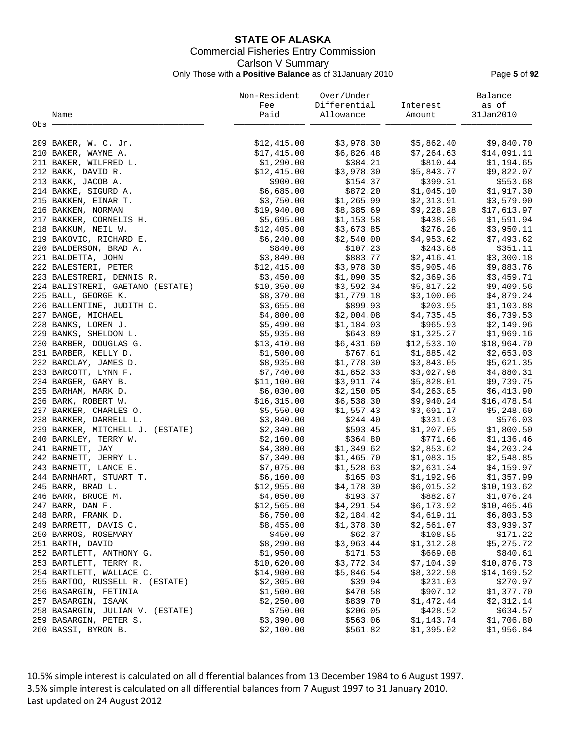# STATE OF ALASKA

Commercial Fisheries Entry Commission

Carlson V Summary

Only Those with a **Positive Balance** as of 31January 2010

| Obs | Name | Non-Resident Fee Paid | Over/Under Differential Allowance | Interest Amount | Balance as of 31Jan2010 |
|---|---|---|---|---|---|
| 209 | BAKER, W. C. Jr. | $12,415.00 | $3,978.30 | $5,862.40 | $9,840.70 |
| 210 | BAKER, WAYNE A. | $17,415.00 | $6,826.48 | $7,264.63 | $14,091.11 |
| 211 | BAKER, WILFRED L. | $1,290.00 | $384.21 | $810.44 | $1,194.65 |
| 212 | BAKK, DAVID R. | $12,415.00 | $3,978.30 | $5,843.77 | $9,822.07 |
| 213 | BAKK, JACOB A. | $900.00 | $154.37 | $399.31 | $553.68 |
| 214 | BAKKE, SIGURD A. | $6,685.00 | $872.20 | $1,045.10 | $1,917.30 |
| 215 | BAKKEN, EINAR T. | $3,750.00 | $1,265.99 | $2,313.91 | $3,579.90 |
| 216 | BAKKEN, NORMAN | $19,940.00 | $8,385.69 | $9,228.28 | $17,613.97 |
| 217 | BAKKER, CORNELIS H. | $5,695.00 | $1,153.58 | $438.36 | $1,591.94 |
| 218 | BAKKUM, NEIL W. | $12,405.00 | $3,673.85 | $276.26 | $3,950.11 |
| 219 | BAKOVIC, RICHARD E. | $6,240.00 | $2,540.00 | $4,953.62 | $7,493.62 |
| 220 | BALDERSON, BRAD A. | $840.00 | $107.23 | $243.88 | $351.11 |
| 221 | BALDETTA, JOHN | $3,840.00 | $883.77 | $2,416.41 | $3,300.18 |
| 222 | BALESTERI, PETER | $12,415.00 | $3,978.30 | $5,905.46 | $9,883.76 |
| 223 | BALESTRERI, DENNIS R. | $3,450.00 | $1,090.35 | $2,369.36 | $3,459.71 |
| 224 | BALISTRERI, GAETANO (ESTATE) | $10,350.00 | $3,592.34 | $5,817.22 | $9,409.56 |
| 225 | BALL, GEORGE K. | $8,370.00 | $1,779.18 | $3,100.06 | $4,879.24 |
| 226 | BALLENTINE, JUDITH C. | $3,655.00 | $899.93 | $203.95 | $1,103.88 |
| 227 | BANGE, MICHAEL | $4,800.00 | $2,004.08 | $4,735.45 | $6,739.53 |
| 228 | BANKS, LOREN J. | $5,490.00 | $1,184.03 | $965.93 | $2,149.96 |
| 229 | BANKS, SHELDON L. | $5,935.00 | $643.89 | $1,325.27 | $1,969.16 |
| 230 | BARBER, DOUGLAS G. | $13,410.00 | $6,431.60 | $12,533.10 | $18,964.70 |
| 231 | BARBER, KELLY D. | $1,500.00 | $767.61 | $1,885.42 | $2,653.03 |
| 232 | BARCLAY, JAMES D. | $8,935.00 | $1,778.30 | $3,843.05 | $5,621.35 |
| 233 | BARCOTT, LYNN F. | $7,740.00 | $1,852.33 | $3,027.98 | $4,880.31 |
| 234 | BARGER, GARY B. | $11,100.00 | $3,911.74 | $5,828.01 | $9,739.75 |
| 235 | BARHAM, MARK D. | $6,030.00 | $2,150.05 | $4,263.85 | $6,413.90 |
| 236 | BARK, ROBERT W. | $16,315.00 | $6,538.30 | $9,940.24 | $16,478.54 |
| 237 | BARKER, CHARLES O. | $5,550.00 | $1,557.43 | $3,691.17 | $5,248.60 |
| 238 | BARKER, DARRELL L. | $3,840.00 | $244.40 | $331.63 | $576.03 |
| 239 | BARKER, MITCHELL J. (ESTATE) | $2,340.00 | $593.45 | $1,207.05 | $1,800.50 |
| 240 | BARKLEY, TERRY W. | $2,160.00 | $364.80 | $771.66 | $1,136.46 |
| 241 | BARNETT, JAY | $4,380.00 | $1,349.62 | $2,853.62 | $4,203.24 |
| 242 | BARNETT, JERRY L. | $7,340.00 | $1,465.70 | $1,083.15 | $2,548.85 |
| 243 | BARNETT, LANCE E. | $7,075.00 | $1,528.63 | $2,631.34 | $4,159.97 |
| 244 | BARNHART, STUART T. | $6,160.00 | $165.03 | $1,192.96 | $1,357.99 |
| 245 | BARR, BRAD L. | $12,955.00 | $4,178.30 | $6,015.32 | $10,193.62 |
| 246 | BARR, BRUCE M. | $4,050.00 | $193.37 | $882.87 | $1,076.24 |
| 247 | BARR, DAN F. | $12,565.00 | $4,291.54 | $6,173.92 | $10,465.46 |
| 248 | BARR, FRANK D. | $6,750.00 | $2,184.42 | $4,619.11 | $6,803.53 |
| 249 | BARRETT, DAVIS C. | $8,455.00 | $1,378.30 | $2,561.07 | $3,939.37 |
| 250 | BARROS, ROSEMARY | $450.00 | $62.37 | $108.85 | $171.22 |
| 251 | BARTH, DAVID | $8,290.00 | $3,963.44 | $1,312.28 | $5,275.72 |
| 252 | BARTLETT, ANTHONY G. | $1,950.00 | $171.53 | $669.08 | $840.61 |
| 253 | BARTLETT, TERRY R. | $10,620.00 | $3,772.34 | $7,104.39 | $10,876.73 |
| 254 | BARTLETT, WALLACE C. | $14,900.00 | $5,846.54 | $8,322.98 | $14,169.52 |
| 255 | BARTOO, RUSSELL R. (ESTATE) | $2,305.00 | $39.94 | $231.03 | $270.97 |
| 256 | BASARGIN, FETINIA | $1,500.00 | $470.58 | $907.12 | $1,377.70 |
| 257 | BASARGIN, ISAAK | $2,250.00 | $839.70 | $1,472.44 | $2,312.14 |
| 258 | BASARGIN, JULIAN V. (ESTATE) | $750.00 | $206.05 | $428.52 | $634.57 |
| 259 | BASARGIN, PETER S. | $3,390.00 | $563.06 | $1,143.74 | $1,706.80 |
| 260 | BASSI, BYRON B. | $2,100.00 | $561.82 | $1,395.02 | $1,956.84 |

10.5% simple interest is calculated on all differential balances from 13 December 1984 to 6 August 1997.
3.5% simple interest is calculated on all differential balances from 7 August 1997 to 31 January 2010.
Last updated on 24 August 2012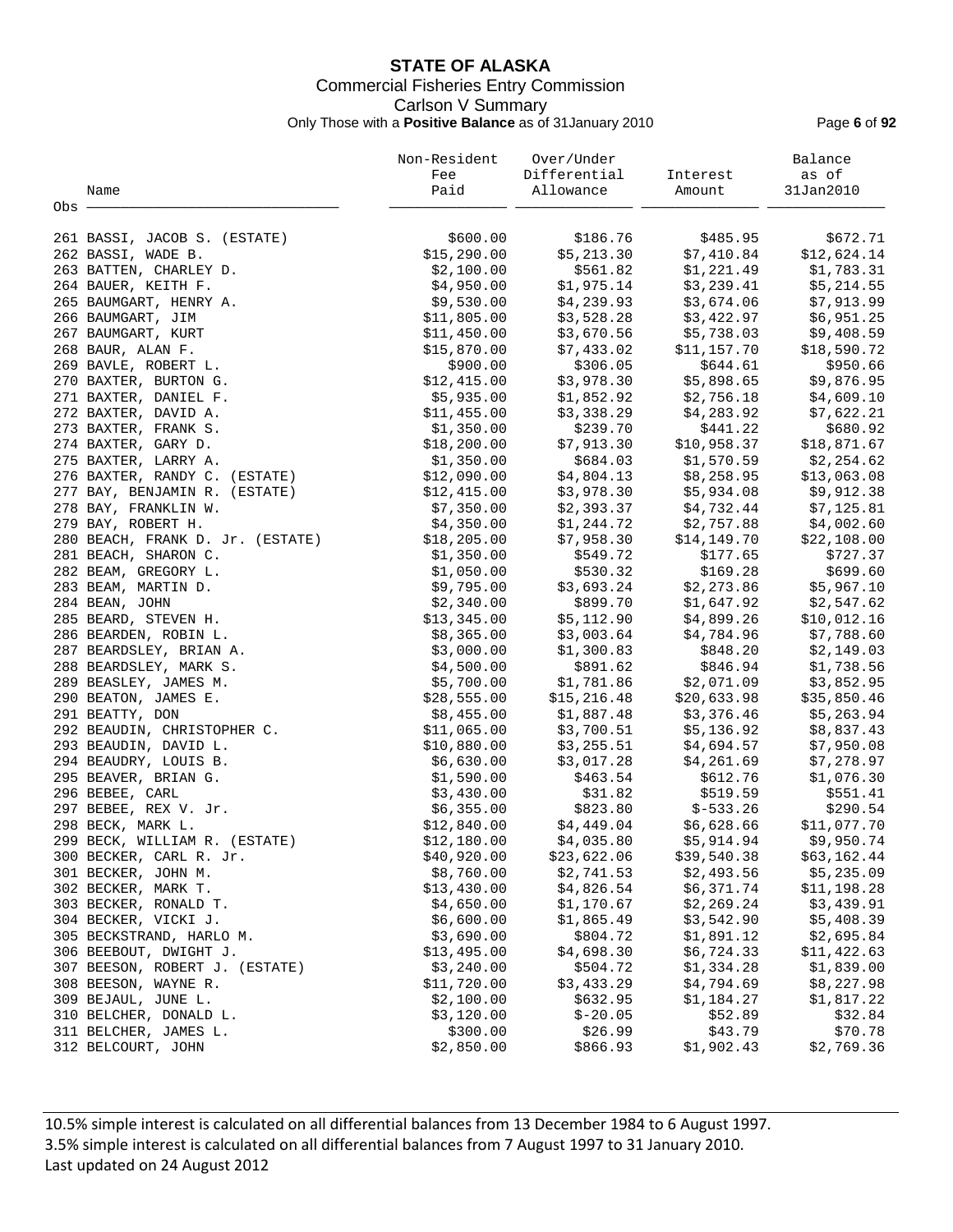**STATE OF ALASKA**
Commercial Fisheries Entry Commission
Carlson V Summary
Only Those with a **Positive Balance** as of 31January 2010

| Obs | Name | Non-Resident Fee Paid | Over/Under Differential Allowance | Interest Amount | Balance as of 31Jan2010 |
|---|---|---|---|---|---|
| 261 | BASSI, JACOB S. (ESTATE) | $600.00 | $186.76 | $485.95 | $672.71 |
| 262 | BASSI, WADE B. | $15,290.00 | $5,213.30 | $7,410.84 | $12,624.14 |
| 263 | BATTEN, CHARLEY D. | $2,100.00 | $561.82 | $1,221.49 | $1,783.31 |
| 264 | BAUER, KEITH F. | $4,950.00 | $1,975.14 | $3,239.41 | $5,214.55 |
| 265 | BAUMGART, HENRY A. | $9,530.00 | $4,239.93 | $3,674.06 | $7,913.99 |
| 266 | BAUMGART, JIM | $11,805.00 | $3,528.28 | $3,422.97 | $6,951.25 |
| 267 | BAUMGART, KURT | $11,450.00 | $3,670.56 | $5,738.03 | $9,408.59 |
| 268 | BAUR, ALAN F. | $15,870.00 | $7,433.02 | $11,157.70 | $18,590.72 |
| 269 | BAVLE, ROBERT L. | $900.00 | $306.05 | $644.61 | $950.66 |
| 270 | BAXTER, BURTON G. | $12,415.00 | $3,978.30 | $5,898.65 | $9,876.95 |
| 271 | BAXTER, DANIEL F. | $5,935.00 | $1,852.92 | $2,756.18 | $4,609.10 |
| 272 | BAXTER, DAVID A. | $11,455.00 | $3,338.29 | $4,283.92 | $7,622.21 |
| 273 | BAXTER, FRANK S. | $1,350.00 | $239.70 | $441.22 | $680.92 |
| 274 | BAXTER, GARY D. | $18,200.00 | $7,913.30 | $10,958.37 | $18,871.67 |
| 275 | BAXTER, LARRY A. | $1,350.00 | $684.03 | $1,570.59 | $2,254.62 |
| 276 | BAXTER, RANDY C. (ESTATE) | $12,090.00 | $4,804.13 | $8,258.95 | $13,063.08 |
| 277 | BAY, BENJAMIN R. (ESTATE) | $12,415.00 | $3,978.30 | $5,934.08 | $9,912.38 |
| 278 | BAY, FRANKLIN W. | $7,350.00 | $2,393.37 | $4,732.44 | $7,125.81 |
| 279 | BAY, ROBERT H. | $4,350.00 | $1,244.72 | $2,757.88 | $4,002.60 |
| 280 | BEACH, FRANK D. Jr. (ESTATE) | $18,205.00 | $7,958.30 | $14,149.70 | $22,108.00 |
| 281 | BEACH, SHARON C. | $1,350.00 | $549.72 | $177.65 | $727.37 |
| 282 | BEAM, GREGORY L. | $1,050.00 | $530.32 | $169.28 | $699.60 |
| 283 | BEAM, MARTIN D. | $9,795.00 | $3,693.24 | $2,273.86 | $5,967.10 |
| 284 | BEAN, JOHN | $2,340.00 | $899.70 | $1,647.92 | $2,547.62 |
| 285 | BEARD, STEVEN H. | $13,345.00 | $5,112.90 | $4,899.26 | $10,012.16 |
| 286 | BEARDEN, ROBIN L. | $8,365.00 | $3,003.64 | $4,784.96 | $7,788.60 |
| 287 | BEARDSLEY, BRIAN A. | $3,000.00 | $1,300.83 | $848.20 | $2,149.03 |
| 288 | BEARDSLEY, MARK S. | $4,500.00 | $891.62 | $846.94 | $1,738.56 |
| 289 | BEASLEY, JAMES M. | $5,700.00 | $1,781.86 | $2,071.09 | $3,852.95 |
| 290 | BEATON, JAMES E. | $28,555.00 | $15,216.48 | $20,633.98 | $35,850.46 |
| 291 | BEATTY, DON | $8,455.00 | $1,887.48 | $3,376.46 | $5,263.94 |
| 292 | BEAUDIN, CHRISTOPHER C. | $11,065.00 | $3,700.51 | $5,136.92 | $8,837.43 |
| 293 | BEAUDIN, DAVID L. | $10,880.00 | $3,255.51 | $4,694.57 | $7,950.08 |
| 294 | BEAUDRY, LOUIS B. | $6,630.00 | $3,017.28 | $4,261.69 | $7,278.97 |
| 295 | BEAVER, BRIAN G. | $1,590.00 | $463.54 | $612.76 | $1,076.30 |
| 296 | BEBEE, CARL | $3,430.00 | $31.82 | $519.59 | $551.41 |
| 297 | BEBEE, REX V. Jr. | $6,355.00 | $823.80 | $-533.26 | $290.54 |
| 298 | BECK, MARK L. | $12,840.00 | $4,449.04 | $6,628.66 | $11,077.70 |
| 299 | BECK, WILLIAM R. (ESTATE) | $12,180.00 | $4,035.80 | $5,914.94 | $9,950.74 |
| 300 | BECKER, CARL R. Jr. | $40,920.00 | $23,622.06 | $39,540.38 | $63,162.44 |
| 301 | BECKER, JOHN M. | $8,760.00 | $2,741.53 | $2,493.56 | $5,235.09 |
| 302 | BECKER, MARK T. | $13,430.00 | $4,826.54 | $6,371.74 | $11,198.28 |
| 303 | BECKER, RONALD T. | $4,650.00 | $1,170.67 | $2,269.24 | $3,439.91 |
| 304 | BECKER, VICKI J. | $6,600.00 | $1,865.49 | $3,542.90 | $5,408.39 |
| 305 | BECKSTRAND, HARLO M. | $3,690.00 | $804.72 | $1,891.12 | $2,695.84 |
| 306 | BEEBOUT, DWIGHT J. | $13,495.00 | $4,698.30 | $6,724.33 | $11,422.63 |
| 307 | BEESON, ROBERT J. (ESTATE) | $3,240.00 | $504.72 | $1,334.28 | $1,839.00 |
| 308 | BEESON, WAYNE R. | $11,720.00 | $3,433.29 | $4,794.69 | $8,227.98 |
| 309 | BEJAUL, JUNE L. | $2,100.00 | $632.95 | $1,184.27 | $1,817.22 |
| 310 | BELCHER, DONALD L. | $3,120.00 | $-20.05 | $52.89 | $32.84 |
| 311 | BELCHER, JAMES L. | $300.00 | $26.99 | $43.79 | $70.78 |
| 312 | BELCOURT, JOHN | $2,850.00 | $866.93 | $1,902.43 | $2,769.36 |

10.5% simple interest is calculated on all differential balances from 13 December 1984 to 6 August 1997.
3.5% simple interest is calculated on all differential balances from 7 August 1997 to 31 January 2010.
Last updated on 24 August 2012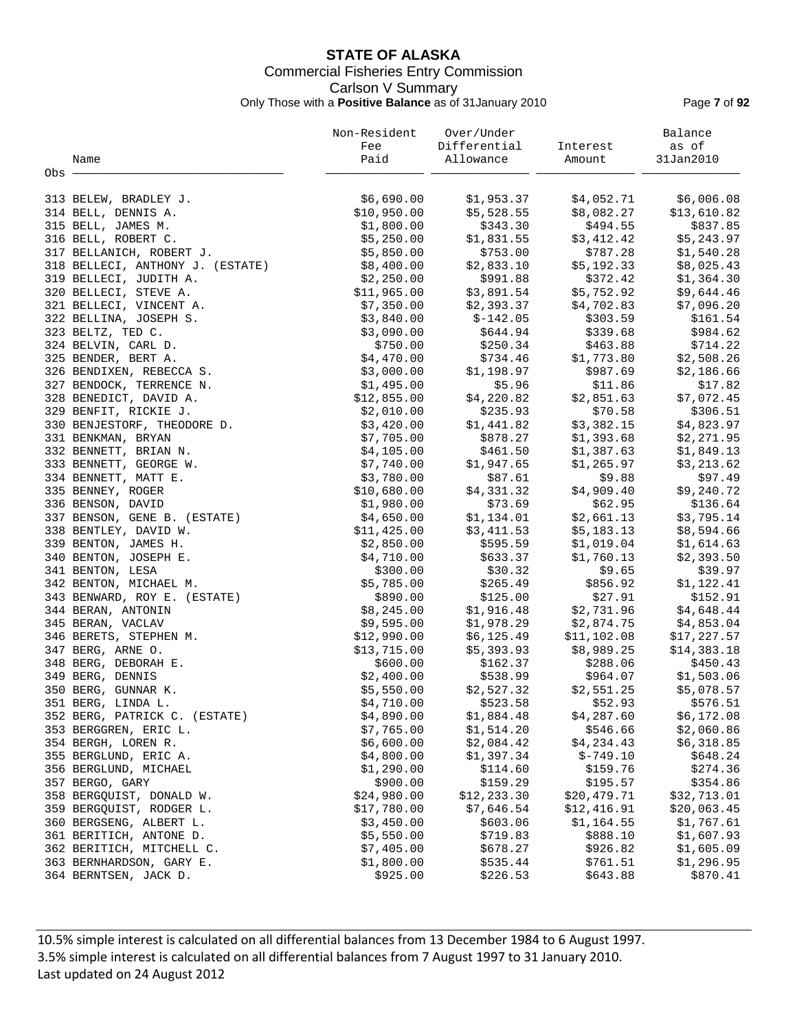# STATE OF ALASKA

Commercial Fisheries Entry Commission

Carlson V Summary

Only Those with a **Positive Balance** as of 31January 2010

| Obs | Name | Non-Resident Fee Paid | Over/Under Differential Allowance | Interest Amount | Balance as of 31Jan2010 |
|---|---|---|---|---|---|
| 313 | BELEW, BRADLEY J. | $6,690.00 | $1,953.37 | $4,052.71 | $6,006.08 |
| 314 | BELL, DENNIS A. | $10,950.00 | $5,528.55 | $8,082.27 | $13,610.82 |
| 315 | BELL, JAMES M. | $1,800.00 | $343.30 | $494.55 | $837.85 |
| 316 | BELL, ROBERT C. | $5,250.00 | $1,831.55 | $3,412.42 | $5,243.97 |
| 317 | BELLANICH, ROBERT J. | $5,850.00 | $753.00 | $787.28 | $1,540.28 |
| 318 | BELLECI, ANTHONY J. (ESTATE) | $8,400.00 | $2,833.10 | $5,192.33 | $8,025.43 |
| 319 | BELLECI, JUDITH A. | $2,250.00 | $991.88 | $372.42 | $1,364.30 |
| 320 | BELLECI, STEVE A. | $11,965.00 | $3,891.54 | $5,752.92 | $9,644.46 |
| 321 | BELLECI, VINCENT A. | $7,350.00 | $2,393.37 | $4,702.83 | $7,096.20 |
| 322 | BELLINA, JOSEPH S. | $3,840.00 | $-142.05 | $303.59 | $161.54 |
| 323 | BELTZ, TED C. | $3,090.00 | $644.94 | $339.68 | $984.62 |
| 324 | BELVIN, CARL D. | $750.00 | $250.34 | $463.88 | $714.22 |
| 325 | BENDER, BERT A. | $4,470.00 | $734.46 | $1,773.80 | $2,508.26 |
| 326 | BENDIXEN, REBECCA S. | $3,000.00 | $1,198.97 | $987.69 | $2,186.66 |
| 327 | BENDOCK, TERRENCE N. | $1,495.00 | $5.96 | $11.86 | $17.82 |
| 328 | BENEDICT, DAVID A. | $12,855.00 | $4,220.82 | $2,851.63 | $7,072.45 |
| 329 | BENFIT, RICKIE J. | $2,010.00 | $235.93 | $70.58 | $306.51 |
| 330 | BENJESTORF, THEODORE D. | $3,420.00 | $1,441.82 | $3,382.15 | $4,823.97 |
| 331 | BENKMAN, BRYAN | $7,705.00 | $878.27 | $1,393.68 | $2,271.95 |
| 332 | BENNETT, BRIAN N. | $4,105.00 | $461.50 | $1,387.63 | $1,849.13 |
| 333 | BENNETT, GEORGE W. | $7,740.00 | $1,947.65 | $1,265.97 | $3,213.62 |
| 334 | BENNETT, MATT E. | $3,780.00 | $87.61 | $9.88 | $97.49 |
| 335 | BENNEY, ROGER | $10,680.00 | $4,331.32 | $4,909.40 | $9,240.72 |
| 336 | BENSON, DAVID | $1,980.00 | $73.69 | $62.95 | $136.64 |
| 337 | BENSON, GENE B. (ESTATE) | $4,650.00 | $1,134.01 | $2,661.13 | $3,795.14 |
| 338 | BENTLEY, DAVID W. | $11,425.00 | $3,411.53 | $5,183.13 | $8,594.66 |
| 339 | BENTON, JAMES H. | $2,850.00 | $595.59 | $1,019.04 | $1,614.63 |
| 340 | BENTON, JOSEPH E. | $4,710.00 | $633.37 | $1,760.13 | $2,393.50 |
| 341 | BENTON, LESA | $300.00 | $30.32 | $9.65 | $39.97 |
| 342 | BENTON, MICHAEL M. | $5,785.00 | $265.49 | $856.92 | $1,122.41 |
| 343 | BENWARD, ROY E. (ESTATE) | $890.00 | $125.00 | $27.91 | $152.91 |
| 344 | BERAN, ANTONIN | $8,245.00 | $1,916.48 | $2,731.96 | $4,648.44 |
| 345 | BERAN, VACLAV | $9,595.00 | $1,978.29 | $2,874.75 | $4,853.04 |
| 346 | BERETS, STEPHEN M. | $12,990.00 | $6,125.49 | $11,102.08 | $17,227.57 |
| 347 | BERG, ARNE O. | $13,715.00 | $5,393.93 | $8,989.25 | $14,383.18 |
| 348 | BERG, DEBORAH E. | $600.00 | $162.37 | $288.06 | $450.43 |
| 349 | BERG, DENNIS | $2,400.00 | $538.99 | $964.07 | $1,503.06 |
| 350 | BERG, GUNNAR K. | $5,550.00 | $2,527.32 | $2,551.25 | $5,078.57 |
| 351 | BERG, LINDA L. | $4,710.00 | $523.58 | $52.93 | $576.51 |
| 352 | BERG, PATRICK C. (ESTATE) | $4,890.00 | $1,884.48 | $4,287.60 | $6,172.08 |
| 353 | BERGGREN, ERIC L. | $7,765.00 | $1,514.20 | $546.66 | $2,060.86 |
| 354 | BERGH, LOREN R. | $6,600.00 | $2,084.42 | $4,234.43 | $6,318.85 |
| 355 | BERGLUND, ERIC A. | $4,800.00 | $1,397.34 | $-749.10 | $648.24 |
| 356 | BERGLUND, MICHAEL | $1,290.00 | $114.60 | $159.76 | $274.36 |
| 357 | BERGO, GARY | $900.00 | $159.29 | $195.57 | $354.86 |
| 358 | BERGQUIST, DONALD W. | $24,980.00 | $12,233.30 | $20,479.71 | $32,713.01 |
| 359 | BERGQUIST, RODGER L. | $17,780.00 | $7,646.54 | $12,416.91 | $20,063.45 |
| 360 | BERGSENG, ALBERT L. | $3,450.00 | $603.06 | $1,164.55 | $1,767.61 |
| 361 | BERITICH, ANTONE D. | $5,550.00 | $719.83 | $888.10 | $1,607.93 |
| 362 | BERITICH, MITCHELL C. | $7,405.00 | $678.27 | $926.82 | $1,605.09 |
| 363 | BERNHARDSON, GARY E. | $1,800.00 | $535.44 | $761.51 | $1,296.95 |
| 364 | BERNTSEN, JACK D. | $925.00 | $226.53 | $643.88 | $870.41 |

10.5% simple interest is calculated on all differential balances from 13 December 1984 to 6 August 1997.
3.5% simple interest is calculated on all differential balances from 7 August 1997 to 31 January 2010.
Last updated on 24 August 2012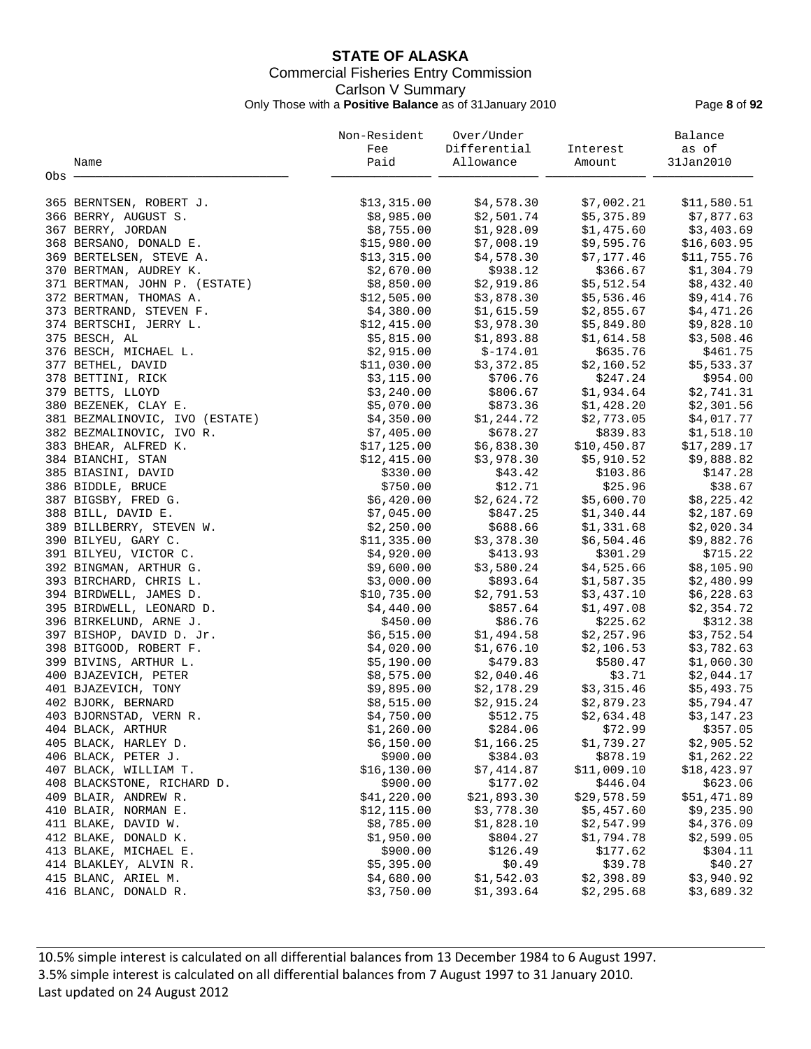# STATE OF ALASKA

Commercial Fisheries Entry Commission

Carlson V Summary

Only Those with a **Positive Balance** as of 31January 2010

| Obs | Name | Non-Resident Fee Paid | Over/Under Differential Allowance | Interest Amount | Balance as of 31Jan2010 |
|---|---|---|---|---|---|
| 365 | BERNTSEN, ROBERT J. | $13,315.00 | $4,578.30 | $7,002.21 | $11,580.51 |
| 366 | BERRY, AUGUST S. | $8,985.00 | $2,501.74 | $5,375.89 | $7,877.63 |
| 367 | BERRY, JORDAN | $8,755.00 | $1,928.09 | $1,475.60 | $3,403.69 |
| 368 | BERSANO, DONALD E. | $15,980.00 | $7,008.19 | $9,595.76 | $16,603.95 |
| 369 | BERTELSEN, STEVE A. | $13,315.00 | $4,578.30 | $7,177.46 | $11,755.76 |
| 370 | BERTMAN, AUDREY K. | $2,670.00 | $938.12 | $366.67 | $1,304.79 |
| 371 | BERTMAN, JOHN P. (ESTATE) | $8,850.00 | $2,919.86 | $5,512.54 | $8,432.40 |
| 372 | BERTMAN, THOMAS A. | $12,505.00 | $3,878.30 | $5,536.46 | $9,414.76 |
| 373 | BERTRAND, STEVEN F. | $4,380.00 | $1,615.59 | $2,855.67 | $4,471.26 |
| 374 | BERTSCHI, JERRY L. | $12,415.00 | $3,978.30 | $5,849.80 | $9,828.10 |
| 375 | BESCH, AL | $5,815.00 | $1,893.88 | $1,614.58 | $3,508.46 |
| 376 | BESCH, MICHAEL L. | $2,915.00 | $-174.01 | $635.76 | $461.75 |
| 377 | BETHEL, DAVID | $11,030.00 | $3,372.85 | $2,160.52 | $5,533.37 |
| 378 | BETTINI, RICK | $3,115.00 | $706.76 | $247.24 | $954.00 |
| 379 | BETTS, LLOYD | $3,240.00 | $806.67 | $1,934.64 | $2,741.31 |
| 380 | BEZENEK, CLAY E. | $5,070.00 | $873.36 | $1,428.20 | $2,301.56 |
| 381 | BEZMALINOVIC, IVO (ESTATE) | $4,350.00 | $1,244.72 | $2,773.05 | $4,017.77 |
| 382 | BEZMALINOVIC, IVO R. | $7,405.00 | $678.27 | $839.83 | $1,518.10 |
| 383 | BHEAR, ALFRED K. | $17,125.00 | $6,838.30 | $10,450.87 | $17,289.17 |
| 384 | BIANCHI, STAN | $12,415.00 | $3,978.30 | $5,910.52 | $9,888.82 |
| 385 | BIASINI, DAVID | $330.00 | $43.42 | $103.86 | $147.28 |
| 386 | BIDDLE, BRUCE | $750.00 | $12.71 | $25.96 | $38.67 |
| 387 | BIGSBY, FRED G. | $6,420.00 | $2,624.72 | $5,600.70 | $8,225.42 |
| 388 | BILL, DAVID E. | $7,045.00 | $847.25 | $1,340.44 | $2,187.69 |
| 389 | BILLBERRY, STEVEN W. | $2,250.00 | $688.66 | $1,331.68 | $2,020.34 |
| 390 | BILYEU, GARY C. | $11,335.00 | $3,378.30 | $6,504.46 | $9,882.76 |
| 391 | BILYEU, VICTOR C. | $4,920.00 | $413.93 | $301.29 | $715.22 |
| 392 | BINGMAN, ARTHUR G. | $9,600.00 | $3,580.24 | $4,525.66 | $8,105.90 |
| 393 | BIRCHARD, CHRIS L. | $3,000.00 | $893.64 | $1,587.35 | $2,480.99 |
| 394 | BIRDWELL, JAMES D. | $10,735.00 | $2,791.53 | $3,437.10 | $6,228.63 |
| 395 | BIRDWELL, LEONARD D. | $4,440.00 | $857.64 | $1,497.08 | $2,354.72 |
| 396 | BIRKELUND, ARNE J. | $450.00 | $86.76 | $225.62 | $312.38 |
| 397 | BISHOP, DAVID D. Jr. | $6,515.00 | $1,494.58 | $2,257.96 | $3,752.54 |
| 398 | BITGOOD, ROBERT F. | $4,020.00 | $1,676.10 | $2,106.53 | $3,782.63 |
| 399 | BIVINS, ARTHUR L. | $5,190.00 | $479.83 | $580.47 | $1,060.30 |
| 400 | BJAZEVICH, PETER | $8,575.00 | $2,040.46 | $3.71 | $2,044.17 |
| 401 | BJAZEVICH, TONY | $9,895.00 | $2,178.29 | $3,315.46 | $5,493.75 |
| 402 | BJORK, BERNARD | $8,515.00 | $2,915.24 | $2,879.23 | $5,794.47 |
| 403 | BJORNSTAD, VERN R. | $4,750.00 | $512.75 | $2,634.48 | $3,147.23 |
| 404 | BLACK, ARTHUR | $1,260.00 | $284.06 | $72.99 | $357.05 |
| 405 | BLACK, HARLEY D. | $6,150.00 | $1,166.25 | $1,739.27 | $2,905.52 |
| 406 | BLACK, PETER J. | $900.00 | $384.03 | $878.19 | $1,262.22 |
| 407 | BLACK, WILLIAM T. | $16,130.00 | $7,414.87 | $11,009.10 | $18,423.97 |
| 408 | BLACKSTONE, RICHARD D. | $900.00 | $177.02 | $446.04 | $623.06 |
| 409 | BLAIR, ANDREW R. | $41,220.00 | $21,893.30 | $29,578.59 | $51,471.89 |
| 410 | BLAIR, NORMAN E. | $12,115.00 | $3,778.30 | $5,457.60 | $9,235.90 |
| 411 | BLAKE, DAVID W. | $8,785.00 | $1,828.10 | $2,547.99 | $4,376.09 |
| 412 | BLAKE, DONALD K. | $1,950.00 | $804.27 | $1,794.78 | $2,599.05 |
| 413 | BLAKE, MICHAEL E. | $900.00 | $126.49 | $177.62 | $304.11 |
| 414 | BLAKLEY, ALVIN R. | $5,395.00 | $0.49 | $39.78 | $40.27 |
| 415 | BLANC, ARIEL M. | $4,680.00 | $1,542.03 | $2,398.89 | $3,940.92 |
| 416 | BLANC, DONALD R. | $3,750.00 | $1,393.64 | $2,295.68 | $3,689.32 |

10.5% simple interest is calculated on all differential balances from 13 December 1984 to 6 August 1997.
3.5% simple interest is calculated on all differential balances from 7 August 1997 to 31 January 2010.
Last updated on 24 August 2012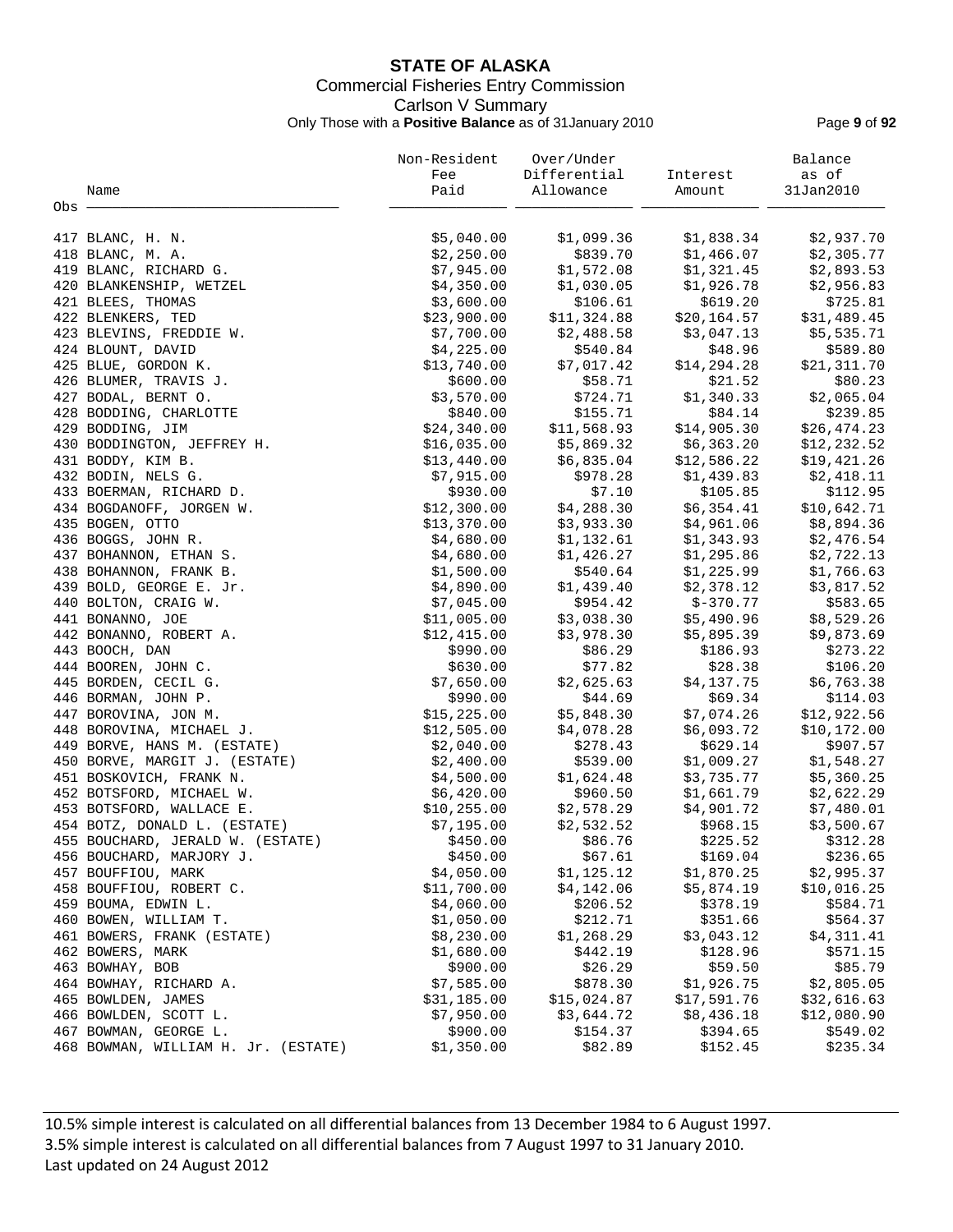# STATE OF ALASKA

Commercial Fisheries Entry Commission

Carlson V Summary

Only Those with a **Positive Balance** as of 31January 2010

| Obs | Name | Non-Resident Fee Paid | Over/Under Differential Allowance | Interest Amount | Balance as of 31Jan2010 |
|---|---|---|---|---|---|
| 417 | BLANC, H. N. | $5,040.00 | $1,099.36 | $1,838.34 | $2,937.70 |
| 418 | BLANC, M. A. | $2,250.00 | $839.70 | $1,466.07 | $2,305.77 |
| 419 | BLANC, RICHARD G. | $7,945.00 | $1,572.08 | $1,321.45 | $2,893.53 |
| 420 | BLANKENSHIP, WETZEL | $4,350.00 | $1,030.05 | $1,926.78 | $2,956.83 |
| 421 | BLEES, THOMAS | $3,600.00 | $106.61 | $619.20 | $725.81 |
| 422 | BLENKERS, TED | $23,900.00 | $11,324.88 | $20,164.57 | $31,489.45 |
| 423 | BLEVINS, FREDDIE W. | $7,700.00 | $2,488.58 | $3,047.13 | $5,535.71 |
| 424 | BLOUNT, DAVID | $4,225.00 | $540.84 | $48.96 | $589.80 |
| 425 | BLUE, GORDON K. | $13,740.00 | $7,017.42 | $14,294.28 | $21,311.70 |
| 426 | BLUMER, TRAVIS J. | $600.00 | $58.71 | $21.52 | $80.23 |
| 427 | BODAL, BERNT O. | $3,570.00 | $724.71 | $1,340.33 | $2,065.04 |
| 428 | BODDING, CHARLOTTE | $840.00 | $155.71 | $84.14 | $239.85 |
| 429 | BODDING, JIM | $24,340.00 | $11,568.93 | $14,905.30 | $26,474.23 |
| 430 | BODDINGTON, JEFFREY H. | $16,035.00 | $5,869.32 | $6,363.20 | $12,232.52 |
| 431 | BODDY, KIM B. | $13,440.00 | $6,835.04 | $12,586.22 | $19,421.26 |
| 432 | BODIN, NELS G. | $7,915.00 | $978.28 | $1,439.83 | $2,418.11 |
| 433 | BOERMAN, RICHARD D. | $930.00 | $7.10 | $105.85 | $112.95 |
| 434 | BOGDANOFF, JORGEN W. | $12,300.00 | $4,288.30 | $6,354.41 | $10,642.71 |
| 435 | BOGEN, OTTO | $13,370.00 | $3,933.30 | $4,961.06 | $8,894.36 |
| 436 | BOGGS, JOHN R. | $4,680.00 | $1,132.61 | $1,343.93 | $2,476.54 |
| 437 | BOHANNON, ETHAN S. | $4,680.00 | $1,426.27 | $1,295.86 | $2,722.13 |
| 438 | BOHANNON, FRANK B. | $1,500.00 | $540.64 | $1,225.99 | $1,766.63 |
| 439 | BOLD, GEORGE E. Jr. | $4,890.00 | $1,439.40 | $2,378.12 | $3,817.52 |
| 440 | BOLTON, CRAIG W. | $7,045.00 | $954.42 | $-370.77 | $583.65 |
| 441 | BONANNO, JOE | $11,005.00 | $3,038.30 | $5,490.96 | $8,529.26 |
| 442 | BONANNO, ROBERT A. | $12,415.00 | $3,978.30 | $5,895.39 | $9,873.69 |
| 443 | BOOCH, DAN | $990.00 | $86.29 | $186.93 | $273.22 |
| 444 | BOOREN, JOHN C. | $630.00 | $77.82 | $28.38 | $106.20 |
| 445 | BORDEN, CECIL G. | $7,650.00 | $2,625.63 | $4,137.75 | $6,763.38 |
| 446 | BORMAN, JOHN P. | $990.00 | $44.69 | $69.34 | $114.03 |
| 447 | BOROVINA, JON M. | $15,225.00 | $5,848.30 | $7,074.26 | $12,922.56 |
| 448 | BOROVINA, MICHAEL J. | $12,505.00 | $4,078.28 | $6,093.72 | $10,172.00 |
| 449 | BORVE, HANS M. (ESTATE) | $2,040.00 | $278.43 | $629.14 | $907.57 |
| 450 | BORVE, MARGIT J. (ESTATE) | $2,400.00 | $539.00 | $1,009.27 | $1,548.27 |
| 451 | BOSKOVICH, FRANK N. | $4,500.00 | $1,624.48 | $3,735.77 | $5,360.25 |
| 452 | BOTSFORD, MICHAEL W. | $6,420.00 | $960.50 | $1,661.79 | $2,622.29 |
| 453 | BOTSFORD, WALLACE E. | $10,255.00 | $2,578.29 | $4,901.72 | $7,480.01 |
| 454 | BOTZ, DONALD L. (ESTATE) | $7,195.00 | $2,532.52 | $968.15 | $3,500.67 |
| 455 | BOUCHARD, JERALD W. (ESTATE) | $450.00 | $86.76 | $225.52 | $312.28 |
| 456 | BOUCHARD, MARJORY J. | $450.00 | $67.61 | $169.04 | $236.65 |
| 457 | BOUFFIOU, MARK | $4,050.00 | $1,125.12 | $1,870.25 | $2,995.37 |
| 458 | BOUFFIOU, ROBERT C. | $11,700.00 | $4,142.06 | $5,874.19 | $10,016.25 |
| 459 | BOUMA, EDWIN L. | $4,060.00 | $206.52 | $378.19 | $584.71 |
| 460 | BOWEN, WILLIAM T. | $1,050.00 | $212.71 | $351.66 | $564.37 |
| 461 | BOWERS, FRANK (ESTATE) | $8,230.00 | $1,268.29 | $3,043.12 | $4,311.41 |
| 462 | BOWERS, MARK | $1,680.00 | $442.19 | $128.96 | $571.15 |
| 463 | BOWHAY, BOB | $900.00 | $26.29 | $59.50 | $85.79 |
| 464 | BOWHAY, RICHARD A. | $7,585.00 | $878.30 | $1,926.75 | $2,805.05 |
| 465 | BOWLDEN, JAMES | $31,185.00 | $15,024.87 | $17,591.76 | $32,616.63 |
| 466 | BOWLDEN, SCOTT L. | $7,950.00 | $3,644.72 | $8,436.18 | $12,080.90 |
| 467 | BOWMAN, GEORGE L. | $900.00 | $154.37 | $394.65 | $549.02 |
| 468 | BOWMAN, WILLIAM H. Jr. (ESTATE) | $1,350.00 | $82.89 | $152.45 | $235.34 |

10.5% simple interest is calculated on all differential balances from 13 December 1984 to 6 August 1997.
3.5% simple interest is calculated on all differential balances from 7 August 1997 to 31 January 2010.
Last updated on 24 August 2012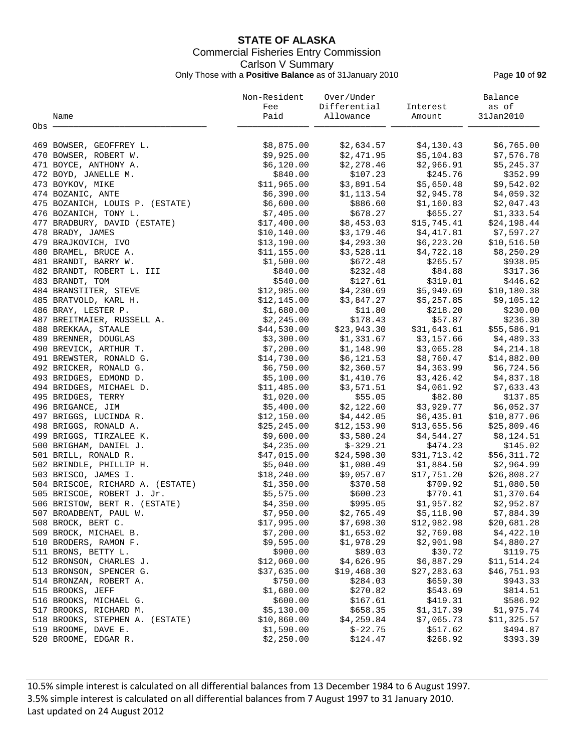# STATE OF ALASKA

Commercial Fisheries Entry Commission

Carlson V Summary

Only Those with a **Positive Balance** as of 31January 2010

| Obs | Name | Non-Resident Fee Paid | Over/Under Differential Allowance | Interest Amount | Balance as of 31Jan2010 |
|---|---|---|---|---|---|
| 469 | BOWSER, GEOFFREY L. | $8,875.00 | $2,634.57 | $4,130.43 | $6,765.00 |
| 470 | BOWSER, ROBERT W. | $9,925.00 | $2,471.95 | $5,104.83 | $7,576.78 |
| 471 | BOYCE, ANTHONY A. | $6,120.00 | $2,278.46 | $2,966.91 | $5,245.37 |
| 472 | BOYD, JANELLE M. | $840.00 | $107.23 | $245.76 | $352.99 |
| 473 | BOYKOV, MIKE | $11,965.00 | $3,891.54 | $5,650.48 | $9,542.02 |
| 474 | BOZANIC, ANTE | $6,390.00 | $1,113.54 | $2,945.78 | $4,059.32 |
| 475 | BOZANICH, LOUIS P. (ESTATE) | $6,600.00 | $886.60 | $1,160.83 | $2,047.43 |
| 476 | BOZANICH, TONY L. | $7,405.00 | $678.27 | $655.27 | $1,333.54 |
| 477 | BRADBURY, DAVID (ESTATE) | $17,400.00 | $8,453.03 | $15,745.41 | $24,198.44 |
| 478 | BRADY, JAMES | $10,140.00 | $3,179.46 | $4,417.81 | $7,597.27 |
| 479 | BRAJKOVICH, IVO | $13,190.00 | $4,293.30 | $6,223.20 | $10,516.50 |
| 480 | BRAMEL, BRUCE A. | $11,155.00 | $3,528.11 | $4,722.18 | $8,250.29 |
| 481 | BRANDT, BARRY W. | $1,500.00 | $672.48 | $265.57 | $938.05 |
| 482 | BRANDT, ROBERT L. III | $840.00 | $232.48 | $84.88 | $317.36 |
| 483 | BRANDT, TOM | $540.00 | $127.61 | $319.01 | $446.62 |
| 484 | BRANSTITER, STEVE | $12,985.00 | $4,230.69 | $5,949.69 | $10,180.38 |
| 485 | BRATVOLD, KARL H. | $12,145.00 | $3,847.27 | $5,257.85 | $9,105.12 |
| 486 | BRAY, LESTER P. | $1,680.00 | $11.80 | $218.20 | $230.00 |
| 487 | BREITMAIER, RUSSELL A. | $2,245.00 | $178.43 | $57.87 | $236.30 |
| 488 | BREKKAA, STAALE | $44,530.00 | $23,943.30 | $31,643.61 | $55,586.91 |
| 489 | BRENNER, DOUGLAS | $3,300.00 | $1,331.67 | $3,157.66 | $4,489.33 |
| 490 | BREVICK, ARTHUR T. | $7,200.00 | $1,148.90 | $3,065.28 | $4,214.18 |
| 491 | BREWSTER, RONALD G. | $14,730.00 | $6,121.53 | $8,760.47 | $14,882.00 |
| 492 | BRICKER, RONALD G. | $6,750.00 | $2,360.57 | $4,363.99 | $6,724.56 |
| 493 | BRIDGES, EDMOND D. | $5,100.00 | $1,410.76 | $3,426.42 | $4,837.18 |
| 494 | BRIDGES, MICHAEL D. | $11,485.00 | $3,571.51 | $4,061.92 | $7,633.43 |
| 495 | BRIDGES, TERRY | $1,020.00 | $55.05 | $82.80 | $137.85 |
| 496 | BRIGANCE, JIM | $5,400.00 | $2,122.60 | $3,929.77 | $6,052.37 |
| 497 | BRIGGS, LUCINDA R. | $12,150.00 | $4,442.05 | $6,435.01 | $10,877.06 |
| 498 | BRIGGS, RONALD A. | $25,245.00 | $12,153.90 | $13,655.56 | $25,809.46 |
| 499 | BRIGGS, TIRZALEE K. | $9,600.00 | $3,580.24 | $4,544.27 | $8,124.51 |
| 500 | BRIGHAM, DANIEL J. | $4,235.00 | $-329.21 | $474.23 | $145.02 |
| 501 | BRILL, RONALD R. | $47,015.00 | $24,598.30 | $31,713.42 | $56,311.72 |
| 502 | BRINDLE, PHILLIP H. | $5,040.00 | $1,080.49 | $1,884.50 | $2,964.99 |
| 503 | BRISCO, JAMES I. | $18,240.00 | $9,057.07 | $17,751.20 | $26,808.27 |
| 504 | BRISCOE, RICHARD A. (ESTATE) | $1,350.00 | $370.58 | $709.92 | $1,080.50 |
| 505 | BRISCOE, ROBERT J. Jr. | $5,575.00 | $600.23 | $770.41 | $1,370.64 |
| 506 | BRISTOW, BERT R. (ESTATE) | $4,350.00 | $995.05 | $1,957.82 | $2,952.87 |
| 507 | BROADBENT, PAUL W. | $7,950.00 | $2,765.49 | $5,118.90 | $7,884.39 |
| 508 | BROCK, BERT C. | $17,995.00 | $7,698.30 | $12,982.98 | $20,681.28 |
| 509 | BROCK, MICHAEL B. | $7,200.00 | $1,653.02 | $2,769.08 | $4,422.10 |
| 510 | BRODERS, RAMON F. | $9,595.00 | $1,978.29 | $2,901.98 | $4,880.27 |
| 511 | BRONS, BETTY L. | $900.00 | $89.03 | $30.72 | $119.75 |
| 512 | BRONSON, CHARLES J. | $12,060.00 | $4,626.95 | $6,887.29 | $11,514.24 |
| 513 | BRONSON, SPENCER G. | $37,635.00 | $19,468.30 | $27,283.63 | $46,751.93 |
| 514 | BRONZAN, ROBERT A. | $750.00 | $284.03 | $659.30 | $943.33 |
| 515 | BROOKS, JEFF | $1,680.00 | $270.82 | $543.69 | $814.51 |
| 516 | BROOKS, MICHAEL G. | $600.00 | $167.61 | $419.31 | $586.92 |
| 517 | BROOKS, RICHARD M. | $5,130.00 | $658.35 | $1,317.39 | $1,975.74 |
| 518 | BROOKS, STEPHEN A. (ESTATE) | $10,860.00 | $4,259.84 | $7,065.73 | $11,325.57 |
| 519 | BROOME, DAVE E. | $1,590.00 | $-22.75 | $517.62 | $494.87 |
| 520 | BROOME, EDGAR R. | $2,250.00 | $124.47 | $268.92 | $393.39 |

10.5% simple interest is calculated on all differential balances from 13 December 1984 to 6 August 1997.
3.5% simple interest is calculated on all differential balances from 7 August 1997 to 31 January 2010.
Last updated on 24 August 2012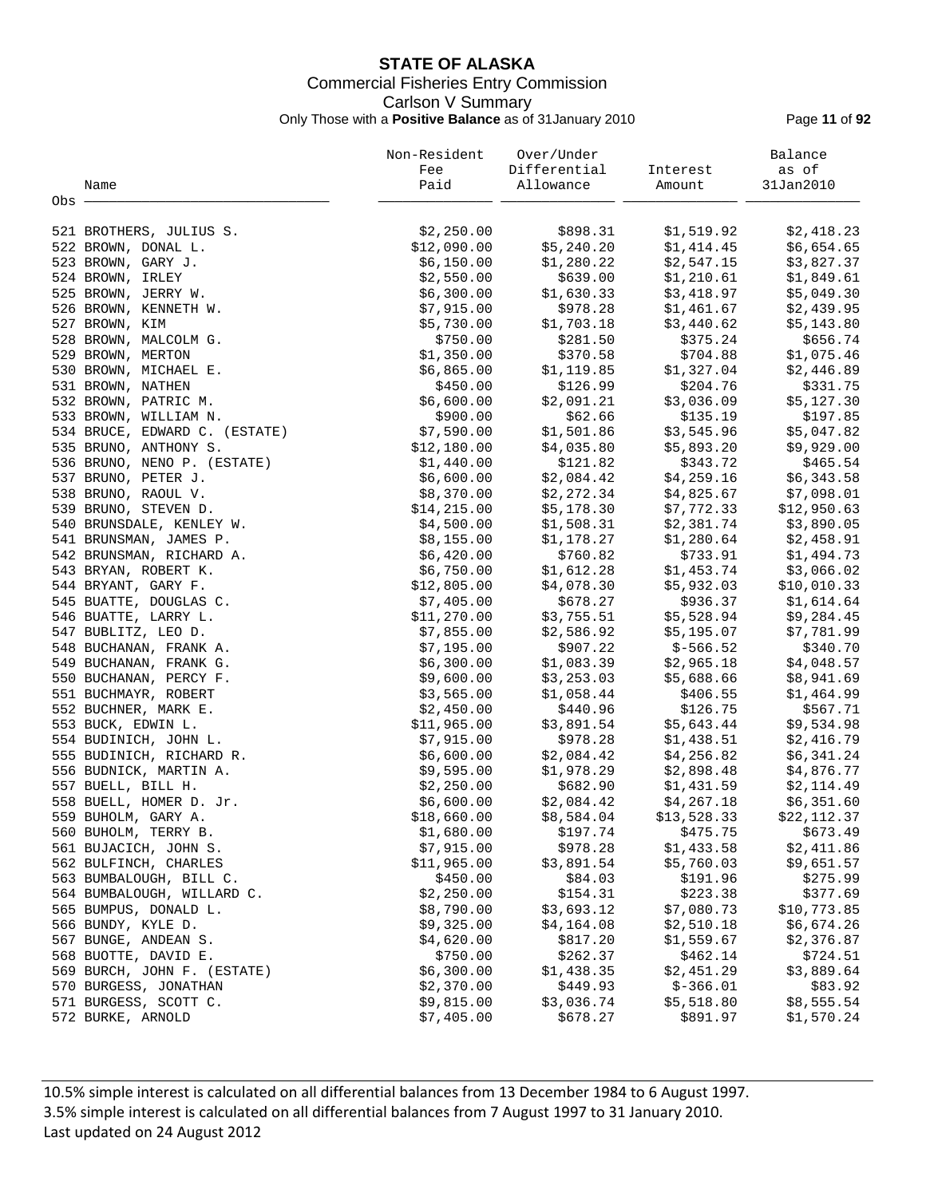**STATE OF ALASKA**
Commercial Fisheries Entry Commission
Carlson V Summary
Only Those with a **Positive Balance** as of 31January 2010

| Obs | Name | Non-Resident Fee Paid | Over/Under Differential Allowance | Interest Amount | Balance as of 31Jan2010 |
|---|---|---|---|---|---|
| 521 | BROTHERS, JULIUS S. | $2,250.00 | $898.31 | $1,519.92 | $2,418.23 |
| 522 | BROWN, DONAL L. | $12,090.00 | $5,240.20 | $1,414.45 | $6,654.65 |
| 523 | BROWN, GARY J. | $6,150.00 | $1,280.22 | $2,547.15 | $3,827.37 |
| 524 | BROWN, IRLEY | $2,550.00 | $639.00 | $1,210.61 | $1,849.61 |
| 525 | BROWN, JERRY W. | $6,300.00 | $1,630.33 | $3,418.97 | $5,049.30 |
| 526 | BROWN, KENNETH W. | $7,915.00 | $978.28 | $1,461.67 | $2,439.95 |
| 527 | BROWN, KIM | $5,730.00 | $1,703.18 | $3,440.62 | $5,143.80 |
| 528 | BROWN, MALCOLM G. | $750.00 | $281.50 | $375.24 | $656.74 |
| 529 | BROWN, MERTON | $1,350.00 | $370.58 | $704.88 | $1,075.46 |
| 530 | BROWN, MICHAEL E. | $6,865.00 | $1,119.85 | $1,327.04 | $2,446.89 |
| 531 | BROWN, NATHEN | $450.00 | $126.99 | $204.76 | $331.75 |
| 532 | BROWN, PATRIC M. | $6,600.00 | $2,091.21 | $3,036.09 | $5,127.30 |
| 533 | BROWN, WILLIAM N. | $900.00 | $62.66 | $135.19 | $197.85 |
| 534 | BRUCE, EDWARD C. (ESTATE) | $7,590.00 | $1,501.86 | $3,545.96 | $5,047.82 |
| 535 | BRUNO, ANTHONY S. | $12,180.00 | $4,035.80 | $5,893.20 | $9,929.00 |
| 536 | BRUNO, NENO P. (ESTATE) | $1,440.00 | $121.82 | $343.72 | $465.54 |
| 537 | BRUNO, PETER J. | $6,600.00 | $2,084.42 | $4,259.16 | $6,343.58 |
| 538 | BRUNO, RAOUL V. | $8,370.00 | $2,272.34 | $4,825.67 | $7,098.01 |
| 539 | BRUNO, STEVEN D. | $14,215.00 | $5,178.30 | $7,772.33 | $12,950.63 |
| 540 | BRUNSDALE, KENLEY W. | $4,500.00 | $1,508.31 | $2,381.74 | $3,890.05 |
| 541 | BRUNSMAN, JAMES P. | $8,155.00 | $1,178.27 | $1,280.64 | $2,458.91 |
| 542 | BRUNSMAN, RICHARD A. | $6,420.00 | $760.82 | $733.91 | $1,494.73 |
| 543 | BRYAN, ROBERT K. | $6,750.00 | $1,612.28 | $1,453.74 | $3,066.02 |
| 544 | BRYANT, GARY F. | $12,805.00 | $4,078.30 | $5,932.03 | $10,010.33 |
| 545 | BUATTE, DOUGLAS C. | $7,405.00 | $678.27 | $936.37 | $1,614.64 |
| 546 | BUATTE, LARRY L. | $11,270.00 | $3,755.51 | $5,528.94 | $9,284.45 |
| 547 | BUBLITZ, LEO D. | $7,855.00 | $2,586.92 | $5,195.07 | $7,781.99 |
| 548 | BUCHANAN, FRANK A. | $7,195.00 | $907.22 | $-566.52 | $340.70 |
| 549 | BUCHANAN, FRANK G. | $6,300.00 | $1,083.39 | $2,965.18 | $4,048.57 |
| 550 | BUCHANAN, PERCY F. | $9,600.00 | $3,253.03 | $5,688.66 | $8,941.69 |
| 551 | BUCHMAYR, ROBERT | $3,565.00 | $1,058.44 | $406.55 | $1,464.99 |
| 552 | BUCHNER, MARK E. | $2,450.00 | $440.96 | $126.75 | $567.71 |
| 553 | BUCK, EDWIN L. | $11,965.00 | $3,891.54 | $5,643.44 | $9,534.98 |
| 554 | BUDINICH, JOHN L. | $7,915.00 | $978.28 | $1,438.51 | $2,416.79 |
| 555 | BUDINICH, RICHARD R. | $6,600.00 | $2,084.42 | $4,256.82 | $6,341.24 |
| 556 | BUDNICK, MARTIN A. | $9,595.00 | $1,978.29 | $2,898.48 | $4,876.77 |
| 557 | BUELL, BILL H. | $2,250.00 | $682.90 | $1,431.59 | $2,114.49 |
| 558 | BUELL, HOMER D. Jr. | $6,600.00 | $2,084.42 | $4,267.18 | $6,351.60 |
| 559 | BUHOLM, GARY A. | $18,660.00 | $8,584.04 | $13,528.33 | $22,112.37 |
| 560 | BUHOLM, TERRY B. | $1,680.00 | $197.74 | $475.75 | $673.49 |
| 561 | BUJACICH, JOHN S. | $7,915.00 | $978.28 | $1,433.58 | $2,411.86 |
| 562 | BULFINCH, CHARLES | $11,965.00 | $3,891.54 | $5,760.03 | $9,651.57 |
| 563 | BUMBALOUGH, BILL C. | $450.00 | $84.03 | $191.96 | $275.99 |
| 564 | BUMBALOUGH, WILLARD C. | $2,250.00 | $154.31 | $223.38 | $377.69 |
| 565 | BUMPUS, DONALD L. | $8,790.00 | $3,693.12 | $7,080.73 | $10,773.85 |
| 566 | BUNDY, KYLE D. | $9,325.00 | $4,164.08 | $2,510.18 | $6,674.26 |
| 567 | BUNGE, ANDEAN S. | $4,620.00 | $817.20 | $1,559.67 | $2,376.87 |
| 568 | BUOTTE, DAVID E. | $750.00 | $262.37 | $462.14 | $724.51 |
| 569 | BURCH, JOHN F. (ESTATE) | $6,300.00 | $1,438.35 | $2,451.29 | $3,889.64 |
| 570 | BURGESS, JONATHAN | $2,370.00 | $449.93 | $-366.01 | $83.92 |
| 571 | BURGESS, SCOTT C. | $9,815.00 | $3,036.74 | $5,518.80 | $8,555.54 |
| 572 | BURKE, ARNOLD | $7,405.00 | $678.27 | $891.97 | $1,570.24 |

10.5% simple interest is calculated on all differential balances from 13 December 1984 to 6 August 1997.
3.5% simple interest is calculated on all differential balances from 7 August 1997 to 31 January 2010.
Last updated on 24 August 2012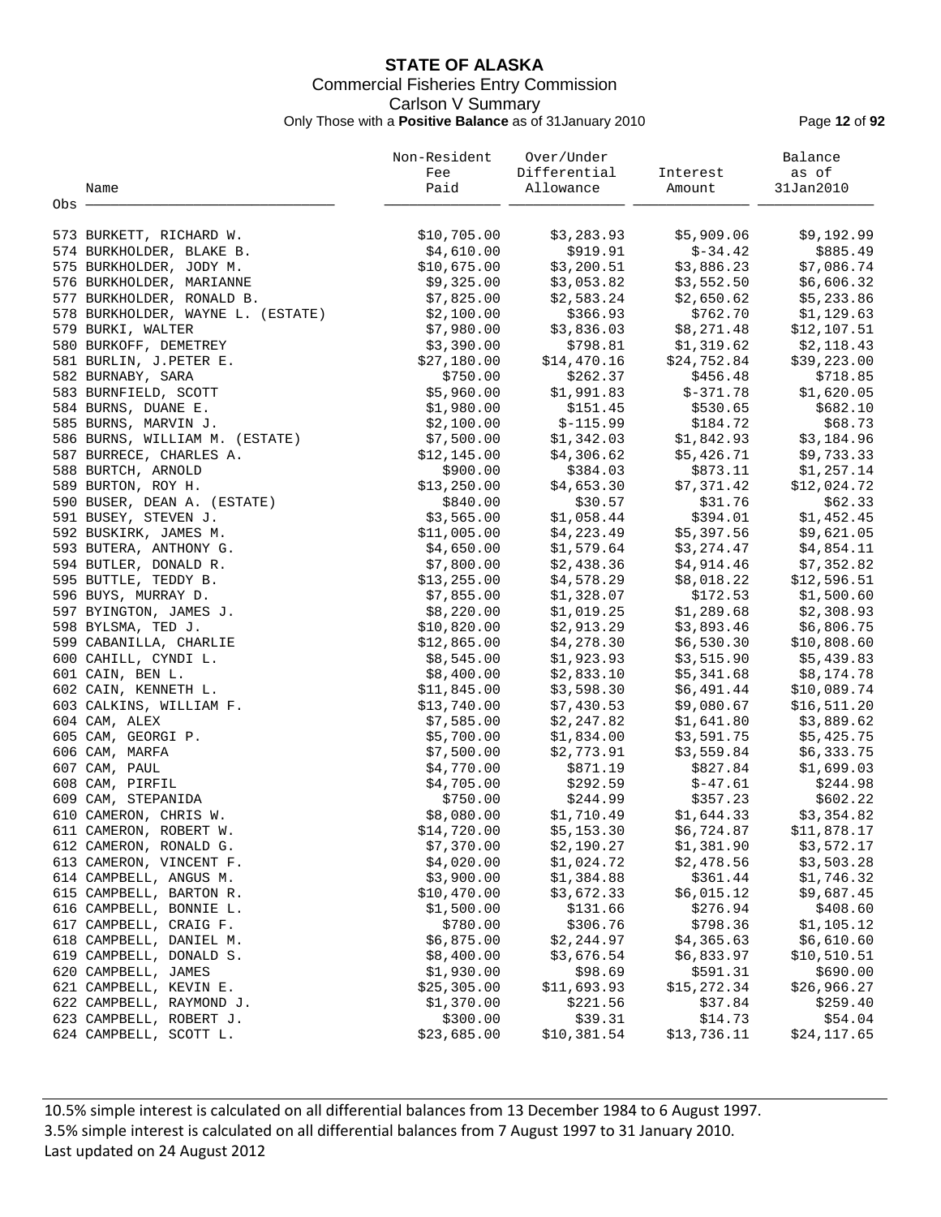# STATE OF ALASKA

Commercial Fisheries Entry Commission

Carlson V Summary

Only Those with a **Positive Balance** as of 31January 2010

| Obs | Name | Non-Resident Fee Paid | Over/Under Differential Allowance | Interest Amount | Balance as of 31Jan2010 |
|---|---|---|---|---|---|
| 573 | BURKETT, RICHARD W. | $10,705.00 | $3,283.93 | $5,909.06 | $9,192.99 |
| 574 | BURKHOLDER, BLAKE B. | $4,610.00 | $919.91 | $-34.42 | $885.49 |
| 575 | BURKHOLDER, JODY M. | $10,675.00 | $3,200.51 | $3,886.23 | $7,086.74 |
| 576 | BURKHOLDER, MARIANNE | $9,325.00 | $3,053.82 | $3,552.50 | $6,606.32 |
| 577 | BURKHOLDER, RONALD B. | $7,825.00 | $2,583.24 | $2,650.62 | $5,233.86 |
| 578 | BURKHOLDER, WAYNE L. (ESTATE) | $2,100.00 | $366.93 | $762.70 | $1,129.63 |
| 579 | BURKI, WALTER | $7,980.00 | $3,836.03 | $8,271.48 | $12,107.51 |
| 580 | BURKOFF, DEMETREY | $3,390.00 | $798.81 | $1,319.62 | $2,118.43 |
| 581 | BURLIN, J.PETER E. | $27,180.00 | $14,470.16 | $24,752.84 | $39,223.00 |
| 582 | BURNABY, SARA | $750.00 | $262.37 | $456.48 | $718.85 |
| 583 | BURNFIELD, SCOTT | $5,960.00 | $1,991.83 | $-371.78 | $1,620.05 |
| 584 | BURNS, DUANE E. | $1,980.00 | $151.45 | $530.65 | $682.10 |
| 585 | BURNS, MARVIN J. | $2,100.00 | $-115.99 | $184.72 | $68.73 |
| 586 | BURNS, WILLIAM M. (ESTATE) | $7,500.00 | $1,342.03 | $1,842.93 | $3,184.96 |
| 587 | BURRECE, CHARLES A. | $12,145.00 | $4,306.62 | $5,426.71 | $9,733.33 |
| 588 | BURTCH, ARNOLD | $900.00 | $384.03 | $873.11 | $1,257.14 |
| 589 | BURTON, ROY H. | $13,250.00 | $4,653.30 | $7,371.42 | $12,024.72 |
| 590 | BUSER, DEAN A. (ESTATE) | $840.00 | $30.57 | $31.76 | $62.33 |
| 591 | BUSEY, STEVEN J. | $3,565.00 | $1,058.44 | $394.01 | $1,452.45 |
| 592 | BUSKIRK, JAMES M. | $11,005.00 | $4,223.49 | $5,397.56 | $9,621.05 |
| 593 | BUTERA, ANTHONY G. | $4,650.00 | $1,579.64 | $3,274.47 | $4,854.11 |
| 594 | BUTLER, DONALD R. | $7,800.00 | $2,438.36 | $4,914.46 | $7,352.82 |
| 595 | BUTTLE, TEDDY B. | $13,255.00 | $4,578.29 | $8,018.22 | $12,596.51 |
| 596 | BUYS, MURRAY D. | $7,855.00 | $1,328.07 | $172.53 | $1,500.60 |
| 597 | BYINGTON, JAMES J. | $8,220.00 | $1,019.25 | $1,289.68 | $2,308.93 |
| 598 | BYLSMA, TED J. | $10,820.00 | $2,913.29 | $3,893.46 | $6,806.75 |
| 599 | CABANILLA, CHARLIE | $12,865.00 | $4,278.30 | $6,530.30 | $10,808.60 |
| 600 | CAHILL, CYNDI L. | $8,545.00 | $1,923.93 | $3,515.90 | $5,439.83 |
| 601 | CAIN, BEN L. | $8,400.00 | $2,833.10 | $5,341.68 | $8,174.78 |
| 602 | CAIN, KENNETH L. | $11,845.00 | $3,598.30 | $6,491.44 | $10,089.74 |
| 603 | CALKINS, WILLIAM F. | $13,740.00 | $7,430.53 | $9,080.67 | $16,511.20 |
| 604 | CAM, ALEX | $7,585.00 | $2,247.82 | $1,641.80 | $3,889.62 |
| 605 | CAM, GEORGI P. | $5,700.00 | $1,834.00 | $3,591.75 | $5,425.75 |
| 606 | CAM, MARFA | $7,500.00 | $2,773.91 | $3,559.84 | $6,333.75 |
| 607 | CAM, PAUL | $4,770.00 | $871.19 | $827.84 | $1,699.03 |
| 608 | CAM, PIRFIL | $4,705.00 | $292.59 | $-47.61 | $244.98 |
| 609 | CAM, STEPANIDA | $750.00 | $244.99 | $357.23 | $602.22 |
| 610 | CAMERON, CHRIS W. | $8,080.00 | $1,710.49 | $1,644.33 | $3,354.82 |
| 611 | CAMERON, ROBERT W. | $14,720.00 | $5,153.30 | $6,724.87 | $11,878.17 |
| 612 | CAMERON, RONALD G. | $7,370.00 | $2,190.27 | $1,381.90 | $3,572.17 |
| 613 | CAMERON, VINCENT F. | $4,020.00 | $1,024.72 | $2,478.56 | $3,503.28 |
| 614 | CAMPBELL, ANGUS M. | $3,900.00 | $1,384.88 | $361.44 | $1,746.32 |
| 615 | CAMPBELL, BARTON R. | $10,470.00 | $3,672.33 | $6,015.12 | $9,687.45 |
| 616 | CAMPBELL, BONNIE L. | $1,500.00 | $131.66 | $276.94 | $408.60 |
| 617 | CAMPBELL, CRAIG F. | $780.00 | $306.76 | $798.36 | $1,105.12 |
| 618 | CAMPBELL, DANIEL M. | $6,875.00 | $2,244.97 | $4,365.63 | $6,610.60 |
| 619 | CAMPBELL, DONALD S. | $8,400.00 | $3,676.54 | $6,833.97 | $10,510.51 |
| 620 | CAMPBELL, JAMES | $1,930.00 | $98.69 | $591.31 | $690.00 |
| 621 | CAMPBELL, KEVIN E. | $25,305.00 | $11,693.93 | $15,272.34 | $26,966.27 |
| 622 | CAMPBELL, RAYMOND J. | $1,370.00 | $221.56 | $37.84 | $259.40 |
| 623 | CAMPBELL, ROBERT J. | $300.00 | $39.31 | $14.73 | $54.04 |
| 624 | CAMPBELL, SCOTT L. | $23,685.00 | $10,381.54 | $13,736.11 | $24,117.65 |

10.5% simple interest is calculated on all differential balances from 13 December 1984 to 6 August 1997.
3.5% simple interest is calculated on all differential balances from 7 August 1997 to 31 January 2010.
Last updated on 24 August 2012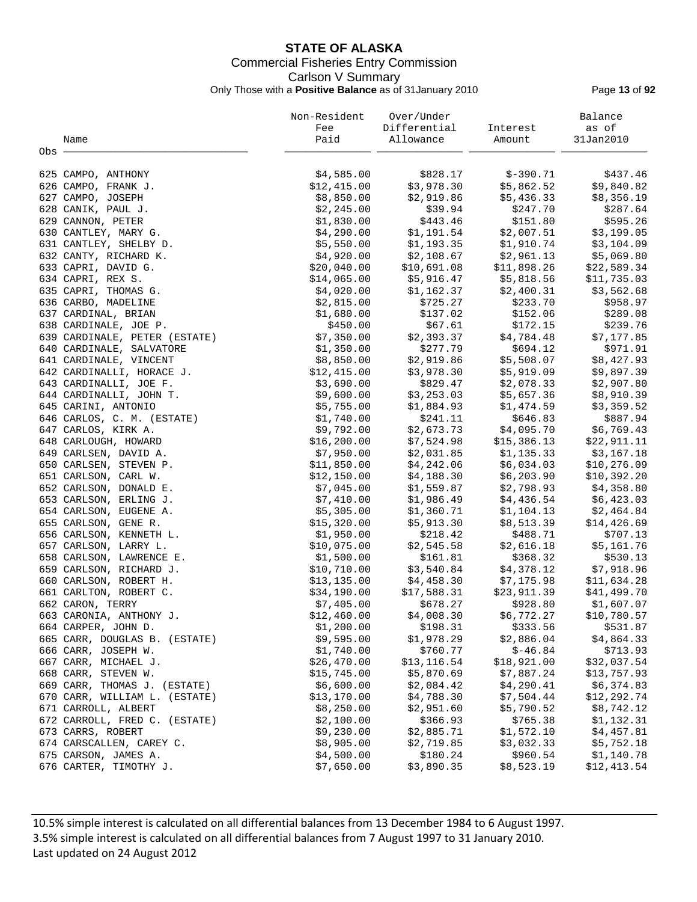# STATE OF ALASKA

Commercial Fisheries Entry Commission

Carlson V Summary

Only Those with a **Positive Balance** as of 31January 2010

| Obs | Name | Non-Resident Fee Paid | Over/Under Differential Allowance | Interest Amount | Balance as of 31Jan2010 |
|---|---|---|---|---|---|
| 625 | CAMPO, ANTHONY | $4,585.00 | $828.17 | $-390.71 | $437.46 |
| 626 | CAMPO, FRANK J. | $12,415.00 | $3,978.30 | $5,862.52 | $9,840.82 |
| 627 | CAMPO, JOSEPH | $8,850.00 | $2,919.86 | $5,436.33 | $8,356.19 |
| 628 | CANIK, PAUL J. | $2,245.00 | $39.94 | $247.70 | $287.64 |
| 629 | CANNON, PETER | $1,830.00 | $443.46 | $151.80 | $595.26 |
| 630 | CANTLEY, MARY G. | $4,290.00 | $1,191.54 | $2,007.51 | $3,199.05 |
| 631 | CANTLEY, SHELBY D. | $5,550.00 | $1,193.35 | $1,910.74 | $3,104.09 |
| 632 | CANTY, RICHARD K. | $4,920.00 | $2,108.67 | $2,961.13 | $5,069.80 |
| 633 | CAPRI, DAVID G. | $20,040.00 | $10,691.08 | $11,898.26 | $22,589.34 |
| 634 | CAPRI, REX S. | $14,065.00 | $5,916.47 | $5,818.56 | $11,735.03 |
| 635 | CAPRI, THOMAS G. | $4,020.00 | $1,162.37 | $2,400.31 | $3,562.68 |
| 636 | CARBO, MADELINE | $2,815.00 | $725.27 | $233.70 | $958.97 |
| 637 | CARDINAL, BRIAN | $1,680.00 | $137.02 | $152.06 | $289.08 |
| 638 | CARDINALE, JOE P. | $450.00 | $67.61 | $172.15 | $239.76 |
| 639 | CARDINALE, PETER (ESTATE) | $7,350.00 | $2,393.37 | $4,784.48 | $7,177.85 |
| 640 | CARDINALE, SALVATORE | $1,350.00 | $277.79 | $694.12 | $971.91 |
| 641 | CARDINALE, VINCENT | $8,850.00 | $2,919.86 | $5,508.07 | $8,427.93 |
| 642 | CARDINALLI, HORACE J. | $12,415.00 | $3,978.30 | $5,919.09 | $9,897.39 |
| 643 | CARDINALLI, JOE F. | $3,690.00 | $829.47 | $2,078.33 | $2,907.80 |
| 644 | CARDINALLI, JOHN T. | $9,600.00 | $3,253.03 | $5,657.36 | $8,910.39 |
| 645 | CARINI, ANTONIO | $5,755.00 | $1,884.93 | $1,474.59 | $3,359.52 |
| 646 | CARLOS, C. M. (ESTATE) | $1,740.00 | $241.11 | $646.83 | $887.94 |
| 647 | CARLOS, KIRK A. | $9,792.00 | $2,673.73 | $4,095.70 | $6,769.43 |
| 648 | CARLOUGH, HOWARD | $16,200.00 | $7,524.98 | $15,386.13 | $22,911.11 |
| 649 | CARLSEN, DAVID A. | $7,950.00 | $2,031.85 | $1,135.33 | $3,167.18 |
| 650 | CARLSEN, STEVEN P. | $11,850.00 | $4,242.06 | $6,034.03 | $10,276.09 |
| 651 | CARLSON, CARL W. | $12,150.00 | $4,188.30 | $6,203.90 | $10,392.20 |
| 652 | CARLSON, DONALD E. | $7,045.00 | $1,559.87 | $2,798.93 | $4,358.80 |
| 653 | CARLSON, ERLING J. | $7,410.00 | $1,986.49 | $4,436.54 | $6,423.03 |
| 654 | CARLSON, EUGENE A. | $5,305.00 | $1,360.71 | $1,104.13 | $2,464.84 |
| 655 | CARLSON, GENE R. | $15,320.00 | $5,913.30 | $8,513.39 | $14,426.69 |
| 656 | CARLSON, KENNETH L. | $1,950.00 | $218.42 | $488.71 | $707.13 |
| 657 | CARLSON, LARRY L. | $10,075.00 | $2,545.58 | $2,616.18 | $5,161.76 |
| 658 | CARLSON, LAWRENCE E. | $1,500.00 | $161.81 | $368.32 | $530.13 |
| 659 | CARLSON, RICHARD J. | $10,710.00 | $3,540.84 | $4,378.12 | $7,918.96 |
| 660 | CARLSON, ROBERT H. | $13,135.00 | $4,458.30 | $7,175.98 | $11,634.28 |
| 661 | CARLTON, ROBERT C. | $34,190.00 | $17,588.31 | $23,911.39 | $41,499.70 |
| 662 | CARON, TERRY | $7,405.00 | $678.27 | $928.80 | $1,607.07 |
| 663 | CARONIA, ANTHONY J. | $12,460.00 | $4,008.30 | $6,772.27 | $10,780.57 |
| 664 | CARPER, JOHN D. | $1,200.00 | $198.31 | $333.56 | $531.87 |
| 665 | CARR, DOUGLAS B. (ESTATE) | $9,595.00 | $1,978.29 | $2,886.04 | $4,864.33 |
| 666 | CARR, JOSEPH W. | $1,740.00 | $760.77 | $-46.84 | $713.93 |
| 667 | CARR, MICHAEL J. | $26,470.00 | $13,116.54 | $18,921.00 | $32,037.54 |
| 668 | CARR, STEVEN W. | $15,745.00 | $5,870.69 | $7,887.24 | $13,757.93 |
| 669 | CARR, THOMAS J. (ESTATE) | $6,600.00 | $2,084.42 | $4,290.41 | $6,374.83 |
| 670 | CARR, WILLIAM L. (ESTATE) | $13,170.00 | $4,788.30 | $7,504.44 | $12,292.74 |
| 671 | CARROLL, ALBERT | $8,250.00 | $2,951.60 | $5,790.52 | $8,742.12 |
| 672 | CARROLL, FRED C. (ESTATE) | $2,100.00 | $366.93 | $765.38 | $1,132.31 |
| 673 | CARRS, ROBERT | $9,230.00 | $2,885.71 | $1,572.10 | $4,457.81 |
| 674 | CARSCALLEN, CAREY C. | $8,905.00 | $2,719.85 | $3,032.33 | $5,752.18 |
| 675 | CARSON, JAMES A. | $4,500.00 | $180.24 | $960.54 | $1,140.78 |
| 676 | CARTER, TIMOTHY J. | $7,650.00 | $3,890.35 | $8,523.19 | $12,413.54 |

10.5% simple interest is calculated on all differential balances from 13 December 1984 to 6 August 1997.
3.5% simple interest is calculated on all differential balances from 7 August 1997 to 31 January 2010.
Last updated on 24 August 2012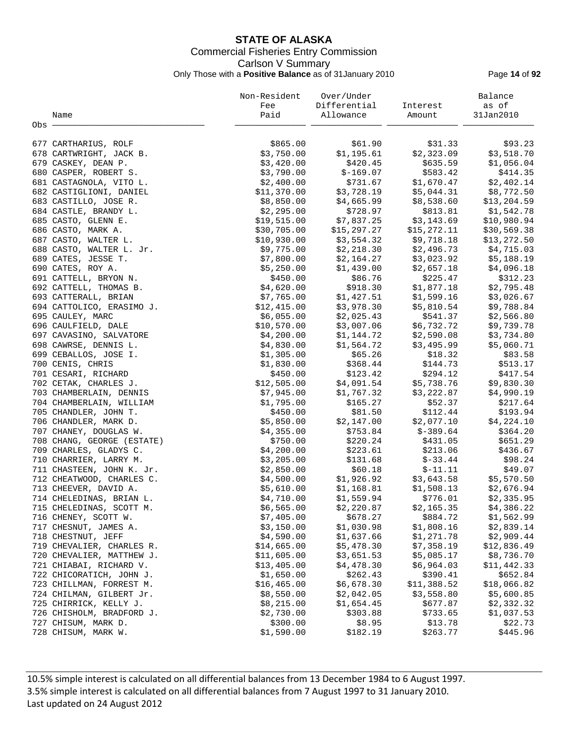# STATE OF ALASKA

## Commercial Fisheries Entry Commission

### Carlson V Summary

Only Those with a **Positive Balance** as of 31January 2010

| Obs | Name | Non-Resident Fee Paid | Over/Under Differential Allowance | Interest Amount | Balance as of 31Jan2010 |
|---|---|---|---|---|---|
| 677 | CARTHARIUS, ROLF | $865.00 | $61.90 | $31.33 | $93.23 |
| 678 | CARTWRIGHT, JACK B. | $3,750.00 | $1,195.61 | $2,323.09 | $3,518.70 |
| 679 | CASKEY, DEAN P. | $3,420.00 | $420.45 | $635.59 | $1,056.04 |
| 680 | CASPER, ROBERT S. | $3,790.00 | $-169.07 | $583.42 | $414.35 |
| 681 | CASTAGNOLA, VITO L. | $2,400.00 | $731.67 | $1,670.47 | $2,402.14 |
| 682 | CASTIGLIONI, DANIEL | $11,370.00 | $3,728.19 | $5,044.31 | $8,772.50 |
| 683 | CASTILLO, JOSE R. | $8,850.00 | $4,665.99 | $8,538.60 | $13,204.59 |
| 684 | CASTLE, BRANDY L. | $2,295.00 | $728.97 | $813.81 | $1,542.78 |
| 685 | CASTO, GLENN E. | $19,515.00 | $7,837.25 | $3,143.69 | $10,980.94 |
| 686 | CASTO, MARK A. | $30,705.00 | $15,297.27 | $15,272.11 | $30,569.38 |
| 687 | CASTO, WALTER L. | $10,930.00 | $3,554.32 | $9,718.18 | $13,272.50 |
| 688 | CASTO, WALTER L. Jr. | $9,775.00 | $2,218.30 | $2,496.73 | $4,715.03 |
| 689 | CATES, JESSE T. | $7,800.00 | $2,164.27 | $3,023.92 | $5,188.19 |
| 690 | CATES, ROY A. | $5,250.00 | $1,439.00 | $2,657.18 | $4,096.18 |
| 691 | CATTELL, BRYON N. | $450.00 | $86.76 | $225.47 | $312.23 |
| 692 | CATTELL, THOMAS B. | $4,620.00 | $918.30 | $1,877.18 | $2,795.48 |
| 693 | CATTERALL, BRIAN | $7,765.00 | $1,427.51 | $1,599.16 | $3,026.67 |
| 694 | CATTOLICO, ERASIMO J. | $12,415.00 | $3,978.30 | $5,810.54 | $9,788.84 |
| 695 | CAULEY, MARC | $6,055.00 | $2,025.43 | $541.37 | $2,566.80 |
| 696 | CAULFIELD, DALE | $10,570.00 | $3,007.06 | $6,732.72 | $9,739.78 |
| 697 | CAVASINO, SALVATORE | $4,200.00 | $1,144.72 | $2,590.08 | $3,734.80 |
| 698 | CAWRSE, DENNIS L. | $4,830.00 | $1,564.72 | $3,495.99 | $5,060.71 |
| 699 | CEBALLOS, JOSE I. | $1,305.00 | $65.26 | $18.32 | $83.58 |
| 700 | CENIS, CHRIS | $1,830.00 | $368.44 | $144.73 | $513.17 |
| 701 | CESARI, RICHARD | $450.00 | $123.42 | $294.12 | $417.54 |
| 702 | CETAK, CHARLES J. | $12,505.00 | $4,091.54 | $5,738.76 | $9,830.30 |
| 703 | CHAMBERLAIN, DENNIS | $7,945.00 | $1,767.32 | $3,222.87 | $4,990.19 |
| 704 | CHAMBERLAIN, WILLIAM | $1,795.00 | $165.27 | $52.37 | $217.64 |
| 705 | CHANDLER, JOHN T. | $450.00 | $81.50 | $112.44 | $193.94 |
| 706 | CHANDLER, MARK D. | $5,850.00 | $2,147.00 | $2,077.10 | $4,224.10 |
| 707 | CHANEY, DOUGLAS W. | $4,355.00 | $753.84 | $-389.64 | $364.20 |
| 708 | CHANG, GEORGE (ESTATE) | $750.00 | $220.24 | $431.05 | $651.29 |
| 709 | CHARLES, GLADYS C. | $4,200.00 | $223.61 | $213.06 | $436.67 |
| 710 | CHARRIER, LARRY M. | $3,205.00 | $131.68 | $-33.44 | $98.24 |
| 711 | CHASTEEN, JOHN K. Jr. | $2,850.00 | $60.18 | $-11.11 | $49.07 |
| 712 | CHEATWOOD, CHARLES C. | $4,500.00 | $1,926.92 | $3,643.58 | $5,570.50 |
| 713 | CHEEVER, DAVID A. | $5,610.00 | $1,168.81 | $1,508.13 | $2,676.94 |
| 714 | CHELEDINAS, BRIAN L. | $4,710.00 | $1,559.94 | $776.01 | $2,335.95 |
| 715 | CHELEDINAS, SCOTT M. | $6,565.00 | $2,220.87 | $2,165.35 | $4,386.22 |
| 716 | CHENEY, SCOTT W. | $7,405.00 | $678.27 | $884.72 | $1,562.99 |
| 717 | CHESNUT, JAMES A. | $3,150.00 | $1,030.98 | $1,808.16 | $2,839.14 |
| 718 | CHESTNUT, JEFF | $4,590.00 | $1,637.66 | $1,271.78 | $2,909.44 |
| 719 | CHEVALIER, CHARLES R. | $14,665.00 | $5,478.30 | $7,358.19 | $12,836.49 |
| 720 | CHEVALIER, MATTHEW J. | $11,605.00 | $3,651.53 | $5,085.17 | $8,736.70 |
| 721 | CHIABAI, RICHARD V. | $13,405.00 | $4,478.30 | $6,964.03 | $11,442.33 |
| 722 | CHICORATICH, JOHN J. | $1,650.00 | $262.43 | $390.41 | $652.84 |
| 723 | CHILLMAN, FORREST M. | $16,465.00 | $6,678.30 | $11,388.52 | $18,066.82 |
| 724 | CHILMAN, GILBERT Jr. | $8,550.00 | $2,042.05 | $3,558.80 | $5,600.85 |
| 725 | CHIRRICK, KELLY J. | $8,215.00 | $1,654.45 | $677.87 | $2,332.32 |
| 726 | CHISHOLM, BRADFORD J. | $2,730.00 | $303.88 | $733.65 | $1,037.53 |
| 727 | CHISUM, MARK D. | $300.00 | $8.95 | $13.78 | $22.73 |
| 728 | CHISUM, MARK W. | $1,590.00 | $182.19 | $263.77 | $445.96 |

10.5% simple interest is calculated on all differential balances from 13 December 1984 to 6 August 1997.
3.5% simple interest is calculated on all differential balances from 7 August 1997 to 31 January 2010.
Last updated on 24 August 2012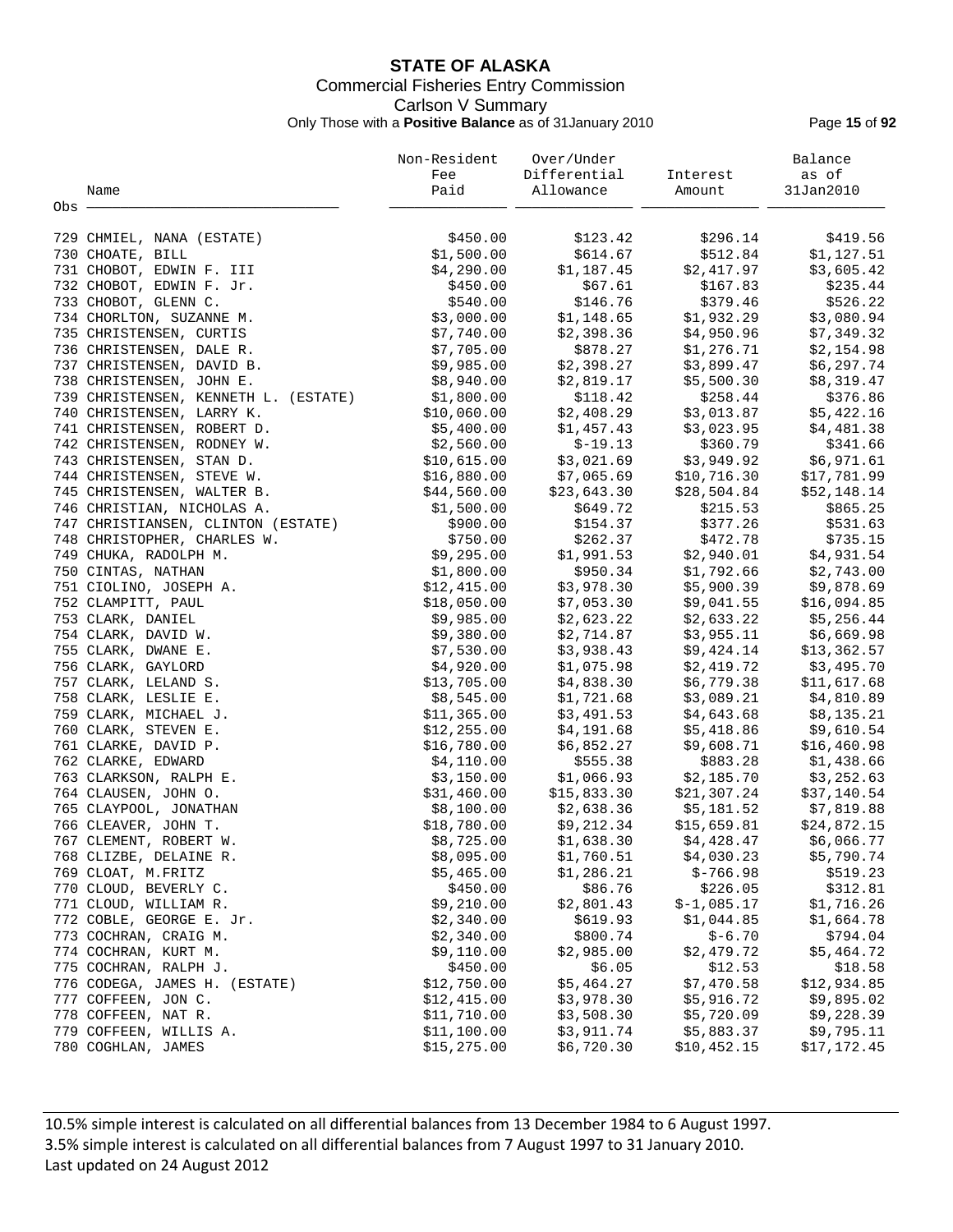# STATE OF ALASKA

Commercial Fisheries Entry Commission

Carlson V Summary

Only Those with a **Positive Balance** as of 31January 2010

| Obs | Name | Non-Resident Fee Paid | Over/Under Differential Allowance | Interest Amount | Balance as of 31Jan2010 |
|---|---|---|---|---|---|
| 729 | CHMIEL, NANA (ESTATE) | $450.00 | $123.42 | $296.14 | $419.56 |
| 730 | CHOATE, BILL | $1,500.00 | $614.67 | $512.84 | $1,127.51 |
| 731 | CHOBOT, EDWIN F. III | $4,290.00 | $1,187.45 | $2,417.97 | $3,605.42 |
| 732 | CHOBOT, EDWIN F. Jr. | $450.00 | $67.61 | $167.83 | $235.44 |
| 733 | CHOBOT, GLENN C. | $540.00 | $146.76 | $379.46 | $526.22 |
| 734 | CHORLTON, SUZANNE M. | $3,000.00 | $1,148.65 | $1,932.29 | $3,080.94 |
| 735 | CHRISTENSEN, CURTIS | $7,740.00 | $2,398.36 | $4,950.96 | $7,349.32 |
| 736 | CHRISTENSEN, DALE R. | $7,705.00 | $878.27 | $1,276.71 | $2,154.98 |
| 737 | CHRISTENSEN, DAVID B. | $9,985.00 | $2,398.27 | $3,899.47 | $6,297.74 |
| 738 | CHRISTENSEN, JOHN E. | $8,940.00 | $2,819.17 | $5,500.30 | $8,319.47 |
| 739 | CHRISTENSEN, KENNETH L. (ESTATE) | $1,800.00 | $118.42 | $258.44 | $376.86 |
| 740 | CHRISTENSEN, LARRY K. | $10,060.00 | $2,408.29 | $3,013.87 | $5,422.16 |
| 741 | CHRISTENSEN, ROBERT D. | $5,400.00 | $1,457.43 | $3,023.95 | $4,481.38 |
| 742 | CHRISTENSEN, RODNEY W. | $2,560.00 | $-19.13 | $360.79 | $341.66 |
| 743 | CHRISTENSEN, STAN D. | $10,615.00 | $3,021.69 | $3,949.92 | $6,971.61 |
| 744 | CHRISTENSEN, STEVE W. | $16,880.00 | $7,065.69 | $10,716.30 | $17,781.99 |
| 745 | CHRISTENSEN, WALTER B. | $44,560.00 | $23,643.30 | $28,504.84 | $52,148.14 |
| 746 | CHRISTIAN, NICHOLAS A. | $1,500.00 | $649.72 | $215.53 | $865.25 |
| 747 | CHRISTIANSEN, CLINTON (ESTATE) | $900.00 | $154.37 | $377.26 | $531.63 |
| 748 | CHRISTOPHER, CHARLES W. | $750.00 | $262.37 | $472.78 | $735.15 |
| 749 | CHUKA, RADOLPH M. | $9,295.00 | $1,991.53 | $2,940.01 | $4,931.54 |
| 750 | CINTAS, NATHAN | $1,800.00 | $950.34 | $1,792.66 | $2,743.00 |
| 751 | CIOLINO, JOSEPH A. | $12,415.00 | $3,978.30 | $5,900.39 | $9,878.69 |
| 752 | CLAMPITT, PAUL | $18,050.00 | $7,053.30 | $9,041.55 | $16,094.85 |
| 753 | CLARK, DANIEL | $9,985.00 | $2,623.22 | $2,633.22 | $5,256.44 |
| 754 | CLARK, DAVID W. | $9,380.00 | $2,714.87 | $3,955.11 | $6,669.98 |
| 755 | CLARK, DWANE E. | $7,530.00 | $3,938.43 | $9,424.14 | $13,362.57 |
| 756 | CLARK, GAYLORD | $4,920.00 | $1,075.98 | $2,419.72 | $3,495.70 |
| 757 | CLARK, LELAND S. | $13,705.00 | $4,838.30 | $6,779.38 | $11,617.68 |
| 758 | CLARK, LESLIE E. | $8,545.00 | $1,721.68 | $3,089.21 | $4,810.89 |
| 759 | CLARK, MICHAEL J. | $11,365.00 | $3,491.53 | $4,643.68 | $8,135.21 |
| 760 | CLARK, STEVEN E. | $12,255.00 | $4,191.68 | $5,418.86 | $9,610.54 |
| 761 | CLARKE, DAVID P. | $16,780.00 | $6,852.27 | $9,608.71 | $16,460.98 |
| 762 | CLARKE, EDWARD | $4,110.00 | $555.38 | $883.28 | $1,438.66 |
| 763 | CLARKSON, RALPH E. | $3,150.00 | $1,066.93 | $2,185.70 | $3,252.63 |
| 764 | CLAUSEN, JOHN O. | $31,460.00 | $15,833.30 | $21,307.24 | $37,140.54 |
| 765 | CLAYPOOL, JONATHAN | $8,100.00 | $2,638.36 | $5,181.52 | $7,819.88 |
| 766 | CLEAVER, JOHN T. | $18,780.00 | $9,212.34 | $15,659.81 | $24,872.15 |
| 767 | CLEMENT, ROBERT W. | $8,725.00 | $1,638.30 | $4,428.47 | $6,066.77 |
| 768 | CLIZBE, DELAINE R. | $8,095.00 | $1,760.51 | $4,030.23 | $5,790.74 |
| 769 | CLOAT, M.FRITZ | $5,465.00 | $1,286.21 | $-766.98 | $519.23 |
| 770 | CLOUD, BEVERLY C. | $450.00 | $86.76 | $226.05 | $312.81 |
| 771 | CLOUD, WILLIAM R. | $9,210.00 | $2,801.43 | $-1,085.17 | $1,716.26 |
| 772 | COBLE, GEORGE E. Jr. | $2,340.00 | $619.93 | $1,044.85 | $1,664.78 |
| 773 | COCHRAN, CRAIG M. | $2,340.00 | $800.74 | $-6.70 | $794.04 |
| 774 | COCHRAN, KURT M. | $9,110.00 | $2,985.00 | $2,479.72 | $5,464.72 |
| 775 | COCHRAN, RALPH J. | $450.00 | $6.05 | $12.53 | $18.58 |
| 776 | CODEGA, JAMES H. (ESTATE) | $12,750.00 | $5,464.27 | $7,470.58 | $12,934.85 |
| 777 | COFFEEN, JON C. | $12,415.00 | $3,978.30 | $5,916.72 | $9,895.02 |
| 778 | COFFEEN, NAT R. | $11,710.00 | $3,508.30 | $5,720.09 | $9,228.39 |
| 779 | COFFEEN, WILLIS A. | $11,100.00 | $3,911.74 | $5,883.37 | $9,795.11 |
| 780 | COGHLAN, JAMES | $15,275.00 | $6,720.30 | $10,452.15 | $17,172.45 |

10.5% simple interest is calculated on all differential balances from 13 December 1984 to 6 August 1997.
3.5% simple interest is calculated on all differential balances from 7 August 1997 to 31 January 2010.
Last updated on 24 August 2012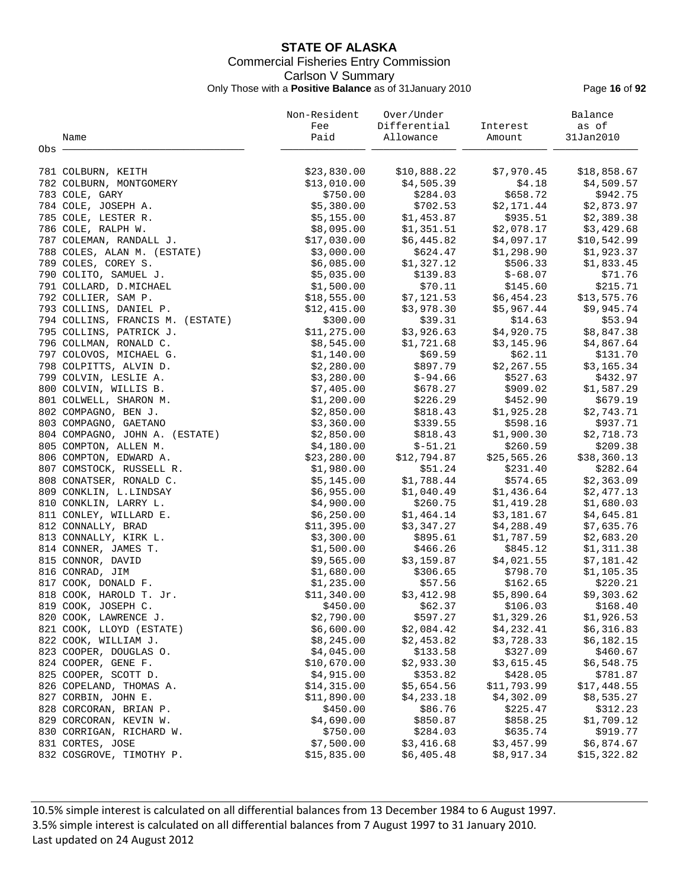# STATE OF ALASKA

## Commercial Fisheries Entry Commission

### Carlson V Summary

Only Those with a **Positive Balance** as of 31January 2010

| Obs | Name | Non-Resident Fee Paid | Over/Under Differential Allowance | Interest Amount | Balance as of 31Jan2010 |
|---|---|---|---|---|---|
| 781 | COLBURN, KEITH | $23,830.00 | $10,888.22 | $7,970.45 | $18,858.67 |
| 782 | COLBURN, MONTGOMERY | $13,010.00 | $4,505.39 | $4.18 | $4,509.57 |
| 783 | COLE, GARY | $750.00 | $284.03 | $658.72 | $942.75 |
| 784 | COLE, JOSEPH A. | $5,380.00 | $702.53 | $2,171.44 | $2,873.97 |
| 785 | COLE, LESTER R. | $5,155.00 | $1,453.87 | $935.51 | $2,389.38 |
| 786 | COLE, RALPH W. | $8,095.00 | $1,351.51 | $2,078.17 | $3,429.68 |
| 787 | COLEMAN, RANDALL J. | $17,030.00 | $6,445.82 | $4,097.17 | $10,542.99 |
| 788 | COLES, ALAN M. (ESTATE) | $3,000.00 | $624.47 | $1,298.90 | $1,923.37 |
| 789 | COLES, COREY S. | $6,085.00 | $1,327.12 | $506.33 | $1,833.45 |
| 790 | COLITO, SAMUEL J. | $5,035.00 | $139.83 | $-68.07 | $71.76 |
| 791 | COLLARD, D.MICHAEL | $1,500.00 | $70.11 | $145.60 | $215.71 |
| 792 | COLLIER, SAM P. | $18,555.00 | $7,121.53 | $6,454.23 | $13,575.76 |
| 793 | COLLINS, DANIEL P. | $12,415.00 | $3,978.30 | $5,967.44 | $9,945.74 |
| 794 | COLLINS, FRANCIS M. (ESTATE) | $300.00 | $39.31 | $14.63 | $53.94 |
| 795 | COLLINS, PATRICK J. | $11,275.00 | $3,926.63 | $4,920.75 | $8,847.38 |
| 796 | COLLMAN, RONALD C. | $8,545.00 | $1,721.68 | $3,145.96 | $4,867.64 |
| 797 | COLOVOS, MICHAEL G. | $1,140.00 | $69.59 | $62.11 | $131.70 |
| 798 | COLPITTS, ALVIN D. | $2,280.00 | $897.79 | $2,267.55 | $3,165.34 |
| 799 | COLVIN, LESLIE A. | $3,280.00 | $-94.66 | $527.63 | $432.97 |
| 800 | COLVIN, WILLIS B. | $7,405.00 | $678.27 | $909.02 | $1,587.29 |
| 801 | COLWELL, SHARON M. | $1,200.00 | $226.29 | $452.90 | $679.19 |
| 802 | COMPAGNO, BEN J. | $2,850.00 | $818.43 | $1,925.28 | $2,743.71 |
| 803 | COMPAGNO, GAETANO | $3,360.00 | $339.55 | $598.16 | $937.71 |
| 804 | COMPAGNO, JOHN A. (ESTATE) | $2,850.00 | $818.43 | $1,900.30 | $2,718.73 |
| 805 | COMPTON, ALLEN M. | $4,180.00 | $-51.21 | $260.59 | $209.38 |
| 806 | COMPTON, EDWARD A. | $23,280.00 | $12,794.87 | $25,565.26 | $38,360.13 |
| 807 | COMSTOCK, RUSSELL R. | $1,980.00 | $51.24 | $231.40 | $282.64 |
| 808 | CONATSER, RONALD C. | $5,145.00 | $1,788.44 | $574.65 | $2,363.09 |
| 809 | CONKLIN, L.LINDSAY | $6,955.00 | $1,040.49 | $1,436.64 | $2,477.13 |
| 810 | CONKLIN, LARRY L. | $4,900.00 | $260.75 | $1,419.28 | $1,680.03 |
| 811 | CONLEY, WILLARD E. | $6,250.00 | $1,464.14 | $3,181.67 | $4,645.81 |
| 812 | CONNALLY, BRAD | $11,395.00 | $3,347.27 | $4,288.49 | $7,635.76 |
| 813 | CONNALLY, KIRK L. | $3,300.00 | $895.61 | $1,787.59 | $2,683.20 |
| 814 | CONNER, JAMES T. | $1,500.00 | $466.26 | $845.12 | $1,311.38 |
| 815 | CONNOR, DAVID | $9,565.00 | $3,159.87 | $4,021.55 | $7,181.42 |
| 816 | CONRAD, JIM | $1,680.00 | $306.65 | $798.70 | $1,105.35 |
| 817 | COOK, DONALD F. | $1,235.00 | $57.56 | $162.65 | $220.21 |
| 818 | COOK, HAROLD T. Jr. | $11,340.00 | $3,412.98 | $5,890.64 | $9,303.62 |
| 819 | COOK, JOSEPH C. | $450.00 | $62.37 | $106.03 | $168.40 |
| 820 | COOK, LAWRENCE J. | $2,790.00 | $597.27 | $1,329.26 | $1,926.53 |
| 821 | COOK, LLOYD (ESTATE) | $6,600.00 | $2,084.42 | $4,232.41 | $6,316.83 |
| 822 | COOK, WILLIAM J. | $8,245.00 | $2,453.82 | $3,728.33 | $6,182.15 |
| 823 | COOPER, DOUGLAS O. | $4,045.00 | $133.58 | $327.09 | $460.67 |
| 824 | COOPER, GENE F. | $10,670.00 | $2,933.30 | $3,615.45 | $6,548.75 |
| 825 | COOPER, SCOTT D. | $4,915.00 | $353.82 | $428.05 | $781.87 |
| 826 | COPELAND, THOMAS A. | $14,315.00 | $5,654.56 | $11,793.99 | $17,448.55 |
| 827 | CORBIN, JOHN E. | $11,890.00 | $4,233.18 | $4,302.09 | $8,535.27 |
| 828 | CORCORAN, BRIAN P. | $450.00 | $86.76 | $225.47 | $312.23 |
| 829 | CORCORAN, KEVIN W. | $4,690.00 | $850.87 | $858.25 | $1,709.12 |
| 830 | CORRIGAN, RICHARD W. | $750.00 | $284.03 | $635.74 | $919.77 |
| 831 | CORTES, JOSE | $7,500.00 | $3,416.68 | $3,457.99 | $6,874.67 |
| 832 | COSGROVE, TIMOTHY P. | $15,835.00 | $6,405.48 | $8,917.34 | $15,322.82 |

10.5% simple interest is calculated on all differential balances from 13 December 1984 to 6 August 1997.
3.5% simple interest is calculated on all differential balances from 7 August 1997 to 31 January 2010.
Last updated on 24 August 2012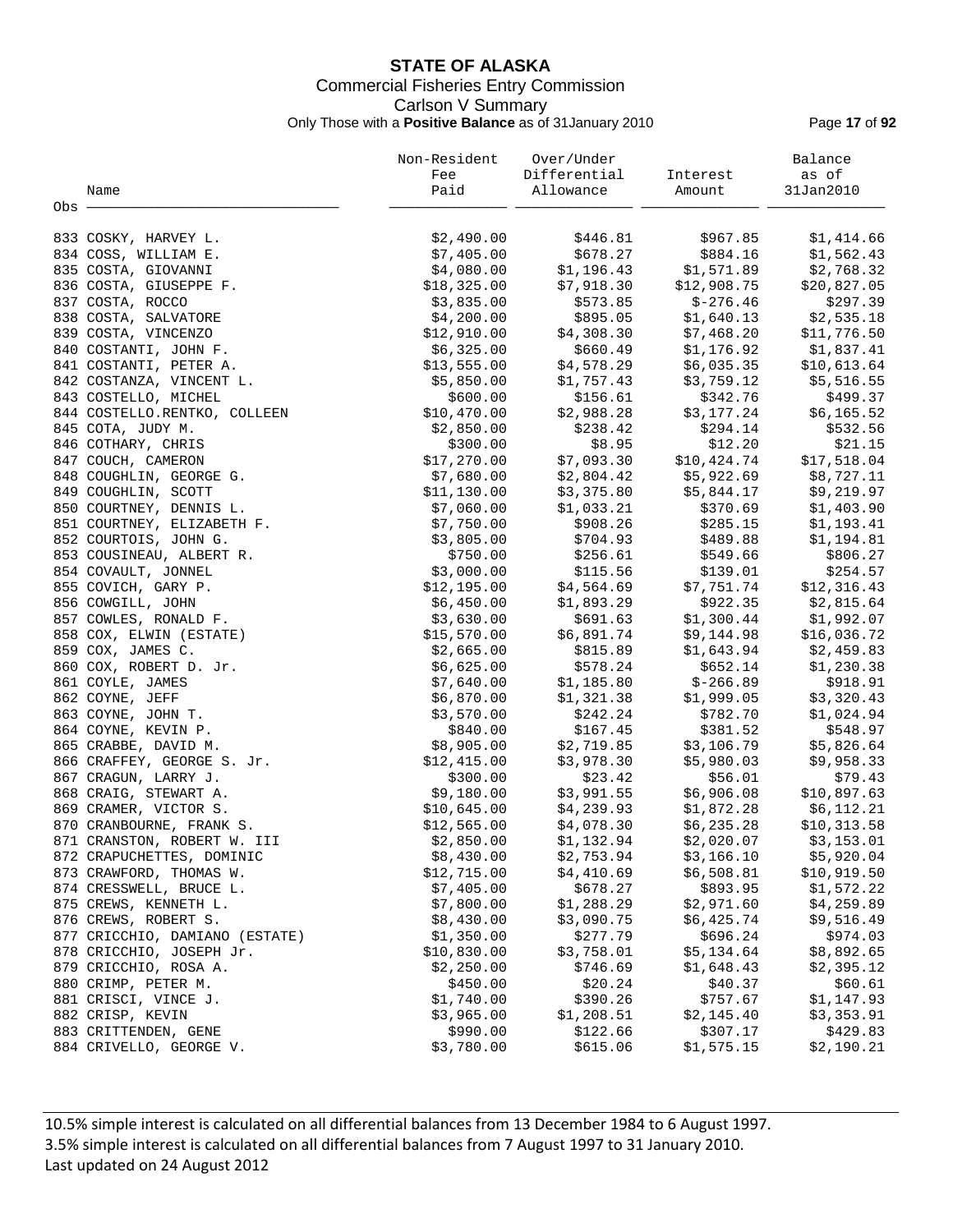# STATE OF ALASKA

Commercial Fisheries Entry Commission

Carlson V Summary

Only Those with a **Positive Balance** as of 31January 2010

| Obs | Name | Non-Resident Fee Paid | Over/Under Differential Allowance | Interest Amount | Balance as of 31Jan2010 |
|---|---|---|---|---|---|
| 833 | COSKY, HARVEY L. | $2,490.00 | $446.81 | $967.85 | $1,414.66 |
| 834 | COSS, WILLIAM E. | $7,405.00 | $678.27 | $884.16 | $1,562.43 |
| 835 | COSTA, GIOVANNI | $4,080.00 | $1,196.43 | $1,571.89 | $2,768.32 |
| 836 | COSTA, GIUSEPPE F. | $18,325.00 | $7,918.30 | $12,908.75 | $20,827.05 |
| 837 | COSTA, ROCCO | $3,835.00 | $573.85 | $-276.46 | $297.39 |
| 838 | COSTA, SALVATORE | $4,200.00 | $895.05 | $1,640.13 | $2,535.18 |
| 839 | COSTA, VINCENZO | $12,910.00 | $4,308.30 | $7,468.20 | $11,776.50 |
| 840 | COSTANTI, JOHN F. | $6,325.00 | $660.49 | $1,176.92 | $1,837.41 |
| 841 | COSTANTI, PETER A. | $13,555.00 | $4,578.29 | $6,035.35 | $10,613.64 |
| 842 | COSTANZA, VINCENT L. | $5,850.00 | $1,757.43 | $3,759.12 | $5,516.55 |
| 843 | COSTELLO, MICHEL | $600.00 | $156.61 | $342.76 | $499.37 |
| 844 | COSTELLO.RENTKO, COLLEEN | $10,470.00 | $2,988.28 | $3,177.24 | $6,165.52 |
| 845 | COTA, JUDY M. | $2,850.00 | $238.42 | $294.14 | $532.56 |
| 846 | COTHARY, CHRIS | $300.00 | $8.95 | $12.20 | $21.15 |
| 847 | COUCH, CAMERON | $17,270.00 | $7,093.30 | $10,424.74 | $17,518.04 |
| 848 | COUGHLIN, GEORGE G. | $7,680.00 | $2,804.42 | $5,922.69 | $8,727.11 |
| 849 | COUGHLIN, SCOTT | $11,130.00 | $3,375.80 | $5,844.17 | $9,219.97 |
| 850 | COURTNEY, DENNIS L. | $7,060.00 | $1,033.21 | $370.69 | $1,403.90 |
| 851 | COURTNEY, ELIZABETH F. | $7,750.00 | $908.26 | $285.15 | $1,193.41 |
| 852 | COURTOIS, JOHN G. | $3,805.00 | $704.93 | $489.88 | $1,194.81 |
| 853 | COUSINEAU, ALBERT R. | $750.00 | $256.61 | $549.66 | $806.27 |
| 854 | COVAULT, JONNEL | $3,000.00 | $115.56 | $139.01 | $254.57 |
| 855 | COVICH, GARY P. | $12,195.00 | $4,564.69 | $7,751.74 | $12,316.43 |
| 856 | COWGILL, JOHN | $6,450.00 | $1,893.29 | $922.35 | $2,815.64 |
| 857 | COWLES, RONALD F. | $3,630.00 | $691.63 | $1,300.44 | $1,992.07 |
| 858 | COX, ELWIN (ESTATE) | $15,570.00 | $6,891.74 | $9,144.98 | $16,036.72 |
| 859 | COX, JAMES C. | $2,665.00 | $815.89 | $1,643.94 | $2,459.83 |
| 860 | COX, ROBERT D. Jr. | $6,625.00 | $578.24 | $652.14 | $1,230.38 |
| 861 | COYLE, JAMES | $7,640.00 | $1,185.80 | $-266.89 | $918.91 |
| 862 | COYNE, JEFF | $6,870.00 | $1,321.38 | $1,999.05 | $3,320.43 |
| 863 | COYNE, JOHN T. | $3,570.00 | $242.24 | $782.70 | $1,024.94 |
| 864 | COYNE, KEVIN P. | $840.00 | $167.45 | $381.52 | $548.97 |
| 865 | CRABBE, DAVID M. | $8,905.00 | $2,719.85 | $3,106.79 | $5,826.64 |
| 866 | CRAFFEY, GEORGE S. Jr. | $12,415.00 | $3,978.30 | $5,980.03 | $9,958.33 |
| 867 | CRAGUN, LARRY J. | $300.00 | $23.42 | $56.01 | $79.43 |
| 868 | CRAIG, STEWART A. | $9,180.00 | $3,991.55 | $6,906.08 | $10,897.63 |
| 869 | CRAMER, VICTOR S. | $10,645.00 | $4,239.93 | $1,872.28 | $6,112.21 |
| 870 | CRANBOURNE, FRANK S. | $12,565.00 | $4,078.30 | $6,235.28 | $10,313.58 |
| 871 | CRANSTON, ROBERT W. III | $2,850.00 | $1,132.94 | $2,020.07 | $3,153.01 |
| 872 | CRAPUCHETTES, DOMINIC | $8,430.00 | $2,753.94 | $3,166.10 | $5,920.04 |
| 873 | CRAWFORD, THOMAS W. | $12,715.00 | $4,410.69 | $6,508.81 | $10,919.50 |
| 874 | CRESSWELL, BRUCE L. | $7,405.00 | $678.27 | $893.95 | $1,572.22 |
| 875 | CREWS, KENNETH L. | $7,800.00 | $1,288.29 | $2,971.60 | $4,259.89 |
| 876 | CREWS, ROBERT S. | $8,430.00 | $3,090.75 | $6,425.74 | $9,516.49 |
| 877 | CRICCHIO, DAMIANO (ESTATE) | $1,350.00 | $277.79 | $696.24 | $974.03 |
| 878 | CRICCHIO, JOSEPH Jr. | $10,830.00 | $3,758.01 | $5,134.64 | $8,892.65 |
| 879 | CRICCHIO, ROSA A. | $2,250.00 | $746.69 | $1,648.43 | $2,395.12 |
| 880 | CRIMP, PETER M. | $450.00 | $20.24 | $40.37 | $60.61 |
| 881 | CRISCI, VINCE J. | $1,740.00 | $390.26 | $757.67 | $1,147.93 |
| 882 | CRISP, KEVIN | $3,965.00 | $1,208.51 | $2,145.40 | $3,353.91 |
| 883 | CRITTENDEN, GENE | $990.00 | $122.66 | $307.17 | $429.83 |
| 884 | CRIVELLO, GEORGE V. | $3,780.00 | $615.06 | $1,575.15 | $2,190.21 |

10.5% simple interest is calculated on all differential balances from 13 December 1984 to 6 August 1997.
3.5% simple interest is calculated on all differential balances from 7 August 1997 to 31 January 2010.
Last updated on 24 August 2012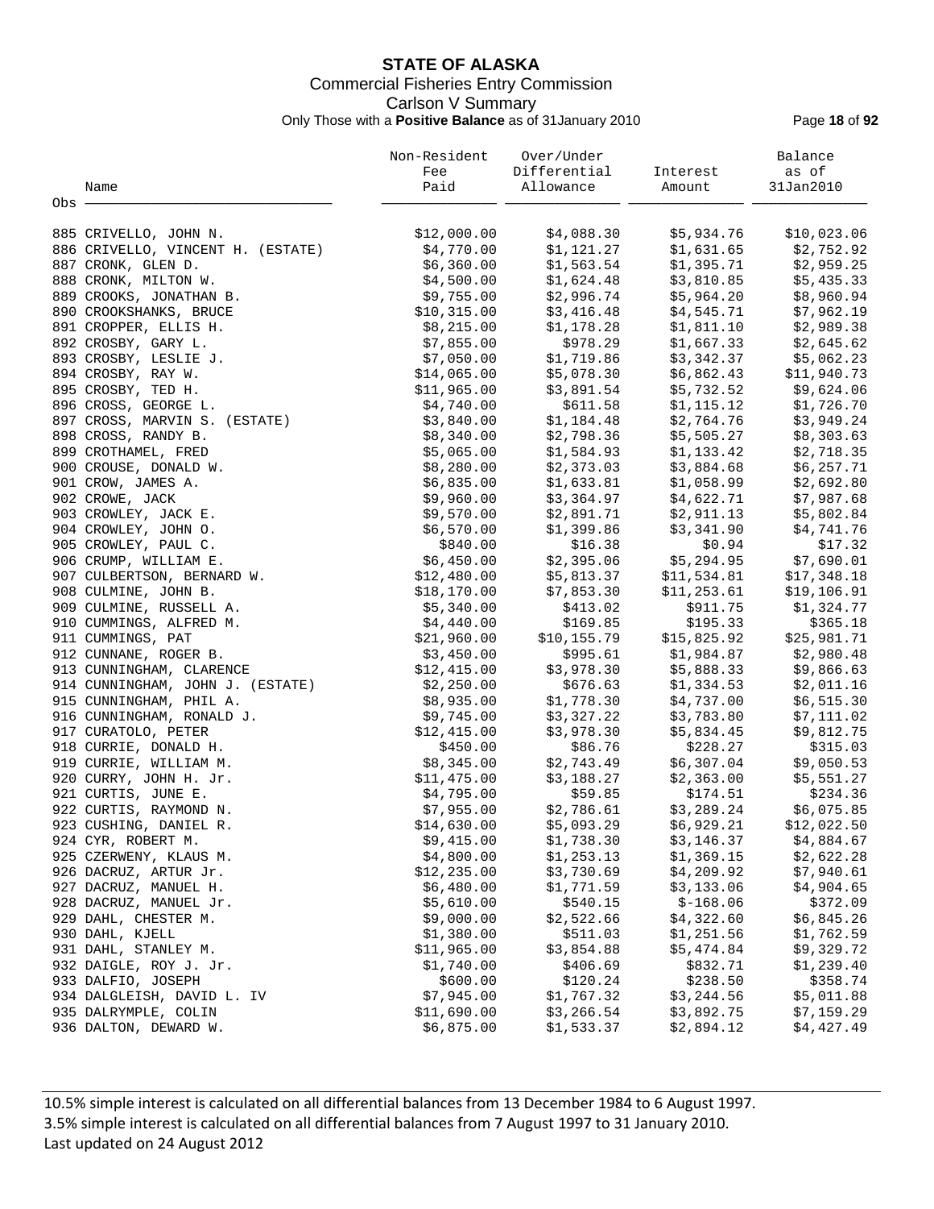# STATE OF ALASKA

Commercial Fisheries Entry Commission

Carlson V Summary

Only Those with a **Positive Balance** as of 31January 2010

| Obs | Name | Non-Resident Fee Paid | Over/Under Differential Allowance | Interest Amount | Balance as of 31Jan2010 |
|---|---|---|---|---|---|
| 885 | CRIVELLO, JOHN N. | $12,000.00 | $4,088.30 | $5,934.76 | $10,023.06 |
| 886 | CRIVELLO, VINCENT H. (ESTATE) | $4,770.00 | $1,121.27 | $1,631.65 | $2,752.92 |
| 887 | CRONK, GLEN D. | $6,360.00 | $1,563.54 | $1,395.71 | $2,959.25 |
| 888 | CRONK, MILTON W. | $4,500.00 | $1,624.48 | $3,810.85 | $5,435.33 |
| 889 | CROOKS, JONATHAN B. | $9,755.00 | $2,996.74 | $5,964.20 | $8,960.94 |
| 890 | CROOKSHANKS, BRUCE | $10,315.00 | $3,416.48 | $4,545.71 | $7,962.19 |
| 891 | CROPPER, ELLIS H. | $8,215.00 | $1,178.28 | $1,811.10 | $2,989.38 |
| 892 | CROSBY, GARY L. | $7,855.00 | $978.29 | $1,667.33 | $2,645.62 |
| 893 | CROSBY, LESLIE J. | $7,050.00 | $1,719.86 | $3,342.37 | $5,062.23 |
| 894 | CROSBY, RAY W. | $14,065.00 | $5,078.30 | $6,862.43 | $11,940.73 |
| 895 | CROSBY, TED H. | $11,965.00 | $3,891.54 | $5,732.52 | $9,624.06 |
| 896 | CROSS, GEORGE L. | $4,740.00 | $611.58 | $1,115.12 | $1,726.70 |
| 897 | CROSS, MARVIN S. (ESTATE) | $3,840.00 | $1,184.48 | $2,764.76 | $3,949.24 |
| 898 | CROSS, RANDY B. | $8,340.00 | $2,798.36 | $5,505.27 | $8,303.63 |
| 899 | CROTHAMEL, FRED | $5,065.00 | $1,584.93 | $1,133.42 | $2,718.35 |
| 900 | CROUSE, DONALD W. | $8,280.00 | $2,373.03 | $3,884.68 | $6,257.71 |
| 901 | CROW, JAMES A. | $6,835.00 | $1,633.81 | $1,058.99 | $2,692.80 |
| 902 | CROWE, JACK | $9,960.00 | $3,364.97 | $4,622.71 | $7,987.68 |
| 903 | CROWLEY, JACK E. | $9,570.00 | $2,891.71 | $2,911.13 | $5,802.84 |
| 904 | CROWLEY, JOHN O. | $6,570.00 | $1,399.86 | $3,341.90 | $4,741.76 |
| 905 | CROWLEY, PAUL C. | $840.00 | $16.38 | $0.94 | $17.32 |
| 906 | CRUMP, WILLIAM E. | $6,450.00 | $2,395.06 | $5,294.95 | $7,690.01 |
| 907 | CULBERTSON, BERNARD W. | $12,480.00 | $5,813.37 | $11,534.81 | $17,348.18 |
| 908 | CULMINE, JOHN B. | $18,170.00 | $7,853.30 | $11,253.61 | $19,106.91 |
| 909 | CULMINE, RUSSELL A. | $5,340.00 | $413.02 | $911.75 | $1,324.77 |
| 910 | CUMMINGS, ALFRED M. | $4,440.00 | $169.85 | $195.33 | $365.18 |
| 911 | CUMMINGS, PAT | $21,960.00 | $10,155.79 | $15,825.92 | $25,981.71 |
| 912 | CUNNANE, ROGER B. | $3,450.00 | $995.61 | $1,984.87 | $2,980.48 |
| 913 | CUNNINGHAM, CLARENCE | $12,415.00 | $3,978.30 | $5,888.33 | $9,866.63 |
| 914 | CUNNINGHAM, JOHN J. (ESTATE) | $2,250.00 | $676.63 | $1,334.53 | $2,011.16 |
| 915 | CUNNINGHAM, PHIL A. | $8,935.00 | $1,778.30 | $4,737.00 | $6,515.30 |
| 916 | CUNNINGHAM, RONALD J. | $9,745.00 | $3,327.22 | $3,783.80 | $7,111.02 |
| 917 | CURATOLO, PETER | $12,415.00 | $3,978.30 | $5,834.45 | $9,812.75 |
| 918 | CURRIE, DONALD H. | $450.00 | $86.76 | $228.27 | $315.03 |
| 919 | CURRIE, WILLIAM M. | $8,345.00 | $2,743.49 | $6,307.04 | $9,050.53 |
| 920 | CURRY, JOHN H. Jr. | $11,475.00 | $3,188.27 | $2,363.00 | $5,551.27 |
| 921 | CURTIS, JUNE E. | $4,795.00 | $59.85 | $174.51 | $234.36 |
| 922 | CURTIS, RAYMOND N. | $7,955.00 | $2,786.61 | $3,289.24 | $6,075.85 |
| 923 | CUSHING, DANIEL R. | $14,630.00 | $5,093.29 | $6,929.21 | $12,022.50 |
| 924 | CYR, ROBERT M. | $9,415.00 | $1,738.30 | $3,146.37 | $4,884.67 |
| 925 | CZERWENY, KLAUS M. | $4,800.00 | $1,253.13 | $1,369.15 | $2,622.28 |
| 926 | DACRUZ, ARTUR Jr. | $12,235.00 | $3,730.69 | $4,209.92 | $7,940.61 |
| 927 | DACRUZ, MANUEL H. | $6,480.00 | $1,771.59 | $3,133.06 | $4,904.65 |
| 928 | DACRUZ, MANUEL Jr. | $5,610.00 | $540.15 | $-168.06 | $372.09 |
| 929 | DAHL, CHESTER M. | $9,000.00 | $2,522.66 | $4,322.60 | $6,845.26 |
| 930 | DAHL, KJELL | $1,380.00 | $511.03 | $1,251.56 | $1,762.59 |
| 931 | DAHL, STANLEY M. | $11,965.00 | $3,854.88 | $5,474.84 | $9,329.72 |
| 932 | DAIGLE, ROY J. Jr. | $1,740.00 | $406.69 | $832.71 | $1,239.40 |
| 933 | DALFIO, JOSEPH | $600.00 | $120.24 | $238.50 | $358.74 |
| 934 | DALGLEISH, DAVID L. IV | $7,945.00 | $1,767.32 | $3,244.56 | $5,011.88 |
| 935 | DALRYMPLE, COLIN | $11,690.00 | $3,266.54 | $3,892.75 | $7,159.29 |
| 936 | DALTON, DEWARD W. | $6,875.00 | $1,533.37 | $2,894.12 | $4,427.49 |

10.5% simple interest is calculated on all differential balances from 13 December 1984 to 6 August 1997.
3.5% simple interest is calculated on all differential balances from 7 August 1997 to 31 January 2010.
Last updated on 24 August 2012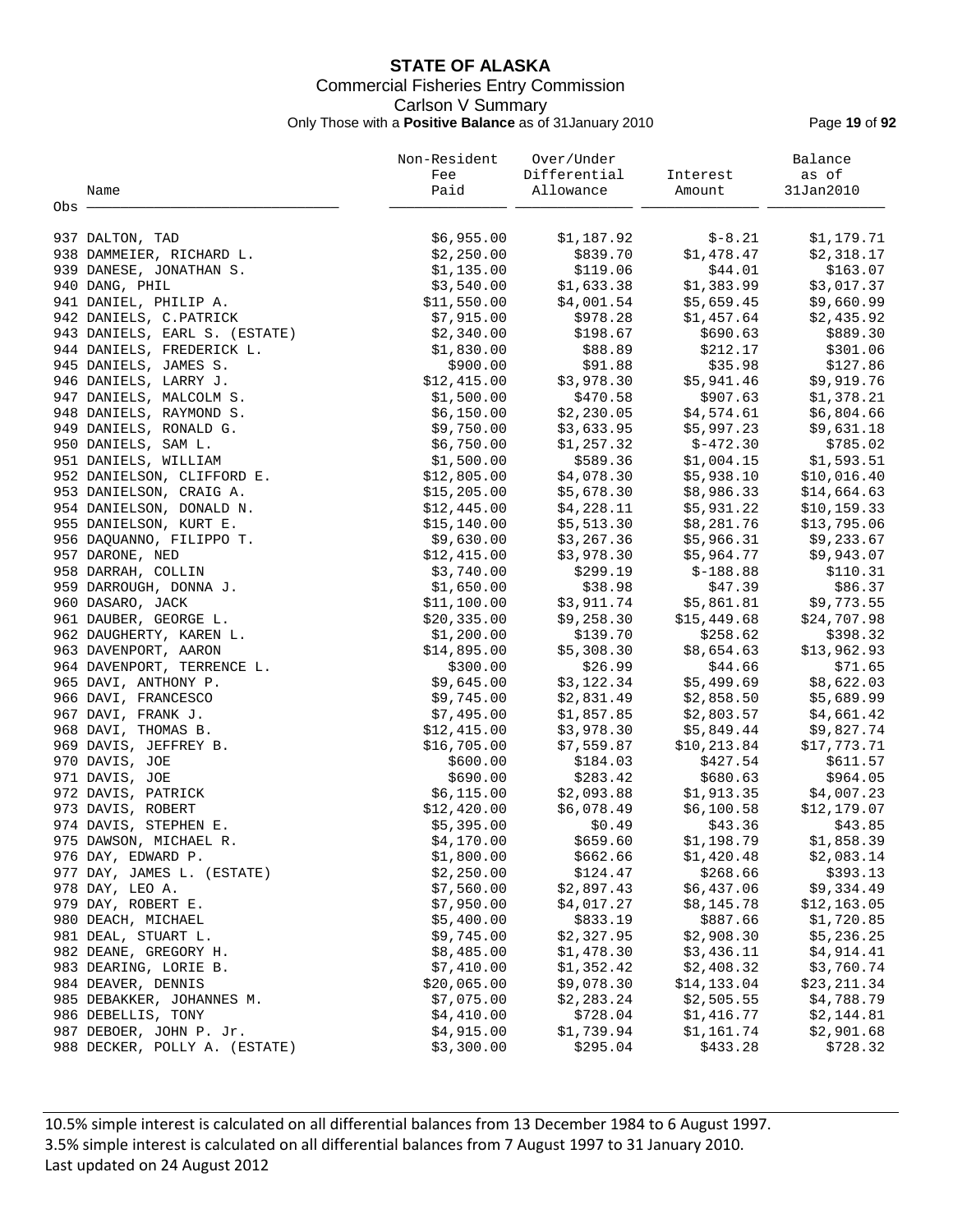# STATE OF ALASKA

Commercial Fisheries Entry Commission

Carlson V Summary

Only Those with a **Positive Balance** as of 31January 2010

| Obs | Name | Non-Resident Fee Paid | Over/Under Differential Allowance | Interest Amount | Balance as of 31Jan2010 |
|---|---|---|---|---|---|
| 937 | DALTON, TAD | $6,955.00 | $1,187.92 | $-8.21 | $1,179.71 |
| 938 | DAMMEIER, RICHARD L. | $2,250.00 | $839.70 | $1,478.47 | $2,318.17 |
| 939 | DANESE, JONATHAN S. | $1,135.00 | $119.06 | $44.01 | $163.07 |
| 940 | DANG, PHIL | $3,540.00 | $1,633.38 | $1,383.99 | $3,017.37 |
| 941 | DANIEL, PHILIP A. | $11,550.00 | $4,001.54 | $5,659.45 | $9,660.99 |
| 942 | DANIELS, C.PATRICK | $7,915.00 | $978.28 | $1,457.64 | $2,435.92 |
| 943 | DANIELS, EARL S. (ESTATE) | $2,340.00 | $198.67 | $690.63 | $889.30 |
| 944 | DANIELS, FREDERICK L. | $1,830.00 | $88.89 | $212.17 | $301.06 |
| 945 | DANIELS, JAMES S. | $900.00 | $91.88 | $35.98 | $127.86 |
| 946 | DANIELS, LARRY J. | $12,415.00 | $3,978.30 | $5,941.46 | $9,919.76 |
| 947 | DANIELS, MALCOLM S. | $1,500.00 | $470.58 | $907.63 | $1,378.21 |
| 948 | DANIELS, RAYMOND S. | $6,150.00 | $2,230.05 | $4,574.61 | $6,804.66 |
| 949 | DANIELS, RONALD G. | $9,750.00 | $3,633.95 | $5,997.23 | $9,631.18 |
| 950 | DANIELS, SAM L. | $6,750.00 | $1,257.32 | $-472.30 | $785.02 |
| 951 | DANIELS, WILLIAM | $1,500.00 | $589.36 | $1,004.15 | $1,593.51 |
| 952 | DANIELSON, CLIFFORD E. | $12,805.00 | $4,078.30 | $5,938.10 | $10,016.40 |
| 953 | DANIELSON, CRAIG A. | $15,205.00 | $5,678.30 | $8,986.33 | $14,664.63 |
| 954 | DANIELSON, DONALD N. | $12,445.00 | $4,228.11 | $5,931.22 | $10,159.33 |
| 955 | DANIELSON, KURT E. | $15,140.00 | $5,513.30 | $8,281.76 | $13,795.06 |
| 956 | DAQUANNO, FILIPPO T. | $9,630.00 | $3,267.36 | $5,966.31 | $9,233.67 |
| 957 | DARONE, NED | $12,415.00 | $3,978.30 | $5,964.77 | $9,943.07 |
| 958 | DARRAH, COLLIN | $3,740.00 | $299.19 | $-188.88 | $110.31 |
| 959 | DARROUGH, DONNA J. | $1,650.00 | $38.98 | $47.39 | $86.37 |
| 960 | DASARO, JACK | $11,100.00 | $3,911.74 | $5,861.81 | $9,773.55 |
| 961 | DAUBER, GEORGE L. | $20,335.00 | $9,258.30 | $15,449.68 | $24,707.98 |
| 962 | DAUGHERTY, KAREN L. | $1,200.00 | $139.70 | $258.62 | $398.32 |
| 963 | DAVENPORT, AARON | $14,895.00 | $5,308.30 | $8,654.63 | $13,962.93 |
| 964 | DAVENPORT, TERRENCE L. | $300.00 | $26.99 | $44.66 | $71.65 |
| 965 | DAVI, ANTHONY P. | $9,645.00 | $3,122.34 | $5,499.69 | $8,622.03 |
| 966 | DAVI, FRANCESCO | $9,745.00 | $2,831.49 | $2,858.50 | $5,689.99 |
| 967 | DAVI, FRANK J. | $7,495.00 | $1,857.85 | $2,803.57 | $4,661.42 |
| 968 | DAVI, THOMAS B. | $12,415.00 | $3,978.30 | $5,849.44 | $9,827.74 |
| 969 | DAVIS, JEFFREY B. | $16,705.00 | $7,559.87 | $10,213.84 | $17,773.71 |
| 970 | DAVIS, JOE | $600.00 | $184.03 | $427.54 | $611.57 |
| 971 | DAVIS, JOE | $690.00 | $283.42 | $680.63 | $964.05 |
| 972 | DAVIS, PATRICK | $6,115.00 | $2,093.88 | $1,913.35 | $4,007.23 |
| 973 | DAVIS, ROBERT | $12,420.00 | $6,078.49 | $6,100.58 | $12,179.07 |
| 974 | DAVIS, STEPHEN E. | $5,395.00 | $0.49 | $43.36 | $43.85 |
| 975 | DAWSON, MICHAEL R. | $4,170.00 | $659.60 | $1,198.79 | $1,858.39 |
| 976 | DAY, EDWARD P. | $1,800.00 | $662.66 | $1,420.48 | $2,083.14 |
| 977 | DAY, JAMES L. (ESTATE) | $2,250.00 | $124.47 | $268.66 | $393.13 |
| 978 | DAY, LEO A. | $7,560.00 | $2,897.43 | $6,437.06 | $9,334.49 |
| 979 | DAY, ROBERT E. | $7,950.00 | $4,017.27 | $8,145.78 | $12,163.05 |
| 980 | DEACH, MICHAEL | $5,400.00 | $833.19 | $887.66 | $1,720.85 |
| 981 | DEAL, STUART L. | $9,745.00 | $2,327.95 | $2,908.30 | $5,236.25 |
| 982 | DEANE, GREGORY H. | $8,485.00 | $1,478.30 | $3,436.11 | $4,914.41 |
| 983 | DEARING, LORIE B. | $7,410.00 | $1,352.42 | $2,408.32 | $3,760.74 |
| 984 | DEAVER, DENNIS | $20,065.00 | $9,078.30 | $14,133.04 | $23,211.34 |
| 985 | DEBAKKER, JOHANNES M. | $7,075.00 | $2,283.24 | $2,505.55 | $4,788.79 |
| 986 | DEBELLIS, TONY | $4,410.00 | $728.04 | $1,416.77 | $2,144.81 |
| 987 | DEBOER, JOHN P. Jr. | $4,915.00 | $1,739.94 | $1,161.74 | $2,901.68 |
| 988 | DECKER, POLLY A. (ESTATE) | $3,300.00 | $295.04 | $433.28 | $728.32 |

10.5% simple interest is calculated on all differential balances from 13 December 1984 to 6 August 1997.
3.5% simple interest is calculated on all differential balances from 7 August 1997 to 31 January 2010.
Last updated on 24 August 2012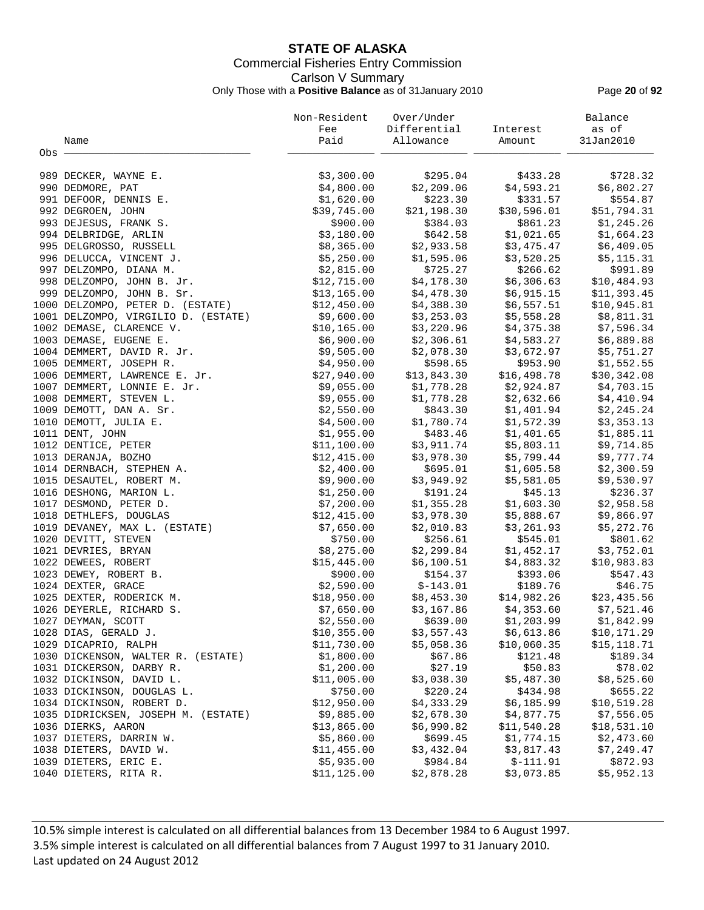# STATE OF ALASKA

Commercial Fisheries Entry Commission

Carlson V Summary

Only Those with a **Positive Balance** as of 31January 2010

| Obs | Name | Non-Resident Fee Paid | Over/Under Differential Allowance | Interest Amount | Balance as of 31Jan2010 |
|---|---|---|---|---|---|
| 989 | DECKER, WAYNE E. | $3,300.00 | $295.04 | $433.28 | $728.32 |
| 990 | DEDMORE, PAT | $4,800.00 | $2,209.06 | $4,593.21 | $6,802.27 |
| 991 | DEFOOR, DENNIS E. | $1,620.00 | $223.30 | $331.57 | $554.87 |
| 992 | DEGROEN, JOHN | $39,745.00 | $21,198.30 | $30,596.01 | $51,794.31 |
| 993 | DEJESUS, FRANK S. | $900.00 | $384.03 | $861.23 | $1,245.26 |
| 994 | DELBRIDGE, ARLIN | $3,180.00 | $642.58 | $1,021.65 | $1,664.23 |
| 995 | DELGROSSO, RUSSELL | $8,365.00 | $2,933.58 | $3,475.47 | $6,409.05 |
| 996 | DELUCCA, VINCENT J. | $5,250.00 | $1,595.06 | $3,520.25 | $5,115.31 |
| 997 | DELZOMPO, DIANA M. | $2,815.00 | $725.27 | $266.62 | $991.89 |
| 998 | DELZOMPO, JOHN B. Jr. | $12,715.00 | $4,178.30 | $6,306.63 | $10,484.93 |
| 999 | DELZOMPO, JOHN B. Sr. | $13,165.00 | $4,478.30 | $6,915.15 | $11,393.45 |
| 1000 | DELZOMPO, PETER D. (ESTATE) | $12,450.00 | $4,388.30 | $6,557.51 | $10,945.81 |
| 1001 | DELZOMPO, VIRGILIO D. (ESTATE) | $9,600.00 | $3,253.03 | $5,558.28 | $8,811.31 |
| 1002 | DEMASE, CLARENCE V. | $10,165.00 | $3,220.96 | $4,375.38 | $7,596.34 |
| 1003 | DEMASE, EUGENE E. | $6,900.00 | $2,306.61 | $4,583.27 | $6,889.88 |
| 1004 | DEMMERT, DAVID R. Jr. | $9,505.00 | $2,078.30 | $3,672.97 | $5,751.27 |
| 1005 | DEMMERT, JOSEPH R. | $4,950.00 | $598.65 | $953.90 | $1,552.55 |
| 1006 | DEMMERT, LAWRENCE E. Jr. | $27,940.00 | $13,843.30 | $16,498.78 | $30,342.08 |
| 1007 | DEMMERT, LONNIE E. Jr. | $9,055.00 | $1,778.28 | $2,924.87 | $4,703.15 |
| 1008 | DEMMERT, STEVEN L. | $9,055.00 | $1,778.28 | $2,632.66 | $4,410.94 |
| 1009 | DEMOTT, DAN A. Sr. | $2,550.00 | $843.30 | $1,401.94 | $2,245.24 |
| 1010 | DEMOTT, JULIA E. | $4,500.00 | $1,780.74 | $1,572.39 | $3,353.13 |
| 1011 | DENT, JOHN | $1,955.00 | $483.46 | $1,401.65 | $1,885.11 |
| 1012 | DENTICE, PETER | $11,100.00 | $3,911.74 | $5,803.11 | $9,714.85 |
| 1013 | DERANJA, BOZHO | $12,415.00 | $3,978.30 | $5,799.44 | $9,777.74 |
| 1014 | DERNBACH, STEPHEN A. | $2,400.00 | $695.01 | $1,605.58 | $2,300.59 |
| 1015 | DESAUTEL, ROBERT M. | $9,900.00 | $3,949.92 | $5,581.05 | $9,530.97 |
| 1016 | DESHONG, MARION L. | $1,250.00 | $191.24 | $45.13 | $236.37 |
| 1017 | DESMOND, PETER D. | $7,200.00 | $1,355.28 | $1,603.30 | $2,958.58 |
| 1018 | DETHLEFS, DOUGLAS | $12,415.00 | $3,978.30 | $5,888.67 | $9,866.97 |
| 1019 | DEVANEY, MAX L. (ESTATE) | $7,650.00 | $2,010.83 | $3,261.93 | $5,272.76 |
| 1020 | DEVITT, STEVEN | $750.00 | $256.61 | $545.01 | $801.62 |
| 1021 | DEVRIES, BRYAN | $8,275.00 | $2,299.84 | $1,452.17 | $3,752.01 |
| 1022 | DEWEES, ROBERT | $15,445.00 | $6,100.51 | $4,883.32 | $10,983.83 |
| 1023 | DEWEY, ROBERT B. | $900.00 | $154.37 | $393.06 | $547.43 |
| 1024 | DEXTER, GRACE | $2,590.00 | $-143.01 | $189.76 | $46.75 |
| 1025 | DEXTER, RODERICK M. | $18,950.00 | $8,453.30 | $14,982.26 | $23,435.56 |
| 1026 | DEYERLE, RICHARD S. | $7,650.00 | $3,167.86 | $4,353.60 | $7,521.46 |
| 1027 | DEYMAN, SCOTT | $2,550.00 | $639.00 | $1,203.99 | $1,842.99 |
| 1028 | DIAS, GERALD J. | $10,355.00 | $3,557.43 | $6,613.86 | $10,171.29 |
| 1029 | DICAPRIO, RALPH | $11,730.00 | $5,058.36 | $10,060.35 | $15,118.71 |
| 1030 | DICKENSON, WALTER R. (ESTATE) | $1,800.00 | $67.86 | $121.48 | $189.34 |
| 1031 | DICKERSON, DARBY R. | $1,200.00 | $27.19 | $50.83 | $78.02 |
| 1032 | DICKINSON, DAVID L. | $11,005.00 | $3,038.30 | $5,487.30 | $8,525.60 |
| 1033 | DICKINSON, DOUGLAS L. | $750.00 | $220.24 | $434.98 | $655.22 |
| 1034 | DICKINSON, ROBERT D. | $12,950.00 | $4,333.29 | $6,185.99 | $10,519.28 |
| 1035 | DIDRICKSEN, JOSEPH M. (ESTATE) | $9,885.00 | $2,678.30 | $4,877.75 | $7,556.05 |
| 1036 | DIERKS, AARON | $13,865.00 | $6,990.82 | $11,540.28 | $18,531.10 |
| 1037 | DIETERS, DARRIN W. | $5,860.00 | $699.45 | $1,774.15 | $2,473.60 |
| 1038 | DIETERS, DAVID W. | $11,455.00 | $3,432.04 | $3,817.43 | $7,249.47 |
| 1039 | DIETERS, ERIC E. | $5,935.00 | $984.84 | $-111.91 | $872.93 |
| 1040 | DIETERS, RITA R. | $11,125.00 | $2,878.28 | $3,073.85 | $5,952.13 |

10.5% simple interest is calculated on all differential balances from 13 December 1984 to 6 August 1997.
3.5% simple interest is calculated on all differential balances from 7 August 1997 to 31 January 2010.
Last updated on 24 August 2012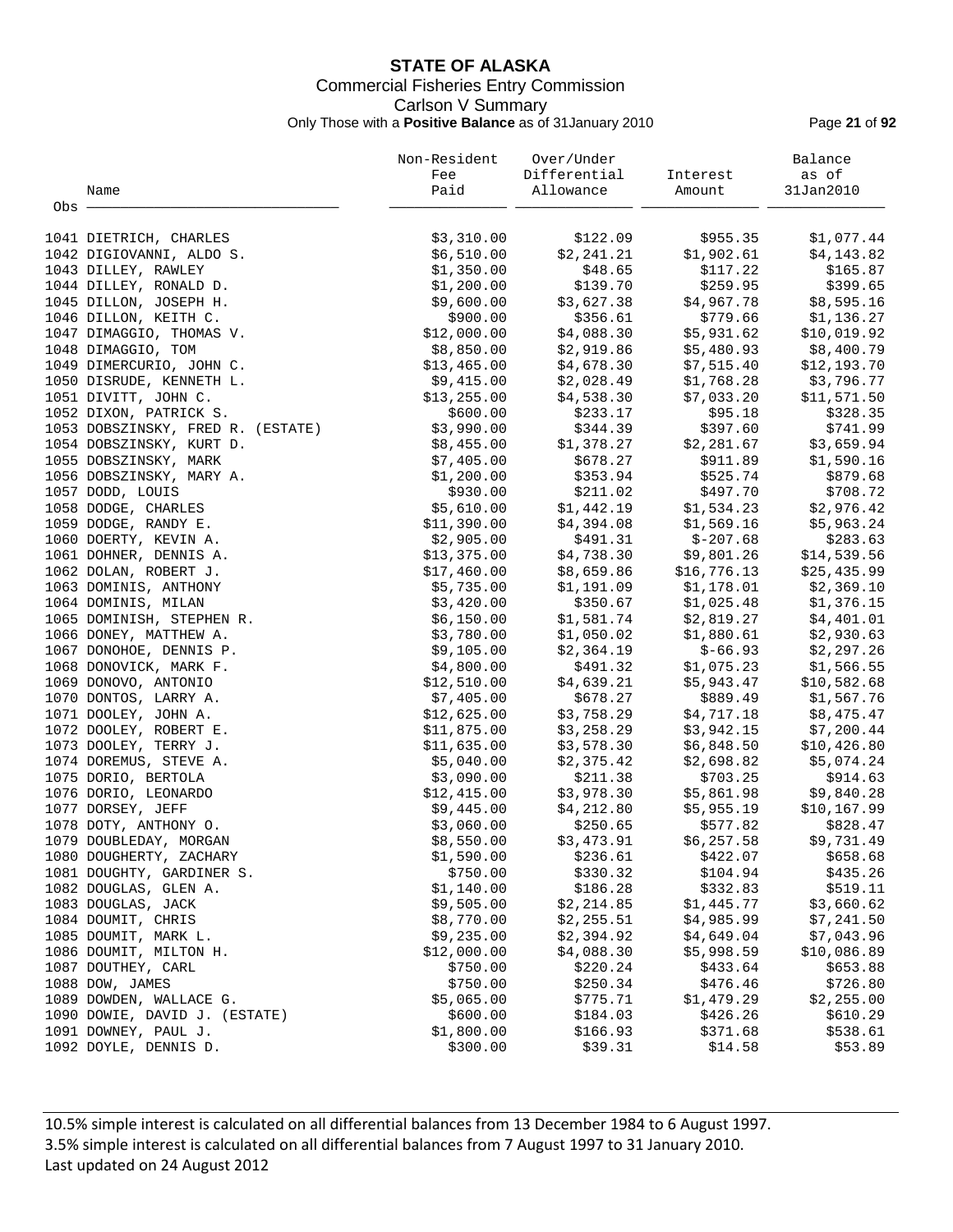# STATE OF ALASKA

## Commercial Fisheries Entry Commission

### Carlson V Summary

Only Those with a **Positive Balance** as of 31January 2010

| Obs | Name | Non-Resident Fee Paid | Over/Under Differential Allowance | Interest Amount | Balance as of 31Jan2010 |
|---|---|---|---|---|---|
| 1041 | DIETRICH, CHARLES | $3,310.00 | $122.09 | $955.35 | $1,077.44 |
| 1042 | DIGIOVANNI, ALDO S. | $6,510.00 | $2,241.21 | $1,902.61 | $4,143.82 |
| 1043 | DILLEY, RAWLEY | $1,350.00 | $48.65 | $117.22 | $165.87 |
| 1044 | DILLEY, RONALD D. | $1,200.00 | $139.70 | $259.95 | $399.65 |
| 1045 | DILLON, JOSEPH H. | $9,600.00 | $3,627.38 | $4,967.78 | $8,595.16 |
| 1046 | DILLON, KEITH C. | $900.00 | $356.61 | $779.66 | $1,136.27 |
| 1047 | DIMAGGIO, THOMAS V. | $12,000.00 | $4,088.30 | $5,931.62 | $10,019.92 |
| 1048 | DIMAGGIO, TOM | $8,850.00 | $2,919.86 | $5,480.93 | $8,400.79 |
| 1049 | DIMERCURIO, JOHN C. | $13,465.00 | $4,678.30 | $7,515.40 | $12,193.70 |
| 1050 | DISRUDE, KENNETH L. | $9,415.00 | $2,028.49 | $1,768.28 | $3,796.77 |
| 1051 | DIVITT, JOHN C. | $13,255.00 | $4,538.30 | $7,033.20 | $11,571.50 |
| 1052 | DIXON, PATRICK S. | $600.00 | $233.17 | $95.18 | $328.35 |
| 1053 | DOBSZINSKY, FRED R. (ESTATE) | $3,990.00 | $344.39 | $397.60 | $741.99 |
| 1054 | DOBSZINSKY, KURT D. | $8,455.00 | $1,378.27 | $2,281.67 | $3,659.94 |
| 1055 | DOBSZINSKY, MARK | $7,405.00 | $678.27 | $911.89 | $1,590.16 |
| 1056 | DOBSZINSKY, MARY A. | $1,200.00 | $353.94 | $525.74 | $879.68 |
| 1057 | DODD, LOUIS | $930.00 | $211.02 | $497.70 | $708.72 |
| 1058 | DODGE, CHARLES | $5,610.00 | $1,442.19 | $1,534.23 | $2,976.42 |
| 1059 | DODGE, RANDY E. | $11,390.00 | $4,394.08 | $1,569.16 | $5,963.24 |
| 1060 | DOERTY, KEVIN A. | $2,905.00 | $491.31 | $-207.68 | $283.63 |
| 1061 | DOHNER, DENNIS A. | $13,375.00 | $4,738.30 | $9,801.26 | $14,539.56 |
| 1062 | DOLAN, ROBERT J. | $17,460.00 | $8,659.86 | $16,776.13 | $25,435.99 |
| 1063 | DOMINIS, ANTHONY | $5,735.00 | $1,191.09 | $1,178.01 | $2,369.10 |
| 1064 | DOMINIS, MILAN | $3,420.00 | $350.67 | $1,025.48 | $1,376.15 |
| 1065 | DOMINISH, STEPHEN R. | $6,150.00 | $1,581.74 | $2,819.27 | $4,401.01 |
| 1066 | DONEY, MATTHEW A. | $3,780.00 | $1,050.02 | $1,880.61 | $2,930.63 |
| 1067 | DONOHOE, DENNIS P. | $9,105.00 | $2,364.19 | $-66.93 | $2,297.26 |
| 1068 | DONOVICK, MARK F. | $4,800.00 | $491.32 | $1,075.23 | $1,566.55 |
| 1069 | DONOVO, ANTONIO | $12,510.00 | $4,639.21 | $5,943.47 | $10,582.68 |
| 1070 | DONTOS, LARRY A. | $7,405.00 | $678.27 | $889.49 | $1,567.76 |
| 1071 | DOOLEY, JOHN A. | $12,625.00 | $3,758.29 | $4,717.18 | $8,475.47 |
| 1072 | DOOLEY, ROBERT E. | $11,875.00 | $3,258.29 | $3,942.15 | $7,200.44 |
| 1073 | DOOLEY, TERRY J. | $11,635.00 | $3,578.30 | $6,848.50 | $10,426.80 |
| 1074 | DOREMUS, STEVE A. | $5,040.00 | $2,375.42 | $2,698.82 | $5,074.24 |
| 1075 | DORIO, BERTOLA | $3,090.00 | $211.38 | $703.25 | $914.63 |
| 1076 | DORIO, LEONARDO | $12,415.00 | $3,978.30 | $5,861.98 | $9,840.28 |
| 1077 | DORSEY, JEFF | $9,445.00 | $4,212.80 | $5,955.19 | $10,167.99 |
| 1078 | DOTY, ANTHONY O. | $3,060.00 | $250.65 | $577.82 | $828.47 |
| 1079 | DOUBLEDAY, MORGAN | $8,550.00 | $3,473.91 | $6,257.58 | $9,731.49 |
| 1080 | DOUGHERTY, ZACHARY | $1,590.00 | $236.61 | $422.07 | $658.68 |
| 1081 | DOUGHTY, GARDINER S. | $750.00 | $330.32 | $104.94 | $435.26 |
| 1082 | DOUGLAS, GLEN A. | $1,140.00 | $186.28 | $332.83 | $519.11 |
| 1083 | DOUGLAS, JACK | $9,505.00 | $2,214.85 | $1,445.77 | $3,660.62 |
| 1084 | DOUMIT, CHRIS | $8,770.00 | $2,255.51 | $4,985.99 | $7,241.50 |
| 1085 | DOUMIT, MARK L. | $9,235.00 | $2,394.92 | $4,649.04 | $7,043.96 |
| 1086 | DOUMIT, MILTON H. | $12,000.00 | $4,088.30 | $5,998.59 | $10,086.89 |
| 1087 | DOUTHEY, CARL | $750.00 | $220.24 | $433.64 | $653.88 |
| 1088 | DOW, JAMES | $750.00 | $250.34 | $476.46 | $726.80 |
| 1089 | DOWDEN, WALLACE G. | $5,065.00 | $775.71 | $1,479.29 | $2,255.00 |
| 1090 | DOWIE, DAVID J. (ESTATE) | $600.00 | $184.03 | $426.26 | $610.29 |
| 1091 | DOWNEY, PAUL J. | $1,800.00 | $166.93 | $371.68 | $538.61 |
| 1092 | DOYLE, DENNIS D. | $300.00 | $39.31 | $14.58 | $53.89 |

10.5% simple interest is calculated on all differential balances from 13 December 1984 to 6 August 1997.
3.5% simple interest is calculated on all differential balances from 7 August 1997 to 31 January 2010.
Last updated on 24 August 2012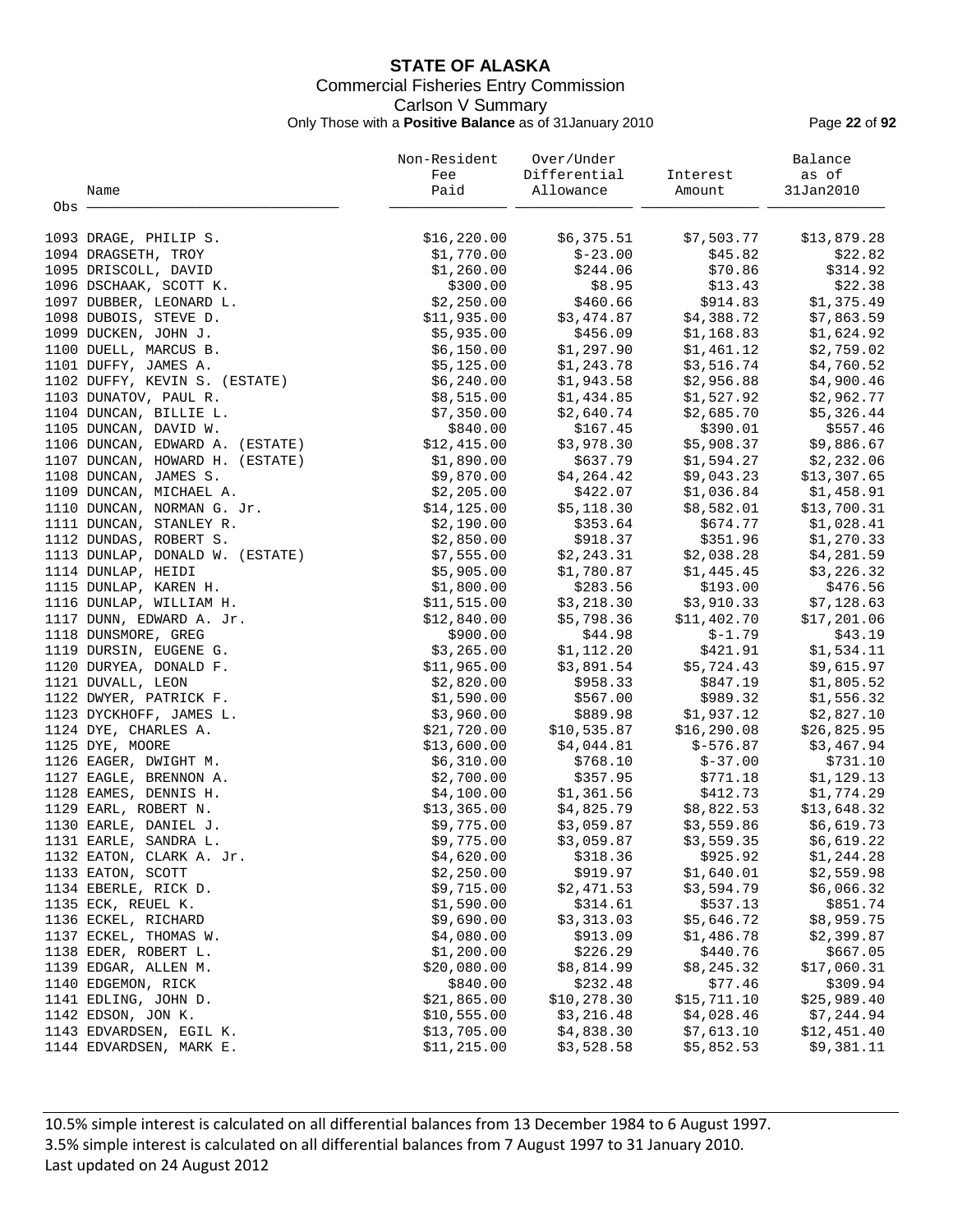# STATE OF ALASKA

Commercial Fisheries Entry Commission

Carlson V Summary

Only Those with a **Positive Balance** as of 31January 2010

| Obs | Name | Non-Resident Fee Paid | Over/Under Differential Allowance | Interest Amount | Balance as of 31Jan2010 |
|---|---|---|---|---|---|
| 1093 | DRAGE, PHILIP S. | $16,220.00 | $6,375.51 | $7,503.77 | $13,879.28 |
| 1094 | DRAGSETH, TROY | $1,770.00 | $-23.00 | $45.82 | $22.82 |
| 1095 | DRISCOLL, DAVID | $1,260.00 | $244.06 | $70.86 | $314.92 |
| 1096 | DSCHAAK, SCOTT K. | $300.00 | $8.95 | $13.43 | $22.38 |
| 1097 | DUBBER, LEONARD L. | $2,250.00 | $460.66 | $914.83 | $1,375.49 |
| 1098 | DUBOIS, STEVE D. | $11,935.00 | $3,474.87 | $4,388.72 | $7,863.59 |
| 1099 | DUCKEN, JOHN J. | $5,935.00 | $456.09 | $1,168.83 | $1,624.92 |
| 1100 | DUELL, MARCUS B. | $6,150.00 | $1,297.90 | $1,461.12 | $2,759.02 |
| 1101 | DUFFY, JAMES A. | $5,125.00 | $1,243.78 | $3,516.74 | $4,760.52 |
| 1102 | DUFFY, KEVIN S. (ESTATE) | $6,240.00 | $1,943.58 | $2,956.88 | $4,900.46 |
| 1103 | DUNATOV, PAUL R. | $8,515.00 | $1,434.85 | $1,527.92 | $2,962.77 |
| 1104 | DUNCAN, BILLIE L. | $7,350.00 | $2,640.74 | $2,685.70 | $5,326.44 |
| 1105 | DUNCAN, DAVID W. | $840.00 | $167.45 | $390.01 | $557.46 |
| 1106 | DUNCAN, EDWARD A. (ESTATE) | $12,415.00 | $3,978.30 | $5,908.37 | $9,886.67 |
| 1107 | DUNCAN, HOWARD H. (ESTATE) | $1,890.00 | $637.79 | $1,594.27 | $2,232.06 |
| 1108 | DUNCAN, JAMES S. | $9,870.00 | $4,264.42 | $9,043.23 | $13,307.65 |
| 1109 | DUNCAN, MICHAEL A. | $2,205.00 | $422.07 | $1,036.84 | $1,458.91 |
| 1110 | DUNCAN, NORMAN G. Jr. | $14,125.00 | $5,118.30 | $8,582.01 | $13,700.31 |
| 1111 | DUNCAN, STANLEY R. | $2,190.00 | $353.64 | $674.77 | $1,028.41 |
| 1112 | DUNDAS, ROBERT S. | $2,850.00 | $918.37 | $351.96 | $1,270.33 |
| 1113 | DUNLAP, DONALD W. (ESTATE) | $7,555.00 | $2,243.31 | $2,038.28 | $4,281.59 |
| 1114 | DUNLAP, HEIDI | $5,905.00 | $1,780.87 | $1,445.45 | $3,226.32 |
| 1115 | DUNLAP, KAREN H. | $1,800.00 | $283.56 | $193.00 | $476.56 |
| 1116 | DUNLAP, WILLIAM H. | $11,515.00 | $3,218.30 | $3,910.33 | $7,128.63 |
| 1117 | DUNN, EDWARD A. Jr. | $12,840.00 | $5,798.36 | $11,402.70 | $17,201.06 |
| 1118 | DUNSMORE, GREG | $900.00 | $44.98 | $-1.79 | $43.19 |
| 1119 | DURSIN, EUGENE G. | $3,265.00 | $1,112.20 | $421.91 | $1,534.11 |
| 1120 | DURYEA, DONALD F. | $11,965.00 | $3,891.54 | $5,724.43 | $9,615.97 |
| 1121 | DUVALL, LEON | $2,820.00 | $958.33 | $847.19 | $1,805.52 |
| 1122 | DWYER, PATRICK F. | $1,590.00 | $567.00 | $989.32 | $1,556.32 |
| 1123 | DYCKHOFF, JAMES L. | $3,960.00 | $889.98 | $1,937.12 | $2,827.10 |
| 1124 | DYE, CHARLES A. | $21,720.00 | $10,535.87 | $16,290.08 | $26,825.95 |
| 1125 | DYE, MOORE | $13,600.00 | $4,044.81 | $-576.87 | $3,467.94 |
| 1126 | EAGER, DWIGHT M. | $6,310.00 | $768.10 | $-37.00 | $731.10 |
| 1127 | EAGLE, BRENNON A. | $2,700.00 | $357.95 | $771.18 | $1,129.13 |
| 1128 | EAMES, DENNIS H. | $4,100.00 | $1,361.56 | $412.73 | $1,774.29 |
| 1129 | EARL, ROBERT N. | $13,365.00 | $4,825.79 | $8,822.53 | $13,648.32 |
| 1130 | EARLE, DANIEL J. | $9,775.00 | $3,059.87 | $3,559.86 | $6,619.73 |
| 1131 | EARLE, SANDRA L. | $9,775.00 | $3,059.87 | $3,559.35 | $6,619.22 |
| 1132 | EATON, CLARK A. Jr. | $4,620.00 | $318.36 | $925.92 | $1,244.28 |
| 1133 | EATON, SCOTT | $2,250.00 | $919.97 | $1,640.01 | $2,559.98 |
| 1134 | EBERLE, RICK D. | $9,715.00 | $2,471.53 | $3,594.79 | $6,066.32 |
| 1135 | ECK, REUEL K. | $1,590.00 | $314.61 | $537.13 | $851.74 |
| 1136 | ECKEL, RICHARD | $9,690.00 | $3,313.03 | $5,646.72 | $8,959.75 |
| 1137 | ECKEL, THOMAS W. | $4,080.00 | $913.09 | $1,486.78 | $2,399.87 |
| 1138 | EDER, ROBERT L. | $1,200.00 | $226.29 | $440.76 | $667.05 |
| 1139 | EDGAR, ALLEN M. | $20,080.00 | $8,814.99 | $8,245.32 | $17,060.31 |
| 1140 | EDGEMON, RICK | $840.00 | $232.48 | $77.46 | $309.94 |
| 1141 | EDLING, JOHN D. | $21,865.00 | $10,278.30 | $15,711.10 | $25,989.40 |
| 1142 | EDSON, JON K. | $10,555.00 | $3,216.48 | $4,028.46 | $7,244.94 |
| 1143 | EDVARDSEN, EGIL K. | $13,705.00 | $4,838.30 | $7,613.10 | $12,451.40 |
| 1144 | EDVARDSEN, MARK E. | $11,215.00 | $3,528.58 | $5,852.53 | $9,381.11 |

10.5% simple interest is calculated on all differential balances from 13 December 1984 to 6 August 1997.

3.5% simple interest is calculated on all differential balances from 7 August 1997 to 31 January 2010.

Last updated on 24 August 2012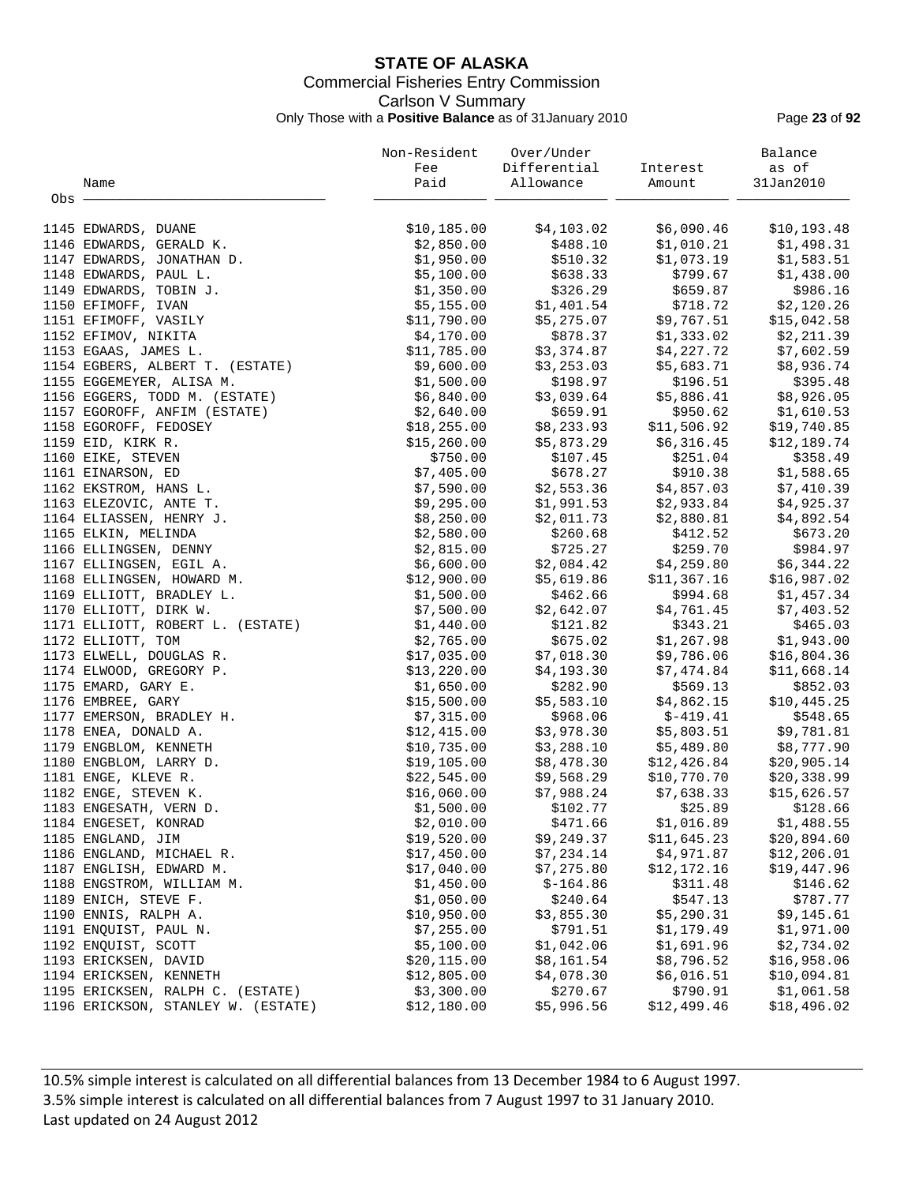# STATE OF ALASKA

Commercial Fisheries Entry Commission

Carlson V Summary

Only Those with a **Positive Balance** as of 31January 2010

| Obs | Name | Non-Resident Fee Paid | Over/Under Differential Allowance | Interest Amount | Balance as of 31Jan2010 |
|---|---|---|---|---|---|
| 1145 | EDWARDS, DUANE | $10,185.00 | $4,103.02 | $6,090.46 | $10,193.48 |
| 1146 | EDWARDS, GERALD K. | $2,850.00 | $488.10 | $1,010.21 | $1,498.31 |
| 1147 | EDWARDS, JONATHAN D. | $1,950.00 | $510.32 | $1,073.19 | $1,583.51 |
| 1148 | EDWARDS, PAUL L. | $5,100.00 | $638.33 | $799.67 | $1,438.00 |
| 1149 | EDWARDS, TOBIN J. | $1,350.00 | $326.29 | $659.87 | $986.16 |
| 1150 | EFIMOFF, IVAN | $5,155.00 | $1,401.54 | $718.72 | $2,120.26 |
| 1151 | EFIMOFF, VASILY | $11,790.00 | $5,275.07 | $9,767.51 | $15,042.58 |
| 1152 | EFIMOV, NIKITA | $4,170.00 | $878.37 | $1,333.02 | $2,211.39 |
| 1153 | EGAAS, JAMES L. | $11,785.00 | $3,374.87 | $4,227.72 | $7,602.59 |
| 1154 | EGBERS, ALBERT T. (ESTATE) | $9,600.00 | $3,253.03 | $5,683.71 | $8,936.74 |
| 1155 | EGGEMEYER, ALISA M. | $1,500.00 | $198.97 | $196.51 | $395.48 |
| 1156 | EGGERS, TODD M. (ESTATE) | $6,840.00 | $3,039.64 | $5,886.41 | $8,926.05 |
| 1157 | EGOROFF, ANFIM (ESTATE) | $2,640.00 | $659.91 | $950.62 | $1,610.53 |
| 1158 | EGOROFF, FEDOSEY | $18,255.00 | $8,233.93 | $11,506.92 | $19,740.85 |
| 1159 | EID, KIRK R. | $15,260.00 | $5,873.29 | $6,316.45 | $12,189.74 |
| 1160 | EIKE, STEVEN | $750.00 | $107.45 | $251.04 | $358.49 |
| 1161 | EINARSON, ED | $7,405.00 | $678.27 | $910.38 | $1,588.65 |
| 1162 | EKSTROM, HANS L. | $7,590.00 | $2,553.36 | $4,857.03 | $7,410.39 |
| 1163 | ELEZOVIC, ANTE T. | $9,295.00 | $1,991.53 | $2,933.84 | $4,925.37 |
| 1164 | ELIASSEN, HENRY J. | $8,250.00 | $2,011.73 | $2,880.81 | $4,892.54 |
| 1165 | ELKIN, MELINDA | $2,580.00 | $260.68 | $412.52 | $673.20 |
| 1166 | ELLINGSEN, DENNY | $2,815.00 | $725.27 | $259.70 | $984.97 |
| 1167 | ELLINGSEN, EGIL A. | $6,600.00 | $2,084.42 | $4,259.80 | $6,344.22 |
| 1168 | ELLINGSEN, HOWARD M. | $12,900.00 | $5,619.86 | $11,367.16 | $16,987.02 |
| 1169 | ELLIOTT, BRADLEY L. | $1,500.00 | $462.66 | $994.68 | $1,457.34 |
| 1170 | ELLIOTT, DIRK W. | $7,500.00 | $2,642.07 | $4,761.45 | $7,403.52 |
| 1171 | ELLIOTT, ROBERT L. (ESTATE) | $1,440.00 | $121.82 | $343.21 | $465.03 |
| 1172 | ELLIOTT, TOM | $2,765.00 | $675.02 | $1,267.98 | $1,943.00 |
| 1173 | ELWELL, DOUGLAS R. | $17,035.00 | $7,018.30 | $9,786.06 | $16,804.36 |
| 1174 | ELWOOD, GREGORY P. | $13,220.00 | $4,193.30 | $7,474.84 | $11,668.14 |
| 1175 | EMARD, GARY E. | $1,650.00 | $282.90 | $569.13 | $852.03 |
| 1176 | EMBREE, GARY | $15,500.00 | $5,583.10 | $4,862.15 | $10,445.25 |
| 1177 | EMERSON, BRADLEY H. | $7,315.00 | $968.06 | $-419.41 | $548.65 |
| 1178 | ENEA, DONALD A. | $12,415.00 | $3,978.30 | $5,803.51 | $9,781.81 |
| 1179 | ENGBLOM, KENNETH | $10,735.00 | $3,288.10 | $5,489.80 | $8,777.90 |
| 1180 | ENGBLOM, LARRY D. | $19,105.00 | $8,478.30 | $12,426.84 | $20,905.14 |
| 1181 | ENGE, KLEVE R. | $22,545.00 | $9,568.29 | $10,770.70 | $20,338.99 |
| 1182 | ENGE, STEVEN K. | $16,060.00 | $7,988.24 | $7,638.33 | $15,626.57 |
| 1183 | ENGESATH, VERN D. | $1,500.00 | $102.77 | $25.89 | $128.66 |
| 1184 | ENGESET, KONRAD | $2,010.00 | $471.66 | $1,016.89 | $1,488.55 |
| 1185 | ENGLAND, JIM | $19,520.00 | $9,249.37 | $11,645.23 | $20,894.60 |
| 1186 | ENGLAND, MICHAEL R. | $17,450.00 | $7,234.14 | $4,971.87 | $12,206.01 |
| 1187 | ENGLISH, EDWARD M. | $17,040.00 | $7,275.80 | $12,172.16 | $19,447.96 |
| 1188 | ENGSTROM, WILLIAM M. | $1,450.00 | $-164.86 | $311.48 | $146.62 |
| 1189 | ENICH, STEVE F. | $1,050.00 | $240.64 | $547.13 | $787.77 |
| 1190 | ENNIS, RALPH A. | $10,950.00 | $3,855.30 | $5,290.31 | $9,145.61 |
| 1191 | ENQUIST, PAUL N. | $7,255.00 | $791.51 | $1,179.49 | $1,971.00 |
| 1192 | ENQUIST, SCOTT | $5,100.00 | $1,042.06 | $1,691.96 | $2,734.02 |
| 1193 | ERICKSEN, DAVID | $20,115.00 | $8,161.54 | $8,796.52 | $16,958.06 |
| 1194 | ERICKSEN, KENNETH | $12,805.00 | $4,078.30 | $6,016.51 | $10,094.81 |
| 1195 | ERICKSEN, RALPH C. (ESTATE) | $3,300.00 | $270.67 | $790.91 | $1,061.58 |
| 1196 | ERICKSON, STANLEY W. (ESTATE) | $12,180.00 | $5,996.56 | $12,499.46 | $18,496.02 |

10.5% simple interest is calculated on all differential balances from 13 December 1984 to 6 August 1997.
3.5% simple interest is calculated on all differential balances from 7 August 1997 to 31 January 2010.
Last updated on 24 August 2012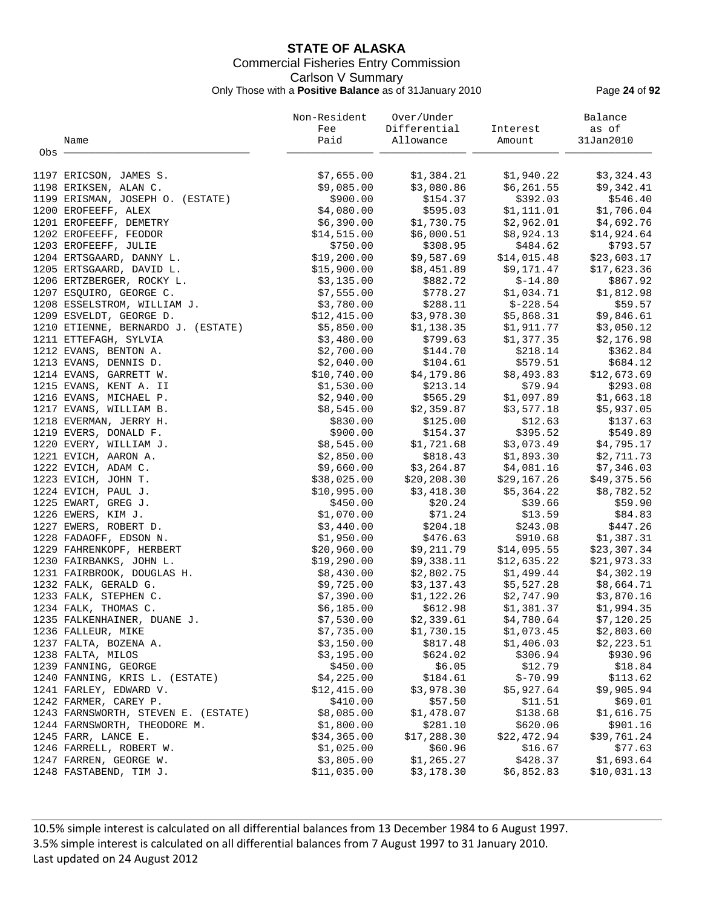# STATE OF ALASKA

Commercial Fisheries Entry Commission

Carlson V Summary

Only Those with a **Positive Balance** as of 31January 2010

| Obs | Name | Non-Resident Fee Paid | Over/Under Differential Allowance | Interest Amount | Balance as of 31Jan2010 |
|---|---|---|---|---|---|
| 1197 | ERICSON, JAMES S. | $7,655.00 | $1,384.21 | $1,940.22 | $3,324.43 |
| 1198 | ERIKSEN, ALAN C. | $9,085.00 | $3,080.86 | $6,261.55 | $9,342.41 |
| 1199 | ERISMAN, JOSEPH O. (ESTATE) | $900.00 | $154.37 | $392.03 | $546.40 |
| 1200 | EROFEEFF, ALEX | $4,080.00 | $595.03 | $1,111.01 | $1,706.04 |
| 1201 | EROFEEFF, DEMETRY | $6,390.00 | $1,730.75 | $2,962.01 | $4,692.76 |
| 1202 | EROFEEFF, FEODOR | $14,515.00 | $6,000.51 | $8,924.13 | $14,924.64 |
| 1203 | EROFEEFF, JULIE | $750.00 | $308.95 | $484.62 | $793.57 |
| 1204 | ERTSGAARD, DANNY L. | $19,200.00 | $9,587.69 | $14,015.48 | $23,603.17 |
| 1205 | ERTSGAARD, DAVID L. | $15,900.00 | $8,451.89 | $9,171.47 | $17,623.36 |
| 1206 | ERTZBERGER, ROCKY L. | $3,135.00 | $882.72 | $-14.80 | $867.92 |
| 1207 | ESQUIRO, GEORGE C. | $7,555.00 | $778.27 | $1,034.71 | $1,812.98 |
| 1208 | ESSELSTROM, WILLIAM J. | $3,780.00 | $288.11 | $-228.54 | $59.57 |
| 1209 | ESVELDT, GEORGE D. | $12,415.00 | $3,978.30 | $5,868.31 | $9,846.61 |
| 1210 | ETIENNE, BERNARDO J. (ESTATE) | $5,850.00 | $1,138.35 | $1,911.77 | $3,050.12 |
| 1211 | ETTEFAGH, SYLVIA | $3,480.00 | $799.63 | $1,377.35 | $2,176.98 |
| 1212 | EVANS, BENTON A. | $2,700.00 | $144.70 | $218.14 | $362.84 |
| 1213 | EVANS, DENNIS D. | $2,040.00 | $104.61 | $579.51 | $684.12 |
| 1214 | EVANS, GARRETT W. | $10,740.00 | $4,179.86 | $8,493.83 | $12,673.69 |
| 1215 | EVANS, KENT A. II | $1,530.00 | $213.14 | $79.94 | $293.08 |
| 1216 | EVANS, MICHAEL P. | $2,940.00 | $565.29 | $1,097.89 | $1,663.18 |
| 1217 | EVANS, WILLIAM B. | $8,545.00 | $2,359.87 | $3,577.18 | $5,937.05 |
| 1218 | EVERMAN, JERRY H. | $830.00 | $125.00 | $12.63 | $137.63 |
| 1219 | EVERS, DONALD F. | $900.00 | $154.37 | $395.52 | $549.89 |
| 1220 | EVERY, WILLIAM J. | $8,545.00 | $1,721.68 | $3,073.49 | $4,795.17 |
| 1221 | EVICH, AARON A. | $2,850.00 | $818.43 | $1,893.30 | $2,711.73 |
| 1222 | EVICH, ADAM C. | $9,660.00 | $3,264.87 | $4,081.16 | $7,346.03 |
| 1223 | EVICH, JOHN T. | $38,025.00 | $20,208.30 | $29,167.26 | $49,375.56 |
| 1224 | EVICH, PAUL J. | $10,995.00 | $3,418.30 | $5,364.22 | $8,782.52 |
| 1225 | EWART, GREG J. | $450.00 | $20.24 | $39.66 | $59.90 |
| 1226 | EWERS, KIM J. | $1,070.00 | $71.24 | $13.59 | $84.83 |
| 1227 | EWERS, ROBERT D. | $3,440.00 | $204.18 | $243.08 | $447.26 |
| 1228 | FADAOFF, EDSON N. | $1,950.00 | $476.63 | $910.68 | $1,387.31 |
| 1229 | FAHRENKOPF, HERBERT | $20,960.00 | $9,211.79 | $14,095.55 | $23,307.34 |
| 1230 | FAIRBANKS, JOHN L. | $19,290.00 | $9,338.11 | $12,635.22 | $21,973.33 |
| 1231 | FAIRBROOK, DOUGLAS H. | $8,430.00 | $2,802.75 | $1,499.44 | $4,302.19 |
| 1232 | FALK, GERALD G. | $9,725.00 | $3,137.43 | $5,527.28 | $8,664.71 |
| 1233 | FALK, STEPHEN C. | $7,390.00 | $1,122.26 | $2,747.90 | $3,870.16 |
| 1234 | FALK, THOMAS C. | $6,185.00 | $612.98 | $1,381.37 | $1,994.35 |
| 1235 | FALKENHAINER, DUANE J. | $7,530.00 | $2,339.61 | $4,780.64 | $7,120.25 |
| 1236 | FALLEUR, MIKE | $7,735.00 | $1,730.15 | $1,073.45 | $2,803.60 |
| 1237 | FALTA, BOZENA A. | $3,150.00 | $817.48 | $1,406.03 | $2,223.51 |
| 1238 | FALTA, MILOS | $3,195.00 | $624.02 | $306.94 | $930.96 |
| 1239 | FANNING, GEORGE | $450.00 | $6.05 | $12.79 | $18.84 |
| 1240 | FANNING, KRIS L. (ESTATE) | $4,225.00 | $184.61 | $-70.99 | $113.62 |
| 1241 | FARLEY, EDWARD V. | $12,415.00 | $3,978.30 | $5,927.64 | $9,905.94 |
| 1242 | FARMER, CAREY P. | $410.00 | $57.50 | $11.51 | $69.01 |
| 1243 | FARNSWORTH, STEVEN E. (ESTATE) | $8,085.00 | $1,478.07 | $138.68 | $1,616.75 |
| 1244 | FARNSWORTH, THEODORE M. | $1,800.00 | $281.10 | $620.06 | $901.16 |
| 1245 | FARR, LANCE E. | $34,365.00 | $17,288.30 | $22,472.94 | $39,761.24 |
| 1246 | FARRELL, ROBERT W. | $1,025.00 | $60.96 | $16.67 | $77.63 |
| 1247 | FARREN, GEORGE W. | $3,805.00 | $1,265.27 | $428.37 | $1,693.64 |
| 1248 | FASTABEND, TIM J. | $11,035.00 | $3,178.30 | $6,852.83 | $10,031.13 |

10.5% simple interest is calculated on all differential balances from 13 December 1984 to 6 August 1997.
3.5% simple interest is calculated on all differential balances from 7 August 1997 to 31 January 2010.
Last updated on 24 August 2012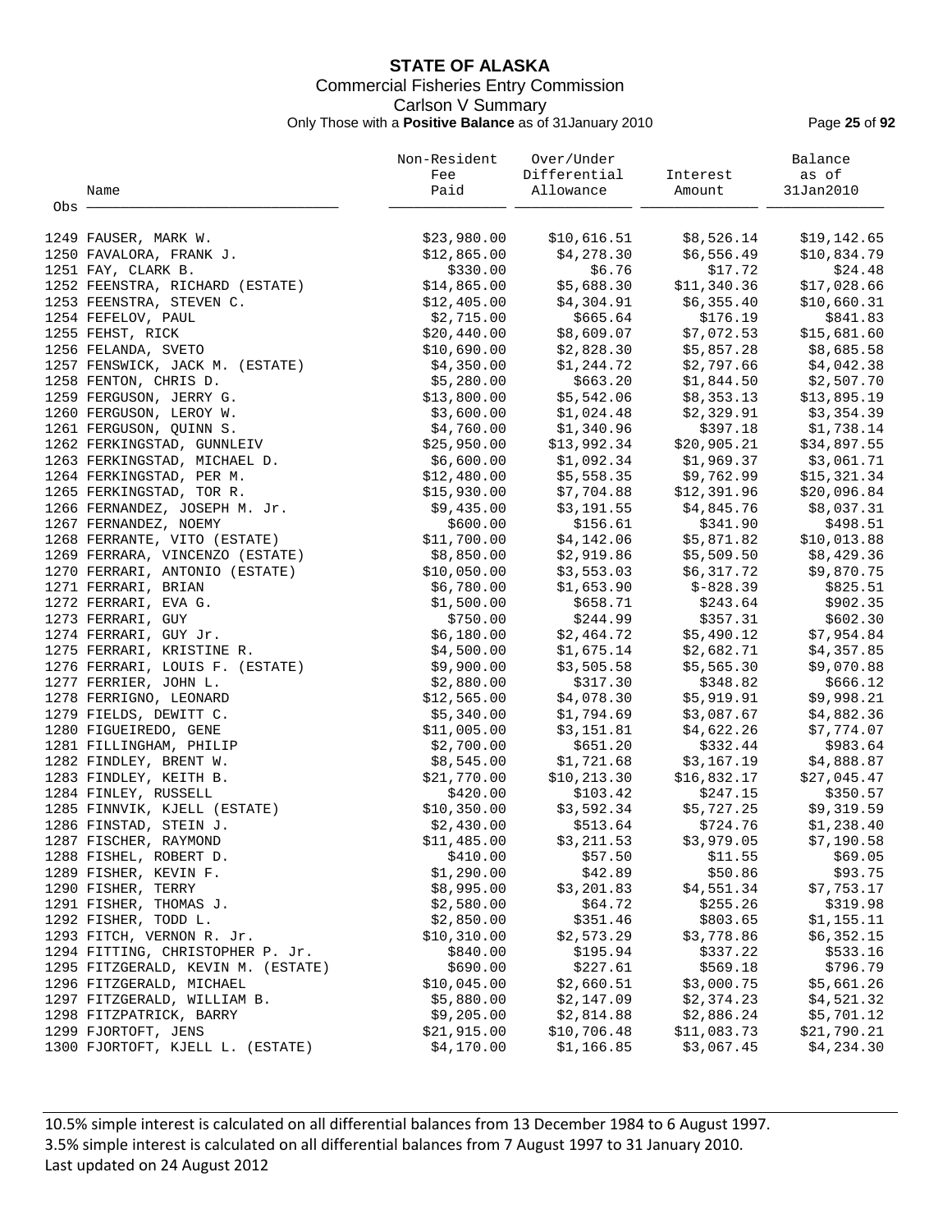**STATE OF ALASKA**

Commercial Fisheries Entry Commission

Carlson V Summary

Only Those with a **Positive Balance** as of 31January 2010

| Obs | Name | Non-Resident Fee Paid | Over/Under Differential Allowance | Interest Amount | Balance as of 31Jan2010 |
|---|---|---|---|---|---|
| 1249 | FAUSER, MARK W. | $23,980.00 | $10,616.51 | $8,526.14 | $19,142.65 |
| 1250 | FAVALORA, FRANK J. | $12,865.00 | $4,278.30 | $6,556.49 | $10,834.79 |
| 1251 | FAY, CLARK B. | $330.00 | $6.76 | $17.72 | $24.48 |
| 1252 | FEENSTRA, RICHARD (ESTATE) | $14,865.00 | $5,688.30 | $11,340.36 | $17,028.66 |
| 1253 | FEENSTRA, STEVEN C. | $12,405.00 | $4,304.91 | $6,355.40 | $10,660.31 |
| 1254 | FEFELOV, PAUL | $2,715.00 | $665.64 | $176.19 | $841.83 |
| 1255 | FEHST, RICK | $20,440.00 | $8,609.07 | $7,072.53 | $15,681.60 |
| 1256 | FELANDA, SVETO | $10,690.00 | $2,828.30 | $5,857.28 | $8,685.58 |
| 1257 | FENSWICK, JACK M. (ESTATE) | $4,350.00 | $1,244.72 | $2,797.66 | $4,042.38 |
| 1258 | FENTON, CHRIS D. | $5,280.00 | $663.20 | $1,844.50 | $2,507.70 |
| 1259 | FERGUSON, JERRY G. | $13,800.00 | $5,542.06 | $8,353.13 | $13,895.19 |
| 1260 | FERGUSON, LEROY W. | $3,600.00 | $1,024.48 | $2,329.91 | $3,354.39 |
| 1261 | FERGUSON, QUINN S. | $4,760.00 | $1,340.96 | $397.18 | $1,738.14 |
| 1262 | FERKINGSTAD, GUNNLEIV | $25,950.00 | $13,992.34 | $20,905.21 | $34,897.55 |
| 1263 | FERKINGSTAD, MICHAEL D. | $6,600.00 | $1,092.34 | $1,969.37 | $3,061.71 |
| 1264 | FERKINGSTAD, PER M. | $12,480.00 | $5,558.35 | $9,762.99 | $15,321.34 |
| 1265 | FERKINGSTAD, TOR R. | $15,930.00 | $7,704.88 | $12,391.96 | $20,096.84 |
| 1266 | FERNANDEZ, JOSEPH M. Jr. | $9,435.00 | $3,191.55 | $4,845.76 | $8,037.31 |
| 1267 | FERNANDEZ, NOEMY | $600.00 | $156.61 | $341.90 | $498.51 |
| 1268 | FERRANTE, VITO (ESTATE) | $11,700.00 | $4,142.06 | $5,871.82 | $10,013.88 |
| 1269 | FERRARA, VINCENZO (ESTATE) | $8,850.00 | $2,919.86 | $5,509.50 | $8,429.36 |
| 1270 | FERRARI, ANTONIO (ESTATE) | $10,050.00 | $3,553.03 | $6,317.72 | $9,870.75 |
| 1271 | FERRARI, BRIAN | $6,780.00 | $1,653.90 | $-828.39 | $825.51 |
| 1272 | FERRARI, EVA G. | $1,500.00 | $658.71 | $243.64 | $902.35 |
| 1273 | FERRARI, GUY | $750.00 | $244.99 | $357.31 | $602.30 |
| 1274 | FERRARI, GUY Jr. | $6,180.00 | $2,464.72 | $5,490.12 | $7,954.84 |
| 1275 | FERRARI, KRISTINE R. | $4,500.00 | $1,675.14 | $2,682.71 | $4,357.85 |
| 1276 | FERRARI, LOUIS F. (ESTATE) | $9,900.00 | $3,505.58 | $5,565.30 | $9,070.88 |
| 1277 | FERRIER, JOHN L. | $2,880.00 | $317.30 | $348.82 | $666.12 |
| 1278 | FERRIGNO, LEONARD | $12,565.00 | $4,078.30 | $5,919.91 | $9,998.21 |
| 1279 | FIELDS, DEWITT C. | $5,340.00 | $1,794.69 | $3,087.67 | $4,882.36 |
| 1280 | FIGUEIREDO, GENE | $11,005.00 | $3,151.81 | $4,622.26 | $7,774.07 |
| 1281 | FILLINGHAM, PHILIP | $2,700.00 | $651.20 | $332.44 | $983.64 |
| 1282 | FINDLEY, BRENT W. | $8,545.00 | $1,721.68 | $3,167.19 | $4,888.87 |
| 1283 | FINDLEY, KEITH B. | $21,770.00 | $10,213.30 | $16,832.17 | $27,045.47 |
| 1284 | FINLEY, RUSSELL | $420.00 | $103.42 | $247.15 | $350.57 |
| 1285 | FINNVIK, KJELL (ESTATE) | $10,350.00 | $3,592.34 | $5,727.25 | $9,319.59 |
| 1286 | FINSTAD, STEIN J. | $2,430.00 | $513.64 | $724.76 | $1,238.40 |
| 1287 | FISCHER, RAYMOND | $11,485.00 | $3,211.53 | $3,979.05 | $7,190.58 |
| 1288 | FISHEL, ROBERT D. | $410.00 | $57.50 | $11.55 | $69.05 |
| 1289 | FISHER, KEVIN F. | $1,290.00 | $42.89 | $50.86 | $93.75 |
| 1290 | FISHER, TERRY | $8,995.00 | $3,201.83 | $4,551.34 | $7,753.17 |
| 1291 | FISHER, THOMAS J. | $2,580.00 | $64.72 | $255.26 | $319.98 |
| 1292 | FISHER, TODD L. | $2,850.00 | $351.46 | $803.65 | $1,155.11 |
| 1293 | FITCH, VERNON R. Jr. | $10,310.00 | $2,573.29 | $3,778.86 | $6,352.15 |
| 1294 | FITTING, CHRISTOPHER P. Jr. | $840.00 | $195.94 | $337.22 | $533.16 |
| 1295 | FITZGERALD, KEVIN M. (ESTATE) | $690.00 | $227.61 | $569.18 | $796.79 |
| 1296 | FITZGERALD, MICHAEL | $10,045.00 | $2,660.51 | $3,000.75 | $5,661.26 |
| 1297 | FITZGERALD, WILLIAM B. | $5,880.00 | $2,147.09 | $2,374.23 | $4,521.32 |
| 1298 | FITZPATRICK, BARRY | $9,205.00 | $2,814.88 | $2,886.24 | $5,701.12 |
| 1299 | FJORTOFT, JENS | $21,915.00 | $10,706.48 | $11,083.73 | $21,790.21 |
| 1300 | FJORTOFT, KJELL L. (ESTATE) | $4,170.00 | $1,166.85 | $3,067.45 | $4,234.30 |

10.5% simple interest is calculated on all differential balances from 13 December 1984 to 6 August 1997.
3.5% simple interest is calculated on all differential balances from 7 August 1997 to 31 January 2010.
Last updated on 24 August 2012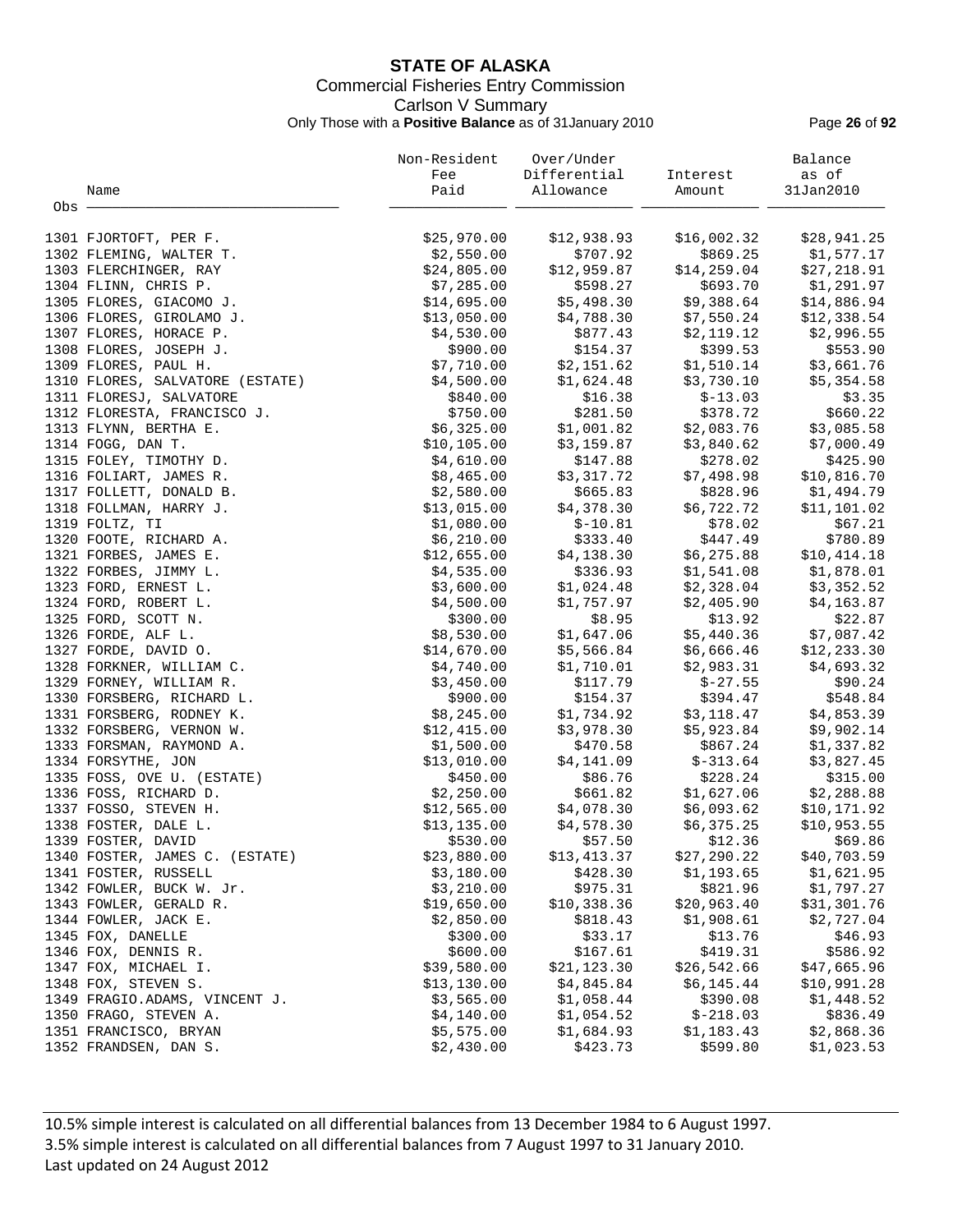# STATE OF ALASKA

Commercial Fisheries Entry Commission

Carlson V Summary

Only Those with a **Positive Balance** as of 31January 2010

| Obs | Name | Non-Resident Fee Paid | Over/Under Differential Allowance | Interest Amount | Balance as of 31Jan2010 |
|---|---|---|---|---|---|
| 1301 | FJORTOFT, PER F. | $25,970.00 | $12,938.93 | $16,002.32 | $28,941.25 |
| 1302 | FLEMING, WALTER T. | $2,550.00 | $707.92 | $869.25 | $1,577.17 |
| 1303 | FLERCHINGER, RAY | $24,805.00 | $12,959.87 | $14,259.04 | $27,218.91 |
| 1304 | FLINN, CHRIS P. | $7,285.00 | $598.27 | $693.70 | $1,291.97 |
| 1305 | FLORES, GIACOMO J. | $14,695.00 | $5,498.30 | $9,388.64 | $14,886.94 |
| 1306 | FLORES, GIROLAMO J. | $13,050.00 | $4,788.30 | $7,550.24 | $12,338.54 |
| 1307 | FLORES, HORACE P. | $4,530.00 | $877.43 | $2,119.12 | $2,996.55 |
| 1308 | FLORES, JOSEPH J. | $900.00 | $154.37 | $399.53 | $553.90 |
| 1309 | FLORES, PAUL H. | $7,710.00 | $2,151.62 | $1,510.14 | $3,661.76 |
| 1310 | FLORES, SALVATORE (ESTATE) | $4,500.00 | $1,624.48 | $3,730.10 | $5,354.58 |
| 1311 | FLORESJ, SALVATORE | $840.00 | $16.38 | $-13.03 | $3.35 |
| 1312 | FLORESTA, FRANCISCO J. | $750.00 | $281.50 | $378.72 | $660.22 |
| 1313 | FLYNN, BERTHA E. | $6,325.00 | $1,001.82 | $2,083.76 | $3,085.58 |
| 1314 | FOGG, DAN T. | $10,105.00 | $3,159.87 | $3,840.62 | $7,000.49 |
| 1315 | FOLEY, TIMOTHY D. | $4,610.00 | $147.88 | $278.02 | $425.90 |
| 1316 | FOLIART, JAMES R. | $8,465.00 | $3,317.72 | $7,498.98 | $10,816.70 |
| 1317 | FOLLETT, DONALD B. | $2,580.00 | $665.83 | $828.96 | $1,494.79 |
| 1318 | FOLLMAN, HARRY J. | $13,015.00 | $4,378.30 | $6,722.72 | $11,101.02 |
| 1319 | FOLTZ, TI | $1,080.00 | $-10.81 | $78.02 | $67.21 |
| 1320 | FOOTE, RICHARD A. | $6,210.00 | $333.40 | $447.49 | $780.89 |
| 1321 | FORBES, JAMES E. | $12,655.00 | $4,138.30 | $6,275.88 | $10,414.18 |
| 1322 | FORBES, JIMMY L. | $4,535.00 | $336.93 | $1,541.08 | $1,878.01 |
| 1323 | FORD, ERNEST L. | $3,600.00 | $1,024.48 | $2,328.04 | $3,352.52 |
| 1324 | FORD, ROBERT L. | $4,500.00 | $1,757.97 | $2,405.90 | $4,163.87 |
| 1325 | FORD, SCOTT N. | $300.00 | $8.95 | $13.92 | $22.87 |
| 1326 | FORDE, ALF L. | $8,530.00 | $1,647.06 | $5,440.36 | $7,087.42 |
| 1327 | FORDE, DAVID O. | $14,670.00 | $5,566.84 | $6,666.46 | $12,233.30 |
| 1328 | FORKNER, WILLIAM C. | $4,740.00 | $1,710.01 | $2,983.31 | $4,693.32 |
| 1329 | FORNEY, WILLIAM R. | $3,450.00 | $117.79 | $-27.55 | $90.24 |
| 1330 | FORSBERG, RICHARD L. | $900.00 | $154.37 | $394.47 | $548.84 |
| 1331 | FORSBERG, RODNEY K. | $8,245.00 | $1,734.92 | $3,118.47 | $4,853.39 |
| 1332 | FORSBERG, VERNON W. | $12,415.00 | $3,978.30 | $5,923.84 | $9,902.14 |
| 1333 | FORSMAN, RAYMOND A. | $1,500.00 | $470.58 | $867.24 | $1,337.82 |
| 1334 | FORSYTHE, JON | $13,010.00 | $4,141.09 | $-313.64 | $3,827.45 |
| 1335 | FOSS, OVE U. (ESTATE) | $450.00 | $86.76 | $228.24 | $315.00 |
| 1336 | FOSS, RICHARD D. | $2,250.00 | $661.82 | $1,627.06 | $2,288.88 |
| 1337 | FOSSO, STEVEN H. | $12,565.00 | $4,078.30 | $6,093.62 | $10,171.92 |
| 1338 | FOSTER, DALE L. | $13,135.00 | $4,578.30 | $6,375.25 | $10,953.55 |
| 1339 | FOSTER, DAVID | $530.00 | $57.50 | $12.36 | $69.86 |
| 1340 | FOSTER, JAMES C. (ESTATE) | $23,880.00 | $13,413.37 | $27,290.22 | $40,703.59 |
| 1341 | FOSTER, RUSSELL | $3,180.00 | $428.30 | $1,193.65 | $1,621.95 |
| 1342 | FOWLER, BUCK W. Jr. | $3,210.00 | $975.31 | $821.96 | $1,797.27 |
| 1343 | FOWLER, GERALD R. | $19,650.00 | $10,338.36 | $20,963.40 | $31,301.76 |
| 1344 | FOWLER, JACK E. | $2,850.00 | $818.43 | $1,908.61 | $2,727.04 |
| 1345 | FOX, DANELLE | $300.00 | $33.17 | $13.76 | $46.93 |
| 1346 | FOX, DENNIS R. | $600.00 | $167.61 | $419.31 | $586.92 |
| 1347 | FOX, MICHAEL I. | $39,580.00 | $21,123.30 | $26,542.66 | $47,665.96 |
| 1348 | FOX, STEVEN S. | $13,130.00 | $4,845.84 | $6,145.44 | $10,991.28 |
| 1349 | FRAGIO.ADAMS, VINCENT J. | $3,565.00 | $1,058.44 | $390.08 | $1,448.52 |
| 1350 | FRAGO, STEVEN A. | $4,140.00 | $1,054.52 | $-218.03 | $836.49 |
| 1351 | FRANCISCO, BRYAN | $5,575.00 | $1,684.93 | $1,183.43 | $2,868.36 |
| 1352 | FRANDSEN, DAN S. | $2,430.00 | $423.73 | $599.80 | $1,023.53 |

10.5% simple interest is calculated on all differential balances from 13 December 1984 to 6 August 1997.

3.5% simple interest is calculated on all differential balances from 7 August 1997 to 31 January 2010.

Last updated on 24 August 2012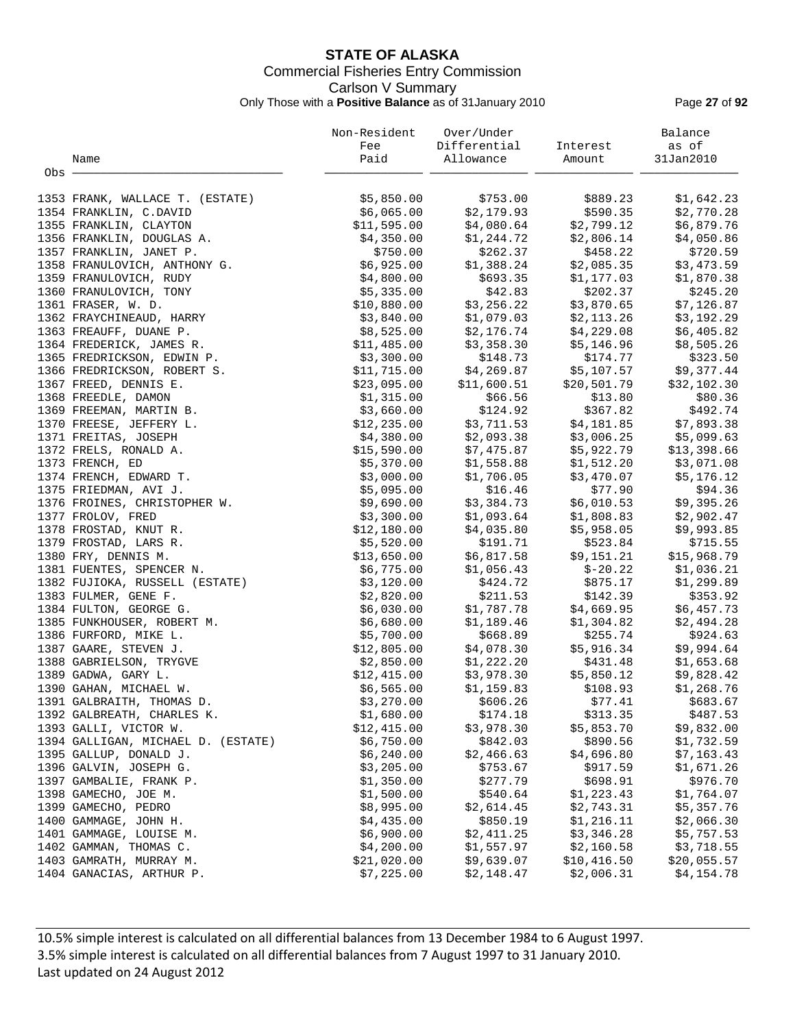# STATE OF ALASKA

Commercial Fisheries Entry Commission

Carlson V Summary

Only Those with a **Positive Balance** as of 31January 2010

| Obs | Name | Non-Resident Fee Paid | Over/Under Differential Allowance | Interest Amount | Balance as of 31Jan2010 |
|---|---|---|---|---|---|
| 1353 | FRANK, WALLACE T. (ESTATE) | $5,850.00 | $753.00 | $889.23 | $1,642.23 |
| 1354 | FRANKLIN, C.DAVID | $6,065.00 | $2,179.93 | $590.35 | $2,770.28 |
| 1355 | FRANKLIN, CLAYTON | $11,595.00 | $4,080.64 | $2,799.12 | $6,879.76 |
| 1356 | FRANKLIN, DOUGLAS A. | $4,350.00 | $1,244.72 | $2,806.14 | $4,050.86 |
| 1357 | FRANKLIN, JANET P. | $750.00 | $262.37 | $458.22 | $720.59 |
| 1358 | FRANULOVICH, ANTHONY G. | $6,925.00 | $1,388.24 | $2,085.35 | $3,473.59 |
| 1359 | FRANULOVICH, RUDY | $4,800.00 | $693.35 | $1,177.03 | $1,870.38 |
| 1360 | FRANULOVICH, TONY | $5,335.00 | $42.83 | $202.37 | $245.20 |
| 1361 | FRASER, W. D. | $10,880.00 | $3,256.22 | $3,870.65 | $7,126.87 |
| 1362 | FRAYCHINEAUD, HARRY | $3,840.00 | $1,079.03 | $2,113.26 | $3,192.29 |
| 1363 | FREAUFF, DUANE P. | $8,525.00 | $2,176.74 | $4,229.08 | $6,405.82 |
| 1364 | FREDERICK, JAMES R. | $11,485.00 | $3,358.30 | $5,146.96 | $8,505.26 |
| 1365 | FREDRICKSON, EDWIN P. | $3,300.00 | $148.73 | $174.77 | $323.50 |
| 1366 | FREDRICKSON, ROBERT S. | $11,715.00 | $4,269.87 | $5,107.57 | $9,377.44 |
| 1367 | FREED, DENNIS E. | $23,095.00 | $11,600.51 | $20,501.79 | $32,102.30 |
| 1368 | FREEDLE, DAMON | $1,315.00 | $66.56 | $13.80 | $80.36 |
| 1369 | FREEMAN, MARTIN B. | $3,660.00 | $124.92 | $367.82 | $492.74 |
| 1370 | FREESE, JEFFERY L. | $12,235.00 | $3,711.53 | $4,181.85 | $7,893.38 |
| 1371 | FREITAS, JOSEPH | $4,380.00 | $2,093.38 | $3,006.25 | $5,099.63 |
| 1372 | FRELS, RONALD A. | $15,590.00 | $7,475.87 | $5,922.79 | $13,398.66 |
| 1373 | FRENCH, ED | $5,370.00 | $1,558.88 | $1,512.20 | $3,071.08 |
| 1374 | FRENCH, EDWARD T. | $3,000.00 | $1,706.05 | $3,470.07 | $5,176.12 |
| 1375 | FRIEDMAN, AVI J. | $5,095.00 | $16.46 | $77.90 | $94.36 |
| 1376 | FROINES, CHRISTOPHER W. | $9,690.00 | $3,384.73 | $6,010.53 | $9,395.26 |
| 1377 | FROLOV, FRED | $3,300.00 | $1,093.64 | $1,808.83 | $2,902.47 |
| 1378 | FROSTAD, KNUT R. | $12,180.00 | $4,035.80 | $5,958.05 | $9,993.85 |
| 1379 | FROSTAD, LARS R. | $5,520.00 | $191.71 | $523.84 | $715.55 |
| 1380 | FRY, DENNIS M. | $13,650.00 | $6,817.58 | $9,151.21 | $15,968.79 |
| 1381 | FUENTES, SPENCER N. | $6,775.00 | $1,056.43 | $-20.22 | $1,036.21 |
| 1382 | FUJIOKA, RUSSELL (ESTATE) | $3,120.00 | $424.72 | $875.17 | $1,299.89 |
| 1383 | FULMER, GENE F. | $2,820.00 | $211.53 | $142.39 | $353.92 |
| 1384 | FULTON, GEORGE G. | $6,030.00 | $1,787.78 | $4,669.95 | $6,457.73 |
| 1385 | FUNKHOUSER, ROBERT M. | $6,680.00 | $1,189.46 | $1,304.82 | $2,494.28 |
| 1386 | FURFORD, MIKE L. | $5,700.00 | $668.89 | $255.74 | $924.63 |
| 1387 | GAARE, STEVEN J. | $12,805.00 | $4,078.30 | $5,916.34 | $9,994.64 |
| 1388 | GABRIELSON, TRYGVE | $2,850.00 | $1,222.20 | $431.48 | $1,653.68 |
| 1389 | GADWA, GARY L. | $12,415.00 | $3,978.30 | $5,850.12 | $9,828.42 |
| 1390 | GAHAN, MICHAEL W. | $6,565.00 | $1,159.83 | $108.93 | $1,268.76 |
| 1391 | GALBRAITH, THOMAS D. | $3,270.00 | $606.26 | $77.41 | $683.67 |
| 1392 | GALBREATH, CHARLES K. | $1,680.00 | $174.18 | $313.35 | $487.53 |
| 1393 | GALLI, VICTOR W. | $12,415.00 | $3,978.30 | $5,853.70 | $9,832.00 |
| 1394 | GALLIGAN, MICHAEL D. (ESTATE) | $6,750.00 | $842.03 | $890.56 | $1,732.59 |
| 1395 | GALLUP, DONALD J. | $6,240.00 | $2,466.63 | $4,696.80 | $7,163.43 |
| 1396 | GALVIN, JOSEPH G. | $3,205.00 | $753.67 | $917.59 | $1,671.26 |
| 1397 | GAMBALIE, FRANK P. | $1,350.00 | $277.79 | $698.91 | $976.70 |
| 1398 | GAMECHO, JOE M. | $1,500.00 | $540.64 | $1,223.43 | $1,764.07 |
| 1399 | GAMECHO, PEDRO | $8,995.00 | $2,614.45 | $2,743.31 | $5,357.76 |
| 1400 | GAMMAGE, JOHN H. | $4,435.00 | $850.19 | $1,216.11 | $2,066.30 |
| 1401 | GAMMAGE, LOUISE M. | $6,900.00 | $2,411.25 | $3,346.28 | $5,757.53 |
| 1402 | GAMMAN, THOMAS C. | $4,200.00 | $1,557.97 | $2,160.58 | $3,718.55 |
| 1403 | GAMRATH, MURRAY M. | $21,020.00 | $9,639.07 | $10,416.50 | $20,055.57 |
| 1404 | GANACIAS, ARTHUR P. | $7,225.00 | $2,148.47 | $2,006.31 | $4,154.78 |

10.5% simple interest is calculated on all differential balances from 13 December 1984 to 6 August 1997.
3.5% simple interest is calculated on all differential balances from 7 August 1997 to 31 January 2010.
Last updated on 24 August 2012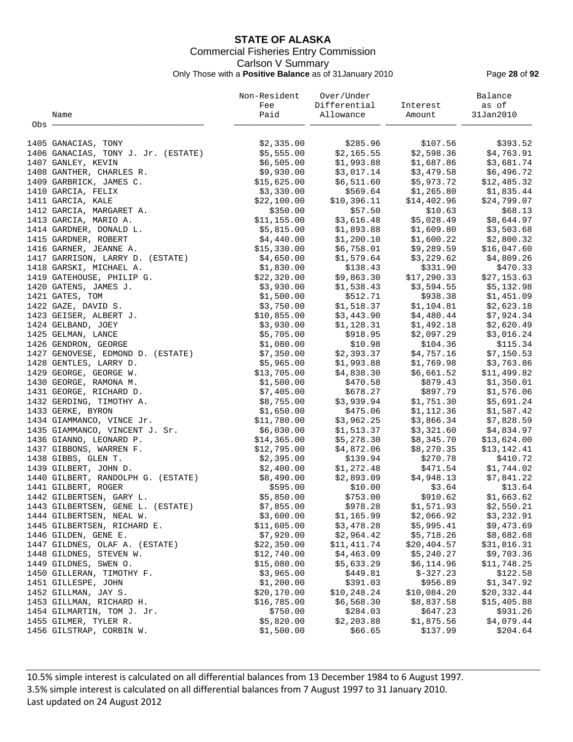# STATE OF ALASKA

Commercial Fisheries Entry Commission

Carlson V Summary

Only Those with a **Positive Balance** as of 31January 2010

| Obs | Name | Non-Resident Fee Paid | Over/Under Differential Allowance | Interest Amount | Balance as of 31Jan2010 |
|---|---|---|---|---|---|
| 1405 | GANACIAS, TONY | $2,335.00 | $285.96 | $107.56 | $393.52 |
| 1406 | GANACIAS, TONY J. Jr. (ESTATE) | $5,555.00 | $2,165.55 | $2,598.36 | $4,763.91 |
| 1407 | GANLEY, KEVIN | $6,505.00 | $1,993.88 | $1,687.86 | $3,681.74 |
| 1408 | GANTHER, CHARLES R. | $9,930.00 | $3,017.14 | $3,479.58 | $6,496.72 |
| 1409 | GARBRICK, JAMES C. | $15,625.00 | $6,511.60 | $5,973.72 | $12,485.32 |
| 1410 | GARCIA, FELIX | $3,330.00 | $569.64 | $1,265.80 | $1,835.44 |
| 1411 | GARCIA, KALE | $22,100.00 | $10,396.11 | $14,402.96 | $24,799.07 |
| 1412 | GARCIA, MARGARET A. | $350.00 | $57.50 | $10.63 | $68.13 |
| 1413 | GARCIA, MARIO A. | $11,155.00 | $3,616.48 | $5,028.49 | $8,644.97 |
| 1414 | GARDNER, DONALD L. | $5,815.00 | $1,893.88 | $1,609.80 | $3,503.68 |
| 1415 | GARDNER, ROBERT | $4,440.00 | $1,200.10 | $1,600.22 | $2,800.32 |
| 1416 | GARNER, JEANNE A. | $15,330.00 | $6,758.01 | $9,289.59 | $16,047.60 |
| 1417 | GARRISON, LARRY D. (ESTATE) | $4,650.00 | $1,579.64 | $3,229.62 | $4,809.26 |
| 1418 | GARSKI, MICHAEL A. | $1,830.00 | $138.43 | $331.90 | $470.33 |
| 1419 | GATEHOUSE, PHILIP G. | $22,320.00 | $9,863.30 | $17,290.33 | $27,153.63 |
| 1420 | GATENS, JAMES J. | $3,930.00 | $1,538.43 | $3,594.55 | $5,132.98 |
| 1421 | GATES, TOM | $1,500.00 | $512.71 | $938.38 | $1,451.09 |
| 1422 | GAZE, DAVID S. | $3,750.00 | $1,518.37 | $1,104.81 | $2,623.18 |
| 1423 | GEISER, ALBERT J. | $10,855.00 | $3,443.90 | $4,480.44 | $7,924.34 |
| 1424 | GELBAND, JOEY | $3,930.00 | $1,128.31 | $1,492.18 | $2,620.49 |
| 1425 | GELMAN, LANCE | $5,705.00 | $918.95 | $2,097.29 | $3,016.24 |
| 1426 | GENDRON, GEORGE | $1,080.00 | $10.98 | $104.36 | $115.34 |
| 1427 | GENOVESE, EDMOND D. (ESTATE) | $7,350.00 | $2,393.37 | $4,757.16 | $7,150.53 |
| 1428 | GENTLES, LARRY D. | $5,965.00 | $1,993.88 | $1,769.98 | $3,763.86 |
| 1429 | GEORGE, GEORGE W. | $13,705.00 | $4,838.30 | $6,661.52 | $11,499.82 |
| 1430 | GEORGE, RAMONA M. | $1,500.00 | $470.58 | $879.43 | $1,350.01 |
| 1431 | GEORGE, RICHARD D. | $7,405.00 | $678.27 | $897.79 | $1,576.06 |
| 1432 | GERDING, TIMOTHY A. | $8,755.00 | $3,939.94 | $1,751.30 | $5,691.24 |
| 1433 | GERKE, BYRON | $1,650.00 | $475.06 | $1,112.36 | $1,587.42 |
| 1434 | GIAMMANCO, VINCE Jr. | $11,780.00 | $3,962.25 | $3,866.34 | $7,828.59 |
| 1435 | GIAMMANCO, VINCENT J. Sr. | $6,030.00 | $1,513.37 | $3,321.60 | $4,834.97 |
| 1436 | GIANNO, LEONARD P. | $14,365.00 | $5,278.30 | $8,345.70 | $13,624.00 |
| 1437 | GIBBONS, WARREN F. | $12,795.00 | $4,872.06 | $8,270.35 | $13,142.41 |
| 1438 | GIBBS, GLEN T. | $2,395.00 | $139.94 | $270.78 | $410.72 |
| 1439 | GILBERT, JOHN D. | $2,400.00 | $1,272.48 | $471.54 | $1,744.02 |
| 1440 | GILBERT, RANDOLPH G. (ESTATE) | $8,490.00 | $2,893.09 | $4,948.13 | $7,841.22 |
| 1441 | GILBERT, ROGER | $595.00 | $10.00 | $3.64 | $13.64 |
| 1442 | GILBERTSEN, GARY L. | $5,850.00 | $753.00 | $910.62 | $1,663.62 |
| 1443 | GILBERTSEN, GENE L. (ESTATE) | $7,855.00 | $978.28 | $1,571.93 | $2,550.21 |
| 1444 | GILBERTSEN, NEAL W. | $3,600.00 | $1,165.99 | $2,066.92 | $3,232.91 |
| 1445 | GILBERTSEN, RICHARD E. | $11,605.00 | $3,478.28 | $5,995.41 | $9,473.69 |
| 1446 | GILDEN, GENE E. | $7,920.00 | $2,964.42 | $5,718.26 | $8,682.68 |
| 1447 | GILDNES, OLAF A. (ESTATE) | $22,350.00 | $11,411.74 | $20,404.57 | $31,816.31 |
| 1448 | GILDNES, STEVEN W. | $12,740.00 | $4,463.09 | $5,240.27 | $9,703.36 |
| 1449 | GILDNES, SWEN O. | $15,080.00 | $5,633.29 | $6,114.96 | $11,748.25 |
| 1450 | GILLERAN, TIMOTHY F. | $3,965.00 | $449.81 | $-327.23 | $122.58 |
| 1451 | GILLESPE, JOHN | $1,200.00 | $391.03 | $956.89 | $1,347.92 |
| 1452 | GILLMAN, JAY S. | $20,170.00 | $10,248.24 | $10,084.20 | $20,332.44 |
| 1453 | GILLMAN, RICHARD H. | $16,785.00 | $6,568.30 | $8,837.58 | $15,405.88 |
| 1454 | GILMARTIN, TOM J. Jr. | $750.00 | $284.03 | $647.23 | $931.26 |
| 1455 | GILMER, TYLER R. | $5,820.00 | $2,203.88 | $1,875.56 | $4,079.44 |
| 1456 | GILSTRAP, CORBIN W. | $1,500.00 | $66.65 | $137.99 | $204.64 |

10.5% simple interest is calculated on all differential balances from 13 December 1984 to 6 August 1997.
3.5% simple interest is calculated on all differential balances from 7 August 1997 to 31 January 2010.
Last updated on 24 August 2012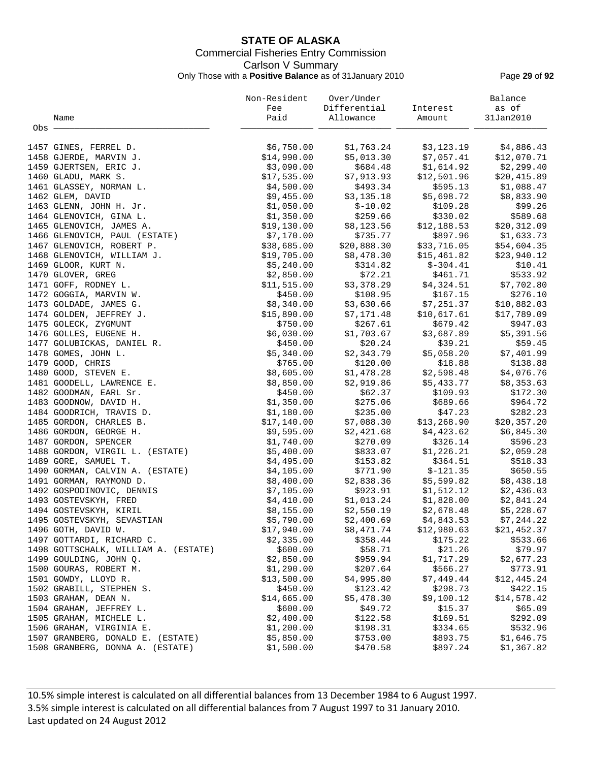# STATE OF ALASKA

Commercial Fisheries Entry Commission

Carlson V Summary

Only Those with a **Positive Balance** as of 31January 2010

| Obs | Name | Non-Resident Fee Paid | Over/Under Differential Allowance | Interest Amount | Balance as of 31Jan2010 |
|---|---|---|---|---|---|
| 1457 | GINES, FERREL D. | $6,750.00 | $1,763.24 | $3,123.19 | $4,886.43 |
| 1458 | GJERDE, MARVIN J. | $14,990.00 | $5,013.30 | $7,057.41 | $12,070.71 |
| 1459 | GJERTSEN, ERIC J. | $3,090.00 | $684.48 | $1,614.92 | $2,299.40 |
| 1460 | GLADU, MARK S. | $17,535.00 | $7,913.93 | $12,501.96 | $20,415.89 |
| 1461 | GLASSEY, NORMAN L. | $4,500.00 | $493.34 | $595.13 | $1,088.47 |
| 1462 | GLEM, DAVID | $9,455.00 | $3,135.18 | $5,698.72 | $8,833.90 |
| 1463 | GLENN, JOHN H. Jr. | $1,050.00 | $-10.02 | $109.28 | $99.26 |
| 1464 | GLENOVICH, GINA L. | $1,350.00 | $259.66 | $330.02 | $589.68 |
| 1465 | GLENOVICH, JAMES A. | $19,130.00 | $8,123.56 | $12,188.53 | $20,312.09 |
| 1466 | GLENOVICH, PAUL (ESTATE) | $7,170.00 | $735.77 | $897.96 | $1,633.73 |
| 1467 | GLENOVICH, ROBERT P. | $38,685.00 | $20,888.30 | $33,716.05 | $54,604.35 |
| 1468 | GLENOVICH, WILLIAM J. | $19,705.00 | $8,478.30 | $15,461.82 | $23,940.12 |
| 1469 | GLOOR, KURT N. | $5,240.00 | $314.82 | $-304.41 | $10.41 |
| 1470 | GLOVER, GREG | $2,850.00 | $72.21 | $461.71 | $533.92 |
| 1471 | GOFF, RODNEY L. | $11,515.00 | $3,378.29 | $4,324.51 | $7,702.80 |
| 1472 | GOGGIA, MARVIN W. | $450.00 | $108.95 | $167.15 | $276.10 |
| 1473 | GOLDADE, JAMES G. | $8,340.00 | $3,630.66 | $7,251.37 | $10,882.03 |
| 1474 | GOLDEN, JEFFREY J. | $15,890.00 | $7,171.48 | $10,617.61 | $17,789.09 |
| 1475 | GOLECK, ZYGMUNT | $750.00 | $267.61 | $679.42 | $947.03 |
| 1476 | GOLLES, EUGENE H. | $6,030.00 | $1,703.67 | $3,687.89 | $5,391.56 |
| 1477 | GOLUBICKAS, DANIEL R. | $450.00 | $20.24 | $39.21 | $59.45 |
| 1478 | GOMES, JOHN L. | $5,340.00 | $2,343.79 | $5,058.20 | $7,401.99 |
| 1479 | GOOD, CHRIS | $765.00 | $120.00 | $18.88 | $138.88 |
| 1480 | GOOD, STEVEN E. | $8,605.00 | $1,478.28 | $2,598.48 | $4,076.76 |
| 1481 | GOODELL, LAWRENCE E. | $8,850.00 | $2,919.86 | $5,433.77 | $8,353.63 |
| 1482 | GOODMAN, EARL Sr. | $450.00 | $62.37 | $109.93 | $172.30 |
| 1483 | GOODNOW, DAVID H. | $1,350.00 | $275.06 | $689.66 | $964.72 |
| 1484 | GOODRICH, TRAVIS D. | $1,180.00 | $235.00 | $47.23 | $282.23 |
| 1485 | GORDON, CHARLES B. | $17,140.00 | $7,088.30 | $13,268.90 | $20,357.20 |
| 1486 | GORDON, GEORGE H. | $9,595.00 | $2,421.68 | $4,423.62 | $6,845.30 |
| 1487 | GORDON, SPENCER | $1,740.00 | $270.09 | $326.14 | $596.23 |
| 1488 | GORDON, VIRGIL L. (ESTATE) | $5,400.00 | $833.07 | $1,226.21 | $2,059.28 |
| 1489 | GORE, SAMUEL T. | $4,495.00 | $153.82 | $364.51 | $518.33 |
| 1490 | GORMAN, CALVIN A. (ESTATE) | $4,105.00 | $771.90 | $-121.35 | $650.55 |
| 1491 | GORMAN, RAYMOND D. | $8,400.00 | $2,838.36 | $5,599.82 | $8,438.18 |
| 1492 | GOSPODINOVIC, DENNIS | $7,105.00 | $923.91 | $1,512.12 | $2,436.03 |
| 1493 | GOSTEVSKYH, FRED | $4,410.00 | $1,013.24 | $1,828.00 | $2,841.24 |
| 1494 | GOSTEVSKYH, KIRIL | $8,155.00 | $2,550.19 | $2,678.48 | $5,228.67 |
| 1495 | GOSTEVSKYH, SEVASTIAN | $5,790.00 | $2,400.69 | $4,843.53 | $7,244.22 |
| 1496 | GOTH, DAVID W. | $17,940.00 | $8,471.74 | $12,980.63 | $21,452.37 |
| 1497 | GOTTARDI, RICHARD C. | $2,335.00 | $358.44 | $175.22 | $533.66 |
| 1498 | GOTTSCHALK, WILLIAM A. (ESTATE) | $600.00 | $58.71 | $21.26 | $79.97 |
| 1499 | GOULDING, JOHN Q. | $2,850.00 | $959.94 | $1,717.29 | $2,677.23 |
| 1500 | GOURAS, ROBERT M. | $1,290.00 | $207.64 | $566.27 | $773.91 |
| 1501 | GOWDY, LLOYD R. | $13,500.00 | $4,995.80 | $7,449.44 | $12,445.24 |
| 1502 | GRABILL, STEPHEN S. | $450.00 | $123.42 | $298.73 | $422.15 |
| 1503 | GRAHAM, DEAN N. | $14,665.00 | $5,478.30 | $9,100.12 | $14,578.42 |
| 1504 | GRAHAM, JEFFREY L. | $600.00 | $49.72 | $15.37 | $65.09 |
| 1505 | GRAHAM, MICHELE L. | $2,400.00 | $122.58 | $169.51 | $292.09 |
| 1506 | GRAHAM, VIRGINIA E. | $1,200.00 | $198.31 | $334.65 | $532.96 |
| 1507 | GRANBERG, DONALD E. (ESTATE) | $5,850.00 | $753.00 | $893.75 | $1,646.75 |
| 1508 | GRANBERG, DONNA A. (ESTATE) | $1,500.00 | $470.58 | $897.24 | $1,367.82 |

10.5% simple interest is calculated on all differential balances from 13 December 1984 to 6 August 1997.
3.5% simple interest is calculated on all differential balances from 7 August 1997 to 31 January 2010.
Last updated on 24 August 2012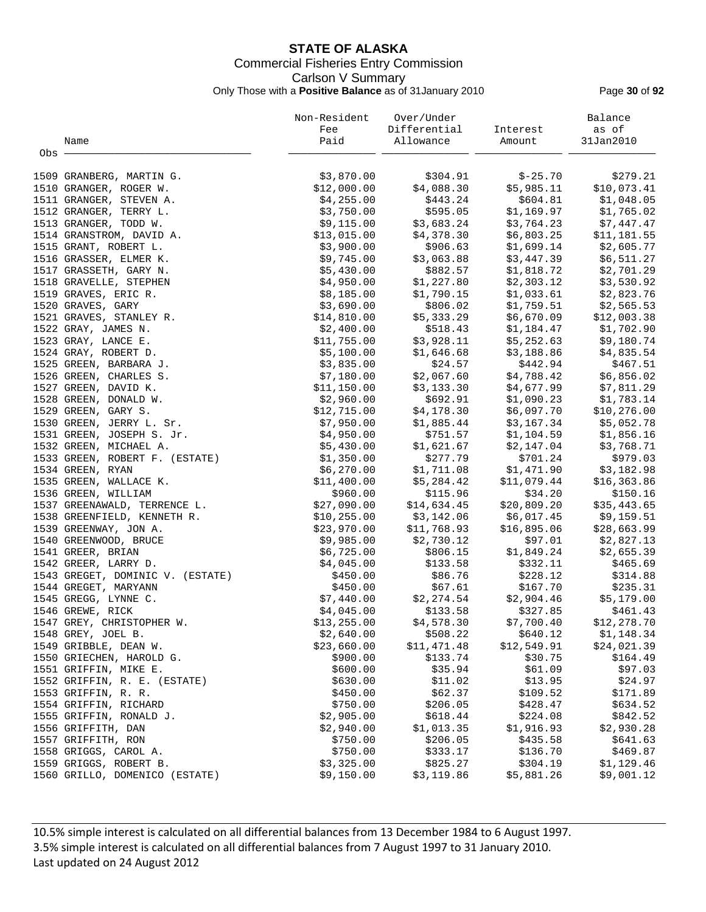# STATE OF ALASKA

Commercial Fisheries Entry Commission

Carlson V Summary

Only Those with a **Positive Balance** as of 31January 2010

| Obs | Name | Non-Resident Fee Paid | Over/Under Differential Allowance | Interest Amount | Balance as of 31Jan2010 |
|---|---|---|---|---|---|
| 1509 | GRANBERG, MARTIN G. | $3,870.00 | $304.91 | $-25.70 | $279.21 |
| 1510 | GRANGER, ROGER W. | $12,000.00 | $4,088.30 | $5,985.11 | $10,073.41 |
| 1511 | GRANGER, STEVEN A. | $4,255.00 | $443.24 | $604.81 | $1,048.05 |
| 1512 | GRANGER, TERRY L. | $3,750.00 | $595.05 | $1,169.97 | $1,765.02 |
| 1513 | GRANGER, TODD W. | $9,115.00 | $3,683.24 | $3,764.23 | $7,447.47 |
| 1514 | GRANSTROM, DAVID A. | $13,015.00 | $4,378.30 | $6,803.25 | $11,181.55 |
| 1515 | GRANT, ROBERT L. | $3,900.00 | $906.63 | $1,699.14 | $2,605.77 |
| 1516 | GRASSER, ELMER K. | $9,745.00 | $3,063.88 | $3,447.39 | $6,511.27 |
| 1517 | GRASSETH, GARY N. | $5,430.00 | $882.57 | $1,818.72 | $2,701.29 |
| 1518 | GRAVELLE, STEPHEN | $4,950.00 | $1,227.80 | $2,303.12 | $3,530.92 |
| 1519 | GRAVES, ERIC R. | $8,185.00 | $1,790.15 | $1,033.61 | $2,823.76 |
| 1520 | GRAVES, GARY | $3,690.00 | $806.02 | $1,759.51 | $2,565.53 |
| 1521 | GRAVES, STANLEY R. | $14,810.00 | $5,333.29 | $6,670.09 | $12,003.38 |
| 1522 | GRAY, JAMES N. | $2,400.00 | $518.43 | $1,184.47 | $1,702.90 |
| 1523 | GRAY, LANCE E. | $11,755.00 | $3,928.11 | $5,252.63 | $9,180.74 |
| 1524 | GRAY, ROBERT D. | $5,100.00 | $1,646.68 | $3,188.86 | $4,835.54 |
| 1525 | GREEN, BARBARA J. | $3,835.00 | $24.57 | $442.94 | $467.51 |
| 1526 | GREEN, CHARLES S. | $7,180.00 | $2,067.60 | $4,788.42 | $6,856.02 |
| 1527 | GREEN, DAVID K. | $11,150.00 | $3,133.30 | $4,677.99 | $7,811.29 |
| 1528 | GREEN, DONALD W. | $2,960.00 | $692.91 | $1,090.23 | $1,783.14 |
| 1529 | GREEN, GARY S. | $12,715.00 | $4,178.30 | $6,097.70 | $10,276.00 |
| 1530 | GREEN, JERRY L. Sr. | $7,950.00 | $1,885.44 | $3,167.34 | $5,052.78 |
| 1531 | GREEN, JOSEPH S. Jr. | $4,950.00 | $751.57 | $1,104.59 | $1,856.16 |
| 1532 | GREEN, MICHAEL A. | $5,430.00 | $1,621.67 | $2,147.04 | $3,768.71 |
| 1533 | GREEN, ROBERT F. (ESTATE) | $1,350.00 | $277.79 | $701.24 | $979.03 |
| 1534 | GREEN, RYAN | $6,270.00 | $1,711.08 | $1,471.90 | $3,182.98 |
| 1535 | GREEN, WALLACE K. | $11,400.00 | $5,284.42 | $11,079.44 | $16,363.86 |
| 1536 | GREEN, WILLIAM | $960.00 | $115.96 | $34.20 | $150.16 |
| 1537 | GREENAWALD, TERRENCE L. | $27,090.00 | $14,634.45 | $20,809.20 | $35,443.65 |
| 1538 | GREENFIELD, KENNETH R. | $10,255.00 | $3,142.06 | $6,017.45 | $9,159.51 |
| 1539 | GREENWAY, JON A. | $23,970.00 | $11,768.93 | $16,895.06 | $28,663.99 |
| 1540 | GREENWOOD, BRUCE | $9,985.00 | $2,730.12 | $97.01 | $2,827.13 |
| 1541 | GREER, BRIAN | $6,725.00 | $806.15 | $1,849.24 | $2,655.39 |
| 1542 | GREER, LARRY D. | $4,045.00 | $133.58 | $332.11 | $465.69 |
| 1543 | GREGET, DOMINIC V. (ESTATE) | $450.00 | $86.76 | $228.12 | $314.88 |
| 1544 | GREGET, MARYANN | $450.00 | $67.61 | $167.70 | $235.31 |
| 1545 | GREGG, LYNNE C. | $7,440.00 | $2,274.54 | $2,904.46 | $5,179.00 |
| 1546 | GREWE, RICK | $4,045.00 | $133.58 | $327.85 | $461.43 |
| 1547 | GREY, CHRISTOPHER W. | $13,255.00 | $4,578.30 | $7,700.40 | $12,278.70 |
| 1548 | GREY, JOEL B. | $2,640.00 | $508.22 | $640.12 | $1,148.34 |
| 1549 | GRIBBLE, DEAN W. | $23,660.00 | $11,471.48 | $12,549.91 | $24,021.39 |
| 1550 | GRIECHEN, HAROLD G. | $900.00 | $133.74 | $30.75 | $164.49 |
| 1551 | GRIFFIN, MIKE E. | $600.00 | $35.94 | $61.09 | $97.03 |
| 1552 | GRIFFIN, R. E. (ESTATE) | $630.00 | $11.02 | $13.95 | $24.97 |
| 1553 | GRIFFIN, R. R. | $450.00 | $62.37 | $109.52 | $171.89 |
| 1554 | GRIFFIN, RICHARD | $750.00 | $206.05 | $428.47 | $634.52 |
| 1555 | GRIFFIN, RONALD J. | $2,905.00 | $618.44 | $224.08 | $842.52 |
| 1556 | GRIFFITH, DAN | $2,940.00 | $1,013.35 | $1,916.93 | $2,930.28 |
| 1557 | GRIFFITH, RON | $750.00 | $206.05 | $435.58 | $641.63 |
| 1558 | GRIGGS, CAROL A. | $750.00 | $333.17 | $136.70 | $469.87 |
| 1559 | GRIGGS, ROBERT B. | $3,325.00 | $825.27 | $304.19 | $1,129.46 |
| 1560 | GRILLO, DOMENICO (ESTATE) | $9,150.00 | $3,119.86 | $5,881.26 | $9,001.12 |

10.5% simple interest is calculated on all differential balances from 13 December 1984 to 6 August 1997.
3.5% simple interest is calculated on all differential balances from 7 August 1997 to 31 January 2010.
Last updated on 24 August 2012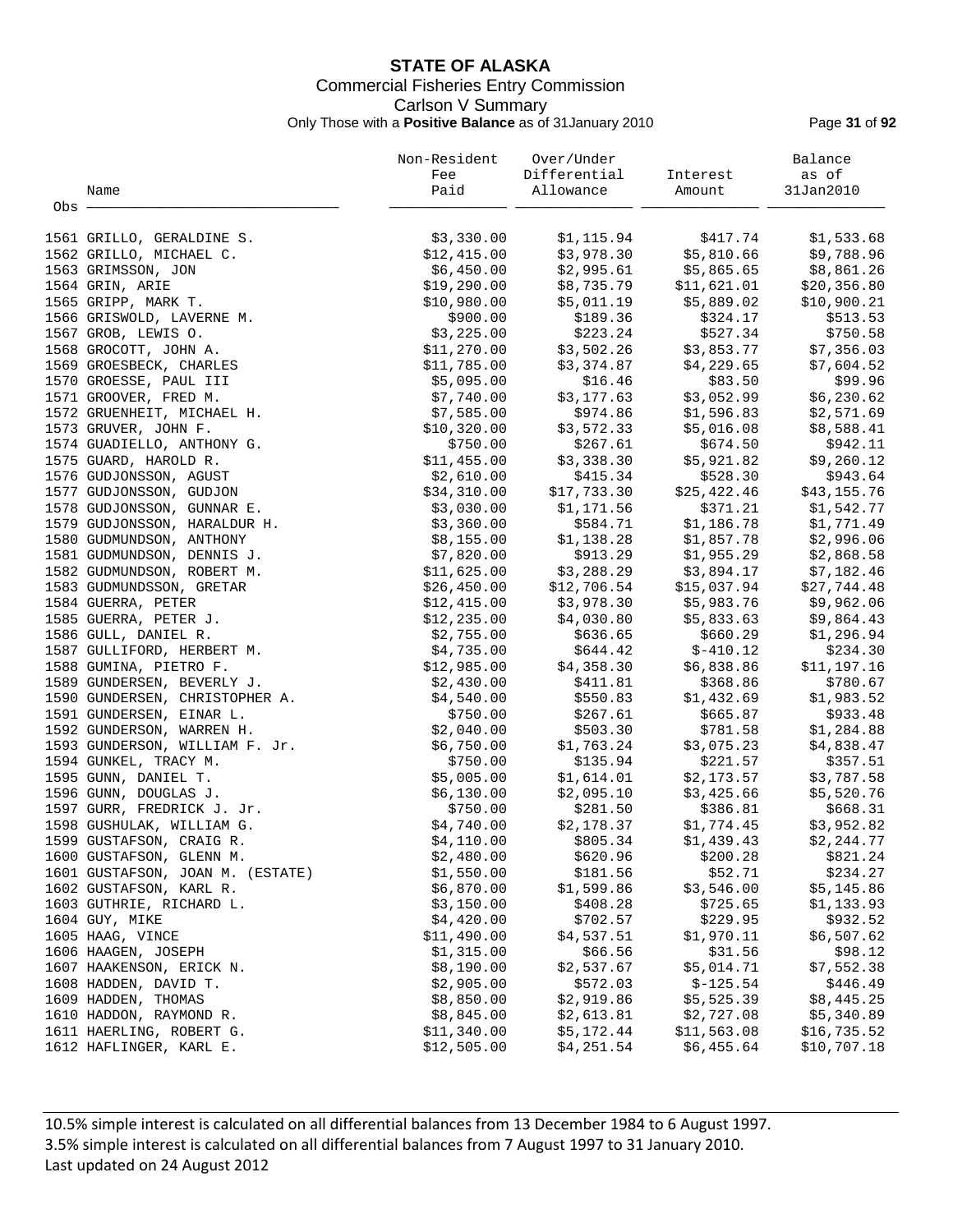**STATE OF ALASKA**
Commercial Fisheries Entry Commission
Carlson V Summary
Only Those with a **Positive Balance** as of 31January 2010

| Obs | Name | Non-Resident Fee Paid | Over/Under Differential Allowance | Interest Amount | Balance as of 31Jan2010 |
|---|---|---|---|---|---|
| 1561 | GRILLO, GERALDINE S. | $3,330.00 | $1,115.94 | $417.74 | $1,533.68 |
| 1562 | GRILLO, MICHAEL C. | $12,415.00 | $3,978.30 | $5,810.66 | $9,788.96 |
| 1563 | GRIMSSON, JON | $6,450.00 | $2,995.61 | $5,865.65 | $8,861.26 |
| 1564 | GRIN, ARIE | $19,290.00 | $8,735.79 | $11,621.01 | $20,356.80 |
| 1565 | GRIPP, MARK T. | $10,980.00 | $5,011.19 | $5,889.02 | $10,900.21 |
| 1566 | GRISWOLD, LAVERNE M. | $900.00 | $189.36 | $324.17 | $513.53 |
| 1567 | GROB, LEWIS O. | $3,225.00 | $223.24 | $527.34 | $750.58 |
| 1568 | GROCOTT, JOHN A. | $11,270.00 | $3,502.26 | $3,853.77 | $7,356.03 |
| 1569 | GROESBECK, CHARLES | $11,785.00 | $3,374.87 | $4,229.65 | $7,604.52 |
| 1570 | GROESSE, PAUL III | $5,095.00 | $16.46 | $83.50 | $99.96 |
| 1571 | GROOVER, FRED M. | $7,740.00 | $3,177.63 | $3,052.99 | $6,230.62 |
| 1572 | GRUENHEIT, MICHAEL H. | $7,585.00 | $974.86 | $1,596.83 | $2,571.69 |
| 1573 | GRUVER, JOHN F. | $10,320.00 | $3,572.33 | $5,016.08 | $8,588.41 |
| 1574 | GUADIELLO, ANTHONY G. | $750.00 | $267.61 | $674.50 | $942.11 |
| 1575 | GUARD, HAROLD R. | $11,455.00 | $3,338.30 | $5,921.82 | $9,260.12 |
| 1576 | GUDJONSSON, AGUST | $2,610.00 | $415.34 | $528.30 | $943.64 |
| 1577 | GUDJONSSON, GUDJON | $34,310.00 | $17,733.30 | $25,422.46 | $43,155.76 |
| 1578 | GUDJONSSON, GUNNAR E. | $3,030.00 | $1,171.56 | $371.21 | $1,542.77 |
| 1579 | GUDJONSSON, HARALDUR H. | $3,360.00 | $584.71 | $1,186.78 | $1,771.49 |
| 1580 | GUDMUNDSON, ANTHONY | $8,155.00 | $1,138.28 | $1,857.78 | $2,996.06 |
| 1581 | GUDMUNDSON, DENNIS J. | $7,820.00 | $913.29 | $1,955.29 | $2,868.58 |
| 1582 | GUDMUNDSON, ROBERT M. | $11,625.00 | $3,288.29 | $3,894.17 | $7,182.46 |
| 1583 | GUDMUNDSSON, GRETAR | $26,450.00 | $12,706.54 | $15,037.94 | $27,744.48 |
| 1584 | GUERRA, PETER | $12,415.00 | $3,978.30 | $5,983.76 | $9,962.06 |
| 1585 | GUERRA, PETER J. | $12,235.00 | $4,030.80 | $5,833.63 | $9,864.43 |
| 1586 | GULL, DANIEL R. | $2,755.00 | $636.65 | $660.29 | $1,296.94 |
| 1587 | GULLIFORD, HERBERT M. | $4,735.00 | $644.42 | $-410.12 | $234.30 |
| 1588 | GUMINA, PIETRO F. | $12,985.00 | $4,358.30 | $6,838.86 | $11,197.16 |
| 1589 | GUNDERSEN, BEVERLY J. | $2,430.00 | $411.81 | $368.86 | $780.67 |
| 1590 | GUNDERSEN, CHRISTOPHER A. | $4,540.00 | $550.83 | $1,432.69 | $1,983.52 |
| 1591 | GUNDERSEN, EINAR L. | $750.00 | $267.61 | $665.87 | $933.48 |
| 1592 | GUNDERSON, WARREN H. | $2,040.00 | $503.30 | $781.58 | $1,284.88 |
| 1593 | GUNDERSON, WILLIAM F. Jr. | $6,750.00 | $1,763.24 | $3,075.23 | $4,838.47 |
| 1594 | GUNKEL, TRACY M. | $750.00 | $135.94 | $221.57 | $357.51 |
| 1595 | GUNN, DANIEL T. | $5,005.00 | $1,614.01 | $2,173.57 | $3,787.58 |
| 1596 | GUNN, DOUGLAS J. | $6,130.00 | $2,095.10 | $3,425.66 | $5,520.76 |
| 1597 | GURR, FREDRICK J. Jr. | $750.00 | $281.50 | $386.81 | $668.31 |
| 1598 | GUSHULAK, WILLIAM G. | $4,740.00 | $2,178.37 | $1,774.45 | $3,952.82 |
| 1599 | GUSTAFSON, CRAIG R. | $4,110.00 | $805.34 | $1,439.43 | $2,244.77 |
| 1600 | GUSTAFSON, GLENN M. | $2,480.00 | $620.96 | $200.28 | $821.24 |
| 1601 | GUSTAFSON, JOAN M. (ESTATE) | $1,550.00 | $181.56 | $52.71 | $234.27 |
| 1602 | GUSTAFSON, KARL R. | $6,870.00 | $1,599.86 | $3,546.00 | $5,145.86 |
| 1603 | GUTHRIE, RICHARD L. | $3,150.00 | $408.28 | $725.65 | $1,133.93 |
| 1604 | GUY, MIKE | $4,420.00 | $702.57 | $229.95 | $932.52 |
| 1605 | HAAG, VINCE | $11,490.00 | $4,537.51 | $1,970.11 | $6,507.62 |
| 1606 | HAAGEN, JOSEPH | $1,315.00 | $66.56 | $31.56 | $98.12 |
| 1607 | HAAKENSON, ERICK N. | $8,190.00 | $2,537.67 | $5,014.71 | $7,552.38 |
| 1608 | HADDEN, DAVID T. | $2,905.00 | $572.03 | $-125.54 | $446.49 |
| 1609 | HADDEN, THOMAS | $8,850.00 | $2,919.86 | $5,525.39 | $8,445.25 |
| 1610 | HADDON, RAYMOND R. | $8,845.00 | $2,613.81 | $2,727.08 | $5,340.89 |
| 1611 | HAERLING, ROBERT G. | $11,340.00 | $5,172.44 | $11,563.08 | $16,735.52 |
| 1612 | HAFLINGER, KARL E. | $12,505.00 | $4,251.54 | $6,455.64 | $10,707.18 |

10.5% simple interest is calculated on all differential balances from 13 December 1984 to 6 August 1997.
3.5% simple interest is calculated on all differential balances from 7 August 1997 to 31 January 2010.
Last updated on 24 August 2012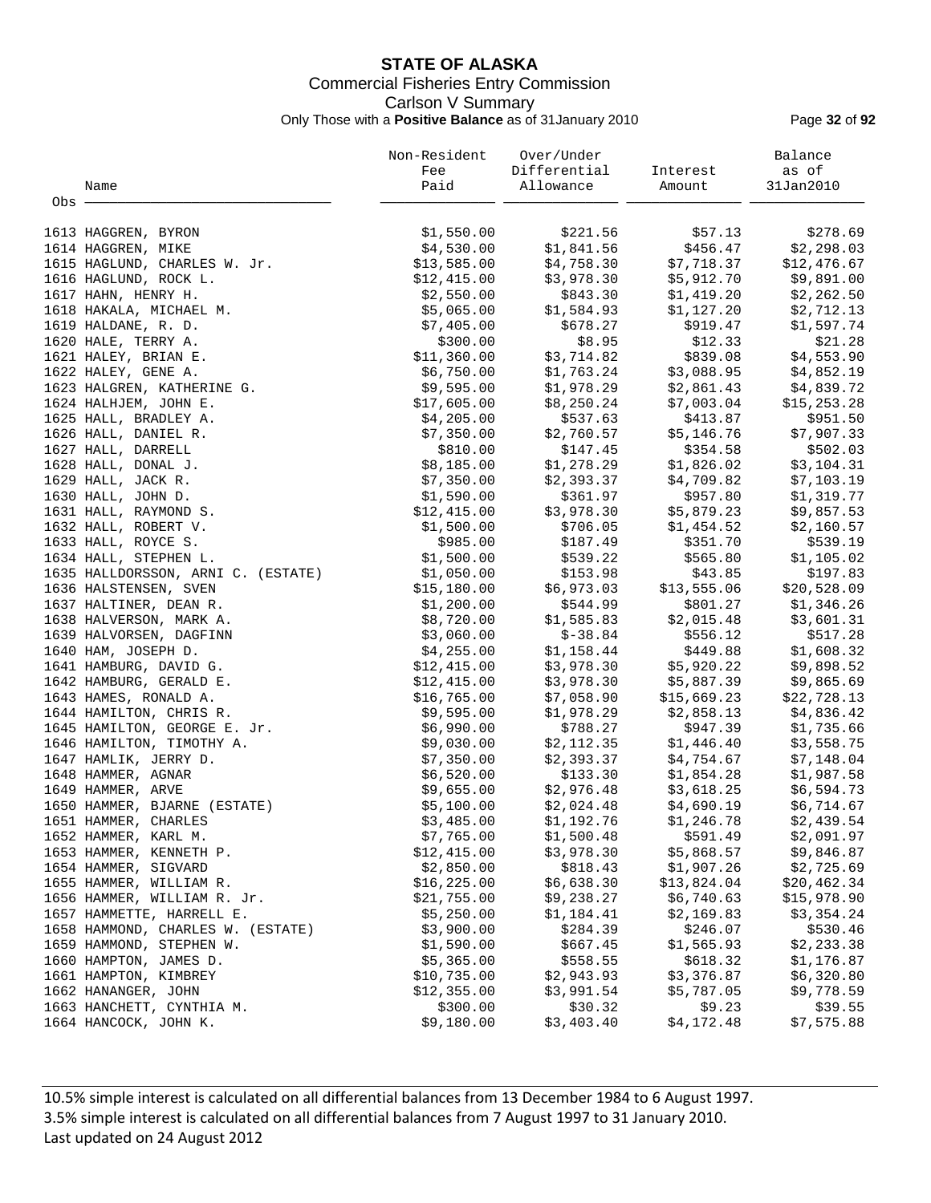# STATE OF ALASKA

Commercial Fisheries Entry Commission

Carlson V Summary

Only Those with a **Positive Balance** as of 31January 2010

| Obs | Name | Non-Resident Fee Paid | Over/Under Differential Allowance | Interest Amount | Balance as of 31Jan2010 |
|---|---|---|---|---|---|
| 1613 | HAGGREN, BYRON | $1,550.00 | $221.56 | $57.13 | $278.69 |
| 1614 | HAGGREN, MIKE | $4,530.00 | $1,841.56 | $456.47 | $2,298.03 |
| 1615 | HAGLUND, CHARLES W. Jr. | $13,585.00 | $4,758.30 | $7,718.37 | $12,476.67 |
| 1616 | HAGLUND, ROCK L. | $12,415.00 | $3,978.30 | $5,912.70 | $9,891.00 |
| 1617 | HAHN, HENRY H. | $2,550.00 | $843.30 | $1,419.20 | $2,262.50 |
| 1618 | HAKALA, MICHAEL M. | $5,065.00 | $1,584.93 | $1,127.20 | $2,712.13 |
| 1619 | HALDANE, R. D. | $7,405.00 | $678.27 | $919.47 | $1,597.74 |
| 1620 | HALE, TERRY A. | $300.00 | $8.95 | $12.33 | $21.28 |
| 1621 | HALEY, BRIAN E. | $11,360.00 | $3,714.82 | $839.08 | $4,553.90 |
| 1622 | HALEY, GENE A. | $6,750.00 | $1,763.24 | $3,088.95 | $4,852.19 |
| 1623 | HALGREN, KATHERINE G. | $9,595.00 | $1,978.29 | $2,861.43 | $4,839.72 |
| 1624 | HALHJEM, JOHN E. | $17,605.00 | $8,250.24 | $7,003.04 | $15,253.28 |
| 1625 | HALL, BRADLEY A. | $4,205.00 | $537.63 | $413.87 | $951.50 |
| 1626 | HALL, DANIEL R. | $7,350.00 | $2,760.57 | $5,146.76 | $7,907.33 |
| 1627 | HALL, DARRELL | $810.00 | $147.45 | $354.58 | $502.03 |
| 1628 | HALL, DONAL J. | $8,185.00 | $1,278.29 | $1,826.02 | $3,104.31 |
| 1629 | HALL, JACK R. | $7,350.00 | $2,393.37 | $4,709.82 | $7,103.19 |
| 1630 | HALL, JOHN D. | $1,590.00 | $361.97 | $957.80 | $1,319.77 |
| 1631 | HALL, RAYMOND S. | $12,415.00 | $3,978.30 | $5,879.23 | $9,857.53 |
| 1632 | HALL, ROBERT V. | $1,500.00 | $706.05 | $1,454.52 | $2,160.57 |
| 1633 | HALL, ROYCE S. | $985.00 | $187.49 | $351.70 | $539.19 |
| 1634 | HALL, STEPHEN L. | $1,500.00 | $539.22 | $565.80 | $1,105.02 |
| 1635 | HALLDORSSON, ARNI C. (ESTATE) | $1,050.00 | $153.98 | $43.85 | $197.83 |
| 1636 | HALSTENSEN, SVEN | $15,180.00 | $6,973.03 | $13,555.06 | $20,528.09 |
| 1637 | HALTINER, DEAN R. | $1,200.00 | $544.99 | $801.27 | $1,346.26 |
| 1638 | HALVERSON, MARK A. | $8,720.00 | $1,585.83 | $2,015.48 | $3,601.31 |
| 1639 | HALVORSEN, DAGFINN | $3,060.00 | $-38.84 | $556.12 | $517.28 |
| 1640 | HAM, JOSEPH D. | $4,255.00 | $1,158.44 | $449.88 | $1,608.32 |
| 1641 | HAMBURG, DAVID G. | $12,415.00 | $3,978.30 | $5,920.22 | $9,898.52 |
| 1642 | HAMBURG, GERALD E. | $12,415.00 | $3,978.30 | $5,887.39 | $9,865.69 |
| 1643 | HAMES, RONALD A. | $16,765.00 | $7,058.90 | $15,669.23 | $22,728.13 |
| 1644 | HAMILTON, CHRIS R. | $9,595.00 | $1,978.29 | $2,858.13 | $4,836.42 |
| 1645 | HAMILTON, GEORGE E. Jr. | $6,990.00 | $788.27 | $947.39 | $1,735.66 |
| 1646 | HAMILTON, TIMOTHY A. | $9,030.00 | $2,112.35 | $1,446.40 | $3,558.75 |
| 1647 | HAMLIK, JERRY D. | $7,350.00 | $2,393.37 | $4,754.67 | $7,148.04 |
| 1648 | HAMMER, AGNAR | $6,520.00 | $133.30 | $1,854.28 | $1,987.58 |
| 1649 | HAMMER, ARVE | $9,655.00 | $2,976.48 | $3,618.25 | $6,594.73 |
| 1650 | HAMMER, BJARNE (ESTATE) | $5,100.00 | $2,024.48 | $4,690.19 | $6,714.67 |
| 1651 | HAMMER, CHARLES | $3,485.00 | $1,192.76 | $1,246.78 | $2,439.54 |
| 1652 | HAMMER, KARL M. | $7,765.00 | $1,500.48 | $591.49 | $2,091.97 |
| 1653 | HAMMER, KENNETH P. | $12,415.00 | $3,978.30 | $5,868.57 | $9,846.87 |
| 1654 | HAMMER, SIGVARD | $2,850.00 | $818.43 | $1,907.26 | $2,725.69 |
| 1655 | HAMMER, WILLIAM R. | $16,225.00 | $6,638.30 | $13,824.04 | $20,462.34 |
| 1656 | HAMMER, WILLIAM R. Jr. | $21,755.00 | $9,238.27 | $6,740.63 | $15,978.90 |
| 1657 | HAMMETTE, HARRELL E. | $5,250.00 | $1,184.41 | $2,169.83 | $3,354.24 |
| 1658 | HAMMOND, CHARLES W. (ESTATE) | $3,900.00 | $284.39 | $246.07 | $530.46 |
| 1659 | HAMMOND, STEPHEN W. | $1,590.00 | $667.45 | $1,565.93 | $2,233.38 |
| 1660 | HAMPTON, JAMES D. | $5,365.00 | $558.55 | $618.32 | $1,176.87 |
| 1661 | HAMPTON, KIMBREY | $10,735.00 | $2,943.93 | $3,376.87 | $6,320.80 |
| 1662 | HANANGER, JOHN | $12,355.00 | $3,991.54 | $5,787.05 | $9,778.59 |
| 1663 | HANCHETT, CYNTHIA M. | $300.00 | $30.32 | $9.23 | $39.55 |
| 1664 | HANCOCK, JOHN K. | $9,180.00 | $3,403.40 | $4,172.48 | $7,575.88 |

10.5% simple interest is calculated on all differential balances from 13 December 1984 to 6 August 1997.
3.5% simple interest is calculated on all differential balances from 7 August 1997 to 31 January 2010.
Last updated on 24 August 2012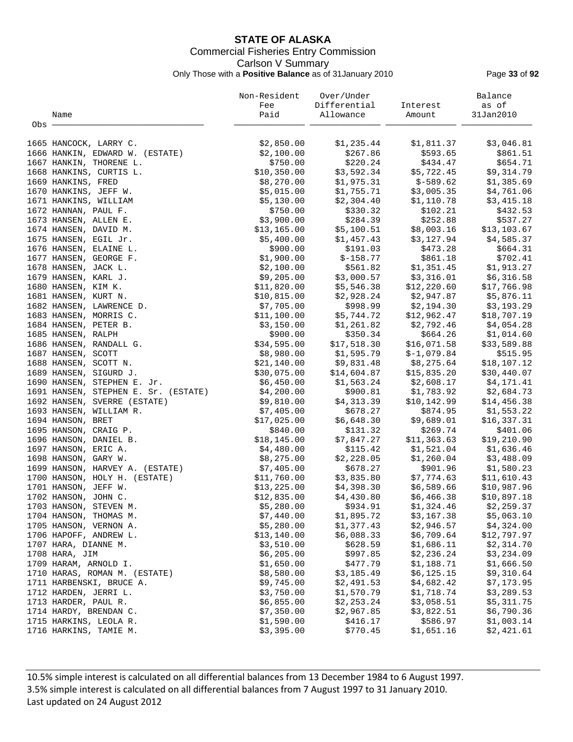# STATE OF ALASKA

Commercial Fisheries Entry Commission

Carlson V Summary

Only Those with a **Positive Balance** as of 31January 2010

| Obs | Name | Non-Resident Fee Paid | Over/Under Differential Allowance | Interest Amount | Balance as of 31Jan2010 |
|---|---|---|---|---|---|
| 1665 | HANCOCK, LARRY C. | $2,850.00 | $1,235.44 | $1,811.37 | $3,046.81 |
| 1666 | HANKIN, EDWARD W. (ESTATE) | $2,100.00 | $267.86 | $593.65 | $861.51 |
| 1667 | HANKIN, THORENE L. | $750.00 | $220.24 | $434.47 | $654.71 |
| 1668 | HANKINS, CURTIS L. | $10,350.00 | $3,592.34 | $5,722.45 | $9,314.79 |
| 1669 | HANKINS, FRED | $8,270.00 | $1,975.31 | $-589.62 | $1,385.69 |
| 1670 | HANKINS, JEFF W. | $5,015.00 | $1,755.71 | $3,005.35 | $4,761.06 |
| 1671 | HANKINS, WILLIAM | $5,130.00 | $2,304.40 | $1,110.78 | $3,415.18 |
| 1672 | HANNAN, PAUL F. | $750.00 | $330.32 | $102.21 | $432.53 |
| 1673 | HANSEN, ALLEN E. | $3,900.00 | $284.39 | $252.88 | $537.27 |
| 1674 | HANSEN, DAVID M. | $13,165.00 | $5,100.51 | $8,003.16 | $13,103.67 |
| 1675 | HANSEN, EGIL Jr. | $5,400.00 | $1,457.43 | $3,127.94 | $4,585.37 |
| 1676 | HANSEN, ELAINE L. | $900.00 | $191.03 | $473.28 | $664.31 |
| 1677 | HANSEN, GEORGE F. | $1,900.00 | $-158.77 | $861.18 | $702.41 |
| 1678 | HANSEN, JACK L. | $2,100.00 | $561.82 | $1,351.45 | $1,913.27 |
| 1679 | HANSEN, KARL J. | $9,205.00 | $3,000.57 | $3,316.01 | $6,316.58 |
| 1680 | HANSEN, KIM K. | $11,820.00 | $5,546.38 | $12,220.60 | $17,766.98 |
| 1681 | HANSEN, KURT N. | $10,815.00 | $2,928.24 | $2,947.87 | $5,876.11 |
| 1682 | HANSEN, LAWRENCE D. | $7,705.00 | $998.99 | $2,194.30 | $3,193.29 |
| 1683 | HANSEN, MORRIS C. | $11,100.00 | $5,744.72 | $12,962.47 | $18,707.19 |
| 1684 | HANSEN, PETER B. | $3,150.00 | $1,261.82 | $2,792.46 | $4,054.28 |
| 1685 | HANSEN, RALPH | $900.00 | $350.34 | $664.26 | $1,014.60 |
| 1686 | HANSEN, RANDALL G. | $34,595.00 | $17,518.30 | $16,071.58 | $33,589.88 |
| 1687 | HANSEN, SCOTT | $8,980.00 | $1,595.79 | $-1,079.84 | $515.95 |
| 1688 | HANSEN, SCOTT N. | $21,140.00 | $9,831.48 | $8,275.64 | $18,107.12 |
| 1689 | HANSEN, SIGURD J. | $30,075.00 | $14,604.87 | $15,835.20 | $30,440.07 |
| 1690 | HANSEN, STEPHEN E. Jr. | $6,450.00 | $1,563.24 | $2,608.17 | $4,171.41 |
| 1691 | HANSEN, STEPHEN E. Sr. (ESTATE) | $4,200.00 | $900.81 | $1,783.92 | $2,684.73 |
| 1692 | HANSEN, SVERRE (ESTATE) | $9,810.00 | $4,313.39 | $10,142.99 | $14,456.38 |
| 1693 | HANSEN, WILLIAM R. | $7,405.00 | $678.27 | $874.95 | $1,553.22 |
| 1694 | HANSON, BRET | $17,025.00 | $6,648.30 | $9,689.01 | $16,337.31 |
| 1695 | HANSON, CRAIG P. | $840.00 | $131.32 | $269.74 | $401.06 |
| 1696 | HANSON, DANIEL B. | $18,145.00 | $7,847.27 | $11,363.63 | $19,210.90 |
| 1697 | HANSON, ERIC A. | $4,480.00 | $115.42 | $1,521.04 | $1,636.46 |
| 1698 | HANSON, GARY W. | $8,275.00 | $2,228.05 | $1,260.04 | $3,488.09 |
| 1699 | HANSON, HARVEY A. (ESTATE) | $7,405.00 | $678.27 | $901.96 | $1,580.23 |
| 1700 | HANSON, HOLY H. (ESTATE) | $11,760.00 | $3,835.80 | $7,774.63 | $11,610.43 |
| 1701 | HANSON, JEFF W. | $13,225.00 | $4,398.30 | $6,589.66 | $10,987.96 |
| 1702 | HANSON, JOHN C. | $12,835.00 | $4,430.80 | $6,466.38 | $10,897.18 |
| 1703 | HANSON, STEVEN M. | $5,280.00 | $934.91 | $1,324.46 | $2,259.37 |
| 1704 | HANSON, THOMAS M. | $7,440.00 | $1,895.72 | $3,167.38 | $5,063.10 |
| 1705 | HANSON, VERNON A. | $5,280.00 | $1,377.43 | $2,946.57 | $4,324.00 |
| 1706 | HAPOFF, ANDREW L. | $13,140.00 | $6,088.33 | $6,709.64 | $12,797.97 |
| 1707 | HARA, DIANNE M. | $3,510.00 | $628.59 | $1,686.11 | $2,314.70 |
| 1708 | HARA, JIM | $6,205.00 | $997.85 | $2,236.24 | $3,234.09 |
| 1709 | HARAM, ARNOLD I. | $1,650.00 | $477.79 | $1,188.71 | $1,666.50 |
| 1710 | HARAS, ROMAN M. (ESTATE) | $8,580.00 | $3,185.49 | $6,125.15 | $9,310.64 |
| 1711 | HARBENSKI, BRUCE A. | $9,745.00 | $2,491.53 | $4,682.42 | $7,173.95 |
| 1712 | HARDEN, JERRI L. | $3,750.00 | $1,570.79 | $1,718.74 | $3,289.53 |
| 1713 | HARDER, PAUL R. | $6,855.00 | $2,253.24 | $3,058.51 | $5,311.75 |
| 1714 | HARDY, BRENDAN C. | $7,350.00 | $2,967.85 | $3,822.51 | $6,790.36 |
| 1715 | HARKINS, LEOLA R. | $1,590.00 | $416.17 | $586.97 | $1,003.14 |
| 1716 | HARKINS, TAMIE M. | $3,395.00 | $770.45 | $1,651.16 | $2,421.61 |

10.5% simple interest is calculated on all differential balances from 13 December 1984 to 6 August 1997.
3.5% simple interest is calculated on all differential balances from 7 August 1997 to 31 January 2010.
Last updated on 24 August 2012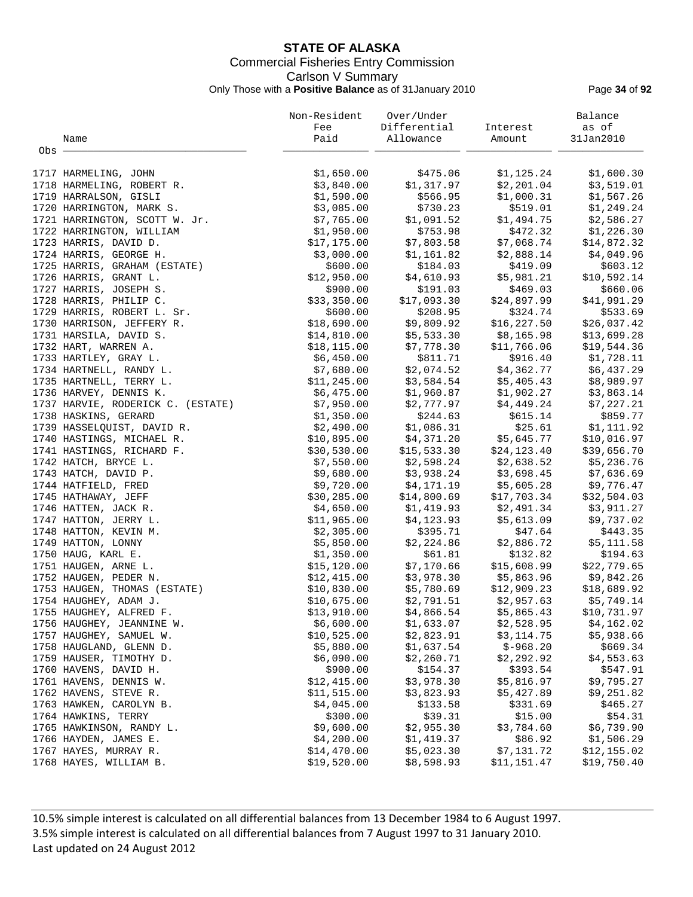**STATE OF ALASKA**
Commercial Fisheries Entry Commission
Carlson V Summary
Only Those with a **Positive Balance** as of 31January 2010

| Obs | Name | Non-Resident Fee Paid | Over/Under Differential Allowance | Interest Amount | Balance as of 31Jan2010 |
|---|---|---|---|---|---|
| 1717 | HARMELING, JOHN | $1,650.00 | $475.06 | $1,125.24 | $1,600.30 |
| 1718 | HARMELING, ROBERT R. | $3,840.00 | $1,317.97 | $2,201.04 | $3,519.01 |
| 1719 | HARRALSON, GISLI | $1,590.00 | $566.95 | $1,000.31 | $1,567.26 |
| 1720 | HARRINGTON, MARK S. | $3,085.00 | $730.23 | $519.01 | $1,249.24 |
| 1721 | HARRINGTON, SCOTT W. Jr. | $7,765.00 | $1,091.52 | $1,494.75 | $2,586.27 |
| 1722 | HARRINGTON, WILLIAM | $1,950.00 | $753.98 | $472.32 | $1,226.30 |
| 1723 | HARRIS, DAVID D. | $17,175.00 | $7,803.58 | $7,068.74 | $14,872.32 |
| 1724 | HARRIS, GEORGE H. | $3,000.00 | $1,161.82 | $2,888.14 | $4,049.96 |
| 1725 | HARRIS, GRAHAM (ESTATE) | $600.00 | $184.03 | $419.09 | $603.12 |
| 1726 | HARRIS, GRANT L. | $12,950.00 | $4,610.93 | $5,981.21 | $10,592.14 |
| 1727 | HARRIS, JOSEPH S. | $900.00 | $191.03 | $469.03 | $660.06 |
| 1728 | HARRIS, PHILIP C. | $33,350.00 | $17,093.30 | $24,897.99 | $41,991.29 |
| 1729 | HARRIS, ROBERT L. Sr. | $600.00 | $208.95 | $324.74 | $533.69 |
| 1730 | HARRISON, JEFFERY R. | $18,690.00 | $9,809.92 | $16,227.50 | $26,037.42 |
| 1731 | HARSILA, DAVID S. | $14,810.00 | $5,533.30 | $8,165.98 | $13,699.28 |
| 1732 | HART, WARREN A. | $18,115.00 | $7,778.30 | $11,766.06 | $19,544.36 |
| 1733 | HARTLEY, GRAY L. | $6,450.00 | $811.71 | $916.40 | $1,728.11 |
| 1734 | HARTNELL, RANDY L. | $7,680.00 | $2,074.52 | $4,362.77 | $6,437.29 |
| 1735 | HARTNELL, TERRY L. | $11,245.00 | $3,584.54 | $5,405.43 | $8,989.97 |
| 1736 | HARVEY, DENNIS K. | $6,475.00 | $1,960.87 | $1,902.27 | $3,863.14 |
| 1737 | HARVIE, RODERICK C. (ESTATE) | $7,950.00 | $2,777.97 | $4,449.24 | $7,227.21 |
| 1738 | HASKINS, GERARD | $1,350.00 | $244.63 | $615.14 | $859.77 |
| 1739 | HASSELQUIST, DAVID R. | $2,490.00 | $1,086.31 | $25.61 | $1,111.92 |
| 1740 | HASTINGS, MICHAEL R. | $10,895.00 | $4,371.20 | $5,645.77 | $10,016.97 |
| 1741 | HASTINGS, RICHARD F. | $30,530.00 | $15,533.30 | $24,123.40 | $39,656.70 |
| 1742 | HATCH, BRYCE L. | $7,550.00 | $2,598.24 | $2,638.52 | $5,236.76 |
| 1743 | HATCH, DAVID P. | $9,680.00 | $3,938.24 | $3,698.45 | $7,636.69 |
| 1744 | HATFIELD, FRED | $9,720.00 | $4,171.19 | $5,605.28 | $9,776.47 |
| 1745 | HATHAWAY, JEFF | $30,285.00 | $14,800.69 | $17,703.34 | $32,504.03 |
| 1746 | HATTEN, JACK R. | $4,650.00 | $1,419.93 | $2,491.34 | $3,911.27 |
| 1747 | HATTON, JERRY L. | $11,965.00 | $4,123.93 | $5,613.09 | $9,737.02 |
| 1748 | HATTON, KEVIN M. | $2,305.00 | $395.71 | $47.64 | $443.35 |
| 1749 | HATTON, LONNY | $5,850.00 | $2,224.86 | $2,886.72 | $5,111.58 |
| 1750 | HAUG, KARL E. | $1,350.00 | $61.81 | $132.82 | $194.63 |
| 1751 | HAUGEN, ARNE L. | $15,120.00 | $7,170.66 | $15,608.99 | $22,779.65 |
| 1752 | HAUGEN, PEDER N. | $12,415.00 | $3,978.30 | $5,863.96 | $9,842.26 |
| 1753 | HAUGEN, THOMAS (ESTATE) | $10,830.00 | $5,780.69 | $12,909.23 | $18,689.92 |
| 1754 | HAUGHEY, ADAM J. | $10,675.00 | $2,791.51 | $2,957.63 | $5,749.14 |
| 1755 | HAUGHEY, ALFRED F. | $13,910.00 | $4,866.54 | $5,865.43 | $10,731.97 |
| 1756 | HAUGHEY, JEANNINE W. | $6,600.00 | $1,633.07 | $2,528.95 | $4,162.02 |
| 1757 | HAUGHEY, SAMUEL W. | $10,525.00 | $2,823.91 | $3,114.75 | $5,938.66 |
| 1758 | HAUGLAND, GLENN D. | $5,880.00 | $1,637.54 | $-968.20 | $669.34 |
| 1759 | HAUSER, TIMOTHY D. | $6,090.00 | $2,260.71 | $2,292.92 | $4,553.63 |
| 1760 | HAVENS, DAVID H. | $900.00 | $154.37 | $393.54 | $547.91 |
| 1761 | HAVENS, DENNIS W. | $12,415.00 | $3,978.30 | $5,816.97 | $9,795.27 |
| 1762 | HAVENS, STEVE R. | $11,515.00 | $3,823.93 | $5,427.89 | $9,251.82 |
| 1763 | HAWKEN, CAROLYN B. | $4,045.00 | $133.58 | $331.69 | $465.27 |
| 1764 | HAWKINS, TERRY | $300.00 | $39.31 | $15.00 | $54.31 |
| 1765 | HAWKINSON, RANDY L. | $9,600.00 | $2,955.30 | $3,784.60 | $6,739.90 |
| 1766 | HAYDEN, JAMES E. | $4,200.00 | $1,419.37 | $86.92 | $1,506.29 |
| 1767 | HAYES, MURRAY R. | $14,470.00 | $5,023.30 | $7,131.72 | $12,155.02 |
| 1768 | HAYES, WILLIAM B. | $19,520.00 | $8,598.93 | $11,151.47 | $19,750.40 |

10.5% simple interest is calculated on all differential balances from 13 December 1984 to 6 August 1997.
3.5% simple interest is calculated on all differential balances from 7 August 1997 to 31 January 2010.
Last updated on 24 August 2012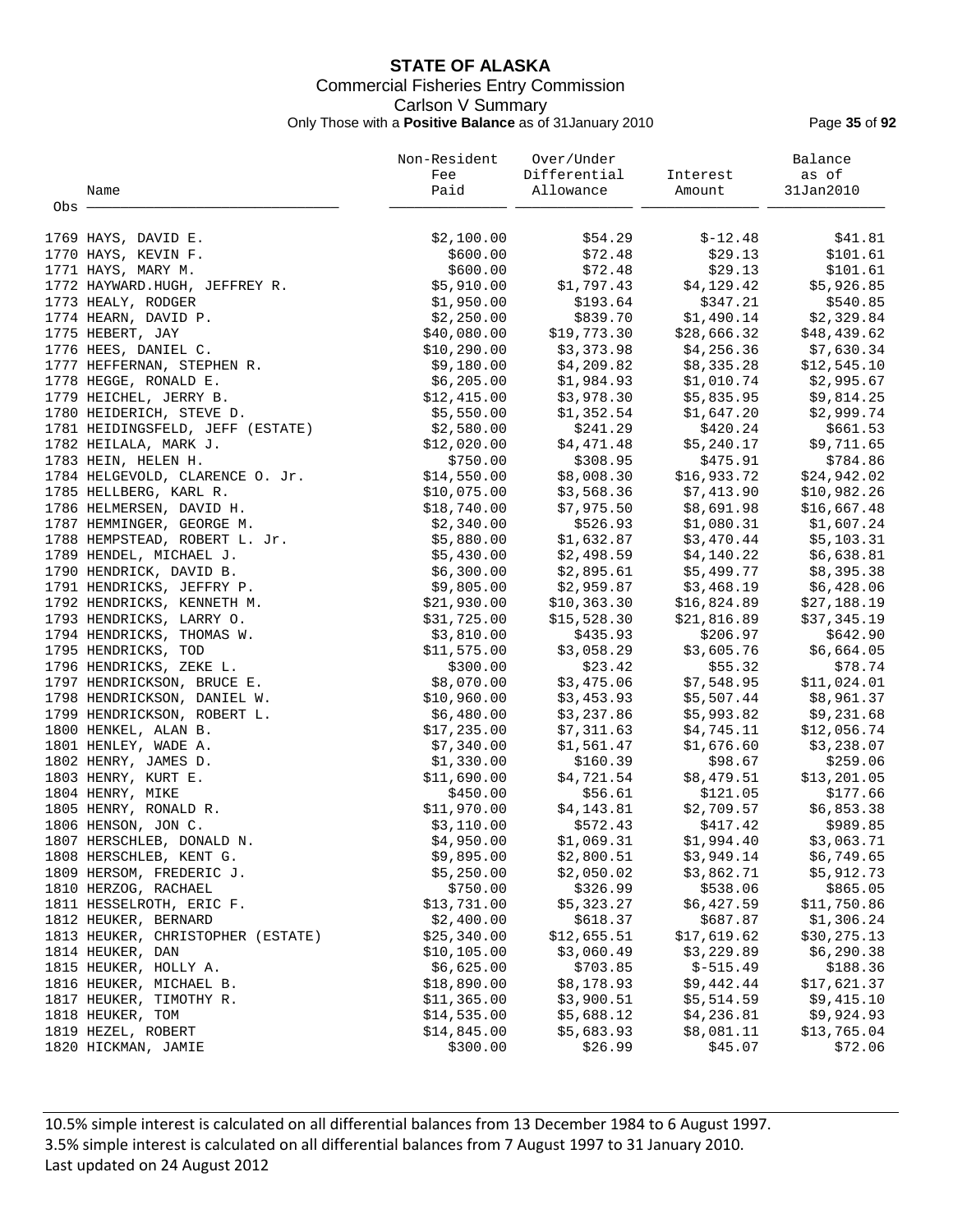# STATE OF ALASKA

Commercial Fisheries Entry Commission

Carlson V Summary

Only Those with a **Positive Balance** as of 31January 2010

| Obs | Name | Non-Resident Fee Paid | Over/Under Differential Allowance | Interest Amount | Balance as of 31Jan2010 |
|---|---|---|---|---|---|
| 1769 | HAYS, DAVID E. | $2,100.00 | $54.29 | $-12.48 | $41.81 |
| 1770 | HAYS, KEVIN F. | $600.00 | $72.48 | $29.13 | $101.61 |
| 1771 | HAYS, MARY M. | $600.00 | $72.48 | $29.13 | $101.61 |
| 1772 | HAYWARD.HUGH, JEFFREY R. | $5,910.00 | $1,797.43 | $4,129.42 | $5,926.85 |
| 1773 | HEALY, RODGER | $1,950.00 | $193.64 | $347.21 | $540.85 |
| 1774 | HEARN, DAVID P. | $2,250.00 | $839.70 | $1,490.14 | $2,329.84 |
| 1775 | HEBERT, JAY | $40,080.00 | $19,773.30 | $28,666.32 | $48,439.62 |
| 1776 | HEES, DANIEL C. | $10,290.00 | $3,373.98 | $4,256.36 | $7,630.34 |
| 1777 | HEFFERNAN, STEPHEN R. | $9,180.00 | $4,209.82 | $8,335.28 | $12,545.10 |
| 1778 | HEGGE, RONALD E. | $6,205.00 | $1,984.93 | $1,010.74 | $2,995.67 |
| 1779 | HEICHEL, JERRY B. | $12,415.00 | $3,978.30 | $5,835.95 | $9,814.25 |
| 1780 | HEIDERICH, STEVE D. | $5,550.00 | $1,352.54 | $1,647.20 | $2,999.74 |
| 1781 | HEIDINGSFELD, JEFF (ESTATE) | $2,580.00 | $241.29 | $420.24 | $661.53 |
| 1782 | HEILALA, MARK J. | $12,020.00 | $4,471.48 | $5,240.17 | $9,711.65 |
| 1783 | HEIN, HELEN H. | $750.00 | $308.95 | $475.91 | $784.86 |
| 1784 | HELGEVOLD, CLARENCE O. Jr. | $14,550.00 | $8,008.30 | $16,933.72 | $24,942.02 |
| 1785 | HELLBERG, KARL R. | $10,075.00 | $3,568.36 | $7,413.90 | $10,982.26 |
| 1786 | HELMERSEN, DAVID H. | $18,740.00 | $7,975.50 | $8,691.98 | $16,667.48 |
| 1787 | HEMMINGER, GEORGE M. | $2,340.00 | $526.93 | $1,080.31 | $1,607.24 |
| 1788 | HEMPSTEAD, ROBERT L. Jr. | $5,880.00 | $1,632.87 | $3,470.44 | $5,103.31 |
| 1789 | HENDEL, MICHAEL J. | $5,430.00 | $2,498.59 | $4,140.22 | $6,638.81 |
| 1790 | HENDRICK, DAVID B. | $6,300.00 | $2,895.61 | $5,499.77 | $8,395.38 |
| 1791 | HENDRICKS, JEFFRY P. | $9,805.00 | $2,959.87 | $3,468.19 | $6,428.06 |
| 1792 | HENDRICKS, KENNETH M. | $21,930.00 | $10,363.30 | $16,824.89 | $27,188.19 |
| 1793 | HENDRICKS, LARRY O. | $31,725.00 | $15,528.30 | $21,816.89 | $37,345.19 |
| 1794 | HENDRICKS, THOMAS W. | $3,810.00 | $435.93 | $206.97 | $642.90 |
| 1795 | HENDRICKS, TOD | $11,575.00 | $3,058.29 | $3,605.76 | $6,664.05 |
| 1796 | HENDRICKS, ZEKE L. | $300.00 | $23.42 | $55.32 | $78.74 |
| 1797 | HENDRICKSON, BRUCE E. | $8,070.00 | $3,475.06 | $7,548.95 | $11,024.01 |
| 1798 | HENDRICKSON, DANIEL W. | $10,960.00 | $3,453.93 | $5,507.44 | $8,961.37 |
| 1799 | HENDRICKSON, ROBERT L. | $6,480.00 | $3,237.86 | $5,993.82 | $9,231.68 |
| 1800 | HENKEL, ALAN B. | $17,235.00 | $7,311.63 | $4,745.11 | $12,056.74 |
| 1801 | HENLEY, WADE A. | $7,340.00 | $1,561.47 | $1,676.60 | $3,238.07 |
| 1802 | HENRY, JAMES D. | $1,330.00 | $160.39 | $98.67 | $259.06 |
| 1803 | HENRY, KURT E. | $11,690.00 | $4,721.54 | $8,479.51 | $13,201.05 |
| 1804 | HENRY, MIKE | $450.00 | $56.61 | $121.05 | $177.66 |
| 1805 | HENRY, RONALD R. | $11,970.00 | $4,143.81 | $2,709.57 | $6,853.38 |
| 1806 | HENSON, JON C. | $3,110.00 | $572.43 | $417.42 | $989.85 |
| 1807 | HERSCHLEB, DONALD N. | $4,950.00 | $1,069.31 | $1,994.40 | $3,063.71 |
| 1808 | HERSCHLEB, KENT G. | $9,895.00 | $2,800.51 | $3,949.14 | $6,749.65 |
| 1809 | HERSOM, FREDERIC J. | $5,250.00 | $2,050.02 | $3,862.71 | $5,912.73 |
| 1810 | HERZOG, RACHAEL | $750.00 | $326.99 | $538.06 | $865.05 |
| 1811 | HESSELROTH, ERIC F. | $13,731.00 | $5,323.27 | $6,427.59 | $11,750.86 |
| 1812 | HEUKER, BERNARD | $2,400.00 | $618.37 | $687.87 | $1,306.24 |
| 1813 | HEUKER, CHRISTOPHER (ESTATE) | $25,340.00 | $12,655.51 | $17,619.62 | $30,275.13 |
| 1814 | HEUKER, DAN | $10,105.00 | $3,060.49 | $3,229.89 | $6,290.38 |
| 1815 | HEUKER, HOLLY A. | $6,625.00 | $703.85 | $-515.49 | $188.36 |
| 1816 | HEUKER, MICHAEL B. | $18,890.00 | $8,178.93 | $9,442.44 | $17,621.37 |
| 1817 | HEUKER, TIMOTHY R. | $11,365.00 | $3,900.51 | $5,514.59 | $9,415.10 |
| 1818 | HEUKER, TOM | $14,535.00 | $5,688.12 | $4,236.81 | $9,924.93 |
| 1819 | HEZEL, ROBERT | $14,845.00 | $5,683.93 | $8,081.11 | $13,765.04 |
| 1820 | HICKMAN, JAMIE | $300.00 | $26.99 | $45.07 | $72.06 |

10.5% simple interest is calculated on all differential balances from 13 December 1984 to 6 August 1997.
3.5% simple interest is calculated on all differential balances from 7 August 1997 to 31 January 2010.
Last updated on 24 August 2012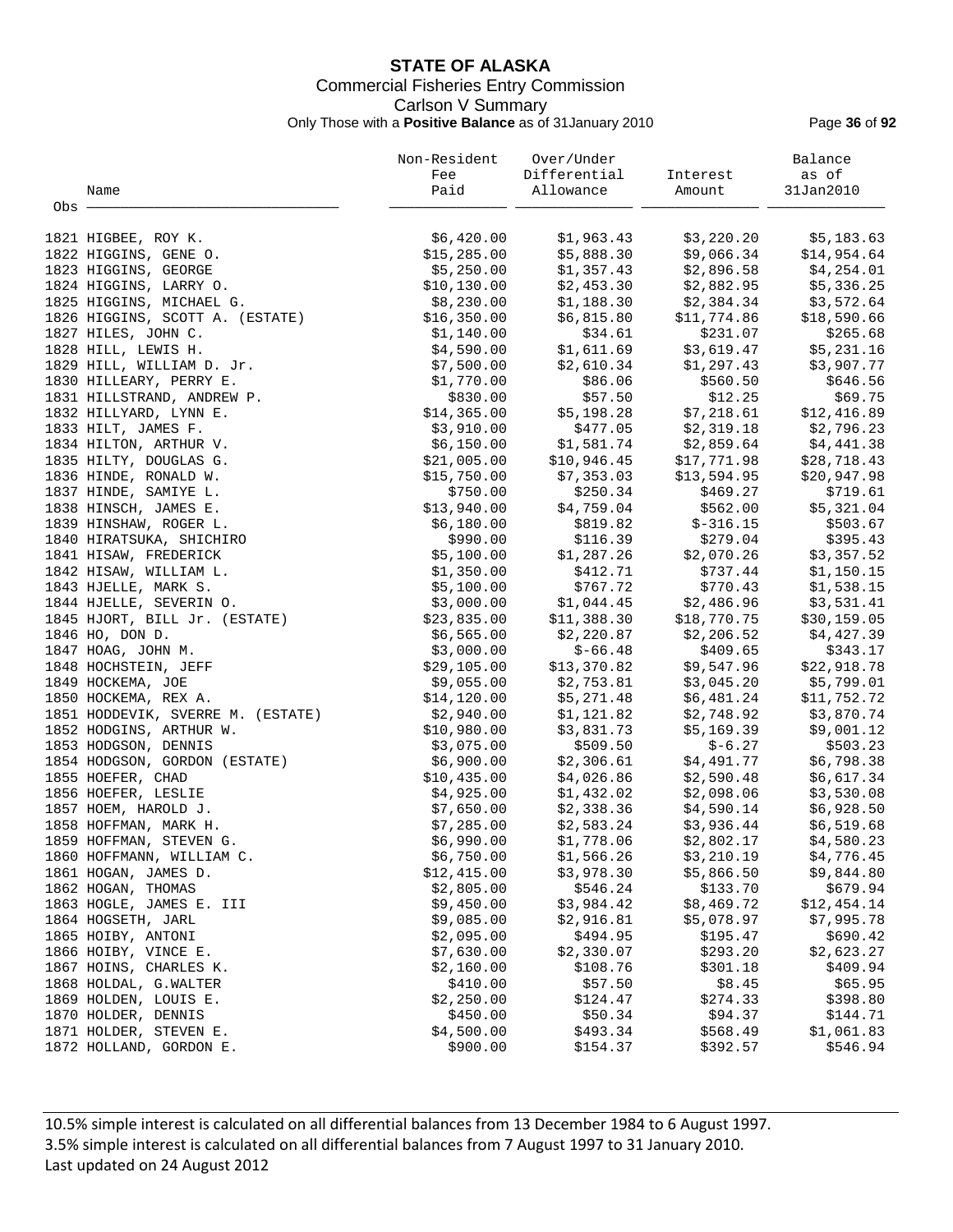# STATE OF ALASKA

Commercial Fisheries Entry Commission

Carlson V Summary

Only Those with a **Positive Balance** as of 31January 2010

| Obs | Name | Non-Resident Fee Paid | Over/Under Differential Allowance | Interest Amount | Balance as of 31Jan2010 |
|---|---|---|---|---|---|
| 1821 | HIGBEE, ROY K. | $6,420.00 | $1,963.43 | $3,220.20 | $5,183.63 |
| 1822 | HIGGINS, GENE O. | $15,285.00 | $5,888.30 | $9,066.34 | $14,954.64 |
| 1823 | HIGGINS, GEORGE | $5,250.00 | $1,357.43 | $2,896.58 | $4,254.01 |
| 1824 | HIGGINS, LARRY O. | $10,130.00 | $2,453.30 | $2,882.95 | $5,336.25 |
| 1825 | HIGGINS, MICHAEL G. | $8,230.00 | $1,188.30 | $2,384.34 | $3,572.64 |
| 1826 | HIGGINS, SCOTT A. (ESTATE) | $16,350.00 | $6,815.80 | $11,774.86 | $18,590.66 |
| 1827 | HILES, JOHN C. | $1,140.00 | $34.61 | $231.07 | $265.68 |
| 1828 | HILL, LEWIS H. | $4,590.00 | $1,611.69 | $3,619.47 | $5,231.16 |
| 1829 | HILL, WILLIAM D. Jr. | $7,500.00 | $2,610.34 | $1,297.43 | $3,907.77 |
| 1830 | HILLEARY, PERRY E. | $1,770.00 | $86.06 | $560.50 | $646.56 |
| 1831 | HILLSTRAND, ANDREW P. | $830.00 | $57.50 | $12.25 | $69.75 |
| 1832 | HILLYARD, LYNN E. | $14,365.00 | $5,198.28 | $7,218.61 | $12,416.89 |
| 1833 | HILT, JAMES F. | $3,910.00 | $477.05 | $2,319.18 | $2,796.23 |
| 1834 | HILTON, ARTHUR V. | $6,150.00 | $1,581.74 | $2,859.64 | $4,441.38 |
| 1835 | HILTY, DOUGLAS G. | $21,005.00 | $10,946.45 | $17,771.98 | $28,718.43 |
| 1836 | HINDE, RONALD W. | $15,750.00 | $7,353.03 | $13,594.95 | $20,947.98 |
| 1837 | HINDE, SAMIYE L. | $750.00 | $250.34 | $469.27 | $719.61 |
| 1838 | HINSCH, JAMES E. | $13,940.00 | $4,759.04 | $562.00 | $5,321.04 |
| 1839 | HINSHAW, ROGER L. | $6,180.00 | $819.82 | $-316.15 | $503.67 |
| 1840 | HIRATSUKA, SHICHIRO | $990.00 | $116.39 | $279.04 | $395.43 |
| 1841 | HISAW, FREDERICK | $5,100.00 | $1,287.26 | $2,070.26 | $3,357.52 |
| 1842 | HISAW, WILLIAM L. | $1,350.00 | $412.71 | $737.44 | $1,150.15 |
| 1843 | HJELLE, MARK S. | $5,100.00 | $767.72 | $770.43 | $1,538.15 |
| 1844 | HJELLE, SEVERIN O. | $3,000.00 | $1,044.45 | $2,486.96 | $3,531.41 |
| 1845 | HJORT, BILL Jr. (ESTATE) | $23,835.00 | $11,388.30 | $18,770.75 | $30,159.05 |
| 1846 | HO, DON D. | $6,565.00 | $2,220.87 | $2,206.52 | $4,427.39 |
| 1847 | HOAG, JOHN M. | $3,000.00 | $-66.48 | $409.65 | $343.17 |
| 1848 | HOCHSTEIN, JEFF | $29,105.00 | $13,370.82 | $9,547.96 | $22,918.78 |
| 1849 | HOCKEMA, JOE | $9,055.00 | $2,753.81 | $3,045.20 | $5,799.01 |
| 1850 | HOCKEMA, REX A. | $14,120.00 | $5,271.48 | $6,481.24 | $11,752.72 |
| 1851 | HODDEVIK, SVERRE M. (ESTATE) | $2,940.00 | $1,121.82 | $2,748.92 | $3,870.74 |
| 1852 | HODGINS, ARTHUR W. | $10,980.00 | $3,831.73 | $5,169.39 | $9,001.12 |
| 1853 | HODGSON, DENNIS | $3,075.00 | $509.50 | $-6.27 | $503.23 |
| 1854 | HODGSON, GORDON (ESTATE) | $6,900.00 | $2,306.61 | $4,491.77 | $6,798.38 |
| 1855 | HOEFER, CHAD | $10,435.00 | $4,026.86 | $2,590.48 | $6,617.34 |
| 1856 | HOEFER, LESLIE | $4,925.00 | $1,432.02 | $2,098.06 | $3,530.08 |
| 1857 | HOEM, HAROLD J. | $7,650.00 | $2,338.36 | $4,590.14 | $6,928.50 |
| 1858 | HOFFMAN, MARK H. | $7,285.00 | $2,583.24 | $3,936.44 | $6,519.68 |
| 1859 | HOFFMAN, STEVEN G. | $6,990.00 | $1,778.06 | $2,802.17 | $4,580.23 |
| 1860 | HOFFMANN, WILLIAM C. | $6,750.00 | $1,566.26 | $3,210.19 | $4,776.45 |
| 1861 | HOGAN, JAMES D. | $12,415.00 | $3,978.30 | $5,866.50 | $9,844.80 |
| 1862 | HOGAN, THOMAS | $2,805.00 | $546.24 | $133.70 | $679.94 |
| 1863 | HOGLE, JAMES E. III | $9,450.00 | $3,984.42 | $8,469.72 | $12,454.14 |
| 1864 | HOGSETH, JARL | $9,085.00 | $2,916.81 | $5,078.97 | $7,995.78 |
| 1865 | HOIBY, ANTONI | $2,095.00 | $494.95 | $195.47 | $690.42 |
| 1866 | HOIBY, VINCE E. | $7,630.00 | $2,330.07 | $293.20 | $2,623.27 |
| 1867 | HOINS, CHARLES K. | $2,160.00 | $108.76 | $301.18 | $409.94 |
| 1868 | HOLDAL, G.WALTER | $410.00 | $57.50 | $8.45 | $65.95 |
| 1869 | HOLDEN, LOUIS E. | $2,250.00 | $124.47 | $274.33 | $398.80 |
| 1870 | HOLDER, DENNIS | $450.00 | $50.34 | $94.37 | $144.71 |
| 1871 | HOLDER, STEVEN E. | $4,500.00 | $493.34 | $568.49 | $1,061.83 |
| 1872 | HOLLAND, GORDON E. | $900.00 | $154.37 | $392.57 | $546.94 |

10.5% simple interest is calculated on all differential balances from 13 December 1984 to 6 August 1997.

3.5% simple interest is calculated on all differential balances from 7 August 1997 to 31 January 2010.

Last updated on 24 August 2012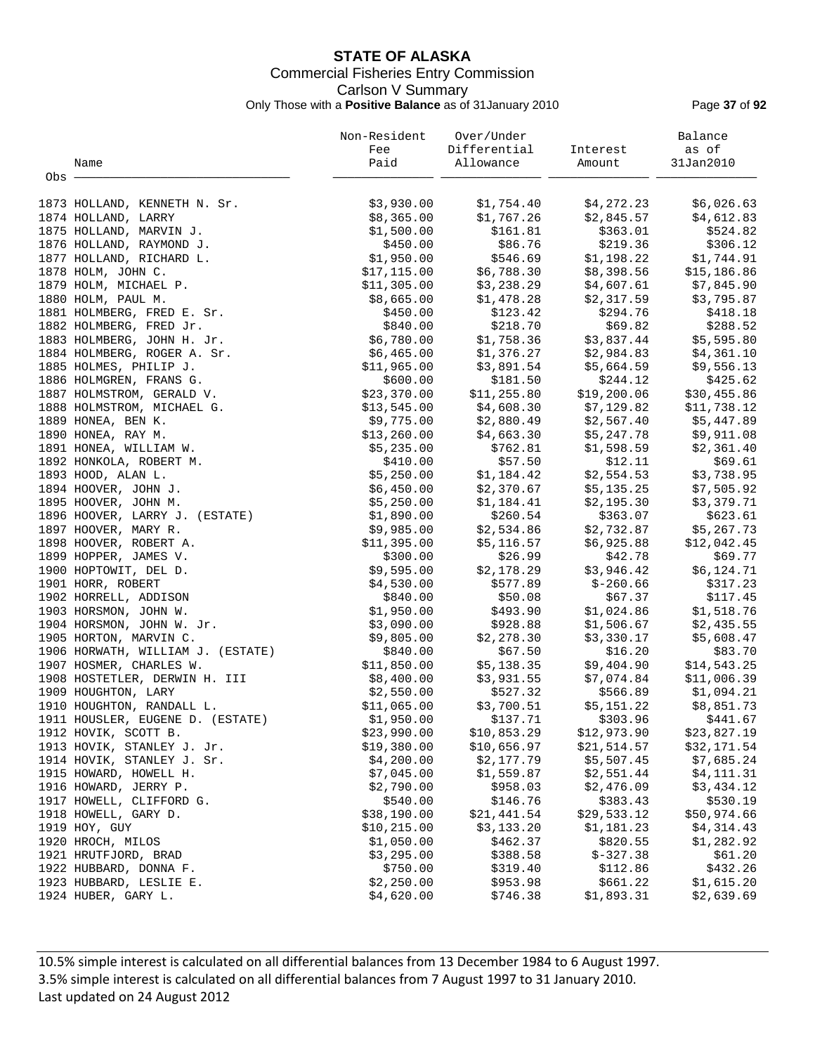# STATE OF ALASKA

## Commercial Fisheries Entry Commission

### Carlson V Summary

Only Those with a **Positive Balance** as of 31January 2010

| Obs | Name | Non-Resident Fee Paid | Over/Under Differential Allowance | Interest Amount | Balance as of 31Jan2010 |
|---|---|---|---|---|---|
| 1873 | HOLLAND, KENNETH N. Sr. | $3,930.00 | $1,754.40 | $4,272.23 | $6,026.63 |
| 1874 | HOLLAND, LARRY | $8,365.00 | $1,767.26 | $2,845.57 | $4,612.83 |
| 1875 | HOLLAND, MARVIN J. | $1,500.00 | $161.81 | $363.01 | $524.82 |
| 1876 | HOLLAND, RAYMOND J. | $450.00 | $86.76 | $219.36 | $306.12 |
| 1877 | HOLLAND, RICHARD L. | $1,950.00 | $546.69 | $1,198.22 | $1,744.91 |
| 1878 | HOLM, JOHN C. | $17,115.00 | $6,788.30 | $8,398.56 | $15,186.86 |
| 1879 | HOLM, MICHAEL P. | $11,305.00 | $3,238.29 | $4,607.61 | $7,845.90 |
| 1880 | HOLM, PAUL M. | $8,665.00 | $1,478.28 | $2,317.59 | $3,795.87 |
| 1881 | HOLMBERG, FRED E. Sr. | $450.00 | $123.42 | $294.76 | $418.18 |
| 1882 | HOLMBERG, FRED Jr. | $840.00 | $218.70 | $69.82 | $288.52 |
| 1883 | HOLMBERG, JOHN H. Jr. | $6,780.00 | $1,758.36 | $3,837.44 | $5,595.80 |
| 1884 | HOLMBERG, ROGER A. Sr. | $6,465.00 | $1,376.27 | $2,984.83 | $4,361.10 |
| 1885 | HOLMES, PHILIP J. | $11,965.00 | $3,891.54 | $5,664.59 | $9,556.13 |
| 1886 | HOLMGREN, FRANS G. | $600.00 | $181.50 | $244.12 | $425.62 |
| 1887 | HOLMSTROM, GERALD V. | $23,370.00 | $11,255.80 | $19,200.06 | $30,455.86 |
| 1888 | HOLMSTROM, MICHAEL G. | $13,545.00 | $4,608.30 | $7,129.82 | $11,738.12 |
| 1889 | HONEA, BEN K. | $9,775.00 | $2,880.49 | $2,567.40 | $5,447.89 |
| 1890 | HONEA, RAY M. | $13,260.00 | $4,663.30 | $5,247.78 | $9,911.08 |
| 1891 | HONEA, WILLIAM W. | $5,235.00 | $762.81 | $1,598.59 | $2,361.40 |
| 1892 | HONKOLA, ROBERT M. | $410.00 | $57.50 | $12.11 | $69.61 |
| 1893 | HOOD, ALAN L. | $5,250.00 | $1,184.42 | $2,554.53 | $3,738.95 |
| 1894 | HOOVER, JOHN J. | $6,450.00 | $2,370.67 | $5,135.25 | $7,505.92 |
| 1895 | HOOVER, JOHN M. | $5,250.00 | $1,184.41 | $2,195.30 | $3,379.71 |
| 1896 | HOOVER, LARRY J. (ESTATE) | $1,890.00 | $260.54 | $363.07 | $623.61 |
| 1897 | HOOVER, MARY R. | $9,985.00 | $2,534.86 | $2,732.87 | $5,267.73 |
| 1898 | HOOVER, ROBERT A. | $11,395.00 | $5,116.57 | $6,925.88 | $12,042.45 |
| 1899 | HOPPER, JAMES V. | $300.00 | $26.99 | $42.78 | $69.77 |
| 1900 | HOPTOWIT, DEL D. | $9,595.00 | $2,178.29 | $3,946.42 | $6,124.71 |
| 1901 | HORR, ROBERT | $4,530.00 | $577.89 | $-260.66 | $317.23 |
| 1902 | HORRELL, ADDISON | $840.00 | $50.08 | $67.37 | $117.45 |
| 1903 | HORSMON, JOHN W. | $1,950.00 | $493.90 | $1,024.86 | $1,518.76 |
| 1904 | HORSMON, JOHN W. Jr. | $3,090.00 | $928.88 | $1,506.67 | $2,435.55 |
| 1905 | HORTON, MARVIN C. | $9,805.00 | $2,278.30 | $3,330.17 | $5,608.47 |
| 1906 | HORWATH, WILLIAM J. (ESTATE) | $840.00 | $67.50 | $16.20 | $83.70 |
| 1907 | HOSMER, CHARLES W. | $11,850.00 | $5,138.35 | $9,404.90 | $14,543.25 |
| 1908 | HOSTETLER, DERWIN H. III | $8,400.00 | $3,931.55 | $7,074.84 | $11,006.39 |
| 1909 | HOUGHTON, LARY | $2,550.00 | $527.32 | $566.89 | $1,094.21 |
| 1910 | HOUGHTON, RANDALL L. | $11,065.00 | $3,700.51 | $5,151.22 | $8,851.73 |
| 1911 | HOUSLER, EUGENE D. (ESTATE) | $1,950.00 | $137.71 | $303.96 | $441.67 |
| 1912 | HOVIK, SCOTT B. | $23,990.00 | $10,853.29 | $12,973.90 | $23,827.19 |
| 1913 | HOVIK, STANLEY J. Jr. | $19,380.00 | $10,656.97 | $21,514.57 | $32,171.54 |
| 1914 | HOVIK, STANLEY J. Sr. | $4,200.00 | $2,177.79 | $5,507.45 | $7,685.24 |
| 1915 | HOWARD, HOWELL H. | $7,045.00 | $1,559.87 | $2,551.44 | $4,111.31 |
| 1916 | HOWARD, JERRY P. | $2,790.00 | $958.03 | $2,476.09 | $3,434.12 |
| 1917 | HOWELL, CLIFFORD G. | $540.00 | $146.76 | $383.43 | $530.19 |
| 1918 | HOWELL, GARY D. | $38,190.00 | $21,441.54 | $29,533.12 | $50,974.66 |
| 1919 | HOY, GUY | $10,215.00 | $3,133.20 | $1,181.23 | $4,314.43 |
| 1920 | HROCH, MILOS | $1,050.00 | $462.37 | $820.55 | $1,282.92 |
| 1921 | HRUTFJORD, BRAD | $3,295.00 | $388.58 | $-327.38 | $61.20 |
| 1922 | HUBBARD, DONNA F. | $750.00 | $319.40 | $112.86 | $432.26 |
| 1923 | HUBBARD, LESLIE E. | $2,250.00 | $953.98 | $661.22 | $1,615.20 |
| 1924 | HUBER, GARY L. | $4,620.00 | $746.38 | $1,893.31 | $2,639.69 |

10.5% simple interest is calculated on all differential balances from 13 December 1984 to 6 August 1997.
3.5% simple interest is calculated on all differential balances from 7 August 1997 to 31 January 2010.
Last updated on 24 August 2012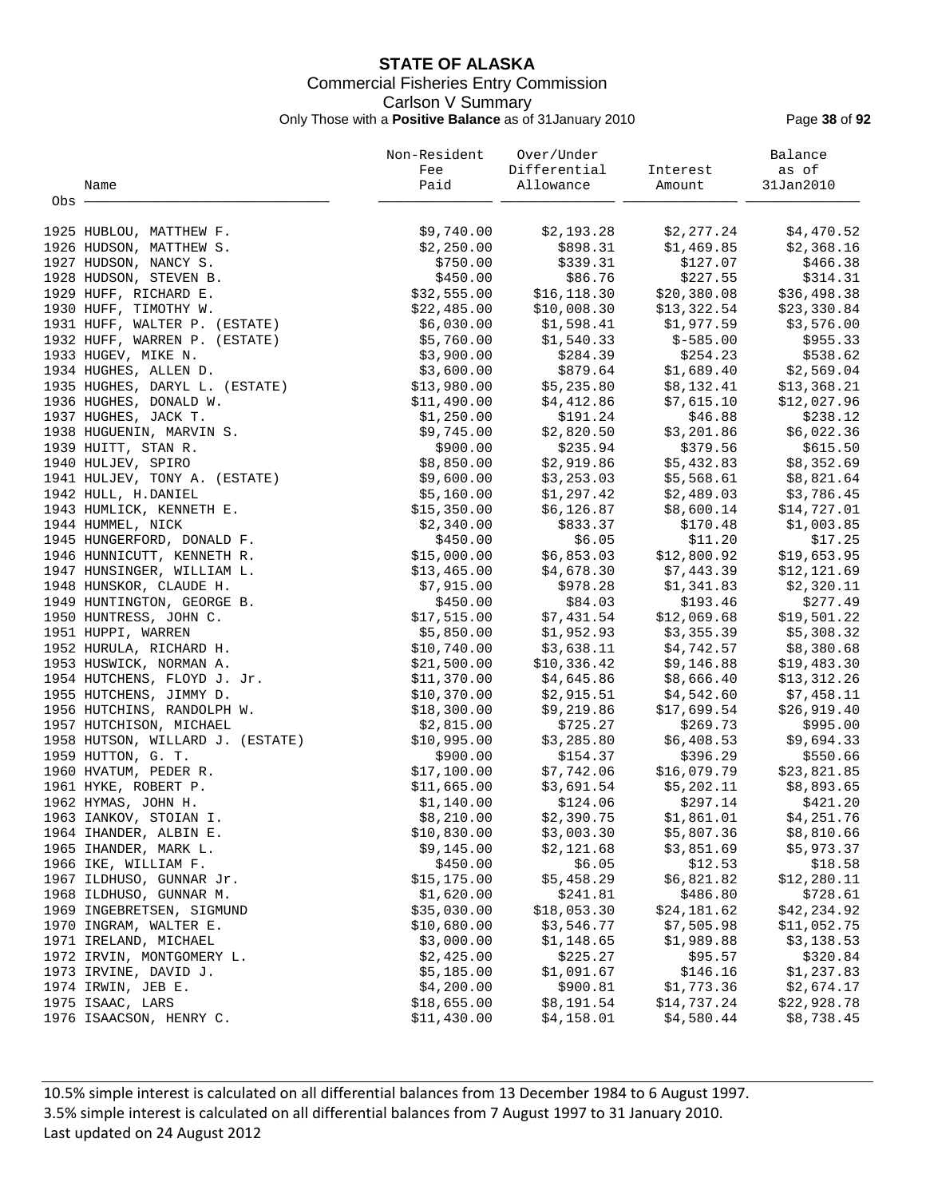# STATE OF ALASKA

## Commercial Fisheries Entry Commission

### Carlson V Summary

Only Those with a **Positive Balance** as of 31January 2010

| Obs | Name | Non-Resident Fee Paid | Over/Under Differential Allowance | Interest Amount | Balance as of 31Jan2010 |
|---|---|---|---|---|---|
| 1925 | HUBLOU, MATTHEW F. | $9,740.00 | $2,193.28 | $2,277.24 | $4,470.52 |
| 1926 | HUDSON, MATTHEW S. | $2,250.00 | $898.31 | $1,469.85 | $2,368.16 |
| 1927 | HUDSON, NANCY S. | $750.00 | $339.31 | $127.07 | $466.38 |
| 1928 | HUDSON, STEVEN B. | $450.00 | $86.76 | $227.55 | $314.31 |
| 1929 | HUFF, RICHARD E. | $32,555.00 | $16,118.30 | $20,380.08 | $36,498.38 |
| 1930 | HUFF, TIMOTHY W. | $22,485.00 | $10,008.30 | $13,322.54 | $23,330.84 |
| 1931 | HUFF, WALTER P. (ESTATE) | $6,030.00 | $1,598.41 | $1,977.59 | $3,576.00 |
| 1932 | HUFF, WARREN P. (ESTATE) | $5,760.00 | $1,540.33 | $-585.00 | $955.33 |
| 1933 | HUGEV, MIKE N. | $3,900.00 | $284.39 | $254.23 | $538.62 |
| 1934 | HUGHES, ALLEN D. | $3,600.00 | $879.64 | $1,689.40 | $2,569.04 |
| 1935 | HUGHES, DARYL L. (ESTATE) | $13,980.00 | $5,235.80 | $8,132.41 | $13,368.21 |
| 1936 | HUGHES, DONALD W. | $11,490.00 | $4,412.86 | $7,615.10 | $12,027.96 |
| 1937 | HUGHES, JACK T. | $1,250.00 | $191.24 | $46.88 | $238.12 |
| 1938 | HUGUENIN, MARVIN S. | $9,745.00 | $2,820.50 | $3,201.86 | $6,022.36 |
| 1939 | HUITT, STAN R. | $900.00 | $235.94 | $379.56 | $615.50 |
| 1940 | HULJEV, SPIRO | $8,850.00 | $2,919.86 | $5,432.83 | $8,352.69 |
| 1941 | HULJEV, TONY A. (ESTATE) | $9,600.00 | $3,253.03 | $5,568.61 | $8,821.64 |
| 1942 | HULL, H.DANIEL | $5,160.00 | $1,297.42 | $2,489.03 | $3,786.45 |
| 1943 | HUMLICK, KENNETH E. | $15,350.00 | $6,126.87 | $8,600.14 | $14,727.01 |
| 1944 | HUMMEL, NICK | $2,340.00 | $833.37 | $170.48 | $1,003.85 |
| 1945 | HUNGERFORD, DONALD F. | $450.00 | $6.05 | $11.20 | $17.25 |
| 1946 | HUNNICUTT, KENNETH R. | $15,000.00 | $6,853.03 | $12,800.92 | $19,653.95 |
| 1947 | HUNSINGER, WILLIAM L. | $13,465.00 | $4,678.30 | $7,443.39 | $12,121.69 |
| 1948 | HUNSKOR, CLAUDE H. | $7,915.00 | $978.28 | $1,341.83 | $2,320.11 |
| 1949 | HUNTINGTON, GEORGE B. | $450.00 | $84.03 | $193.46 | $277.49 |
| 1950 | HUNTRESS, JOHN C. | $17,515.00 | $7,431.54 | $12,069.68 | $19,501.22 |
| 1951 | HUPPI, WARREN | $5,850.00 | $1,952.93 | $3,355.39 | $5,308.32 |
| 1952 | HURULA, RICHARD H. | $10,740.00 | $3,638.11 | $4,742.57 | $8,380.68 |
| 1953 | HUSWICK, NORMAN A. | $21,500.00 | $10,336.42 | $9,146.88 | $19,483.30 |
| 1954 | HUTCHENS, FLOYD J. Jr. | $11,370.00 | $4,645.86 | $8,666.40 | $13,312.26 |
| 1955 | HUTCHENS, JIMMY D. | $10,370.00 | $2,915.51 | $4,542.60 | $7,458.11 |
| 1956 | HUTCHINS, RANDOLPH W. | $18,300.00 | $9,219.86 | $17,699.54 | $26,919.40 |
| 1957 | HUTCHISON, MICHAEL | $2,815.00 | $725.27 | $269.73 | $995.00 |
| 1958 | HUTSON, WILLARD J. (ESTATE) | $10,995.00 | $3,285.80 | $6,408.53 | $9,694.33 |
| 1959 | HUTTON, G. T. | $900.00 | $154.37 | $396.29 | $550.66 |
| 1960 | HVATUM, PEDER R. | $17,100.00 | $7,742.06 | $16,079.79 | $23,821.85 |
| 1961 | HYKE, ROBERT P. | $11,665.00 | $3,691.54 | $5,202.11 | $8,893.65 |
| 1962 | HYMAS, JOHN H. | $1,140.00 | $124.06 | $297.14 | $421.20 |
| 1963 | IANKOV, STOIAN I. | $8,210.00 | $2,390.75 | $1,861.01 | $4,251.76 |
| 1964 | IHANDER, ALBIN E. | $10,830.00 | $3,003.30 | $5,807.36 | $8,810.66 |
| 1965 | IHANDER, MARK L. | $9,145.00 | $2,121.68 | $3,851.69 | $5,973.37 |
| 1966 | IKE, WILLIAM F. | $450.00 | $6.05 | $12.53 | $18.58 |
| 1967 | ILDHUSO, GUNNAR Jr. | $15,175.00 | $5,458.29 | $6,821.82 | $12,280.11 |
| 1968 | ILDHUSO, GUNNAR M. | $1,620.00 | $241.81 | $486.80 | $728.61 |
| 1969 | INGEBRETSEN, SIGMUND | $35,030.00 | $18,053.30 | $24,181.62 | $42,234.92 |
| 1970 | INGRAM, WALTER E. | $10,680.00 | $3,546.77 | $7,505.98 | $11,052.75 |
| 1971 | IRELAND, MICHAEL | $3,000.00 | $1,148.65 | $1,989.88 | $3,138.53 |
| 1972 | IRVIN, MONTGOMERY L. | $2,425.00 | $225.27 | $95.57 | $320.84 |
| 1973 | IRVINE, DAVID J. | $5,185.00 | $1,091.67 | $146.16 | $1,237.83 |
| 1974 | IRWIN, JEB E. | $4,200.00 | $900.81 | $1,773.36 | $2,674.17 |
| 1975 | ISAAC, LARS | $18,655.00 | $8,191.54 | $14,737.24 | $22,928.78 |
| 1976 | ISAACSON, HENRY C. | $11,430.00 | $4,158.01 | $4,580.44 | $8,738.45 |

10.5% simple interest is calculated on all differential balances from 13 December 1984 to 6 August 1997.
3.5% simple interest is calculated on all differential balances from 7 August 1997 to 31 January 2010.
Last updated on 24 August 2012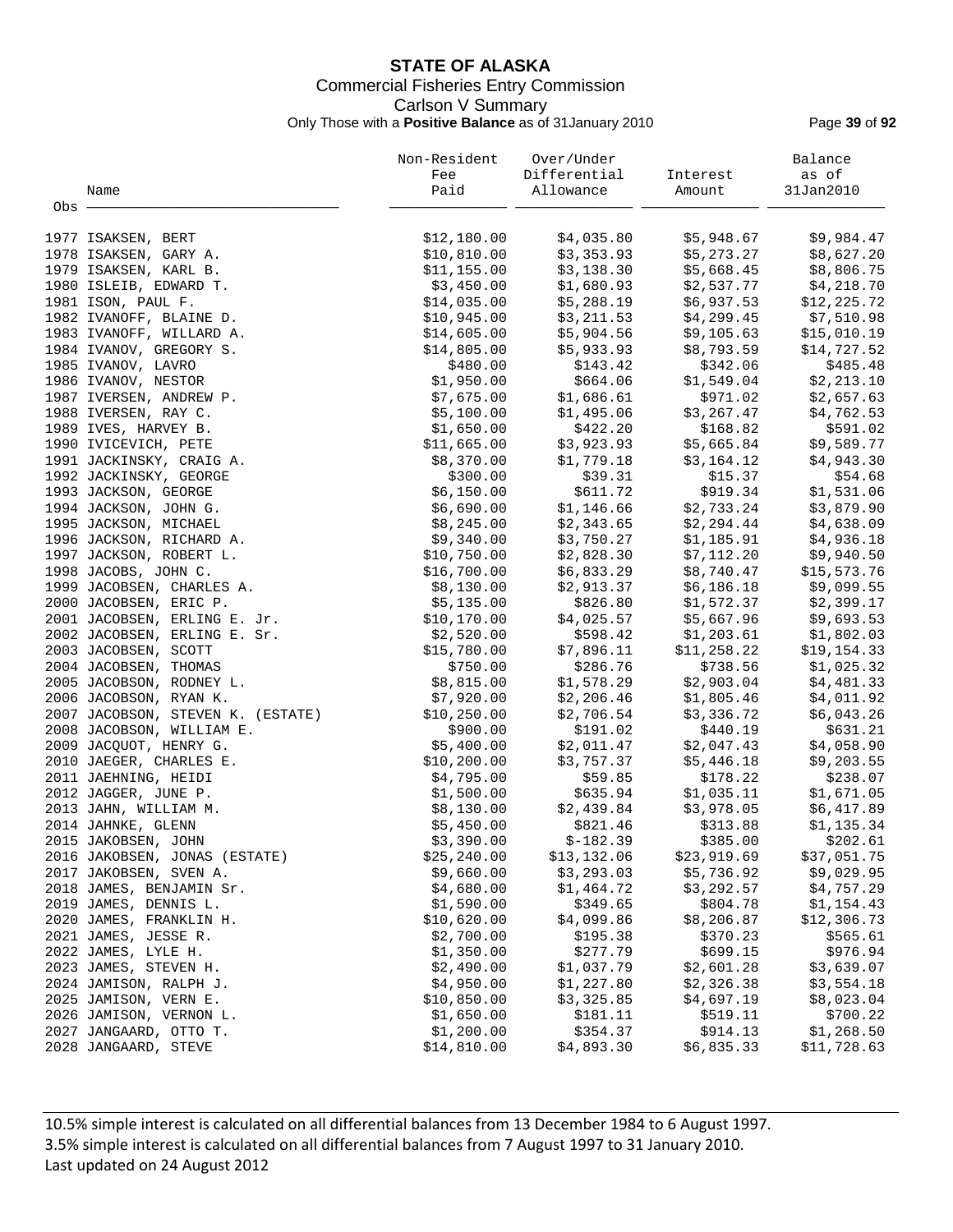**STATE OF ALASKA**
Commercial Fisheries Entry Commission
Carlson V Summary
Only Those with a **Positive Balance** as of 31January 2010

| Obs | Name | Non-Resident Fee Paid | Over/Under Differential Allowance | Interest Amount | Balance as of 31Jan2010 |
|---|---|---|---|---|---|
| 1977 | ISAKSEN, BERT | $12,180.00 | $4,035.80 | $5,948.67 | $9,984.47 |
| 1978 | ISAKSEN, GARY A. | $10,810.00 | $3,353.93 | $5,273.27 | $8,627.20 |
| 1979 | ISAKSEN, KARL B. | $11,155.00 | $3,138.30 | $5,668.45 | $8,806.75 |
| 1980 | ISLEIB, EDWARD T. | $3,450.00 | $1,680.93 | $2,537.77 | $4,218.70 |
| 1981 | ISON, PAUL F. | $14,035.00 | $5,288.19 | $6,937.53 | $12,225.72 |
| 1982 | IVANOFF, BLAINE D. | $10,945.00 | $3,211.53 | $4,299.45 | $7,510.98 |
| 1983 | IVANOFF, WILLARD A. | $14,605.00 | $5,904.56 | $9,105.63 | $15,010.19 |
| 1984 | IVANOV, GREGORY S. | $14,805.00 | $5,933.93 | $8,793.59 | $14,727.52 |
| 1985 | IVANOV, LAVRO | $480.00 | $143.42 | $342.06 | $485.48 |
| 1986 | IVANOV, NESTOR | $1,950.00 | $664.06 | $1,549.04 | $2,213.10 |
| 1987 | IVERSEN, ANDREW P. | $7,675.00 | $1,686.61 | $971.02 | $2,657.63 |
| 1988 | IVERSEN, RAY C. | $5,100.00 | $1,495.06 | $3,267.47 | $4,762.53 |
| 1989 | IVES, HARVEY B. | $1,650.00 | $422.20 | $168.82 | $591.02 |
| 1990 | IVICEVICH, PETE | $11,665.00 | $3,923.93 | $5,665.84 | $9,589.77 |
| 1991 | JACKINSKY, CRAIG A. | $8,370.00 | $1,779.18 | $3,164.12 | $4,943.30 |
| 1992 | JACKINSKY, GEORGE | $300.00 | $39.31 | $15.37 | $54.68 |
| 1993 | JACKSON, GEORGE | $6,150.00 | $611.72 | $919.34 | $1,531.06 |
| 1994 | JACKSON, JOHN G. | $6,690.00 | $1,146.66 | $2,733.24 | $3,879.90 |
| 1995 | JACKSON, MICHAEL | $8,245.00 | $2,343.65 | $2,294.44 | $4,638.09 |
| 1996 | JACKSON, RICHARD A. | $9,340.00 | $3,750.27 | $1,185.91 | $4,936.18 |
| 1997 | JACKSON, ROBERT L. | $10,750.00 | $2,828.30 | $7,112.20 | $9,940.50 |
| 1998 | JACOBS, JOHN C. | $16,700.00 | $6,833.29 | $8,740.47 | $15,573.76 |
| 1999 | JACOBSEN, CHARLES A. | $8,130.00 | $2,913.37 | $6,186.18 | $9,099.55 |
| 2000 | JACOBSEN, ERIC P. | $5,135.00 | $826.80 | $1,572.37 | $2,399.17 |
| 2001 | JACOBSEN, ERLING E. Jr. | $10,170.00 | $4,025.57 | $5,667.96 | $9,693.53 |
| 2002 | JACOBSEN, ERLING E. Sr. | $2,520.00 | $598.42 | $1,203.61 | $1,802.03 |
| 2003 | JACOBSEN, SCOTT | $15,780.00 | $7,896.11 | $11,258.22 | $19,154.33 |
| 2004 | JACOBSEN, THOMAS | $750.00 | $286.76 | $738.56 | $1,025.32 |
| 2005 | JACOBSON, RODNEY L. | $8,815.00 | $1,578.29 | $2,903.04 | $4,481.33 |
| 2006 | JACOBSON, RYAN K. | $7,920.00 | $2,206.46 | $1,805.46 | $4,011.92 |
| 2007 | JACOBSON, STEVEN K. (ESTATE) | $10,250.00 | $2,706.54 | $3,336.72 | $6,043.26 |
| 2008 | JACOBSON, WILLIAM E. | $900.00 | $191.02 | $440.19 | $631.21 |
| 2009 | JACQUOT, HENRY G. | $5,400.00 | $2,011.47 | $2,047.43 | $4,058.90 |
| 2010 | JAEGER, CHARLES E. | $10,200.00 | $3,757.37 | $5,446.18 | $9,203.55 |
| 2011 | JAEHNING, HEIDI | $4,795.00 | $59.85 | $178.22 | $238.07 |
| 2012 | JAGGER, JUNE P. | $1,500.00 | $635.94 | $1,035.11 | $1,671.05 |
| 2013 | JAHN, WILLIAM M. | $8,130.00 | $2,439.84 | $3,978.05 | $6,417.89 |
| 2014 | JAHNKE, GLENN | $5,450.00 | $821.46 | $313.88 | $1,135.34 |
| 2015 | JAKOBSEN, JOHN | $3,390.00 | $-182.39 | $385.00 | $202.61 |
| 2016 | JAKOBSEN, JONAS (ESTATE) | $25,240.00 | $13,132.06 | $23,919.69 | $37,051.75 |
| 2017 | JAKOBSEN, SVEN A. | $9,660.00 | $3,293.03 | $5,736.92 | $9,029.95 |
| 2018 | JAMES, BENJAMIN Sr. | $4,680.00 | $1,464.72 | $3,292.57 | $4,757.29 |
| 2019 | JAMES, DENNIS L. | $1,590.00 | $349.65 | $804.78 | $1,154.43 |
| 2020 | JAMES, FRANKLIN H. | $10,620.00 | $4,099.86 | $8,206.87 | $12,306.73 |
| 2021 | JAMES, JESSE R. | $2,700.00 | $195.38 | $370.23 | $565.61 |
| 2022 | JAMES, LYLE H. | $1,350.00 | $277.79 | $699.15 | $976.94 |
| 2023 | JAMES, STEVEN H. | $2,490.00 | $1,037.79 | $2,601.28 | $3,639.07 |
| 2024 | JAMISON, RALPH J. | $4,950.00 | $1,227.80 | $2,326.38 | $3,554.18 |
| 2025 | JAMISON, VERN E. | $10,850.00 | $3,325.85 | $4,697.19 | $8,023.04 |
| 2026 | JAMISON, VERNON L. | $1,650.00 | $181.11 | $519.11 | $700.22 |
| 2027 | JANGAARD, OTTO T. | $1,200.00 | $354.37 | $914.13 | $1,268.50 |
| 2028 | JANGAARD, STEVE | $14,810.00 | $4,893.30 | $6,835.33 | $11,728.63 |

10.5% simple interest is calculated on all differential balances from 13 December 1984 to 6 August 1997.
3.5% simple interest is calculated on all differential balances from 7 August 1997 to 31 January 2010.
Last updated on 24 August 2012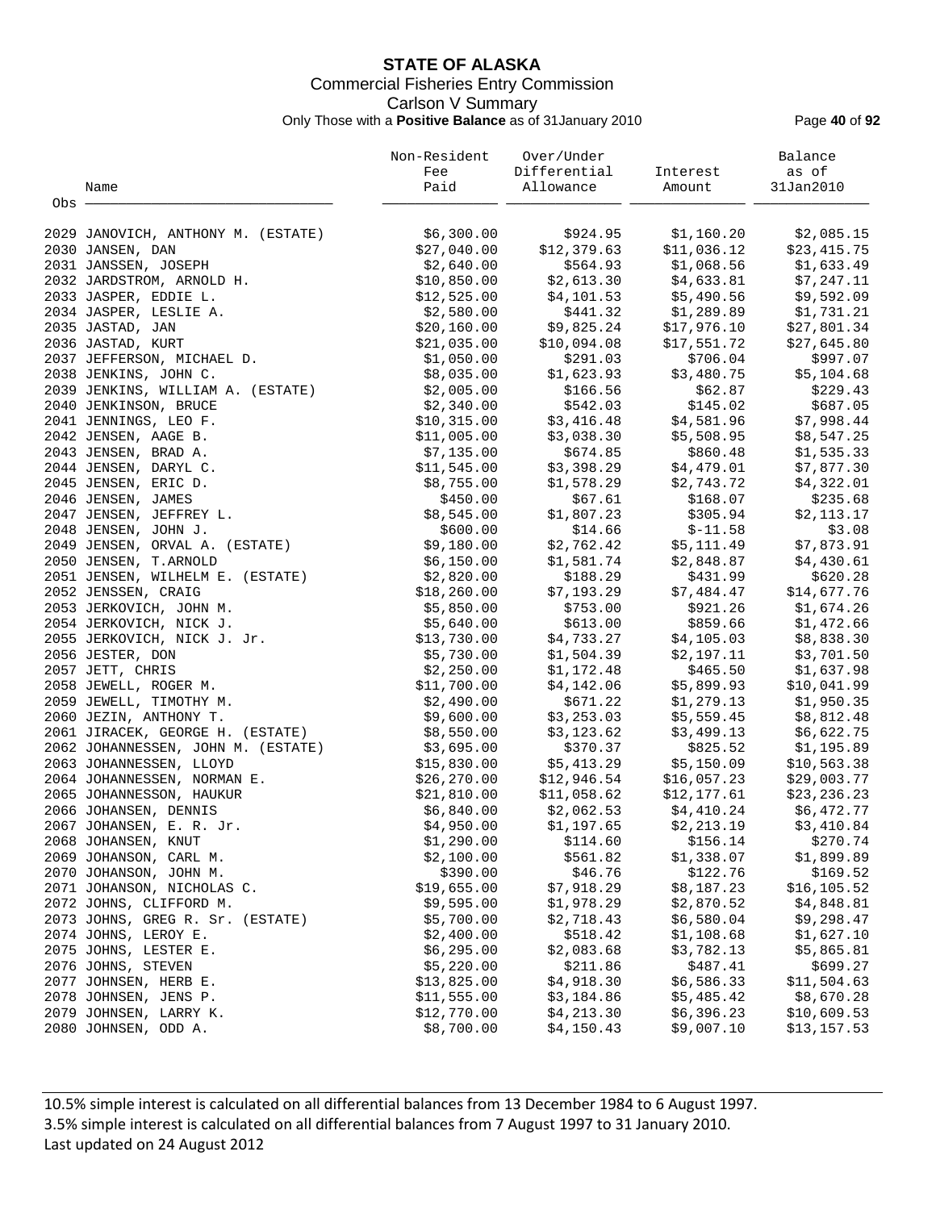# STATE OF ALASKA

Commercial Fisheries Entry Commission

Carlson V Summary

Only Those with a **Positive Balance** as of 31January 2010

| Obs | Name | Non-Resident Fee Paid | Over/Under Differential Allowance | Interest Amount | Balance as of 31Jan2010 |
|---|---|---|---|---|---|
| 2029 | JANOVICH, ANTHONY M. (ESTATE) | $6,300.00 | $924.95 | $1,160.20 | $2,085.15 |
| 2030 | JANSEN, DAN | $27,040.00 | $12,379.63 | $11,036.12 | $23,415.75 |
| 2031 | JANSSEN, JOSEPH | $2,640.00 | $564.93 | $1,068.56 | $1,633.49 |
| 2032 | JARDSTROM, ARNOLD H. | $10,850.00 | $2,613.30 | $4,633.81 | $7,247.11 |
| 2033 | JASPER, EDDIE L. | $12,525.00 | $4,101.53 | $5,490.56 | $9,592.09 |
| 2034 | JASPER, LESLIE A. | $2,580.00 | $441.32 | $1,289.89 | $1,731.21 |
| 2035 | JASTAD, JAN | $20,160.00 | $9,825.24 | $17,976.10 | $27,801.34 |
| 2036 | JASTAD, KURT | $21,035.00 | $10,094.08 | $17,551.72 | $27,645.80 |
| 2037 | JEFFERSON, MICHAEL D. | $1,050.00 | $291.03 | $706.04 | $997.07 |
| 2038 | JENKINS, JOHN C. | $8,035.00 | $1,623.93 | $3,480.75 | $5,104.68 |
| 2039 | JENKINS, WILLIAM A. (ESTATE) | $2,005.00 | $166.56 | $62.87 | $229.43 |
| 2040 | JENKINSON, BRUCE | $2,340.00 | $542.03 | $145.02 | $687.05 |
| 2041 | JENNINGS, LEO F. | $10,315.00 | $3,416.48 | $4,581.96 | $7,998.44 |
| 2042 | JENSEN, AAGE B. | $11,005.00 | $3,038.30 | $5,508.95 | $8,547.25 |
| 2043 | JENSEN, BRAD A. | $7,135.00 | $674.85 | $860.48 | $1,535.33 |
| 2044 | JENSEN, DARYL C. | $11,545.00 | $3,398.29 | $4,479.01 | $7,877.30 |
| 2045 | JENSEN, ERIC D. | $8,755.00 | $1,578.29 | $2,743.72 | $4,322.01 |
| 2046 | JENSEN, JAMES | $450.00 | $67.61 | $168.07 | $235.68 |
| 2047 | JENSEN, JEFFREY L. | $8,545.00 | $1,807.23 | $305.94 | $2,113.17 |
| 2048 | JENSEN, JOHN J. | $600.00 | $14.66 | $-11.58 | $3.08 |
| 2049 | JENSEN, ORVAL A. (ESTATE) | $9,180.00 | $2,762.42 | $5,111.49 | $7,873.91 |
| 2050 | JENSEN, T.ARNOLD | $6,150.00 | $1,581.74 | $2,848.87 | $4,430.61 |
| 2051 | JENSEN, WILHELM E. (ESTATE) | $2,820.00 | $188.29 | $431.99 | $620.28 |
| 2052 | JENSSEN, CRAIG | $18,260.00 | $7,193.29 | $7,484.47 | $14,677.76 |
| 2053 | JERKOVICH, JOHN M. | $5,850.00 | $753.00 | $921.26 | $1,674.26 |
| 2054 | JERKOVICH, NICK J. | $5,640.00 | $613.00 | $859.66 | $1,472.66 |
| 2055 | JERKOVICH, NICK J. Jr. | $13,730.00 | $4,733.27 | $4,105.03 | $8,838.30 |
| 2056 | JESTER, DON | $5,730.00 | $1,504.39 | $2,197.11 | $3,701.50 |
| 2057 | JETT, CHRIS | $2,250.00 | $1,172.48 | $465.50 | $1,637.98 |
| 2058 | JEWELL, ROGER M. | $11,700.00 | $4,142.06 | $5,899.93 | $10,041.99 |
| 2059 | JEWELL, TIMOTHY M. | $2,490.00 | $671.22 | $1,279.13 | $1,950.35 |
| 2060 | JEZIN, ANTHONY T. | $9,600.00 | $3,253.03 | $5,559.45 | $8,812.48 |
| 2061 | JIRACEK, GEORGE H. (ESTATE) | $8,550.00 | $3,123.62 | $3,499.13 | $6,622.75 |
| 2062 | JOHANNESSEN, JOHN M. (ESTATE) | $3,695.00 | $370.37 | $825.52 | $1,195.89 |
| 2063 | JOHANNESSEN, LLOYD | $15,830.00 | $5,413.29 | $5,150.09 | $10,563.38 |
| 2064 | JOHANNESSEN, NORMAN E. | $26,270.00 | $12,946.54 | $16,057.23 | $29,003.77 |
| 2065 | JOHANNESSON, HAUKUR | $21,810.00 | $11,058.62 | $12,177.61 | $23,236.23 |
| 2066 | JOHANSEN, DENNIS | $6,840.00 | $2,062.53 | $4,410.24 | $6,472.77 |
| 2067 | JOHANSEN, E. R. Jr. | $4,950.00 | $1,197.65 | $2,213.19 | $3,410.84 |
| 2068 | JOHANSEN, KNUT | $1,290.00 | $114.60 | $156.14 | $270.74 |
| 2069 | JOHANSON, CARL M. | $2,100.00 | $561.82 | $1,338.07 | $1,899.89 |
| 2070 | JOHANSON, JOHN M. | $390.00 | $46.76 | $122.76 | $169.52 |
| 2071 | JOHANSON, NICHOLAS C. | $19,655.00 | $7,918.29 | $8,187.23 | $16,105.52 |
| 2072 | JOHNS, CLIFFORD M. | $9,595.00 | $1,978.29 | $2,870.52 | $4,848.81 |
| 2073 | JOHNS, GREG R. Sr. (ESTATE) | $5,700.00 | $2,718.43 | $6,580.04 | $9,298.47 |
| 2074 | JOHNS, LEROY E. | $2,400.00 | $518.42 | $1,108.68 | $1,627.10 |
| 2075 | JOHNS, LESTER E. | $6,295.00 | $2,083.68 | $3,782.13 | $5,865.81 |
| 2076 | JOHNS, STEVEN | $5,220.00 | $211.86 | $487.41 | $699.27 |
| 2077 | JOHNSEN, HERB E. | $13,825.00 | $4,918.30 | $6,586.33 | $11,504.63 |
| 2078 | JOHNSEN, JENS P. | $11,555.00 | $3,184.86 | $5,485.42 | $8,670.28 |
| 2079 | JOHNSEN, LARRY K. | $12,770.00 | $4,213.30 | $6,396.23 | $10,609.53 |
| 2080 | JOHNSEN, ODD A. | $8,700.00 | $4,150.43 | $9,007.10 | $13,157.53 |

10.5% simple interest is calculated on all differential balances from 13 December 1984 to 6 August 1997.
3.5% simple interest is calculated on all differential balances from 7 August 1997 to 31 January 2010.
Last updated on 24 August 2012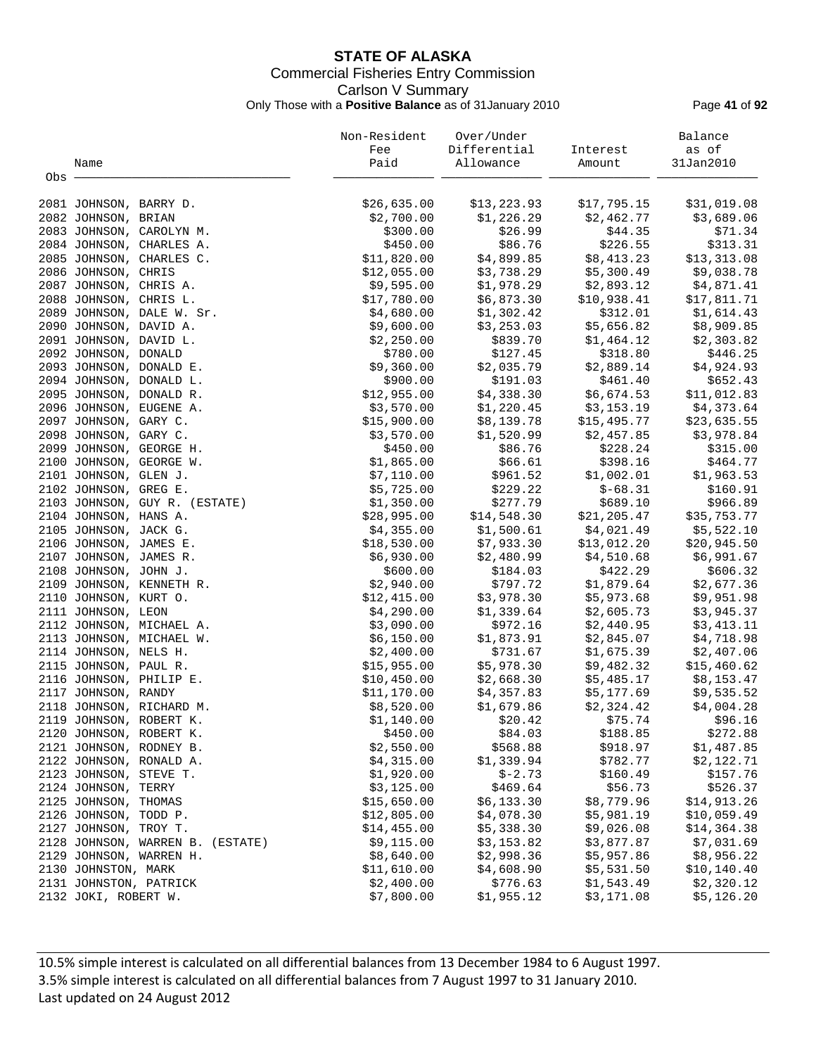# STATE OF ALASKA

Commercial Fisheries Entry Commission

Carlson V Summary

Only Those with a **Positive Balance** as of 31January 2010

| Obs | Name | Non-Resident Fee Paid | Over/Under Differential Allowance | Interest Amount | Balance as of 31Jan2010 |
|---|---|---|---|---|---|
| 2081 | JOHNSON, BARRY D. | $26,635.00 | $13,223.93 | $17,795.15 | $31,019.08 |
| 2082 | JOHNSON, BRIAN | $2,700.00 | $1,226.29 | $2,462.77 | $3,689.06 |
| 2083 | JOHNSON, CAROLYN M. | $300.00 | $26.99 | $44.35 | $71.34 |
| 2084 | JOHNSON, CHARLES A. | $450.00 | $86.76 | $226.55 | $313.31 |
| 2085 | JOHNSON, CHARLES C. | $11,820.00 | $4,899.85 | $8,413.23 | $13,313.08 |
| 2086 | JOHNSON, CHRIS | $12,055.00 | $3,738.29 | $5,300.49 | $9,038.78 |
| 2087 | JOHNSON, CHRIS A. | $9,595.00 | $1,978.29 | $2,893.12 | $4,871.41 |
| 2088 | JOHNSON, CHRIS L. | $17,780.00 | $6,873.30 | $10,938.41 | $17,811.71 |
| 2089 | JOHNSON, DALE W. Sr. | $4,680.00 | $1,302.42 | $312.01 | $1,614.43 |
| 2090 | JOHNSON, DAVID A. | $9,600.00 | $3,253.03 | $5,656.82 | $8,909.85 |
| 2091 | JOHNSON, DAVID L. | $2,250.00 | $839.70 | $1,464.12 | $2,303.82 |
| 2092 | JOHNSON, DONALD | $780.00 | $127.45 | $318.80 | $446.25 |
| 2093 | JOHNSON, DONALD E. | $9,360.00 | $2,035.79 | $2,889.14 | $4,924.93 |
| 2094 | JOHNSON, DONALD L. | $900.00 | $191.03 | $461.40 | $652.43 |
| 2095 | JOHNSON, DONALD R. | $12,955.00 | $4,338.30 | $6,674.53 | $11,012.83 |
| 2096 | JOHNSON, EUGENE A. | $3,570.00 | $1,220.45 | $3,153.19 | $4,373.64 |
| 2097 | JOHNSON, GARY C. | $15,900.00 | $8,139.78 | $15,495.77 | $23,635.55 |
| 2098 | JOHNSON, GARY C. | $3,570.00 | $1,520.99 | $2,457.85 | $3,978.84 |
| 2099 | JOHNSON, GEORGE H. | $450.00 | $86.76 | $228.24 | $315.00 |
| 2100 | JOHNSON, GEORGE W. | $1,865.00 | $66.61 | $398.16 | $464.77 |
| 2101 | JOHNSON, GLEN J. | $7,110.00 | $961.52 | $1,002.01 | $1,963.53 |
| 2102 | JOHNSON, GREG E. | $5,725.00 | $229.22 | $-68.31 | $160.91 |
| 2103 | JOHNSON, GUY R. (ESTATE) | $1,350.00 | $277.79 | $689.10 | $966.89 |
| 2104 | JOHNSON, HANS A. | $28,995.00 | $14,548.30 | $21,205.47 | $35,753.77 |
| 2105 | JOHNSON, JACK G. | $4,355.00 | $1,500.61 | $4,021.49 | $5,522.10 |
| 2106 | JOHNSON, JAMES E. | $18,530.00 | $7,933.30 | $13,012.20 | $20,945.50 |
| 2107 | JOHNSON, JAMES R. | $6,930.00 | $2,480.99 | $4,510.68 | $6,991.67 |
| 2108 | JOHNSON, JOHN J. | $600.00 | $184.03 | $422.29 | $606.32 |
| 2109 | JOHNSON, KENNETH R. | $2,940.00 | $797.72 | $1,879.64 | $2,677.36 |
| 2110 | JOHNSON, KURT O. | $12,415.00 | $3,978.30 | $5,973.68 | $9,951.98 |
| 2111 | JOHNSON, LEON | $4,290.00 | $1,339.64 | $2,605.73 | $3,945.37 |
| 2112 | JOHNSON, MICHAEL A. | $3,090.00 | $972.16 | $2,440.95 | $3,413.11 |
| 2113 | JOHNSON, MICHAEL W. | $6,150.00 | $1,873.91 | $2,845.07 | $4,718.98 |
| 2114 | JOHNSON, NELS H. | $2,400.00 | $731.67 | $1,675.39 | $2,407.06 |
| 2115 | JOHNSON, PAUL R. | $15,955.00 | $5,978.30 | $9,482.32 | $15,460.62 |
| 2116 | JOHNSON, PHILIP E. | $10,450.00 | $2,668.30 | $5,485.17 | $8,153.47 |
| 2117 | JOHNSON, RANDY | $11,170.00 | $4,357.83 | $5,177.69 | $9,535.52 |
| 2118 | JOHNSON, RICHARD M. | $8,520.00 | $1,679.86 | $2,324.42 | $4,004.28 |
| 2119 | JOHNSON, ROBERT K. | $1,140.00 | $20.42 | $75.74 | $96.16 |
| 2120 | JOHNSON, ROBERT K. | $450.00 | $84.03 | $188.85 | $272.88 |
| 2121 | JOHNSON, RODNEY B. | $2,550.00 | $568.88 | $918.97 | $1,487.85 |
| 2122 | JOHNSON, RONALD A. | $4,315.00 | $1,339.94 | $782.77 | $2,122.71 |
| 2123 | JOHNSON, STEVE T. | $1,920.00 | $-2.73 | $160.49 | $157.76 |
| 2124 | JOHNSON, TERRY | $3,125.00 | $469.64 | $56.73 | $526.37 |
| 2125 | JOHNSON, THOMAS | $15,650.00 | $6,133.30 | $8,779.96 | $14,913.26 |
| 2126 | JOHNSON, TODD P. | $12,805.00 | $4,078.30 | $5,981.19 | $10,059.49 |
| 2127 | JOHNSON, TROY T. | $14,455.00 | $5,338.30 | $9,026.08 | $14,364.38 |
| 2128 | JOHNSON, WARREN B. (ESTATE) | $9,115.00 | $3,153.82 | $3,877.87 | $7,031.69 |
| 2129 | JOHNSON, WARREN H. | $8,640.00 | $2,998.36 | $5,957.86 | $8,956.22 |
| 2130 | JOHNSTON, MARK | $11,610.00 | $4,608.90 | $5,531.50 | $10,140.40 |
| 2131 | JOHNSTON, PATRICK | $2,400.00 | $776.63 | $1,543.49 | $2,320.12 |
| 2132 | JOKI, ROBERT W. | $7,800.00 | $1,955.12 | $3,171.08 | $5,126.20 |

10.5% simple interest is calculated on all differential balances from 13 December 1984 to 6 August 1997.

3.5% simple interest is calculated on all differential balances from 7 August 1997 to 31 January 2010.

Last updated on 24 August 2012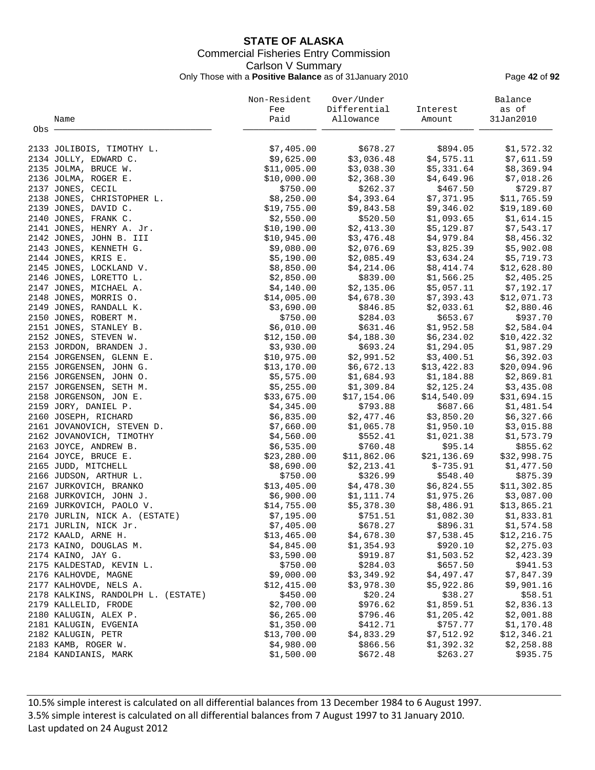# STATE OF ALASKA

## Commercial Fisheries Entry Commission

### Carlson V Summary

Only Those with a **Positive Balance** as of 31January 2010

| Obs | Name | Non-Resident Fee Paid | Over/Under Differential Allowance | Interest Amount | Balance as of 31Jan2010 |
|---|---|---|---|---|---|
| 2133 | JOLIBOIS, TIMOTHY L. | $7,405.00 | $678.27 | $894.05 | $1,572.32 |
| 2134 | JOLLY, EDWARD C. | $9,625.00 | $3,036.48 | $4,575.11 | $7,611.59 |
| 2135 | JOLMA, BRUCE W. | $11,005.00 | $3,038.30 | $5,331.64 | $8,369.94 |
| 2136 | JOLMA, ROGER E. | $10,000.00 | $2,368.30 | $4,649.96 | $7,018.26 |
| 2137 | JONES, CECIL | $750.00 | $262.37 | $467.50 | $729.87 |
| 2138 | JONES, CHRISTOPHER L. | $8,250.00 | $4,393.64 | $7,371.95 | $11,765.59 |
| 2139 | JONES, DAVID C. | $19,755.00 | $9,843.58 | $9,346.02 | $19,189.60 |
| 2140 | JONES, FRANK C. | $2,550.00 | $520.50 | $1,093.65 | $1,614.15 |
| 2141 | JONES, HENRY A. Jr. | $10,190.00 | $2,413.30 | $5,129.87 | $7,543.17 |
| 2142 | JONES, JOHN B. III | $10,945.00 | $3,476.48 | $4,979.84 | $8,456.32 |
| 2143 | JONES, KENNETH G. | $9,080.00 | $2,076.69 | $3,825.39 | $5,902.08 |
| 2144 | JONES, KRIS E. | $5,190.00 | $2,085.49 | $3,634.24 | $5,719.73 |
| 2145 | JONES, LOCKLAND V. | $8,850.00 | $4,214.06 | $8,414.74 | $12,628.80 |
| 2146 | JONES, LORETTO L. | $2,850.00 | $839.00 | $1,566.25 | $2,405.25 |
| 2147 | JONES, MICHAEL A. | $4,140.00 | $2,135.06 | $5,057.11 | $7,192.17 |
| 2148 | JONES, MORRIS O. | $14,005.00 | $4,678.30 | $7,393.43 | $12,071.73 |
| 2149 | JONES, RANDALL K. | $3,690.00 | $846.85 | $2,033.61 | $2,880.46 |
| 2150 | JONES, ROBERT M. | $750.00 | $284.03 | $653.67 | $937.70 |
| 2151 | JONES, STANLEY B. | $6,010.00 | $631.46 | $1,952.58 | $2,584.04 |
| 2152 | JONES, STEVEN W. | $12,150.00 | $4,188.30 | $6,234.02 | $10,422.32 |
| 2153 | JORDON, BRANDEN J. | $3,930.00 | $693.24 | $1,294.05 | $1,987.29 |
| 2154 | JORGENSEN, GLENN E. | $10,975.00 | $2,991.52 | $3,400.51 | $6,392.03 |
| 2155 | JORGENSEN, JOHN G. | $13,170.00 | $6,672.13 | $13,422.83 | $20,094.96 |
| 2156 | JORGENSEN, JOHN O. | $5,575.00 | $1,684.93 | $1,184.88 | $2,869.81 |
| 2157 | JORGENSEN, SETH M. | $5,255.00 | $1,309.84 | $2,125.24 | $3,435.08 |
| 2158 | JORGENSON, JON E. | $33,675.00 | $17,154.06 | $14,540.09 | $31,694.15 |
| 2159 | JORY, DANIEL P. | $4,345.00 | $793.88 | $687.66 | $1,481.54 |
| 2160 | JOSEPH, RICHARD | $6,835.00 | $2,477.46 | $3,850.20 | $6,327.66 |
| 2161 | JOVANOVICH, STEVEN D. | $7,660.00 | $1,065.78 | $1,950.10 | $3,015.88 |
| 2162 | JOVANOVICH, TIMOTHY | $4,560.00 | $552.41 | $1,021.38 | $1,573.79 |
| 2163 | JOYCE, ANDREW B. | $6,535.00 | $760.48 | $95.14 | $855.62 |
| 2164 | JOYCE, BRUCE E. | $23,280.00 | $11,862.06 | $21,136.69 | $32,998.75 |
| 2165 | JUDD, MITCHELL | $8,690.00 | $2,213.41 | $-735.91 | $1,477.50 |
| 2166 | JUDSON, ARTHUR L. | $750.00 | $326.99 | $548.40 | $875.39 |
| 2167 | JURKOVICH, BRANKO | $13,405.00 | $4,478.30 | $6,824.55 | $11,302.85 |
| 2168 | JURKOVICH, JOHN J. | $6,900.00 | $1,111.74 | $1,975.26 | $3,087.00 |
| 2169 | JURKOVICH, PAOLO V. | $14,755.00 | $5,378.30 | $8,486.91 | $13,865.21 |
| 2170 | JURLIN, NICK A. (ESTATE) | $7,195.00 | $751.51 | $1,082.30 | $1,833.81 |
| 2171 | JURLIN, NICK Jr. | $7,405.00 | $678.27 | $896.31 | $1,574.58 |
| 2172 | KAALD, ARNE H. | $13,465.00 | $4,678.30 | $7,538.45 | $12,216.75 |
| 2173 | KAINO, DOUGLAS M. | $4,845.00 | $1,354.93 | $920.10 | $2,275.03 |
| 2174 | KAINO, JAY G. | $3,590.00 | $919.87 | $1,503.52 | $2,423.39 |
| 2175 | KALDESTAD, KEVIN L. | $750.00 | $284.03 | $657.50 | $941.53 |
| 2176 | KALHOVDE, MAGNE | $9,000.00 | $3,349.92 | $4,497.47 | $7,847.39 |
| 2177 | KALHOVDE, NELS A. | $12,415.00 | $3,978.30 | $5,922.86 | $9,901.16 |
| 2178 | KALKINS, RANDOLPH L. (ESTATE) | $450.00 | $20.24 | $38.27 | $58.51 |
| 2179 | KALLELID, FRODE | $2,700.00 | $976.62 | $1,859.51 | $2,836.13 |
| 2180 | KALUGIN, ALEX P. | $6,265.00 | $796.46 | $1,205.42 | $2,001.88 |
| 2181 | KALUGIN, EVGENIA | $1,350.00 | $412.71 | $757.77 | $1,170.48 |
| 2182 | KALUGIN, PETR | $13,700.00 | $4,833.29 | $7,512.92 | $12,346.21 |
| 2183 | KAMB, ROGER W. | $4,980.00 | $866.56 | $1,392.32 | $2,258.88 |
| 2184 | KANDIANIS, MARK | $1,500.00 | $672.48 | $263.27 | $935.75 |

10.5% simple interest is calculated on all differential balances from 13 December 1984 to 6 August 1997.
3.5% simple interest is calculated on all differential balances from 7 August 1997 to 31 January 2010.
Last updated on 24 August 2012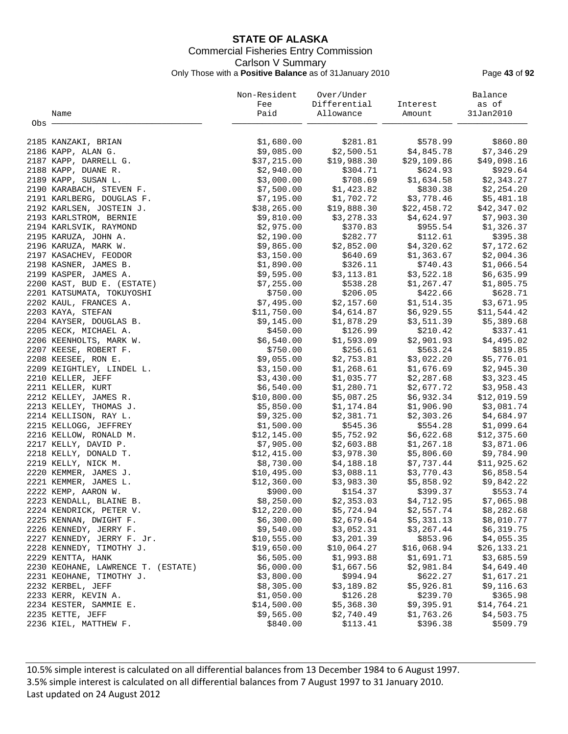# STATE OF ALASKA

Commercial Fisheries Entry Commission

Carlson V Summary

Only Those with a **Positive Balance** as of 31January 2010

| Obs | Name | Non-Resident Fee Paid | Over/Under Differential Allowance | Interest Amount | Balance as of 31Jan2010 |
|---|---|---|---|---|---|
| 2185 | KANZAKI, BRIAN | $1,680.00 | $281.81 | $578.99 | $860.80 |
| 2186 | KAPP, ALAN G. | $9,085.00 | $2,500.51 | $4,845.78 | $7,346.29 |
| 2187 | KAPP, DARRELL G. | $37,215.00 | $19,988.30 | $29,109.86 | $49,098.16 |
| 2188 | KAPP, DUANE R. | $2,940.00 | $304.71 | $624.93 | $929.64 |
| 2189 | KAPP, SUSAN L. | $3,000.00 | $708.69 | $1,634.58 | $2,343.27 |
| 2190 | KARABACH, STEVEN F. | $7,500.00 | $1,423.82 | $830.38 | $2,254.20 |
| 2191 | KARLBERG, DOUGLAS F. | $7,195.00 | $1,702.72 | $3,778.46 | $5,481.18 |
| 2192 | KARLSEN, JOSTEIN J. | $38,265.00 | $19,888.30 | $22,458.72 | $42,347.02 |
| 2193 | KARLSTROM, BERNIE | $9,810.00 | $3,278.33 | $4,624.97 | $7,903.30 |
| 2194 | KARLSVIK, RAYMOND | $2,975.00 | $370.83 | $955.54 | $1,326.37 |
| 2195 | KARUZA, JOHN A. | $2,190.00 | $282.77 | $112.61 | $395.38 |
| 2196 | KARUZA, MARK W. | $9,865.00 | $2,852.00 | $4,320.62 | $7,172.62 |
| 2197 | KASACHEV, FEODOR | $3,150.00 | $640.69 | $1,363.67 | $2,004.36 |
| 2198 | KASNER, JAMES B. | $1,890.00 | $326.11 | $740.43 | $1,066.54 |
| 2199 | KASPER, JAMES A. | $9,595.00 | $3,113.81 | $3,522.18 | $6,635.99 |
| 2200 | KAST, BUD E. (ESTATE) | $7,255.00 | $538.28 | $1,267.47 | $1,805.75 |
| 2201 | KATSUMATA, TOKUYOSHI | $750.00 | $206.05 | $422.66 | $628.71 |
| 2202 | KAUL, FRANCES A. | $7,495.00 | $2,157.60 | $1,514.35 | $3,671.95 |
| 2203 | KAYA, STEFAN | $11,750.00 | $4,614.87 | $6,929.55 | $11,544.42 |
| 2204 | KAYSER, DOUGLAS B. | $9,145.00 | $1,878.29 | $3,511.39 | $5,389.68 |
| 2205 | KECK, MICHAEL A. | $450.00 | $126.99 | $210.42 | $337.41 |
| 2206 | KEENHOLTS, MARK W. | $6,540.00 | $1,593.09 | $2,901.93 | $4,495.02 |
| 2207 | KEESE, ROBERT F. | $750.00 | $256.61 | $563.24 | $819.85 |
| 2208 | KEESEE, RON E. | $9,055.00 | $2,753.81 | $3,022.20 | $5,776.01 |
| 2209 | KEIGHTLEY, LINDEL L. | $3,150.00 | $1,268.61 | $1,676.69 | $2,945.30 |
| 2210 | KELLER, JEFF | $3,430.00 | $1,035.77 | $2,287.68 | $3,323.45 |
| 2211 | KELLER, KURT | $6,540.00 | $1,280.71 | $2,677.72 | $3,958.43 |
| 2212 | KELLEY, JAMES R. | $10,800.00 | $5,087.25 | $6,932.34 | $12,019.59 |
| 2213 | KELLEY, THOMAS J. | $5,850.00 | $1,174.84 | $1,906.90 | $3,081.74 |
| 2214 | KELLISON, RAY L. | $9,325.00 | $2,381.71 | $2,303.26 | $4,684.97 |
| 2215 | KELLOGG, JEFFREY | $1,500.00 | $545.36 | $554.28 | $1,099.64 |
| 2216 | KELLOW, RONALD M. | $12,145.00 | $5,752.92 | $6,622.68 | $12,375.60 |
| 2217 | KELLY, DAVID P. | $7,905.00 | $2,603.88 | $1,267.18 | $3,871.06 |
| 2218 | KELLY, DONALD T. | $12,415.00 | $3,978.30 | $5,806.60 | $9,784.90 |
| 2219 | KELLY, NICK M. | $8,730.00 | $4,188.18 | $7,737.44 | $11,925.62 |
| 2220 | KEMMER, JAMES J. | $10,495.00 | $3,088.11 | $3,770.43 | $6,858.54 |
| 2221 | KEMMER, JAMES L. | $12,360.00 | $3,983.30 | $5,858.92 | $9,842.22 |
| 2222 | KEMP, AARON W. | $900.00 | $154.37 | $399.37 | $553.74 |
| 2223 | KENDALL, BLAINE B. | $8,250.00 | $2,353.03 | $4,712.95 | $7,065.98 |
| 2224 | KENDRICK, PETER V. | $12,220.00 | $5,724.94 | $2,557.74 | $8,282.68 |
| 2225 | KENNAN, DWIGHT F. | $6,300.00 | $2,679.64 | $5,331.13 | $8,010.77 |
| 2226 | KENNEDY, JERRY F. | $9,540.00 | $3,052.31 | $3,267.44 | $6,319.75 |
| 2227 | KENNEDY, JERRY F. Jr. | $10,555.00 | $3,201.39 | $853.96 | $4,055.35 |
| 2228 | KENNEDY, TIMOTHY J. | $19,650.00 | $10,064.27 | $16,068.94 | $26,133.21 |
| 2229 | KENTTA, HANK | $6,505.00 | $1,993.88 | $1,691.71 | $3,685.59 |
| 2230 | KEOHANE, LAWRENCE T. (ESTATE) | $6,000.00 | $1,667.56 | $2,981.84 | $4,649.40 |
| 2231 | KEOHANE, TIMOTHY J. | $3,800.00 | $994.94 | $622.27 | $1,617.21 |
| 2232 | KERBEL, JEFF | $8,305.00 | $3,189.82 | $5,926.81 | $9,116.63 |
| 2233 | KERR, KEVIN A. | $1,050.00 | $126.28 | $239.70 | $365.98 |
| 2234 | KESTER, SAMMIE E. | $14,500.00 | $5,368.30 | $9,395.91 | $14,764.21 |
| 2235 | KETTE, JEFF | $9,565.00 | $2,740.49 | $1,763.26 | $4,503.75 |
| 2236 | KIEL, MATTHEW F. | $840.00 | $113.41 | $396.38 | $509.79 |

10.5% simple interest is calculated on all differential balances from 13 December 1984 to 6 August 1997.
3.5% simple interest is calculated on all differential balances from 7 August 1997 to 31 January 2010.
Last updated on 24 August 2012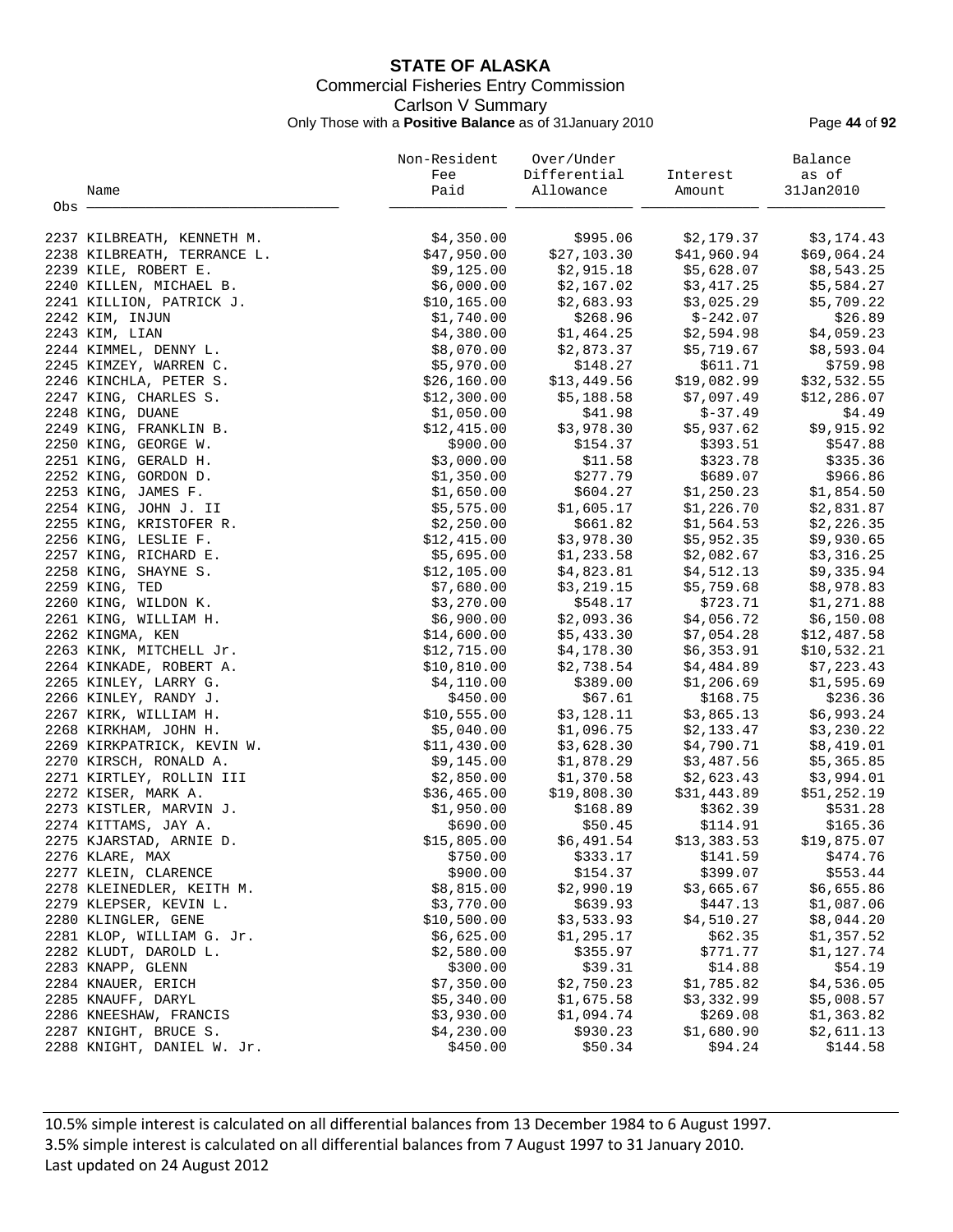**STATE OF ALASKA**
Commercial Fisheries Entry Commission
Carlson V Summary
Only Those with a **Positive Balance** as of 31January 2010

| Obs | Name | Non-Resident Fee Paid | Over/Under Differential Allowance | Interest Amount | Balance as of 31Jan2010 |
|---|---|---|---|---|---|
| 2237 | KILBREATH, KENNETH M. | $4,350.00 | $995.06 | $2,179.37 | $3,174.43 |
| 2238 | KILBREATH, TERRANCE L. | $47,950.00 | $27,103.30 | $41,960.94 | $69,064.24 |
| 2239 | KILE, ROBERT E. | $9,125.00 | $2,915.18 | $5,628.07 | $8,543.25 |
| 2240 | KILLEN, MICHAEL B. | $6,000.00 | $2,167.02 | $3,417.25 | $5,584.27 |
| 2241 | KILLION, PATRICK J. | $10,165.00 | $2,683.93 | $3,025.29 | $5,709.22 |
| 2242 | KIM, INJUN | $1,740.00 | $268.96 | $-242.07 | $26.89 |
| 2243 | KIM, LIAN | $4,380.00 | $1,464.25 | $2,594.98 | $4,059.23 |
| 2244 | KIMMEL, DENNY L. | $8,070.00 | $2,873.37 | $5,719.67 | $8,593.04 |
| 2245 | KIMZEY, WARREN C. | $5,970.00 | $148.27 | $611.71 | $759.98 |
| 2246 | KINCHLA, PETER S. | $26,160.00 | $13,449.56 | $19,082.99 | $32,532.55 |
| 2247 | KING, CHARLES S. | $12,300.00 | $5,188.58 | $7,097.49 | $12,286.07 |
| 2248 | KING, DUANE | $1,050.00 | $41.98 | $-37.49 | $4.49 |
| 2249 | KING, FRANKLIN B. | $12,415.00 | $3,978.30 | $5,937.62 | $9,915.92 |
| 2250 | KING, GEORGE W. | $900.00 | $154.37 | $393.51 | $547.88 |
| 2251 | KING, GERALD H. | $3,000.00 | $11.58 | $323.78 | $335.36 |
| 2252 | KING, GORDON D. | $1,350.00 | $277.79 | $689.07 | $966.86 |
| 2253 | KING, JAMES F. | $1,650.00 | $604.27 | $1,250.23 | $1,854.50 |
| 2254 | KING, JOHN J. II | $5,575.00 | $1,605.17 | $1,226.70 | $2,831.87 |
| 2255 | KING, KRISTOFER R. | $2,250.00 | $661.82 | $1,564.53 | $2,226.35 |
| 2256 | KING, LESLIE F. | $12,415.00 | $3,978.30 | $5,952.35 | $9,930.65 |
| 2257 | KING, RICHARD E. | $5,695.00 | $1,233.58 | $2,082.67 | $3,316.25 |
| 2258 | KING, SHAYNE S. | $12,105.00 | $4,823.81 | $4,512.13 | $9,335.94 |
| 2259 | KING, TED | $7,680.00 | $3,219.15 | $5,759.68 | $8,978.83 |
| 2260 | KING, WILDON K. | $3,270.00 | $548.17 | $723.71 | $1,271.88 |
| 2261 | KING, WILLIAM H. | $6,900.00 | $2,093.36 | $4,056.72 | $6,150.08 |
| 2262 | KINGMA, KEN | $14,600.00 | $5,433.30 | $7,054.28 | $12,487.58 |
| 2263 | KINK, MITCHELL Jr. | $12,715.00 | $4,178.30 | $6,353.91 | $10,532.21 |
| 2264 | KINKADE, ROBERT A. | $10,810.00 | $2,738.54 | $4,484.89 | $7,223.43 |
| 2265 | KINLEY, LARRY G. | $4,110.00 | $389.00 | $1,206.69 | $1,595.69 |
| 2266 | KINLEY, RANDY J. | $450.00 | $67.61 | $168.75 | $236.36 |
| 2267 | KIRK, WILLIAM H. | $10,555.00 | $3,128.11 | $3,865.13 | $6,993.24 |
| 2268 | KIRKHAM, JOHN H. | $5,040.00 | $1,096.75 | $2,133.47 | $3,230.22 |
| 2269 | KIRKPATRICK, KEVIN W. | $11,430.00 | $3,628.30 | $4,790.71 | $8,419.01 |
| 2270 | KIRSCH, RONALD A. | $9,145.00 | $1,878.29 | $3,487.56 | $5,365.85 |
| 2271 | KIRTLEY, ROLLIN III | $2,850.00 | $1,370.58 | $2,623.43 | $3,994.01 |
| 2272 | KISER, MARK A. | $36,465.00 | $19,808.30 | $31,443.89 | $51,252.19 |
| 2273 | KISTLER, MARVIN J. | $1,950.00 | $168.89 | $362.39 | $531.28 |
| 2274 | KITTAMS, JAY A. | $690.00 | $50.45 | $114.91 | $165.36 |
| 2275 | KJARSTAD, ARNIE D. | $15,805.00 | $6,491.54 | $13,383.53 | $19,875.07 |
| 2276 | KLARE, MAX | $750.00 | $333.17 | $141.59 | $474.76 |
| 2277 | KLEIN, CLARENCE | $900.00 | $154.37 | $399.07 | $553.44 |
| 2278 | KLEINEDLER, KEITH M. | $8,815.00 | $2,990.19 | $3,665.67 | $6,655.86 |
| 2279 | KLEPSER, KEVIN L. | $3,770.00 | $639.93 | $447.13 | $1,087.06 |
| 2280 | KLINGLER, GENE | $10,500.00 | $3,533.93 | $4,510.27 | $8,044.20 |
| 2281 | KLOP, WILLIAM G. Jr. | $6,625.00 | $1,295.17 | $62.35 | $1,357.52 |
| 2282 | KLUDT, DAROLD L. | $2,580.00 | $355.97 | $771.77 | $1,127.74 |
| 2283 | KNAPP, GLENN | $300.00 | $39.31 | $14.88 | $54.19 |
| 2284 | KNAUER, ERICH | $7,350.00 | $2,750.23 | $1,785.82 | $4,536.05 |
| 2285 | KNAUFF, DARYL | $5,340.00 | $1,675.58 | $3,332.99 | $5,008.57 |
| 2286 | KNEESHAW, FRANCIS | $3,930.00 | $1,094.74 | $269.08 | $1,363.82 |
| 2287 | KNIGHT, BRUCE S. | $4,230.00 | $930.23 | $1,680.90 | $2,611.13 |
| 2288 | KNIGHT, DANIEL W. Jr. | $450.00 | $50.34 | $94.24 | $144.58 |

10.5% simple interest is calculated on all differential balances from 13 December 1984 to 6 August 1997.
3.5% simple interest is calculated on all differential balances from 7 August 1997 to 31 January 2010.
Last updated on 24 August 2012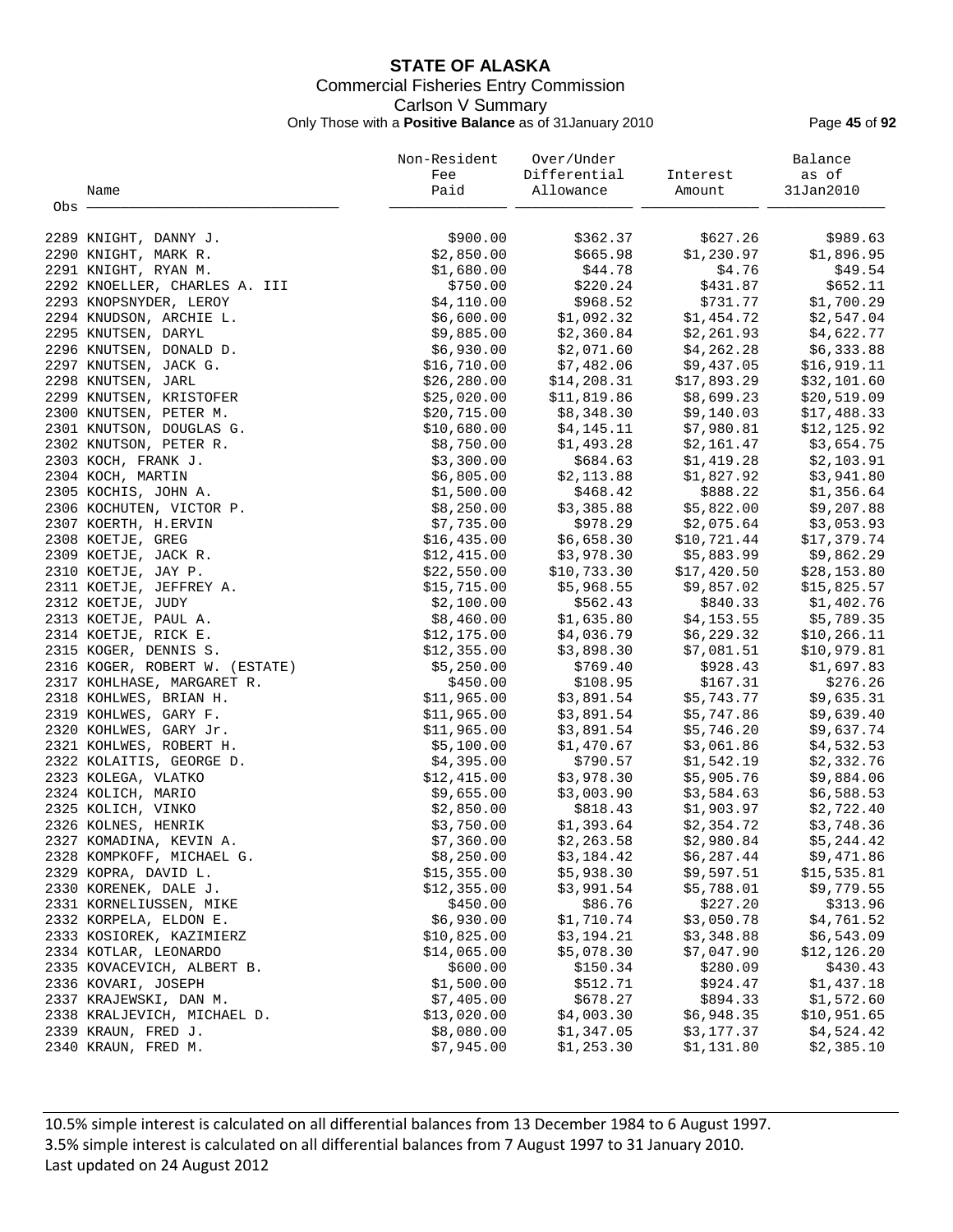# STATE OF ALASKA

Commercial Fisheries Entry Commission

Carlson V Summary

Only Those with a **Positive Balance** as of 31January 2010

| Obs | Name | Non-Resident Fee Paid | Over/Under Differential Allowance | Interest Amount | Balance as of 31Jan2010 |
|---|---|---|---|---|---|
| 2289 | KNIGHT, DANNY J. | $900.00 | $362.37 | $627.26 | $989.63 |
| 2290 | KNIGHT, MARK R. | $2,850.00 | $665.98 | $1,230.97 | $1,896.95 |
| 2291 | KNIGHT, RYAN M. | $1,680.00 | $44.78 | $4.76 | $49.54 |
| 2292 | KNOELLER, CHARLES A. III | $750.00 | $220.24 | $431.87 | $652.11 |
| 2293 | KNOPSNYDER, LEROY | $4,110.00 | $968.52 | $731.77 | $1,700.29 |
| 2294 | KNUDSON, ARCHIE L. | $6,600.00 | $1,092.32 | $1,454.72 | $2,547.04 |
| 2295 | KNUTSEN, DARYL | $9,885.00 | $2,360.84 | $2,261.93 | $4,622.77 |
| 2296 | KNUTSEN, DONALD D. | $6,930.00 | $2,071.60 | $4,262.28 | $6,333.88 |
| 2297 | KNUTSEN, JACK G. | $16,710.00 | $7,482.06 | $9,437.05 | $16,919.11 |
| 2298 | KNUTSEN, JARL | $26,280.00 | $14,208.31 | $17,893.29 | $32,101.60 |
| 2299 | KNUTSEN, KRISTOFER | $25,020.00 | $11,819.86 | $8,699.23 | $20,519.09 |
| 2300 | KNUTSEN, PETER M. | $20,715.00 | $8,348.30 | $9,140.03 | $17,488.33 |
| 2301 | KNUTSON, DOUGLAS G. | $10,680.00 | $4,145.11 | $7,980.81 | $12,125.92 |
| 2302 | KNUTSON, PETER R. | $8,750.00 | $1,493.28 | $2,161.47 | $3,654.75 |
| 2303 | KOCH, FRANK J. | $3,300.00 | $684.63 | $1,419.28 | $2,103.91 |
| 2304 | KOCH, MARTIN | $6,805.00 | $2,113.88 | $1,827.92 | $3,941.80 |
| 2305 | KOCHIS, JOHN A. | $1,500.00 | $468.42 | $888.22 | $1,356.64 |
| 2306 | KOCHUTEN, VICTOR P. | $8,250.00 | $3,385.88 | $5,822.00 | $9,207.88 |
| 2307 | KOERTH, H.ERVIN | $7,735.00 | $978.29 | $2,075.64 | $3,053.93 |
| 2308 | KOETJE, GREG | $16,435.00 | $6,658.30 | $10,721.44 | $17,379.74 |
| 2309 | KOETJE, JACK R. | $12,415.00 | $3,978.30 | $5,883.99 | $9,862.29 |
| 2310 | KOETJE, JAY P. | $22,550.00 | $10,733.30 | $17,420.50 | $28,153.80 |
| 2311 | KOETJE, JEFFREY A. | $15,715.00 | $5,968.55 | $9,857.02 | $15,825.57 |
| 2312 | KOETJE, JUDY | $2,100.00 | $562.43 | $840.33 | $1,402.76 |
| 2313 | KOETJE, PAUL A. | $8,460.00 | $1,635.80 | $4,153.55 | $5,789.35 |
| 2314 | KOETJE, RICK E. | $12,175.00 | $4,036.79 | $6,229.32 | $10,266.11 |
| 2315 | KOGER, DENNIS S. | $12,355.00 | $3,898.30 | $7,081.51 | $10,979.81 |
| 2316 | KOGER, ROBERT W. (ESTATE) | $5,250.00 | $769.40 | $928.43 | $1,697.83 |
| 2317 | KOHLHASE, MARGARET R. | $450.00 | $108.95 | $167.31 | $276.26 |
| 2318 | KOHLWES, BRIAN H. | $11,965.00 | $3,891.54 | $5,743.77 | $9,635.31 |
| 2319 | KOHLWES, GARY F. | $11,965.00 | $3,891.54 | $5,747.86 | $9,639.40 |
| 2320 | KOHLWES, GARY Jr. | $11,965.00 | $3,891.54 | $5,746.20 | $9,637.74 |
| 2321 | KOHLWES, ROBERT H. | $5,100.00 | $1,470.67 | $3,061.86 | $4,532.53 |
| 2322 | KOLAITIS, GEORGE D. | $4,395.00 | $790.57 | $1,542.19 | $2,332.76 |
| 2323 | KOLEGA, VLATKO | $12,415.00 | $3,978.30 | $5,905.76 | $9,884.06 |
| 2324 | KOLICH, MARIO | $9,655.00 | $3,003.90 | $3,584.63 | $6,588.53 |
| 2325 | KOLICH, VINKO | $2,850.00 | $818.43 | $1,903.97 | $2,722.40 |
| 2326 | KOLNES, HENRIK | $3,750.00 | $1,393.64 | $2,354.72 | $3,748.36 |
| 2327 | KOMADINA, KEVIN A. | $7,360.00 | $2,263.58 | $2,980.84 | $5,244.42 |
| 2328 | KOMPKOFF, MICHAEL G. | $8,250.00 | $3,184.42 | $6,287.44 | $9,471.86 |
| 2329 | KOPRA, DAVID L. | $15,355.00 | $5,938.30 | $9,597.51 | $15,535.81 |
| 2330 | KORENEK, DALE J. | $12,355.00 | $3,991.54 | $5,788.01 | $9,779.55 |
| 2331 | KORNELIUSSEN, MIKE | $450.00 | $86.76 | $227.20 | $313.96 |
| 2332 | KORPELA, ELDON E. | $6,930.00 | $1,710.74 | $3,050.78 | $4,761.52 |
| 2333 | KOSIOREK, KAZIMIERZ | $10,825.00 | $3,194.21 | $3,348.88 | $6,543.09 |
| 2334 | KOTLAR, LEONARDO | $14,065.00 | $5,078.30 | $7,047.90 | $12,126.20 |
| 2335 | KOVACEVICH, ALBERT B. | $600.00 | $150.34 | $280.09 | $430.43 |
| 2336 | KOVARI, JOSEPH | $1,500.00 | $512.71 | $924.47 | $1,437.18 |
| 2337 | KRAJEWSKI, DAN M. | $7,405.00 | $678.27 | $894.33 | $1,572.60 |
| 2338 | KRALJEVICH, MICHAEL D. | $13,020.00 | $4,003.30 | $6,948.35 | $10,951.65 |
| 2339 | KRAUN, FRED J. | $8,080.00 | $1,347.05 | $3,177.37 | $4,524.42 |
| 2340 | KRAUN, FRED M. | $7,945.00 | $1,253.30 | $1,131.80 | $2,385.10 |

10.5% simple interest is calculated on all differential balances from 13 December 1984 to 6 August 1997.
3.5% simple interest is calculated on all differential balances from 7 August 1997 to 31 January 2010.
Last updated on 24 August 2012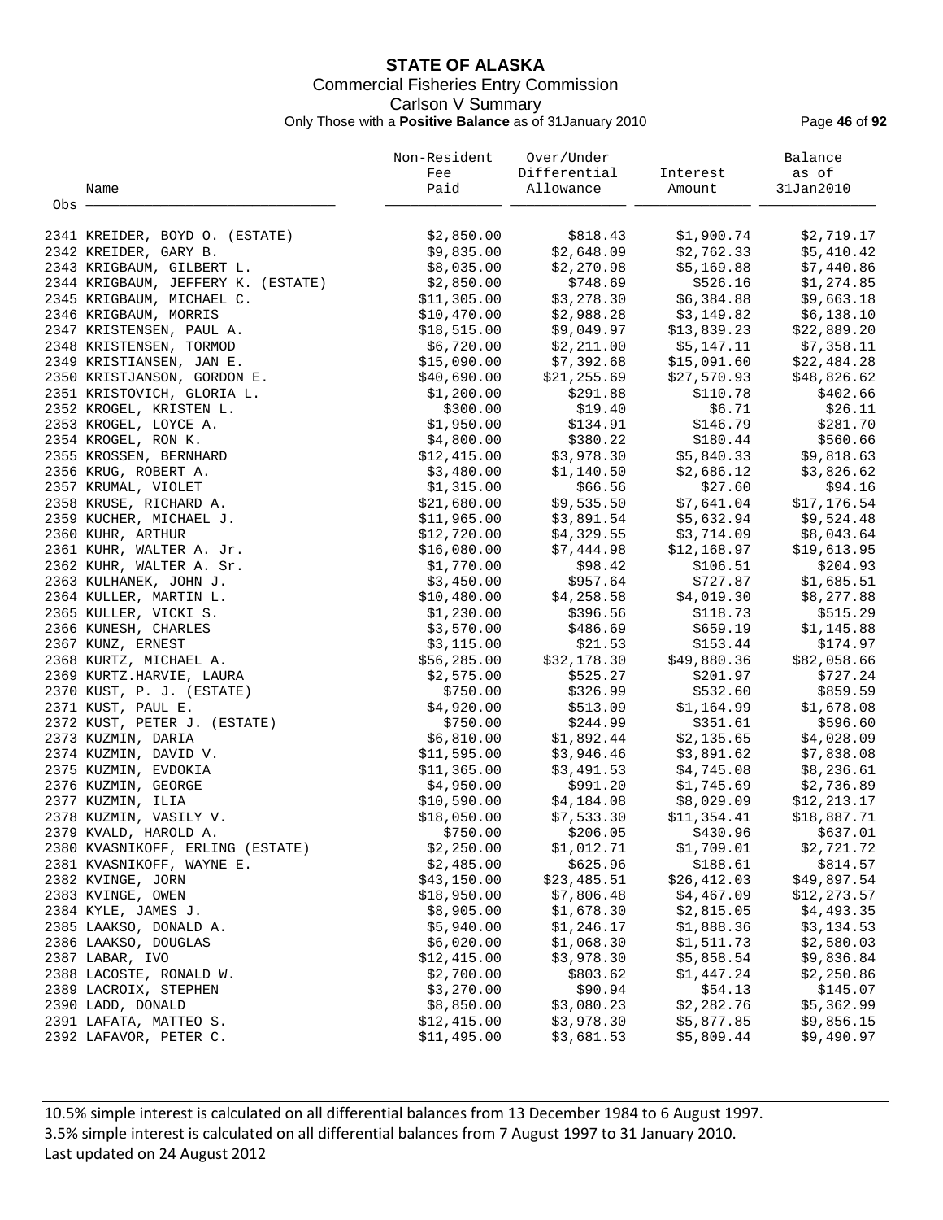# STATE OF ALASKA

## Commercial Fisheries Entry Commission

### Carlson V Summary

Only Those with a **Positive Balance** as of 31January 2010

| Obs | Name | Non-Resident Fee Paid | Over/Under Differential Allowance | Interest Amount | Balance as of 31Jan2010 |
|---|---|---|---|---|---|
| 2341 | KREIDER, BOYD O. (ESTATE) | $2,850.00 | $818.43 | $1,900.74 | $2,719.17 |
| 2342 | KREIDER, GARY B. | $9,835.00 | $2,648.09 | $2,762.33 | $5,410.42 |
| 2343 | KRIGBAUM, GILBERT L. | $8,035.00 | $2,270.98 | $5,169.88 | $7,440.86 |
| 2344 | KRIGBAUM, JEFFERY K. (ESTATE) | $2,850.00 | $748.69 | $526.16 | $1,274.85 |
| 2345 | KRIGBAUM, MICHAEL C. | $11,305.00 | $3,278.30 | $6,384.88 | $9,663.18 |
| 2346 | KRIGBAUM, MORRIS | $10,470.00 | $2,988.28 | $3,149.82 | $6,138.10 |
| 2347 | KRISTENSEN, PAUL A. | $18,515.00 | $9,049.97 | $13,839.23 | $22,889.20 |
| 2348 | KRISTENSEN, TORMOD | $6,720.00 | $2,211.00 | $5,147.11 | $7,358.11 |
| 2349 | KRISTIANSEN, JAN E. | $15,090.00 | $7,392.68 | $15,091.60 | $22,484.28 |
| 2350 | KRISTJANSON, GORDON E. | $40,690.00 | $21,255.69 | $27,570.93 | $48,826.62 |
| 2351 | KRISTOVICH, GLORIA L. | $1,200.00 | $291.88 | $110.78 | $402.66 |
| 2352 | KROGEL, KRISTEN L. | $300.00 | $19.40 | $6.71 | $26.11 |
| 2353 | KROGEL, LOYCE A. | $1,950.00 | $134.91 | $146.79 | $281.70 |
| 2354 | KROGEL, RON K. | $4,800.00 | $380.22 | $180.44 | $560.66 |
| 2355 | KROSSEN, BERNHARD | $12,415.00 | $3,978.30 | $5,840.33 | $9,818.63 |
| 2356 | KRUG, ROBERT A. | $3,480.00 | $1,140.50 | $2,686.12 | $3,826.62 |
| 2357 | KRUMAL, VIOLET | $1,315.00 | $66.56 | $27.60 | $94.16 |
| 2358 | KRUSE, RICHARD A. | $21,680.00 | $9,535.50 | $7,641.04 | $17,176.54 |
| 2359 | KUCHER, MICHAEL J. | $11,965.00 | $3,891.54 | $5,632.94 | $9,524.48 |
| 2360 | KUHR, ARTHUR | $12,720.00 | $4,329.55 | $3,714.09 | $8,043.64 |
| 2361 | KUHR, WALTER A. Jr. | $16,080.00 | $7,444.98 | $12,168.97 | $19,613.95 |
| 2362 | KUHR, WALTER A. Sr. | $1,770.00 | $98.42 | $106.51 | $204.93 |
| 2363 | KULHANEK, JOHN J. | $3,450.00 | $957.64 | $727.87 | $1,685.51 |
| 2364 | KULLER, MARTIN L. | $10,480.00 | $4,258.58 | $4,019.30 | $8,277.88 |
| 2365 | KULLER, VICKI S. | $1,230.00 | $396.56 | $118.73 | $515.29 |
| 2366 | KUNESH, CHARLES | $3,570.00 | $486.69 | $659.19 | $1,145.88 |
| 2367 | KUNZ, ERNEST | $3,115.00 | $21.53 | $153.44 | $174.97 |
| 2368 | KURTZ, MICHAEL A. | $56,285.00 | $32,178.30 | $49,880.36 | $82,058.66 |
| 2369 | KURTZ.HARVIE, LAURA | $2,575.00 | $525.27 | $201.97 | $727.24 |
| 2370 | KUST, P. J. (ESTATE) | $750.00 | $326.99 | $532.60 | $859.59 |
| 2371 | KUST, PAUL E. | $4,920.00 | $513.09 | $1,164.99 | $1,678.08 |
| 2372 | KUST, PETER J. (ESTATE) | $750.00 | $244.99 | $351.61 | $596.60 |
| 2373 | KUZMIN, DARIA | $6,810.00 | $1,892.44 | $2,135.65 | $4,028.09 |
| 2374 | KUZMIN, DAVID V. | $11,595.00 | $3,946.46 | $3,891.62 | $7,838.08 |
| 2375 | KUZMIN, EVDOKIA | $11,365.00 | $3,491.53 | $4,745.08 | $8,236.61 |
| 2376 | KUZMIN, GEORGE | $4,950.00 | $991.20 | $1,745.69 | $2,736.89 |
| 2377 | KUZMIN, ILIA | $10,590.00 | $4,184.08 | $8,029.09 | $12,213.17 |
| 2378 | KUZMIN, VASILY V. | $18,050.00 | $7,533.30 | $11,354.41 | $18,887.71 |
| 2379 | KVALD, HAROLD A. | $750.00 | $206.05 | $430.96 | $637.01 |
| 2380 | KVASNIKOFF, ERLING (ESTATE) | $2,250.00 | $1,012.71 | $1,709.01 | $2,721.72 |
| 2381 | KVASNIKOFF, WAYNE E. | $2,485.00 | $625.96 | $188.61 | $814.57 |
| 2382 | KVINGE, JORN | $43,150.00 | $23,485.51 | $26,412.03 | $49,897.54 |
| 2383 | KVINGE, OWEN | $18,950.00 | $7,806.48 | $4,467.09 | $12,273.57 |
| 2384 | KYLE, JAMES J. | $8,905.00 | $1,678.30 | $2,815.05 | $4,493.35 |
| 2385 | LAAKSO, DONALD A. | $5,940.00 | $1,246.17 | $1,888.36 | $3,134.53 |
| 2386 | LAAKSO, DOUGLAS | $6,020.00 | $1,068.30 | $1,511.73 | $2,580.03 |
| 2387 | LABAR, IVO | $12,415.00 | $3,978.30 | $5,858.54 | $9,836.84 |
| 2388 | LACOSTE, RONALD W. | $2,700.00 | $803.62 | $1,447.24 | $2,250.86 |
| 2389 | LACROIX, STEPHEN | $3,270.00 | $90.94 | $54.13 | $145.07 |
| 2390 | LADD, DONALD | $8,850.00 | $3,080.23 | $2,282.76 | $5,362.99 |
| 2391 | LAFATA, MATTEO S. | $12,415.00 | $3,978.30 | $5,877.85 | $9,856.15 |
| 2392 | LAFAVOR, PETER C. | $11,495.00 | $3,681.53 | $5,809.44 | $9,490.97 |

10.5% simple interest is calculated on all differential balances from 13 December 1984 to 6 August 1997.
3.5% simple interest is calculated on all differential balances from 7 August 1997 to 31 January 2010.
Last updated on 24 August 2012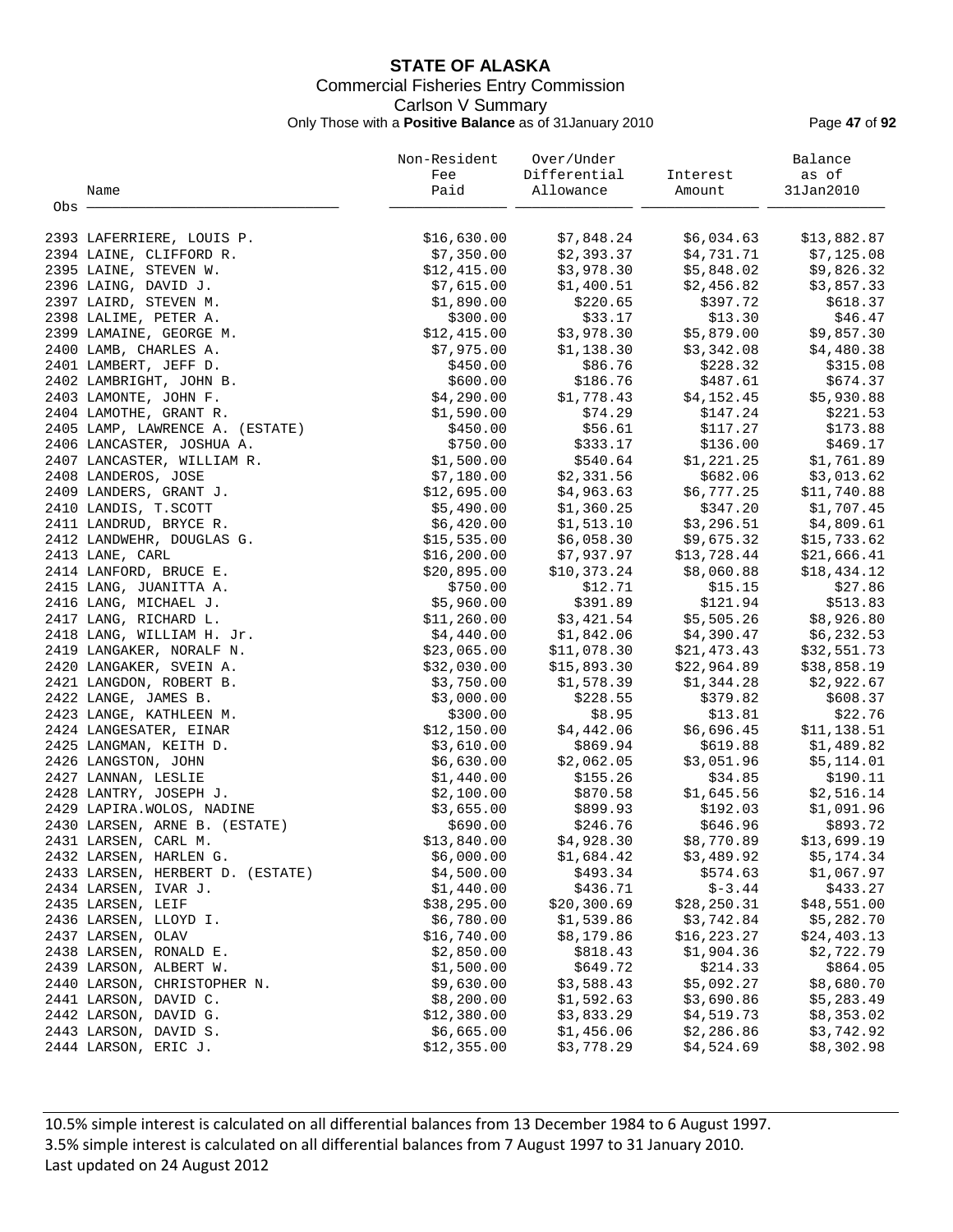# STATE OF ALASKA

Commercial Fisheries Entry Commission

Carlson V Summary

Only Those with a **Positive Balance** as of 31January 2010

| Obs | Name | Non-Resident Fee Paid | Over/Under Differential Allowance | Interest Amount | Balance as of 31Jan2010 |
|---|---|---|---|---|---|
| 2393 | LAFERRIERE, LOUIS P. | $16,630.00 | $7,848.24 | $6,034.63 | $13,882.87 |
| 2394 | LAINE, CLIFFORD R. | $7,350.00 | $2,393.37 | $4,731.71 | $7,125.08 |
| 2395 | LAINE, STEVEN W. | $12,415.00 | $3,978.30 | $5,848.02 | $9,826.32 |
| 2396 | LAING, DAVID J. | $7,615.00 | $1,400.51 | $2,456.82 | $3,857.33 |
| 2397 | LAIRD, STEVEN M. | $1,890.00 | $220.65 | $397.72 | $618.37 |
| 2398 | LALIME, PETER A. | $300.00 | $33.17 | $13.30 | $46.47 |
| 2399 | LAMAINE, GEORGE M. | $12,415.00 | $3,978.30 | $5,879.00 | $9,857.30 |
| 2400 | LAMB, CHARLES A. | $7,975.00 | $1,138.30 | $3,342.08 | $4,480.38 |
| 2401 | LAMBERT, JEFF D. | $450.00 | $86.76 | $228.32 | $315.08 |
| 2402 | LAMBRIGHT, JOHN B. | $600.00 | $186.76 | $487.61 | $674.37 |
| 2403 | LAMONTE, JOHN F. | $4,290.00 | $1,778.43 | $4,152.45 | $5,930.88 |
| 2404 | LAMOTHE, GRANT R. | $1,590.00 | $74.29 | $147.24 | $221.53 |
| 2405 | LAMP, LAWRENCE A. (ESTATE) | $450.00 | $56.61 | $117.27 | $173.88 |
| 2406 | LANCASTER, JOSHUA A. | $750.00 | $333.17 | $136.00 | $469.17 |
| 2407 | LANCASTER, WILLIAM R. | $1,500.00 | $540.64 | $1,221.25 | $1,761.89 |
| 2408 | LANDEROS, JOSE | $7,180.00 | $2,331.56 | $682.06 | $3,013.62 |
| 2409 | LANDERS, GRANT J. | $12,695.00 | $4,963.63 | $6,777.25 | $11,740.88 |
| 2410 | LANDIS, T.SCOTT | $5,490.00 | $1,360.25 | $347.20 | $1,707.45 |
| 2411 | LANDRUD, BRYCE R. | $6,420.00 | $1,513.10 | $3,296.51 | $4,809.61 |
| 2412 | LANDWEHR, DOUGLAS G. | $15,535.00 | $6,058.30 | $9,675.32 | $15,733.62 |
| 2413 | LANE, CARL | $16,200.00 | $7,937.97 | $13,728.44 | $21,666.41 |
| 2414 | LANFORD, BRUCE E. | $20,895.00 | $10,373.24 | $8,060.88 | $18,434.12 |
| 2415 | LANG, JUANITTA A. | $750.00 | $12.71 | $15.15 | $27.86 |
| 2416 | LANG, MICHAEL J. | $5,960.00 | $391.89 | $121.94 | $513.83 |
| 2417 | LANG, RICHARD L. | $11,260.00 | $3,421.54 | $5,505.26 | $8,926.80 |
| 2418 | LANG, WILLIAM H. Jr. | $4,440.00 | $1,842.06 | $4,390.47 | $6,232.53 |
| 2419 | LANGAKER, NORALF N. | $23,065.00 | $11,078.30 | $21,473.43 | $32,551.73 |
| 2420 | LANGAKER, SVEIN A. | $32,030.00 | $15,893.30 | $22,964.89 | $38,858.19 |
| 2421 | LANGDON, ROBERT B. | $3,750.00 | $1,578.39 | $1,344.28 | $2,922.67 |
| 2422 | LANGE, JAMES B. | $3,000.00 | $228.55 | $379.82 | $608.37 |
| 2423 | LANGE, KATHLEEN M. | $300.00 | $8.95 | $13.81 | $22.76 |
| 2424 | LANGESATER, EINAR | $12,150.00 | $4,442.06 | $6,696.45 | $11,138.51 |
| 2425 | LANGMAN, KEITH D. | $3,610.00 | $869.94 | $619.88 | $1,489.82 |
| 2426 | LANGSTON, JOHN | $6,630.00 | $2,062.05 | $3,051.96 | $5,114.01 |
| 2427 | LANNAN, LESLIE | $1,440.00 | $155.26 | $34.85 | $190.11 |
| 2428 | LANTRY, JOSEPH J. | $2,100.00 | $870.58 | $1,645.56 | $2,516.14 |
| 2429 | LAPIRA.WOLOS, NADINE | $3,655.00 | $899.93 | $192.03 | $1,091.96 |
| 2430 | LARSEN, ARNE B. (ESTATE) | $690.00 | $246.76 | $646.96 | $893.72 |
| 2431 | LARSEN, CARL M. | $13,840.00 | $4,928.30 | $8,770.89 | $13,699.19 |
| 2432 | LARSEN, HARLEN G. | $6,000.00 | $1,684.42 | $3,489.92 | $5,174.34 |
| 2433 | LARSEN, HERBERT D. (ESTATE) | $4,500.00 | $493.34 | $574.63 | $1,067.97 |
| 2434 | LARSEN, IVAR J. | $1,440.00 | $436.71 | $-3.44 | $433.27 |
| 2435 | LARSEN, LEIF | $38,295.00 | $20,300.69 | $28,250.31 | $48,551.00 |
| 2436 | LARSEN, LLOYD I. | $6,780.00 | $1,539.86 | $3,742.84 | $5,282.70 |
| 2437 | LARSEN, OLAV | $16,740.00 | $8,179.86 | $16,223.27 | $24,403.13 |
| 2438 | LARSEN, RONALD E. | $2,850.00 | $818.43 | $1,904.36 | $2,722.79 |
| 2439 | LARSON, ALBERT W. | $1,500.00 | $649.72 | $214.33 | $864.05 |
| 2440 | LARSON, CHRISTOPHER N. | $9,630.00 | $3,588.43 | $5,092.27 | $8,680.70 |
| 2441 | LARSON, DAVID C. | $8,200.00 | $1,592.63 | $3,690.86 | $5,283.49 |
| 2442 | LARSON, DAVID G. | $12,380.00 | $3,833.29 | $4,519.73 | $8,353.02 |
| 2443 | LARSON, DAVID S. | $6,665.00 | $1,456.06 | $2,286.86 | $3,742.92 |
| 2444 | LARSON, ERIC J. | $12,355.00 | $3,778.29 | $4,524.69 | $8,302.98 |

10.5% simple interest is calculated on all differential balances from 13 December 1984 to 6 August 1997.

3.5% simple interest is calculated on all differential balances from 7 August 1997 to 31 January 2010.

Last updated on 24 August 2012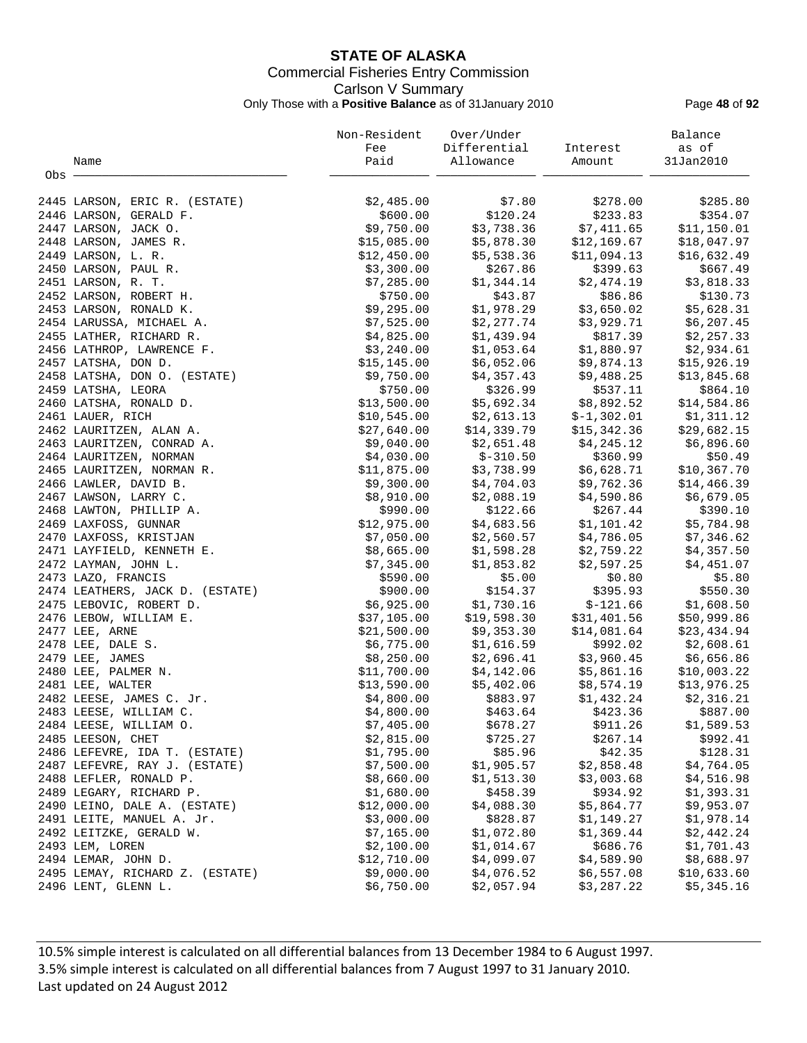# STATE OF ALASKA

Commercial Fisheries Entry Commission

Carlson V Summary

Only Those with a **Positive Balance** as of 31January 2010

| Obs | Name | Non-Resident Fee Paid | Over/Under Differential Allowance | Interest Amount | Balance as of 31Jan2010 |
|---|---|---|---|---|---|
| 2445 | LARSON, ERIC R. (ESTATE) | $2,485.00 | $7.80 | $278.00 | $285.80 |
| 2446 | LARSON, GERALD F. | $600.00 | $120.24 | $233.83 | $354.07 |
| 2447 | LARSON, JACK O. | $9,750.00 | $3,738.36 | $7,411.65 | $11,150.01 |
| 2448 | LARSON, JAMES R. | $15,085.00 | $5,878.30 | $12,169.67 | $18,047.97 |
| 2449 | LARSON, L. R. | $12,450.00 | $5,538.36 | $11,094.13 | $16,632.49 |
| 2450 | LARSON, PAUL R. | $3,300.00 | $267.86 | $399.63 | $667.49 |
| 2451 | LARSON, R. T. | $7,285.00 | $1,344.14 | $2,474.19 | $3,818.33 |
| 2452 | LARSON, ROBERT H. | $750.00 | $43.87 | $86.86 | $130.73 |
| 2453 | LARSON, RONALD K. | $9,295.00 | $1,978.29 | $3,650.02 | $5,628.31 |
| 2454 | LARUSSA, MICHAEL A. | $7,525.00 | $2,277.74 | $3,929.71 | $6,207.45 |
| 2455 | LATHER, RICHARD R. | $4,825.00 | $1,439.94 | $817.39 | $2,257.33 |
| 2456 | LATHROP, LAWRENCE F. | $3,240.00 | $1,053.64 | $1,880.97 | $2,934.61 |
| 2457 | LATSHA, DON D. | $15,145.00 | $6,052.06 | $9,874.13 | $15,926.19 |
| 2458 | LATSHA, DON O. (ESTATE) | $9,750.00 | $4,357.43 | $9,488.25 | $13,845.68 |
| 2459 | LATSHA, LEORA | $750.00 | $326.99 | $537.11 | $864.10 |
| 2460 | LATSHA, RONALD D. | $13,500.00 | $5,692.34 | $8,892.52 | $14,584.86 |
| 2461 | LAUER, RICH | $10,545.00 | $2,613.13 | $-1,302.01 | $1,311.12 |
| 2462 | LAURITZEN, ALAN A. | $27,640.00 | $14,339.79 | $15,342.36 | $29,682.15 |
| 2463 | LAURITZEN, CONRAD A. | $9,040.00 | $2,651.48 | $4,245.12 | $6,896.60 |
| 2464 | LAURITZEN, NORMAN | $4,030.00 | $-310.50 | $360.99 | $50.49 |
| 2465 | LAURITZEN, NORMAN R. | $11,875.00 | $3,738.99 | $6,628.71 | $10,367.70 |
| 2466 | LAWLER, DAVID B. | $9,300.00 | $4,704.03 | $9,762.36 | $14,466.39 |
| 2467 | LAWSON, LARRY C. | $8,910.00 | $2,088.19 | $4,590.86 | $6,679.05 |
| 2468 | LAWTON, PHILLIP A. | $990.00 | $122.66 | $267.44 | $390.10 |
| 2469 | LAXFOSS, GUNNAR | $12,975.00 | $4,683.56 | $1,101.42 | $5,784.98 |
| 2470 | LAXFOSS, KRISTJAN | $7,050.00 | $2,560.57 | $4,786.05 | $7,346.62 |
| 2471 | LAYFIELD, KENNETH E. | $8,665.00 | $1,598.28 | $2,759.22 | $4,357.50 |
| 2472 | LAYMAN, JOHN L. | $7,345.00 | $1,853.82 | $2,597.25 | $4,451.07 |
| 2473 | LAZO, FRANCIS | $590.00 | $5.00 | $0.80 | $5.80 |
| 2474 | LEATHERS, JACK D. (ESTATE) | $900.00 | $154.37 | $395.93 | $550.30 |
| 2475 | LEBOVIC, ROBERT D. | $6,925.00 | $1,730.16 | $-121.66 | $1,608.50 |
| 2476 | LEBOW, WILLIAM E. | $37,105.00 | $19,598.30 | $31,401.56 | $50,999.86 |
| 2477 | LEE, ARNE | $21,500.00 | $9,353.30 | $14,081.64 | $23,434.94 |
| 2478 | LEE, DALE S. | $6,775.00 | $1,616.59 | $992.02 | $2,608.61 |
| 2479 | LEE, JAMES | $8,250.00 | $2,696.41 | $3,960.45 | $6,656.86 |
| 2480 | LEE, PALMER N. | $11,700.00 | $4,142.06 | $5,861.16 | $10,003.22 |
| 2481 | LEE, WALTER | $13,590.00 | $5,402.06 | $8,574.19 | $13,976.25 |
| 2482 | LEESE, JAMES C. Jr. | $4,800.00 | $883.97 | $1,432.24 | $2,316.21 |
| 2483 | LEESE, WILLIAM C. | $4,800.00 | $463.64 | $423.36 | $887.00 |
| 2484 | LEESE, WILLIAM O. | $7,405.00 | $678.27 | $911.26 | $1,589.53 |
| 2485 | LEESON, CHET | $2,815.00 | $725.27 | $267.14 | $992.41 |
| 2486 | LEFEVRE, IDA T. (ESTATE) | $1,795.00 | $85.96 | $42.35 | $128.31 |
| 2487 | LEFEVRE, RAY J. (ESTATE) | $7,500.00 | $1,905.57 | $2,858.48 | $4,764.05 |
| 2488 | LEFLER, RONALD P. | $8,660.00 | $1,513.30 | $3,003.68 | $4,516.98 |
| 2489 | LEGARY, RICHARD P. | $1,680.00 | $458.39 | $934.92 | $1,393.31 |
| 2490 | LEINO, DALE A. (ESTATE) | $12,000.00 | $4,088.30 | $5,864.77 | $9,953.07 |
| 2491 | LEITE, MANUEL A. Jr. | $3,000.00 | $828.87 | $1,149.27 | $1,978.14 |
| 2492 | LEITZKE, GERALD W. | $7,165.00 | $1,072.80 | $1,369.44 | $2,442.24 |
| 2493 | LEM, LOREN | $2,100.00 | $1,014.67 | $686.76 | $1,701.43 |
| 2494 | LEMAR, JOHN D. | $12,710.00 | $4,099.07 | $4,589.90 | $8,688.97 |
| 2495 | LEMAY, RICHARD Z. (ESTATE) | $9,000.00 | $4,076.52 | $6,557.08 | $10,633.60 |
| 2496 | LENT, GLENN L. | $6,750.00 | $2,057.94 | $3,287.22 | $5,345.16 |

10.5% simple interest is calculated on all differential balances from 13 December 1984 to 6 August 1997.
3.5% simple interest is calculated on all differential balances from 7 August 1997 to 31 January 2010.
Last updated on 24 August 2012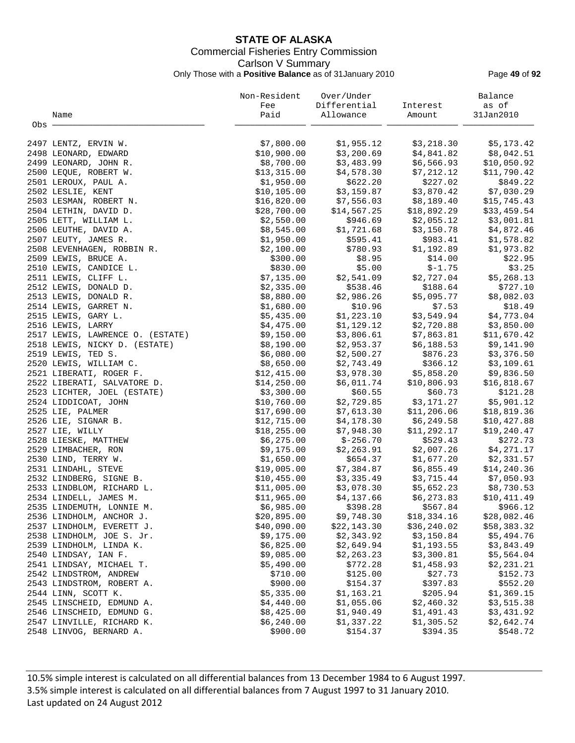# STATE OF ALASKA

## Commercial Fisheries Entry Commission

### Carlson V Summary

Only Those with a **Positive Balance** as of 31January 2010

| Obs | Name | Non-Resident Fee Paid | Over/Under Differential Allowance | Interest Amount | Balance as of 31Jan2010 |
|---|---|---|---|---|---|
| 2497 | LENTZ, ERVIN W. | $7,800.00 | $1,955.12 | $3,218.30 | $5,173.42 |
| 2498 | LEONARD, EDWARD | $10,900.00 | $3,200.69 | $4,841.82 | $8,042.51 |
| 2499 | LEONARD, JOHN R. | $8,700.00 | $3,483.99 | $6,566.93 | $10,050.92 |
| 2500 | LEQUE, ROBERT W. | $13,315.00 | $4,578.30 | $7,212.12 | $11,790.42 |
| 2501 | LEROUX, PAUL A. | $1,950.00 | $622.20 | $227.02 | $849.22 |
| 2502 | LESLIE, KENT | $10,105.00 | $3,159.87 | $3,870.42 | $7,030.29 |
| 2503 | LESMAN, ROBERT N. | $16,820.00 | $7,556.03 | $8,189.40 | $15,745.43 |
| 2504 | LETHIN, DAVID D. | $28,700.00 | $14,567.25 | $18,892.29 | $33,459.54 |
| 2505 | LETT, WILLIAM L. | $2,550.00 | $946.69 | $2,055.12 | $3,001.81 |
| 2506 | LEUTHE, DAVID A. | $8,545.00 | $1,721.68 | $3,150.78 | $4,872.46 |
| 2507 | LEUTY, JAMES R. | $1,950.00 | $595.41 | $983.41 | $1,578.82 |
| 2508 | LEVENHAGEN, ROBBIN R. | $2,100.00 | $780.93 | $1,192.89 | $1,973.82 |
| 2509 | LEWIS, BRUCE A. | $300.00 | $8.95 | $14.00 | $22.95 |
| 2510 | LEWIS, CANDICE L. | $830.00 | $5.00 | $-1.75 | $3.25 |
| 2511 | LEWIS, CLIFF L. | $7,135.00 | $2,541.09 | $2,727.04 | $5,268.13 |
| 2512 | LEWIS, DONALD D. | $2,335.00 | $538.46 | $188.64 | $727.10 |
| 2513 | LEWIS, DONALD R. | $8,880.00 | $2,986.26 | $5,095.77 | $8,082.03 |
| 2514 | LEWIS, GARRET N. | $1,680.00 | $10.96 | $7.53 | $18.49 |
| 2515 | LEWIS, GARY L. | $5,435.00 | $1,223.10 | $3,549.94 | $4,773.04 |
| 2516 | LEWIS, LARRY | $4,475.00 | $1,129.12 | $2,720.88 | $3,850.00 |
| 2517 | LEWIS, LAWRENCE O. (ESTATE) | $9,150.00 | $3,806.61 | $7,863.81 | $11,670.42 |
| 2518 | LEWIS, NICKY D. (ESTATE) | $8,190.00 | $2,953.37 | $6,188.53 | $9,141.90 |
| 2519 | LEWIS, TED S. | $6,080.00 | $2,500.27 | $876.23 | $3,376.50 |
| 2520 | LEWIS, WILLIAM C. | $8,650.00 | $2,743.49 | $366.12 | $3,109.61 |
| 2521 | LIBERATI, ROGER F. | $12,415.00 | $3,978.30 | $5,858.20 | $9,836.50 |
| 2522 | LIBERATI, SALVATORE D. | $14,250.00 | $6,011.74 | $10,806.93 | $16,818.67 |
| 2523 | LICHTER, JOEL (ESTATE) | $3,300.00 | $60.55 | $60.73 | $121.28 |
| 2524 | LIDDICOAT, JOHN | $10,760.00 | $2,729.85 | $3,171.27 | $5,901.12 |
| 2525 | LIE, PALMER | $17,690.00 | $7,613.30 | $11,206.06 | $18,819.36 |
| 2526 | LIE, SIGNAR B. | $12,715.00 | $4,178.30 | $6,249.58 | $10,427.88 |
| 2527 | LIE, WILLY | $18,255.00 | $7,948.30 | $11,292.17 | $19,240.47 |
| 2528 | LIESKE, MATTHEW | $6,275.00 | $-256.70 | $529.43 | $272.73 |
| 2529 | LIMBACHER, RON | $9,175.00 | $2,263.91 | $2,007.26 | $4,271.17 |
| 2530 | LIND, TERRY W. | $1,650.00 | $654.37 | $1,677.20 | $2,331.57 |
| 2531 | LINDAHL, STEVE | $19,005.00 | $7,384.87 | $6,855.49 | $14,240.36 |
| 2532 | LINDBERG, SIGNE B. | $10,455.00 | $3,335.49 | $3,715.44 | $7,050.93 |
| 2533 | LINDBLOM, RICHARD L. | $11,005.00 | $3,078.30 | $5,652.23 | $8,730.53 |
| 2534 | LINDELL, JAMES M. | $11,965.00 | $4,137.66 | $6,273.83 | $10,411.49 |
| 2535 | LINDEMUTH, LONNIE M. | $6,985.00 | $398.28 | $567.84 | $966.12 |
| 2536 | LINDHOLM, ANCHOR J. | $20,895.00 | $9,748.30 | $18,334.16 | $28,082.46 |
| 2537 | LINDHOLM, EVERETT J. | $40,090.00 | $22,143.30 | $36,240.02 | $58,383.32 |
| 2538 | LINDHOLM, JOE S. Jr. | $9,175.00 | $2,343.92 | $3,150.84 | $5,494.76 |
| 2539 | LINDHOLM, LINDA K. | $6,825.00 | $2,649.94 | $1,193.55 | $3,843.49 |
| 2540 | LINDSAY, IAN F. | $9,085.00 | $2,263.23 | $3,300.81 | $5,564.04 |
| 2541 | LINDSAY, MICHAEL T. | $5,490.00 | $772.28 | $1,458.93 | $2,231.21 |
| 2542 | LINDSTROM, ANDREW | $710.00 | $125.00 | $27.73 | $152.73 |
| 2543 | LINDSTROM, ROBERT A. | $900.00 | $154.37 | $397.83 | $552.20 |
| 2544 | LINN, SCOTT K. | $5,335.00 | $1,163.21 | $205.94 | $1,369.15 |
| 2545 | LINSCHEID, EDMUND A. | $4,440.00 | $1,055.06 | $2,460.32 | $3,515.38 |
| 2546 | LINSCHEID, EDMUND G. | $8,425.00 | $1,940.49 | $1,491.43 | $3,431.92 |
| 2547 | LINVILLE, RICHARD K. | $6,240.00 | $1,337.22 | $1,305.52 | $2,642.74 |
| 2548 | LINVOG, BERNARD A. | $900.00 | $154.37 | $394.35 | $548.72 |

10.5% simple interest is calculated on all differential balances from 13 December 1984 to 6 August 1997.
3.5% simple interest is calculated on all differential balances from 7 August 1997 to 31 January 2010.
Last updated on 24 August 2012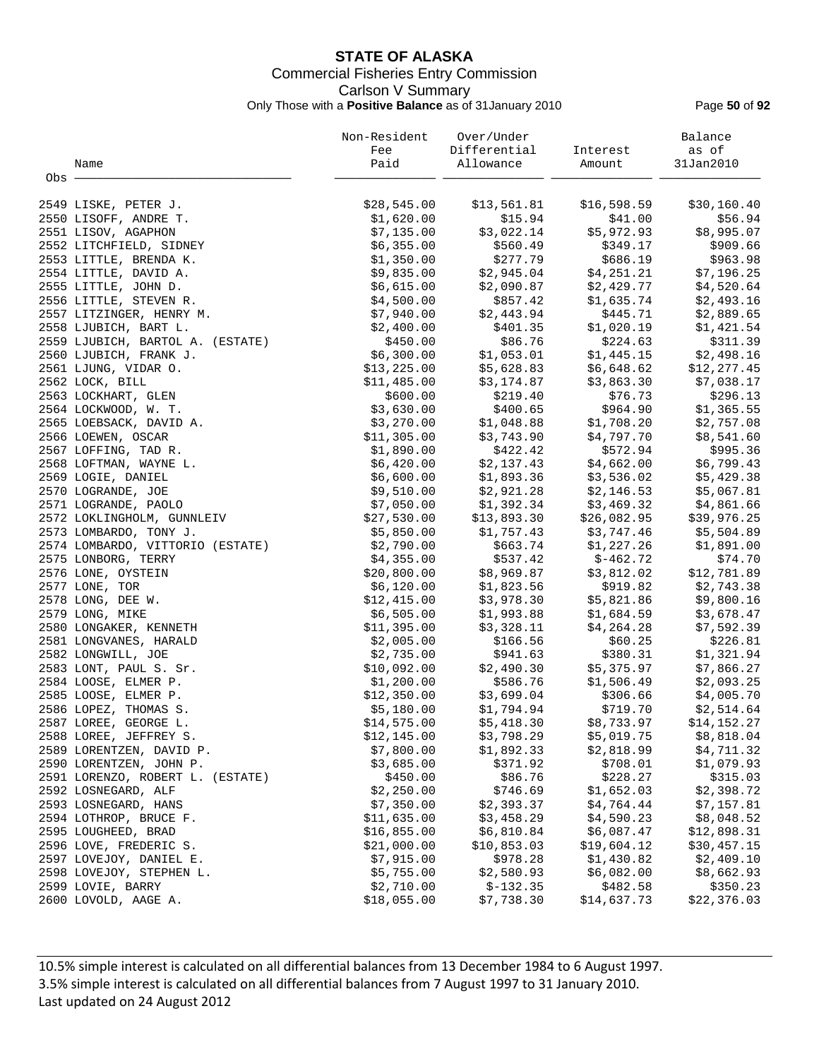# STATE OF ALASKA

Commercial Fisheries Entry Commission

Carlson V Summary

Only Those with a **Positive Balance** as of 31January 2010

| Obs | Name | Non-Resident Fee Paid | Over/Under Differential Allowance | Interest Amount | Balance as of 31Jan2010 |
|---|---|---|---|---|---|
| 2549 | LISKE, PETER J. | $28,545.00 | $13,561.81 | $16,598.59 | $30,160.40 |
| 2550 | LISOFF, ANDRE T. | $1,620.00 | $15.94 | $41.00 | $56.94 |
| 2551 | LISOV, AGAPHON | $7,135.00 | $3,022.14 | $5,972.93 | $8,995.07 |
| 2552 | LITCHFIELD, SIDNEY | $6,355.00 | $560.49 | $349.17 | $909.66 |
| 2553 | LITTLE, BRENDA K. | $1,350.00 | $277.79 | $686.19 | $963.98 |
| 2554 | LITTLE, DAVID A. | $9,835.00 | $2,945.04 | $4,251.21 | $7,196.25 |
| 2555 | LITTLE, JOHN D. | $6,615.00 | $2,090.87 | $2,429.77 | $4,520.64 |
| 2556 | LITTLE, STEVEN R. | $4,500.00 | $857.42 | $1,635.74 | $2,493.16 |
| 2557 | LITZINGER, HENRY M. | $7,940.00 | $2,443.94 | $445.71 | $2,889.65 |
| 2558 | LJUBICH, BART L. | $2,400.00 | $401.35 | $1,020.19 | $1,421.54 |
| 2559 | LJUBICH, BARTOL A. (ESTATE) | $450.00 | $86.76 | $224.63 | $311.39 |
| 2560 | LJUBICH, FRANK J. | $6,300.00 | $1,053.01 | $1,445.15 | $2,498.16 |
| 2561 | LJUNG, VIDAR O. | $13,225.00 | $5,628.83 | $6,648.62 | $12,277.45 |
| 2562 | LOCK, BILL | $11,485.00 | $3,174.87 | $3,863.30 | $7,038.17 |
| 2563 | LOCKHART, GLEN | $600.00 | $219.40 | $76.73 | $296.13 |
| 2564 | LOCKWOOD, W. T. | $3,630.00 | $400.65 | $964.90 | $1,365.55 |
| 2565 | LOEBSACK, DAVID A. | $3,270.00 | $1,048.88 | $1,708.20 | $2,757.08 |
| 2566 | LOEWEN, OSCAR | $11,305.00 | $3,743.90 | $4,797.70 | $8,541.60 |
| 2567 | LOFFING, TAD R. | $1,890.00 | $422.42 | $572.94 | $995.36 |
| 2568 | LOFTMAN, WAYNE L. | $6,420.00 | $2,137.43 | $4,662.00 | $6,799.43 |
| 2569 | LOGIE, DANIEL | $6,600.00 | $1,893.36 | $3,536.02 | $5,429.38 |
| 2570 | LOGRANDE, JOE | $9,510.00 | $2,921.28 | $2,146.53 | $5,067.81 |
| 2571 | LOGRANDE, PAOLO | $7,050.00 | $1,392.34 | $3,469.32 | $4,861.66 |
| 2572 | LOKLINGHOLM, GUNNLEIV | $27,530.00 | $13,893.30 | $26,082.95 | $39,976.25 |
| 2573 | LOMBARDO, TONY J. | $5,850.00 | $1,757.43 | $3,747.46 | $5,504.89 |
| 2574 | LOMBARDO, VITTORIO (ESTATE) | $2,790.00 | $663.74 | $1,227.26 | $1,891.00 |
| 2575 | LONBORG, TERRY | $4,355.00 | $537.42 | $-462.72 | $74.70 |
| 2576 | LONE, OYSTEIN | $20,800.00 | $8,969.87 | $3,812.02 | $12,781.89 |
| 2577 | LONE, TOR | $6,120.00 | $1,823.56 | $919.82 | $2,743.38 |
| 2578 | LONG, DEE W. | $12,415.00 | $3,978.30 | $5,821.86 | $9,800.16 |
| 2579 | LONG, MIKE | $6,505.00 | $1,993.88 | $1,684.59 | $3,678.47 |
| 2580 | LONGAKER, KENNETH | $11,395.00 | $3,328.11 | $4,264.28 | $7,592.39 |
| 2581 | LONGVANES, HARALD | $2,005.00 | $166.56 | $60.25 | $226.81 |
| 2582 | LONGWILL, JOE | $2,735.00 | $941.63 | $380.31 | $1,321.94 |
| 2583 | LONT, PAUL S. Sr. | $10,092.00 | $2,490.30 | $5,375.97 | $7,866.27 |
| 2584 | LOOSE, ELMER P. | $1,200.00 | $586.76 | $1,506.49 | $2,093.25 |
| 2585 | LOOSE, ELMER P. | $12,350.00 | $3,699.04 | $306.66 | $4,005.70 |
| 2586 | LOPEZ, THOMAS S. | $5,180.00 | $1,794.94 | $719.70 | $2,514.64 |
| 2587 | LOREE, GEORGE L. | $14,575.00 | $5,418.30 | $8,733.97 | $14,152.27 |
| 2588 | LOREE, JEFFREY S. | $12,145.00 | $3,798.29 | $5,019.75 | $8,818.04 |
| 2589 | LORENTZEN, DAVID P. | $7,800.00 | $1,892.33 | $2,818.99 | $4,711.32 |
| 2590 | LORENTZEN, JOHN P. | $3,685.00 | $371.92 | $708.01 | $1,079.93 |
| 2591 | LORENZO, ROBERT L. (ESTATE) | $450.00 | $86.76 | $228.27 | $315.03 |
| 2592 | LOSNEGARD, ALF | $2,250.00 | $746.69 | $1,652.03 | $2,398.72 |
| 2593 | LOSNEGARD, HANS | $7,350.00 | $2,393.37 | $4,764.44 | $7,157.81 |
| 2594 | LOTHROP, BRUCE F. | $11,635.00 | $3,458.29 | $4,590.23 | $8,048.52 |
| 2595 | LOUGHEED, BRAD | $16,855.00 | $6,810.84 | $6,087.47 | $12,898.31 |
| 2596 | LOVE, FREDERIC S. | $21,000.00 | $10,853.03 | $19,604.12 | $30,457.15 |
| 2597 | LOVEJOY, DANIEL E. | $7,915.00 | $978.28 | $1,430.82 | $2,409.10 |
| 2598 | LOVEJOY, STEPHEN L. | $5,755.00 | $2,580.93 | $6,082.00 | $8,662.93 |
| 2599 | LOVIE, BARRY | $2,710.00 | $-132.35 | $482.58 | $350.23 |
| 2600 | LOVOLD, AAGE A. | $18,055.00 | $7,738.30 | $14,637.73 | $22,376.03 |

10.5% simple interest is calculated on all differential balances from 13 December 1984 to 6 August 1997.
3.5% simple interest is calculated on all differential balances from 7 August 1997 to 31 January 2010.
Last updated on 24 August 2012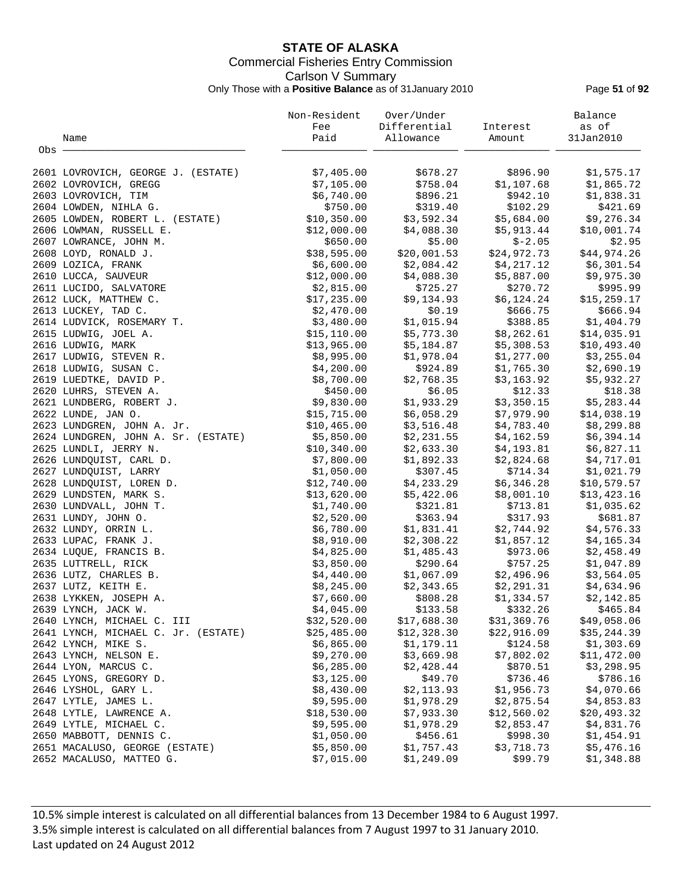# STATE OF ALASKA

## Commercial Fisheries Entry Commission

### Carlson V Summary

Only Those with a **Positive Balance** as of 31January 2010

| Obs | Name | Non-Resident Fee Paid | Over/Under Differential Allowance | Interest Amount | Balance as of 31Jan2010 |
|---|---|---|---|---|---|
| 2601 | LOVROVICH, GEORGE J. (ESTATE) | $7,405.00 | $678.27 | $896.90 | $1,575.17 |
| 2602 | LOVROVICH, GREGG | $7,105.00 | $758.04 | $1,107.68 | $1,865.72 |
| 2603 | LOVROVICH, TIM | $6,740.00 | $896.21 | $942.10 | $1,838.31 |
| 2604 | LOWDEN, NIHLA G. | $750.00 | $319.40 | $102.29 | $421.69 |
| 2605 | LOWDEN, ROBERT L. (ESTATE) | $10,350.00 | $3,592.34 | $5,684.00 | $9,276.34 |
| 2606 | LOWMAN, RUSSELL E. | $12,000.00 | $4,088.30 | $5,913.44 | $10,001.74 |
| 2607 | LOWRANCE, JOHN M. | $650.00 | $5.00 | $-2.05 | $2.95 |
| 2608 | LOYD, RONALD J. | $38,595.00 | $20,001.53 | $24,972.73 | $44,974.26 |
| 2609 | LOZICA, FRANK | $6,600.00 | $2,084.42 | $4,217.12 | $6,301.54 |
| 2610 | LUCCA, SAUVEUR | $12,000.00 | $4,088.30 | $5,887.00 | $9,975.30 |
| 2611 | LUCIDO, SALVATORE | $2,815.00 | $725.27 | $270.72 | $995.99 |
| 2612 | LUCK, MATTHEW C. | $17,235.00 | $9,134.93 | $6,124.24 | $15,259.17 |
| 2613 | LUCKEY, TAD C. | $2,470.00 | $0.19 | $666.75 | $666.94 |
| 2614 | LUDVICK, ROSEMARY T. | $3,480.00 | $1,015.94 | $388.85 | $1,404.79 |
| 2615 | LUDWIG, JOEL A. | $15,110.00 | $5,773.30 | $8,262.61 | $14,035.91 |
| 2616 | LUDWIG, MARK | $13,965.00 | $5,184.87 | $5,308.53 | $10,493.40 |
| 2617 | LUDWIG, STEVEN R. | $8,995.00 | $1,978.04 | $1,277.00 | $3,255.04 |
| 2618 | LUDWIG, SUSAN C. | $4,200.00 | $924.89 | $1,765.30 | $2,690.19 |
| 2619 | LUEDTKE, DAVID P. | $8,700.00 | $2,768.35 | $3,163.92 | $5,932.27 |
| 2620 | LUHRS, STEVEN A. | $450.00 | $6.05 | $12.33 | $18.38 |
| 2621 | LUNDBERG, ROBERT J. | $9,830.00 | $1,933.29 | $3,350.15 | $5,283.44 |
| 2622 | LUNDE, JAN O. | $15,715.00 | $6,058.29 | $7,979.90 | $14,038.19 |
| 2623 | LUNDGREN, JOHN A. Jr. | $10,465.00 | $3,516.48 | $4,783.40 | $8,299.88 |
| 2624 | LUNDGREN, JOHN A. Sr. (ESTATE) | $5,850.00 | $2,231.55 | $4,162.59 | $6,394.14 |
| 2625 | LUNDLI, JERRY N. | $10,340.00 | $2,633.30 | $4,193.81 | $6,827.11 |
| 2626 | LUNDQUIST, CARL D. | $7,800.00 | $1,892.33 | $2,824.68 | $4,717.01 |
| 2627 | LUNDQUIST, LARRY | $1,050.00 | $307.45 | $714.34 | $1,021.79 |
| 2628 | LUNDQUIST, LOREN D. | $12,740.00 | $4,233.29 | $6,346.28 | $10,579.57 |
| 2629 | LUNDSTEN, MARK S. | $13,620.00 | $5,422.06 | $8,001.10 | $13,423.16 |
| 2630 | LUNDVALL, JOHN T. | $1,740.00 | $321.81 | $713.81 | $1,035.62 |
| 2631 | LUNDY, JOHN O. | $2,520.00 | $363.94 | $317.93 | $681.87 |
| 2632 | LUNDY, ORRIN L. | $6,780.00 | $1,831.41 | $2,744.92 | $4,576.33 |
| 2633 | LUPAC, FRANK J. | $8,910.00 | $2,308.22 | $1,857.12 | $4,165.34 |
| 2634 | LUQUE, FRANCIS B. | $4,825.00 | $1,485.43 | $973.06 | $2,458.49 |
| 2635 | LUTTRELL, RICK | $3,850.00 | $290.64 | $757.25 | $1,047.89 |
| 2636 | LUTZ, CHARLES B. | $4,440.00 | $1,067.09 | $2,496.96 | $3,564.05 |
| 2637 | LUTZ, KEITH E. | $8,245.00 | $2,343.65 | $2,291.31 | $4,634.96 |
| 2638 | LYKKEN, JOSEPH A. | $7,660.00 | $808.28 | $1,334.57 | $2,142.85 |
| 2639 | LYNCH, JACK W. | $4,045.00 | $133.58 | $332.26 | $465.84 |
| 2640 | LYNCH, MICHAEL C. III | $32,520.00 | $17,688.30 | $31,369.76 | $49,058.06 |
| 2641 | LYNCH, MICHAEL C. Jr. (ESTATE) | $25,485.00 | $12,328.30 | $22,916.09 | $35,244.39 |
| 2642 | LYNCH, MIKE S. | $6,865.00 | $1,179.11 | $124.58 | $1,303.69 |
| 2643 | LYNCH, NELSON E. | $9,270.00 | $3,669.98 | $7,802.02 | $11,472.00 |
| 2644 | LYON, MARCUS C. | $6,285.00 | $2,428.44 | $870.51 | $3,298.95 |
| 2645 | LYONS, GREGORY D. | $3,125.00 | $49.70 | $736.46 | $786.16 |
| 2646 | LYSHOL, GARY L. | $8,430.00 | $2,113.93 | $1,956.73 | $4,070.66 |
| 2647 | LYTLE, JAMES L. | $9,595.00 | $1,978.29 | $2,875.54 | $4,853.83 |
| 2648 | LYTLE, LAWRENCE A. | $18,530.00 | $7,933.30 | $12,560.02 | $20,493.32 |
| 2649 | LYTLE, MICHAEL C. | $9,595.00 | $1,978.29 | $2,853.47 | $4,831.76 |
| 2650 | MABBOTT, DENNIS C. | $1,050.00 | $456.61 | $998.30 | $1,454.91 |
| 2651 | MACALUSO, GEORGE (ESTATE) | $5,850.00 | $1,757.43 | $3,718.73 | $5,476.16 |
| 2652 | MACALUSO, MATTEO G. | $7,015.00 | $1,249.09 | $99.79 | $1,348.88 |

10.5% simple interest is calculated on all differential balances from 13 December 1984 to 6 August 1997.
3.5% simple interest is calculated on all differential balances from 7 August 1997 to 31 January 2010.
Last updated on 24 August 2012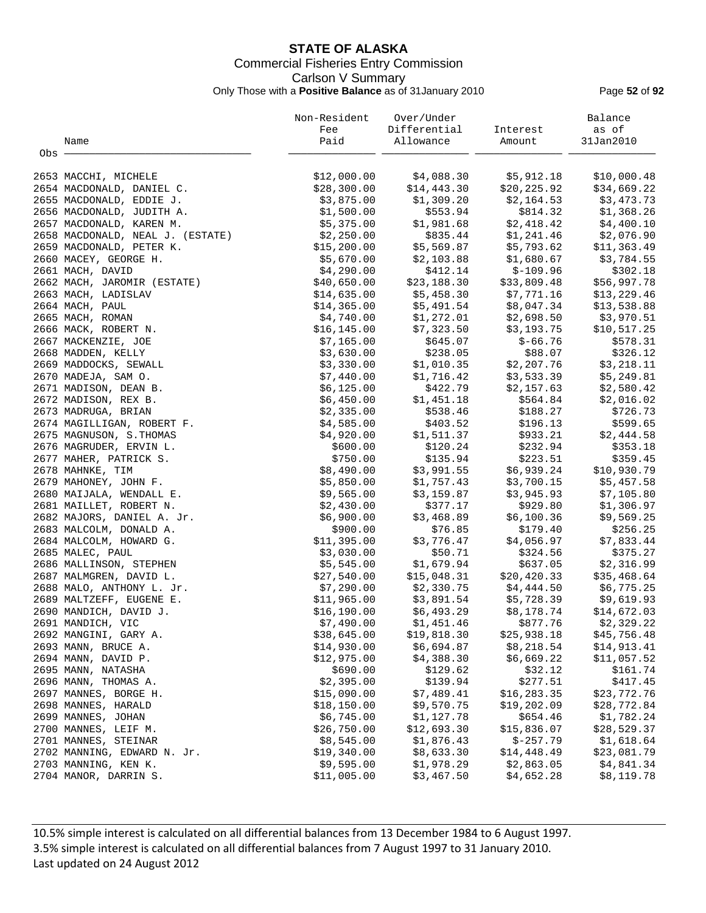# STATE OF ALASKA

Commercial Fisheries Entry Commission

Carlson V Summary

Only Those with a **Positive Balance** as of 31January 2010

| Obs | Name | Non-Resident Fee Paid | Over/Under Differential Allowance | Interest Amount | Balance as of 31Jan2010 |
|---|---|---|---|---|---|
| 2653 | MACCHI, MICHELE | $12,000.00 | $4,088.30 | $5,912.18 | $10,000.48 |
| 2654 | MACDONALD, DANIEL C. | $28,300.00 | $14,443.30 | $20,225.92 | $34,669.22 |
| 2655 | MACDONALD, EDDIE J. | $3,875.00 | $1,309.20 | $2,164.53 | $3,473.73 |
| 2656 | MACDONALD, JUDITH A. | $1,500.00 | $553.94 | $814.32 | $1,368.26 |
| 2657 | MACDONALD, KAREN M. | $5,375.00 | $1,981.68 | $2,418.42 | $4,400.10 |
| 2658 | MACDONALD, NEAL J. (ESTATE) | $2,250.00 | $835.44 | $1,241.46 | $2,076.90 |
| 2659 | MACDONALD, PETER K. | $15,200.00 | $5,569.87 | $5,793.62 | $11,363.49 |
| 2660 | MACEY, GEORGE H. | $5,670.00 | $2,103.88 | $1,680.67 | $3,784.55 |
| 2661 | MACH, DAVID | $4,290.00 | $412.14 | $-109.96 | $302.18 |
| 2662 | MACH, JAROMIR (ESTATE) | $40,650.00 | $23,188.30 | $33,809.48 | $56,997.78 |
| 2663 | MACH, LADISLAV | $14,635.00 | $5,458.30 | $7,771.16 | $13,229.46 |
| 2664 | MACH, PAUL | $14,365.00 | $5,491.54 | $8,047.34 | $13,538.88 |
| 2665 | MACH, ROMAN | $4,740.00 | $1,272.01 | $2,698.50 | $3,970.51 |
| 2666 | MACK, ROBERT N. | $16,145.00 | $7,323.50 | $3,193.75 | $10,517.25 |
| 2667 | MACKENZIE, JOE | $7,165.00 | $645.07 | $-66.76 | $578.31 |
| 2668 | MADDEN, KELLY | $3,630.00 | $238.05 | $88.07 | $326.12 |
| 2669 | MADDOCKS, SEWALL | $3,330.00 | $1,010.35 | $2,207.76 | $3,218.11 |
| 2670 | MADEJA, SAM O. | $7,440.00 | $1,716.42 | $3,533.39 | $5,249.81 |
| 2671 | MADISON, DEAN B. | $6,125.00 | $422.79 | $2,157.63 | $2,580.42 |
| 2672 | MADISON, REX B. | $6,450.00 | $1,451.18 | $564.84 | $2,016.02 |
| 2673 | MADRUGA, BRIAN | $2,335.00 | $538.46 | $188.27 | $726.73 |
| 2674 | MAGILLIGAN, ROBERT F. | $4,585.00 | $403.52 | $196.13 | $599.65 |
| 2675 | MAGNUSON, S.THOMAS | $4,920.00 | $1,511.37 | $933.21 | $2,444.58 |
| 2676 | MAGRUDER, ERVIN L. | $600.00 | $120.24 | $232.94 | $353.18 |
| 2677 | MAHER, PATRICK S. | $750.00 | $135.94 | $223.51 | $359.45 |
| 2678 | MAHNKE, TIM | $8,490.00 | $3,991.55 | $6,939.24 | $10,930.79 |
| 2679 | MAHONEY, JOHN F. | $5,850.00 | $1,757.43 | $3,700.15 | $5,457.58 |
| 2680 | MAIJALA, WENDALL E. | $9,565.00 | $3,159.87 | $3,945.93 | $7,105.80 |
| 2681 | MAILLET, ROBERT N. | $2,430.00 | $377.17 | $929.80 | $1,306.97 |
| 2682 | MAJORS, DANIEL A. Jr. | $6,900.00 | $3,468.89 | $6,100.36 | $9,569.25 |
| 2683 | MALCOLM, DONALD A. | $900.00 | $76.85 | $179.40 | $256.25 |
| 2684 | MALCOLM, HOWARD G. | $11,395.00 | $3,776.47 | $4,056.97 | $7,833.44 |
| 2685 | MALEC, PAUL | $3,030.00 | $50.71 | $324.56 | $375.27 |
| 2686 | MALLINSON, STEPHEN | $5,545.00 | $1,679.94 | $637.05 | $2,316.99 |
| 2687 | MALMGREN, DAVID L. | $27,540.00 | $15,048.31 | $20,420.33 | $35,468.64 |
| 2688 | MALO, ANTHONY L. Jr. | $7,290.00 | $2,330.75 | $4,444.50 | $6,775.25 |
| 2689 | MALTZEFF, EUGENE E. | $11,965.00 | $3,891.54 | $5,728.39 | $9,619.93 |
| 2690 | MANDICH, DAVID J. | $16,190.00 | $6,493.29 | $8,178.74 | $14,672.03 |
| 2691 | MANDICH, VIC | $7,490.00 | $1,451.46 | $877.76 | $2,329.22 |
| 2692 | MANGINI, GARY A. | $38,645.00 | $19,818.30 | $25,938.18 | $45,756.48 |
| 2693 | MANN, BRUCE A. | $14,930.00 | $6,694.87 | $8,218.54 | $14,913.41 |
| 2694 | MANN, DAVID P. | $12,975.00 | $4,388.30 | $6,669.22 | $11,057.52 |
| 2695 | MANN, NATASHA | $690.00 | $129.62 | $32.12 | $161.74 |
| 2696 | MANN, THOMAS A. | $2,395.00 | $139.94 | $277.51 | $417.45 |
| 2697 | MANNES, BORGE H. | $15,090.00 | $7,489.41 | $16,283.35 | $23,772.76 |
| 2698 | MANNES, HARALD | $18,150.00 | $9,570.75 | $19,202.09 | $28,772.84 |
| 2699 | MANNES, JOHAN | $6,745.00 | $1,127.78 | $654.46 | $1,782.24 |
| 2700 | MANNES, LEIF M. | $26,750.00 | $12,693.30 | $15,836.07 | $28,529.37 |
| 2701 | MANNES, STEINAR | $8,545.00 | $1,876.43 | $-257.79 | $1,618.64 |
| 2702 | MANNING, EDWARD N. Jr. | $19,340.00 | $8,633.30 | $14,448.49 | $23,081.79 |
| 2703 | MANNING, KEN K. | $9,595.00 | $1,978.29 | $2,863.05 | $4,841.34 |
| 2704 | MANOR, DARRIN S. | $11,005.00 | $3,467.50 | $4,652.28 | $8,119.78 |

10.5% simple interest is calculated on all differential balances from 13 December 1984 to 6 August 1997.
3.5% simple interest is calculated on all differential balances from 7 August 1997 to 31 January 2010.
Last updated on 24 August 2012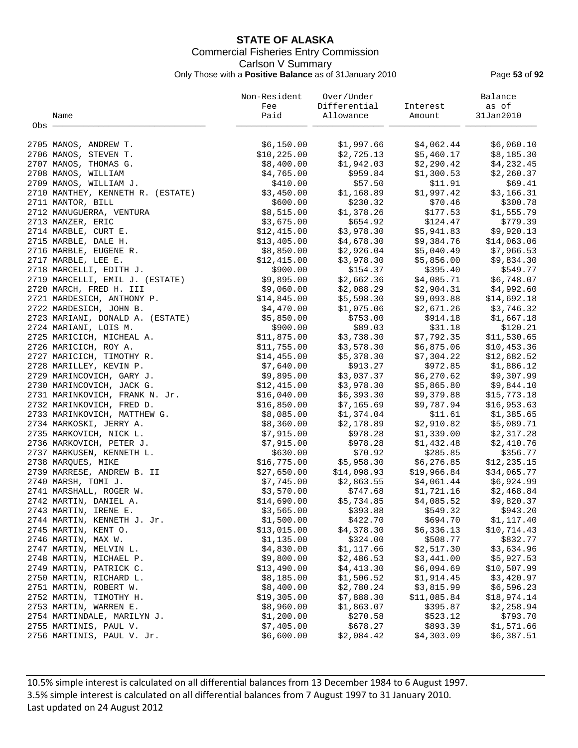# STATE OF ALASKA

## Commercial Fisheries Entry Commission

### Carlson V Summary

Only Those with a **Positive Balance** as of 31January 2010

| Obs | Name | Non-Resident Fee Paid | Over/Under Differential Allowance | Interest Amount | Balance as of 31Jan2010 |
|---|---|---|---|---|---|
| 2705 | MANOS, ANDREW T. | $6,150.00 | $1,997.66 | $4,062.44 | $6,060.10 |
| 2706 | MANOS, STEVEN T. | $10,225.00 | $2,725.13 | $5,460.17 | $8,185.30 |
| 2707 | MANOS, THOMAS G. | $8,400.00 | $1,942.03 | $2,290.42 | $4,232.45 |
| 2708 | MANOS, WILLIAM | $4,765.00 | $959.84 | $1,300.53 | $2,260.37 |
| 2709 | MANOS, WILLIAM J. | $410.00 | $57.50 | $11.91 | $69.41 |
| 2710 | MANTHEY, KENNETH R. (ESTATE) | $3,450.00 | $1,168.89 | $1,997.42 | $3,166.31 |
| 2711 | MANTOR, BILL | $600.00 | $230.32 | $70.46 | $300.78 |
| 2712 | MANUGUERRA, VENTURA | $8,515.00 | $1,378.26 | $177.53 | $1,555.79 |
| 2713 | MANZER, ERIC | $3,675.00 | $654.92 | $124.47 | $779.39 |
| 2714 | MARBLE, CURT E. | $12,415.00 | $3,978.30 | $5,941.83 | $9,920.13 |
| 2715 | MARBLE, DALE H. | $13,405.00 | $4,678.30 | $9,384.76 | $14,063.06 |
| 2716 | MARBLE, EUGENE R. | $8,850.00 | $2,926.04 | $5,040.49 | $7,966.53 |
| 2717 | MARBLE, LEE E. | $12,415.00 | $3,978.30 | $5,856.00 | $9,834.30 |
| 2718 | MARCELLI, EDITH J. | $900.00 | $154.37 | $395.40 | $549.77 |
| 2719 | MARCELLI, EMIL J. (ESTATE) | $9,895.00 | $2,662.36 | $4,085.71 | $6,748.07 |
| 2720 | MARCH, FRED H. III | $9,060.00 | $2,088.29 | $2,904.31 | $4,992.60 |
| 2721 | MARDESICH, ANTHONY P. | $14,845.00 | $5,598.30 | $9,093.88 | $14,692.18 |
| 2722 | MARDESICH, JOHN B. | $4,470.00 | $1,075.06 | $2,671.26 | $3,746.32 |
| 2723 | MARIANI, DONALD A. (ESTATE) | $5,850.00 | $753.00 | $914.18 | $1,667.18 |
| 2724 | MARIANI, LOIS M. | $900.00 | $89.03 | $31.18 | $120.21 |
| 2725 | MARICICH, MICHEAL A. | $11,875.00 | $3,738.30 | $7,792.35 | $11,530.65 |
| 2726 | MARICICH, ROY A. | $11,755.00 | $3,578.30 | $6,875.06 | $10,453.36 |
| 2727 | MARICICH, TIMOTHY R. | $14,455.00 | $5,378.30 | $7,304.22 | $12,682.52 |
| 2728 | MARILLEY, KEVIN P. | $7,640.00 | $913.27 | $972.85 | $1,886.12 |
| 2729 | MARINCOVICH, GARY J. | $9,895.00 | $3,037.37 | $6,270.62 | $9,307.99 |
| 2730 | MARINCOVICH, JACK G. | $12,415.00 | $3,978.30 | $5,865.80 | $9,844.10 |
| 2731 | MARINKOVICH, FRANK N. Jr. | $16,040.00 | $6,393.30 | $9,379.88 | $15,773.18 |
| 2732 | MARINKOVICH, FRED D. | $16,850.00 | $7,165.69 | $9,787.94 | $16,953.63 |
| 2733 | MARINKOVICH, MATTHEW G. | $8,085.00 | $1,374.04 | $11.61 | $1,385.65 |
| 2734 | MARKOSKI, JERRY A. | $8,360.00 | $2,178.89 | $2,910.82 | $5,089.71 |
| 2735 | MARKOVICH, NICK L. | $7,915.00 | $978.28 | $1,339.00 | $2,317.28 |
| 2736 | MARKOVICH, PETER J. | $7,915.00 | $978.28 | $1,432.48 | $2,410.76 |
| 2737 | MARKUSEN, KENNETH L. | $630.00 | $70.92 | $285.85 | $356.77 |
| 2738 | MARQUES, MIKE | $16,775.00 | $5,958.30 | $6,276.85 | $12,235.15 |
| 2739 | MARRESE, ANDREW B. II | $27,650.00 | $14,098.93 | $19,966.84 | $34,065.77 |
| 2740 | MARSH, TOMI J. | $7,745.00 | $2,863.55 | $4,061.44 | $6,924.99 |
| 2741 | MARSHALL, ROGER W. | $3,570.00 | $747.68 | $1,721.16 | $2,468.84 |
| 2742 | MARTIN, DANIEL A. | $14,690.00 | $5,734.85 | $4,085.52 | $9,820.37 |
| 2743 | MARTIN, IRENE E. | $3,565.00 | $393.88 | $549.32 | $943.20 |
| 2744 | MARTIN, KENNETH J. Jr. | $1,500.00 | $422.70 | $694.70 | $1,117.40 |
| 2745 | MARTIN, KENT O. | $13,015.00 | $4,378.30 | $6,336.13 | $10,714.43 |
| 2746 | MARTIN, MAX W. | $1,135.00 | $324.00 | $508.77 | $832.77 |
| 2747 | MARTIN, MELVIN L. | $4,830.00 | $1,117.66 | $2,517.30 | $3,634.96 |
| 2748 | MARTIN, MICHAEL P. | $9,800.00 | $2,486.53 | $3,441.00 | $5,927.53 |
| 2749 | MARTIN, PATRICK C. | $13,490.00 | $4,413.30 | $6,094.69 | $10,507.99 |
| 2750 | MARTIN, RICHARD L. | $8,185.00 | $1,506.52 | $1,914.45 | $3,420.97 |
| 2751 | MARTIN, ROBERT W. | $8,400.00 | $2,780.24 | $3,815.99 | $6,596.23 |
| 2752 | MARTIN, TIMOTHY H. | $19,305.00 | $7,888.30 | $11,085.84 | $18,974.14 |
| 2753 | MARTIN, WARREN E. | $8,960.00 | $1,863.07 | $395.87 | $2,258.94 |
| 2754 | MARTINDALE, MARILYN J. | $1,200.00 | $270.58 | $523.12 | $793.70 |
| 2755 | MARTINIS, PAUL V. | $7,405.00 | $678.27 | $893.39 | $1,571.66 |
| 2756 | MARTINIS, PAUL V. Jr. | $6,600.00 | $2,084.42 | $4,303.09 | $6,387.51 |

10.5% simple interest is calculated on all differential balances from 13 December 1984 to 6 August 1997.
3.5% simple interest is calculated on all differential balances from 7 August 1997 to 31 January 2010.
Last updated on 24 August 2012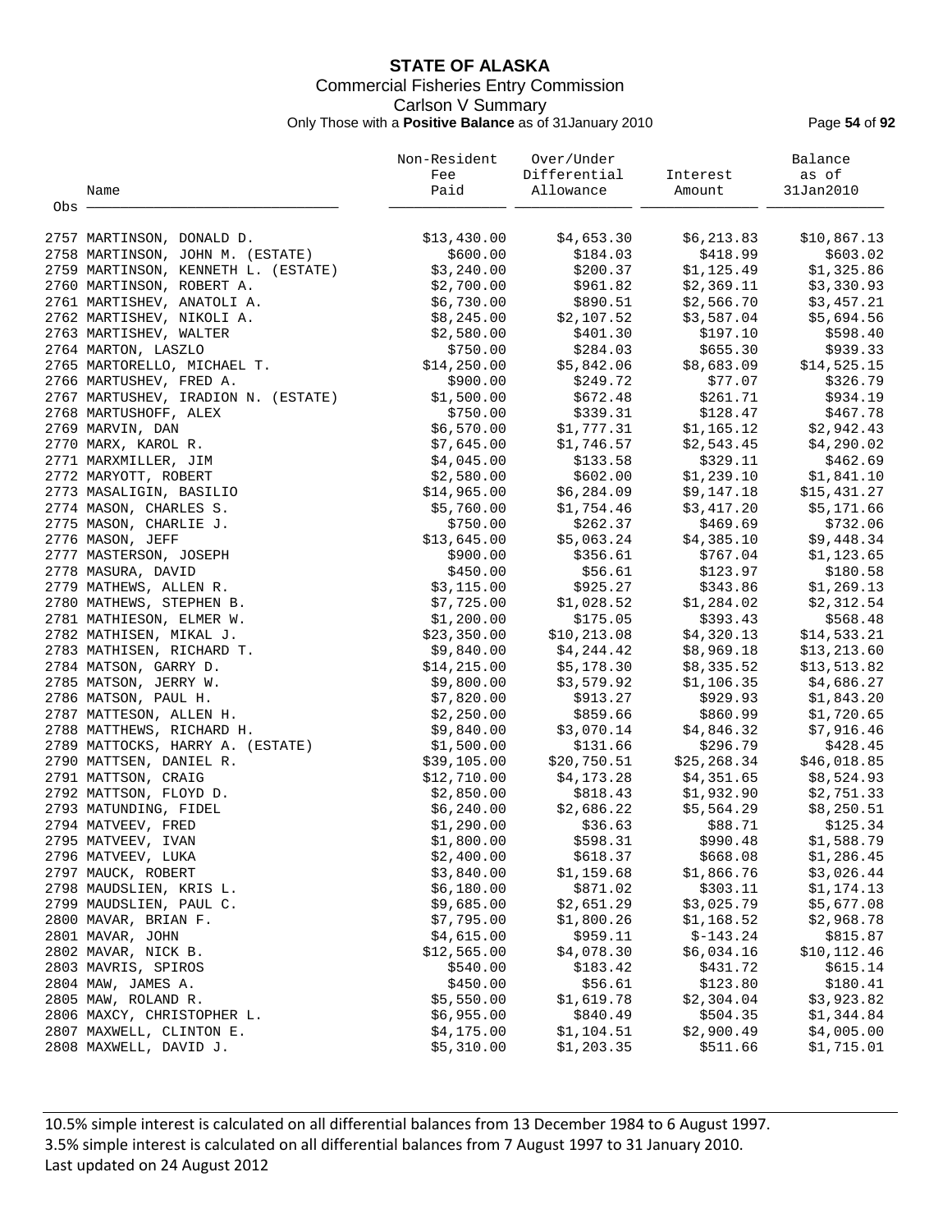# STATE OF ALASKA

Commercial Fisheries Entry Commission

Carlson V Summary

Only Those with a **Positive Balance** as of 31January 2010

| Obs | Name | Non-Resident Fee Paid | Over/Under Differential Allowance | Interest Amount | Balance as of 31Jan2010 |
|---|---|---|---|---|---|
| 2757 | MARTINSON, DONALD D. | $13,430.00 | $4,653.30 | $6,213.83 | $10,867.13 |
| 2758 | MARTINSON, JOHN M. (ESTATE) | $600.00 | $184.03 | $418.99 | $603.02 |
| 2759 | MARTINSON, KENNETH L. (ESTATE) | $3,240.00 | $200.37 | $1,125.49 | $1,325.86 |
| 2760 | MARTINSON, ROBERT A. | $2,700.00 | $961.82 | $2,369.11 | $3,330.93 |
| 2761 | MARTISHEV, ANATOLI A. | $6,730.00 | $890.51 | $2,566.70 | $3,457.21 |
| 2762 | MARTISHEV, NIKOLI A. | $8,245.00 | $2,107.52 | $3,587.04 | $5,694.56 |
| 2763 | MARTISHEV, WALTER | $2,580.00 | $401.30 | $197.10 | $598.40 |
| 2764 | MARTON, LASZLO | $750.00 | $284.03 | $655.30 | $939.33 |
| 2765 | MARTORELLO, MICHAEL T. | $14,250.00 | $5,842.06 | $8,683.09 | $14,525.15 |
| 2766 | MARTUSHEV, FRED A. | $900.00 | $249.72 | $77.07 | $326.79 |
| 2767 | MARTUSHEV, IRADION N. (ESTATE) | $1,500.00 | $672.48 | $261.71 | $934.19 |
| 2768 | MARTUSHOFF, ALEX | $750.00 | $339.31 | $128.47 | $467.78 |
| 2769 | MARVIN, DAN | $6,570.00 | $1,777.31 | $1,165.12 | $2,942.43 |
| 2770 | MARX, KAROL R. | $7,645.00 | $1,746.57 | $2,543.45 | $4,290.02 |
| 2771 | MARXMILLER, JIM | $4,045.00 | $133.58 | $329.11 | $462.69 |
| 2772 | MARYOTT, ROBERT | $2,580.00 | $602.00 | $1,239.10 | $1,841.10 |
| 2773 | MASALIGIN, BASILIO | $14,965.00 | $6,284.09 | $9,147.18 | $15,431.27 |
| 2774 | MASON, CHARLES S. | $5,760.00 | $1,754.46 | $3,417.20 | $5,171.66 |
| 2775 | MASON, CHARLIE J. | $750.00 | $262.37 | $469.69 | $732.06 |
| 2776 | MASON, JEFF | $13,645.00 | $5,063.24 | $4,385.10 | $9,448.34 |
| 2777 | MASTERSON, JOSEPH | $900.00 | $356.61 | $767.04 | $1,123.65 |
| 2778 | MASURA, DAVID | $450.00 | $56.61 | $123.97 | $180.58 |
| 2779 | MATHEWS, ALLEN R. | $3,115.00 | $925.27 | $343.86 | $1,269.13 |
| 2780 | MATHEWS, STEPHEN B. | $7,725.00 | $1,028.52 | $1,284.02 | $2,312.54 |
| 2781 | MATHIESON, ELMER W. | $1,200.00 | $175.05 | $393.43 | $568.48 |
| 2782 | MATHISEN, MIKAL J. | $23,350.00 | $10,213.08 | $4,320.13 | $14,533.21 |
| 2783 | MATHISEN, RICHARD T. | $9,840.00 | $4,244.42 | $8,969.18 | $13,213.60 |
| 2784 | MATSON, GARRY D. | $14,215.00 | $5,178.30 | $8,335.52 | $13,513.82 |
| 2785 | MATSON, JERRY W. | $9,800.00 | $3,579.92 | $1,106.35 | $4,686.27 |
| 2786 | MATSON, PAUL H. | $7,820.00 | $913.27 | $929.93 | $1,843.20 |
| 2787 | MATTESON, ALLEN H. | $2,250.00 | $859.66 | $860.99 | $1,720.65 |
| 2788 | MATTHEWS, RICHARD H. | $9,840.00 | $3,070.14 | $4,846.32 | $7,916.46 |
| 2789 | MATTOCKS, HARRY A. (ESTATE) | $1,500.00 | $131.66 | $296.79 | $428.45 |
| 2790 | MATTSEN, DANIEL R. | $39,105.00 | $20,750.51 | $25,268.34 | $46,018.85 |
| 2791 | MATTSON, CRAIG | $12,710.00 | $4,173.28 | $4,351.65 | $8,524.93 |
| 2792 | MATTSON, FLOYD D. | $2,850.00 | $818.43 | $1,932.90 | $2,751.33 |
| 2793 | MATUNDING, FIDEL | $6,240.00 | $2,686.22 | $5,564.29 | $8,250.51 |
| 2794 | MATVEEV, FRED | $1,290.00 | $36.63 | $88.71 | $125.34 |
| 2795 | MATVEEV, IVAN | $1,800.00 | $598.31 | $990.48 | $1,588.79 |
| 2796 | MATVEEV, LUKA | $2,400.00 | $618.37 | $668.08 | $1,286.45 |
| 2797 | MAUCK, ROBERT | $3,840.00 | $1,159.68 | $1,866.76 | $3,026.44 |
| 2798 | MAUDSLIEN, KRIS L. | $6,180.00 | $871.02 | $303.11 | $1,174.13 |
| 2799 | MAUDSLIEN, PAUL C. | $9,685.00 | $2,651.29 | $3,025.79 | $5,677.08 |
| 2800 | MAVAR, BRIAN F. | $7,795.00 | $1,800.26 | $1,168.52 | $2,968.78 |
| 2801 | MAVAR, JOHN | $4,615.00 | $959.11 | $-143.24 | $815.87 |
| 2802 | MAVAR, NICK B. | $12,565.00 | $4,078.30 | $6,034.16 | $10,112.46 |
| 2803 | MAVRIS, SPIROS | $540.00 | $183.42 | $431.72 | $615.14 |
| 2804 | MAW, JAMES A. | $450.00 | $56.61 | $123.80 | $180.41 |
| 2805 | MAW, ROLAND R. | $5,550.00 | $1,619.78 | $2,304.04 | $3,923.82 |
| 2806 | MAXCY, CHRISTOPHER L. | $6,955.00 | $840.49 | $504.35 | $1,344.84 |
| 2807 | MAXWELL, CLINTON E. | $4,175.00 | $1,104.51 | $2,900.49 | $4,005.00 |
| 2808 | MAXWELL, DAVID J. | $5,310.00 | $1,203.35 | $511.66 | $1,715.01 |

10.5% simple interest is calculated on all differential balances from 13 December 1984 to 6 August 1997.

3.5% simple interest is calculated on all differential balances from 7 August 1997 to 31 January 2010.

Last updated on 24 August 2012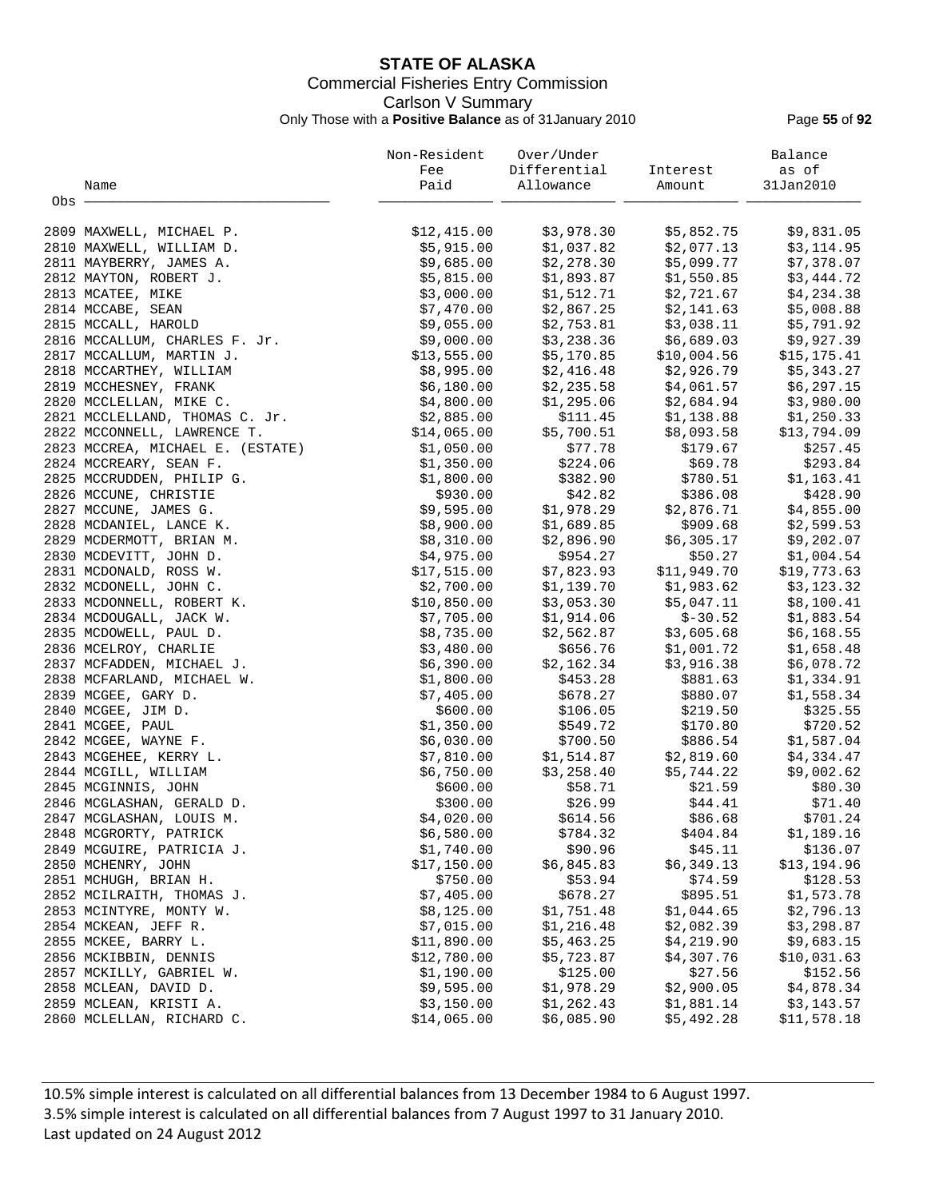# STATE OF ALASKA

Commercial Fisheries Entry Commission

Carlson V Summary

Only Those with a **Positive Balance** as of 31January 2010

| Obs | Name | Non-Resident Fee Paid | Over/Under Differential Allowance | Interest Amount | Balance as of 31Jan2010 |
|---|---|---|---|---|---|
| 2809 | MAXWELL, MICHAEL P. | $12,415.00 | $3,978.30 | $5,852.75 | $9,831.05 |
| 2810 | MAXWELL, WILLIAM D. | $5,915.00 | $1,037.82 | $2,077.13 | $3,114.95 |
| 2811 | MAYBERRY, JAMES A. | $9,685.00 | $2,278.30 | $5,099.77 | $7,378.07 |
| 2812 | MAYTON, ROBERT J. | $5,815.00 | $1,893.87 | $1,550.85 | $3,444.72 |
| 2813 | MCATEE, MIKE | $3,000.00 | $1,512.71 | $2,721.67 | $4,234.38 |
| 2814 | MCCABE, SEAN | $7,470.00 | $2,867.25 | $2,141.63 | $5,008.88 |
| 2815 | MCCALL, HAROLD | $9,055.00 | $2,753.81 | $3,038.11 | $5,791.92 |
| 2816 | MCCALLUM, CHARLES F. Jr. | $9,000.00 | $3,238.36 | $6,689.03 | $9,927.39 |
| 2817 | MCCALLUM, MARTIN J. | $13,555.00 | $5,170.85 | $10,004.56 | $15,175.41 |
| 2818 | MCCARTHEY, WILLIAM | $8,995.00 | $2,416.48 | $2,926.79 | $5,343.27 |
| 2819 | MCCHESNEY, FRANK | $6,180.00 | $2,235.58 | $4,061.57 | $6,297.15 |
| 2820 | MCCLELLAN, MIKE C. | $4,800.00 | $1,295.06 | $2,684.94 | $3,980.00 |
| 2821 | MCCLELLAND, THOMAS C. Jr. | $2,885.00 | $111.45 | $1,138.88 | $1,250.33 |
| 2822 | MCCONNELL, LAWRENCE T. | $14,065.00 | $5,700.51 | $8,093.58 | $13,794.09 |
| 2823 | MCCREA, MICHAEL E. (ESTATE) | $1,050.00 | $77.78 | $179.67 | $257.45 |
| 2824 | MCCREARY, SEAN F. | $1,350.00 | $224.06 | $69.78 | $293.84 |
| 2825 | MCCRUDDEN, PHILIP G. | $1,800.00 | $382.90 | $780.51 | $1,163.41 |
| 2826 | MCCUNE, CHRISTIE | $930.00 | $42.82 | $386.08 | $428.90 |
| 2827 | MCCUNE, JAMES G. | $9,595.00 | $1,978.29 | $2,876.71 | $4,855.00 |
| 2828 | MCDANIEL, LANCE K. | $8,900.00 | $1,689.85 | $909.68 | $2,599.53 |
| 2829 | MCDERMOTT, BRIAN M. | $8,310.00 | $2,896.90 | $6,305.17 | $9,202.07 |
| 2830 | MCDEVITT, JOHN D. | $4,975.00 | $954.27 | $50.27 | $1,004.54 |
| 2831 | MCDONALD, ROSS W. | $17,515.00 | $7,823.93 | $11,949.70 | $19,773.63 |
| 2832 | MCDONELL, JOHN C. | $2,700.00 | $1,139.70 | $1,983.62 | $3,123.32 |
| 2833 | MCDONNELL, ROBERT K. | $10,850.00 | $3,053.30 | $5,047.11 | $8,100.41 |
| 2834 | MCDOUGALL, JACK W. | $7,705.00 | $1,914.06 | $-30.52 | $1,883.54 |
| 2835 | MCDOWELL, PAUL D. | $8,735.00 | $2,562.87 | $3,605.68 | $6,168.55 |
| 2836 | MCELROY, CHARLIE | $3,480.00 | $656.76 | $1,001.72 | $1,658.48 |
| 2837 | MCFADDEN, MICHAEL J. | $6,390.00 | $2,162.34 | $3,916.38 | $6,078.72 |
| 2838 | MCFARLAND, MICHAEL W. | $1,800.00 | $453.28 | $881.63 | $1,334.91 |
| 2839 | MCGEE, GARY D. | $7,405.00 | $678.27 | $880.07 | $1,558.34 |
| 2840 | MCGEE, JIM D. | $600.00 | $106.05 | $219.50 | $325.55 |
| 2841 | MCGEE, PAUL | $1,350.00 | $549.72 | $170.80 | $720.52 |
| 2842 | MCGEE, WAYNE F. | $6,030.00 | $700.50 | $886.54 | $1,587.04 |
| 2843 | MCGEHEE, KERRY L. | $7,810.00 | $1,514.87 | $2,819.60 | $4,334.47 |
| 2844 | MCGILL, WILLIAM | $6,750.00 | $3,258.40 | $5,744.22 | $9,002.62 |
| 2845 | MCGINNIS, JOHN | $600.00 | $58.71 | $21.59 | $80.30 |
| 2846 | MCGLASHAN, GERALD D. | $300.00 | $26.99 | $44.41 | $71.40 |
| 2847 | MCGLASHAN, LOUIS M. | $4,020.00 | $614.56 | $86.68 | $701.24 |
| 2848 | MCGRORTY, PATRICK | $6,580.00 | $784.32 | $404.84 | $1,189.16 |
| 2849 | MCGUIRE, PATRICIA J. | $1,740.00 | $90.96 | $45.11 | $136.07 |
| 2850 | MCHENRY, JOHN | $17,150.00 | $6,845.83 | $6,349.13 | $13,194.96 |
| 2851 | MCHUGH, BRIAN H. | $750.00 | $53.94 | $74.59 | $128.53 |
| 2852 | MCILRAITH, THOMAS J. | $7,405.00 | $678.27 | $895.51 | $1,573.78 |
| 2853 | MCINTYRE, MONTY W. | $8,125.00 | $1,751.48 | $1,044.65 | $2,796.13 |
| 2854 | MCKEAN, JEFF R. | $7,015.00 | $1,216.48 | $2,082.39 | $3,298.87 |
| 2855 | MCKEE, BARRY L. | $11,890.00 | $5,463.25 | $4,219.90 | $9,683.15 |
| 2856 | MCKIBBIN, DENNIS | $12,780.00 | $5,723.87 | $4,307.76 | $10,031.63 |
| 2857 | MCKILLY, GABRIEL W. | $1,190.00 | $125.00 | $27.56 | $152.56 |
| 2858 | MCLEAN, DAVID D. | $9,595.00 | $1,978.29 | $2,900.05 | $4,878.34 |
| 2859 | MCLEAN, KRISTI A. | $3,150.00 | $1,262.43 | $1,881.14 | $3,143.57 |
| 2860 | MCLELLAN, RICHARD C. | $14,065.00 | $6,085.90 | $5,492.28 | $11,578.18 |

10.5% simple interest is calculated on all differential balances from 13 December 1984 to 6 August 1997.
3.5% simple interest is calculated on all differential balances from 7 August 1997 to 31 January 2010.
Last updated on 24 August 2012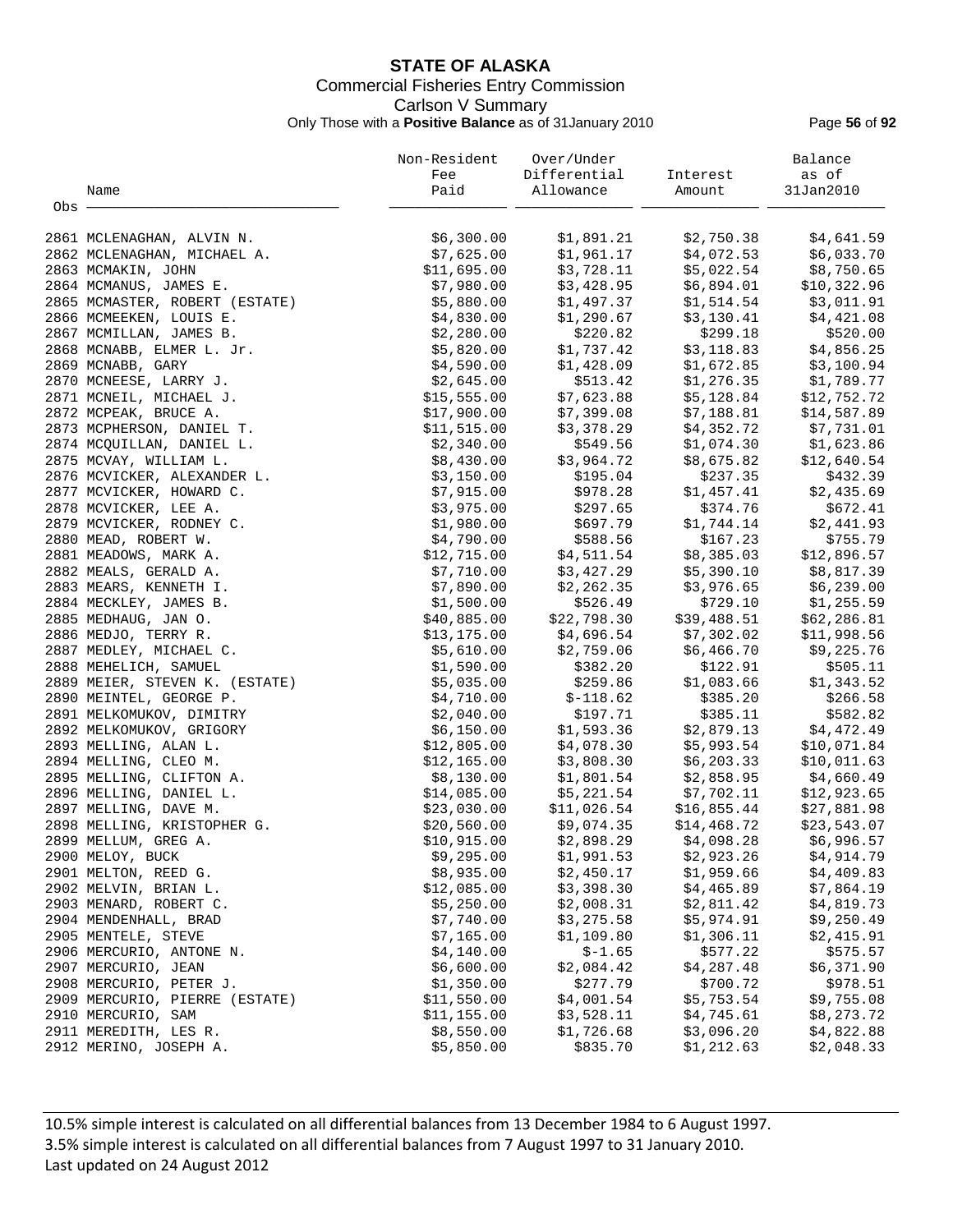# STATE OF ALASKA

Commercial Fisheries Entry Commission

Carlson V Summary

Only Those with a **Positive Balance** as of 31January 2010

| Obs | Name | Non-Resident Fee Paid | Over/Under Differential Allowance | Interest Amount | Balance as of 31Jan2010 |
|---|---|---|---|---|---|
| 2861 | MCLENAGHAN, ALVIN N. | $6,300.00 | $1,891.21 | $2,750.38 | $4,641.59 |
| 2862 | MCLENAGHAN, MICHAEL A. | $7,625.00 | $1,961.17 | $4,072.53 | $6,033.70 |
| 2863 | MCMAKIN, JOHN | $11,695.00 | $3,728.11 | $5,022.54 | $8,750.65 |
| 2864 | MCMANUS, JAMES E. | $7,980.00 | $3,428.95 | $6,894.01 | $10,322.96 |
| 2865 | MCMASTER, ROBERT (ESTATE) | $5,880.00 | $1,497.37 | $1,514.54 | $3,011.91 |
| 2866 | MCMEEKEN, LOUIS E. | $4,830.00 | $1,290.67 | $3,130.41 | $4,421.08 |
| 2867 | MCMILLAN, JAMES B. | $2,280.00 | $220.82 | $299.18 | $520.00 |
| 2868 | MCNABB, ELMER L. Jr. | $5,820.00 | $1,737.42 | $3,118.83 | $4,856.25 |
| 2869 | MCNABB, GARY | $4,590.00 | $1,428.09 | $1,672.85 | $3,100.94 |
| 2870 | MCNEESE, LARRY J. | $2,645.00 | $513.42 | $1,276.35 | $1,789.77 |
| 2871 | MCNEIL, MICHAEL J. | $15,555.00 | $7,623.88 | $5,128.84 | $12,752.72 |
| 2872 | MCPEAK, BRUCE A. | $17,900.00 | $7,399.08 | $7,188.81 | $14,587.89 |
| 2873 | MCPHERSON, DANIEL T. | $11,515.00 | $3,378.29 | $4,352.72 | $7,731.01 |
| 2874 | MCQUILLAN, DANIEL L. | $2,340.00 | $549.56 | $1,074.30 | $1,623.86 |
| 2875 | MCVAY, WILLIAM L. | $8,430.00 | $3,964.72 | $8,675.82 | $12,640.54 |
| 2876 | MCVICKER, ALEXANDER L. | $3,150.00 | $195.04 | $237.35 | $432.39 |
| 2877 | MCVICKER, HOWARD C. | $7,915.00 | $978.28 | $1,457.41 | $2,435.69 |
| 2878 | MCVICKER, LEE A. | $3,975.00 | $297.65 | $374.76 | $672.41 |
| 2879 | MCVICKER, RODNEY C. | $1,980.00 | $697.79 | $1,744.14 | $2,441.93 |
| 2880 | MEAD, ROBERT W. | $4,790.00 | $588.56 | $167.23 | $755.79 |
| 2881 | MEADOWS, MARK A. | $12,715.00 | $4,511.54 | $8,385.03 | $12,896.57 |
| 2882 | MEALS, GERALD A. | $7,710.00 | $3,427.29 | $5,390.10 | $8,817.39 |
| 2883 | MEARS, KENNETH I. | $7,890.00 | $2,262.35 | $3,976.65 | $6,239.00 |
| 2884 | MECKLEY, JAMES B. | $1,500.00 | $526.49 | $729.10 | $1,255.59 |
| 2885 | MEDHAUG, JAN O. | $40,885.00 | $22,798.30 | $39,488.51 | $62,286.81 |
| 2886 | MEDJO, TERRY R. | $13,175.00 | $4,696.54 | $7,302.02 | $11,998.56 |
| 2887 | MEDLEY, MICHAEL C. | $5,610.00 | $2,759.06 | $6,466.70 | $9,225.76 |
| 2888 | MEHELICH, SAMUEL | $1,590.00 | $382.20 | $122.91 | $505.11 |
| 2889 | MEIER, STEVEN K. (ESTATE) | $5,035.00 | $259.86 | $1,083.66 | $1,343.52 |
| 2890 | MEINTEL, GEORGE P. | $4,710.00 | $-118.62 | $385.20 | $266.58 |
| 2891 | MELKOMUKOV, DIMITRY | $2,040.00 | $197.71 | $385.11 | $582.82 |
| 2892 | MELKOMUKOV, GRIGORY | $6,150.00 | $1,593.36 | $2,879.13 | $4,472.49 |
| 2893 | MELLING, ALAN L. | $12,805.00 | $4,078.30 | $5,993.54 | $10,071.84 |
| 2894 | MELLING, CLEO M. | $12,165.00 | $3,808.30 | $6,203.33 | $10,011.63 |
| 2895 | MELLING, CLIFTON A. | $8,130.00 | $1,801.54 | $2,858.95 | $4,660.49 |
| 2896 | MELLING, DANIEL L. | $14,085.00 | $5,221.54 | $7,702.11 | $12,923.65 |
| 2897 | MELLING, DAVE M. | $23,030.00 | $11,026.54 | $16,855.44 | $27,881.98 |
| 2898 | MELLING, KRISTOPHER G. | $20,560.00 | $9,074.35 | $14,468.72 | $23,543.07 |
| 2899 | MELLUM, GREG A. | $10,915.00 | $2,898.29 | $4,098.28 | $6,996.57 |
| 2900 | MELOY, BUCK | $9,295.00 | $1,991.53 | $2,923.26 | $4,914.79 |
| 2901 | MELTON, REED G. | $8,935.00 | $2,450.17 | $1,959.66 | $4,409.83 |
| 2902 | MELVIN, BRIAN L. | $12,085.00 | $3,398.30 | $4,465.89 | $7,864.19 |
| 2903 | MENARD, ROBERT C. | $5,250.00 | $2,008.31 | $2,811.42 | $4,819.73 |
| 2904 | MENDENHALL, BRAD | $7,740.00 | $3,275.58 | $5,974.91 | $9,250.49 |
| 2905 | MENTELE, STEVE | $7,165.00 | $1,109.80 | $1,306.11 | $2,415.91 |
| 2906 | MERCURIO, ANTONE N. | $4,140.00 | $-1.65 | $577.22 | $575.57 |
| 2907 | MERCURIO, JEAN | $6,600.00 | $2,084.42 | $4,287.48 | $6,371.90 |
| 2908 | MERCURIO, PETER J. | $1,350.00 | $277.79 | $700.72 | $978.51 |
| 2909 | MERCURIO, PIERRE (ESTATE) | $11,550.00 | $4,001.54 | $5,753.54 | $9,755.08 |
| 2910 | MERCURIO, SAM | $11,155.00 | $3,528.11 | $4,745.61 | $8,273.72 |
| 2911 | MEREDITH, LES R. | $8,550.00 | $1,726.68 | $3,096.20 | $4,822.88 |
| 2912 | MERINO, JOSEPH A. | $5,850.00 | $835.70 | $1,212.63 | $2,048.33 |

10.5% simple interest is calculated on all differential balances from 13 December 1984 to 6 August 1997.
3.5% simple interest is calculated on all differential balances from 7 August 1997 to 31 January 2010.
Last updated on 24 August 2012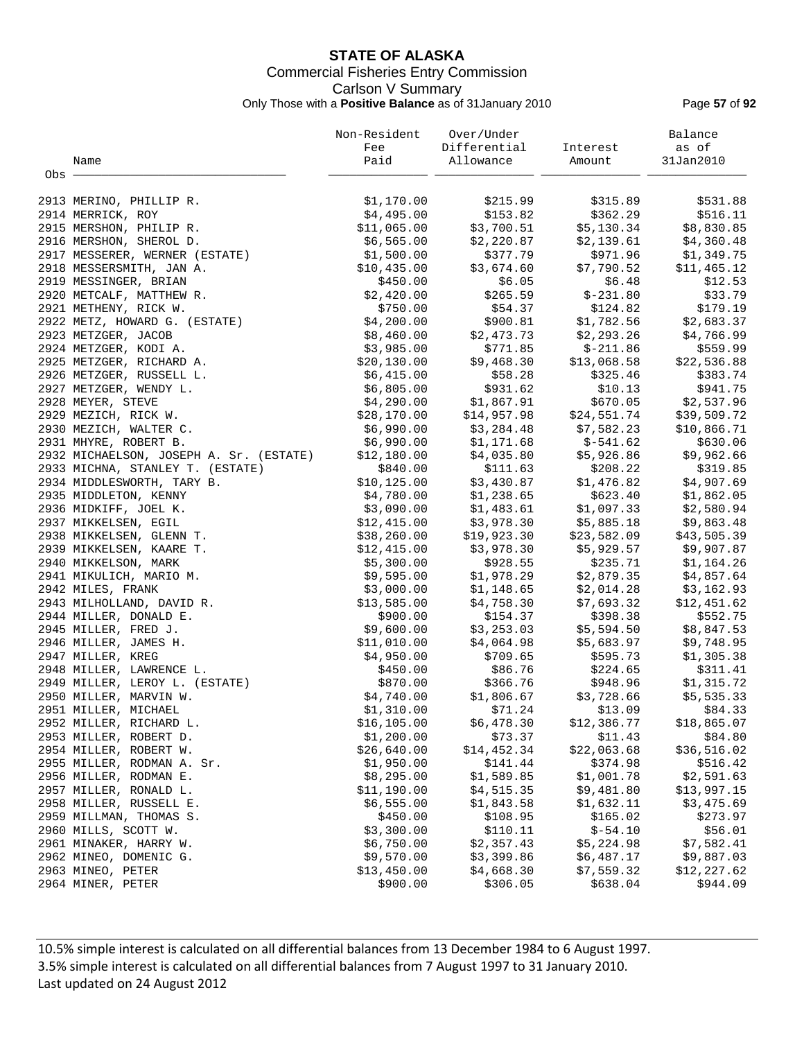# STATE OF ALASKA

## Commercial Fisheries Entry Commission

### Carlson V Summary

Only Those with a **Positive Balance** as of 31January 2010

| Obs | Name | Non-Resident Fee Paid | Over/Under Differential Allowance | Interest Amount | Balance as of 31Jan2010 |
|---|---|---|---|---|---|
| 2913 | MERINO, PHILLIP R. | $1,170.00 | $215.99 | $315.89 | $531.88 |
| 2914 | MERRICK, ROY | $4,495.00 | $153.82 | $362.29 | $516.11 |
| 2915 | MERSHON, PHILIP R. | $11,065.00 | $3,700.51 | $5,130.34 | $8,830.85 |
| 2916 | MERSHON, SHEROL D. | $6,565.00 | $2,220.87 | $2,139.61 | $4,360.48 |
| 2917 | MESSERER, WERNER (ESTATE) | $1,500.00 | $377.79 | $971.96 | $1,349.75 |
| 2918 | MESSERSMITH, JAN A. | $10,435.00 | $3,674.60 | $7,790.52 | $11,465.12 |
| 2919 | MESSINGER, BRIAN | $450.00 | $6.05 | $6.48 | $12.53 |
| 2920 | METCALF, MATTHEW R. | $2,420.00 | $265.59 | $-231.80 | $33.79 |
| 2921 | METHENY, RICK W. | $750.00 | $54.37 | $124.82 | $179.19 |
| 2922 | METZ, HOWARD G. (ESTATE) | $4,200.00 | $900.81 | $1,782.56 | $2,683.37 |
| 2923 | METZGER, JACOB | $8,460.00 | $2,473.73 | $2,293.26 | $4,766.99 |
| 2924 | METZGER, KODI A. | $3,985.00 | $771.85 | $-211.86 | $559.99 |
| 2925 | METZGER, RICHARD A. | $20,130.00 | $9,468.30 | $13,068.58 | $22,536.88 |
| 2926 | METZGER, RUSSELL L. | $6,415.00 | $58.28 | $325.46 | $383.74 |
| 2927 | METZGER, WENDY L. | $6,805.00 | $931.62 | $10.13 | $941.75 |
| 2928 | MEYER, STEVE | $4,290.00 | $1,867.91 | $670.05 | $2,537.96 |
| 2929 | MEZICH, RICK W. | $28,170.00 | $14,957.98 | $24,551.74 | $39,509.72 |
| 2930 | MEZICH, WALTER C. | $6,990.00 | $3,284.48 | $7,582.23 | $10,866.71 |
| 2931 | MHYRE, ROBERT B. | $6,990.00 | $1,171.68 | $-541.62 | $630.06 |
| 2932 | MICHAELSON, JOSEPH A. Sr. (ESTATE) | $12,180.00 | $4,035.80 | $5,926.86 | $9,962.66 |
| 2933 | MICHNA, STANLEY T. (ESTATE) | $840.00 | $111.63 | $208.22 | $319.85 |
| 2934 | MIDDLESWORTH, TARY B. | $10,125.00 | $3,430.87 | $1,476.82 | $4,907.69 |
| 2935 | MIDDLETON, KENNY | $4,780.00 | $1,238.65 | $623.40 | $1,862.05 |
| 2936 | MIDKIFF, JOEL K. | $3,090.00 | $1,483.61 | $1,097.33 | $2,580.94 |
| 2937 | MIKKELSEN, EGIL | $12,415.00 | $3,978.30 | $5,885.18 | $9,863.48 |
| 2938 | MIKKELSEN, GLENN T. | $38,260.00 | $19,923.30 | $23,582.09 | $43,505.39 |
| 2939 | MIKKELSEN, KAARE T. | $12,415.00 | $3,978.30 | $5,929.57 | $9,907.87 |
| 2940 | MIKKELSON, MARK | $5,300.00 | $928.55 | $235.71 | $1,164.26 |
| 2941 | MIKULICH, MARIO M. | $9,595.00 | $1,978.29 | $2,879.35 | $4,857.64 |
| 2942 | MILES, FRANK | $3,000.00 | $1,148.65 | $2,014.28 | $3,162.93 |
| 2943 | MILHOLLAND, DAVID R. | $13,585.00 | $4,758.30 | $7,693.32 | $12,451.62 |
| 2944 | MILLER, DONALD E. | $900.00 | $154.37 | $398.38 | $552.75 |
| 2945 | MILLER, FRED J. | $9,600.00 | $3,253.03 | $5,594.50 | $8,847.53 |
| 2946 | MILLER, JAMES H. | $11,010.00 | $4,064.98 | $5,683.97 | $9,748.95 |
| 2947 | MILLER, KREG | $4,950.00 | $709.65 | $595.73 | $1,305.38 |
| 2948 | MILLER, LAWRENCE L. | $450.00 | $86.76 | $224.65 | $311.41 |
| 2949 | MILLER, LEROY L. (ESTATE) | $870.00 | $366.76 | $948.96 | $1,315.72 |
| 2950 | MILLER, MARVIN W. | $4,740.00 | $1,806.67 | $3,728.66 | $5,535.33 |
| 2951 | MILLER, MICHAEL | $1,310.00 | $71.24 | $13.09 | $84.33 |
| 2952 | MILLER, RICHARD L. | $16,105.00 | $6,478.30 | $12,386.77 | $18,865.07 |
| 2953 | MILLER, ROBERT D. | $1,200.00 | $73.37 | $11.43 | $84.80 |
| 2954 | MILLER, ROBERT W. | $26,640.00 | $14,452.34 | $22,063.68 | $36,516.02 |
| 2955 | MILLER, RODMAN A. Sr. | $1,950.00 | $141.44 | $374.98 | $516.42 |
| 2956 | MILLER, RODMAN E. | $8,295.00 | $1,589.85 | $1,001.78 | $2,591.63 |
| 2957 | MILLER, RONALD L. | $11,190.00 | $4,515.35 | $9,481.80 | $13,997.15 |
| 2958 | MILLER, RUSSELL E. | $6,555.00 | $1,843.58 | $1,632.11 | $3,475.69 |
| 2959 | MILLMAN, THOMAS S. | $450.00 | $108.95 | $165.02 | $273.97 |
| 2960 | MILLS, SCOTT W. | $3,300.00 | $110.11 | $-54.10 | $56.01 |
| 2961 | MINAKER, HARRY W. | $6,750.00 | $2,357.43 | $5,224.98 | $7,582.41 |
| 2962 | MINEO, DOMENIC G. | $9,570.00 | $3,399.86 | $6,487.17 | $9,887.03 |
| 2963 | MINEO, PETER | $13,450.00 | $4,668.30 | $7,559.32 | $12,227.62 |
| 2964 | MINER, PETER | $900.00 | $306.05 | $638.04 | $944.09 |

10.5% simple interest is calculated on all differential balances from 13 December 1984 to 6 August 1997.
3.5% simple interest is calculated on all differential balances from 7 August 1997 to 31 January 2010.
Last updated on 24 August 2012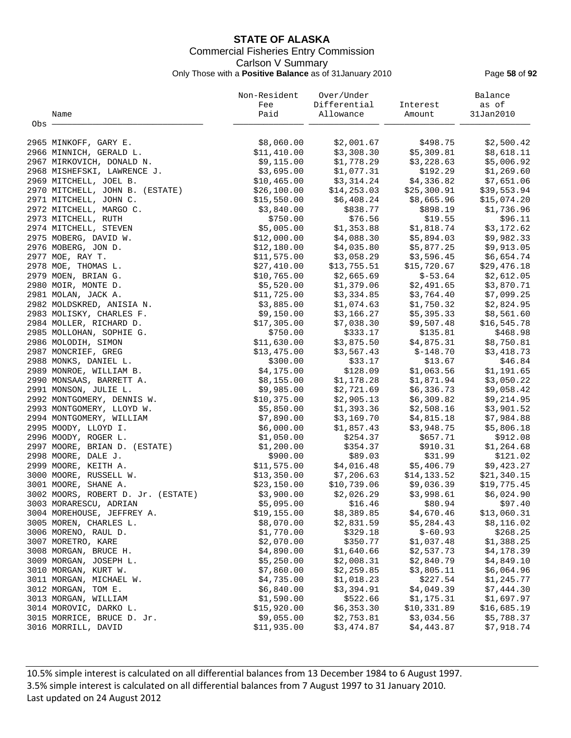# STATE OF ALASKA

## Commercial Fisheries Entry Commission

### Carlson V Summary

Only Those with a **Positive Balance** as of 31January 2010

| Obs | Name | Non-Resident Fee Paid | Over/Under Differential Allowance | Interest Amount | Balance as of 31Jan2010 |
|---|---|---|---|---|---|
| 2965 | MINKOFF, GARY E. | $8,060.00 | $2,001.67 | $498.75 | $2,500.42 |
| 2966 | MINNICH, GERALD L. | $11,410.00 | $3,308.30 | $5,309.81 | $8,618.11 |
| 2967 | MIRKOVICH, DONALD N. | $9,115.00 | $1,778.29 | $3,228.63 | $5,006.92 |
| 2968 | MISHEFSKI, LAWRENCE J. | $3,695.00 | $1,077.31 | $192.29 | $1,269.60 |
| 2969 | MITCHELL, JOEL B. | $10,465.00 | $3,314.24 | $4,336.82 | $7,651.06 |
| 2970 | MITCHELL, JOHN B. (ESTATE) | $26,100.00 | $14,253.03 | $25,300.91 | $39,553.94 |
| 2971 | MITCHELL, JOHN C. | $15,550.00 | $6,408.24 | $8,665.96 | $15,074.20 |
| 2972 | MITCHELL, MARGO C. | $3,840.00 | $838.77 | $898.19 | $1,736.96 |
| 2973 | MITCHELL, RUTH | $750.00 | $76.56 | $19.55 | $96.11 |
| 2974 | MITCHELL, STEVEN | $5,005.00 | $1,353.88 | $1,818.74 | $3,172.62 |
| 2975 | MOBERG, DAVID W. | $12,000.00 | $4,088.30 | $5,894.03 | $9,982.33 |
| 2976 | MOBERG, JON D. | $12,180.00 | $4,035.80 | $5,877.25 | $9,913.05 |
| 2977 | MOE, RAY T. | $11,575.00 | $3,058.29 | $3,596.45 | $6,654.74 |
| 2978 | MOE, THOMAS L. | $27,410.00 | $13,755.51 | $15,720.67 | $29,476.18 |
| 2979 | MOEN, BRIAN G. | $10,765.00 | $2,665.69 | $-53.64 | $2,612.05 |
| 2980 | MOIR, MONTE D. | $5,520.00 | $1,379.06 | $2,491.65 | $3,870.71 |
| 2981 | MOLAN, JACK A. | $11,725.00 | $3,334.85 | $3,764.40 | $7,099.25 |
| 2982 | MOLDSKRED, ANISIA N. | $3,885.00 | $1,074.63 | $1,750.32 | $2,824.95 |
| 2983 | MOLISKY, CHARLES F. | $9,150.00 | $3,166.27 | $5,395.33 | $8,561.60 |
| 2984 | MOLLER, RICHARD D. | $17,305.00 | $7,038.30 | $9,507.48 | $16,545.78 |
| 2985 | MOLLOHAN, SOPHIE G. | $750.00 | $333.17 | $135.81 | $468.98 |
| 2986 | MOLODIH, SIMON | $11,630.00 | $3,875.50 | $4,875.31 | $8,750.81 |
| 2987 | MONCRIEF, GREG | $13,475.00 | $3,567.43 | $-148.70 | $3,418.73 |
| 2988 | MONKS, DANIEL L. | $300.00 | $33.17 | $13.67 | $46.84 |
| 2989 | MONROE, WILLIAM B. | $4,175.00 | $128.09 | $1,063.56 | $1,191.65 |
| 2990 | MONSAAS, BARRETT A. | $8,155.00 | $1,178.28 | $1,871.94 | $3,050.22 |
| 2991 | MONSON, JULIE L. | $9,985.00 | $2,721.69 | $6,336.73 | $9,058.42 |
| 2992 | MONTGOMERY, DENNIS W. | $10,375.00 | $2,905.13 | $6,309.82 | $9,214.95 |
| 2993 | MONTGOMERY, LLOYD W. | $5,850.00 | $1,393.36 | $2,508.16 | $3,901.52 |
| 2994 | MONTGOMERY, WILLIAM | $7,890.00 | $3,169.70 | $4,815.18 | $7,984.88 |
| 2995 | MOODY, LLOYD I. | $6,000.00 | $1,857.43 | $3,948.75 | $5,806.18 |
| 2996 | MOODY, ROGER L. | $1,050.00 | $254.37 | $657.71 | $912.08 |
| 2997 | MOORE, BRIAN D. (ESTATE) | $1,200.00 | $354.37 | $910.31 | $1,264.68 |
| 2998 | MOORE, DALE J. | $900.00 | $89.03 | $31.99 | $121.02 |
| 2999 | MOORE, KEITH A. | $11,575.00 | $4,016.48 | $5,406.79 | $9,423.27 |
| 3000 | MOORE, RUSSELL W. | $13,350.00 | $7,206.63 | $14,133.52 | $21,340.15 |
| 3001 | MOORE, SHANE A. | $23,150.00 | $10,739.06 | $9,036.39 | $19,775.45 |
| 3002 | MOORS, ROBERT D. Jr. (ESTATE) | $3,900.00 | $2,026.29 | $3,998.61 | $6,024.90 |
| 3003 | MORARESCU, ADRIAN | $5,095.00 | $16.46 | $80.94 | $97.40 |
| 3004 | MOREHOUSE, JEFFREY A. | $19,155.00 | $8,389.85 | $4,670.46 | $13,060.31 |
| 3005 | MOREN, CHARLES L. | $8,070.00 | $2,831.59 | $5,284.43 | $8,116.02 |
| 3006 | MORENO, RAUL D. | $1,770.00 | $329.18 | $-60.93 | $268.25 |
| 3007 | MORETRO, KARE | $2,070.00 | $350.77 | $1,037.48 | $1,388.25 |
| 3008 | MORGAN, BRUCE H. | $4,890.00 | $1,640.66 | $2,537.73 | $4,178.39 |
| 3009 | MORGAN, JOSEPH L. | $5,250.00 | $2,008.31 | $2,840.79 | $4,849.10 |
| 3010 | MORGAN, KURT W. | $7,860.00 | $2,259.85 | $3,805.11 | $6,064.96 |
| 3011 | MORGAN, MICHAEL W. | $4,735.00 | $1,018.23 | $227.54 | $1,245.77 |
| 3012 | MORGAN, TOM E. | $6,840.00 | $3,394.91 | $4,049.39 | $7,444.30 |
| 3013 | MORGAN, WILLIAM | $1,590.00 | $522.66 | $1,175.31 | $1,697.97 |
| 3014 | MOROVIC, DARKO L. | $15,920.00 | $6,353.30 | $10,331.89 | $16,685.19 |
| 3015 | MORRICE, BRUCE D. Jr. | $9,055.00 | $2,753.81 | $3,034.56 | $5,788.37 |
| 3016 | MORRILL, DAVID | $11,935.00 | $3,474.87 | $4,443.87 | $7,918.74 |

10.5% simple interest is calculated on all differential balances from 13 December 1984 to 6 August 1997.
3.5% simple interest is calculated on all differential balances from 7 August 1997 to 31 January 2010.
Last updated on 24 August 2012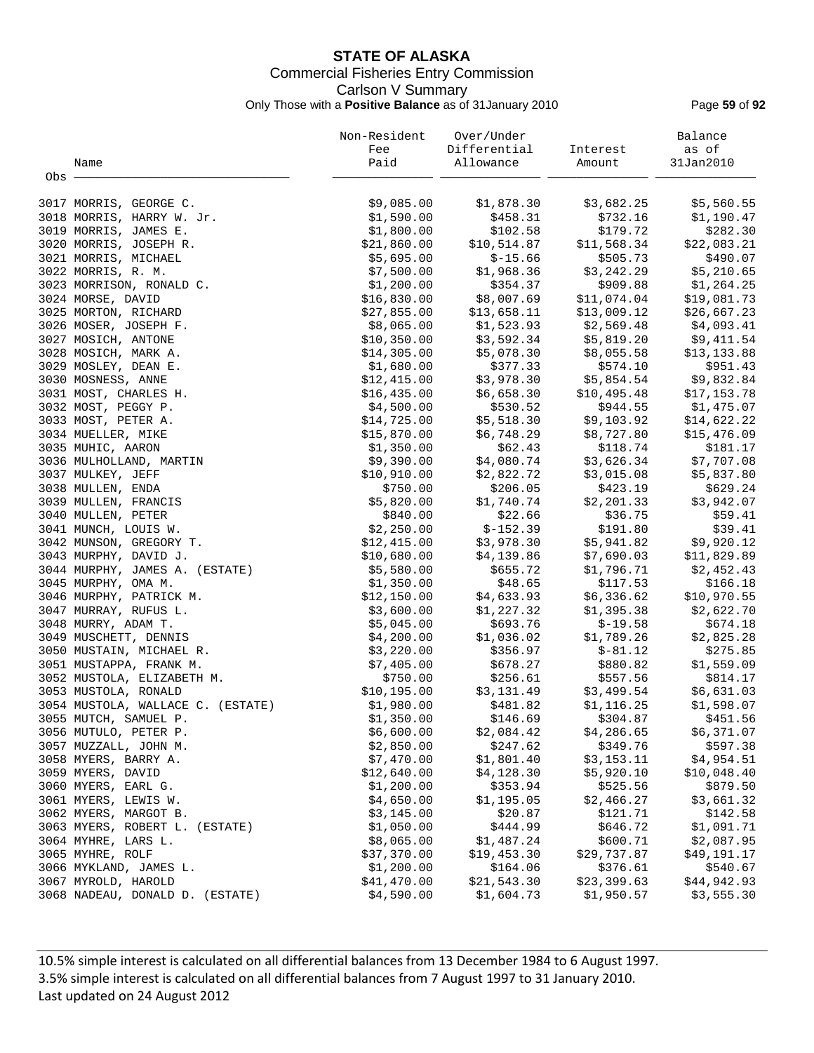# STATE OF ALASKA

Commercial Fisheries Entry Commission

Carlson V Summary

Only Those with a **Positive Balance** as of 31January 2010

| Obs | Name | Non-Resident Fee Paid | Over/Under Differential Allowance | Interest Amount | Balance as of 31Jan2010 |
|---|---|---|---|---|---|
| 3017 | MORRIS, GEORGE C. | $9,085.00 | $1,878.30 | $3,682.25 | $5,560.55 |
| 3018 | MORRIS, HARRY W. Jr. | $1,590.00 | $458.31 | $732.16 | $1,190.47 |
| 3019 | MORRIS, JAMES E. | $1,800.00 | $102.58 | $179.72 | $282.30 |
| 3020 | MORRIS, JOSEPH R. | $21,860.00 | $10,514.87 | $11,568.34 | $22,083.21 |
| 3021 | MORRIS, MICHAEL | $5,695.00 | $-15.66 | $505.73 | $490.07 |
| 3022 | MORRIS, R. M. | $7,500.00 | $1,968.36 | $3,242.29 | $5,210.65 |
| 3023 | MORRISON, RONALD C. | $1,200.00 | $354.37 | $909.88 | $1,264.25 |
| 3024 | MORSE, DAVID | $16,830.00 | $8,007.69 | $11,074.04 | $19,081.73 |
| 3025 | MORTON, RICHARD | $27,855.00 | $13,658.11 | $13,009.12 | $26,667.23 |
| 3026 | MOSER, JOSEPH F. | $8,065.00 | $1,523.93 | $2,569.48 | $4,093.41 |
| 3027 | MOSICH, ANTONE | $10,350.00 | $3,592.34 | $5,819.20 | $9,411.54 |
| 3028 | MOSICH, MARK A. | $14,305.00 | $5,078.30 | $8,055.58 | $13,133.88 |
| 3029 | MOSLEY, DEAN E. | $1,680.00 | $377.33 | $574.10 | $951.43 |
| 3030 | MOSNESS, ANNE | $12,415.00 | $3,978.30 | $5,854.54 | $9,832.84 |
| 3031 | MOST, CHARLES H. | $16,435.00 | $6,658.30 | $10,495.48 | $17,153.78 |
| 3032 | MOST, PEGGY P. | $4,500.00 | $530.52 | $944.55 | $1,475.07 |
| 3033 | MOST, PETER A. | $14,725.00 | $5,518.30 | $9,103.92 | $14,622.22 |
| 3034 | MUELLER, MIKE | $15,870.00 | $6,748.29 | $8,727.80 | $15,476.09 |
| 3035 | MUHIC, AARON | $1,350.00 | $62.43 | $118.74 | $181.17 |
| 3036 | MULHOLLAND, MARTIN | $9,390.00 | $4,080.74 | $3,626.34 | $7,707.08 |
| 3037 | MULKEY, JEFF | $10,910.00 | $2,822.72 | $3,015.08 | $5,837.80 |
| 3038 | MULLEN, ENDA | $750.00 | $206.05 | $423.19 | $629.24 |
| 3039 | MULLEN, FRANCIS | $5,820.00 | $1,740.74 | $2,201.33 | $3,942.07 |
| 3040 | MULLEN, PETER | $840.00 | $22.66 | $36.75 | $59.41 |
| 3041 | MUNCH, LOUIS W. | $2,250.00 | $-152.39 | $191.80 | $39.41 |
| 3042 | MUNSON, GREGORY T. | $12,415.00 | $3,978.30 | $5,941.82 | $9,920.12 |
| 3043 | MURPHY, DAVID J. | $10,680.00 | $4,139.86 | $7,690.03 | $11,829.89 |
| 3044 | MURPHY, JAMES A. (ESTATE) | $5,580.00 | $655.72 | $1,796.71 | $2,452.43 |
| 3045 | MURPHY, OMA M. | $1,350.00 | $48.65 | $117.53 | $166.18 |
| 3046 | MURPHY, PATRICK M. | $12,150.00 | $4,633.93 | $6,336.62 | $10,970.55 |
| 3047 | MURRAY, RUFUS L. | $3,600.00 | $1,227.32 | $1,395.38 | $2,622.70 |
| 3048 | MURRY, ADAM T. | $5,045.00 | $693.76 | $-19.58 | $674.18 |
| 3049 | MUSCHETT, DENNIS | $4,200.00 | $1,036.02 | $1,789.26 | $2,825.28 |
| 3050 | MUSTAIN, MICHAEL R. | $3,220.00 | $356.97 | $-81.12 | $275.85 |
| 3051 | MUSTAPPA, FRANK M. | $7,405.00 | $678.27 | $880.82 | $1,559.09 |
| 3052 | MUSTOLA, ELIZABETH M. | $750.00 | $256.61 | $557.56 | $814.17 |
| 3053 | MUSTOLA, RONALD | $10,195.00 | $3,131.49 | $3,499.54 | $6,631.03 |
| 3054 | MUSTOLA, WALLACE C. (ESTATE) | $1,980.00 | $481.82 | $1,116.25 | $1,598.07 |
| 3055 | MUTCH, SAMUEL P. | $1,350.00 | $146.69 | $304.87 | $451.56 |
| 3056 | MUTULO, PETER P. | $6,600.00 | $2,084.42 | $4,286.65 | $6,371.07 |
| 3057 | MUZZALL, JOHN M. | $2,850.00 | $247.62 | $349.76 | $597.38 |
| 3058 | MYERS, BARRY A. | $7,470.00 | $1,801.40 | $3,153.11 | $4,954.51 |
| 3059 | MYERS, DAVID | $12,640.00 | $4,128.30 | $5,920.10 | $10,048.40 |
| 3060 | MYERS, EARL G. | $1,200.00 | $353.94 | $525.56 | $879.50 |
| 3061 | MYERS, LEWIS W. | $4,650.00 | $1,195.05 | $2,466.27 | $3,661.32 |
| 3062 | MYERS, MARGOT B. | $3,145.00 | $20.87 | $121.71 | $142.58 |
| 3063 | MYERS, ROBERT L. (ESTATE) | $1,050.00 | $444.99 | $646.72 | $1,091.71 |
| 3064 | MYHRE, LARS L. | $8,065.00 | $1,487.24 | $600.71 | $2,087.95 |
| 3065 | MYHRE, ROLF | $37,370.00 | $19,453.30 | $29,737.87 | $49,191.17 |
| 3066 | MYKLAND, JAMES L. | $1,200.00 | $164.06 | $376.61 | $540.67 |
| 3067 | MYROLD, HAROLD | $41,470.00 | $21,543.30 | $23,399.63 | $44,942.93 |
| 3068 | NADEAU, DONALD D. (ESTATE) | $4,590.00 | $1,604.73 | $1,950.57 | $3,555.30 |

10.5% simple interest is calculated on all differential balances from 13 December 1984 to 6 August 1997.
3.5% simple interest is calculated on all differential balances from 7 August 1997 to 31 January 2010.
Last updated on 24 August 2012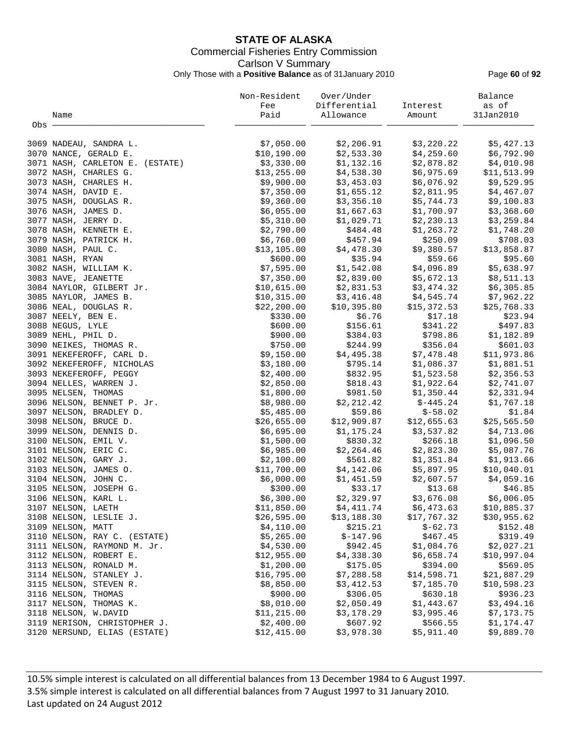# STATE OF ALASKA

Commercial Fisheries Entry Commission
Carlson V Summary
Only Those with a **Positive Balance** as of 31January 2010

| Obs | Name | Non-Resident Fee Paid | Over/Under Differential Allowance | Interest Amount | Balance as of 31Jan2010 |
|---|---|---|---|---|---|
| 3069 | NADEAU, SANDRA L. | $7,050.00 | $2,206.91 | $3,220.22 | $5,427.13 |
| 3070 | NANCE, GERALD E. | $10,190.00 | $2,533.30 | $4,259.60 | $6,792.90 |
| 3071 | NASH, CARLETON E. (ESTATE) | $3,330.00 | $1,132.16 | $2,878.82 | $4,010.98 |
| 3072 | NASH, CHARLES G. | $13,255.00 | $4,538.30 | $6,975.69 | $11,513.99 |
| 3073 | NASH, CHARLES H. | $9,900.00 | $3,453.03 | $6,076.92 | $9,529.95 |
| 3074 | NASH, DAVID E. | $7,350.00 | $1,655.12 | $2,811.95 | $4,467.07 |
| 3075 | NASH, DOUGLAS R. | $9,360.00 | $3,356.10 | $5,744.73 | $9,100.83 |
| 3076 | NASH, JAMES D. | $6,055.00 | $1,667.63 | $1,700.97 | $3,368.60 |
| 3077 | NASH, JERRY D. | $5,310.00 | $1,029.71 | $2,230.13 | $3,259.84 |
| 3078 | NASH, KENNETH E. | $2,790.00 | $484.48 | $1,263.72 | $1,748.20 |
| 3079 | NASH, PATRICK H. | $6,760.00 | $457.94 | $250.09 | $708.03 |
| 3080 | NASH, PAUL C. | $13,105.00 | $4,478.30 | $9,380.57 | $13,858.87 |
| 3081 | NASH, RYAN | $600.00 | $35.94 | $59.66 | $95.60 |
| 3082 | NASH, WILLIAM K. | $7,595.00 | $1,542.08 | $4,096.89 | $5,638.97 |
| 3083 | NAVE, JEANETTE | $7,350.00 | $2,839.00 | $5,672.13 | $8,511.13 |
| 3084 | NAYLOR, GILBERT Jr. | $10,615.00 | $2,831.53 | $3,474.32 | $6,305.85 |
| 3085 | NAYLOR, JAMES B. | $10,315.00 | $3,416.48 | $4,545.74 | $7,962.22 |
| 3086 | NEAL, DOUGLAS R. | $22,200.00 | $10,395.80 | $15,372.53 | $25,768.33 |
| 3087 | NEELY, BEN E. | $330.00 | $6.76 | $17.18 | $23.94 |
| 3088 | NEGUS, LYLE | $600.00 | $156.61 | $341.22 | $497.83 |
| 3089 | NEHL, PHIL D. | $900.00 | $384.03 | $798.86 | $1,182.89 |
| 3090 | NEIKES, THOMAS R. | $750.00 | $244.99 | $356.04 | $601.03 |
| 3091 | NEKEFEROFF, CARL D. | $9,150.00 | $4,495.38 | $7,478.48 | $11,973.86 |
| 3092 | NEKEFEROFF, NICHOLAS | $3,180.00 | $795.14 | $1,086.37 | $1,881.51 |
| 3093 | NEKEFEROFF, PEGGY | $2,400.00 | $832.95 | $1,523.58 | $2,356.53 |
| 3094 | NELLES, WARREN J. | $2,850.00 | $818.43 | $1,922.64 | $2,741.07 |
| 3095 | NELSEN, THOMAS | $1,800.00 | $981.50 | $1,350.44 | $2,331.94 |
| 3096 | NELSON, BENNET P. Jr. | $8,980.00 | $2,212.42 | $-445.24 | $1,767.18 |
| 3097 | NELSON, BRADLEY D. | $5,485.00 | $59.86 | $-58.02 | $1.84 |
| 3098 | NELSON, BRUCE D. | $26,655.00 | $12,909.87 | $12,655.63 | $25,565.50 |
| 3099 | NELSON, DENNIS D. | $6,695.00 | $1,175.24 | $3,537.82 | $4,713.06 |
| 3100 | NELSON, EMIL V. | $1,500.00 | $830.32 | $266.18 | $1,096.50 |
| 3101 | NELSON, ERIC C. | $6,985.00 | $2,264.46 | $2,823.30 | $5,087.76 |
| 3102 | NELSON, GARY J. | $2,100.00 | $561.82 | $1,351.84 | $1,913.66 |
| 3103 | NELSON, JAMES O. | $11,700.00 | $4,142.06 | $5,897.95 | $10,040.01 |
| 3104 | NELSON, JOHN C. | $6,000.00 | $1,451.59 | $2,607.57 | $4,059.16 |
| 3105 | NELSON, JOSEPH G. | $300.00 | $33.17 | $13.68 | $46.85 |
| 3106 | NELSON, KARL L. | $6,300.00 | $2,329.97 | $3,676.08 | $6,006.05 |
| 3107 | NELSON, LAETH | $11,850.00 | $4,411.74 | $6,473.63 | $10,885.37 |
| 3108 | NELSON, LESLIE J. | $26,595.00 | $13,188.30 | $17,767.32 | $30,955.62 |
| 3109 | NELSON, MATT | $4,110.00 | $215.21 | $-62.73 | $152.48 |
| 3110 | NELSON, RAY C. (ESTATE) | $5,265.00 | $-147.96 | $467.45 | $319.49 |
| 3111 | NELSON, RAYMOND M. Jr. | $4,530.00 | $942.45 | $1,084.76 | $2,027.21 |
| 3112 | NELSON, ROBERT E. | $12,955.00 | $4,338.30 | $6,658.74 | $10,997.04 |
| 3113 | NELSON, RONALD M. | $1,200.00 | $175.05 | $394.00 | $569.05 |
| 3114 | NELSON, STANLEY J. | $16,795.00 | $7,288.58 | $14,598.71 | $21,887.29 |
| 3115 | NELSON, STEVEN R. | $8,850.00 | $3,412.53 | $7,185.70 | $10,598.23 |
| 3116 | NELSON, THOMAS | $900.00 | $306.05 | $630.18 | $936.23 |
| 3117 | NELSON, THOMAS K. | $8,010.00 | $2,050.49 | $1,443.67 | $3,494.16 |
| 3118 | NELSON, W.DAVID | $11,215.00 | $3,178.29 | $3,995.46 | $7,173.75 |
| 3119 | NERISON, CHRISTOPHER J. | $2,400.00 | $607.92 | $566.55 | $1,174.47 |
| 3120 | NERSUND, ELIAS (ESTATE) | $12,415.00 | $3,978.30 | $5,911.40 | $9,889.70 |

10.5% simple interest is calculated on all differential balances from 13 December 1984 to 6 August 1997.
3.5% simple interest is calculated on all differential balances from 7 August 1997 to 31 January 2010.
Last updated on 24 August 2012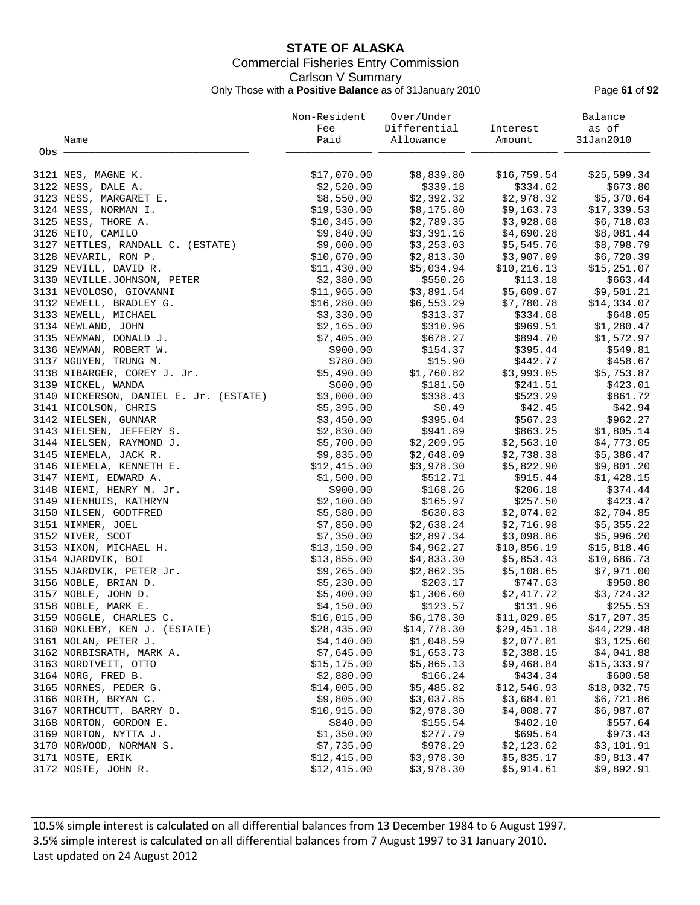# STATE OF ALASKA

Commercial Fisheries Entry Commission

Carlson V Summary

Only Those with a **Positive Balance** as of 31January 2010

| Obs | Name | Non-Resident Fee Paid | Over/Under Differential Allowance | Interest Amount | Balance as of 31Jan2010 |
|---|---|---|---|---|---|
| 3121 | NES, MAGNE K. | $17,070.00 | $8,839.80 | $16,759.54 | $25,599.34 |
| 3122 | NESS, DALE A. | $2,520.00 | $339.18 | $334.62 | $673.80 |
| 3123 | NESS, MARGARET E. | $8,550.00 | $2,392.32 | $2,978.32 | $5,370.64 |
| 3124 | NESS, NORMAN I. | $19,530.00 | $8,175.80 | $9,163.73 | $17,339.53 |
| 3125 | NESS, THORE A. | $10,345.00 | $2,789.35 | $3,928.68 | $6,718.03 |
| 3126 | NETO, CAMILO | $9,840.00 | $3,391.16 | $4,690.28 | $8,081.44 |
| 3127 | NETTLES, RANDALL C. (ESTATE) | $9,600.00 | $3,253.03 | $5,545.76 | $8,798.79 |
| 3128 | NEVARIL, RON P. | $10,670.00 | $2,813.30 | $3,907.09 | $6,720.39 |
| 3129 | NEVILL, DAVID R. | $11,430.00 | $5,034.94 | $10,216.13 | $15,251.07 |
| 3130 | NEVILLE.JOHNSON, PETER | $2,380.00 | $550.26 | $113.18 | $663.44 |
| 3131 | NEVOLOSO, GIOVANNI | $11,965.00 | $3,891.54 | $5,609.67 | $9,501.21 |
| 3132 | NEWELL, BRADLEY G. | $16,280.00 | $6,553.29 | $7,780.78 | $14,334.07 |
| 3133 | NEWELL, MICHAEL | $3,330.00 | $313.37 | $334.68 | $648.05 |
| 3134 | NEWLAND, JOHN | $2,165.00 | $310.96 | $969.51 | $1,280.47 |
| 3135 | NEWMAN, DONALD J. | $7,405.00 | $678.27 | $894.70 | $1,572.97 |
| 3136 | NEWMAN, ROBERT W. | $900.00 | $154.37 | $395.44 | $549.81 |
| 3137 | NGUYEN, TRUNG M. | $780.00 | $15.90 | $442.77 | $458.67 |
| 3138 | NIBARGER, COREY J. Jr. | $5,490.00 | $1,760.82 | $3,993.05 | $5,753.87 |
| 3139 | NICKEL, WANDA | $600.00 | $181.50 | $241.51 | $423.01 |
| 3140 | NICKERSON, DANIEL E. Jr. (ESTATE) | $3,000.00 | $338.43 | $523.29 | $861.72 |
| 3141 | NICOLSON, CHRIS | $5,395.00 | $0.49 | $42.45 | $42.94 |
| 3142 | NIELSEN, GUNNAR | $3,450.00 | $395.04 | $567.23 | $962.27 |
| 3143 | NIELSEN, JEFFERY S. | $2,830.00 | $941.89 | $863.25 | $1,805.14 |
| 3144 | NIELSEN, RAYMOND J. | $5,700.00 | $2,209.95 | $2,563.10 | $4,773.05 |
| 3145 | NIEMELA, JACK R. | $9,835.00 | $2,648.09 | $2,738.38 | $5,386.47 |
| 3146 | NIEMELA, KENNETH E. | $12,415.00 | $3,978.30 | $5,822.90 | $9,801.20 |
| 3147 | NIEMI, EDWARD A. | $1,500.00 | $512.71 | $915.44 | $1,428.15 |
| 3148 | NIEMI, HENRY M. Jr. | $900.00 | $168.26 | $206.18 | $374.44 |
| 3149 | NIENHUIS, KATHRYN | $2,100.00 | $165.97 | $257.50 | $423.47 |
| 3150 | NILSEN, GODTFRED | $5,580.00 | $630.83 | $2,074.02 | $2,704.85 |
| 3151 | NIMMER, JOEL | $7,850.00 | $2,638.24 | $2,716.98 | $5,355.22 |
| 3152 | NIVER, SCOT | $7,350.00 | $2,897.34 | $3,098.86 | $5,996.20 |
| 3153 | NIXON, MICHAEL H. | $13,150.00 | $4,962.27 | $10,856.19 | $15,818.46 |
| 3154 | NJARDVIK, BOI | $13,855.00 | $4,833.30 | $5,853.43 | $10,686.73 |
| 3155 | NJARDVIK, PETER Jr. | $9,265.00 | $2,862.35 | $5,108.65 | $7,971.00 |
| 3156 | NOBLE, BRIAN D. | $5,230.00 | $203.17 | $747.63 | $950.80 |
| 3157 | NOBLE, JOHN D. | $5,400.00 | $1,306.60 | $2,417.72 | $3,724.32 |
| 3158 | NOBLE, MARK E. | $4,150.00 | $123.57 | $131.96 | $255.53 |
| 3159 | NOGGLE, CHARLES C. | $16,015.00 | $6,178.30 | $11,029.05 | $17,207.35 |
| 3160 | NOKLEBY, KEN J. (ESTATE) | $28,435.00 | $14,778.30 | $29,451.18 | $44,229.48 |
| 3161 | NOLAN, PETER J. | $4,140.00 | $1,048.59 | $2,077.01 | $3,125.60 |
| 3162 | NORBISRATH, MARK A. | $7,645.00 | $1,653.73 | $2,388.15 | $4,041.88 |
| 3163 | NORDTVEIT, OTTO | $15,175.00 | $5,865.13 | $9,468.84 | $15,333.97 |
| 3164 | NORG, FRED B. | $2,880.00 | $166.24 | $434.34 | $600.58 |
| 3165 | NORNES, PEDER G. | $14,005.00 | $5,485.82 | $12,546.93 | $18,032.75 |
| 3166 | NORTH, BRYAN C. | $9,805.00 | $3,037.85 | $3,684.01 | $6,721.86 |
| 3167 | NORTHCUTT, BARRY D. | $10,915.00 | $2,978.30 | $4,008.77 | $6,987.07 |
| 3168 | NORTON, GORDON E. | $840.00 | $155.54 | $402.10 | $557.64 |
| 3169 | NORTON, NYTTA J. | $1,350.00 | $277.79 | $695.64 | $973.43 |
| 3170 | NORWOOD, NORMAN S. | $7,735.00 | $978.29 | $2,123.62 | $3,101.91 |
| 3171 | NOSTE, ERIK | $12,415.00 | $3,978.30 | $5,835.17 | $9,813.47 |
| 3172 | NOSTE, JOHN R. | $12,415.00 | $3,978.30 | $5,914.61 | $9,892.91 |

10.5% simple interest is calculated on all differential balances from 13 December 1984 to 6 August 1997.
3.5% simple interest is calculated on all differential balances from 7 August 1997 to 31 January 2010.
Last updated on 24 August 2012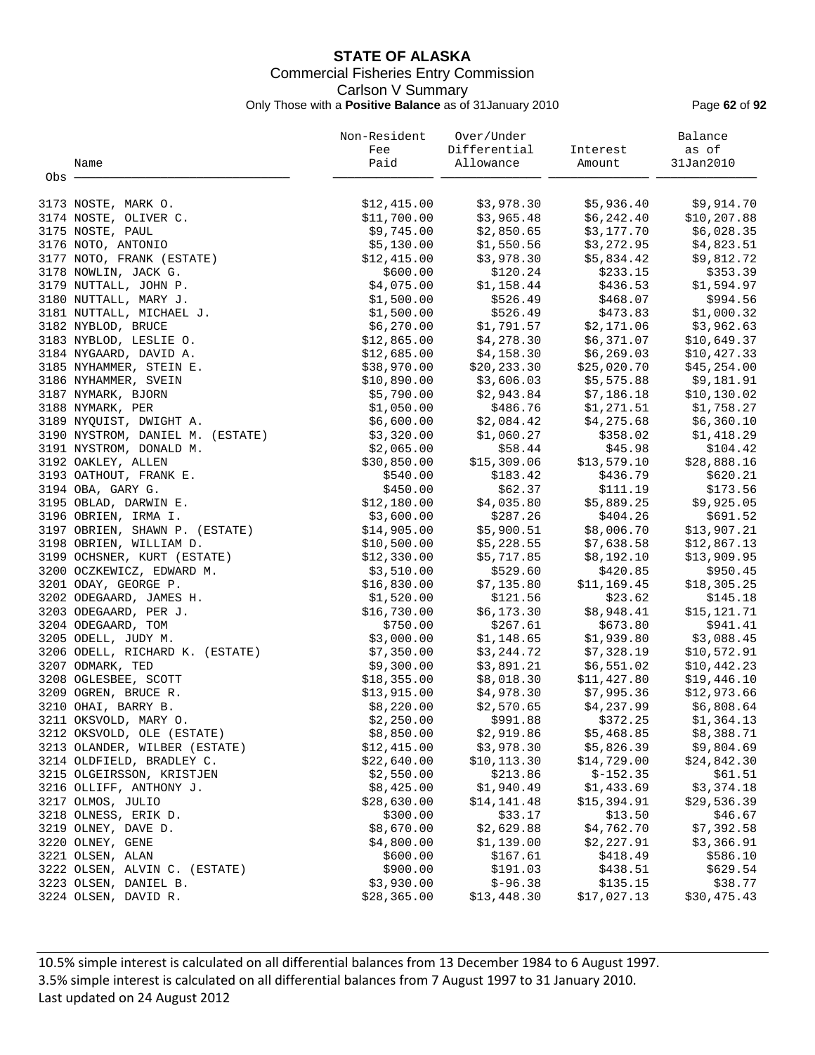# STATE OF ALASKA

Commercial Fisheries Entry Commission

Carlson V Summary

Only Those with a **Positive Balance** as of 31January 2010

| Obs | Name | Non-Resident Fee Paid | Over/Under Differential Allowance | Interest Amount | Balance as of 31Jan2010 |
|---|---|---|---|---|---|
| 3173 | NOSTE, MARK O. | $12,415.00 | $3,978.30 | $5,936.40 | $9,914.70 |
| 3174 | NOSTE, OLIVER C. | $11,700.00 | $3,965.48 | $6,242.40 | $10,207.88 |
| 3175 | NOSTE, PAUL | $9,745.00 | $2,850.65 | $3,177.70 | $6,028.35 |
| 3176 | NOTO, ANTONIO | $5,130.00 | $1,550.56 | $3,272.95 | $4,823.51 |
| 3177 | NOTO, FRANK (ESTATE) | $12,415.00 | $3,978.30 | $5,834.42 | $9,812.72 |
| 3178 | NOWLIN, JACK G. | $600.00 | $120.24 | $233.15 | $353.39 |
| 3179 | NUTTALL, JOHN P. | $4,075.00 | $1,158.44 | $436.53 | $1,594.97 |
| 3180 | NUTTALL, MARY J. | $1,500.00 | $526.49 | $468.07 | $994.56 |
| 3181 | NUTTALL, MICHAEL J. | $1,500.00 | $526.49 | $473.83 | $1,000.32 |
| 3182 | NYBLOD, BRUCE | $6,270.00 | $1,791.57 | $2,171.06 | $3,962.63 |
| 3183 | NYBLOD, LESLIE O. | $12,865.00 | $4,278.30 | $6,371.07 | $10,649.37 |
| 3184 | NYGAARD, DAVID A. | $12,685.00 | $4,158.30 | $6,269.03 | $10,427.33 |
| 3185 | NYHAMMER, STEIN E. | $38,970.00 | $20,233.30 | $25,020.70 | $45,254.00 |
| 3186 | NYHAMMER, SVEIN | $10,890.00 | $3,606.03 | $5,575.88 | $9,181.91 |
| 3187 | NYMARK, BJORN | $5,790.00 | $2,943.84 | $7,186.18 | $10,130.02 |
| 3188 | NYMARK, PER | $1,050.00 | $486.76 | $1,271.51 | $1,758.27 |
| 3189 | NYQUIST, DWIGHT A. | $6,600.00 | $2,084.42 | $4,275.68 | $6,360.10 |
| 3190 | NYSTROM, DANIEL M. (ESTATE) | $3,320.00 | $1,060.27 | $358.02 | $1,418.29 |
| 3191 | NYSTROM, DONALD M. | $2,065.00 | $58.44 | $45.98 | $104.42 |
| 3192 | OAKLEY, ALLEN | $30,850.00 | $15,309.06 | $13,579.10 | $28,888.16 |
| 3193 | OATHOUT, FRANK E. | $540.00 | $183.42 | $436.79 | $620.21 |
| 3194 | OBA, GARY G. | $450.00 | $62.37 | $111.19 | $173.56 |
| 3195 | OBLAD, DARWIN E. | $12,180.00 | $4,035.80 | $5,889.25 | $9,925.05 |
| 3196 | OBRIEN, IRMA I. | $3,600.00 | $287.26 | $404.26 | $691.52 |
| 3197 | OBRIEN, SHAWN P. (ESTATE) | $14,905.00 | $5,900.51 | $8,006.70 | $13,907.21 |
| 3198 | OBRIEN, WILLIAM D. | $10,500.00 | $5,228.55 | $7,638.58 | $12,867.13 |
| 3199 | OCHSNER, KURT (ESTATE) | $12,330.00 | $5,717.85 | $8,192.10 | $13,909.95 |
| 3200 | OCZKEWICZ, EDWARD M. | $3,510.00 | $529.60 | $420.85 | $950.45 |
| 3201 | ODAY, GEORGE P. | $16,830.00 | $7,135.80 | $11,169.45 | $18,305.25 |
| 3202 | ODEGAARD, JAMES H. | $1,520.00 | $121.56 | $23.62 | $145.18 |
| 3203 | ODEGAARD, PER J. | $16,730.00 | $6,173.30 | $8,948.41 | $15,121.71 |
| 3204 | ODEGAARD, TOM | $750.00 | $267.61 | $673.80 | $941.41 |
| 3205 | ODELL, JUDY M. | $3,000.00 | $1,148.65 | $1,939.80 | $3,088.45 |
| 3206 | ODELL, RICHARD K. (ESTATE) | $7,350.00 | $3,244.72 | $7,328.19 | $10,572.91 |
| 3207 | ODMARK, TED | $9,300.00 | $3,891.21 | $6,551.02 | $10,442.23 |
| 3208 | OGLESBEE, SCOTT | $18,355.00 | $8,018.30 | $11,427.80 | $19,446.10 |
| 3209 | OGREN, BRUCE R. | $13,915.00 | $4,978.30 | $7,995.36 | $12,973.66 |
| 3210 | OHAI, BARRY B. | $8,220.00 | $2,570.65 | $4,237.99 | $6,808.64 |
| 3211 | OKSVOLD, MARY O. | $2,250.00 | $991.88 | $372.25 | $1,364.13 |
| 3212 | OKSVOLD, OLE (ESTATE) | $8,850.00 | $2,919.86 | $5,468.85 | $8,388.71 |
| 3213 | OLANDER, WILBER (ESTATE) | $12,415.00 | $3,978.30 | $5,826.39 | $9,804.69 |
| 3214 | OLDFIELD, BRADLEY C. | $22,640.00 | $10,113.30 | $14,729.00 | $24,842.30 |
| 3215 | OLGEIRSSON, KRISTJEN | $2,550.00 | $213.86 | $-152.35 | $61.51 |
| 3216 | OLLIFF, ANTHONY J. | $8,425.00 | $1,940.49 | $1,433.69 | $3,374.18 |
| 3217 | OLMOS, JULIO | $28,630.00 | $14,141.48 | $15,394.91 | $29,536.39 |
| 3218 | OLNESS, ERIK D. | $300.00 | $33.17 | $13.50 | $46.67 |
| 3219 | OLNEY, DAVE D. | $8,670.00 | $2,629.88 | $4,762.70 | $7,392.58 |
| 3220 | OLNEY, GENE | $4,800.00 | $1,139.00 | $2,227.91 | $3,366.91 |
| 3221 | OLSEN, ALAN | $600.00 | $167.61 | $418.49 | $586.10 |
| 3222 | OLSEN, ALVIN C. (ESTATE) | $900.00 | $191.03 | $438.51 | $629.54 |
| 3223 | OLSEN, DANIEL B. | $3,930.00 | $-96.38 | $135.15 | $38.77 |
| 3224 | OLSEN, DAVID R. | $28,365.00 | $13,448.30 | $17,027.13 | $30,475.43 |

10.5% simple interest is calculated on all differential balances from 13 December 1984 to 6 August 1997.
3.5% simple interest is calculated on all differential balances from 7 August 1997 to 31 January 2010.
Last updated on 24 August 2012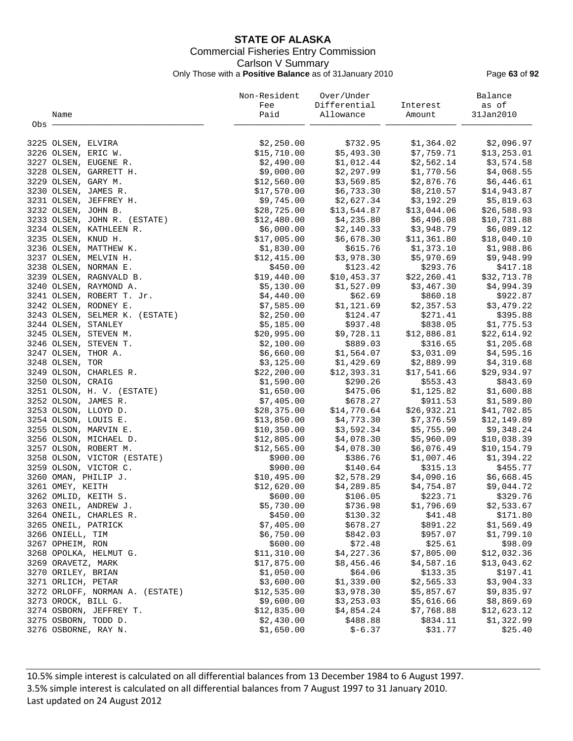# STATE OF ALASKA

Commercial Fisheries Entry Commission

Carlson V Summary

Only Those with a **Positive Balance** as of 31January 2010

| Obs | Name | Non-Resident Fee Paid | Over/Under Differential Allowance | Interest Amount | Balance as of 31Jan2010 |
|---|---|---|---|---|---|
| 3225 | OLSEN, ELVIRA | $2,250.00 | $732.95 | $1,364.02 | $2,096.97 |
| 3226 | OLSEN, ERIC W. | $15,710.00 | $5,493.30 | $7,759.71 | $13,253.01 |
| 3227 | OLSEN, EUGENE R. | $2,490.00 | $1,012.44 | $2,562.14 | $3,574.58 |
| 3228 | OLSEN, GARRETT H. | $9,000.00 | $2,297.99 | $1,770.56 | $4,068.55 |
| 3229 | OLSEN, GARY M. | $12,560.00 | $3,569.85 | $2,876.76 | $6,446.61 |
| 3230 | OLSEN, JAMES R. | $17,570.00 | $6,733.30 | $8,210.57 | $14,943.87 |
| 3231 | OLSEN, JEFFREY H. | $9,745.00 | $2,627.34 | $3,192.29 | $5,819.63 |
| 3232 | OLSEN, JOHN B. | $28,725.00 | $13,544.87 | $13,044.06 | $26,588.93 |
| 3233 | OLSEN, JOHN R. (ESTATE) | $12,480.00 | $4,235.80 | $6,496.08 | $10,731.88 |
| 3234 | OLSEN, KATHLEEN R. | $6,000.00 | $2,140.33 | $3,948.79 | $6,089.12 |
| 3235 | OLSEN, KNUD H. | $17,005.00 | $6,678.30 | $11,361.80 | $18,040.10 |
| 3236 | OLSEN, MATTHEW K. | $1,830.00 | $615.76 | $1,373.10 | $1,988.86 |
| 3237 | OLSEN, MELVIN H. | $12,415.00 | $3,978.30 | $5,970.69 | $9,948.99 |
| 3238 | OLSEN, NORMAN E. | $450.00 | $123.42 | $293.76 | $417.18 |
| 3239 | OLSEN, RAGNVALD B. | $19,440.00 | $10,453.37 | $22,260.41 | $32,713.78 |
| 3240 | OLSEN, RAYMOND A. | $5,130.00 | $1,527.09 | $3,467.30 | $4,994.39 |
| 3241 | OLSEN, ROBERT T. Jr. | $4,440.00 | $62.69 | $860.18 | $922.87 |
| 3242 | OLSEN, RODNEY E. | $7,585.00 | $1,121.69 | $2,357.53 | $3,479.22 |
| 3243 | OLSEN, SELMER K. (ESTATE) | $2,250.00 | $124.47 | $271.41 | $395.88 |
| 3244 | OLSEN, STANLEY | $5,185.00 | $937.48 | $838.05 | $1,775.53 |
| 3245 | OLSEN, STEVEN M. | $20,995.00 | $9,728.11 | $12,886.81 | $22,614.92 |
| 3246 | OLSEN, STEVEN T. | $2,100.00 | $889.03 | $316.65 | $1,205.68 |
| 3247 | OLSEN, THOR A. | $6,660.00 | $1,564.07 | $3,031.09 | $4,595.16 |
| 3248 | OLSEN, TOR | $3,125.00 | $1,429.69 | $2,889.99 | $4,319.68 |
| 3249 | OLSON, CHARLES R. | $22,200.00 | $12,393.31 | $17,541.66 | $29,934.97 |
| 3250 | OLSON, CRAIG | $1,590.00 | $290.26 | $553.43 | $843.69 |
| 3251 | OLSON, H. V. (ESTATE) | $1,650.00 | $475.06 | $1,125.82 | $1,600.88 |
| 3252 | OLSON, JAMES R. | $7,405.00 | $678.27 | $911.53 | $1,589.80 |
| 3253 | OLSON, LLOYD D. | $28,375.00 | $14,770.64 | $26,932.21 | $41,702.85 |
| 3254 | OLSON, LOUIS E. | $13,850.00 | $4,773.30 | $7,376.59 | $12,149.89 |
| 3255 | OLSON, MARVIN E. | $10,350.00 | $3,592.34 | $5,755.90 | $9,348.24 |
| 3256 | OLSON, MICHAEL D. | $12,805.00 | $4,078.30 | $5,960.09 | $10,038.39 |
| 3257 | OLSON, ROBERT M. | $12,565.00 | $4,078.30 | $6,076.49 | $10,154.79 |
| 3258 | OLSON, VICTOR (ESTATE) | $900.00 | $386.76 | $1,007.46 | $1,394.22 |
| 3259 | OLSON, VICTOR C. | $900.00 | $140.64 | $315.13 | $455.77 |
| 3260 | OMAN, PHILIP J. | $10,495.00 | $2,578.29 | $4,090.16 | $6,668.45 |
| 3261 | OMEY, KEITH | $12,620.00 | $4,289.85 | $4,754.87 | $9,044.72 |
| 3262 | OMLID, KEITH S. | $600.00 | $106.05 | $223.71 | $329.76 |
| 3263 | ONEIL, ANDREW J. | $5,730.00 | $736.98 | $1,796.69 | $2,533.67 |
| 3264 | ONEIL, CHARLES R. | $450.00 | $130.32 | $41.48 | $171.80 |
| 3265 | ONEIL, PATRICK | $7,405.00 | $678.27 | $891.22 | $1,569.49 |
| 3266 | ONIELL, TIM | $6,750.00 | $842.03 | $957.07 | $1,799.10 |
| 3267 | OPHEIM, RON | $600.00 | $72.48 | $25.61 | $98.09 |
| 3268 | OPOLKA, HELMUT G. | $11,310.00 | $4,227.36 | $7,805.00 | $12,032.36 |
| 3269 | ORAVETZ, MARK | $17,875.00 | $8,456.46 | $4,587.16 | $13,043.62 |
| 3270 | ORILEY, BRIAN | $1,050.00 | $64.06 | $133.35 | $197.41 |
| 3271 | ORLICH, PETAR | $3,600.00 | $1,339.00 | $2,565.33 | $3,904.33 |
| 3272 | ORLOFF, NORMAN A. (ESTATE) | $12,535.00 | $3,978.30 | $5,857.67 | $9,835.97 |
| 3273 | OROCK, BILL G. | $9,600.00 | $3,253.03 | $5,616.66 | $8,869.69 |
| 3274 | OSBORN, JEFFREY T. | $12,835.00 | $4,854.24 | $7,768.88 | $12,623.12 |
| 3275 | OSBORN, TODD D. | $2,430.00 | $488.88 | $834.11 | $1,322.99 |
| 3276 | OSBORNE, RAY N. | $1,650.00 | $-6.37 | $31.77 | $25.40 |

10.5% simple interest is calculated on all differential balances from 13 December 1984 to 6 August 1997.
3.5% simple interest is calculated on all differential balances from 7 August 1997 to 31 January 2010.
Last updated on 24 August 2012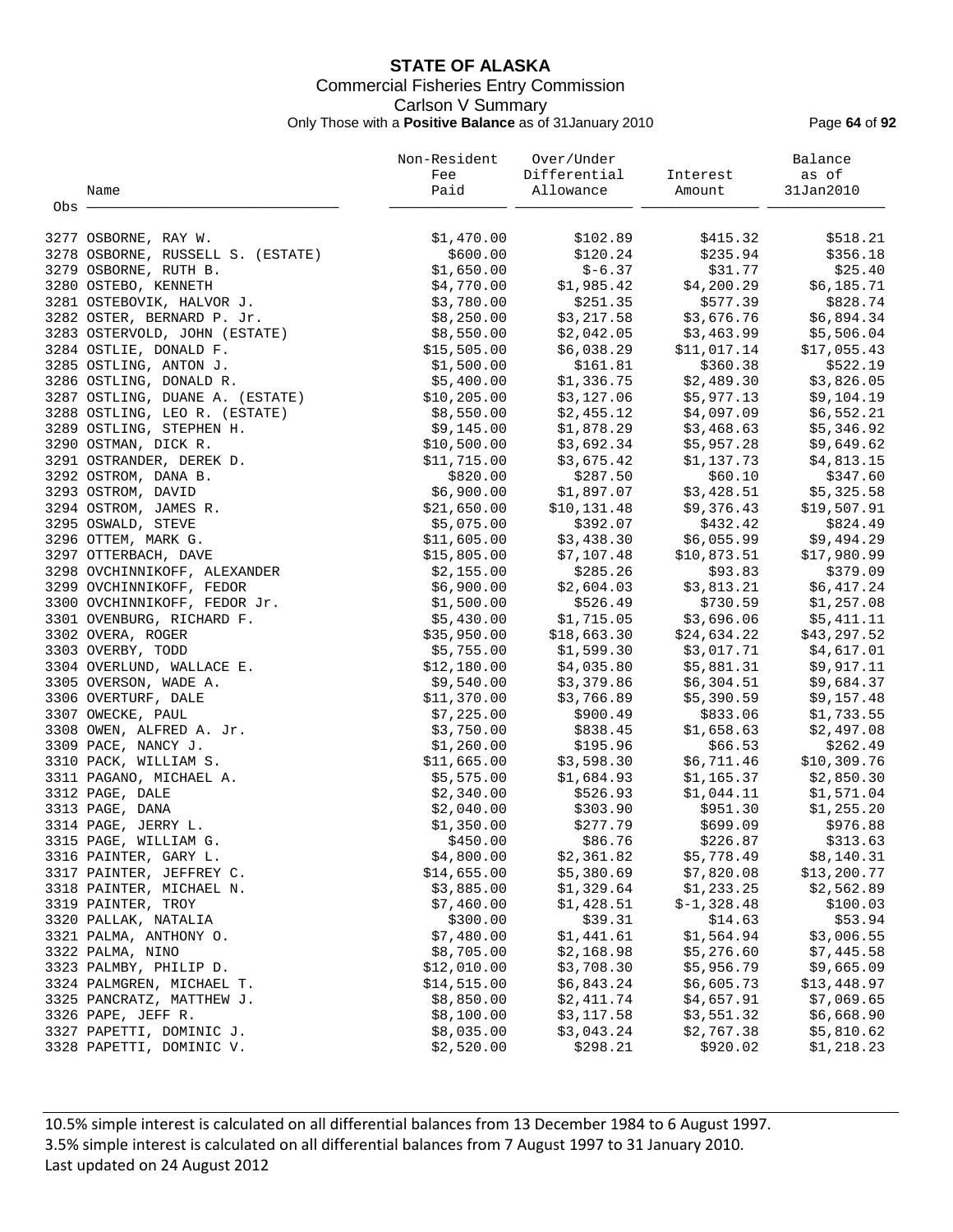**STATE OF ALASKA**

Commercial Fisheries Entry Commission

Carlson V Summary

Only Those with a **Positive Balance** as of 31January 2010

| Obs | Name | Non-Resident Fee Paid | Over/Under Differential Allowance | Interest Amount | Balance as of 31Jan2010 |
|---|---|---|---|---|---|
| 3277 | OSBORNE, RAY W. | $1,470.00 | $102.89 | $415.32 | $518.21 |
| 3278 | OSBORNE, RUSSELL S. (ESTATE) | $600.00 | $120.24 | $235.94 | $356.18 |
| 3279 | OSBORNE, RUTH B. | $1,650.00 | $-6.37 | $31.77 | $25.40 |
| 3280 | OSTEBO, KENNETH | $4,770.00 | $1,985.42 | $4,200.29 | $6,185.71 |
| 3281 | OSTEBOVIK, HALVOR J. | $3,780.00 | $251.35 | $577.39 | $828.74 |
| 3282 | OSTER, BERNARD P. Jr. | $8,250.00 | $3,217.58 | $3,676.76 | $6,894.34 |
| 3283 | OSTERVOLD, JOHN (ESTATE) | $8,550.00 | $2,042.05 | $3,463.99 | $5,506.04 |
| 3284 | OSTLIE, DONALD F. | $15,505.00 | $6,038.29 | $11,017.14 | $17,055.43 |
| 3285 | OSTLING, ANTON J. | $1,500.00 | $161.81 | $360.38 | $522.19 |
| 3286 | OSTLING, DONALD R. | $5,400.00 | $1,336.75 | $2,489.30 | $3,826.05 |
| 3287 | OSTLING, DUANE A. (ESTATE) | $10,205.00 | $3,127.06 | $5,977.13 | $9,104.19 |
| 3288 | OSTLING, LEO R. (ESTATE) | $8,550.00 | $2,455.12 | $4,097.09 | $6,552.21 |
| 3289 | OSTLING, STEPHEN H. | $9,145.00 | $1,878.29 | $3,468.63 | $5,346.92 |
| 3290 | OSTMAN, DICK R. | $10,500.00 | $3,692.34 | $5,957.28 | $9,649.62 |
| 3291 | OSTRANDER, DEREK D. | $11,715.00 | $3,675.42 | $1,137.73 | $4,813.15 |
| 3292 | OSTROM, DANA B. | $820.00 | $287.50 | $60.10 | $347.60 |
| 3293 | OSTROM, DAVID | $6,900.00 | $1,897.07 | $3,428.51 | $5,325.58 |
| 3294 | OSTROM, JAMES R. | $21,650.00 | $10,131.48 | $9,376.43 | $19,507.91 |
| 3295 | OSWALD, STEVE | $5,075.00 | $392.07 | $432.42 | $824.49 |
| 3296 | OTTEM, MARK G. | $11,605.00 | $3,438.30 | $6,055.99 | $9,494.29 |
| 3297 | OTTERBACH, DAVE | $15,805.00 | $7,107.48 | $10,873.51 | $17,980.99 |
| 3298 | OVCHINNIKOFF, ALEXANDER | $2,155.00 | $285.26 | $93.83 | $379.09 |
| 3299 | OVCHINNIKOFF, FEDOR | $6,900.00 | $2,604.03 | $3,813.21 | $6,417.24 |
| 3300 | OVCHINNIKOFF, FEDOR Jr. | $1,500.00 | $526.49 | $730.59 | $1,257.08 |
| 3301 | OVENBURG, RICHARD F. | $5,430.00 | $1,715.05 | $3,696.06 | $5,411.11 |
| 3302 | OVERA, ROGER | $35,950.00 | $18,663.30 | $24,634.22 | $43,297.52 |
| 3303 | OVERBY, TODD | $5,755.00 | $1,599.30 | $3,017.71 | $4,617.01 |
| 3304 | OVERLUND, WALLACE E. | $12,180.00 | $4,035.80 | $5,881.31 | $9,917.11 |
| 3305 | OVERSON, WADE A. | $9,540.00 | $3,379.86 | $6,304.51 | $9,684.37 |
| 3306 | OVERTURF, DALE | $11,370.00 | $3,766.89 | $5,390.59 | $9,157.48 |
| 3307 | OWECKE, PAUL | $7,225.00 | $900.49 | $833.06 | $1,733.55 |
| 3308 | OWEN, ALFRED A. Jr. | $3,750.00 | $838.45 | $1,658.63 | $2,497.08 |
| 3309 | PACE, NANCY J. | $1,260.00 | $195.96 | $66.53 | $262.49 |
| 3310 | PACK, WILLIAM S. | $11,665.00 | $3,598.30 | $6,711.46 | $10,309.76 |
| 3311 | PAGANO, MICHAEL A. | $5,575.00 | $1,684.93 | $1,165.37 | $2,850.30 |
| 3312 | PAGE, DALE | $2,340.00 | $526.93 | $1,044.11 | $1,571.04 |
| 3313 | PAGE, DANA | $2,040.00 | $303.90 | $951.30 | $1,255.20 |
| 3314 | PAGE, JERRY L. | $1,350.00 | $277.79 | $699.09 | $976.88 |
| 3315 | PAGE, WILLIAM G. | $450.00 | $86.76 | $226.87 | $313.63 |
| 3316 | PAINTER, GARY L. | $4,800.00 | $2,361.82 | $5,778.49 | $8,140.31 |
| 3317 | PAINTER, JEFFREY C. | $14,655.00 | $5,380.69 | $7,820.08 | $13,200.77 |
| 3318 | PAINTER, MICHAEL N. | $3,885.00 | $1,329.64 | $1,233.25 | $2,562.89 |
| 3319 | PAINTER, TROY | $7,460.00 | $1,428.51 | $-1,328.48 | $100.03 |
| 3320 | PALLAK, NATALIA | $300.00 | $39.31 | $14.63 | $53.94 |
| 3321 | PALMA, ANTHONY O. | $7,480.00 | $1,441.61 | $1,564.94 | $3,006.55 |
| 3322 | PALMA, NINO | $8,705.00 | $2,168.98 | $5,276.60 | $7,445.58 |
| 3323 | PALMBY, PHILIP D. | $12,010.00 | $3,708.30 | $5,956.79 | $9,665.09 |
| 3324 | PALMGREN, MICHAEL T. | $14,515.00 | $6,843.24 | $6,605.73 | $13,448.97 |
| 3325 | PANCRATZ, MATTHEW J. | $8,850.00 | $2,411.74 | $4,657.91 | $7,069.65 |
| 3326 | PAPE, JEFF R. | $8,100.00 | $3,117.58 | $3,551.32 | $6,668.90 |
| 3327 | PAPETTI, DOMINIC J. | $8,035.00 | $3,043.24 | $2,767.38 | $5,810.62 |
| 3328 | PAPETTI, DOMINIC V. | $2,520.00 | $298.21 | $920.02 | $1,218.23 |

10.5% simple interest is calculated on all differential balances from 13 December 1984 to 6 August 1997.
3.5% simple interest is calculated on all differential balances from 7 August 1997 to 31 January 2010.
Last updated on 24 August 2012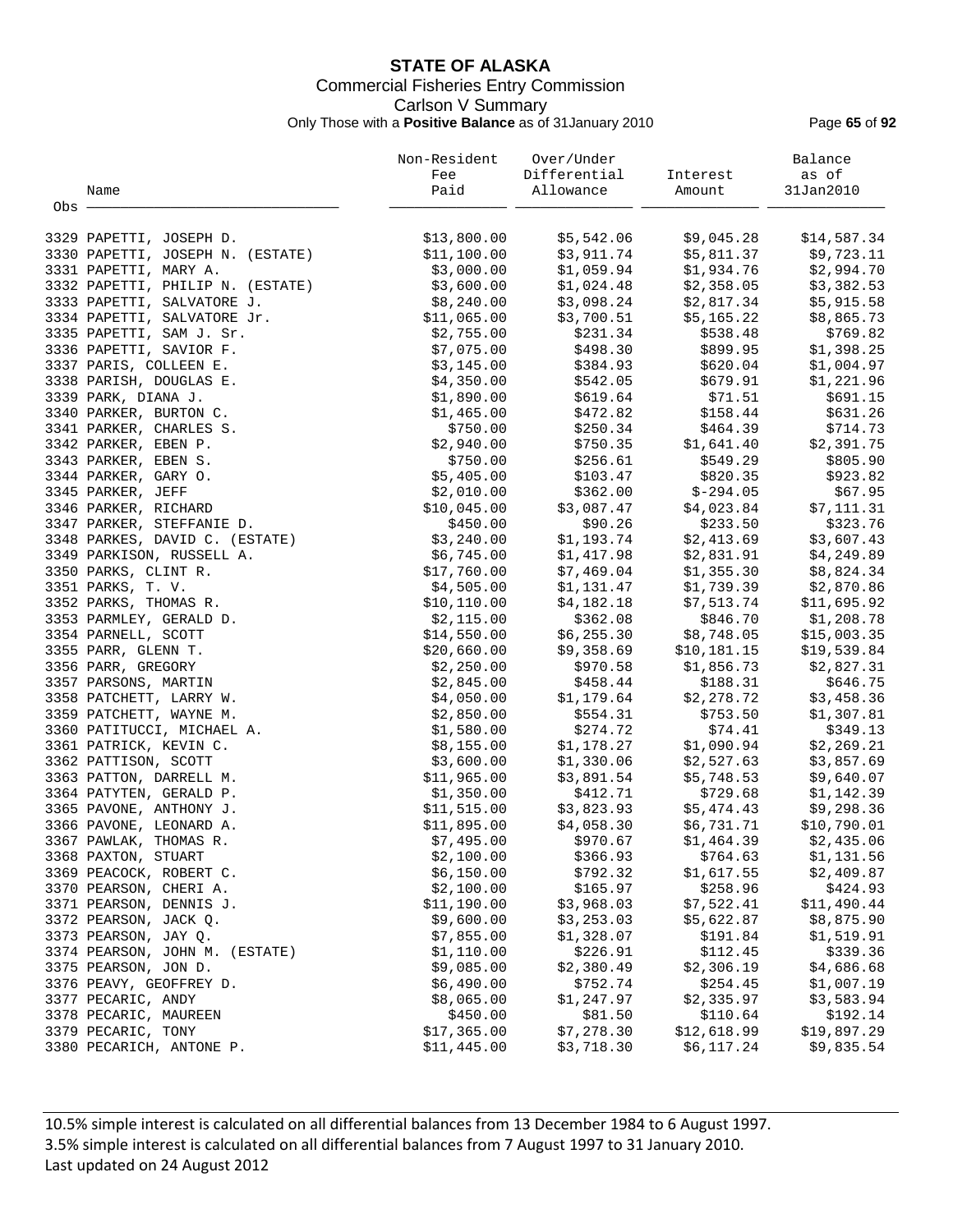# STATE OF ALASKA

Commercial Fisheries Entry Commission

Carlson V Summary

Only Those with a **Positive Balance** as of 31January 2010

| Obs | Name | Non-Resident Fee Paid | Over/Under Differential Allowance | Interest Amount | Balance as of 31Jan2010 |
|---|---|---|---|---|---|
| 3329 | PAPETTI, JOSEPH D. | $13,800.00 | $5,542.06 | $9,045.28 | $14,587.34 |
| 3330 | PAPETTI, JOSEPH N. (ESTATE) | $11,100.00 | $3,911.74 | $5,811.37 | $9,723.11 |
| 3331 | PAPETTI, MARY A. | $3,000.00 | $1,059.94 | $1,934.76 | $2,994.70 |
| 3332 | PAPETTI, PHILIP N. (ESTATE) | $3,600.00 | $1,024.48 | $2,358.05 | $3,382.53 |
| 3333 | PAPETTI, SALVATORE J. | $8,240.00 | $3,098.24 | $2,817.34 | $5,915.58 |
| 3334 | PAPETTI, SALVATORE Jr. | $11,065.00 | $3,700.51 | $5,165.22 | $8,865.73 |
| 3335 | PAPETTI, SAM J. Sr. | $2,755.00 | $231.34 | $538.48 | $769.82 |
| 3336 | PAPETTI, SAVIOR F. | $7,075.00 | $498.30 | $899.95 | $1,398.25 |
| 3337 | PARIS, COLLEEN E. | $3,145.00 | $384.93 | $620.04 | $1,004.97 |
| 3338 | PARISH, DOUGLAS E. | $4,350.00 | $542.05 | $679.91 | $1,221.96 |
| 3339 | PARK, DIANA J. | $1,890.00 | $619.64 | $71.51 | $691.15 |
| 3340 | PARKER, BURTON C. | $1,465.00 | $472.82 | $158.44 | $631.26 |
| 3341 | PARKER, CHARLES S. | $750.00 | $250.34 | $464.39 | $714.73 |
| 3342 | PARKER, EBEN P. | $2,940.00 | $750.35 | $1,641.40 | $2,391.75 |
| 3343 | PARKER, EBEN S. | $750.00 | $256.61 | $549.29 | $805.90 |
| 3344 | PARKER, GARY O. | $5,405.00 | $103.47 | $820.35 | $923.82 |
| 3345 | PARKER, JEFF | $2,010.00 | $362.00 | $-294.05 | $67.95 |
| 3346 | PARKER, RICHARD | $10,045.00 | $3,087.47 | $4,023.84 | $7,111.31 |
| 3347 | PARKER, STEFFANIE D. | $450.00 | $90.26 | $233.50 | $323.76 |
| 3348 | PARKES, DAVID C. (ESTATE) | $3,240.00 | $1,193.74 | $2,413.69 | $3,607.43 |
| 3349 | PARKISON, RUSSELL A. | $6,745.00 | $1,417.98 | $2,831.91 | $4,249.89 |
| 3350 | PARKS, CLINT R. | $17,760.00 | $7,469.04 | $1,355.30 | $8,824.34 |
| 3351 | PARKS, T. V. | $4,505.00 | $1,131.47 | $1,739.39 | $2,870.86 |
| 3352 | PARKS, THOMAS R. | $10,110.00 | $4,182.18 | $7,513.74 | $11,695.92 |
| 3353 | PARMLEY, GERALD D. | $2,115.00 | $362.08 | $846.70 | $1,208.78 |
| 3354 | PARNELL, SCOTT | $14,550.00 | $6,255.30 | $8,748.05 | $15,003.35 |
| 3355 | PARR, GLENN T. | $20,660.00 | $9,358.69 | $10,181.15 | $19,539.84 |
| 3356 | PARR, GREGORY | $2,250.00 | $970.58 | $1,856.73 | $2,827.31 |
| 3357 | PARSONS, MARTIN | $2,845.00 | $458.44 | $188.31 | $646.75 |
| 3358 | PATCHETT, LARRY W. | $4,050.00 | $1,179.64 | $2,278.72 | $3,458.36 |
| 3359 | PATCHETT, WAYNE M. | $2,850.00 | $554.31 | $753.50 | $1,307.81 |
| 3360 | PATITUCCI, MICHAEL A. | $1,580.00 | $274.72 | $74.41 | $349.13 |
| 3361 | PATRICK, KEVIN C. | $8,155.00 | $1,178.27 | $1,090.94 | $2,269.21 |
| 3362 | PATTISON, SCOTT | $3,600.00 | $1,330.06 | $2,527.63 | $3,857.69 |
| 3363 | PATTON, DARRELL M. | $11,965.00 | $3,891.54 | $5,748.53 | $9,640.07 |
| 3364 | PATYTEN, GERALD P. | $1,350.00 | $412.71 | $729.68 | $1,142.39 |
| 3365 | PAVONE, ANTHONY J. | $11,515.00 | $3,823.93 | $5,474.43 | $9,298.36 |
| 3366 | PAVONE, LEONARD A. | $11,895.00 | $4,058.30 | $6,731.71 | $10,790.01 |
| 3367 | PAWLAK, THOMAS R. | $7,495.00 | $970.67 | $1,464.39 | $2,435.06 |
| 3368 | PAXTON, STUART | $2,100.00 | $366.93 | $764.63 | $1,131.56 |
| 3369 | PEACOCK, ROBERT C. | $6,150.00 | $792.32 | $1,617.55 | $2,409.87 |
| 3370 | PEARSON, CHERI A. | $2,100.00 | $165.97 | $258.96 | $424.93 |
| 3371 | PEARSON, DENNIS J. | $11,190.00 | $3,968.03 | $7,522.41 | $11,490.44 |
| 3372 | PEARSON, JACK Q. | $9,600.00 | $3,253.03 | $5,622.87 | $8,875.90 |
| 3373 | PEARSON, JAY Q. | $7,855.00 | $1,328.07 | $191.84 | $1,519.91 |
| 3374 | PEARSON, JOHN M. (ESTATE) | $1,110.00 | $226.91 | $112.45 | $339.36 |
| 3375 | PEARSON, JON D. | $9,085.00 | $2,380.49 | $2,306.19 | $4,686.68 |
| 3376 | PEAVY, GEOFFREY D. | $6,490.00 | $752.74 | $254.45 | $1,007.19 |
| 3377 | PECARIC, ANDY | $8,065.00 | $1,247.97 | $2,335.97 | $3,583.94 |
| 3378 | PECARIC, MAUREEN | $450.00 | $81.50 | $110.64 | $192.14 |
| 3379 | PECARIC, TONY | $17,365.00 | $7,278.30 | $12,618.99 | $19,897.29 |
| 3380 | PECARICH, ANTONE P. | $11,445.00 | $3,718.30 | $6,117.24 | $9,835.54 |

10.5% simple interest is calculated on all differential balances from 13 December 1984 to 6 August 1997.
3.5% simple interest is calculated on all differential balances from 7 August 1997 to 31 January 2010.
Last updated on 24 August 2012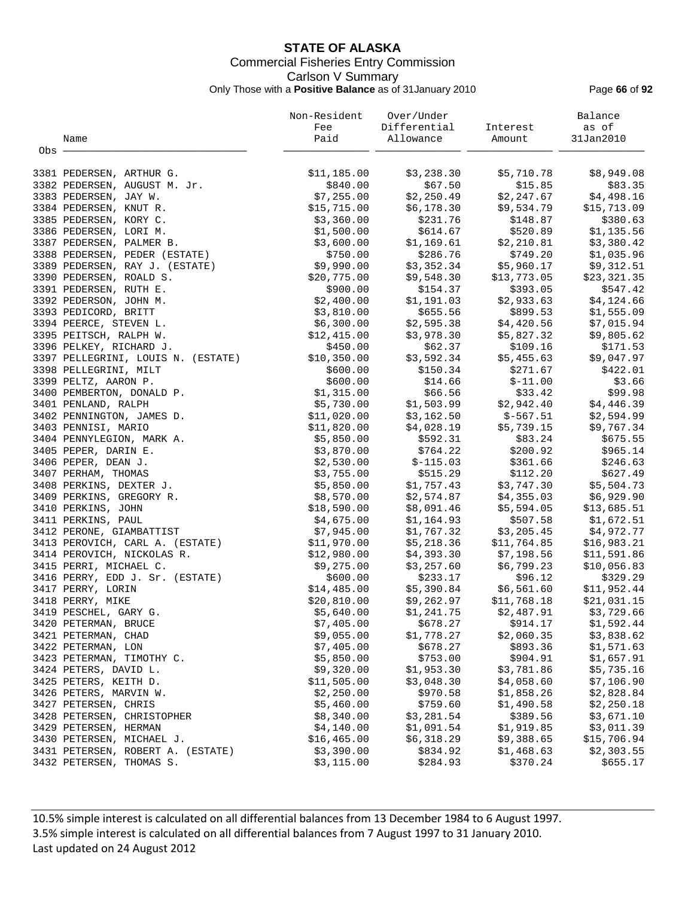# STATE OF ALASKA

Commercial Fisheries Entry Commission

Carlson V Summary

Only Those with a **Positive Balance** as of 31January 2010

| Obs | Name | Non-Resident Fee Paid | Over/Under Differential Allowance | Interest Amount | Balance as of 31Jan2010 |
|---|---|---|---|---|---|
| 3381 | PEDERSEN, ARTHUR G. | $11,185.00 | $3,238.30 | $5,710.78 | $8,949.08 |
| 3382 | PEDERSEN, AUGUST M. Jr. | $840.00 | $67.50 | $15.85 | $83.35 |
| 3383 | PEDERSEN, JAY W. | $7,255.00 | $2,250.49 | $2,247.67 | $4,498.16 |
| 3384 | PEDERSEN, KNUT R. | $15,715.00 | $6,178.30 | $9,534.79 | $15,713.09 |
| 3385 | PEDERSEN, KORY C. | $3,360.00 | $231.76 | $148.87 | $380.63 |
| 3386 | PEDERSEN, LORI M. | $1,500.00 | $614.67 | $520.89 | $1,135.56 |
| 3387 | PEDERSEN, PALMER B. | $3,600.00 | $1,169.61 | $2,210.81 | $3,380.42 |
| 3388 | PEDERSEN, PEDER (ESTATE) | $750.00 | $286.76 | $749.20 | $1,035.96 |
| 3389 | PEDERSEN, RAY J. (ESTATE) | $9,990.00 | $3,352.34 | $5,960.17 | $9,312.51 |
| 3390 | PEDERSEN, ROALD S. | $20,775.00 | $9,548.30 | $13,773.05 | $23,321.35 |
| 3391 | PEDERSEN, RUTH E. | $900.00 | $154.37 | $393.05 | $547.42 |
| 3392 | PEDERSON, JOHN M. | $2,400.00 | $1,191.03 | $2,933.63 | $4,124.66 |
| 3393 | PEDICORD, BRITT | $3,810.00 | $655.56 | $899.53 | $1,555.09 |
| 3394 | PEERCE, STEVEN L. | $6,300.00 | $2,595.38 | $4,420.56 | $7,015.94 |
| 3395 | PEITSCH, RALPH W. | $12,415.00 | $3,978.30 | $5,827.32 | $9,805.62 |
| 3396 | PELKEY, RICHARD J. | $450.00 | $62.37 | $109.16 | $171.53 |
| 3397 | PELLEGRINI, LOUIS N. (ESTATE) | $10,350.00 | $3,592.34 | $5,455.63 | $9,047.97 |
| 3398 | PELLEGRINI, MILT | $600.00 | $150.34 | $271.67 | $422.01 |
| 3399 | PELTZ, AARON P. | $600.00 | $14.66 | $-11.00 | $3.66 |
| 3400 | PEMBERTON, DONALD P. | $1,315.00 | $66.56 | $33.42 | $99.98 |
| 3401 | PENLAND, RALPH | $5,730.00 | $1,503.99 | $2,942.40 | $4,446.39 |
| 3402 | PENNINGTON, JAMES D. | $11,020.00 | $3,162.50 | $-567.51 | $2,594.99 |
| 3403 | PENNISI, MARIO | $11,820.00 | $4,028.19 | $5,739.15 | $9,767.34 |
| 3404 | PENNYLEGION, MARK A. | $5,850.00 | $592.31 | $83.24 | $675.55 |
| 3405 | PEPER, DARIN E. | $3,870.00 | $764.22 | $200.92 | $965.14 |
| 3406 | PEPER, DEAN J. | $2,530.00 | $-115.03 | $361.66 | $246.63 |
| 3407 | PERHAM, THOMAS | $3,755.00 | $515.29 | $112.20 | $627.49 |
| 3408 | PERKINS, DEXTER J. | $5,850.00 | $1,757.43 | $3,747.30 | $5,504.73 |
| 3409 | PERKINS, GREGORY R. | $8,570.00 | $2,574.87 | $4,355.03 | $6,929.90 |
| 3410 | PERKINS, JOHN | $18,590.00 | $8,091.46 | $5,594.05 | $13,685.51 |
| 3411 | PERKINS, PAUL | $4,675.00 | $1,164.93 | $507.58 | $1,672.51 |
| 3412 | PERONE, GIAMBATTIST | $7,945.00 | $1,767.32 | $3,205.45 | $4,972.77 |
| 3413 | PEROVICH, CARL A. (ESTATE) | $11,970.00 | $5,218.36 | $11,764.85 | $16,983.21 |
| 3414 | PEROVICH, NICKOLAS R. | $12,980.00 | $4,393.30 | $7,198.56 | $11,591.86 |
| 3415 | PERRI, MICHAEL C. | $9,275.00 | $3,257.60 | $6,799.23 | $10,056.83 |
| 3416 | PERRY, EDD J. Sr. (ESTATE) | $600.00 | $233.17 | $96.12 | $329.29 |
| 3417 | PERRY, LORIN | $14,485.00 | $5,390.84 | $6,561.60 | $11,952.44 |
| 3418 | PERRY, MIKE | $20,810.00 | $9,262.97 | $11,768.18 | $21,031.15 |
| 3419 | PESCHEL, GARY G. | $5,640.00 | $1,241.75 | $2,487.91 | $3,729.66 |
| 3420 | PETERMAN, BRUCE | $7,405.00 | $678.27 | $914.17 | $1,592.44 |
| 3421 | PETERMAN, CHAD | $9,055.00 | $1,778.27 | $2,060.35 | $3,838.62 |
| 3422 | PETERMAN, LON | $7,405.00 | $678.27 | $893.36 | $1,571.63 |
| 3423 | PETERMAN, TIMOTHY C. | $5,850.00 | $753.00 | $904.91 | $1,657.91 |
| 3424 | PETERS, DAVID L. | $9,320.00 | $1,953.30 | $3,781.86 | $5,735.16 |
| 3425 | PETERS, KEITH D. | $11,505.00 | $3,048.30 | $4,058.60 | $7,106.90 |
| 3426 | PETERS, MARVIN W. | $2,250.00 | $970.58 | $1,858.26 | $2,828.84 |
| 3427 | PETERSEN, CHRIS | $5,460.00 | $759.60 | $1,490.58 | $2,250.18 |
| 3428 | PETERSEN, CHRISTOPHER | $8,340.00 | $3,281.54 | $389.56 | $3,671.10 |
| 3429 | PETERSEN, HERMAN | $4,140.00 | $1,091.54 | $1,919.85 | $3,011.39 |
| 3430 | PETERSEN, MICHAEL J. | $16,465.00 | $6,318.29 | $9,388.65 | $15,706.94 |
| 3431 | PETERSEN, ROBERT A. (ESTATE) | $3,390.00 | $834.92 | $1,468.63 | $2,303.55 |
| 3432 | PETERSEN, THOMAS S. | $3,115.00 | $284.93 | $370.24 | $655.17 |

10.5% simple interest is calculated on all differential balances from 13 December 1984 to 6 August 1997.
3.5% simple interest is calculated on all differential balances from 7 August 1997 to 31 January 2010.
Last updated on 24 August 2012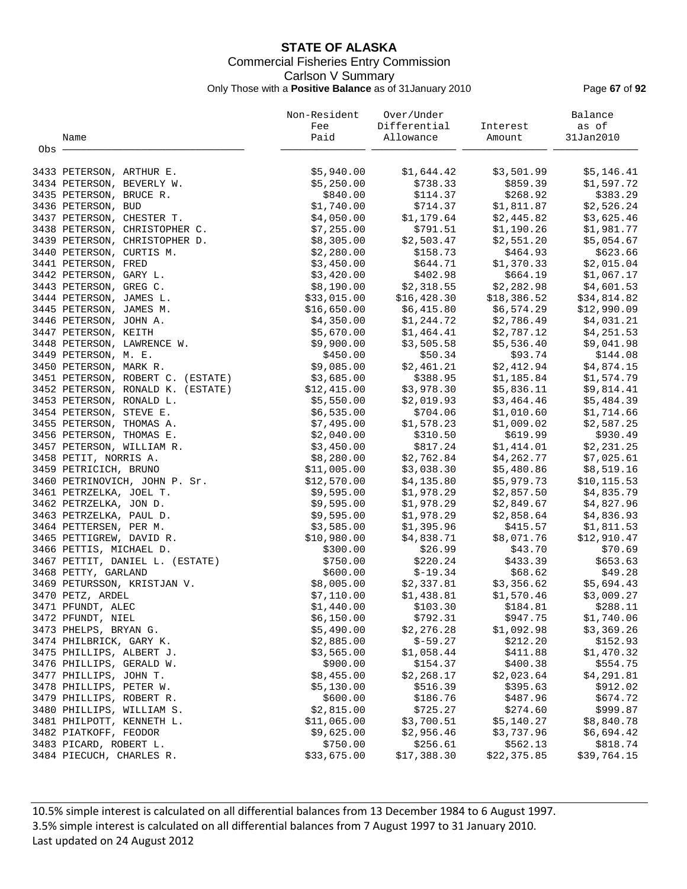# STATE OF ALASKA

## Commercial Fisheries Entry Commission

### Carlson V Summary

Only Those with a **Positive Balance** as of 31January 2010

| Obs | Name | Non-Resident Fee Paid | Over/Under Differential Allowance | Interest Amount | Balance as of 31Jan2010 |
|---|---|---|---|---|---|
| 3433 | PETERSON, ARTHUR E. | $5,940.00 | $1,644.42 | $3,501.99 | $5,146.41 |
| 3434 | PETERSON, BEVERLY W. | $5,250.00 | $738.33 | $859.39 | $1,597.72 |
| 3435 | PETERSON, BRUCE R. | $840.00 | $114.37 | $268.92 | $383.29 |
| 3436 | PETERSON, BUD | $1,740.00 | $714.37 | $1,811.87 | $2,526.24 |
| 3437 | PETERSON, CHESTER T. | $4,050.00 | $1,179.64 | $2,445.82 | $3,625.46 |
| 3438 | PETERSON, CHRISTOPHER C. | $7,255.00 | $791.51 | $1,190.26 | $1,981.77 |
| 3439 | PETERSON, CHRISTOPHER D. | $8,305.00 | $2,503.47 | $2,551.20 | $5,054.67 |
| 3440 | PETERSON, CURTIS M. | $2,280.00 | $158.73 | $464.93 | $623.66 |
| 3441 | PETERSON, FRED | $3,450.00 | $644.71 | $1,370.33 | $2,015.04 |
| 3442 | PETERSON, GARY L. | $3,420.00 | $402.98 | $664.19 | $1,067.17 |
| 3443 | PETERSON, GREG C. | $8,190.00 | $2,318.55 | $2,282.98 | $4,601.53 |
| 3444 | PETERSON, JAMES L. | $33,015.00 | $16,428.30 | $18,386.52 | $34,814.82 |
| 3445 | PETERSON, JAMES M. | $16,650.00 | $6,415.80 | $6,574.29 | $12,990.09 |
| 3446 | PETERSON, JOHN A. | $4,350.00 | $1,244.72 | $2,786.49 | $4,031.21 |
| 3447 | PETERSON, KEITH | $5,670.00 | $1,464.41 | $2,787.12 | $4,251.53 |
| 3448 | PETERSON, LAWRENCE W. | $9,900.00 | $3,505.58 | $5,536.40 | $9,041.98 |
| 3449 | PETERSON, M. E. | $450.00 | $50.34 | $93.74 | $144.08 |
| 3450 | PETERSON, MARK R. | $9,085.00 | $2,461.21 | $2,412.94 | $4,874.15 |
| 3451 | PETERSON, ROBERT C. (ESTATE) | $3,685.00 | $388.95 | $1,185.84 | $1,574.79 |
| 3452 | PETERSON, RONALD K. (ESTATE) | $12,415.00 | $3,978.30 | $5,836.11 | $9,814.41 |
| 3453 | PETERSON, RONALD L. | $5,550.00 | $2,019.93 | $3,464.46 | $5,484.39 |
| 3454 | PETERSON, STEVE E. | $6,535.00 | $704.06 | $1,010.60 | $1,714.66 |
| 3455 | PETERSON, THOMAS A. | $7,495.00 | $1,578.23 | $1,009.02 | $2,587.25 |
| 3456 | PETERSON, THOMAS E. | $2,040.00 | $310.50 | $619.99 | $930.49 |
| 3457 | PETERSON, WILLIAM R. | $3,450.00 | $817.24 | $1,414.01 | $2,231.25 |
| 3458 | PETIT, NORRIS A. | $8,280.00 | $2,762.84 | $4,262.77 | $7,025.61 |
| 3459 | PETRICICH, BRUNO | $11,005.00 | $3,038.30 | $5,480.86 | $8,519.16 |
| 3460 | PETRINOVICH, JOHN P. Sr. | $12,570.00 | $4,135.80 | $5,979.73 | $10,115.53 |
| 3461 | PETRZELKA, JOEL T. | $9,595.00 | $1,978.29 | $2,857.50 | $4,835.79 |
| 3462 | PETRZELKA, JON D. | $9,595.00 | $1,978.29 | $2,849.67 | $4,827.96 |
| 3463 | PETRZELKA, PAUL D. | $9,595.00 | $1,978.29 | $2,858.64 | $4,836.93 |
| 3464 | PETTERSEN, PER M. | $3,585.00 | $1,395.96 | $415.57 | $1,811.53 |
| 3465 | PETTIGREW, DAVID R. | $10,980.00 | $4,838.71 | $8,071.76 | $12,910.47 |
| 3466 | PETTIS, MICHAEL D. | $300.00 | $26.99 | $43.70 | $70.69 |
| 3467 | PETTIT, DANIEL L. (ESTATE) | $750.00 | $220.24 | $433.39 | $653.63 |
| 3468 | PETTY, GARLAND | $600.00 | $-19.34 | $68.62 | $49.28 |
| 3469 | PETURSSON, KRISTJAN V. | $8,005.00 | $2,337.81 | $3,356.62 | $5,694.43 |
| 3470 | PETZ, ARDEL | $7,110.00 | $1,438.81 | $1,570.46 | $3,009.27 |
| 3471 | PFUNDT, ALEC | $1,440.00 | $103.30 | $184.81 | $288.11 |
| 3472 | PFUNDT, NIEL | $6,150.00 | $792.31 | $947.75 | $1,740.06 |
| 3473 | PHELPS, BRYAN G. | $5,490.00 | $2,276.28 | $1,092.98 | $3,369.26 |
| 3474 | PHILBRICK, GARY K. | $2,885.00 | $-59.27 | $212.20 | $152.93 |
| 3475 | PHILLIPS, ALBERT J. | $3,565.00 | $1,058.44 | $411.88 | $1,470.32 |
| 3476 | PHILLIPS, GERALD W. | $900.00 | $154.37 | $400.38 | $554.75 |
| 3477 | PHILLIPS, JOHN T. | $8,455.00 | $2,268.17 | $2,023.64 | $4,291.81 |
| 3478 | PHILLIPS, PETER W. | $5,130.00 | $516.39 | $395.63 | $912.02 |
| 3479 | PHILLIPS, ROBERT R. | $600.00 | $186.76 | $487.96 | $674.72 |
| 3480 | PHILLIPS, WILLIAM S. | $2,815.00 | $725.27 | $274.60 | $999.87 |
| 3481 | PHILPOTT, KENNETH L. | $11,065.00 | $3,700.51 | $5,140.27 | $8,840.78 |
| 3482 | PIATKOFF, FEODOR | $9,625.00 | $2,956.46 | $3,737.96 | $6,694.42 |
| 3483 | PICARD, ROBERT L. | $750.00 | $256.61 | $562.13 | $818.74 |
| 3484 | PIECUCH, CHARLES R. | $33,675.00 | $17,388.30 | $22,375.85 | $39,764.15 |

10.5% simple interest is calculated on all differential balances from 13 December 1984 to 6 August 1997.
3.5% simple interest is calculated on all differential balances from 7 August 1997 to 31 January 2010.
Last updated on 24 August 2012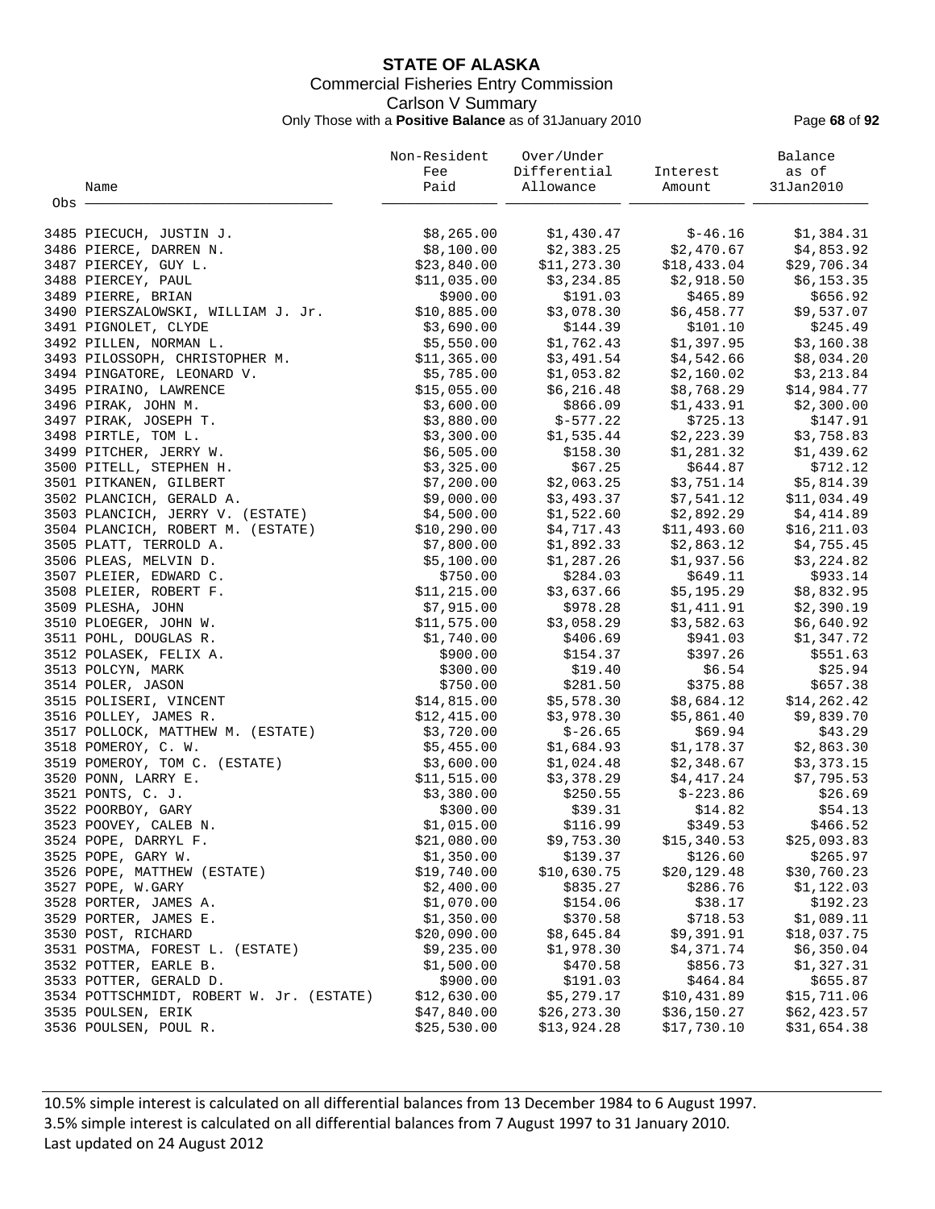# STATE OF ALASKA

Commercial Fisheries Entry Commission

Carlson V Summary

Only Those with a **Positive Balance** as of 31January 2010

| Obs | Name | Non-Resident Fee Paid | Over/Under Differential Allowance | Interest Amount | Balance as of 31Jan2010 |
|---|---|---|---|---|---|
| 3485 | PIECUCH, JUSTIN J. | $8,265.00 | $1,430.47 | $-46.16 | $1,384.31 |
| 3486 | PIERCE, DARREN N. | $8,100.00 | $2,383.25 | $2,470.67 | $4,853.92 |
| 3487 | PIERCEY, GUY L. | $23,840.00 | $11,273.30 | $18,433.04 | $29,706.34 |
| 3488 | PIERCEY, PAUL | $11,035.00 | $3,234.85 | $2,918.50 | $6,153.35 |
| 3489 | PIERRE, BRIAN | $900.00 | $191.03 | $465.89 | $656.92 |
| 3490 | PIERSZALOWSKI, WILLIAM J. Jr. | $10,885.00 | $3,078.30 | $6,458.77 | $9,537.07 |
| 3491 | PIGNOLET, CLYDE | $3,690.00 | $144.39 | $101.10 | $245.49 |
| 3492 | PILLEN, NORMAN L. | $5,550.00 | $1,762.43 | $1,397.95 | $3,160.38 |
| 3493 | PILOSSOPH, CHRISTOPHER M. | $11,365.00 | $3,491.54 | $4,542.66 | $8,034.20 |
| 3494 | PINGATORE, LEONARD V. | $5,785.00 | $1,053.82 | $2,160.02 | $3,213.84 |
| 3495 | PIRAINO, LAWRENCE | $15,055.00 | $6,216.48 | $8,768.29 | $14,984.77 |
| 3496 | PIRAK, JOHN M. | $3,600.00 | $866.09 | $1,433.91 | $2,300.00 |
| 3497 | PIRAK, JOSEPH T. | $3,880.00 | $-577.22 | $725.13 | $147.91 |
| 3498 | PIRTLE, TOM L. | $3,300.00 | $1,535.44 | $2,223.39 | $3,758.83 |
| 3499 | PITCHER, JERRY W. | $6,505.00 | $158.30 | $1,281.32 | $1,439.62 |
| 3500 | PITELL, STEPHEN H. | $3,325.00 | $67.25 | $644.87 | $712.12 |
| 3501 | PITKANEN, GILBERT | $7,200.00 | $2,063.25 | $3,751.14 | $5,814.39 |
| 3502 | PLANCICH, GERALD A. | $9,000.00 | $3,493.37 | $7,541.12 | $11,034.49 |
| 3503 | PLANCICH, JERRY V. (ESTATE) | $4,500.00 | $1,522.60 | $2,892.29 | $4,414.89 |
| 3504 | PLANCICH, ROBERT M. (ESTATE) | $10,290.00 | $4,717.43 | $11,493.60 | $16,211.03 |
| 3505 | PLATT, TERROLD A. | $7,800.00 | $1,892.33 | $2,863.12 | $4,755.45 |
| 3506 | PLEAS, MELVIN D. | $5,100.00 | $1,287.26 | $1,937.56 | $3,224.82 |
| 3507 | PLEIER, EDWARD C. | $750.00 | $284.03 | $649.11 | $933.14 |
| 3508 | PLEIER, ROBERT F. | $11,215.00 | $3,637.66 | $5,195.29 | $8,832.95 |
| 3509 | PLESHA, JOHN | $7,915.00 | $978.28 | $1,411.91 | $2,390.19 |
| 3510 | PLOEGER, JOHN W. | $11,575.00 | $3,058.29 | $3,582.63 | $6,640.92 |
| 3511 | POHL, DOUGLAS R. | $1,740.00 | $406.69 | $941.03 | $1,347.72 |
| 3512 | POLASEK, FELIX A. | $900.00 | $154.37 | $397.26 | $551.63 |
| 3513 | POLCYN, MARK | $300.00 | $19.40 | $6.54 | $25.94 |
| 3514 | POLER, JASON | $750.00 | $281.50 | $375.88 | $657.38 |
| 3515 | POLISERI, VINCENT | $14,815.00 | $5,578.30 | $8,684.12 | $14,262.42 |
| 3516 | POLLEY, JAMES R. | $12,415.00 | $3,978.30 | $5,861.40 | $9,839.70 |
| 3517 | POLLOCK, MATTHEW M. (ESTATE) | $3,720.00 | $-26.65 | $69.94 | $43.29 |
| 3518 | POMEROY, C. W. | $5,455.00 | $1,684.93 | $1,178.37 | $2,863.30 |
| 3519 | POMEROY, TOM C. (ESTATE) | $3,600.00 | $1,024.48 | $2,348.67 | $3,373.15 |
| 3520 | PONN, LARRY E. | $11,515.00 | $3,378.29 | $4,417.24 | $7,795.53 |
| 3521 | PONTS, C. J. | $3,380.00 | $250.55 | $-223.86 | $26.69 |
| 3522 | POORBOY, GARY | $300.00 | $39.31 | $14.82 | $54.13 |
| 3523 | POOVEY, CALEB N. | $1,015.00 | $116.99 | $349.53 | $466.52 |
| 3524 | POPE, DARRYL F. | $21,080.00 | $9,753.30 | $15,340.53 | $25,093.83 |
| 3525 | POPE, GARY W. | $1,350.00 | $139.37 | $126.60 | $265.97 |
| 3526 | POPE, MATTHEW (ESTATE) | $19,740.00 | $10,630.75 | $20,129.48 | $30,760.23 |
| 3527 | POPE, W.GARY | $2,400.00 | $835.27 | $286.76 | $1,122.03 |
| 3528 | PORTER, JAMES A. | $1,070.00 | $154.06 | $38.17 | $192.23 |
| 3529 | PORTER, JAMES E. | $1,350.00 | $370.58 | $718.53 | $1,089.11 |
| 3530 | POST, RICHARD | $20,090.00 | $8,645.84 | $9,391.91 | $18,037.75 |
| 3531 | POSTMA, FOREST L. (ESTATE) | $9,235.00 | $1,978.30 | $4,371.74 | $6,350.04 |
| 3532 | POTTER, EARLE B. | $1,500.00 | $470.58 | $856.73 | $1,327.31 |
| 3533 | POTTER, GERALD D. | $900.00 | $191.03 | $464.84 | $655.87 |
| 3534 | POTTSCHMIDT, ROBERT W. Jr. (ESTATE) | $12,630.00 | $5,279.17 | $10,431.89 | $15,711.06 |
| 3535 | POULSEN, ERIK | $47,840.00 | $26,273.30 | $36,150.27 | $62,423.57 |
| 3536 | POULSEN, POUL R. | $25,530.00 | $13,924.28 | $17,730.10 | $31,654.38 |

10.5% simple interest is calculated on all differential balances from 13 December 1984 to 6 August 1997.
3.5% simple interest is calculated on all differential balances from 7 August 1997 to 31 January 2010.
Last updated on 24 August 2012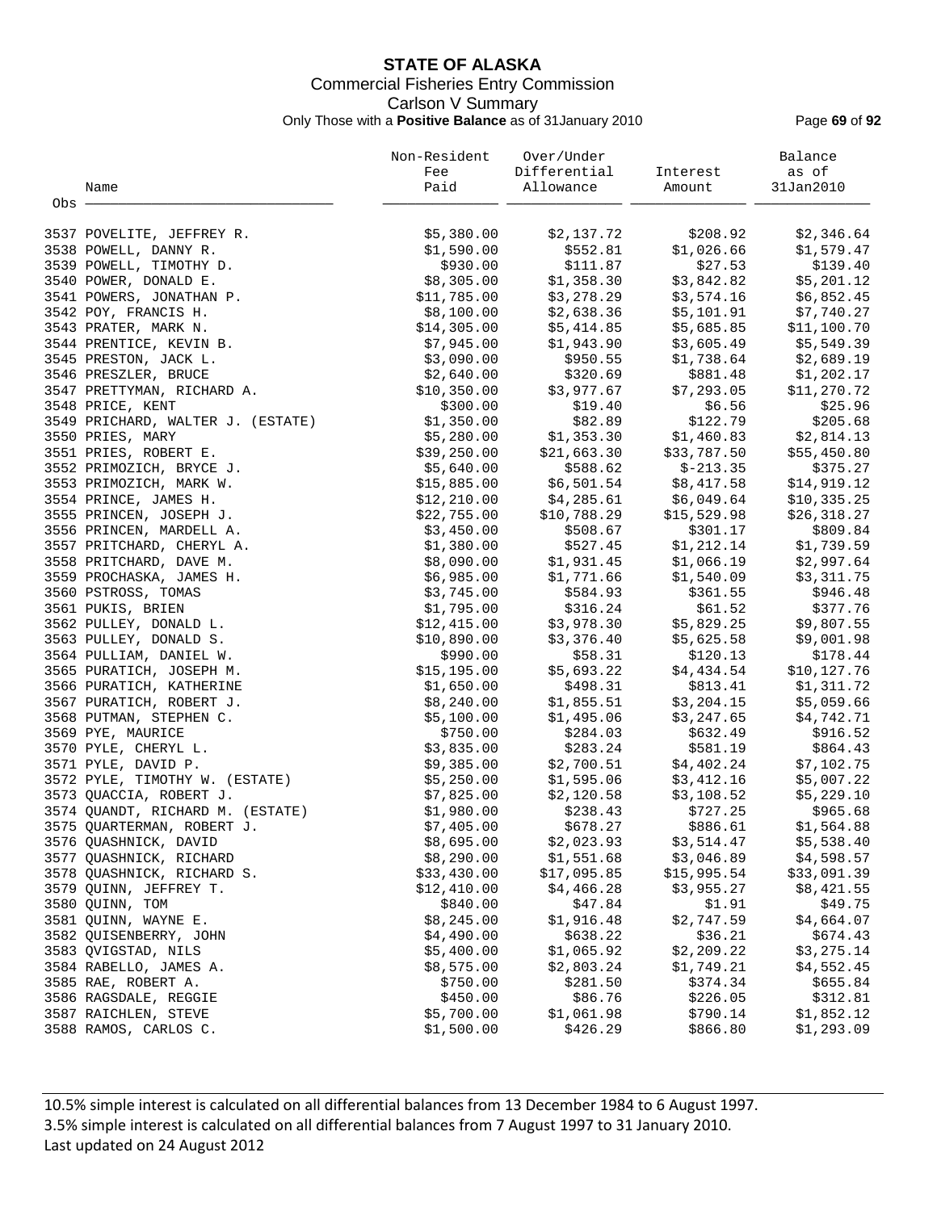# STATE OF ALASKA

Commercial Fisheries Entry Commission

Carlson V Summary

Only Those with a **Positive Balance** as of 31January 2010

| Obs | Name | Non-Resident Fee Paid | Over/Under Differential Allowance | Interest Amount | Balance as of 31Jan2010 |
|---|---|---|---|---|---|
| 3537 | POVELITE, JEFFREY R. | $5,380.00 | $2,137.72 | $208.92 | $2,346.64 |
| 3538 | POWELL, DANNY R. | $1,590.00 | $552.81 | $1,026.66 | $1,579.47 |
| 3539 | POWELL, TIMOTHY D. | $930.00 | $111.87 | $27.53 | $139.40 |
| 3540 | POWER, DONALD E. | $8,305.00 | $1,358.30 | $3,842.82 | $5,201.12 |
| 3541 | POWERS, JONATHAN P. | $11,785.00 | $3,278.29 | $3,574.16 | $6,852.45 |
| 3542 | POY, FRANCIS H. | $8,100.00 | $2,638.36 | $5,101.91 | $7,740.27 |
| 3543 | PRATER, MARK N. | $14,305.00 | $5,414.85 | $5,685.85 | $11,100.70 |
| 3544 | PRENTICE, KEVIN B. | $7,945.00 | $1,943.90 | $3,605.49 | $5,549.39 |
| 3545 | PRESTON, JACK L. | $3,090.00 | $950.55 | $1,738.64 | $2,689.19 |
| 3546 | PRESZLER, BRUCE | $2,640.00 | $320.69 | $881.48 | $1,202.17 |
| 3547 | PRETTYMAN, RICHARD A. | $10,350.00 | $3,977.67 | $7,293.05 | $11,270.72 |
| 3548 | PRICE, KENT | $300.00 | $19.40 | $6.56 | $25.96 |
| 3549 | PRICHARD, WALTER J. (ESTATE) | $1,350.00 | $82.89 | $122.79 | $205.68 |
| 3550 | PRIES, MARY | $5,280.00 | $1,353.30 | $1,460.83 | $2,814.13 |
| 3551 | PRIES, ROBERT E. | $39,250.00 | $21,663.30 | $33,787.50 | $55,450.80 |
| 3552 | PRIMOZICH, BRYCE J. | $5,640.00 | $588.62 | $-213.35 | $375.27 |
| 3553 | PRIMOZICH, MARK W. | $15,885.00 | $6,501.54 | $8,417.58 | $14,919.12 |
| 3554 | PRINCE, JAMES H. | $12,210.00 | $4,285.61 | $6,049.64 | $10,335.25 |
| 3555 | PRINCEN, JOSEPH J. | $22,755.00 | $10,788.29 | $15,529.98 | $26,318.27 |
| 3556 | PRINCEN, MARDELL A. | $3,450.00 | $508.67 | $301.17 | $809.84 |
| 3557 | PRITCHARD, CHERYL A. | $1,380.00 | $527.45 | $1,212.14 | $1,739.59 |
| 3558 | PRITCHARD, DAVE M. | $8,090.00 | $1,931.45 | $1,066.19 | $2,997.64 |
| 3559 | PROCHASKA, JAMES H. | $6,985.00 | $1,771.66 | $1,540.09 | $3,311.75 |
| 3560 | PSTROSS, TOMAS | $3,745.00 | $584.93 | $361.55 | $946.48 |
| 3561 | PUKIS, BRIEN | $1,795.00 | $316.24 | $61.52 | $377.76 |
| 3562 | PULLEY, DONALD L. | $12,415.00 | $3,978.30 | $5,829.25 | $9,807.55 |
| 3563 | PULLEY, DONALD S. | $10,890.00 | $3,376.40 | $5,625.58 | $9,001.98 |
| 3564 | PULLIAM, DANIEL W. | $990.00 | $58.31 | $120.13 | $178.44 |
| 3565 | PURATICH, JOSEPH M. | $15,195.00 | $5,693.22 | $4,434.54 | $10,127.76 |
| 3566 | PURATICH, KATHERINE | $1,650.00 | $498.31 | $813.41 | $1,311.72 |
| 3567 | PURATICH, ROBERT J. | $8,240.00 | $1,855.51 | $3,204.15 | $5,059.66 |
| 3568 | PUTMAN, STEPHEN C. | $5,100.00 | $1,495.06 | $3,247.65 | $4,742.71 |
| 3569 | PYE, MAURICE | $750.00 | $284.03 | $632.49 | $916.52 |
| 3570 | PYLE, CHERYL L. | $3,835.00 | $283.24 | $581.19 | $864.43 |
| 3571 | PYLE, DAVID P. | $9,385.00 | $2,700.51 | $4,402.24 | $7,102.75 |
| 3572 | PYLE, TIMOTHY W. (ESTATE) | $5,250.00 | $1,595.06 | $3,412.16 | $5,007.22 |
| 3573 | QUACCIA, ROBERT J. | $7,825.00 | $2,120.58 | $3,108.52 | $5,229.10 |
| 3574 | QUANDT, RICHARD M. (ESTATE) | $1,980.00 | $238.43 | $727.25 | $965.68 |
| 3575 | QUARTERMAN, ROBERT J. | $7,405.00 | $678.27 | $886.61 | $1,564.88 |
| 3576 | QUASHNICK, DAVID | $8,695.00 | $2,023.93 | $3,514.47 | $5,538.40 |
| 3577 | QUASHNICK, RICHARD | $8,290.00 | $1,551.68 | $3,046.89 | $4,598.57 |
| 3578 | QUASHNICK, RICHARD S. | $33,430.00 | $17,095.85 | $15,995.54 | $33,091.39 |
| 3579 | QUINN, JEFFREY T. | $12,410.00 | $4,466.28 | $3,955.27 | $8,421.55 |
| 3580 | QUINN, TOM | $840.00 | $47.84 | $1.91 | $49.75 |
| 3581 | QUINN, WAYNE E. | $8,245.00 | $1,916.48 | $2,747.59 | $4,664.07 |
| 3582 | QUISENBERRY, JOHN | $4,490.00 | $638.22 | $36.21 | $674.43 |
| 3583 | QVIGSTAD, NILS | $5,400.00 | $1,065.92 | $2,209.22 | $3,275.14 |
| 3584 | RABELLO, JAMES A. | $8,575.00 | $2,803.24 | $1,749.21 | $4,552.45 |
| 3585 | RAE, ROBERT A. | $750.00 | $281.50 | $374.34 | $655.84 |
| 3586 | RAGSDALE, REGGIE | $450.00 | $86.76 | $226.05 | $312.81 |
| 3587 | RAICHLEN, STEVE | $5,700.00 | $1,061.98 | $790.14 | $1,852.12 |
| 3588 | RAMOS, CARLOS C. | $1,500.00 | $426.29 | $866.80 | $1,293.09 |

10.5% simple interest is calculated on all differential balances from 13 December 1984 to 6 August 1997.
3.5% simple interest is calculated on all differential balances from 7 August 1997 to 31 January 2010.
Last updated on 24 August 2012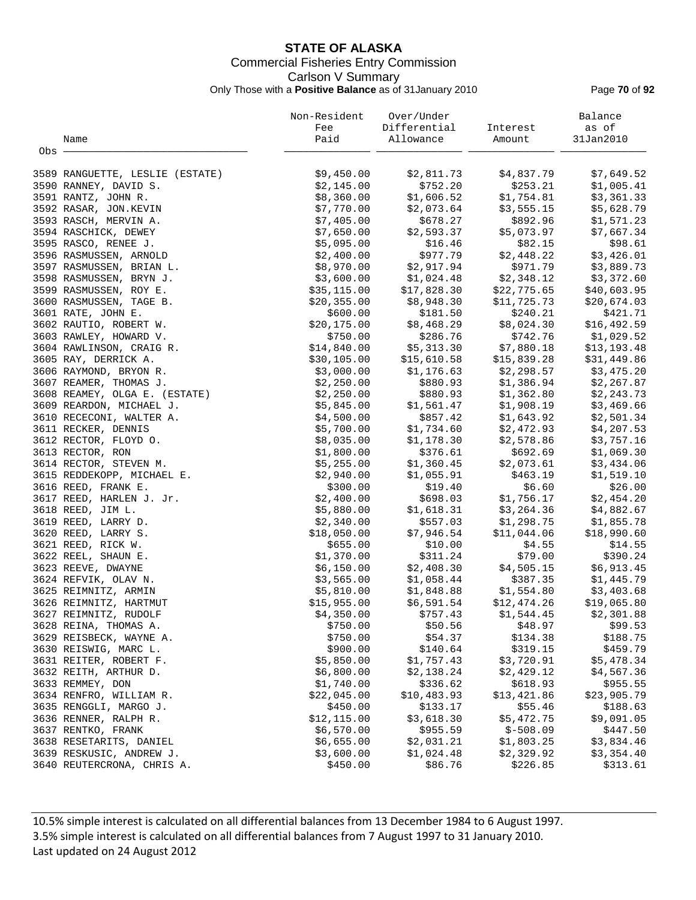# STATE OF ALASKA

Commercial Fisheries Entry Commission

Carlson V Summary

Only Those with a **Positive Balance** as of 31January 2010

| Obs | Name | Non-Resident Fee Paid | Over/Under Differential Allowance | Interest Amount | Balance as of 31Jan2010 |
|---|---|---|---|---|---|
| 3589 | RANGUETTE, LESLIE (ESTATE) | $9,450.00 | $2,811.73 | $4,837.79 | $7,649.52 |
| 3590 | RANNEY, DAVID S. | $2,145.00 | $752.20 | $253.21 | $1,005.41 |
| 3591 | RANTZ, JOHN R. | $8,360.00 | $1,606.52 | $1,754.81 | $3,361.33 |
| 3592 | RASAR, JON.KEVIN | $7,770.00 | $2,073.64 | $3,555.15 | $5,628.79 |
| 3593 | RASCH, MERVIN A. | $7,405.00 | $678.27 | $892.96 | $1,571.23 |
| 3594 | RASCHICK, DEWEY | $7,650.00 | $2,593.37 | $5,073.97 | $7,667.34 |
| 3595 | RASCO, RENEE J. | $5,095.00 | $16.46 | $82.15 | $98.61 |
| 3596 | RASMUSSEN, ARNOLD | $2,400.00 | $977.79 | $2,448.22 | $3,426.01 |
| 3597 | RASMUSSEN, BRIAN L. | $8,970.00 | $2,917.94 | $971.79 | $3,889.73 |
| 3598 | RASMUSSEN, BRYN J. | $3,600.00 | $1,024.48 | $2,348.12 | $3,372.60 |
| 3599 | RASMUSSEN, ROY E. | $35,115.00 | $17,828.30 | $22,775.65 | $40,603.95 |
| 3600 | RASMUSSEN, TAGE B. | $20,355.00 | $8,948.30 | $11,725.73 | $20,674.03 |
| 3601 | RATE, JOHN E. | $600.00 | $181.50 | $240.21 | $421.71 |
| 3602 | RAUTIO, ROBERT W. | $20,175.00 | $8,468.29 | $8,024.30 | $16,492.59 |
| 3603 | RAWLEY, HOWARD V. | $750.00 | $286.76 | $742.76 | $1,029.52 |
| 3604 | RAWLINSON, CRAIG R. | $14,840.00 | $5,313.30 | $7,880.18 | $13,193.48 |
| 3605 | RAY, DERRICK A. | $30,105.00 | $15,610.58 | $15,839.28 | $31,449.86 |
| 3606 | RAYMOND, BRYON R. | $3,000.00 | $1,176.63 | $2,298.57 | $3,475.20 |
| 3607 | REAMER, THOMAS J. | $2,250.00 | $880.93 | $1,386.94 | $2,267.87 |
| 3608 | REAMEY, OLGA E. (ESTATE) | $2,250.00 | $880.93 | $1,362.80 | $2,243.73 |
| 3609 | REARDON, MICHAEL J. | $5,845.00 | $1,561.47 | $1,908.19 | $3,469.66 |
| 3610 | RECECONI, WALTER A. | $4,500.00 | $857.42 | $1,643.92 | $2,501.34 |
| 3611 | RECKER, DENNIS | $5,700.00 | $1,734.60 | $2,472.93 | $4,207.53 |
| 3612 | RECTOR, FLOYD O. | $8,035.00 | $1,178.30 | $2,578.86 | $3,757.16 |
| 3613 | RECTOR, RON | $1,800.00 | $376.61 | $692.69 | $1,069.30 |
| 3614 | RECTOR, STEVEN M. | $5,255.00 | $1,360.45 | $2,073.61 | $3,434.06 |
| 3615 | REDDEKOPP, MICHAEL E. | $2,940.00 | $1,055.91 | $463.19 | $1,519.10 |
| 3616 | REED, FRANK E. | $300.00 | $19.40 | $6.60 | $26.00 |
| 3617 | REED, HARLEN J. Jr. | $2,400.00 | $698.03 | $1,756.17 | $2,454.20 |
| 3618 | REED, JIM L. | $5,880.00 | $1,618.31 | $3,264.36 | $4,882.67 |
| 3619 | REED, LARRY D. | $2,340.00 | $557.03 | $1,298.75 | $1,855.78 |
| 3620 | REED, LARRY S. | $18,050.00 | $7,946.54 | $11,044.06 | $18,990.60 |
| 3621 | REED, RICK W. | $655.00 | $10.00 | $4.55 | $14.55 |
| 3622 | REEL, SHAUN E. | $1,370.00 | $311.24 | $79.00 | $390.24 |
| 3623 | REEVE, DWAYNE | $6,150.00 | $2,408.30 | $4,505.15 | $6,913.45 |
| 3624 | REFVIK, OLAV N. | $3,565.00 | $1,058.44 | $387.35 | $1,445.79 |
| 3625 | REIMNITZ, ARMIN | $5,810.00 | $1,848.88 | $1,554.80 | $3,403.68 |
| 3626 | REIMNITZ, HARTMUT | $15,955.00 | $6,591.54 | $12,474.26 | $19,065.80 |
| 3627 | REIMNITZ, RUDOLF | $4,350.00 | $757.43 | $1,544.45 | $2,301.88 |
| 3628 | REINA, THOMAS A. | $750.00 | $50.56 | $48.97 | $99.53 |
| 3629 | REISBECK, WAYNE A. | $750.00 | $54.37 | $134.38 | $188.75 |
| 3630 | REISWIG, MARC L. | $900.00 | $140.64 | $319.15 | $459.79 |
| 3631 | REITER, ROBERT F. | $5,850.00 | $1,757.43 | $3,720.91 | $5,478.34 |
| 3632 | REITH, ARTHUR D. | $6,800.00 | $2,138.24 | $2,429.12 | $4,567.36 |
| 3633 | REMMEY, DON | $1,740.00 | $336.62 | $618.93 | $955.55 |
| 3634 | RENFRO, WILLIAM R. | $22,045.00 | $10,483.93 | $13,421.86 | $23,905.79 |
| 3635 | RENGGLI, MARGO J. | $450.00 | $133.17 | $55.46 | $188.63 |
| 3636 | RENNER, RALPH R. | $12,115.00 | $3,618.30 | $5,472.75 | $9,091.05 |
| 3637 | RENTKO, FRANK | $6,570.00 | $955.59 | $-508.09 | $447.50 |
| 3638 | RESETARITS, DANIEL | $6,655.00 | $2,031.21 | $1,803.25 | $3,834.46 |
| 3639 | RESKUSIC, ANDREW J. | $3,600.00 | $1,024.48 | $2,329.92 | $3,354.40 |
| 3640 | REUTERCRONA, CHRIS A. | $450.00 | $86.76 | $226.85 | $313.61 |

10.5% simple interest is calculated on all differential balances from 13 December 1984 to 6 August 1997.
3.5% simple interest is calculated on all differential balances from 7 August 1997 to 31 January 2010.
Last updated on 24 August 2012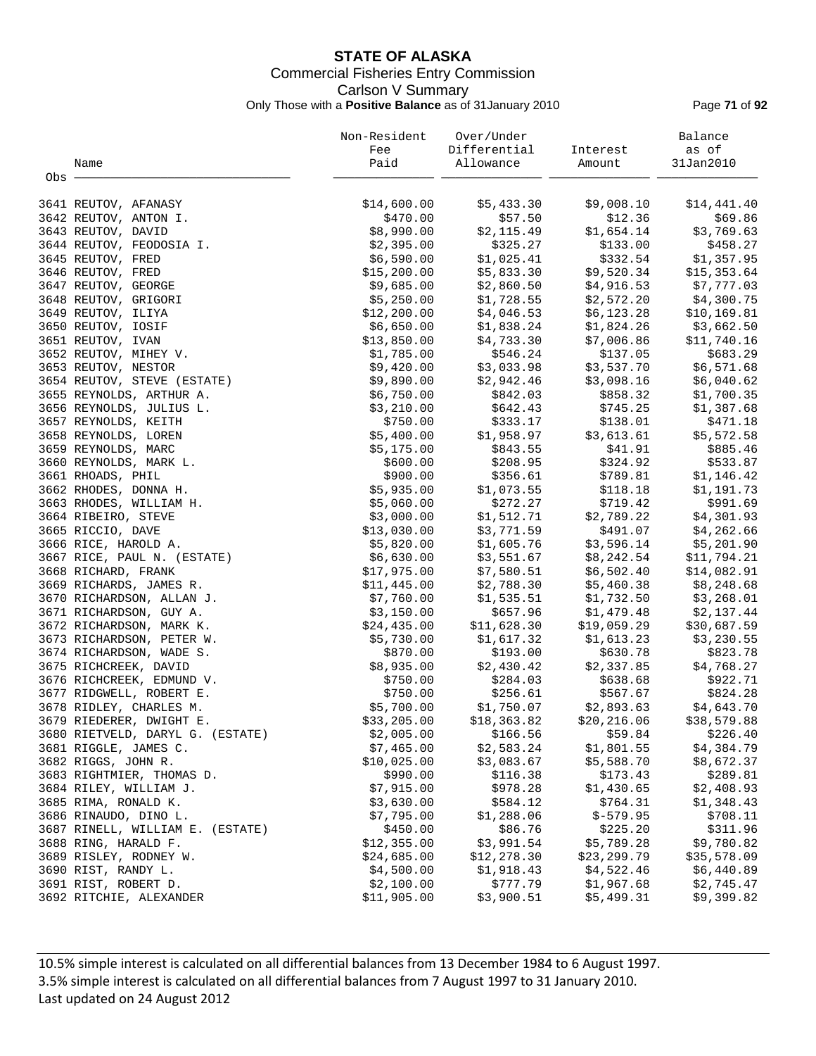# STATE OF ALASKA

Commercial Fisheries Entry Commission

Carlson V Summary

Only Those with a **Positive Balance** as of 31January 2010

| Obs | Name | Non-Resident Fee Paid | Over/Under Differential Allowance | Interest Amount | Balance as of 31Jan2010 |
|---|---|---|---|---|---|
| 3641 | REUTOV, AFANASY | $14,600.00 | $5,433.30 | $9,008.10 | $14,441.40 |
| 3642 | REUTOV, ANTON I. | $470.00 | $57.50 | $12.36 | $69.86 |
| 3643 | REUTOV, DAVID | $8,990.00 | $2,115.49 | $1,654.14 | $3,769.63 |
| 3644 | REUTOV, FEODOSIA I. | $2,395.00 | $325.27 | $133.00 | $458.27 |
| 3645 | REUTOV, FRED | $6,590.00 | $1,025.41 | $332.54 | $1,357.95 |
| 3646 | REUTOV, FRED | $15,200.00 | $5,833.30 | $9,520.34 | $15,353.64 |
| 3647 | REUTOV, GEORGE | $9,685.00 | $2,860.50 | $4,916.53 | $7,777.03 |
| 3648 | REUTOV, GRIGORI | $5,250.00 | $1,728.55 | $2,572.20 | $4,300.75 |
| 3649 | REUTOV, ILIYA | $12,200.00 | $4,046.53 | $6,123.28 | $10,169.81 |
| 3650 | REUTOV, IOSIF | $6,650.00 | $1,838.24 | $1,824.26 | $3,662.50 |
| 3651 | REUTOV, IVAN | $13,850.00 | $4,733.30 | $7,006.86 | $11,740.16 |
| 3652 | REUTOV, MIHEY V. | $1,785.00 | $546.24 | $137.05 | $683.29 |
| 3653 | REUTOV, NESTOR | $9,420.00 | $3,033.98 | $3,537.70 | $6,571.68 |
| 3654 | REUTOV, STEVE (ESTATE) | $9,890.00 | $2,942.46 | $3,098.16 | $6,040.62 |
| 3655 | REYNOLDS, ARTHUR A. | $6,750.00 | $842.03 | $858.32 | $1,700.35 |
| 3656 | REYNOLDS, JULIUS L. | $3,210.00 | $642.43 | $745.25 | $1,387.68 |
| 3657 | REYNOLDS, KEITH | $750.00 | $333.17 | $138.01 | $471.18 |
| 3658 | REYNOLDS, LOREN | $5,400.00 | $1,958.97 | $3,613.61 | $5,572.58 |
| 3659 | REYNOLDS, MARC | $5,175.00 | $843.55 | $41.91 | $885.46 |
| 3660 | REYNOLDS, MARK L. | $600.00 | $208.95 | $324.92 | $533.87 |
| 3661 | RHOADS, PHIL | $900.00 | $356.61 | $789.81 | $1,146.42 |
| 3662 | RHODES, DONNA H. | $5,935.00 | $1,073.55 | $118.18 | $1,191.73 |
| 3663 | RHODES, WILLIAM H. | $5,060.00 | $272.27 | $719.42 | $991.69 |
| 3664 | RIBEIRO, STEVE | $3,000.00 | $1,512.71 | $2,789.22 | $4,301.93 |
| 3665 | RICCIO, DAVE | $13,030.00 | $3,771.59 | $491.07 | $4,262.66 |
| 3666 | RICE, HAROLD A. | $5,820.00 | $1,605.76 | $3,596.14 | $5,201.90 |
| 3667 | RICE, PAUL N. (ESTATE) | $6,630.00 | $3,551.67 | $8,242.54 | $11,794.21 |
| 3668 | RICHARD, FRANK | $17,975.00 | $7,580.51 | $6,502.40 | $14,082.91 |
| 3669 | RICHARDS, JAMES R. | $11,445.00 | $2,788.30 | $5,460.38 | $8,248.68 |
| 3670 | RICHARDSON, ALLAN J. | $7,760.00 | $1,535.51 | $1,732.50 | $3,268.01 |
| 3671 | RICHARDSON, GUY A. | $3,150.00 | $657.96 | $1,479.48 | $2,137.44 |
| 3672 | RICHARDSON, MARK K. | $24,435.00 | $11,628.30 | $19,059.29 | $30,687.59 |
| 3673 | RICHARDSON, PETER W. | $5,730.00 | $1,617.32 | $1,613.23 | $3,230.55 |
| 3674 | RICHARDSON, WADE S. | $870.00 | $193.00 | $630.78 | $823.78 |
| 3675 | RICHCREEK, DAVID | $8,935.00 | $2,430.42 | $2,337.85 | $4,768.27 |
| 3676 | RICHCREEK, EDMUND V. | $750.00 | $284.03 | $638.68 | $922.71 |
| 3677 | RIDGWELL, ROBERT E. | $750.00 | $256.61 | $567.67 | $824.28 |
| 3678 | RIDLEY, CHARLES M. | $5,700.00 | $1,750.07 | $2,893.63 | $4,643.70 |
| 3679 | RIEDERER, DWIGHT E. | $33,205.00 | $18,363.82 | $20,216.06 | $38,579.88 |
| 3680 | RIETVELD, DARYL G. (ESTATE) | $2,005.00 | $166.56 | $59.84 | $226.40 |
| 3681 | RIGGLE, JAMES C. | $7,465.00 | $2,583.24 | $1,801.55 | $4,384.79 |
| 3682 | RIGGS, JOHN R. | $10,025.00 | $3,083.67 | $5,588.70 | $8,672.37 |
| 3683 | RIGHTMIER, THOMAS D. | $990.00 | $116.38 | $173.43 | $289.81 |
| 3684 | RILEY, WILLIAM J. | $7,915.00 | $978.28 | $1,430.65 | $2,408.93 |
| 3685 | RIMA, RONALD K. | $3,630.00 | $584.12 | $764.31 | $1,348.43 |
| 3686 | RINAUDO, DINO L. | $7,795.00 | $1,288.06 | $-579.95 | $708.11 |
| 3687 | RINELL, WILLIAM E. (ESTATE) | $450.00 | $86.76 | $225.20 | $311.96 |
| 3688 | RING, HARALD F. | $12,355.00 | $3,991.54 | $5,789.28 | $9,780.82 |
| 3689 | RISLEY, RODNEY W. | $24,685.00 | $12,278.30 | $23,299.79 | $35,578.09 |
| 3690 | RIST, RANDY L. | $4,500.00 | $1,918.43 | $4,522.46 | $6,440.89 |
| 3691 | RIST, ROBERT D. | $2,100.00 | $777.79 | $1,967.68 | $2,745.47 |
| 3692 | RITCHIE, ALEXANDER | $11,905.00 | $3,900.51 | $5,499.31 | $9,399.82 |

10.5% simple interest is calculated on all differential balances from 13 December 1984 to 6 August 1997.
3.5% simple interest is calculated on all differential balances from 7 August 1997 to 31 January 2010.
Last updated on 24 August 2012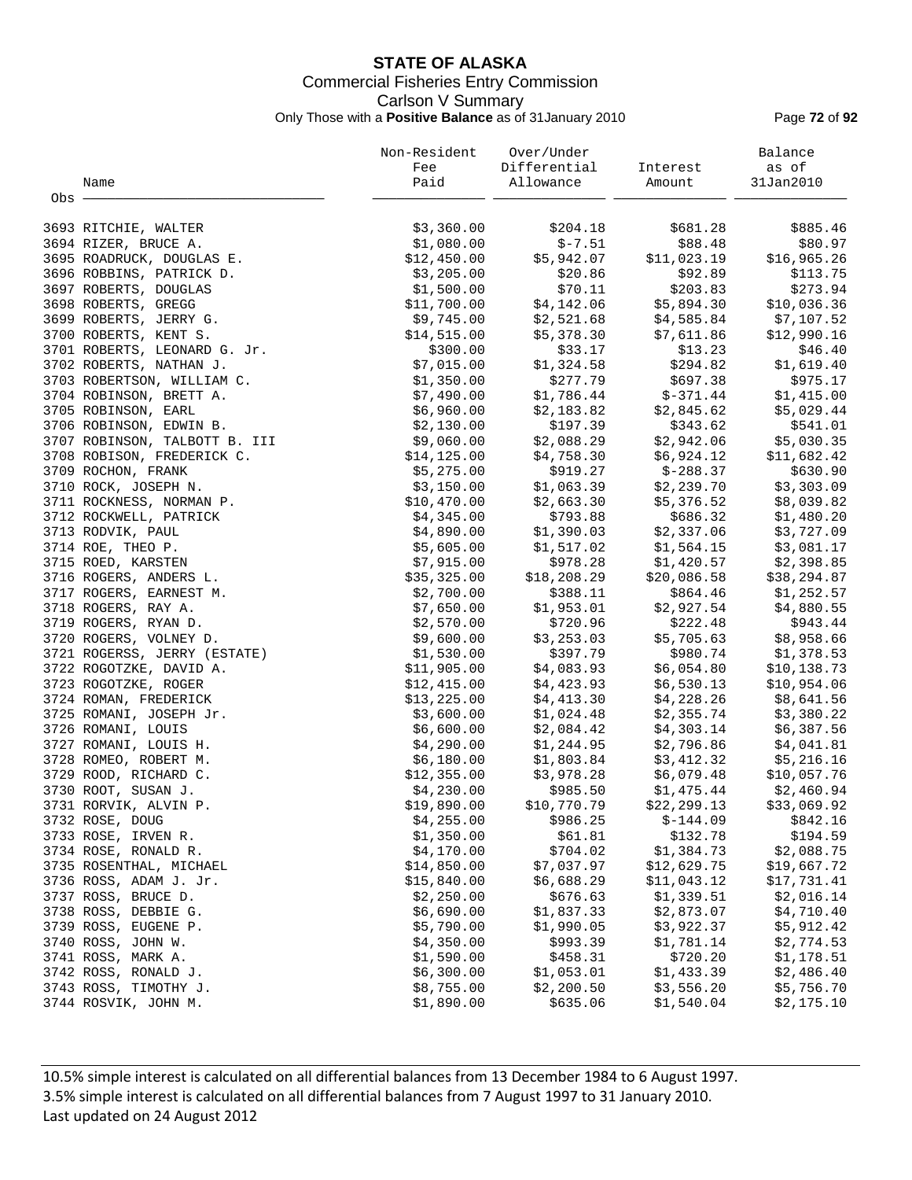# STATE OF ALASKA

## Commercial Fisheries Entry Commission

### Carlson V Summary

Only Those with a **Positive Balance** as of 31January 2010

| Obs | Name | Non-Resident Fee Paid | Over/Under Differential Allowance | Interest Amount | Balance as of 31Jan2010 |
|---|---|---|---|---|---|
| 3693 | RITCHIE, WALTER | $3,360.00 | $204.18 | $681.28 | $885.46 |
| 3694 | RIZER, BRUCE A. | $1,080.00 | $-7.51 | $88.48 | $80.97 |
| 3695 | ROADRUCK, DOUGLAS E. | $12,450.00 | $5,942.07 | $11,023.19 | $16,965.26 |
| 3696 | ROBBINS, PATRICK D. | $3,205.00 | $20.86 | $92.89 | $113.75 |
| 3697 | ROBERTS, DOUGLAS | $1,500.00 | $70.11 | $203.83 | $273.94 |
| 3698 | ROBERTS, GREGG | $11,700.00 | $4,142.06 | $5,894.30 | $10,036.36 |
| 3699 | ROBERTS, JERRY G. | $9,745.00 | $2,521.68 | $4,585.84 | $7,107.52 |
| 3700 | ROBERTS, KENT S. | $14,515.00 | $5,378.30 | $7,611.86 | $12,990.16 |
| 3701 | ROBERTS, LEONARD G. Jr. | $300.00 | $33.17 | $13.23 | $46.40 |
| 3702 | ROBERTS, NATHAN J. | $7,015.00 | $1,324.58 | $294.82 | $1,619.40 |
| 3703 | ROBERTSON, WILLIAM C. | $1,350.00 | $277.79 | $697.38 | $975.17 |
| 3704 | ROBINSON, BRETT A. | $7,490.00 | $1,786.44 | $-371.44 | $1,415.00 |
| 3705 | ROBINSON, EARL | $6,960.00 | $2,183.82 | $2,845.62 | $5,029.44 |
| 3706 | ROBINSON, EDWIN B. | $2,130.00 | $197.39 | $343.62 | $541.01 |
| 3707 | ROBINSON, TALBOTT B. III | $9,060.00 | $2,088.29 | $2,942.06 | $5,030.35 |
| 3708 | ROBISON, FREDERICK C. | $14,125.00 | $4,758.30 | $6,924.12 | $11,682.42 |
| 3709 | ROCHON, FRANK | $5,275.00 | $919.27 | $-288.37 | $630.90 |
| 3710 | ROCK, JOSEPH N. | $3,150.00 | $1,063.39 | $2,239.70 | $3,303.09 |
| 3711 | ROCKNESS, NORMAN P. | $10,470.00 | $2,663.30 | $5,376.52 | $8,039.82 |
| 3712 | ROCKWELL, PATRICK | $4,345.00 | $793.88 | $686.32 | $1,480.20 |
| 3713 | RODVIK, PAUL | $4,890.00 | $1,390.03 | $2,337.06 | $3,727.09 |
| 3714 | ROE, THEO P. | $5,605.00 | $1,517.02 | $1,564.15 | $3,081.17 |
| 3715 | ROED, KARSTEN | $7,915.00 | $978.28 | $1,420.57 | $2,398.85 |
| 3716 | ROGERS, ANDERS L. | $35,325.00 | $18,208.29 | $20,086.58 | $38,294.87 |
| 3717 | ROGERS, EARNEST M. | $2,700.00 | $388.11 | $864.46 | $1,252.57 |
| 3718 | ROGERS, RAY A. | $7,650.00 | $1,953.01 | $2,927.54 | $4,880.55 |
| 3719 | ROGERS, RYAN D. | $2,570.00 | $720.96 | $222.48 | $943.44 |
| 3720 | ROGERS, VOLNEY D. | $9,600.00 | $3,253.03 | $5,705.63 | $8,958.66 |
| 3721 | ROGERSS, JERRY (ESTATE) | $1,530.00 | $397.79 | $980.74 | $1,378.53 |
| 3722 | ROGOTZKE, DAVID A. | $11,905.00 | $4,083.93 | $6,054.80 | $10,138.73 |
| 3723 | ROGOTZKE, ROGER | $12,415.00 | $4,423.93 | $6,530.13 | $10,954.06 |
| 3724 | ROMAN, FREDERICK | $13,225.00 | $4,413.30 | $4,228.26 | $8,641.56 |
| 3725 | ROMANI, JOSEPH Jr. | $3,600.00 | $1,024.48 | $2,355.74 | $3,380.22 |
| 3726 | ROMANI, LOUIS | $6,600.00 | $2,084.42 | $4,303.14 | $6,387.56 |
| 3727 | ROMANI, LOUIS H. | $4,290.00 | $1,244.95 | $2,796.86 | $4,041.81 |
| 3728 | ROMEO, ROBERT M. | $6,180.00 | $1,803.84 | $3,412.32 | $5,216.16 |
| 3729 | ROOD, RICHARD C. | $12,355.00 | $3,978.28 | $6,079.48 | $10,057.76 |
| 3730 | ROOT, SUSAN J. | $4,230.00 | $985.50 | $1,475.44 | $2,460.94 |
| 3731 | RORVIK, ALVIN P. | $19,890.00 | $10,770.79 | $22,299.13 | $33,069.92 |
| 3732 | ROSE, DOUG | $4,255.00 | $986.25 | $-144.09 | $842.16 |
| 3733 | ROSE, IRVEN R. | $1,350.00 | $61.81 | $132.78 | $194.59 |
| 3734 | ROSE, RONALD R. | $4,170.00 | $704.02 | $1,384.73 | $2,088.75 |
| 3735 | ROSENTHAL, MICHAEL | $14,850.00 | $7,037.97 | $12,629.75 | $19,667.72 |
| 3736 | ROSS, ADAM J. Jr. | $15,840.00 | $6,688.29 | $11,043.12 | $17,731.41 |
| 3737 | ROSS, BRUCE D. | $2,250.00 | $676.63 | $1,339.51 | $2,016.14 |
| 3738 | ROSS, DEBBIE G. | $6,690.00 | $1,837.33 | $2,873.07 | $4,710.40 |
| 3739 | ROSS, EUGENE P. | $5,790.00 | $1,990.05 | $3,922.37 | $5,912.42 |
| 3740 | ROSS, JOHN W. | $4,350.00 | $993.39 | $1,781.14 | $2,774.53 |
| 3741 | ROSS, MARK A. | $1,590.00 | $458.31 | $720.20 | $1,178.51 |
| 3742 | ROSS, RONALD J. | $6,300.00 | $1,053.01 | $1,433.39 | $2,486.40 |
| 3743 | ROSS, TIMOTHY J. | $8,755.00 | $2,200.50 | $3,556.20 | $5,756.70 |
| 3744 | ROSVIK, JOHN M. | $1,890.00 | $635.06 | $1,540.04 | $2,175.10 |

10.5% simple interest is calculated on all differential balances from 13 December 1984 to 6 August 1997.
3.5% simple interest is calculated on all differential balances from 7 August 1997 to 31 January 2010.
Last updated on 24 August 2012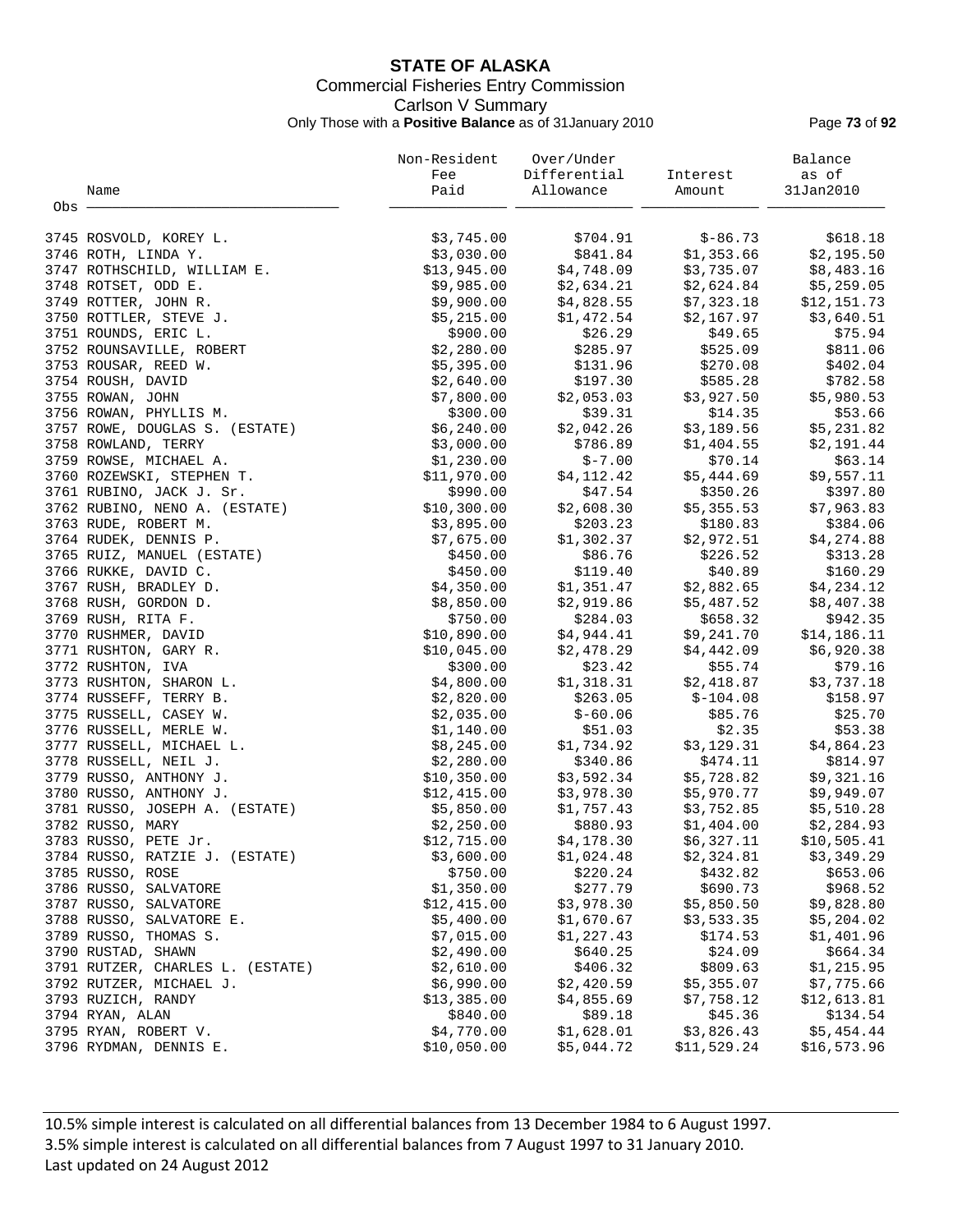# STATE OF ALASKA

Commercial Fisheries Entry Commission

Carlson V Summary

Only Those with a **Positive Balance** as of 31January 2010

| Obs | Name | Non-Resident Fee Paid | Over/Under Differential Allowance | Interest Amount | Balance as of 31Jan2010 |
|---|---|---|---|---|---|
| 3745 | ROSVOLD, KOREY L. | $3,745.00 | $704.91 | $-86.73 | $618.18 |
| 3746 | ROTH, LINDA Y. | $3,030.00 | $841.84 | $1,353.66 | $2,195.50 |
| 3747 | ROTHSCHILD, WILLIAM E. | $13,945.00 | $4,748.09 | $3,735.07 | $8,483.16 |
| 3748 | ROTSET, ODD E. | $9,985.00 | $2,634.21 | $2,624.84 | $5,259.05 |
| 3749 | ROTTER, JOHN R. | $9,900.00 | $4,828.55 | $7,323.18 | $12,151.73 |
| 3750 | ROTTLER, STEVE J. | $5,215.00 | $1,472.54 | $2,167.97 | $3,640.51 |
| 3751 | ROUNDS, ERIC L. | $900.00 | $26.29 | $49.65 | $75.94 |
| 3752 | ROUNSAVILLE, ROBERT | $2,280.00 | $285.97 | $525.09 | $811.06 |
| 3753 | ROUSAR, REED W. | $5,395.00 | $131.96 | $270.08 | $402.04 |
| 3754 | ROUSH, DAVID | $2,640.00 | $197.30 | $585.28 | $782.58 |
| 3755 | ROWAN, JOHN | $7,800.00 | $2,053.03 | $3,927.50 | $5,980.53 |
| 3756 | ROWAN, PHYLLIS M. | $300.00 | $39.31 | $14.35 | $53.66 |
| 3757 | ROWE, DOUGLAS S. (ESTATE) | $6,240.00 | $2,042.26 | $3,189.56 | $5,231.82 |
| 3758 | ROWLAND, TERRY | $3,000.00 | $786.89 | $1,404.55 | $2,191.44 |
| 3759 | ROWSE, MICHAEL A. | $1,230.00 | $-7.00 | $70.14 | $63.14 |
| 3760 | ROZEWSKI, STEPHEN T. | $11,970.00 | $4,112.42 | $5,444.69 | $9,557.11 |
| 3761 | RUBINO, JACK J. Sr. | $990.00 | $47.54 | $350.26 | $397.80 |
| 3762 | RUBINO, NENO A. (ESTATE) | $10,300.00 | $2,608.30 | $5,355.53 | $7,963.83 |
| 3763 | RUDE, ROBERT M. | $3,895.00 | $203.23 | $180.83 | $384.06 |
| 3764 | RUDEK, DENNIS P. | $7,675.00 | $1,302.37 | $2,972.51 | $4,274.88 |
| 3765 | RUIZ, MANUEL (ESTATE) | $450.00 | $86.76 | $226.52 | $313.28 |
| 3766 | RUKKE, DAVID C. | $450.00 | $119.40 | $40.89 | $160.29 |
| 3767 | RUSH, BRADLEY D. | $4,350.00 | $1,351.47 | $2,882.65 | $4,234.12 |
| 3768 | RUSH, GORDON D. | $8,850.00 | $2,919.86 | $5,487.52 | $8,407.38 |
| 3769 | RUSH, RITA F. | $750.00 | $284.03 | $658.32 | $942.35 |
| 3770 | RUSHMER, DAVID | $10,890.00 | $4,944.41 | $9,241.70 | $14,186.11 |
| 3771 | RUSHTON, GARY R. | $10,045.00 | $2,478.29 | $4,442.09 | $6,920.38 |
| 3772 | RUSHTON, IVA | $300.00 | $23.42 | $55.74 | $79.16 |
| 3773 | RUSHTON, SHARON L. | $4,800.00 | $1,318.31 | $2,418.87 | $3,737.18 |
| 3774 | RUSSEFF, TERRY B. | $2,820.00 | $263.05 | $-104.08 | $158.97 |
| 3775 | RUSSELL, CASEY W. | $2,035.00 | $-60.06 | $85.76 | $25.70 |
| 3776 | RUSSELL, MERLE W. | $1,140.00 | $51.03 | $2.35 | $53.38 |
| 3777 | RUSSELL, MICHAEL L. | $8,245.00 | $1,734.92 | $3,129.31 | $4,864.23 |
| 3778 | RUSSELL, NEIL J. | $2,280.00 | $340.86 | $474.11 | $814.97 |
| 3779 | RUSSO, ANTHONY J. | $10,350.00 | $3,592.34 | $5,728.82 | $9,321.16 |
| 3780 | RUSSO, ANTHONY J. | $12,415.00 | $3,978.30 | $5,970.77 | $9,949.07 |
| 3781 | RUSSO, JOSEPH A. (ESTATE) | $5,850.00 | $1,757.43 | $3,752.85 | $5,510.28 |
| 3782 | RUSSO, MARY | $2,250.00 | $880.93 | $1,404.00 | $2,284.93 |
| 3783 | RUSSO, PETE Jr. | $12,715.00 | $4,178.30 | $6,327.11 | $10,505.41 |
| 3784 | RUSSO, RATZIE J. (ESTATE) | $3,600.00 | $1,024.48 | $2,324.81 | $3,349.29 |
| 3785 | RUSSO, ROSE | $750.00 | $220.24 | $432.82 | $653.06 |
| 3786 | RUSSO, SALVATORE | $1,350.00 | $277.79 | $690.73 | $968.52 |
| 3787 | RUSSO, SALVATORE | $12,415.00 | $3,978.30 | $5,850.50 | $9,828.80 |
| 3788 | RUSSO, SALVATORE E. | $5,400.00 | $1,670.67 | $3,533.35 | $5,204.02 |
| 3789 | RUSSO, THOMAS S. | $7,015.00 | $1,227.43 | $174.53 | $1,401.96 |
| 3790 | RUSTAD, SHAWN | $2,490.00 | $640.25 | $24.09 | $664.34 |
| 3791 | RUTZER, CHARLES L. (ESTATE) | $2,610.00 | $406.32 | $809.63 | $1,215.95 |
| 3792 | RUTZER, MICHAEL J. | $6,990.00 | $2,420.59 | $5,355.07 | $7,775.66 |
| 3793 | RUZICH, RANDY | $13,385.00 | $4,855.69 | $7,758.12 | $12,613.81 |
| 3794 | RYAN, ALAN | $840.00 | $89.18 | $45.36 | $134.54 |
| 3795 | RYAN, ROBERT V. | $4,770.00 | $1,628.01 | $3,826.43 | $5,454.44 |
| 3796 | RYDMAN, DENNIS E. | $10,050.00 | $5,044.72 | $11,529.24 | $16,573.96 |

10.5% simple interest is calculated on all differential balances from 13 December 1984 to 6 August 1997.
3.5% simple interest is calculated on all differential balances from 7 August 1997 to 31 January 2010.
Last updated on 24 August 2012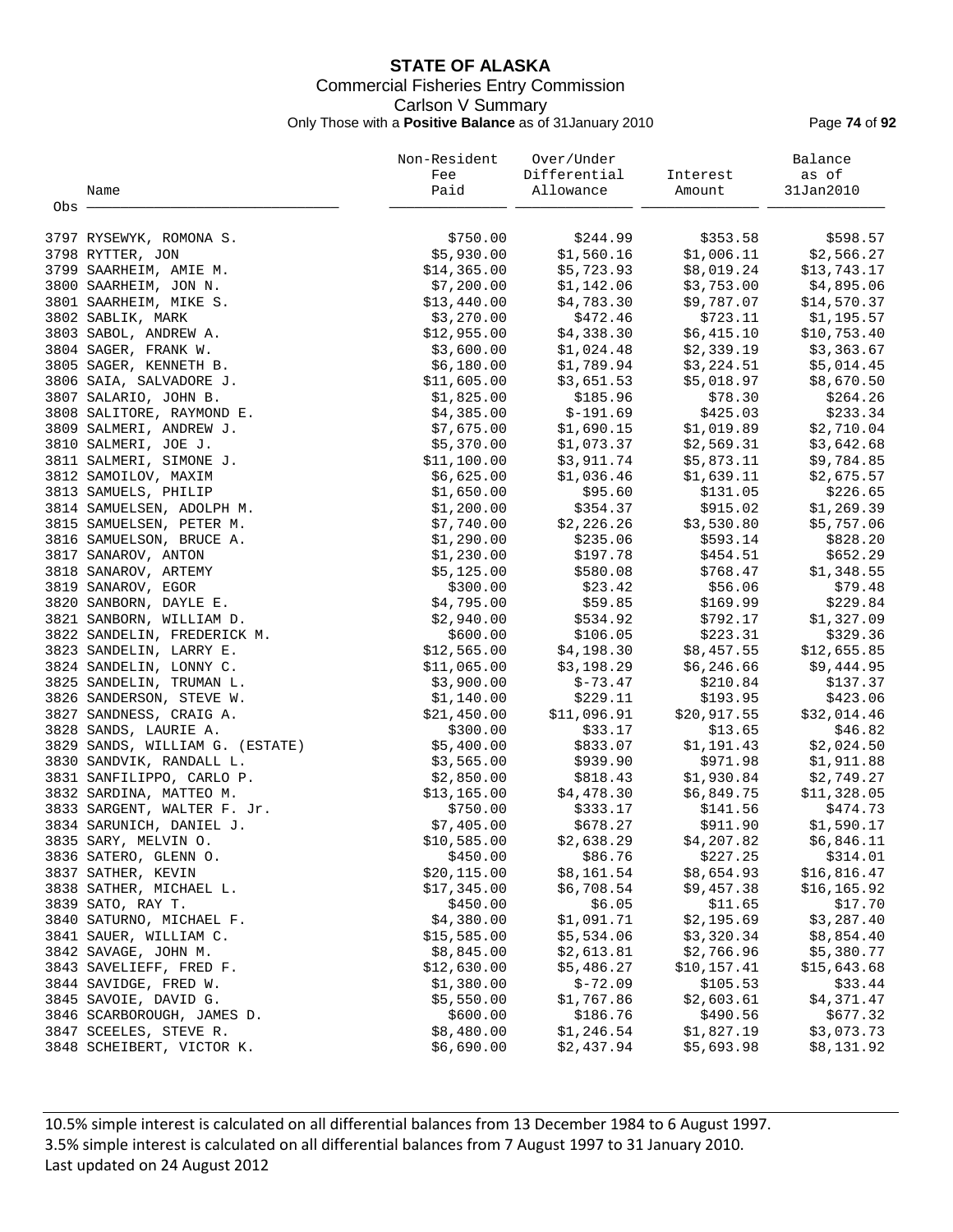# STATE OF ALASKA

Commercial Fisheries Entry Commission

Carlson V Summary

Only Those with a **Positive Balance** as of 31January 2010

| Obs | Name | Non-Resident Fee Paid | Over/Under Differential Allowance | Interest Amount | Balance as of 31Jan2010 |
|---|---|---|---|---|---|
| 3797 | RYSEWYK, ROMONA S. | $750.00 | $244.99 | $353.58 | $598.57 |
| 3798 | RYTTER, JON | $5,930.00 | $1,560.16 | $1,006.11 | $2,566.27 |
| 3799 | SAARHEIM, AMIE M. | $14,365.00 | $5,723.93 | $8,019.24 | $13,743.17 |
| 3800 | SAARHEIM, JON N. | $7,200.00 | $1,142.06 | $3,753.00 | $4,895.06 |
| 3801 | SAARHEIM, MIKE S. | $13,440.00 | $4,783.30 | $9,787.07 | $14,570.37 |
| 3802 | SABLIK, MARK | $3,270.00 | $472.46 | $723.11 | $1,195.57 |
| 3803 | SABOL, ANDREW A. | $12,955.00 | $4,338.30 | $6,415.10 | $10,753.40 |
| 3804 | SAGER, FRANK W. | $3,600.00 | $1,024.48 | $2,339.19 | $3,363.67 |
| 3805 | SAGER, KENNETH B. | $6,180.00 | $1,789.94 | $3,224.51 | $5,014.45 |
| 3806 | SAIA, SALVADORE J. | $11,605.00 | $3,651.53 | $5,018.97 | $8,670.50 |
| 3807 | SALARIO, JOHN B. | $1,825.00 | $185.96 | $78.30 | $264.26 |
| 3808 | SALITORE, RAYMOND E. | $4,385.00 | $-191.69 | $425.03 | $233.34 |
| 3809 | SALMERI, ANDREW J. | $7,675.00 | $1,690.15 | $1,019.89 | $2,710.04 |
| 3810 | SALMERI, JOE J. | $5,370.00 | $1,073.37 | $2,569.31 | $3,642.68 |
| 3811 | SALMERI, SIMONE J. | $11,100.00 | $3,911.74 | $5,873.11 | $9,784.85 |
| 3812 | SAMOILOV, MAXIM | $6,625.00 | $1,036.46 | $1,639.11 | $2,675.57 |
| 3813 | SAMUELS, PHILIP | $1,650.00 | $95.60 | $131.05 | $226.65 |
| 3814 | SAMUELSEN, ADOLPH M. | $1,200.00 | $354.37 | $915.02 | $1,269.39 |
| 3815 | SAMUELSEN, PETER M. | $7,740.00 | $2,226.26 | $3,530.80 | $5,757.06 |
| 3816 | SAMUELSON, BRUCE A. | $1,290.00 | $235.06 | $593.14 | $828.20 |
| 3817 | SANAROV, ANTON | $1,230.00 | $197.78 | $454.51 | $652.29 |
| 3818 | SANAROV, ARTEMY | $5,125.00 | $580.08 | $768.47 | $1,348.55 |
| 3819 | SANAROV, EGOR | $300.00 | $23.42 | $56.06 | $79.48 |
| 3820 | SANBORN, DAYLE E. | $4,795.00 | $59.85 | $169.99 | $229.84 |
| 3821 | SANBORN, WILLIAM D. | $2,940.00 | $534.92 | $792.17 | $1,327.09 |
| 3822 | SANDELIN, FREDERICK M. | $600.00 | $106.05 | $223.31 | $329.36 |
| 3823 | SANDELIN, LARRY E. | $12,565.00 | $4,198.30 | $8,457.55 | $12,655.85 |
| 3824 | SANDELIN, LONNY C. | $11,065.00 | $3,198.29 | $6,246.66 | $9,444.95 |
| 3825 | SANDELIN, TRUMAN L. | $3,900.00 | $-73.47 | $210.84 | $137.37 |
| 3826 | SANDERSON, STEVE W. | $1,140.00 | $229.11 | $193.95 | $423.06 |
| 3827 | SANDNESS, CRAIG A. | $21,450.00 | $11,096.91 | $20,917.55 | $32,014.46 |
| 3828 | SANDS, LAURIE A. | $300.00 | $33.17 | $13.65 | $46.82 |
| 3829 | SANDS, WILLIAM G. (ESTATE) | $5,400.00 | $833.07 | $1,191.43 | $2,024.50 |
| 3830 | SANDVIK, RANDALL L. | $3,565.00 | $939.90 | $971.98 | $1,911.88 |
| 3831 | SANFILIPPO, CARLO P. | $2,850.00 | $818.43 | $1,930.84 | $2,749.27 |
| 3832 | SARDINA, MATTEO M. | $13,165.00 | $4,478.30 | $6,849.75 | $11,328.05 |
| 3833 | SARGENT, WALTER F. Jr. | $750.00 | $333.17 | $141.56 | $474.73 |
| 3834 | SARUNICH, DANIEL J. | $7,405.00 | $678.27 | $911.90 | $1,590.17 |
| 3835 | SARY, MELVIN O. | $10,585.00 | $2,638.29 | $4,207.82 | $6,846.11 |
| 3836 | SATERO, GLENN O. | $450.00 | $86.76 | $227.25 | $314.01 |
| 3837 | SATHER, KEVIN | $20,115.00 | $8,161.54 | $8,654.93 | $16,816.47 |
| 3838 | SATHER, MICHAEL L. | $17,345.00 | $6,708.54 | $9,457.38 | $16,165.92 |
| 3839 | SATO, RAY T. | $450.00 | $6.05 | $11.65 | $17.70 |
| 3840 | SATURNO, MICHAEL F. | $4,380.00 | $1,091.71 | $2,195.69 | $3,287.40 |
| 3841 | SAUER, WILLIAM C. | $15,585.00 | $5,534.06 | $3,320.34 | $8,854.40 |
| 3842 | SAVAGE, JOHN M. | $8,845.00 | $2,613.81 | $2,766.96 | $5,380.77 |
| 3843 | SAVELIEFF, FRED F. | $12,630.00 | $5,486.27 | $10,157.41 | $15,643.68 |
| 3844 | SAVIDGE, FRED W. | $1,380.00 | $-72.09 | $105.53 | $33.44 |
| 3845 | SAVOIE, DAVID G. | $5,550.00 | $1,767.86 | $2,603.61 | $4,371.47 |
| 3846 | SCARBOROUGH, JAMES D. | $600.00 | $186.76 | $490.56 | $677.32 |
| 3847 | SCEELES, STEVE R. | $8,480.00 | $1,246.54 | $1,827.19 | $3,073.73 |
| 3848 | SCHEIBERT, VICTOR K. | $6,690.00 | $2,437.94 | $5,693.98 | $8,131.92 |

10.5% simple interest is calculated on all differential balances from 13 December 1984 to 6 August 1997.
3.5% simple interest is calculated on all differential balances from 7 August 1997 to 31 January 2010.
Last updated on 24 August 2012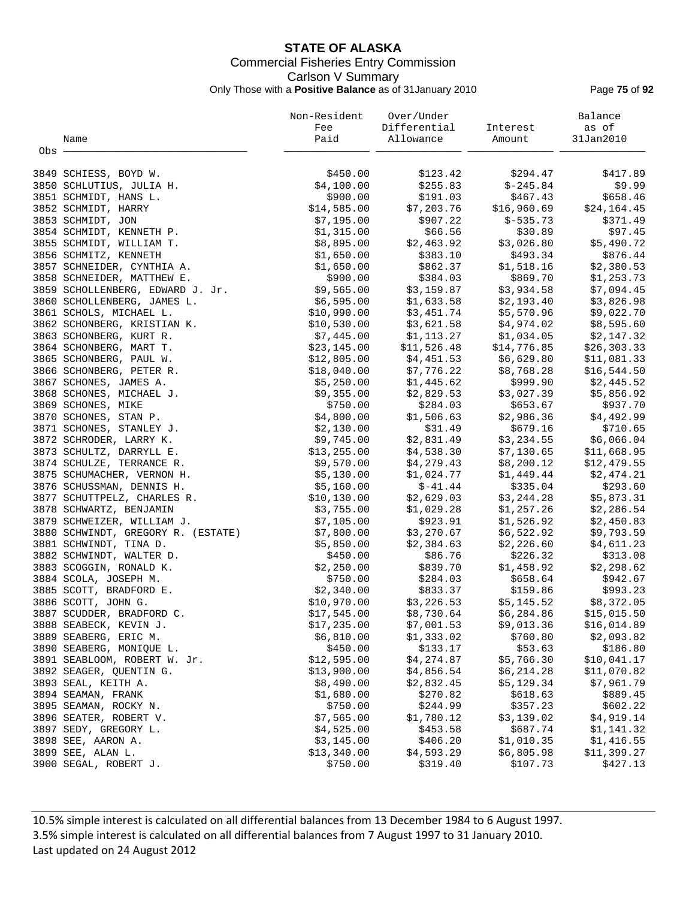# STATE OF ALASKA

Commercial Fisheries Entry Commission

Carlson V Summary

Only Those with a **Positive Balance** as of 31January 2010

| Obs | Name | Non-Resident Fee Paid | Over/Under Differential Allowance | Interest Amount | Balance as of 31Jan2010 |
|---|---|---|---|---|---|
| 3849 | SCHIESS, BOYD W. | $450.00 | $123.42 | $294.47 | $417.89 |
| 3850 | SCHLUTIUS, JULIA H. | $4,100.00 | $255.83 | $-245.84 | $9.99 |
| 3851 | SCHMIDT, HANS L. | $900.00 | $191.03 | $467.43 | $658.46 |
| 3852 | SCHMIDT, HARRY | $14,585.00 | $7,203.76 | $16,960.69 | $24,164.45 |
| 3853 | SCHMIDT, JON | $7,195.00 | $907.22 | $-535.73 | $371.49 |
| 3854 | SCHMIDT, KENNETH P. | $1,315.00 | $66.56 | $30.89 | $97.45 |
| 3855 | SCHMIDT, WILLIAM T. | $8,895.00 | $2,463.92 | $3,026.80 | $5,490.72 |
| 3856 | SCHMITZ, KENNETH | $1,650.00 | $383.10 | $493.34 | $876.44 |
| 3857 | SCHNEIDER, CYNTHIA A. | $1,650.00 | $862.37 | $1,518.16 | $2,380.53 |
| 3858 | SCHNEIDER, MATTHEW E. | $900.00 | $384.03 | $869.70 | $1,253.73 |
| 3859 | SCHOLLENBERG, EDWARD J. Jr. | $9,565.00 | $3,159.87 | $3,934.58 | $7,094.45 |
| 3860 | SCHOLLENBERG, JAMES L. | $6,595.00 | $1,633.58 | $2,193.40 | $3,826.98 |
| 3861 | SCHOLS, MICHAEL L. | $10,990.00 | $3,451.74 | $5,570.96 | $9,022.70 |
| 3862 | SCHONBERG, KRISTIAN K. | $10,530.00 | $3,621.58 | $4,974.02 | $8,595.60 |
| 3863 | SCHONBERG, KURT R. | $7,445.00 | $1,113.27 | $1,034.05 | $2,147.32 |
| 3864 | SCHONBERG, MART T. | $23,145.00 | $11,526.48 | $14,776.85 | $26,303.33 |
| 3865 | SCHONBERG, PAUL W. | $12,805.00 | $4,451.53 | $6,629.80 | $11,081.33 |
| 3866 | SCHONBERG, PETER R. | $18,040.00 | $7,776.22 | $8,768.28 | $16,544.50 |
| 3867 | SCHONES, JAMES A. | $5,250.00 | $1,445.62 | $999.90 | $2,445.52 |
| 3868 | SCHONES, MICHAEL J. | $9,355.00 | $2,829.53 | $3,027.39 | $5,856.92 |
| 3869 | SCHONES, MIKE | $750.00 | $284.03 | $653.67 | $937.70 |
| 3870 | SCHONES, STAN P. | $4,800.00 | $1,506.63 | $2,986.36 | $4,492.99 |
| 3871 | SCHONES, STANLEY J. | $2,130.00 | $31.49 | $679.16 | $710.65 |
| 3872 | SCHRODER, LARRY K. | $9,745.00 | $2,831.49 | $3,234.55 | $6,066.04 |
| 3873 | SCHULTZ, DARRYLL E. | $13,255.00 | $4,538.30 | $7,130.65 | $11,668.95 |
| 3874 | SCHULZE, TERRANCE R. | $9,570.00 | $4,279.43 | $8,200.12 | $12,479.55 |
| 3875 | SCHUMACHER, VERNON H. | $5,130.00 | $1,024.77 | $1,449.44 | $2,474.21 |
| 3876 | SCHUSSMAN, DENNIS H. | $5,160.00 | $-41.44 | $335.04 | $293.60 |
| 3877 | SCHUTTPELZ, CHARLES R. | $10,130.00 | $2,629.03 | $3,244.28 | $5,873.31 |
| 3878 | SCHWARTZ, BENJAMIN | $3,755.00 | $1,029.28 | $1,257.26 | $2,286.54 |
| 3879 | SCHWEIZER, WILLIAM J. | $7,105.00 | $923.91 | $1,526.92 | $2,450.83 |
| 3880 | SCHWINDT, GREGORY R. (ESTATE) | $7,800.00 | $3,270.67 | $6,522.92 | $9,793.59 |
| 3881 | SCHWINDT, TINA D. | $5,850.00 | $2,384.63 | $2,226.60 | $4,611.23 |
| 3882 | SCHWINDT, WALTER D. | $450.00 | $86.76 | $226.32 | $313.08 |
| 3883 | SCOGGIN, RONALD K. | $2,250.00 | $839.70 | $1,458.92 | $2,298.62 |
| 3884 | SCOLA, JOSEPH M. | $750.00 | $284.03 | $658.64 | $942.67 |
| 3885 | SCOTT, BRADFORD E. | $2,340.00 | $833.37 | $159.86 | $993.23 |
| 3886 | SCOTT, JOHN G. | $10,970.00 | $3,226.53 | $5,145.52 | $8,372.05 |
| 3887 | SCUDDER, BRADFORD C. | $17,545.00 | $8,730.64 | $6,284.86 | $15,015.50 |
| 3888 | SEABECK, KEVIN J. | $17,235.00 | $7,001.53 | $9,013.36 | $16,014.89 |
| 3889 | SEABERG, ERIC M. | $6,810.00 | $1,333.02 | $760.80 | $2,093.82 |
| 3890 | SEABERG, MONIQUE L. | $450.00 | $133.17 | $53.63 | $186.80 |
| 3891 | SEABLOOM, ROBERT W. Jr. | $12,595.00 | $4,274.87 | $5,766.30 | $10,041.17 |
| 3892 | SEAGER, QUENTIN G. | $13,900.00 | $4,856.54 | $6,214.28 | $11,070.82 |
| 3893 | SEAL, KEITH A. | $8,490.00 | $2,832.45 | $5,129.34 | $7,961.79 |
| 3894 | SEAMAN, FRANK | $1,680.00 | $270.82 | $618.63 | $889.45 |
| 3895 | SEAMAN, ROCKY N. | $750.00 | $244.99 | $357.23 | $602.22 |
| 3896 | SEATER, ROBERT V. | $7,565.00 | $1,780.12 | $3,139.02 | $4,919.14 |
| 3897 | SEDY, GREGORY L. | $4,525.00 | $453.58 | $687.74 | $1,141.32 |
| 3898 | SEE, AARON A. | $3,145.00 | $406.20 | $1,010.35 | $1,416.55 |
| 3899 | SEE, ALAN L. | $13,340.00 | $4,593.29 | $6,805.98 | $11,399.27 |
| 3900 | SEGAL, ROBERT J. | $750.00 | $319.40 | $107.73 | $427.13 |

10.5% simple interest is calculated on all differential balances from 13 December 1984 to 6 August 1997.
3.5% simple interest is calculated on all differential balances from 7 August 1997 to 31 January 2010.
Last updated on 24 August 2012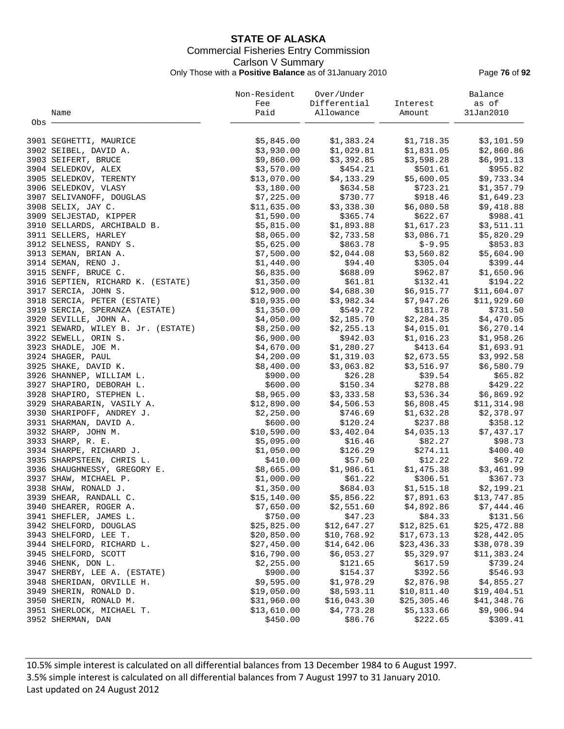# STATE OF ALASKA

Commercial Fisheries Entry Commission

Carlson V Summary

Only Those with a **Positive Balance** as of 31January 2010

| Obs | Name | Non-Resident Fee Paid | Over/Under Differential Allowance | Interest Amount | Balance as of 31Jan2010 |
|---|---|---|---|---|---|
| 3901 | SEGHETTI, MAURICE | $5,845.00 | $1,383.24 | $1,718.35 | $3,101.59 |
| 3902 | SEIBEL, DAVID A. | $3,930.00 | $1,029.81 | $1,831.05 | $2,860.86 |
| 3903 | SEIFERT, BRUCE | $9,860.00 | $3,392.85 | $3,598.28 | $6,991.13 |
| 3904 | SELEDKOV, ALEX | $3,570.00 | $454.21 | $501.61 | $955.82 |
| 3905 | SELEDKOV, TERENTY | $13,070.00 | $4,133.29 | $5,600.05 | $9,733.34 |
| 3906 | SELEDKOV, VLASY | $3,180.00 | $634.58 | $723.21 | $1,357.79 |
| 3907 | SELIVANOFF, DOUGLAS | $7,225.00 | $730.77 | $918.46 | $1,649.23 |
| 3908 | SELIX, JAY C. | $11,635.00 | $3,338.30 | $6,080.58 | $9,418.88 |
| 3909 | SELJESTAD, KIPPER | $1,590.00 | $365.74 | $622.67 | $988.41 |
| 3910 | SELLARDS, ARCHIBALD B. | $5,815.00 | $1,893.88 | $1,617.23 | $3,511.11 |
| 3911 | SELLERS, HARLEY | $8,065.00 | $2,733.58 | $3,086.71 | $5,820.29 |
| 3912 | SELNESS, RANDY S. | $5,625.00 | $863.78 | $-9.95 | $853.83 |
| 3913 | SEMAN, BRIAN A. | $7,500.00 | $2,044.08 | $3,560.82 | $5,604.90 |
| 3914 | SEMAN, RENO J. | $1,440.00 | $94.40 | $305.04 | $399.44 |
| 3915 | SENFF, BRUCE C. | $6,835.00 | $688.09 | $962.87 | $1,650.96 |
| 3916 | SEPTIEN, RICHARD K. (ESTATE) | $1,350.00 | $61.81 | $132.41 | $194.22 |
| 3917 | SERCIA, JOHN S. | $12,900.00 | $4,688.30 | $6,915.77 | $11,604.07 |
| 3918 | SERCIA, PETER (ESTATE) | $10,935.00 | $3,982.34 | $7,947.26 | $11,929.60 |
| 3919 | SERCIA, SPERANZA (ESTATE) | $1,350.00 | $549.72 | $181.78 | $731.50 |
| 3920 | SEVILLE, JOHN A. | $4,050.00 | $2,185.70 | $2,284.35 | $4,470.05 |
| 3921 | SEWARD, WILEY B. Jr. (ESTATE) | $8,250.00 | $2,255.13 | $4,015.01 | $6,270.14 |
| 3922 | SEWELL, ORIN S. | $6,900.00 | $942.03 | $1,016.23 | $1,958.26 |
| 3923 | SHADLE, JOE M. | $4,670.00 | $1,280.27 | $413.64 | $1,693.91 |
| 3924 | SHAGER, PAUL | $4,200.00 | $1,319.03 | $2,673.55 | $3,992.58 |
| 3925 | SHAKE, DAVID K. | $8,400.00 | $3,063.82 | $3,516.97 | $6,580.79 |
| 3926 | SHANNEP, WILLIAM L. | $900.00 | $26.28 | $39.54 | $65.82 |
| 3927 | SHAPIRO, DEBORAH L. | $600.00 | $150.34 | $278.88 | $429.22 |
| 3928 | SHAPIRO, STEPHEN L. | $8,965.00 | $3,333.58 | $3,536.34 | $6,869.92 |
| 3929 | SHARABARIN, VASILY A. | $12,890.00 | $4,506.53 | $6,808.45 | $11,314.98 |
| 3930 | SHARIPOFF, ANDREY J. | $2,250.00 | $746.69 | $1,632.28 | $2,378.97 |
| 3931 | SHARMAN, DAVID A. | $600.00 | $120.24 | $237.88 | $358.12 |
| 3932 | SHARP, JOHN M. | $10,590.00 | $3,402.04 | $4,035.13 | $7,437.17 |
| 3933 | SHARP, R. E. | $5,095.00 | $16.46 | $82.27 | $98.73 |
| 3934 | SHARPE, RICHARD J. | $1,050.00 | $126.29 | $274.11 | $400.40 |
| 3935 | SHARPSTEEN, CHRIS L. | $410.00 | $57.50 | $12.22 | $69.72 |
| 3936 | SHAUGHNESSY, GREGORY E. | $8,665.00 | $1,986.61 | $1,475.38 | $3,461.99 |
| 3937 | SHAW, MICHAEL P. | $1,000.00 | $61.22 | $306.51 | $367.73 |
| 3938 | SHAW, RONALD J. | $1,350.00 | $684.03 | $1,515.18 | $2,199.21 |
| 3939 | SHEAR, RANDALL C. | $15,140.00 | $5,856.22 | $7,891.63 | $13,747.85 |
| 3940 | SHEARER, ROGER A. | $7,650.00 | $2,551.60 | $4,892.86 | $7,444.46 |
| 3941 | SHEFLER, JAMES L. | $750.00 | $47.23 | $84.33 | $131.56 |
| 3942 | SHELFORD, DOUGLAS | $25,825.00 | $12,647.27 | $12,825.61 | $25,472.88 |
| 3943 | SHELFORD, LEE T. | $20,850.00 | $10,768.92 | $17,673.13 | $28,442.05 |
| 3944 | SHELFORD, RICHARD L. | $27,450.00 | $14,642.06 | $23,436.33 | $38,078.39 |
| 3945 | SHELFORD, SCOTT | $16,790.00 | $6,053.27 | $5,329.97 | $11,383.24 |
| 3946 | SHENK, DON L. | $2,255.00 | $121.65 | $617.59 | $739.24 |
| 3947 | SHERBY, LEE A. (ESTATE) | $900.00 | $154.37 | $392.56 | $546.93 |
| 3948 | SHERIDAN, ORVILLE H. | $9,595.00 | $1,978.29 | $2,876.98 | $4,855.27 |
| 3949 | SHERIN, RONALD D. | $19,050.00 | $8,593.11 | $10,811.40 | $19,404.51 |
| 3950 | SHERIN, RONALD M. | $31,960.00 | $16,043.30 | $25,305.46 | $41,348.76 |
| 3951 | SHERLOCK, MICHAEL T. | $13,610.00 | $4,773.28 | $5,133.66 | $9,906.94 |
| 3952 | SHERMAN, DAN | $450.00 | $86.76 | $222.65 | $309.41 |

10.5% simple interest is calculated on all differential balances from 13 December 1984 to 6 August 1997.

3.5% simple interest is calculated on all differential balances from 7 August 1997 to 31 January 2010.

Last updated on 24 August 2012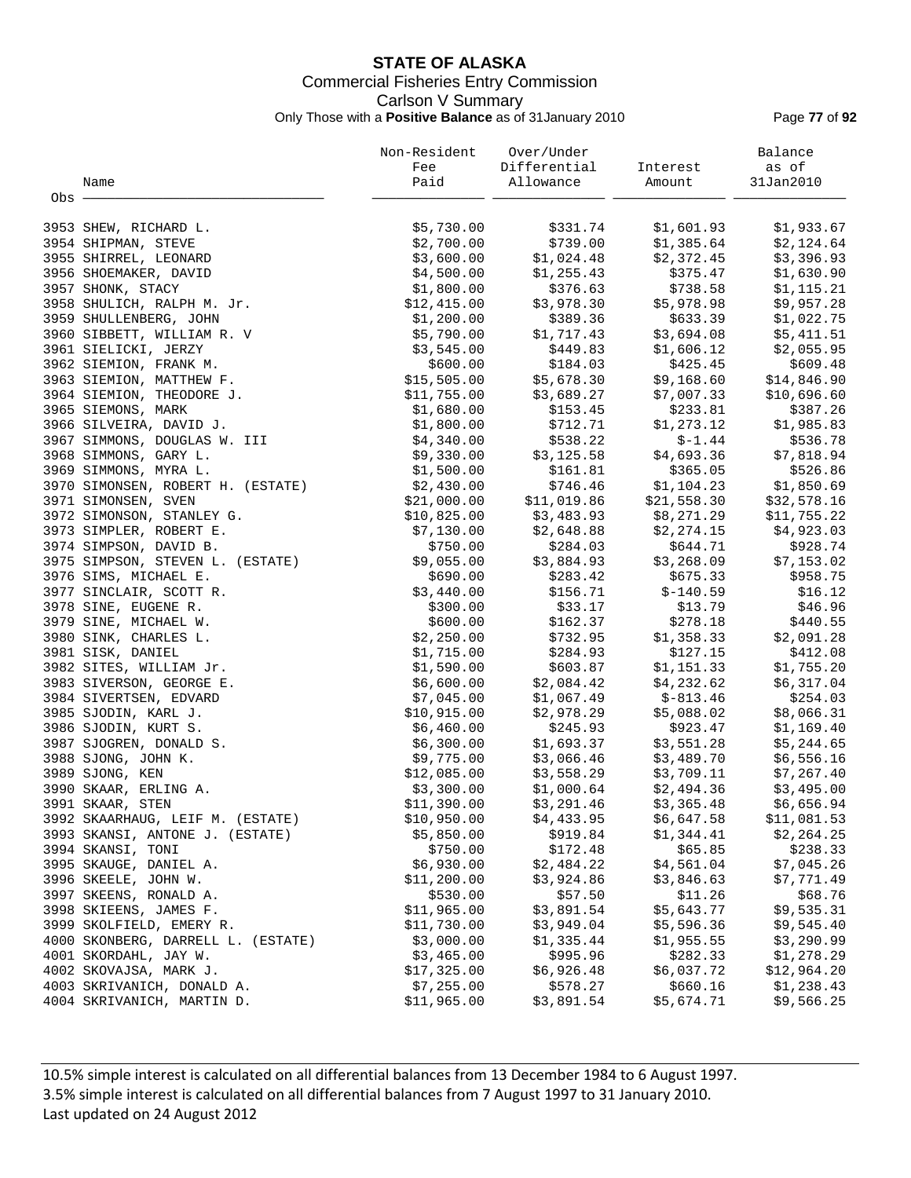# STATE OF ALASKA

Commercial Fisheries Entry Commission

Carlson V Summary

Only Those with a **Positive Balance** as of 31January 2010

| Obs | Name | Non-Resident Fee Paid | Over/Under Differential Allowance | Interest Amount | Balance as of 31Jan2010 |
|---|---|---|---|---|---|
| 3953 | SHEW, RICHARD L. | $5,730.00 | $331.74 | $1,601.93 | $1,933.67 |
| 3954 | SHIPMAN, STEVE | $2,700.00 | $739.00 | $1,385.64 | $2,124.64 |
| 3955 | SHIRREL, LEONARD | $3,600.00 | $1,024.48 | $2,372.45 | $3,396.93 |
| 3956 | SHOEMAKER, DAVID | $4,500.00 | $1,255.43 | $375.47 | $1,630.90 |
| 3957 | SHONK, STACY | $1,800.00 | $376.63 | $738.58 | $1,115.21 |
| 3958 | SHULICH, RALPH M. Jr. | $12,415.00 | $3,978.30 | $5,978.98 | $9,957.28 |
| 3959 | SHULLENBERG, JOHN | $1,200.00 | $389.36 | $633.39 | $1,022.75 |
| 3960 | SIBBETT, WILLIAM R. V | $5,790.00 | $1,717.43 | $3,694.08 | $5,411.51 |
| 3961 | SIELICKI, JERZY | $3,545.00 | $449.83 | $1,606.12 | $2,055.95 |
| 3962 | SIEMION, FRANK M. | $600.00 | $184.03 | $425.45 | $609.48 |
| 3963 | SIEMION, MATTHEW F. | $15,505.00 | $5,678.30 | $9,168.60 | $14,846.90 |
| 3964 | SIEMION, THEODORE J. | $11,755.00 | $3,689.27 | $7,007.33 | $10,696.60 |
| 3965 | SIEMONS, MARK | $1,680.00 | $153.45 | $233.81 | $387.26 |
| 3966 | SILVEIRA, DAVID J. | $1,800.00 | $712.71 | $1,273.12 | $1,985.83 |
| 3967 | SIMMONS, DOUGLAS W. III | $4,340.00 | $538.22 | $-1.44 | $536.78 |
| 3968 | SIMMONS, GARY L. | $9,330.00 | $3,125.58 | $4,693.36 | $7,818.94 |
| 3969 | SIMMONS, MYRA L. | $1,500.00 | $161.81 | $365.05 | $526.86 |
| 3970 | SIMONSEN, ROBERT H. (ESTATE) | $2,430.00 | $746.46 | $1,104.23 | $1,850.69 |
| 3971 | SIMONSEN, SVEN | $21,000.00 | $11,019.86 | $21,558.30 | $32,578.16 |
| 3972 | SIMONSON, STANLEY G. | $10,825.00 | $3,483.93 | $8,271.29 | $11,755.22 |
| 3973 | SIMPLER, ROBERT E. | $7,130.00 | $2,648.88 | $2,274.15 | $4,923.03 |
| 3974 | SIMPSON, DAVID B. | $750.00 | $284.03 | $644.71 | $928.74 |
| 3975 | SIMPSON, STEVEN L. (ESTATE) | $9,055.00 | $3,884.93 | $3,268.09 | $7,153.02 |
| 3976 | SIMS, MICHAEL E. | $690.00 | $283.42 | $675.33 | $958.75 |
| 3977 | SINCLAIR, SCOTT R. | $3,440.00 | $156.71 | $-140.59 | $16.12 |
| 3978 | SINE, EUGENE R. | $300.00 | $33.17 | $13.79 | $46.96 |
| 3979 | SINE, MICHAEL W. | $600.00 | $162.37 | $278.18 | $440.55 |
| 3980 | SINK, CHARLES L. | $2,250.00 | $732.95 | $1,358.33 | $2,091.28 |
| 3981 | SISK, DANIEL | $1,715.00 | $284.93 | $127.15 | $412.08 |
| 3982 | SITES, WILLIAM Jr. | $1,590.00 | $603.87 | $1,151.33 | $1,755.20 |
| 3983 | SIVERSON, GEORGE E. | $6,600.00 | $2,084.42 | $4,232.62 | $6,317.04 |
| 3984 | SIVERTSEN, EDVARD | $7,045.00 | $1,067.49 | $-813.46 | $254.03 |
| 3985 | SJODIN, KARL J. | $10,915.00 | $2,978.29 | $5,088.02 | $8,066.31 |
| 3986 | SJODIN, KURT S. | $6,460.00 | $245.93 | $923.47 | $1,169.40 |
| 3987 | SJOGREN, DONALD S. | $6,300.00 | $1,693.37 | $3,551.28 | $5,244.65 |
| 3988 | SJONG, JOHN K. | $9,775.00 | $3,066.46 | $3,489.70 | $6,556.16 |
| 3989 | SJONG, KEN | $12,085.00 | $3,558.29 | $3,709.11 | $7,267.40 |
| 3990 | SKAAR, ERLING A. | $3,300.00 | $1,000.64 | $2,494.36 | $3,495.00 |
| 3991 | SKAAR, STEN | $11,390.00 | $3,291.46 | $3,365.48 | $6,656.94 |
| 3992 | SKAARHAUG, LEIF M. (ESTATE) | $10,950.00 | $4,433.95 | $6,647.58 | $11,081.53 |
| 3993 | SKANSI, ANTONE J. (ESTATE) | $5,850.00 | $919.84 | $1,344.41 | $2,264.25 |
| 3994 | SKANSI, TONI | $750.00 | $172.48 | $65.85 | $238.33 |
| 3995 | SKAUGE, DANIEL A. | $6,930.00 | $2,484.22 | $4,561.04 | $7,045.26 |
| 3996 | SKEELE, JOHN W. | $11,200.00 | $3,924.86 | $3,846.63 | $7,771.49 |
| 3997 | SKEENS, RONALD A. | $530.00 | $57.50 | $11.26 | $68.76 |
| 3998 | SKIEENS, JAMES F. | $11,965.00 | $3,891.54 | $5,643.77 | $9,535.31 |
| 3999 | SKOLFIELD, EMERY R. | $11,730.00 | $3,949.04 | $5,596.36 | $9,545.40 |
| 4000 | SKONBERG, DARRELL L. (ESTATE) | $3,000.00 | $1,335.44 | $1,955.55 | $3,290.99 |
| 4001 | SKORDAHL, JAY W. | $3,465.00 | $995.96 | $282.33 | $1,278.29 |
| 4002 | SKOVAJSA, MARK J. | $17,325.00 | $6,926.48 | $6,037.72 | $12,964.20 |
| 4003 | SKRIVANICH, DONALD A. | $7,255.00 | $578.27 | $660.16 | $1,238.43 |
| 4004 | SKRIVANICH, MARTIN D. | $11,965.00 | $3,891.54 | $5,674.71 | $9,566.25 |

10.5% simple interest is calculated on all differential balances from 13 December 1984 to 6 August 1997.

3.5% simple interest is calculated on all differential balances from 7 August 1997 to 31 January 2010.

Last updated on 24 August 2012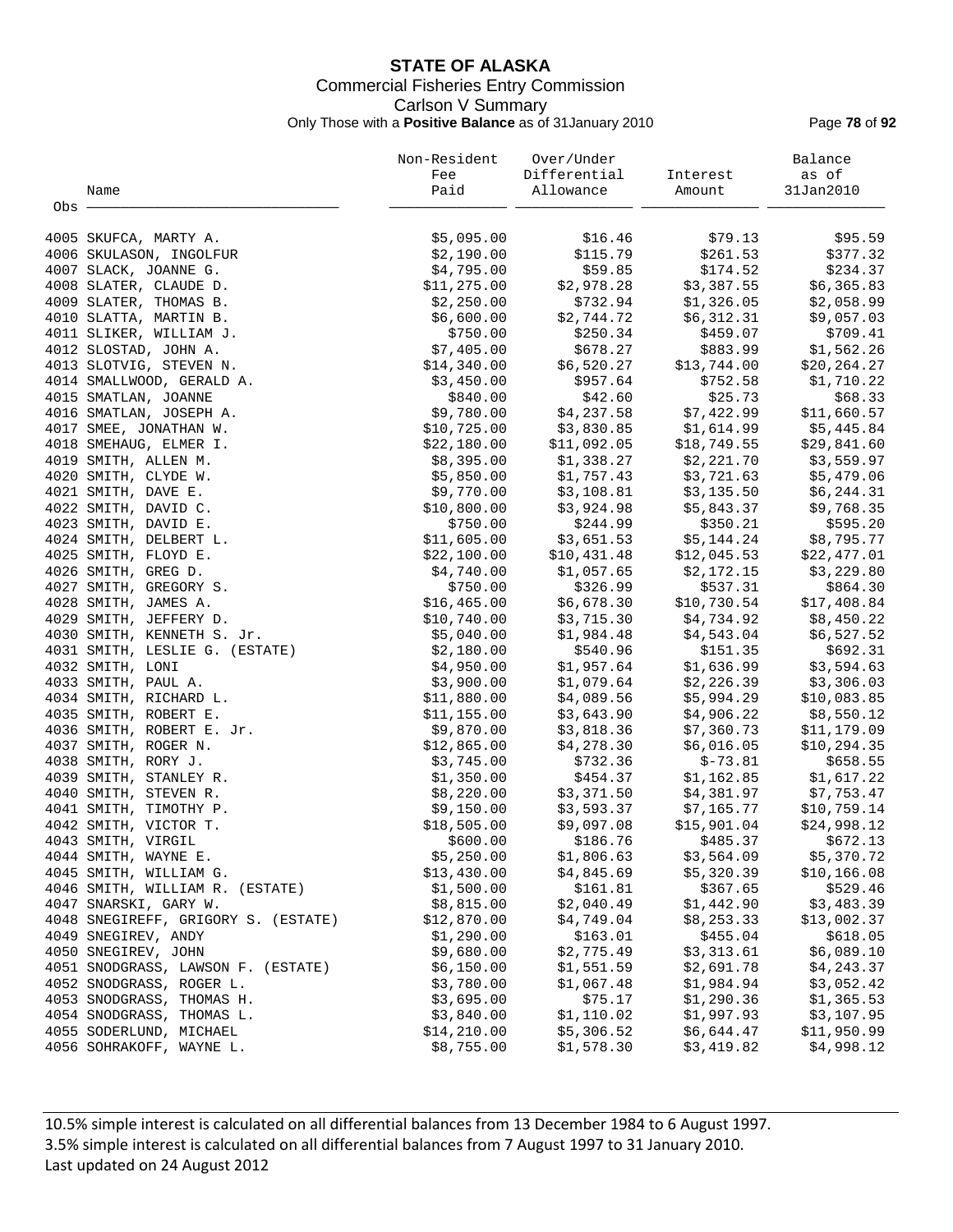**STATE OF ALASKA**
Commercial Fisheries Entry Commission
Carlson V Summary
Only Those with a **Positive Balance** as of 31January 2010

| Obs | Name | Non-Resident Fee Paid | Over/Under Differential Allowance | Interest Amount | Balance as of 31Jan2010 |
|---|---|---|---|---|---|
| 4005 | SKUFCA, MARTY A. | $5,095.00 | $16.46 | $79.13 | $95.59 |
| 4006 | SKULASON, INGOLFUR | $2,190.00 | $115.79 | $261.53 | $377.32 |
| 4007 | SLACK, JOANNE G. | $4,795.00 | $59.85 | $174.52 | $234.37 |
| 4008 | SLATER, CLAUDE D. | $11,275.00 | $2,978.28 | $3,387.55 | $6,365.83 |
| 4009 | SLATER, THOMAS B. | $2,250.00 | $732.94 | $1,326.05 | $2,058.99 |
| 4010 | SLATTA, MARTIN B. | $6,600.00 | $2,744.72 | $6,312.31 | $9,057.03 |
| 4011 | SLIKER, WILLIAM J. | $750.00 | $250.34 | $459.07 | $709.41 |
| 4012 | SLOSTAD, JOHN A. | $7,405.00 | $678.27 | $883.99 | $1,562.26 |
| 4013 | SLOTVIG, STEVEN N. | $14,340.00 | $6,520.27 | $13,744.00 | $20,264.27 |
| 4014 | SMALLWOOD, GERALD A. | $3,450.00 | $957.64 | $752.58 | $1,710.22 |
| 4015 | SMATLAN, JOANNE | $840.00 | $42.60 | $25.73 | $68.33 |
| 4016 | SMATLAN, JOSEPH A. | $9,780.00 | $4,237.58 | $7,422.99 | $11,660.57 |
| 4017 | SMEE, JONATHAN W. | $10,725.00 | $3,830.85 | $1,614.99 | $5,445.84 |
| 4018 | SMEHAUG, ELMER I. | $22,180.00 | $11,092.05 | $18,749.55 | $29,841.60 |
| 4019 | SMITH, ALLEN M. | $8,395.00 | $1,338.27 | $2,221.70 | $3,559.97 |
| 4020 | SMITH, CLYDE W. | $5,850.00 | $1,757.43 | $3,721.63 | $5,479.06 |
| 4021 | SMITH, DAVE E. | $9,770.00 | $3,108.81 | $3,135.50 | $6,244.31 |
| 4022 | SMITH, DAVID C. | $10,800.00 | $3,924.98 | $5,843.37 | $9,768.35 |
| 4023 | SMITH, DAVID E. | $750.00 | $244.99 | $350.21 | $595.20 |
| 4024 | SMITH, DELBERT L. | $11,605.00 | $3,651.53 | $5,144.24 | $8,795.77 |
| 4025 | SMITH, FLOYD E. | $22,100.00 | $10,431.48 | $12,045.53 | $22,477.01 |
| 4026 | SMITH, GREG D. | $4,740.00 | $1,057.65 | $2,172.15 | $3,229.80 |
| 4027 | SMITH, GREGORY S. | $750.00 | $326.99 | $537.31 | $864.30 |
| 4028 | SMITH, JAMES A. | $16,465.00 | $6,678.30 | $10,730.54 | $17,408.84 |
| 4029 | SMITH, JEFFERY D. | $10,740.00 | $3,715.30 | $4,734.92 | $8,450.22 |
| 4030 | SMITH, KENNETH S. Jr. | $5,040.00 | $1,984.48 | $4,543.04 | $6,527.52 |
| 4031 | SMITH, LESLIE G. (ESTATE) | $2,180.00 | $540.96 | $151.35 | $692.31 |
| 4032 | SMITH, LONI | $4,950.00 | $1,957.64 | $1,636.99 | $3,594.63 |
| 4033 | SMITH, PAUL A. | $3,900.00 | $1,079.64 | $2,226.39 | $3,306.03 |
| 4034 | SMITH, RICHARD L. | $11,880.00 | $4,089.56 | $5,994.29 | $10,083.85 |
| 4035 | SMITH, ROBERT E. | $11,155.00 | $3,643.90 | $4,906.22 | $8,550.12 |
| 4036 | SMITH, ROBERT E. Jr. | $9,870.00 | $3,818.36 | $7,360.73 | $11,179.09 |
| 4037 | SMITH, ROGER N. | $12,865.00 | $4,278.30 | $6,016.05 | $10,294.35 |
| 4038 | SMITH, RORY J. | $3,745.00 | $732.36 | $-73.81 | $658.55 |
| 4039 | SMITH, STANLEY R. | $1,350.00 | $454.37 | $1,162.85 | $1,617.22 |
| 4040 | SMITH, STEVEN R. | $8,220.00 | $3,371.50 | $4,381.97 | $7,753.47 |
| 4041 | SMITH, TIMOTHY P. | $9,150.00 | $3,593.37 | $7,165.77 | $10,759.14 |
| 4042 | SMITH, VICTOR T. | $18,505.00 | $9,097.08 | $15,901.04 | $24,998.12 |
| 4043 | SMITH, VIRGIL | $600.00 | $186.76 | $485.37 | $672.13 |
| 4044 | SMITH, WAYNE E. | $5,250.00 | $1,806.63 | $3,564.09 | $5,370.72 |
| 4045 | SMITH, WILLIAM G. | $13,430.00 | $4,845.69 | $5,320.39 | $10,166.08 |
| 4046 | SMITH, WILLIAM R. (ESTATE) | $1,500.00 | $161.81 | $367.65 | $529.46 |
| 4047 | SNARSKI, GARY W. | $8,815.00 | $2,040.49 | $1,442.90 | $3,483.39 |
| 4048 | SNEGIREFF, GRIGORY S. (ESTATE) | $12,870.00 | $4,749.04 | $8,253.33 | $13,002.37 |
| 4049 | SNEGIREV, ANDY | $1,290.00 | $163.01 | $455.04 | $618.05 |
| 4050 | SNEGIREV, JOHN | $9,680.00 | $2,775.49 | $3,313.61 | $6,089.10 |
| 4051 | SNODGRASS, LAWSON F. (ESTATE) | $6,150.00 | $1,551.59 | $2,691.78 | $4,243.37 |
| 4052 | SNODGRASS, ROGER L. | $3,780.00 | $1,067.48 | $1,984.94 | $3,052.42 |
| 4053 | SNODGRASS, THOMAS H. | $3,695.00 | $75.17 | $1,290.36 | $1,365.53 |
| 4054 | SNODGRASS, THOMAS L. | $3,840.00 | $1,110.02 | $1,997.93 | $3,107.95 |
| 4055 | SODERLUND, MICHAEL | $14,210.00 | $5,306.52 | $6,644.47 | $11,950.99 |
| 4056 | SOHRAKOFF, WAYNE L. | $8,755.00 | $1,578.30 | $3,419.82 | $4,998.12 |

10.5% simple interest is calculated on all differential balances from 13 December 1984 to 6 August 1997.
3.5% simple interest is calculated on all differential balances from 7 August 1997 to 31 January 2010.
Last updated on 24 August 2012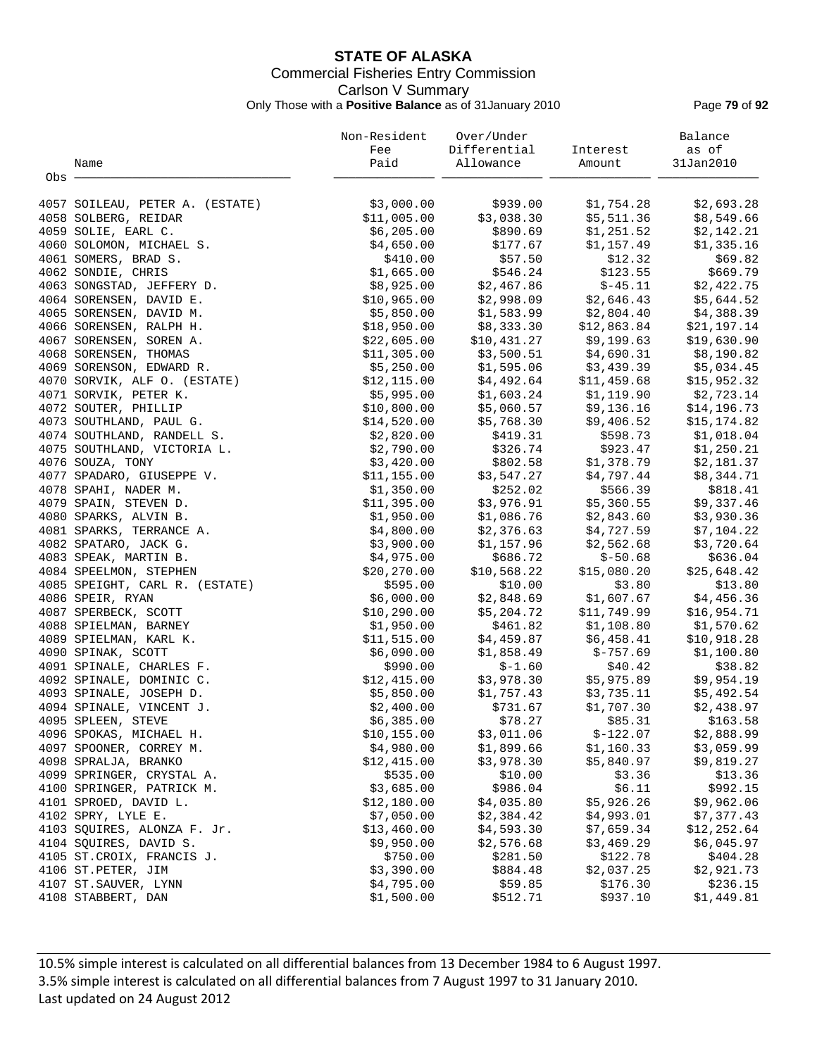# STATE OF ALASKA

## Commercial Fisheries Entry Commission

### Carlson V Summary

Only Those with a **Positive Balance** as of 31January 2010

| Obs | Name | Non-Resident Fee Paid | Over/Under Differential Allowance | Interest Amount | Balance as of 31Jan2010 |
|---|---|---|---|---|---|
| 4057 | SOILEAU, PETER A. (ESTATE) | $3,000.00 | $939.00 | $1,754.28 | $2,693.28 |
| 4058 | SOLBERG, REIDAR | $11,005.00 | $3,038.30 | $5,511.36 | $8,549.66 |
| 4059 | SOLIE, EARL C. | $6,205.00 | $890.69 | $1,251.52 | $2,142.21 |
| 4060 | SOLOMON, MICHAEL S. | $4,650.00 | $177.67 | $1,157.49 | $1,335.16 |
| 4061 | SOMERS, BRAD S. | $410.00 | $57.50 | $12.32 | $69.82 |
| 4062 | SONDIE, CHRIS | $1,665.00 | $546.24 | $123.55 | $669.79 |
| 4063 | SONGSTAD, JEFFERY D. | $8,925.00 | $2,467.86 | $-45.11 | $2,422.75 |
| 4064 | SORENSEN, DAVID E. | $10,965.00 | $2,998.09 | $2,646.43 | $5,644.52 |
| 4065 | SORENSEN, DAVID M. | $5,850.00 | $1,583.99 | $2,804.40 | $4,388.39 |
| 4066 | SORENSEN, RALPH H. | $18,950.00 | $8,333.30 | $12,863.84 | $21,197.14 |
| 4067 | SORENSEN, SOREN A. | $22,605.00 | $10,431.27 | $9,199.63 | $19,630.90 |
| 4068 | SORENSEN, THOMAS | $11,305.00 | $3,500.51 | $4,690.31 | $8,190.82 |
| 4069 | SORENSON, EDWARD R. | $5,250.00 | $1,595.06 | $3,439.39 | $5,034.45 |
| 4070 | SORVIK, ALF O. (ESTATE) | $12,115.00 | $4,492.64 | $11,459.68 | $15,952.32 |
| 4071 | SORVIK, PETER K. | $5,995.00 | $1,603.24 | $1,119.90 | $2,723.14 |
| 4072 | SOUTER, PHILLIP | $10,800.00 | $5,060.57 | $9,136.16 | $14,196.73 |
| 4073 | SOUTHLAND, PAUL G. | $14,520.00 | $5,768.30 | $9,406.52 | $15,174.82 |
| 4074 | SOUTHLAND, RANDELL S. | $2,820.00 | $419.31 | $598.73 | $1,018.04 |
| 4075 | SOUTHLAND, VICTORIA L. | $2,790.00 | $326.74 | $923.47 | $1,250.21 |
| 4076 | SOUZA, TONY | $3,420.00 | $802.58 | $1,378.79 | $2,181.37 |
| 4077 | SPADARO, GIUSEPPE V. | $11,155.00 | $3,547.27 | $4,797.44 | $8,344.71 |
| 4078 | SPAHI, NADER M. | $1,350.00 | $252.02 | $566.39 | $818.41 |
| 4079 | SPAIN, STEVEN D. | $11,395.00 | $3,976.91 | $5,360.55 | $9,337.46 |
| 4080 | SPARKS, ALVIN B. | $1,950.00 | $1,086.76 | $2,843.60 | $3,930.36 |
| 4081 | SPARKS, TERRANCE A. | $4,800.00 | $2,376.63 | $4,727.59 | $7,104.22 |
| 4082 | SPATARO, JACK G. | $3,900.00 | $1,157.96 | $2,562.68 | $3,720.64 |
| 4083 | SPEAK, MARTIN B. | $4,975.00 | $686.72 | $-50.68 | $636.04 |
| 4084 | SPEELMON, STEPHEN | $20,270.00 | $10,568.22 | $15,080.20 | $25,648.42 |
| 4085 | SPEIGHT, CARL R. (ESTATE) | $595.00 | $10.00 | $3.80 | $13.80 |
| 4086 | SPEIR, RYAN | $6,000.00 | $2,848.69 | $1,607.67 | $4,456.36 |
| 4087 | SPERBECK, SCOTT | $10,290.00 | $5,204.72 | $11,749.99 | $16,954.71 |
| 4088 | SPIELMAN, BARNEY | $1,950.00 | $461.82 | $1,108.80 | $1,570.62 |
| 4089 | SPIELMAN, KARL K. | $11,515.00 | $4,459.87 | $6,458.41 | $10,918.28 |
| 4090 | SPINAK, SCOTT | $6,090.00 | $1,858.49 | $-757.69 | $1,100.80 |
| 4091 | SPINALE, CHARLES F. | $990.00 | $-1.60 | $40.42 | $38.82 |
| 4092 | SPINALE, DOMINIC C. | $12,415.00 | $3,978.30 | $5,975.89 | $9,954.19 |
| 4093 | SPINALE, JOSEPH D. | $5,850.00 | $1,757.43 | $3,735.11 | $5,492.54 |
| 4094 | SPINALE, VINCENT J. | $2,400.00 | $731.67 | $1,707.30 | $2,438.97 |
| 4095 | SPLEEN, STEVE | $6,385.00 | $78.27 | $85.31 | $163.58 |
| 4096 | SPOKAS, MICHAEL H. | $10,155.00 | $3,011.06 | $-122.07 | $2,888.99 |
| 4097 | SPOONER, CORREY M. | $4,980.00 | $1,899.66 | $1,160.33 | $3,059.99 |
| 4098 | SPRALJA, BRANKO | $12,415.00 | $3,978.30 | $5,840.97 | $9,819.27 |
| 4099 | SPRINGER, CRYSTAL A. | $535.00 | $10.00 | $3.36 | $13.36 |
| 4100 | SPRINGER, PATRICK M. | $3,685.00 | $986.04 | $6.11 | $992.15 |
| 4101 | SPROED, DAVID L. | $12,180.00 | $4,035.80 | $5,926.26 | $9,962.06 |
| 4102 | SPRY, LYLE E. | $7,050.00 | $2,384.42 | $4,993.01 | $7,377.43 |
| 4103 | SQUIRES, ALONZA F. Jr. | $13,460.00 | $4,593.30 | $7,659.34 | $12,252.64 |
| 4104 | SQUIRES, DAVID S. | $9,950.00 | $2,576.68 | $3,469.29 | $6,045.97 |
| 4105 | ST.CROIX, FRANCIS J. | $750.00 | $281.50 | $122.78 | $404.28 |
| 4106 | ST.PETER, JIM | $3,390.00 | $884.48 | $2,037.25 | $2,921.73 |
| 4107 | ST.SAUVER, LYNN | $4,795.00 | $59.85 | $176.30 | $236.15 |
| 4108 | STABBERT, DAN | $1,500.00 | $512.71 | $937.10 | $1,449.81 |

10.5% simple interest is calculated on all differential balances from 13 December 1984 to 6 August 1997.
3.5% simple interest is calculated on all differential balances from 7 August 1997 to 31 January 2010.
Last updated on 24 August 2012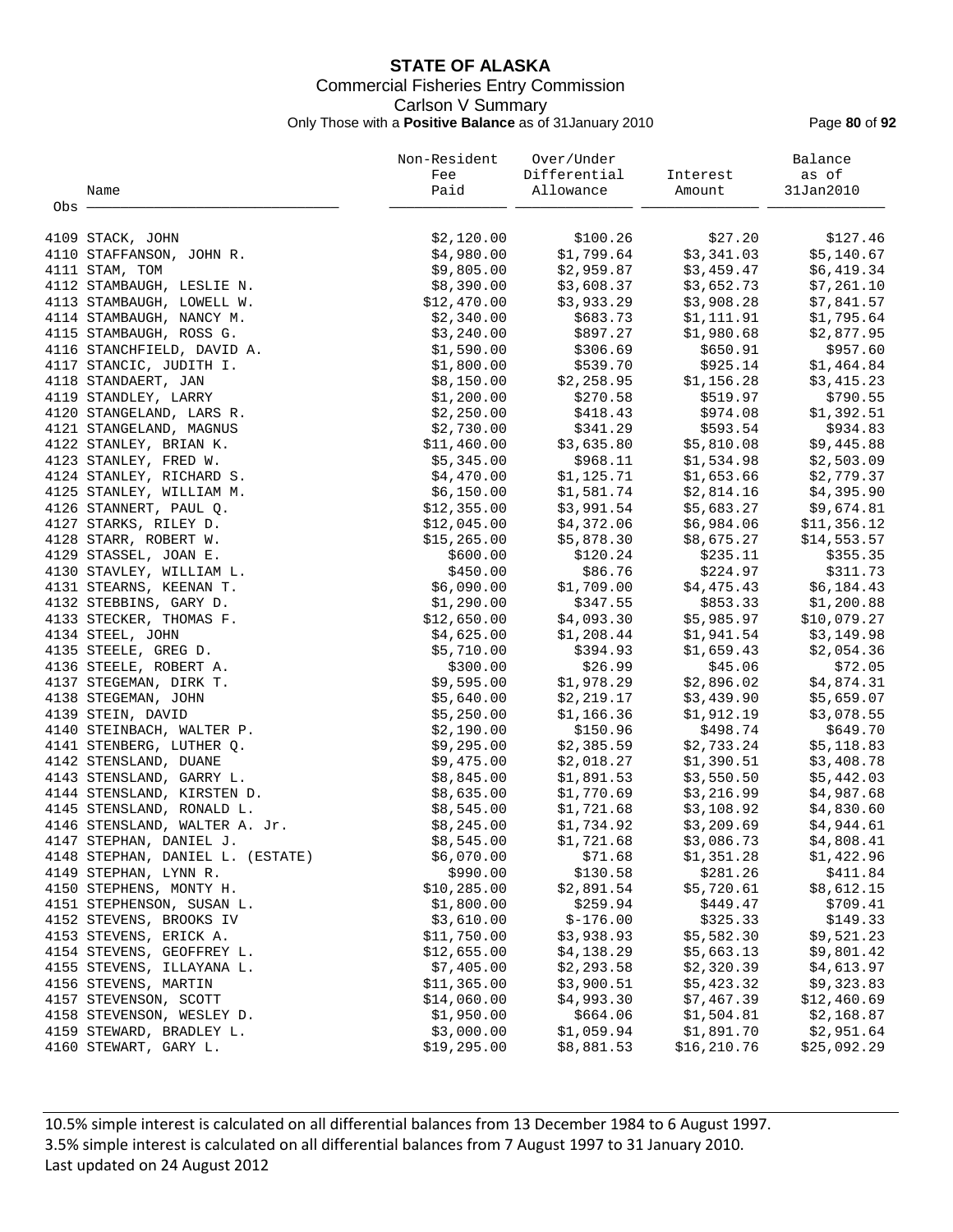# STATE OF ALASKA

Commercial Fisheries Entry Commission

Carlson V Summary

Only Those with a **Positive Balance** as of 31January 2010

| Obs | Name | Non-Resident Fee Paid | Over/Under Differential Allowance | Interest Amount | Balance as of 31Jan2010 |
|---|---|---|---|---|---|
| 4109 | STACK, JOHN | $2,120.00 | $100.26 | $27.20 | $127.46 |
| 4110 | STAFFANSON, JOHN R. | $4,980.00 | $1,799.64 | $3,341.03 | $5,140.67 |
| 4111 | STAM, TOM | $9,805.00 | $2,959.87 | $3,459.47 | $6,419.34 |
| 4112 | STAMBAUGH, LESLIE N. | $8,390.00 | $3,608.37 | $3,652.73 | $7,261.10 |
| 4113 | STAMBAUGH, LOWELL W. | $12,470.00 | $3,933.29 | $3,908.28 | $7,841.57 |
| 4114 | STAMBAUGH, NANCY M. | $2,340.00 | $683.73 | $1,111.91 | $1,795.64 |
| 4115 | STAMBAUGH, ROSS G. | $3,240.00 | $897.27 | $1,980.68 | $2,877.95 |
| 4116 | STANCHFIELD, DAVID A. | $1,590.00 | $306.69 | $650.91 | $957.60 |
| 4117 | STANCIC, JUDITH I. | $1,800.00 | $539.70 | $925.14 | $1,464.84 |
| 4118 | STANDAERT, JAN | $8,150.00 | $2,258.95 | $1,156.28 | $3,415.23 |
| 4119 | STANDLEY, LARRY | $1,200.00 | $270.58 | $519.97 | $790.55 |
| 4120 | STANGELAND, LARS R. | $2,250.00 | $418.43 | $974.08 | $1,392.51 |
| 4121 | STANGELAND, MAGNUS | $2,730.00 | $341.29 | $593.54 | $934.83 |
| 4122 | STANLEY, BRIAN K. | $11,460.00 | $3,635.80 | $5,810.08 | $9,445.88 |
| 4123 | STANLEY, FRED W. | $5,345.00 | $968.11 | $1,534.98 | $2,503.09 |
| 4124 | STANLEY, RICHARD S. | $4,470.00 | $1,125.71 | $1,653.66 | $2,779.37 |
| 4125 | STANLEY, WILLIAM M. | $6,150.00 | $1,581.74 | $2,814.16 | $4,395.90 |
| 4126 | STANNERT, PAUL Q. | $12,355.00 | $3,991.54 | $5,683.27 | $9,674.81 |
| 4127 | STARKS, RILEY D. | $12,045.00 | $4,372.06 | $6,984.06 | $11,356.12 |
| 4128 | STARR, ROBERT W. | $15,265.00 | $5,878.30 | $8,675.27 | $14,553.57 |
| 4129 | STASSEL, JOAN E. | $600.00 | $120.24 | $235.11 | $355.35 |
| 4130 | STAVLEY, WILLIAM L. | $450.00 | $86.76 | $224.97 | $311.73 |
| 4131 | STEARNS, KEENAN T. | $6,090.00 | $1,709.00 | $4,475.43 | $6,184.43 |
| 4132 | STEBBINS, GARY D. | $1,290.00 | $347.55 | $853.33 | $1,200.88 |
| 4133 | STECKER, THOMAS F. | $12,650.00 | $4,093.30 | $5,985.97 | $10,079.27 |
| 4134 | STEEL, JOHN | $4,625.00 | $1,208.44 | $1,941.54 | $3,149.98 |
| 4135 | STEELE, GREG D. | $5,710.00 | $394.93 | $1,659.43 | $2,054.36 |
| 4136 | STEELE, ROBERT A. | $300.00 | $26.99 | $45.06 | $72.05 |
| 4137 | STEGEMAN, DIRK T. | $9,595.00 | $1,978.29 | $2,896.02 | $4,874.31 |
| 4138 | STEGEMAN, JOHN | $5,640.00 | $2,219.17 | $3,439.90 | $5,659.07 |
| 4139 | STEIN, DAVID | $5,250.00 | $1,166.36 | $1,912.19 | $3,078.55 |
| 4140 | STEINBACH, WALTER P. | $2,190.00 | $150.96 | $498.74 | $649.70 |
| 4141 | STENBERG, LUTHER Q. | $9,295.00 | $2,385.59 | $2,733.24 | $5,118.83 |
| 4142 | STENSLAND, DUANE | $9,475.00 | $2,018.27 | $1,390.51 | $3,408.78 |
| 4143 | STENSLAND, GARRY L. | $8,845.00 | $1,891.53 | $3,550.50 | $5,442.03 |
| 4144 | STENSLAND, KIRSTEN D. | $8,635.00 | $1,770.69 | $3,216.99 | $4,987.68 |
| 4145 | STENSLAND, RONALD L. | $8,545.00 | $1,721.68 | $3,108.92 | $4,830.60 |
| 4146 | STENSLAND, WALTER A. Jr. | $8,245.00 | $1,734.92 | $3,209.69 | $4,944.61 |
| 4147 | STEPHAN, DANIEL J. | $8,545.00 | $1,721.68 | $3,086.73 | $4,808.41 |
| 4148 | STEPHAN, DANIEL L. (ESTATE) | $6,070.00 | $71.68 | $1,351.28 | $1,422.96 |
| 4149 | STEPHAN, LYNN R. | $990.00 | $130.58 | $281.26 | $411.84 |
| 4150 | STEPHENS, MONTY H. | $10,285.00 | $2,891.54 | $5,720.61 | $8,612.15 |
| 4151 | STEPHENSON, SUSAN L. | $1,800.00 | $259.94 | $449.47 | $709.41 |
| 4152 | STEVENS, BROOKS IV | $3,610.00 | $-176.00 | $325.33 | $149.33 |
| 4153 | STEVENS, ERICK A. | $11,750.00 | $3,938.93 | $5,582.30 | $9,521.23 |
| 4154 | STEVENS, GEOFFREY L. | $12,655.00 | $4,138.29 | $5,663.13 | $9,801.42 |
| 4155 | STEVENS, ILLAYANA L. | $7,405.00 | $2,293.58 | $2,320.39 | $4,613.97 |
| 4156 | STEVENS, MARTIN | $11,365.00 | $3,900.51 | $5,423.32 | $9,323.83 |
| 4157 | STEVENSON, SCOTT | $14,060.00 | $4,993.30 | $7,467.39 | $12,460.69 |
| 4158 | STEVENSON, WESLEY D. | $1,950.00 | $664.06 | $1,504.81 | $2,168.87 |
| 4159 | STEWARD, BRADLEY L. | $3,000.00 | $1,059.94 | $1,891.70 | $2,951.64 |
| 4160 | STEWART, GARY L. | $19,295.00 | $8,881.53 | $16,210.76 | $25,092.29 |

10.5% simple interest is calculated on all differential balances from 13 December 1984 to 6 August 1997.
3.5% simple interest is calculated on all differential balances from 7 August 1997 to 31 January 2010.
Last updated on 24 August 2012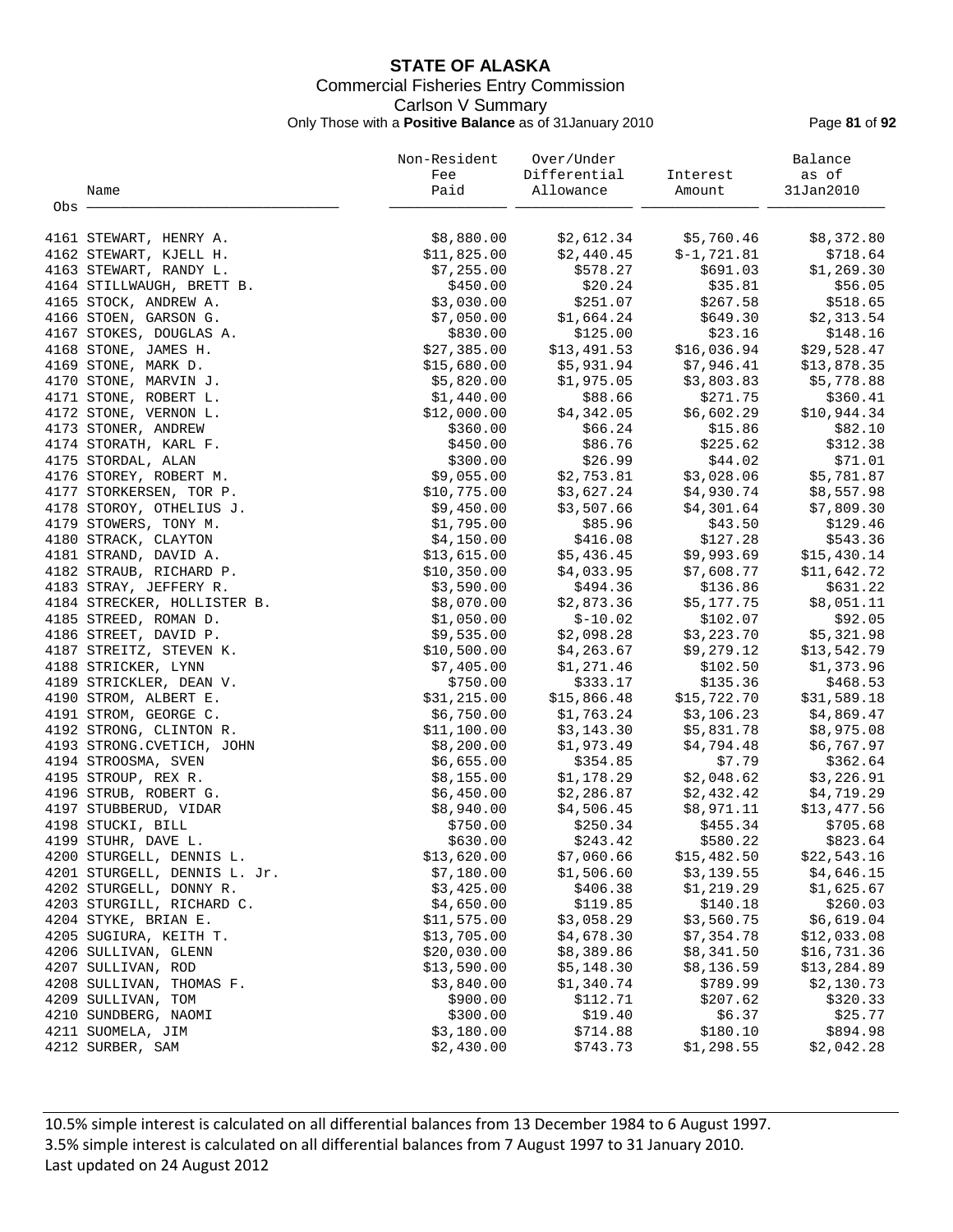# STATE OF ALASKA

Commercial Fisheries Entry Commission

Carlson V Summary

Only Those with a **Positive Balance** as of 31January 2010

| Obs | Name | Non-Resident Fee Paid | Over/Under Differential Allowance | Interest Amount | Balance as of 31Jan2010 |
|---|---|---|---|---|---|
| 4161 | STEWART, HENRY A. | $8,880.00 | $2,612.34 | $5,760.46 | $8,372.80 |
| 4162 | STEWART, KJELL H. | $11,825.00 | $2,440.45 | $-1,721.81 | $718.64 |
| 4163 | STEWART, RANDY L. | $7,255.00 | $578.27 | $691.03 | $1,269.30 |
| 4164 | STILLWAUGH, BRETT B. | $450.00 | $20.24 | $35.81 | $56.05 |
| 4165 | STOCK, ANDREW A. | $3,030.00 | $251.07 | $267.58 | $518.65 |
| 4166 | STOEN, GARSON G. | $7,050.00 | $1,664.24 | $649.30 | $2,313.54 |
| 4167 | STOKES, DOUGLAS A. | $830.00 | $125.00 | $23.16 | $148.16 |
| 4168 | STONE, JAMES H. | $27,385.00 | $13,491.53 | $16,036.94 | $29,528.47 |
| 4169 | STONE, MARK D. | $15,680.00 | $5,931.94 | $7,946.41 | $13,878.35 |
| 4170 | STONE, MARVIN J. | $5,820.00 | $1,975.05 | $3,803.83 | $5,778.88 |
| 4171 | STONE, ROBERT L. | $1,440.00 | $88.66 | $271.75 | $360.41 |
| 4172 | STONE, VERNON L. | $12,000.00 | $4,342.05 | $6,602.29 | $10,944.34 |
| 4173 | STONER, ANDREW | $360.00 | $66.24 | $15.86 | $82.10 |
| 4174 | STORATH, KARL F. | $450.00 | $86.76 | $225.62 | $312.38 |
| 4175 | STORDAL, ALAN | $300.00 | $26.99 | $44.02 | $71.01 |
| 4176 | STOREY, ROBERT M. | $9,055.00 | $2,753.81 | $3,028.06 | $5,781.87 |
| 4177 | STORKERSEN, TOR P. | $10,775.00 | $3,627.24 | $4,930.74 | $8,557.98 |
| 4178 | STOROY, OTHELIUS J. | $9,450.00 | $3,507.66 | $4,301.64 | $7,809.30 |
| 4179 | STOWERS, TONY M. | $1,795.00 | $85.96 | $43.50 | $129.46 |
| 4180 | STRACK, CLAYTON | $4,150.00 | $416.08 | $127.28 | $543.36 |
| 4181 | STRAND, DAVID A. | $13,615.00 | $5,436.45 | $9,993.69 | $15,430.14 |
| 4182 | STRAUB, RICHARD P. | $10,350.00 | $4,033.95 | $7,608.77 | $11,642.72 |
| 4183 | STRAY, JEFFERY R. | $3,590.00 | $494.36 | $136.86 | $631.22 |
| 4184 | STRECKER, HOLLISTER B. | $8,070.00 | $2,873.36 | $5,177.75 | $8,051.11 |
| 4185 | STREED, ROMAN D. | $1,050.00 | $-10.02 | $102.07 | $92.05 |
| 4186 | STREET, DAVID P. | $9,535.00 | $2,098.28 | $3,223.70 | $5,321.98 |
| 4187 | STREITZ, STEVEN K. | $10,500.00 | $4,263.67 | $9,279.12 | $13,542.79 |
| 4188 | STRICKER, LYNN | $7,405.00 | $1,271.46 | $102.50 | $1,373.96 |
| 4189 | STRICKLER, DEAN V. | $750.00 | $333.17 | $135.36 | $468.53 |
| 4190 | STROM, ALBERT E. | $31,215.00 | $15,866.48 | $15,722.70 | $31,589.18 |
| 4191 | STROM, GEORGE C. | $6,750.00 | $1,763.24 | $3,106.23 | $4,869.47 |
| 4192 | STRONG, CLINTON R. | $11,100.00 | $3,143.30 | $5,831.78 | $8,975.08 |
| 4193 | STRONG.CVETICH, JOHN | $8,200.00 | $1,973.49 | $4,794.48 | $6,767.97 |
| 4194 | STROOSMA, SVEN | $6,655.00 | $354.85 | $7.79 | $362.64 |
| 4195 | STROUP, REX R. | $8,155.00 | $1,178.29 | $2,048.62 | $3,226.91 |
| 4196 | STRUB, ROBERT G. | $6,450.00 | $2,286.87 | $2,432.42 | $4,719.29 |
| 4197 | STUBBERUD, VIDAR | $8,940.00 | $4,506.45 | $8,971.11 | $13,477.56 |
| 4198 | STUCKI, BILL | $750.00 | $250.34 | $455.34 | $705.68 |
| 4199 | STUHR, DAVE L. | $630.00 | $243.42 | $580.22 | $823.64 |
| 4200 | STURGELL, DENNIS L. | $13,620.00 | $7,060.66 | $15,482.50 | $22,543.16 |
| 4201 | STURGELL, DENNIS L. Jr. | $7,180.00 | $1,506.60 | $3,139.55 | $4,646.15 |
| 4202 | STURGELL, DONNY R. | $3,425.00 | $406.38 | $1,219.29 | $1,625.67 |
| 4203 | STURGILL, RICHARD C. | $4,650.00 | $119.85 | $140.18 | $260.03 |
| 4204 | STYKE, BRIAN E. | $11,575.00 | $3,058.29 | $3,560.75 | $6,619.04 |
| 4205 | SUGIURA, KEITH T. | $13,705.00 | $4,678.30 | $7,354.78 | $12,033.08 |
| 4206 | SULLIVAN, GLENN | $20,030.00 | $8,389.86 | $8,341.50 | $16,731.36 |
| 4207 | SULLIVAN, ROD | $13,590.00 | $5,148.30 | $8,136.59 | $13,284.89 |
| 4208 | SULLIVAN, THOMAS F. | $3,840.00 | $1,340.74 | $789.99 | $2,130.73 |
| 4209 | SULLIVAN, TOM | $900.00 | $112.71 | $207.62 | $320.33 |
| 4210 | SUNDBERG, NAOMI | $300.00 | $19.40 | $6.37 | $25.77 |
| 4211 | SUOMELA, JIM | $3,180.00 | $714.88 | $180.10 | $894.98 |
| 4212 | SURBER, SAM | $2,430.00 | $743.73 | $1,298.55 | $2,042.28 |

10.5% simple interest is calculated on all differential balances from 13 December 1984 to 6 August 1997.
3.5% simple interest is calculated on all differential balances from 7 August 1997 to 31 January 2010.
Last updated on 24 August 2012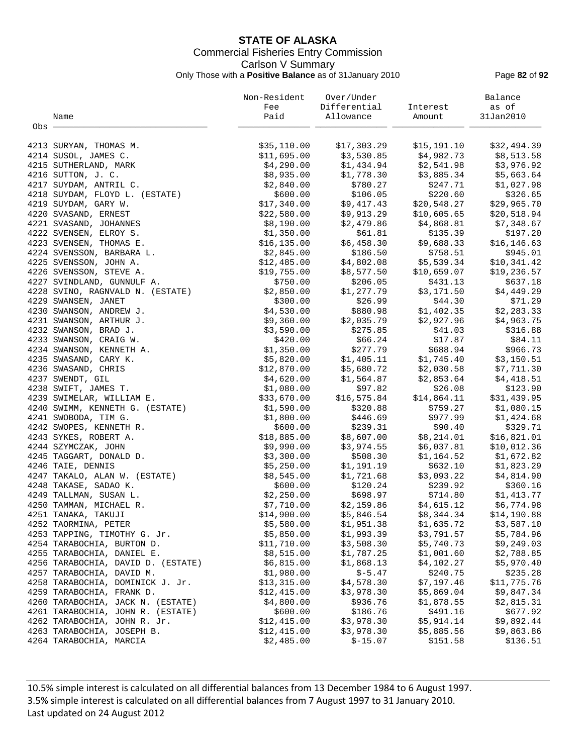# STATE OF ALASKA

Commercial Fisheries Entry Commission

Carlson V Summary

Only Those with a **Positive Balance** as of 31January 2010

| Obs | Name | Non-Resident Fee Paid | Over/Under Differential Allowance | Interest Amount | Balance as of 31Jan2010 |
|---|---|---|---|---|---|
| 4213 | SURYAN, THOMAS M. | $35,110.00 | $17,303.29 | $15,191.10 | $32,494.39 |
| 4214 | SUSOL, JAMES C. | $11,695.00 | $3,530.85 | $4,982.73 | $8,513.58 |
| 4215 | SUTHERLAND, MARK | $4,290.00 | $1,434.94 | $2,541.98 | $3,976.92 |
| 4216 | SUTTON, J. C. | $8,935.00 | $1,778.30 | $3,885.34 | $5,663.64 |
| 4217 | SUYDAM, ANTRIL C. | $2,840.00 | $780.27 | $247.71 | $1,027.98 |
| 4218 | SUYDAM, FLOYD L. (ESTATE) | $600.00 | $106.05 | $220.60 | $326.65 |
| 4219 | SUYDAM, GARY W. | $17,340.00 | $9,417.43 | $20,548.27 | $29,965.70 |
| 4220 | SVASAND, ERNEST | $22,580.00 | $9,913.29 | $10,605.65 | $20,518.94 |
| 4221 | SVASAND, JOHANNES | $8,190.00 | $2,479.86 | $4,868.81 | $7,348.67 |
| 4222 | SVENSEN, ELROY S. | $1,350.00 | $61.81 | $135.39 | $197.20 |
| 4223 | SVENSEN, THOMAS E. | $16,135.00 | $6,458.30 | $9,688.33 | $16,146.63 |
| 4224 | SVENSSON, BARBARA L. | $2,845.00 | $186.50 | $758.51 | $945.01 |
| 4225 | SVENSSON, JOHN A. | $12,485.00 | $4,802.08 | $5,539.34 | $10,341.42 |
| 4226 | SVENSSON, STEVE A. | $19,755.00 | $8,577.50 | $10,659.07 | $19,236.57 |
| 4227 | SVINDLAND, GUNNULF A. | $750.00 | $206.05 | $431.13 | $637.18 |
| 4228 | SVINO, RAGNVALD N. (ESTATE) | $2,850.00 | $1,277.79 | $3,171.50 | $4,449.29 |
| 4229 | SWANSEN, JANET | $300.00 | $26.99 | $44.30 | $71.29 |
| 4230 | SWANSON, ANDREW J. | $4,530.00 | $880.98 | $1,402.35 | $2,283.33 |
| 4231 | SWANSON, ARTHUR J. | $9,360.00 | $2,035.79 | $2,927.96 | $4,963.75 |
| 4232 | SWANSON, BRAD J. | $3,590.00 | $275.85 | $41.03 | $316.88 |
| 4233 | SWANSON, CRAIG W. | $420.00 | $66.24 | $17.87 | $84.11 |
| 4234 | SWANSON, KENNETH A. | $1,350.00 | $277.79 | $688.94 | $966.73 |
| 4235 | SWASAND, CARY K. | $5,820.00 | $1,405.11 | $1,745.40 | $3,150.51 |
| 4236 | SWASAND, CHRIS | $12,870.00 | $5,680.72 | $2,030.58 | $7,711.30 |
| 4237 | SWENDT, GIL | $4,620.00 | $1,564.87 | $2,853.64 | $4,418.51 |
| 4238 | SWIFT, JAMES T. | $1,080.00 | $97.82 | $26.08 | $123.90 |
| 4239 | SWIMELAR, WILLIAM E. | $33,670.00 | $16,575.84 | $14,864.11 | $31,439.95 |
| 4240 | SWIMM, KENNETH G. (ESTATE) | $1,590.00 | $320.88 | $759.27 | $1,080.15 |
| 4241 | SWOBODA, TIM G. | $1,800.00 | $446.69 | $977.99 | $1,424.68 |
| 4242 | SWOPES, KENNETH R. | $600.00 | $239.31 | $90.40 | $329.71 |
| 4243 | SYKES, ROBERT A. | $18,885.00 | $8,607.00 | $8,214.01 | $16,821.01 |
| 4244 | SZYMCZAK, JOHN | $9,990.00 | $3,974.55 | $6,037.81 | $10,012.36 |
| 4245 | TAGGART, DONALD D. | $3,300.00 | $508.30 | $1,164.52 | $1,672.82 |
| 4246 | TAIE, DENNIS | $5,250.00 | $1,191.19 | $632.10 | $1,823.29 |
| 4247 | TAKALO, ALAN W. (ESTATE) | $8,545.00 | $1,721.68 | $3,093.22 | $4,814.90 |
| 4248 | TAKASE, SADAO K. | $600.00 | $120.24 | $239.92 | $360.16 |
| 4249 | TALLMAN, SUSAN L. | $2,250.00 | $698.97 | $714.80 | $1,413.77 |
| 4250 | TAMMAN, MICHAEL R. | $7,710.00 | $2,159.86 | $4,615.12 | $6,774.98 |
| 4251 | TANAKA, TAKUJI | $14,900.00 | $5,846.54 | $8,344.34 | $14,190.88 |
| 4252 | TAORMINA, PETER | $5,580.00 | $1,951.38 | $1,635.72 | $3,587.10 |
| 4253 | TAPPING, TIMOTHY G. Jr. | $5,850.00 | $1,993.39 | $3,791.57 | $5,784.96 |
| 4254 | TARABOCHIA, BURTON D. | $11,710.00 | $3,508.30 | $5,740.73 | $9,249.03 |
| 4255 | TARABOCHIA, DANIEL E. | $8,515.00 | $1,787.25 | $1,001.60 | $2,788.85 |
| 4256 | TARABOCHIA, DAVID D. (ESTATE) | $6,815.00 | $1,868.13 | $4,102.27 | $5,970.40 |
| 4257 | TARABOCHIA, DAVID M. | $1,980.00 | $-5.47 | $240.75 | $235.28 |
| 4258 | TARABOCHIA, DOMINICK J. Jr. | $13,315.00 | $4,578.30 | $7,197.46 | $11,775.76 |
| 4259 | TARABOCHIA, FRANK D. | $12,415.00 | $3,978.30 | $5,869.04 | $9,847.34 |
| 4260 | TARABOCHIA, JACK N. (ESTATE) | $4,800.00 | $936.76 | $1,878.55 | $2,815.31 |
| 4261 | TARABOCHIA, JOHN R. (ESTATE) | $600.00 | $186.76 | $491.16 | $677.92 |
| 4262 | TARABOCHIA, JOHN R. Jr. | $12,415.00 | $3,978.30 | $5,914.14 | $9,892.44 |
| 4263 | TARABOCHIA, JOSEPH B. | $12,415.00 | $3,978.30 | $5,885.56 | $9,863.86 |
| 4264 | TARABOCHIA, MARCIA | $2,485.00 | $-15.07 | $151.58 | $136.51 |

10.5% simple interest is calculated on all differential balances from 13 December 1984 to 6 August 1997.

3.5% simple interest is calculated on all differential balances from 7 August 1997 to 31 January 2010.

Last updated on 24 August 2012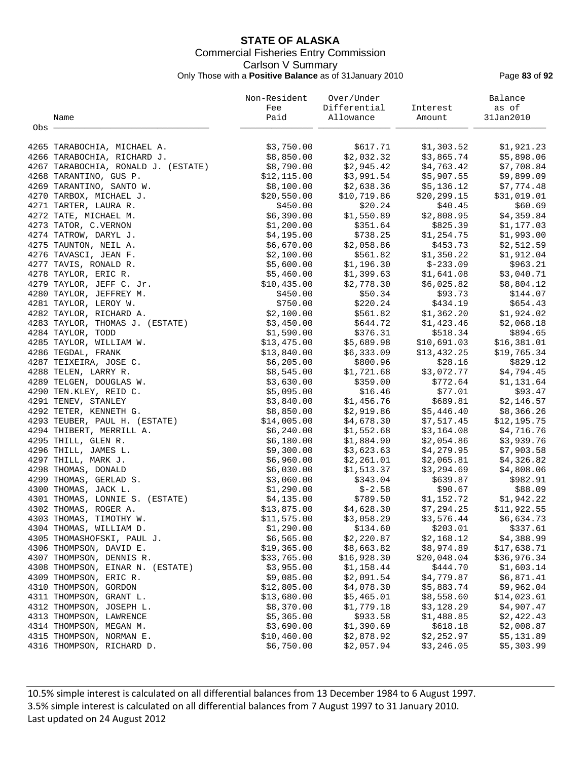# STATE OF ALASKA

Commercial Fisheries Entry Commission

Carlson V Summary

Only Those with a **Positive Balance** as of 31January 2010

| Obs | Name | Non-Resident Fee Paid | Over/Under Differential Allowance | Interest Amount | Balance as of 31Jan2010 |
|---|---|---|---|---|---|
| 4265 | TARABOCHIA, MICHAEL A. | $3,750.00 | $617.71 | $1,303.52 | $1,921.23 |
| 4266 | TARABOCHIA, RICHARD J. | $8,850.00 | $2,032.32 | $3,865.74 | $5,898.06 |
| 4267 | TARABOCHIA, RONALD J. (ESTATE) | $8,790.00 | $2,945.42 | $4,763.42 | $7,708.84 |
| 4268 | TARANTINO, GUS P. | $12,115.00 | $3,991.54 | $5,907.55 | $9,899.09 |
| 4269 | TARANTINO, SANTO W. | $8,100.00 | $2,638.36 | $5,136.12 | $7,774.48 |
| 4270 | TARBOX, MICHAEL J. | $20,550.00 | $10,719.86 | $20,299.15 | $31,019.01 |
| 4271 | TARTER, LAURA R. | $450.00 | $20.24 | $40.45 | $60.69 |
| 4272 | TATE, MICHAEL M. | $6,390.00 | $1,550.89 | $2,808.95 | $4,359.84 |
| 4273 | TATOR, C.VERNON | $1,200.00 | $351.64 | $825.39 | $1,177.03 |
| 4274 | TATROW, DARYL J. | $4,195.00 | $738.25 | $1,254.75 | $1,993.00 |
| 4275 | TAUNTON, NEIL A. | $6,670.00 | $2,058.86 | $453.73 | $2,512.59 |
| 4276 | TAVASCI, JEAN F. | $2,100.00 | $561.82 | $1,350.22 | $1,912.04 |
| 4277 | TAVIS, RONALD R. | $5,600.00 | $1,196.30 | $-233.09 | $963.21 |
| 4278 | TAYLOR, ERIC R. | $5,460.00 | $1,399.63 | $1,641.08 | $3,040.71 |
| 4279 | TAYLOR, JEFF C. Jr. | $10,435.00 | $2,778.30 | $6,025.82 | $8,804.12 |
| 4280 | TAYLOR, JEFFREY M. | $450.00 | $50.34 | $93.73 | $144.07 |
| 4281 | TAYLOR, LEROY W. | $750.00 | $220.24 | $434.19 | $654.43 |
| 4282 | TAYLOR, RICHARD A. | $2,100.00 | $561.82 | $1,362.20 | $1,924.02 |
| 4283 | TAYLOR, THOMAS J. (ESTATE) | $3,450.00 | $644.72 | $1,423.46 | $2,068.18 |
| 4284 | TAYLOR, TODD | $1,590.00 | $376.31 | $518.34 | $894.65 |
| 4285 | TAYLOR, WILLIAM W. | $13,475.00 | $5,689.98 | $10,691.03 | $16,381.01 |
| 4286 | TEGDAL, FRANK | $13,840.00 | $6,333.09 | $13,432.25 | $19,765.34 |
| 4287 | TEIXEIRA, JOSE C. | $6,205.00 | $800.96 | $28.16 | $829.12 |
| 4288 | TELEN, LARRY R. | $8,545.00 | $1,721.68 | $3,072.77 | $4,794.45 |
| 4289 | TELGEN, DOUGLAS W. | $3,630.00 | $359.00 | $772.64 | $1,131.64 |
| 4290 | TEN.KLEY, REID C. | $5,095.00 | $16.46 | $77.01 | $93.47 |
| 4291 | TENEV, STANLEY | $3,840.00 | $1,456.76 | $689.81 | $2,146.57 |
| 4292 | TETER, KENNETH G. | $8,850.00 | $2,919.86 | $5,446.40 | $8,366.26 |
| 4293 | TEUBER, PAUL H. (ESTATE) | $14,005.00 | $4,678.30 | $7,517.45 | $12,195.75 |
| 4294 | THIBERT, MERRILL A. | $6,240.00 | $1,552.68 | $3,164.08 | $4,716.76 |
| 4295 | THILL, GLEN R. | $6,180.00 | $1,884.90 | $2,054.86 | $3,939.76 |
| 4296 | THILL, JAMES L. | $9,300.00 | $3,623.63 | $4,279.95 | $7,903.58 |
| 4297 | THILL, MARK J. | $6,960.00 | $2,261.01 | $2,065.81 | $4,326.82 |
| 4298 | THOMAS, DONALD | $6,030.00 | $1,513.37 | $3,294.69 | $4,808.06 |
| 4299 | THOMAS, GERLAD S. | $3,060.00 | $343.04 | $639.87 | $982.91 |
| 4300 | THOMAS, JACK L. | $1,290.00 | $-2.58 | $90.67 | $88.09 |
| 4301 | THOMAS, LONNIE S. (ESTATE) | $4,135.00 | $789.50 | $1,152.72 | $1,942.22 |
| 4302 | THOMAS, ROGER A. | $13,875.00 | $4,628.30 | $7,294.25 | $11,922.55 |
| 4303 | THOMAS, TIMOTHY W. | $11,575.00 | $3,058.29 | $3,576.44 | $6,634.73 |
| 4304 | THOMAS, WILLIAM D. | $1,290.00 | $134.60 | $203.01 | $337.61 |
| 4305 | THOMASHOFSKI, PAUL J. | $6,565.00 | $2,220.87 | $2,168.12 | $4,388.99 |
| 4306 | THOMPSON, DAVID E. | $19,365.00 | $8,663.82 | $8,974.89 | $17,638.71 |
| 4307 | THOMPSON, DENNIS R. | $33,765.00 | $16,928.30 | $20,048.04 | $36,976.34 |
| 4308 | THOMPSON, EINAR N. (ESTATE) | $3,955.00 | $1,158.44 | $444.70 | $1,603.14 |
| 4309 | THOMPSON, ERIC R. | $9,085.00 | $2,091.54 | $4,779.87 | $6,871.41 |
| 4310 | THOMPSON, GORDON | $12,805.00 | $4,078.30 | $5,883.74 | $9,962.04 |
| 4311 | THOMPSON, GRANT L. | $13,680.00 | $5,465.01 | $8,558.60 | $14,023.61 |
| 4312 | THOMPSON, JOSEPH L. | $8,370.00 | $1,779.18 | $3,128.29 | $4,907.47 |
| 4313 | THOMPSON, LAWRENCE | $5,365.00 | $933.58 | $1,488.85 | $2,422.43 |
| 4314 | THOMPSON, MEGAN M. | $3,690.00 | $1,390.69 | $618.18 | $2,008.87 |
| 4315 | THOMPSON, NORMAN E. | $10,460.00 | $2,878.92 | $2,252.97 | $5,131.89 |
| 4316 | THOMPSON, RICHARD D. | $6,750.00 | $2,057.94 | $3,246.05 | $5,303.99 |

10.5% simple interest is calculated on all differential balances from 13 December 1984 to 6 August 1997.
3.5% simple interest is calculated on all differential balances from 7 August 1997 to 31 January 2010.
Last updated on 24 August 2012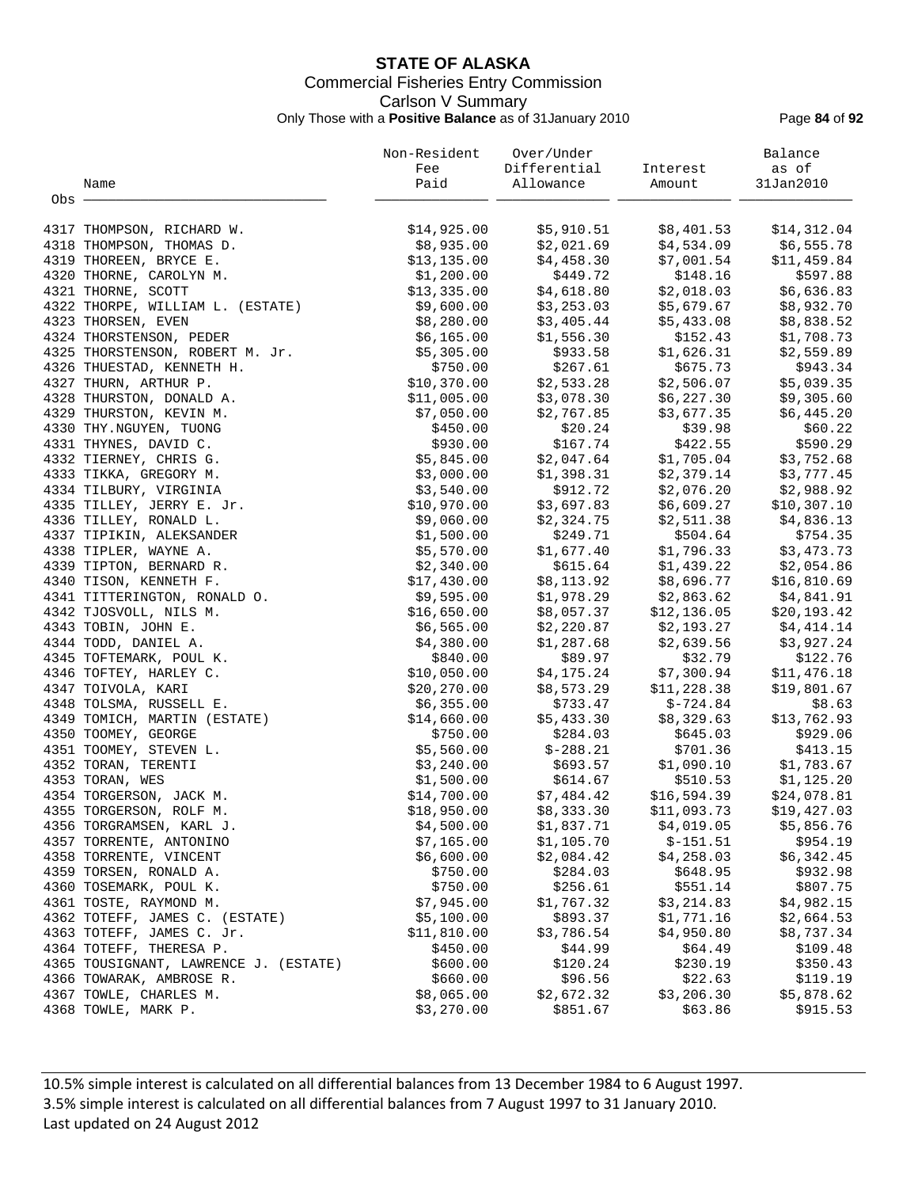# STATE OF ALASKA

Commercial Fisheries Entry Commission

Carlson V Summary

Only Those with a **Positive Balance** as of 31January 2010

| Obs | Name | Non-Resident Fee Paid | Over/Under Differential Allowance | Interest Amount | Balance as of 31Jan2010 |
|---|---|---|---|---|---|
| 4317 | THOMPSON, RICHARD W. | $14,925.00 | $5,910.51 | $8,401.53 | $14,312.04 |
| 4318 | THOMPSON, THOMAS D. | $8,935.00 | $2,021.69 | $4,534.09 | $6,555.78 |
| 4319 | THOREEN, BRYCE E. | $13,135.00 | $4,458.30 | $7,001.54 | $11,459.84 |
| 4320 | THORNE, CAROLYN M. | $1,200.00 | $449.72 | $148.16 | $597.88 |
| 4321 | THORNE, SCOTT | $13,335.00 | $4,618.80 | $2,018.03 | $6,636.83 |
| 4322 | THORPE, WILLIAM L. (ESTATE) | $9,600.00 | $3,253.03 | $5,679.67 | $8,932.70 |
| 4323 | THORSEN, EVEN | $8,280.00 | $3,405.44 | $5,433.08 | $8,838.52 |
| 4324 | THORSTENSON, PEDER | $6,165.00 | $1,556.30 | $152.43 | $1,708.73 |
| 4325 | THORSTENSON, ROBERT M. Jr. | $5,305.00 | $933.58 | $1,626.31 | $2,559.89 |
| 4326 | THUESTAD, KENNETH H. | $750.00 | $267.61 | $675.73 | $943.34 |
| 4327 | THURN, ARTHUR P. | $10,370.00 | $2,533.28 | $2,506.07 | $5,039.35 |
| 4328 | THURSTON, DONALD A. | $11,005.00 | $3,078.30 | $6,227.30 | $9,305.60 |
| 4329 | THURSTON, KEVIN M. | $7,050.00 | $2,767.85 | $3,677.35 | $6,445.20 |
| 4330 | THY.NGUYEN, TUONG | $450.00 | $20.24 | $39.98 | $60.22 |
| 4331 | THYNES, DAVID C. | $930.00 | $167.74 | $422.55 | $590.29 |
| 4332 | TIERNEY, CHRIS G. | $5,845.00 | $2,047.64 | $1,705.04 | $3,752.68 |
| 4333 | TIKKA, GREGORY M. | $3,000.00 | $1,398.31 | $2,379.14 | $3,777.45 |
| 4334 | TILBURY, VIRGINIA | $3,540.00 | $912.72 | $2,076.20 | $2,988.92 |
| 4335 | TILLEY, JERRY E. Jr. | $10,970.00 | $3,697.83 | $6,609.27 | $10,307.10 |
| 4336 | TILLEY, RONALD L. | $9,060.00 | $2,324.75 | $2,511.38 | $4,836.13 |
| 4337 | TIPIKIN, ALEKSANDER | $1,500.00 | $249.71 | $504.64 | $754.35 |
| 4338 | TIPLER, WAYNE A. | $5,570.00 | $1,677.40 | $1,796.33 | $3,473.73 |
| 4339 | TIPTON, BERNARD R. | $2,340.00 | $615.64 | $1,439.22 | $2,054.86 |
| 4340 | TISON, KENNETH F. | $17,430.00 | $8,113.92 | $8,696.77 | $16,810.69 |
| 4341 | TITTERINGTON, RONALD O. | $9,595.00 | $1,978.29 | $2,863.62 | $4,841.91 |
| 4342 | TJOSVOLL, NILS M. | $16,650.00 | $8,057.37 | $12,136.05 | $20,193.42 |
| 4343 | TOBIN, JOHN E. | $6,565.00 | $2,220.87 | $2,193.27 | $4,414.14 |
| 4344 | TODD, DANIEL A. | $4,380.00 | $1,287.68 | $2,639.56 | $3,927.24 |
| 4345 | TOFTEMARK, POUL K. | $840.00 | $89.97 | $32.79 | $122.76 |
| 4346 | TOFTEY, HARLEY C. | $10,050.00 | $4,175.24 | $7,300.94 | $11,476.18 |
| 4347 | TOIVOLA, KARI | $20,270.00 | $8,573.29 | $11,228.38 | $19,801.67 |
| 4348 | TOLSMA, RUSSELL E. | $6,355.00 | $733.47 | $-724.84 | $8.63 |
| 4349 | TOMICH, MARTIN (ESTATE) | $14,660.00 | $5,433.30 | $8,329.63 | $13,762.93 |
| 4350 | TOOMEY, GEORGE | $750.00 | $284.03 | $645.03 | $929.06 |
| 4351 | TOOMEY, STEVEN L. | $5,560.00 | $-288.21 | $701.36 | $413.15 |
| 4352 | TORAN, TERENTI | $3,240.00 | $693.57 | $1,090.10 | $1,783.67 |
| 4353 | TORAN, WES | $1,500.00 | $614.67 | $510.53 | $1,125.20 |
| 4354 | TORGERSON, JACK M. | $14,700.00 | $7,484.42 | $16,594.39 | $24,078.81 |
| 4355 | TORGERSON, ROLF M. | $18,950.00 | $8,333.30 | $11,093.73 | $19,427.03 |
| 4356 | TORGRAMSEN, KARL J. | $4,500.00 | $1,837.71 | $4,019.05 | $5,856.76 |
| 4357 | TORRENTE, ANTONINO | $7,165.00 | $1,105.70 | $-151.51 | $954.19 |
| 4358 | TORRENTE, VINCENT | $6,600.00 | $2,084.42 | $4,258.03 | $6,342.45 |
| 4359 | TORSEN, RONALD A. | $750.00 | $284.03 | $648.95 | $932.98 |
| 4360 | TOSEMARK, POUL K. | $750.00 | $256.61 | $551.14 | $807.75 |
| 4361 | TOSTE, RAYMOND M. | $7,945.00 | $1,767.32 | $3,214.83 | $4,982.15 |
| 4362 | TOTEFF, JAMES C. (ESTATE) | $5,100.00 | $893.37 | $1,771.16 | $2,664.53 |
| 4363 | TOTEFF, JAMES C. Jr. | $11,810.00 | $3,786.54 | $4,950.80 | $8,737.34 |
| 4364 | TOTEFF, THERESA P. | $450.00 | $44.99 | $64.49 | $109.48 |
| 4365 | TOUSIGNANT, LAWRENCE J. (ESTATE) | $600.00 | $120.24 | $230.19 | $350.43 |
| 4366 | TOWARAK, AMBROSE R. | $660.00 | $96.56 | $22.63 | $119.19 |
| 4367 | TOWLE, CHARLES M. | $8,065.00 | $2,672.32 | $3,206.30 | $5,878.62 |
| 4368 | TOWLE, MARK P. | $3,270.00 | $851.67 | $63.86 | $915.53 |

10.5% simple interest is calculated on all differential balances from 13 December 1984 to 6 August 1997.
3.5% simple interest is calculated on all differential balances from 7 August 1997 to 31 January 2010.
Last updated on 24 August 2012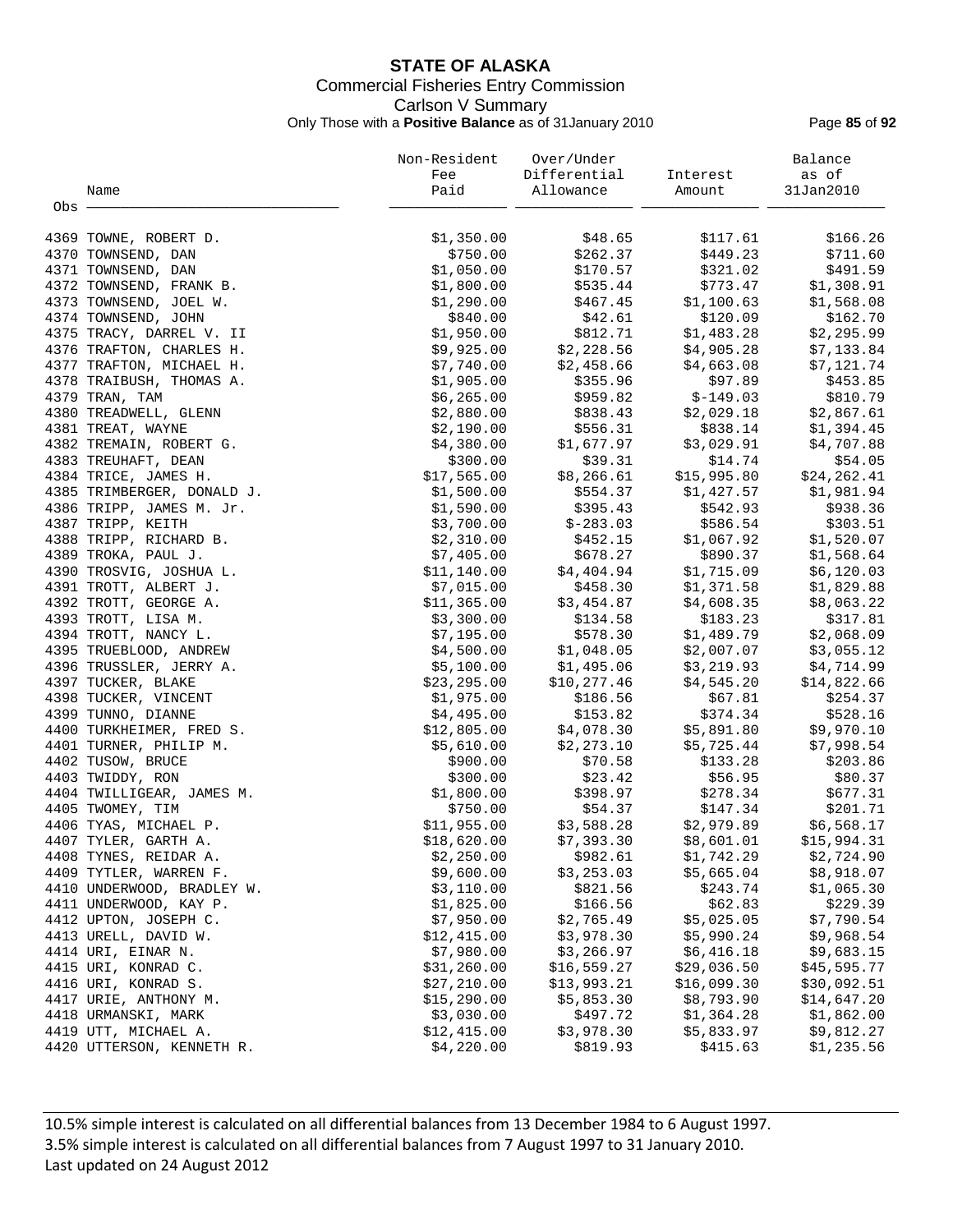# STATE OF ALASKA

## Commercial Fisheries Entry Commission

### Carlson V Summary

Only Those with a **Positive Balance** as of 31January 2010

| Obs | Name | Non-Resident Fee Paid | Over/Under Differential Allowance | Interest Amount | Balance as of 31Jan2010 |
|---|---|---|---|---|---|
| 4369 | TOWNE, ROBERT D. | $1,350.00 | $48.65 | $117.61 | $166.26 |
| 4370 | TOWNSEND, DAN | $750.00 | $262.37 | $449.23 | $711.60 |
| 4371 | TOWNSEND, DAN | $1,050.00 | $170.57 | $321.02 | $491.59 |
| 4372 | TOWNSEND, FRANK B. | $1,800.00 | $535.44 | $773.47 | $1,308.91 |
| 4373 | TOWNSEND, JOEL W. | $1,290.00 | $467.45 | $1,100.63 | $1,568.08 |
| 4374 | TOWNSEND, JOHN | $840.00 | $42.61 | $120.09 | $162.70 |
| 4375 | TRACY, DARREL V. II | $1,950.00 | $812.71 | $1,483.28 | $2,295.99 |
| 4376 | TRAFTON, CHARLES H. | $9,925.00 | $2,228.56 | $4,905.28 | $7,133.84 |
| 4377 | TRAFTON, MICHAEL H. | $7,740.00 | $2,458.66 | $4,663.08 | $7,121.74 |
| 4378 | TRAIBUSH, THOMAS A. | $1,905.00 | $355.96 | $97.89 | $453.85 |
| 4379 | TRAN, TAM | $6,265.00 | $959.82 | $-149.03 | $810.79 |
| 4380 | TREADWELL, GLENN | $2,880.00 | $838.43 | $2,029.18 | $2,867.61 |
| 4381 | TREAT, WAYNE | $2,190.00 | $556.31 | $838.14 | $1,394.45 |
| 4382 | TREMAIN, ROBERT G. | $4,380.00 | $1,677.97 | $3,029.91 | $4,707.88 |
| 4383 | TREUHAFT, DEAN | $300.00 | $39.31 | $14.74 | $54.05 |
| 4384 | TRICE, JAMES H. | $17,565.00 | $8,266.61 | $15,995.80 | $24,262.41 |
| 4385 | TRIMBERGER, DONALD J. | $1,500.00 | $554.37 | $1,427.57 | $1,981.94 |
| 4386 | TRIPP, JAMES M. Jr. | $1,590.00 | $395.43 | $542.93 | $938.36 |
| 4387 | TRIPP, KEITH | $3,700.00 | $-283.03 | $586.54 | $303.51 |
| 4388 | TRIPP, RICHARD B. | $2,310.00 | $452.15 | $1,067.92 | $1,520.07 |
| 4389 | TROKA, PAUL J. | $7,405.00 | $678.27 | $890.37 | $1,568.64 |
| 4390 | TROSVIG, JOSHUA L. | $11,140.00 | $4,404.94 | $1,715.09 | $6,120.03 |
| 4391 | TROTT, ALBERT J. | $7,015.00 | $458.30 | $1,371.58 | $1,829.88 |
| 4392 | TROTT, GEORGE A. | $11,365.00 | $3,454.87 | $4,608.35 | $8,063.22 |
| 4393 | TROTT, LISA M. | $3,300.00 | $134.58 | $183.23 | $317.81 |
| 4394 | TROTT, NANCY L. | $7,195.00 | $578.30 | $1,489.79 | $2,068.09 |
| 4395 | TRUEBLOOD, ANDREW | $4,500.00 | $1,048.05 | $2,007.07 | $3,055.12 |
| 4396 | TRUSSLER, JERRY A. | $5,100.00 | $1,495.06 | $3,219.93 | $4,714.99 |
| 4397 | TUCKER, BLAKE | $23,295.00 | $10,277.46 | $4,545.20 | $14,822.66 |
| 4398 | TUCKER, VINCENT | $1,975.00 | $186.56 | $67.81 | $254.37 |
| 4399 | TUNNO, DIANNE | $4,495.00 | $153.82 | $374.34 | $528.16 |
| 4400 | TURKHEIMER, FRED S. | $12,805.00 | $4,078.30 | $5,891.80 | $9,970.10 |
| 4401 | TURNER, PHILIP M. | $5,610.00 | $2,273.10 | $5,725.44 | $7,998.54 |
| 4402 | TUSOW, BRUCE | $900.00 | $70.58 | $133.28 | $203.86 |
| 4403 | TWIDDY, RON | $300.00 | $23.42 | $56.95 | $80.37 |
| 4404 | TWILLIGEAR, JAMES M. | $1,800.00 | $398.97 | $278.34 | $677.31 |
| 4405 | TWOMEY, TIM | $750.00 | $54.37 | $147.34 | $201.71 |
| 4406 | TYAS, MICHAEL P. | $11,955.00 | $3,588.28 | $2,979.89 | $6,568.17 |
| 4407 | TYLER, GARTH A. | $18,620.00 | $7,393.30 | $8,601.01 | $15,994.31 |
| 4408 | TYNES, REIDAR A. | $2,250.00 | $982.61 | $1,742.29 | $2,724.90 |
| 4409 | TYTLER, WARREN F. | $9,600.00 | $3,253.03 | $5,665.04 | $8,918.07 |
| 4410 | UNDERWOOD, BRADLEY W. | $3,110.00 | $821.56 | $243.74 | $1,065.30 |
| 4411 | UNDERWOOD, KAY P. | $1,825.00 | $166.56 | $62.83 | $229.39 |
| 4412 | UPTON, JOSEPH C. | $7,950.00 | $2,765.49 | $5,025.05 | $7,790.54 |
| 4413 | URELL, DAVID W. | $12,415.00 | $3,978.30 | $5,990.24 | $9,968.54 |
| 4414 | URI, EINAR N. | $7,980.00 | $3,266.97 | $6,416.18 | $9,683.15 |
| 4415 | URI, KONRAD C. | $31,260.00 | $16,559.27 | $29,036.50 | $45,595.77 |
| 4416 | URI, KONRAD S. | $27,210.00 | $13,993.21 | $16,099.30 | $30,092.51 |
| 4417 | URIE, ANTHONY M. | $15,290.00 | $5,853.30 | $8,793.90 | $14,647.20 |
| 4418 | URMANSKI, MARK | $3,030.00 | $497.72 | $1,364.28 | $1,862.00 |
| 4419 | UTT, MICHAEL A. | $12,415.00 | $3,978.30 | $5,833.97 | $9,812.27 |
| 4420 | UTTERSON, KENNETH R. | $4,220.00 | $819.93 | $415.63 | $1,235.56 |

10.5% simple interest is calculated on all differential balances from 13 December 1984 to 6 August 1997.
3.5% simple interest is calculated on all differential balances from 7 August 1997 to 31 January 2010.
Last updated on 24 August 2012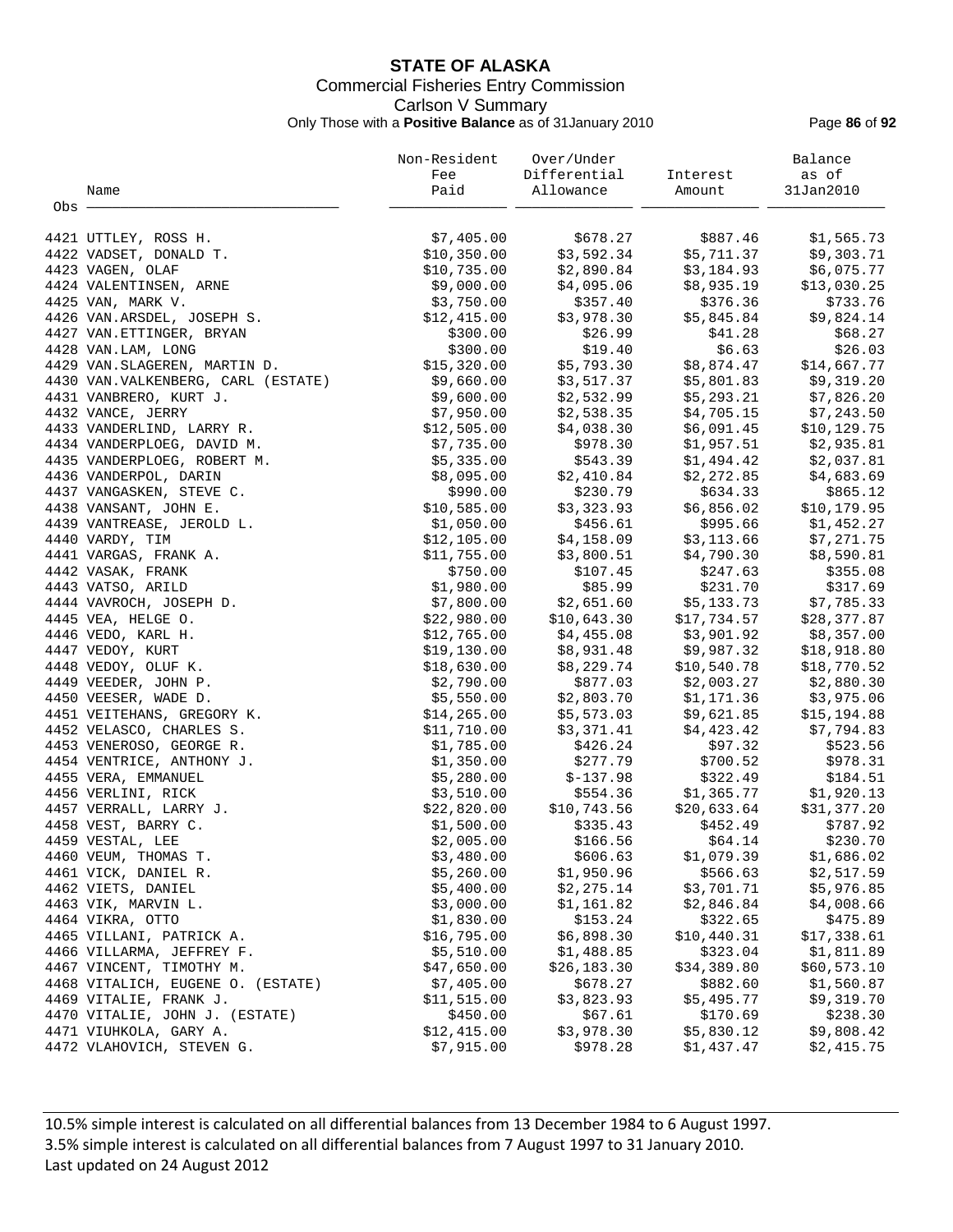# STATE OF ALASKA

Commercial Fisheries Entry Commission

Carlson V Summary

Only Those with a **Positive Balance** as of 31January 2010

| Obs | Name | Non-Resident Fee Paid | Over/Under Differential Allowance | Interest Amount | Balance as of 31Jan2010 |
|---|---|---|---|---|---|
| 4421 | UTTLEY, ROSS H. | $7,405.00 | $678.27 | $887.46 | $1,565.73 |
| 4422 | VADSET, DONALD T. | $10,350.00 | $3,592.34 | $5,711.37 | $9,303.71 |
| 4423 | VAGEN, OLAF | $10,735.00 | $2,890.84 | $3,184.93 | $6,075.77 |
| 4424 | VALENTINSEN, ARNE | $9,000.00 | $4,095.06 | $8,935.19 | $13,030.25 |
| 4425 | VAN, MARK V. | $3,750.00 | $357.40 | $376.36 | $733.76 |
| 4426 | VAN.ARSDEL, JOSEPH S. | $12,415.00 | $3,978.30 | $5,845.84 | $9,824.14 |
| 4427 | VAN.ETTINGER, BRYAN | $300.00 | $26.99 | $41.28 | $68.27 |
| 4428 | VAN.LAM, LONG | $300.00 | $19.40 | $6.63 | $26.03 |
| 4429 | VAN.SLAGEREN, MARTIN D. | $15,320.00 | $5,793.30 | $8,874.47 | $14,667.77 |
| 4430 | VAN.VALKENBERG, CARL (ESTATE) | $9,660.00 | $3,517.37 | $5,801.83 | $9,319.20 |
| 4431 | VANBRERO, KURT J. | $9,600.00 | $2,532.99 | $5,293.21 | $7,826.20 |
| 4432 | VANCE, JERRY | $7,950.00 | $2,538.35 | $4,705.15 | $7,243.50 |
| 4433 | VANDERLIND, LARRY R. | $12,505.00 | $4,038.30 | $6,091.45 | $10,129.75 |
| 4434 | VANDERPLOEG, DAVID M. | $7,735.00 | $978.30 | $1,957.51 | $2,935.81 |
| 4435 | VANDERPLOEG, ROBERT M. | $5,335.00 | $543.39 | $1,494.42 | $2,037.81 |
| 4436 | VANDERPOL, DARIN | $8,095.00 | $2,410.84 | $2,272.85 | $4,683.69 |
| 4437 | VANGASKEN, STEVE C. | $990.00 | $230.79 | $634.33 | $865.12 |
| 4438 | VANSANT, JOHN E. | $10,585.00 | $3,323.93 | $6,856.02 | $10,179.95 |
| 4439 | VANTREASE, JEROLD L. | $1,050.00 | $456.61 | $995.66 | $1,452.27 |
| 4440 | VARDY, TIM | $12,105.00 | $4,158.09 | $3,113.66 | $7,271.75 |
| 4441 | VARGAS, FRANK A. | $11,755.00 | $3,800.51 | $4,790.30 | $8,590.81 |
| 4442 | VASAK, FRANK | $750.00 | $107.45 | $247.63 | $355.08 |
| 4443 | VATSO, ARILD | $1,980.00 | $85.99 | $231.70 | $317.69 |
| 4444 | VAVROCH, JOSEPH D. | $7,800.00 | $2,651.60 | $5,133.73 | $7,785.33 |
| 4445 | VEA, HELGE O. | $22,980.00 | $10,643.30 | $17,734.57 | $28,377.87 |
| 4446 | VEDO, KARL H. | $12,765.00 | $4,455.08 | $3,901.92 | $8,357.00 |
| 4447 | VEDOY, KURT | $19,130.00 | $8,931.48 | $9,987.32 | $18,918.80 |
| 4448 | VEDOY, OLUF K. | $18,630.00 | $8,229.74 | $10,540.78 | $18,770.52 |
| 4449 | VEEDER, JOHN P. | $2,790.00 | $877.03 | $2,003.27 | $2,880.30 |
| 4450 | VEESER, WADE D. | $5,550.00 | $2,803.70 | $1,171.36 | $3,975.06 |
| 4451 | VEITEHANS, GREGORY K. | $14,265.00 | $5,573.03 | $9,621.85 | $15,194.88 |
| 4452 | VELASCO, CHARLES S. | $11,710.00 | $3,371.41 | $4,423.42 | $7,794.83 |
| 4453 | VENEROSO, GEORGE R. | $1,785.00 | $426.24 | $97.32 | $523.56 |
| 4454 | VENTRICE, ANTHONY J. | $1,350.00 | $277.79 | $700.52 | $978.31 |
| 4455 | VERA, EMMANUEL | $5,280.00 | $-137.98 | $322.49 | $184.51 |
| 4456 | VERLINI, RICK | $3,510.00 | $554.36 | $1,365.77 | $1,920.13 |
| 4457 | VERRALL, LARRY J. | $22,820.00 | $10,743.56 | $20,633.64 | $31,377.20 |
| 4458 | VEST, BARRY C. | $1,500.00 | $335.43 | $452.49 | $787.92 |
| 4459 | VESTAL, LEE | $2,005.00 | $166.56 | $64.14 | $230.70 |
| 4460 | VEUM, THOMAS T. | $3,480.00 | $606.63 | $1,079.39 | $1,686.02 |
| 4461 | VICK, DANIEL R. | $5,260.00 | $1,950.96 | $566.63 | $2,517.59 |
| 4462 | VIETS, DANIEL | $5,400.00 | $2,275.14 | $3,701.71 | $5,976.85 |
| 4463 | VIK, MARVIN L. | $3,000.00 | $1,161.82 | $2,846.84 | $4,008.66 |
| 4464 | VIKRA, OTTO | $1,830.00 | $153.24 | $322.65 | $475.89 |
| 4465 | VILLANI, PATRICK A. | $16,795.00 | $6,898.30 | $10,440.31 | $17,338.61 |
| 4466 | VILLARMA, JEFFREY F. | $5,510.00 | $1,488.85 | $323.04 | $1,811.89 |
| 4467 | VINCENT, TIMOTHY M. | $47,650.00 | $26,183.30 | $34,389.80 | $60,573.10 |
| 4468 | VITALICH, EUGENE O. (ESTATE) | $7,405.00 | $678.27 | $882.60 | $1,560.87 |
| 4469 | VITALIE, FRANK J. | $11,515.00 | $3,823.93 | $5,495.77 | $9,319.70 |
| 4470 | VITALIE, JOHN J. (ESTATE) | $450.00 | $67.61 | $170.69 | $238.30 |
| 4471 | VIUHKOLA, GARY A. | $12,415.00 | $3,978.30 | $5,830.12 | $9,808.42 |
| 4472 | VLAHOVICH, STEVEN G. | $7,915.00 | $978.28 | $1,437.47 | $2,415.75 |

10.5% simple interest is calculated on all differential balances from 13 December 1984 to 6 August 1997.
3.5% simple interest is calculated on all differential balances from 7 August 1997 to 31 January 2010.
Last updated on 24 August 2012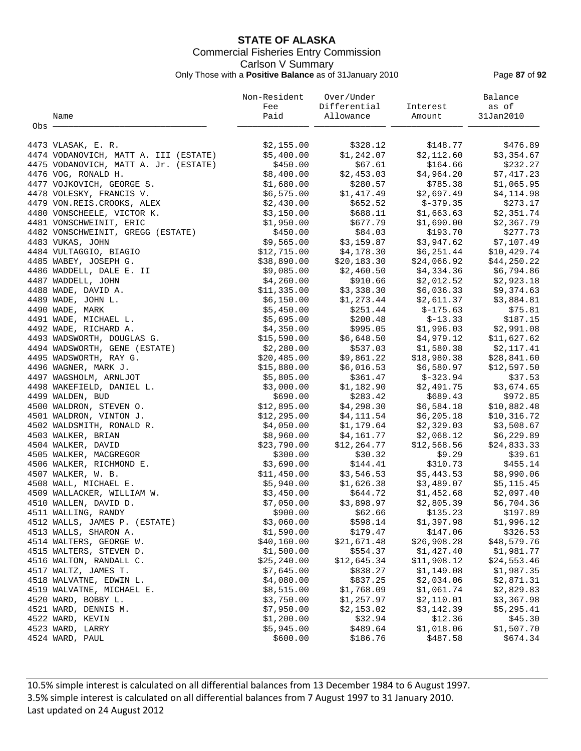**STATE OF ALASKA**
Commercial Fisheries Entry Commission
Carlson V Summary
Only Those with a **Positive Balance** as of 31January 2010

| Obs | Name | Non-Resident Fee Paid | Over/Under Differential Allowance | Interest Amount | Balance as of 31Jan2010 |
|---|---|---|---|---|---|
| 4473 | VLASAK, E. R. | $2,155.00 | $328.12 | $148.77 | $476.89 |
| 4474 | VODANOVICH, MATT A. III (ESTATE) | $5,400.00 | $1,242.07 | $2,112.60 | $3,354.67 |
| 4475 | VODANOVICH, MATT A. Jr. (ESTATE) | $450.00 | $67.61 | $164.66 | $232.27 |
| 4476 | VOG, RONALD H. | $8,400.00 | $2,453.03 | $4,964.20 | $7,417.23 |
| 4477 | VOJKOVICH, GEORGE S. | $1,680.00 | $280.57 | $785.38 | $1,065.95 |
| 4478 | VOLESKY, FRANCIS V. | $6,575.00 | $1,417.49 | $2,697.49 | $4,114.98 |
| 4479 | VON.REIS.CROOKS, ALEX | $2,430.00 | $652.52 | $-379.35 | $273.17 |
| 4480 | VONSCHEELE, VICTOR K. | $3,150.00 | $688.11 | $1,663.63 | $2,351.74 |
| 4481 | VONSCHWEINIT, ERIC | $1,950.00 | $677.79 | $1,690.00 | $2,367.79 |
| 4482 | VONSCHWEINIT, GREGG (ESTATE) | $450.00 | $84.03 | $193.70 | $277.73 |
| 4483 | VUKAS, JOHN | $9,565.00 | $3,159.87 | $3,947.62 | $7,107.49 |
| 4484 | VULTAGGIO, BIAGIO | $12,715.00 | $4,178.30 | $6,251.44 | $10,429.74 |
| 4485 | WABEY, JOSEPH G. | $38,890.00 | $20,183.30 | $24,066.92 | $44,250.22 |
| 4486 | WADDELL, DALE E. II | $9,085.00 | $2,460.50 | $4,334.36 | $6,794.86 |
| 4487 | WADDELL, JOHN | $4,260.00 | $910.66 | $2,012.52 | $2,923.18 |
| 4488 | WADE, DAVID A. | $11,335.00 | $3,338.30 | $6,036.33 | $9,374.63 |
| 4489 | WADE, JOHN L. | $6,150.00 | $1,273.44 | $2,611.37 | $3,884.81 |
| 4490 | WADE, MARK | $5,450.00 | $251.44 | $-175.63 | $75.81 |
| 4491 | WADE, MICHAEL L. | $5,695.00 | $200.48 | $-13.33 | $187.15 |
| 4492 | WADE, RICHARD A. | $4,350.00 | $995.05 | $1,996.03 | $2,991.08 |
| 4493 | WADSWORTH, DOUGLAS G. | $15,590.00 | $6,648.50 | $4,979.12 | $11,627.62 |
| 4494 | WADSWORTH, GENE (ESTATE) | $2,280.00 | $537.03 | $1,580.38 | $2,117.41 |
| 4495 | WADSWORTH, RAY G. | $20,485.00 | $9,861.22 | $18,980.38 | $28,841.60 |
| 4496 | WAGNER, MARK J. | $15,880.00 | $6,016.53 | $6,580.97 | $12,597.50 |
| 4497 | WAGSHOLM, ARNLJOT | $5,805.00 | $361.47 | $-323.94 | $37.53 |
| 4498 | WAKEFIELD, DANIEL L. | $3,000.00 | $1,182.90 | $2,491.75 | $3,674.65 |
| 4499 | WALDEN, BUD | $690.00 | $283.42 | $689.43 | $972.85 |
| 4500 | WALDRON, STEVEN O. | $12,895.00 | $4,298.30 | $6,584.18 | $10,882.48 |
| 4501 | WALDRON, VINTON J. | $12,295.00 | $4,111.54 | $6,205.18 | $10,316.72 |
| 4502 | WALDSMITH, RONALD R. | $4,050.00 | $1,179.64 | $2,329.03 | $3,508.67 |
| 4503 | WALKER, BRIAN | $8,960.00 | $4,161.77 | $2,068.12 | $6,229.89 |
| 4504 | WALKER, DAVID | $23,790.00 | $12,264.77 | $12,568.56 | $24,833.33 |
| 4505 | WALKER, MACGREGOR | $300.00 | $30.32 | $9.29 | $39.61 |
| 4506 | WALKER, RICHMOND E. | $3,690.00 | $144.41 | $310.73 | $455.14 |
| 4507 | WALKER, W. B. | $11,450.00 | $3,546.53 | $5,443.53 | $8,990.06 |
| 4508 | WALL, MICHAEL E. | $5,940.00 | $1,626.38 | $3,489.07 | $5,115.45 |
| 4509 | WALLACKER, WILLIAM W. | $3,450.00 | $644.72 | $1,452.68 | $2,097.40 |
| 4510 | WALLEN, DAVID D. | $7,050.00 | $3,898.97 | $2,805.39 | $6,704.36 |
| 4511 | WALLING, RANDY | $900.00 | $62.66 | $135.23 | $197.89 |
| 4512 | WALLS, JAMES P. (ESTATE) | $3,060.00 | $598.14 | $1,397.98 | $1,996.12 |
| 4513 | WALLS, SHARON A. | $1,590.00 | $179.47 | $147.06 | $326.53 |
| 4514 | WALTERS, GEORGE W. | $40,160.00 | $21,671.48 | $26,908.28 | $48,579.76 |
| 4515 | WALTERS, STEVEN D. | $1,500.00 | $554.37 | $1,427.40 | $1,981.77 |
| 4516 | WALTON, RANDALL C. | $25,240.00 | $12,645.34 | $11,908.12 | $24,553.46 |
| 4517 | WALTZ, JAMES T. | $7,645.00 | $838.27 | $1,149.08 | $1,987.35 |
| 4518 | WALVATNE, EDWIN L. | $4,080.00 | $837.25 | $2,034.06 | $2,871.31 |
| 4519 | WALVATNE, MICHAEL E. | $8,515.00 | $1,768.09 | $1,061.74 | $2,829.83 |
| 4520 | WARD, BOBBY L. | $3,750.00 | $1,257.97 | $2,110.01 | $3,367.98 |
| 4521 | WARD, DENNIS M. | $7,950.00 | $2,153.02 | $3,142.39 | $5,295.41 |
| 4522 | WARD, KEVIN | $1,200.00 | $32.94 | $12.36 | $45.30 |
| 4523 | WARD, LARRY | $5,945.00 | $489.64 | $1,018.06 | $1,507.70 |
| 4524 | WARD, PAUL | $600.00 | $186.76 | $487.58 | $674.34 |

10.5% simple interest is calculated on all differential balances from 13 December 1984 to 6 August 1997.
3.5% simple interest is calculated on all differential balances from 7 August 1997 to 31 January 2010.
Last updated on 24 August 2012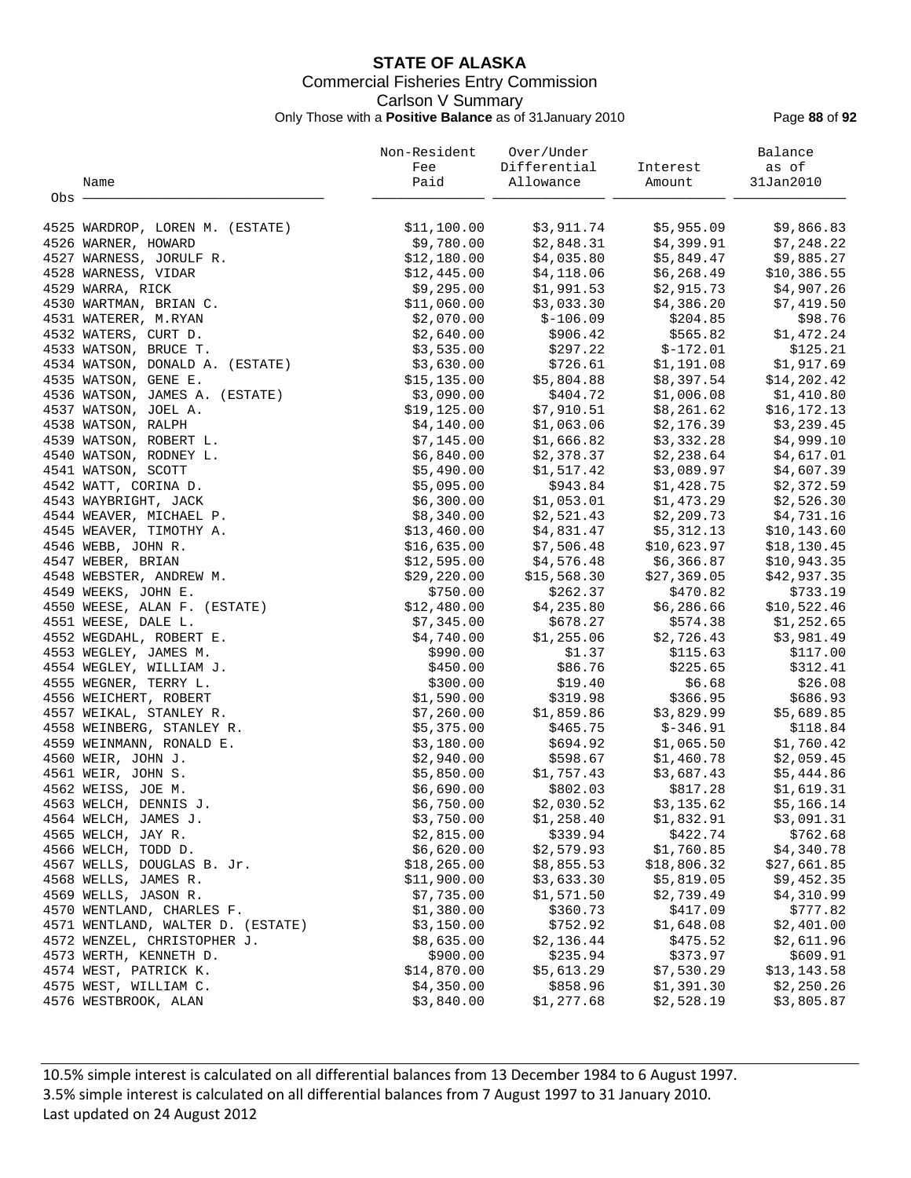# STATE OF ALASKA

Commercial Fisheries Entry Commission

Carlson V Summary

Only Those with a **Positive Balance** as of 31January 2010

| Obs | Name | Non-Resident Fee Paid | Over/Under Differential Allowance | Interest Amount | Balance as of 31Jan2010 |
|---|---|---|---|---|---|
| 4525 | WARDROP, LOREN M. (ESTATE) | $11,100.00 | $3,911.74 | $5,955.09 | $9,866.83 |
| 4526 | WARNER, HOWARD | $9,780.00 | $2,848.31 | $4,399.91 | $7,248.22 |
| 4527 | WARNESS, JORULF R. | $12,180.00 | $4,035.80 | $5,849.47 | $9,885.27 |
| 4528 | WARNESS, VIDAR | $12,445.00 | $4,118.06 | $6,268.49 | $10,386.55 |
| 4529 | WARRA, RICK | $9,295.00 | $1,991.53 | $2,915.73 | $4,907.26 |
| 4530 | WARTMAN, BRIAN C. | $11,060.00 | $3,033.30 | $4,386.20 | $7,419.50 |
| 4531 | WATERER, M.RYAN | $2,070.00 | $-106.09 | $204.85 | $98.76 |
| 4532 | WATERS, CURT D. | $2,640.00 | $906.42 | $565.82 | $1,472.24 |
| 4533 | WATSON, BRUCE T. | $3,535.00 | $297.22 | $-172.01 | $125.21 |
| 4534 | WATSON, DONALD A. (ESTATE) | $3,630.00 | $726.61 | $1,191.08 | $1,917.69 |
| 4535 | WATSON, GENE E. | $15,135.00 | $5,804.88 | $8,397.54 | $14,202.42 |
| 4536 | WATSON, JAMES A. (ESTATE) | $3,090.00 | $404.72 | $1,006.08 | $1,410.80 |
| 4537 | WATSON, JOEL A. | $19,125.00 | $7,910.51 | $8,261.62 | $16,172.13 |
| 4538 | WATSON, RALPH | $4,140.00 | $1,063.06 | $2,176.39 | $3,239.45 |
| 4539 | WATSON, ROBERT L. | $7,145.00 | $1,666.82 | $3,332.28 | $4,999.10 |
| 4540 | WATSON, RODNEY L. | $6,840.00 | $2,378.37 | $2,238.64 | $4,617.01 |
| 4541 | WATSON, SCOTT | $5,490.00 | $1,517.42 | $3,089.97 | $4,607.39 |
| 4542 | WATT, CORINA D. | $5,095.00 | $943.84 | $1,428.75 | $2,372.59 |
| 4543 | WAYBRIGHT, JACK | $6,300.00 | $1,053.01 | $1,473.29 | $2,526.30 |
| 4544 | WEAVER, MICHAEL P. | $8,340.00 | $2,521.43 | $2,209.73 | $4,731.16 |
| 4545 | WEAVER, TIMOTHY A. | $13,460.00 | $4,831.47 | $5,312.13 | $10,143.60 |
| 4546 | WEBB, JOHN R. | $16,635.00 | $7,506.48 | $10,623.97 | $18,130.45 |
| 4547 | WEBER, BRIAN | $12,595.00 | $4,576.48 | $6,366.87 | $10,943.35 |
| 4548 | WEBSTER, ANDREW M. | $29,220.00 | $15,568.30 | $27,369.05 | $42,937.35 |
| 4549 | WEEKS, JOHN E. | $750.00 | $262.37 | $470.82 | $733.19 |
| 4550 | WEESE, ALAN F. (ESTATE) | $12,480.00 | $4,235.80 | $6,286.66 | $10,522.46 |
| 4551 | WEESE, DALE L. | $7,345.00 | $678.27 | $574.38 | $1,252.65 |
| 4552 | WEGDAHL, ROBERT E. | $4,740.00 | $1,255.06 | $2,726.43 | $3,981.49 |
| 4553 | WEGLEY, JAMES M. | $990.00 | $1.37 | $115.63 | $117.00 |
| 4554 | WEGLEY, WILLIAM J. | $450.00 | $86.76 | $225.65 | $312.41 |
| 4555 | WEGNER, TERRY L. | $300.00 | $19.40 | $6.68 | $26.08 |
| 4556 | WEICHERT, ROBERT | $1,590.00 | $319.98 | $366.95 | $686.93 |
| 4557 | WEIKAL, STANLEY R. | $7,260.00 | $1,859.86 | $3,829.99 | $5,689.85 |
| 4558 | WEINBERG, STANLEY R. | $5,375.00 | $465.75 | $-346.91 | $118.84 |
| 4559 | WEINMANN, RONALD E. | $3,180.00 | $694.92 | $1,065.50 | $1,760.42 |
| 4560 | WEIR, JOHN J. | $2,940.00 | $598.67 | $1,460.78 | $2,059.45 |
| 4561 | WEIR, JOHN S. | $5,850.00 | $1,757.43 | $3,687.43 | $5,444.86 |
| 4562 | WEISS, JOE M. | $6,690.00 | $802.03 | $817.28 | $1,619.31 |
| 4563 | WELCH, DENNIS J. | $6,750.00 | $2,030.52 | $3,135.62 | $5,166.14 |
| 4564 | WELCH, JAMES J. | $3,750.00 | $1,258.40 | $1,832.91 | $3,091.31 |
| 4565 | WELCH, JAY R. | $2,815.00 | $339.94 | $422.74 | $762.68 |
| 4566 | WELCH, TODD D. | $6,620.00 | $2,579.93 | $1,760.85 | $4,340.78 |
| 4567 | WELLS, DOUGLAS B. Jr. | $18,265.00 | $8,855.53 | $18,806.32 | $27,661.85 |
| 4568 | WELLS, JAMES R. | $11,900.00 | $3,633.30 | $5,819.05 | $9,452.35 |
| 4569 | WELLS, JASON R. | $7,735.00 | $1,571.50 | $2,739.49 | $4,310.99 |
| 4570 | WENTLAND, CHARLES F. | $1,380.00 | $360.73 | $417.09 | $777.82 |
| 4571 | WENTLAND, WALTER D. (ESTATE) | $3,150.00 | $752.92 | $1,648.08 | $2,401.00 |
| 4572 | WENZEL, CHRISTOPHER J. | $8,635.00 | $2,136.44 | $475.52 | $2,611.96 |
| 4573 | WERTH, KENNETH D. | $900.00 | $235.94 | $373.97 | $609.91 |
| 4574 | WEST, PATRICK K. | $14,870.00 | $5,613.29 | $7,530.29 | $13,143.58 |
| 4575 | WEST, WILLIAM C. | $4,350.00 | $858.96 | $1,391.30 | $2,250.26 |
| 4576 | WESTBROOK, ALAN | $3,840.00 | $1,277.68 | $2,528.19 | $3,805.87 |

10.5% simple interest is calculated on all differential balances from 13 December 1984 to 6 August 1997.
3.5% simple interest is calculated on all differential balances from 7 August 1997 to 31 January 2010.
Last updated on 24 August 2012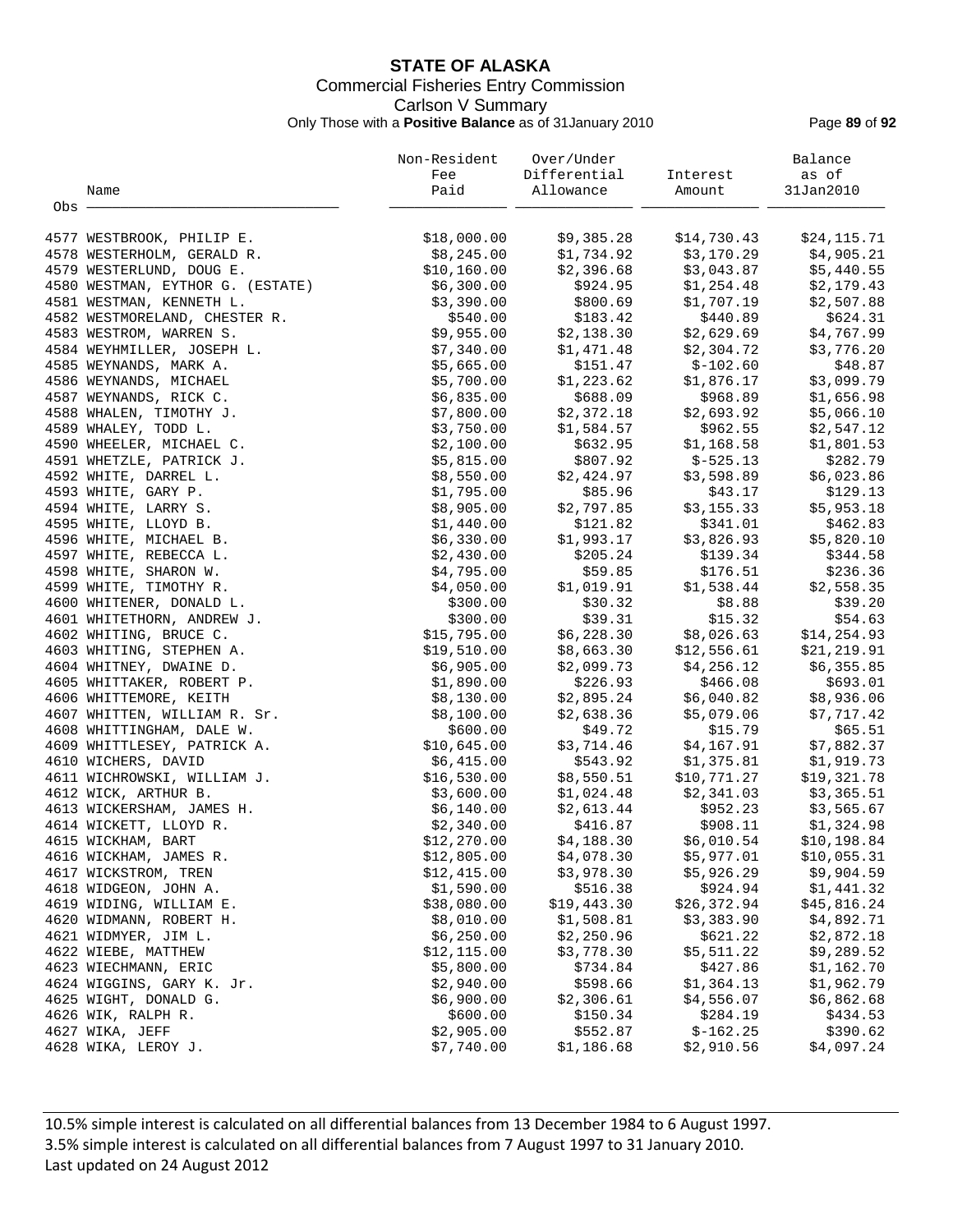# STATE OF ALASKA

Commercial Fisheries Entry Commission

Carlson V Summary

Only Those with a **Positive Balance** as of 31January 2010

| Obs | Name | Non-Resident Fee Paid | Over/Under Differential Allowance | Interest Amount | Balance as of 31Jan2010 |
|---|---|---|---|---|---|
| 4577 | WESTBROOK, PHILIP E. | $18,000.00 | $9,385.28 | $14,730.43 | $24,115.71 |
| 4578 | WESTERHOLM, GERALD R. | $8,245.00 | $1,734.92 | $3,170.29 | $4,905.21 |
| 4579 | WESTERLUND, DOUG E. | $10,160.00 | $2,396.68 | $3,043.87 | $5,440.55 |
| 4580 | WESTMAN, EYTHOR G. (ESTATE) | $6,300.00 | $924.95 | $1,254.48 | $2,179.43 |
| 4581 | WESTMAN, KENNETH L. | $3,390.00 | $800.69 | $1,707.19 | $2,507.88 |
| 4582 | WESTMORELAND, CHESTER R. | $540.00 | $183.42 | $440.89 | $624.31 |
| 4583 | WESTROM, WARREN S. | $9,955.00 | $2,138.30 | $2,629.69 | $4,767.99 |
| 4584 | WEYHMILLER, JOSEPH L. | $7,340.00 | $1,471.48 | $2,304.72 | $3,776.20 |
| 4585 | WEYNANDS, MARK A. | $5,665.00 | $151.47 | $-102.60 | $48.87 |
| 4586 | WEYNANDS, MICHAEL | $5,700.00 | $1,223.62 | $1,876.17 | $3,099.79 |
| 4587 | WEYNANDS, RICK C. | $6,835.00 | $688.09 | $968.89 | $1,656.98 |
| 4588 | WHALEN, TIMOTHY J. | $7,800.00 | $2,372.18 | $2,693.92 | $5,066.10 |
| 4589 | WHALEY, TODD L. | $3,750.00 | $1,584.57 | $962.55 | $2,547.12 |
| 4590 | WHEELER, MICHAEL C. | $2,100.00 | $632.95 | $1,168.58 | $1,801.53 |
| 4591 | WHETZLE, PATRICK J. | $5,815.00 | $807.92 | $-525.13 | $282.79 |
| 4592 | WHITE, DARREL L. | $8,550.00 | $2,424.97 | $3,598.89 | $6,023.86 |
| 4593 | WHITE, GARY P. | $1,795.00 | $85.96 | $43.17 | $129.13 |
| 4594 | WHITE, LARRY S. | $8,905.00 | $2,797.85 | $3,155.33 | $5,953.18 |
| 4595 | WHITE, LLOYD B. | $1,440.00 | $121.82 | $341.01 | $462.83 |
| 4596 | WHITE, MICHAEL B. | $6,330.00 | $1,993.17 | $3,826.93 | $5,820.10 |
| 4597 | WHITE, REBECCA L. | $2,430.00 | $205.24 | $139.34 | $344.58 |
| 4598 | WHITE, SHARON W. | $4,795.00 | $59.85 | $176.51 | $236.36 |
| 4599 | WHITE, TIMOTHY R. | $4,050.00 | $1,019.91 | $1,538.44 | $2,558.35 |
| 4600 | WHITENER, DONALD L. | $300.00 | $30.32 | $8.88 | $39.20 |
| 4601 | WHITETHORN, ANDREW J. | $300.00 | $39.31 | $15.32 | $54.63 |
| 4602 | WHITING, BRUCE C. | $15,795.00 | $6,228.30 | $8,026.63 | $14,254.93 |
| 4603 | WHITING, STEPHEN A. | $19,510.00 | $8,663.30 | $12,556.61 | $21,219.91 |
| 4604 | WHITNEY, DWAINE D. | $6,905.00 | $2,099.73 | $4,256.12 | $6,355.85 |
| 4605 | WHITTAKER, ROBERT P. | $1,890.00 | $226.93 | $466.08 | $693.01 |
| 4606 | WHITTEMORE, KEITH | $8,130.00 | $2,895.24 | $6,040.82 | $8,936.06 |
| 4607 | WHITTEN, WILLIAM R. Sr. | $8,100.00 | $2,638.36 | $5,079.06 | $7,717.42 |
| 4608 | WHITTINGHAM, DALE W. | $600.00 | $49.72 | $15.79 | $65.51 |
| 4609 | WHITTLESEY, PATRICK A. | $10,645.00 | $3,714.46 | $4,167.91 | $7,882.37 |
| 4610 | WICHERS, DAVID | $6,415.00 | $543.92 | $1,375.81 | $1,919.73 |
| 4611 | WICHROWSKI, WILLIAM J. | $16,530.00 | $8,550.51 | $10,771.27 | $19,321.78 |
| 4612 | WICK, ARTHUR B. | $3,600.00 | $1,024.48 | $2,341.03 | $3,365.51 |
| 4613 | WICKERSHAM, JAMES H. | $6,140.00 | $2,613.44 | $952.23 | $3,565.67 |
| 4614 | WICKETT, LLOYD R. | $2,340.00 | $416.87 | $908.11 | $1,324.98 |
| 4615 | WICKHAM, BART | $12,270.00 | $4,188.30 | $6,010.54 | $10,198.84 |
| 4616 | WICKHAM, JAMES R. | $12,805.00 | $4,078.30 | $5,977.01 | $10,055.31 |
| 4617 | WICKSTROM, TREN | $12,415.00 | $3,978.30 | $5,926.29 | $9,904.59 |
| 4618 | WIDGEON, JOHN A. | $1,590.00 | $516.38 | $924.94 | $1,441.32 |
| 4619 | WIDING, WILLIAM E. | $38,080.00 | $19,443.30 | $26,372.94 | $45,816.24 |
| 4620 | WIDMANN, ROBERT H. | $8,010.00 | $1,508.81 | $3,383.90 | $4,892.71 |
| 4621 | WIDMYER, JIM L. | $6,250.00 | $2,250.96 | $621.22 | $2,872.18 |
| 4622 | WIEBE, MATTHEW | $12,115.00 | $3,778.30 | $5,511.22 | $9,289.52 |
| 4623 | WIECHMANN, ERIC | $5,800.00 | $734.84 | $427.86 | $1,162.70 |
| 4624 | WIGGINS, GARY K. Jr. | $2,940.00 | $598.66 | $1,364.13 | $1,962.79 |
| 4625 | WIGHT, DONALD G. | $6,900.00 | $2,306.61 | $4,556.07 | $6,862.68 |
| 4626 | WIK, RALPH R. | $600.00 | $150.34 | $284.19 | $434.53 |
| 4627 | WIKA, JEFF | $2,905.00 | $552.87 | $-162.25 | $390.62 |
| 4628 | WIKA, LEROY J. | $7,740.00 | $1,186.68 | $2,910.56 | $4,097.24 |

10.5% simple interest is calculated on all differential balances from 13 December 1984 to 6 August 1997.

3.5% simple interest is calculated on all differential balances from 7 August 1997 to 31 January 2010.

Last updated on 24 August 2012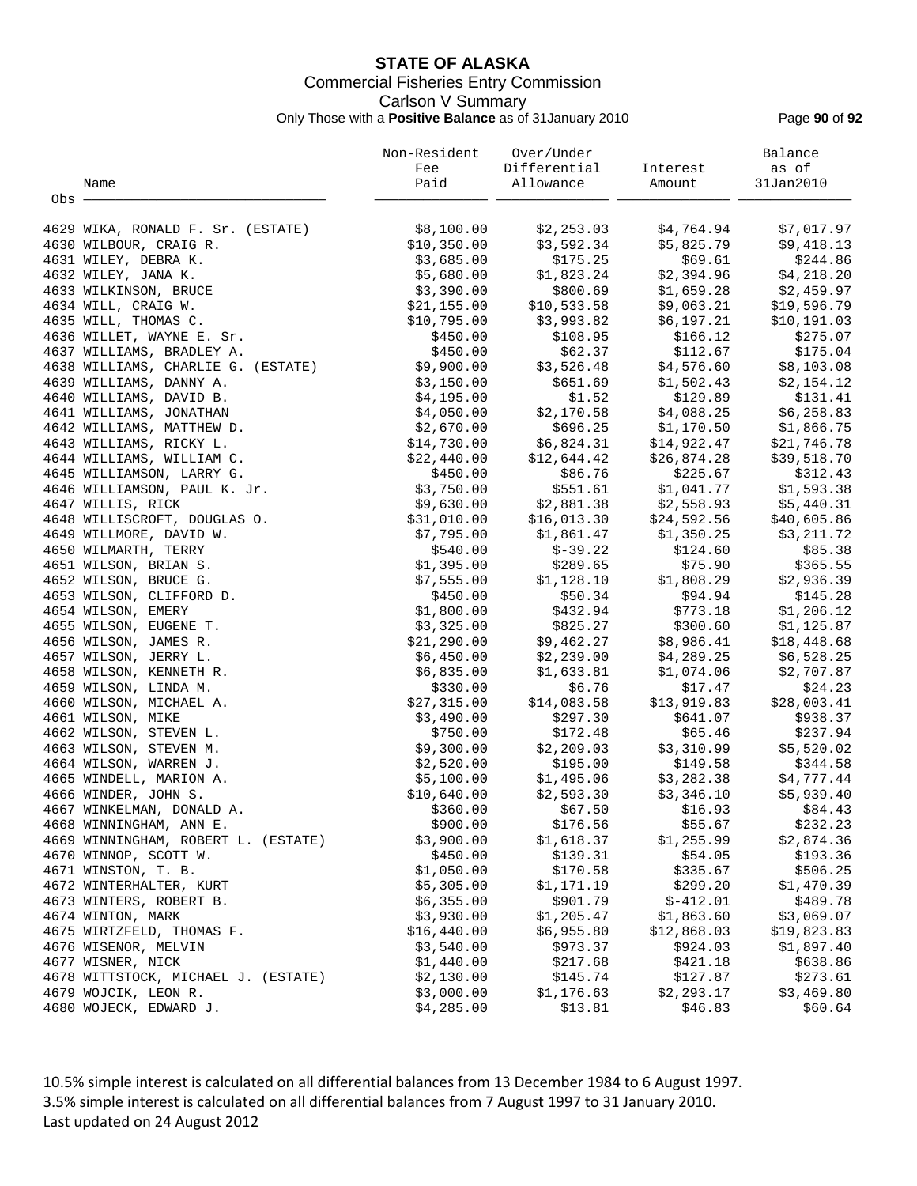# STATE OF ALASKA

Commercial Fisheries Entry Commission

Carlson V Summary

Only Those with a **Positive Balance** as of 31January 2010

| Obs | Name | Non-Resident Fee Paid | Over/Under Differential Allowance | Interest Amount | Balance as of 31Jan2010 |
|---|---|---|---|---|---|
| 4629 | WIKA, RONALD F. Sr. (ESTATE) | $8,100.00 | $2,253.03 | $4,764.94 | $7,017.97 |
| 4630 | WILBOUR, CRAIG R. | $10,350.00 | $3,592.34 | $5,825.79 | $9,418.13 |
| 4631 | WILEY, DEBRA K. | $3,685.00 | $175.25 | $69.61 | $244.86 |
| 4632 | WILEY, JANA K. | $5,680.00 | $1,823.24 | $2,394.96 | $4,218.20 |
| 4633 | WILKINSON, BRUCE | $3,390.00 | $800.69 | $1,659.28 | $2,459.97 |
| 4634 | WILL, CRAIG W. | $21,155.00 | $10,533.58 | $9,063.21 | $19,596.79 |
| 4635 | WILL, THOMAS C. | $10,795.00 | $3,993.82 | $6,197.21 | $10,191.03 |
| 4636 | WILLET, WAYNE E. Sr. | $450.00 | $108.95 | $166.12 | $275.07 |
| 4637 | WILLIAMS, BRADLEY A. | $450.00 | $62.37 | $112.67 | $175.04 |
| 4638 | WILLIAMS, CHARLIE G. (ESTATE) | $9,900.00 | $3,526.48 | $4,576.60 | $8,103.08 |
| 4639 | WILLIAMS, DANNY A. | $3,150.00 | $651.69 | $1,502.43 | $2,154.12 |
| 4640 | WILLIAMS, DAVID B. | $4,195.00 | $1.52 | $129.89 | $131.41 |
| 4641 | WILLIAMS, JONATHAN | $4,050.00 | $2,170.58 | $4,088.25 | $6,258.83 |
| 4642 | WILLIAMS, MATTHEW D. | $2,670.00 | $696.25 | $1,170.50 | $1,866.75 |
| 4643 | WILLIAMS, RICKY L. | $14,730.00 | $6,824.31 | $14,922.47 | $21,746.78 |
| 4644 | WILLIAMS, WILLIAM C. | $22,440.00 | $12,644.42 | $26,874.28 | $39,518.70 |
| 4645 | WILLIAMSON, LARRY G. | $450.00 | $86.76 | $225.67 | $312.43 |
| 4646 | WILLIAMSON, PAUL K. Jr. | $3,750.00 | $551.61 | $1,041.77 | $1,593.38 |
| 4647 | WILLIS, RICK | $9,630.00 | $2,881.38 | $2,558.93 | $5,440.31 |
| 4648 | WILLISCROFT, DOUGLAS O. | $31,010.00 | $16,013.30 | $24,592.56 | $40,605.86 |
| 4649 | WILLMORE, DAVID W. | $7,795.00 | $1,861.47 | $1,350.25 | $3,211.72 |
| 4650 | WILMARTH, TERRY | $540.00 | $-39.22 | $124.60 | $85.38 |
| 4651 | WILSON, BRIAN S. | $1,395.00 | $289.65 | $75.90 | $365.55 |
| 4652 | WILSON, BRUCE G. | $7,555.00 | $1,128.10 | $1,808.29 | $2,936.39 |
| 4653 | WILSON, CLIFFORD D. | $450.00 | $50.34 | $94.94 | $145.28 |
| 4654 | WILSON, EMERY | $1,800.00 | $432.94 | $773.18 | $1,206.12 |
| 4655 | WILSON, EUGENE T. | $3,325.00 | $825.27 | $300.60 | $1,125.87 |
| 4656 | WILSON, JAMES R. | $21,290.00 | $9,462.27 | $8,986.41 | $18,448.68 |
| 4657 | WILSON, JERRY L. | $6,450.00 | $2,239.00 | $4,289.25 | $6,528.25 |
| 4658 | WILSON, KENNETH R. | $6,835.00 | $1,633.81 | $1,074.06 | $2,707.87 |
| 4659 | WILSON, LINDA M. | $330.00 | $6.76 | $17.47 | $24.23 |
| 4660 | WILSON, MICHAEL A. | $27,315.00 | $14,083.58 | $13,919.83 | $28,003.41 |
| 4661 | WILSON, MIKE | $3,490.00 | $297.30 | $641.07 | $938.37 |
| 4662 | WILSON, STEVEN L. | $750.00 | $172.48 | $65.46 | $237.94 |
| 4663 | WILSON, STEVEN M. | $9,300.00 | $2,209.03 | $3,310.99 | $5,520.02 |
| 4664 | WILSON, WARREN J. | $2,520.00 | $195.00 | $149.58 | $344.58 |
| 4665 | WINDELL, MARION A. | $5,100.00 | $1,495.06 | $3,282.38 | $4,777.44 |
| 4666 | WINDER, JOHN S. | $10,640.00 | $2,593.30 | $3,346.10 | $5,939.40 |
| 4667 | WINKELMAN, DONALD A. | $360.00 | $67.50 | $16.93 | $84.43 |
| 4668 | WINNINGHAM, ANN E. | $900.00 | $176.56 | $55.67 | $232.23 |
| 4669 | WINNINGHAM, ROBERT L. (ESTATE) | $3,900.00 | $1,618.37 | $1,255.99 | $2,874.36 |
| 4670 | WINNOP, SCOTT W. | $450.00 | $139.31 | $54.05 | $193.36 |
| 4671 | WINSTON, T. B. | $1,050.00 | $170.58 | $335.67 | $506.25 |
| 4672 | WINTERHALTER, KURT | $5,305.00 | $1,171.19 | $299.20 | $1,470.39 |
| 4673 | WINTERS, ROBERT B. | $6,355.00 | $901.79 | $-412.01 | $489.78 |
| 4674 | WINTON, MARK | $3,930.00 | $1,205.47 | $1,863.60 | $3,069.07 |
| 4675 | WIRTZFELD, THOMAS F. | $16,440.00 | $6,955.80 | $12,868.03 | $19,823.83 |
| 4676 | WISENOR, MELVIN | $3,540.00 | $973.37 | $924.03 | $1,897.40 |
| 4677 | WISNER, NICK | $1,440.00 | $217.68 | $421.18 | $638.86 |
| 4678 | WITTSTOCK, MICHAEL J. (ESTATE) | $2,130.00 | $145.74 | $127.87 | $273.61 |
| 4679 | WOJCIK, LEON R. | $3,000.00 | $1,176.63 | $2,293.17 | $3,469.80 |
| 4680 | WOJECK, EDWARD J. | $4,285.00 | $13.81 | $46.83 | $60.64 |

10.5% simple interest is calculated on all differential balances from 13 December 1984 to 6 August 1997.
3.5% simple interest is calculated on all differential balances from 7 August 1997 to 31 January 2010.
Last updated on 24 August 2012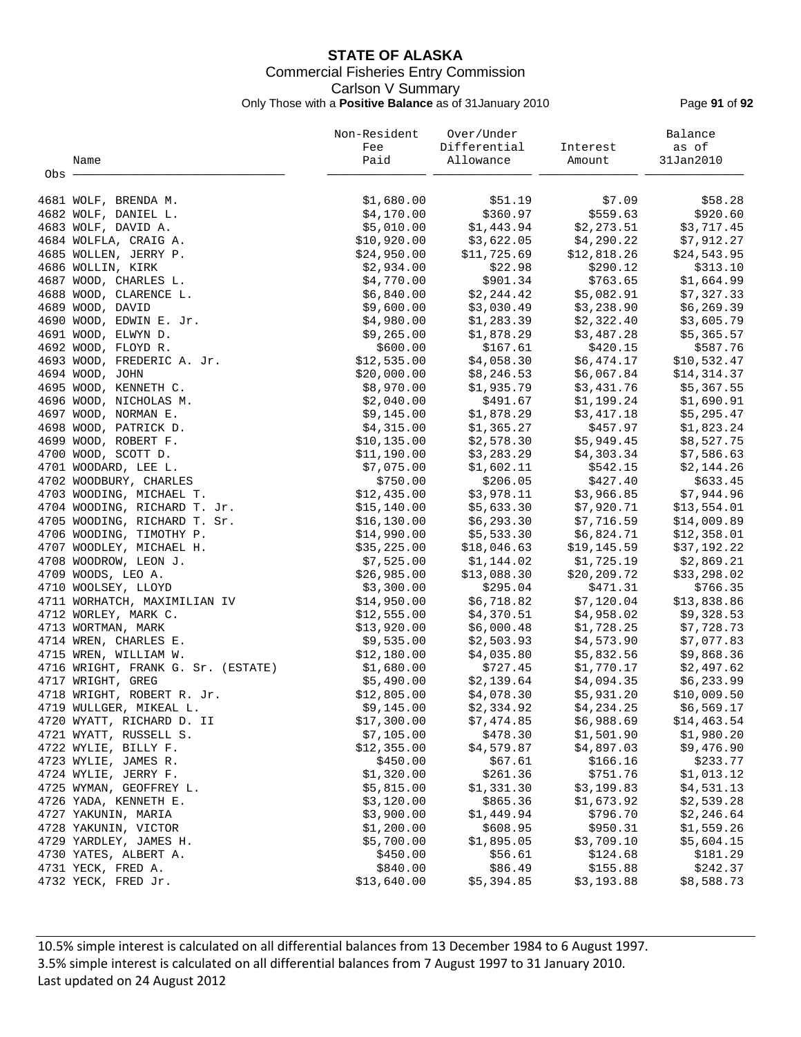**STATE OF ALASKA**

Commercial Fisheries Entry Commission

Carlson V Summary

Only Those with a **Positive Balance** as of 31January 2010

| Obs | Name | Non-Resident Fee Paid | Over/Under Differential Allowance | Interest Amount | Balance as of 31Jan2010 |
|---|---|---|---|---|---|
| 4681 | WOLF, BRENDA M. | $1,680.00 | $51.19 | $7.09 | $58.28 |
| 4682 | WOLF, DANIEL L. | $4,170.00 | $360.97 | $559.63 | $920.60 |
| 4683 | WOLF, DAVID A. | $5,010.00 | $1,443.94 | $2,273.51 | $3,717.45 |
| 4684 | WOLFLA, CRAIG A. | $10,920.00 | $3,622.05 | $4,290.22 | $7,912.27 |
| 4685 | WOLLEN, JERRY P. | $24,950.00 | $11,725.69 | $12,818.26 | $24,543.95 |
| 4686 | WOLLIN, KIRK | $2,934.00 | $22.98 | $290.12 | $313.10 |
| 4687 | WOOD, CHARLES L. | $4,770.00 | $901.34 | $763.65 | $1,664.99 |
| 4688 | WOOD, CLARENCE L. | $6,840.00 | $2,244.42 | $5,082.91 | $7,327.33 |
| 4689 | WOOD, DAVID | $9,600.00 | $3,030.49 | $3,238.90 | $6,269.39 |
| 4690 | WOOD, EDWIN E. Jr. | $4,980.00 | $1,283.39 | $2,322.40 | $3,605.79 |
| 4691 | WOOD, ELWYN D. | $9,265.00 | $1,878.29 | $3,487.28 | $5,365.57 |
| 4692 | WOOD, FLOYD R. | $600.00 | $167.61 | $420.15 | $587.76 |
| 4693 | WOOD, FREDERIC A. Jr. | $12,535.00 | $4,058.30 | $6,474.17 | $10,532.47 |
| 4694 | WOOD, JOHN | $20,000.00 | $8,246.53 | $6,067.84 | $14,314.37 |
| 4695 | WOOD, KENNETH C. | $8,970.00 | $1,935.79 | $3,431.76 | $5,367.55 |
| 4696 | WOOD, NICHOLAS M. | $2,040.00 | $491.67 | $1,199.24 | $1,690.91 |
| 4697 | WOOD, NORMAN E. | $9,145.00 | $1,878.29 | $3,417.18 | $5,295.47 |
| 4698 | WOOD, PATRICK D. | $4,315.00 | $1,365.27 | $457.97 | $1,823.24 |
| 4699 | WOOD, ROBERT F. | $10,135.00 | $2,578.30 | $5,949.45 | $8,527.75 |
| 4700 | WOOD, SCOTT D. | $11,190.00 | $3,283.29 | $4,303.34 | $7,586.63 |
| 4701 | WOODARD, LEE L. | $7,075.00 | $1,602.11 | $542.15 | $2,144.26 |
| 4702 | WOODBURY, CHARLES | $750.00 | $206.05 | $427.40 | $633.45 |
| 4703 | WOODING, MICHAEL T. | $12,435.00 | $3,978.11 | $3,966.85 | $7,944.96 |
| 4704 | WOODING, RICHARD T. Jr. | $15,140.00 | $5,633.30 | $7,920.71 | $13,554.01 |
| 4705 | WOODING, RICHARD T. Sr. | $16,130.00 | $6,293.30 | $7,716.59 | $14,009.89 |
| 4706 | WOODING, TIMOTHY P. | $14,990.00 | $5,533.30 | $6,824.71 | $12,358.01 |
| 4707 | WOODLEY, MICHAEL H. | $35,225.00 | $18,046.63 | $19,145.59 | $37,192.22 |
| 4708 | WOODROW, LEON J. | $7,525.00 | $1,144.02 | $1,725.19 | $2,869.21 |
| 4709 | WOODS, LEO A. | $26,985.00 | $13,088.30 | $20,209.72 | $33,298.02 |
| 4710 | WOOLSEY, LLOYD | $3,300.00 | $295.04 | $471.31 | $766.35 |
| 4711 | WORHATCH, MAXIMILIAN IV | $14,950.00 | $6,718.82 | $7,120.04 | $13,838.86 |
| 4712 | WORLEY, MARK C. | $12,555.00 | $4,370.51 | $4,958.02 | $9,328.53 |
| 4713 | WORTMAN, MARK | $13,920.00 | $6,000.48 | $1,728.25 | $7,728.73 |
| 4714 | WREN, CHARLES E. | $9,535.00 | $2,503.93 | $4,573.90 | $7,077.83 |
| 4715 | WREN, WILLIAM W. | $12,180.00 | $4,035.80 | $5,832.56 | $9,868.36 |
| 4716 | WRIGHT, FRANK G. Sr. (ESTATE) | $1,680.00 | $727.45 | $1,770.17 | $2,497.62 |
| 4717 | WRIGHT, GREG | $5,490.00 | $2,139.64 | $4,094.35 | $6,233.99 |
| 4718 | WRIGHT, ROBERT R. Jr. | $12,805.00 | $4,078.30 | $5,931.20 | $10,009.50 |
| 4719 | WULLGER, MIKEAL L. | $9,145.00 | $2,334.92 | $4,234.25 | $6,569.17 |
| 4720 | WYATT, RICHARD D. II | $17,300.00 | $7,474.85 | $6,988.69 | $14,463.54 |
| 4721 | WYATT, RUSSELL S. | $7,105.00 | $478.30 | $1,501.90 | $1,980.20 |
| 4722 | WYLIE, BILLY F. | $12,355.00 | $4,579.87 | $4,897.03 | $9,476.90 |
| 4723 | WYLIE, JAMES R. | $450.00 | $67.61 | $166.16 | $233.77 |
| 4724 | WYLIE, JERRY F. | $1,320.00 | $261.36 | $751.76 | $1,013.12 |
| 4725 | WYMAN, GEOFFREY L. | $5,815.00 | $1,331.30 | $3,199.83 | $4,531.13 |
| 4726 | YADA, KENNETH E. | $3,120.00 | $865.36 | $1,673.92 | $2,539.28 |
| 4727 | YAKUNIN, MARIA | $3,900.00 | $1,449.94 | $796.70 | $2,246.64 |
| 4728 | YAKUNIN, VICTOR | $1,200.00 | $608.95 | $950.31 | $1,559.26 |
| 4729 | YARDLEY, JAMES H. | $5,700.00 | $1,895.05 | $3,709.10 | $5,604.15 |
| 4730 | YATES, ALBERT A. | $450.00 | $56.61 | $124.68 | $181.29 |
| 4731 | YECK, FRED A. | $840.00 | $86.49 | $155.88 | $242.37 |
| 4732 | YECK, FRED Jr. | $13,640.00 | $5,394.85 | $3,193.88 | $8,588.73 |

10.5% simple interest is calculated on all differential balances from 13 December 1984 to 6 August 1997.
3.5% simple interest is calculated on all differential balances from 7 August 1997 to 31 January 2010.
Last updated on 24 August 2012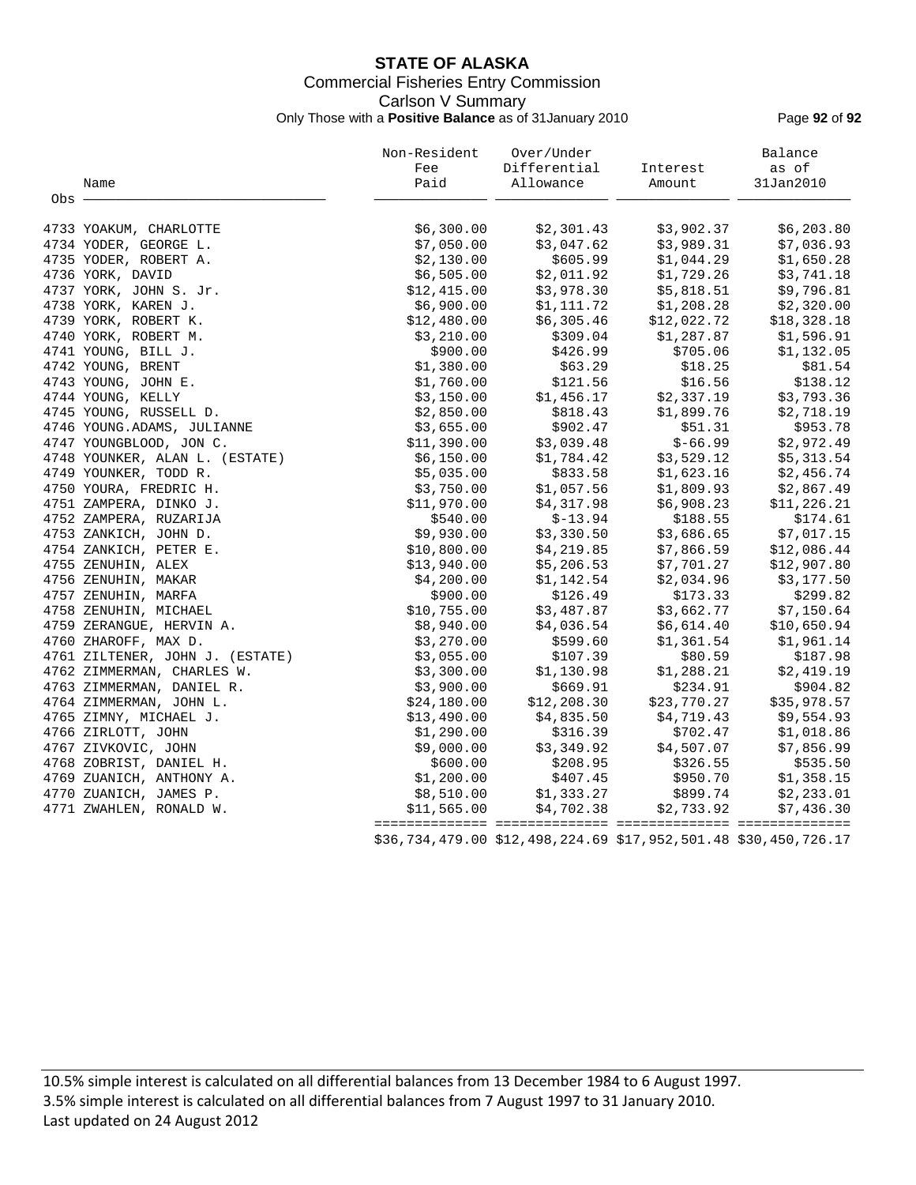# STATE OF ALASKA

Commercial Fisheries Entry Commission

Carlson V Summary

Only Those with a **Positive Balance** as of 31January 2010

| Obs | Name | Non-Resident Fee Paid | Over/Under Differential Allowance | Interest Amount | Balance as of 31Jan2010 |
|---|---|---|---|---|---|
| 4733 | YOAKUM, CHARLOTTE | $6,300.00 | $2,301.43 | $3,902.37 | $6,203.80 |
| 4734 | YODER, GEORGE L. | $7,050.00 | $3,047.62 | $3,989.31 | $7,036.93 |
| 4735 | YODER, ROBERT A. | $2,130.00 | $605.99 | $1,044.29 | $1,650.28 |
| 4736 | YORK, DAVID | $6,505.00 | $2,011.92 | $1,729.26 | $3,741.18 |
| 4737 | YORK, JOHN S. Jr. | $12,415.00 | $3,978.30 | $5,818.51 | $9,796.81 |
| 4738 | YORK, KAREN J. | $6,900.00 | $1,111.72 | $1,208.28 | $2,320.00 |
| 4739 | YORK, ROBERT K. | $12,480.00 | $6,305.46 | $12,022.72 | $18,328.18 |
| 4740 | YORK, ROBERT M. | $3,210.00 | $309.04 | $1,287.87 | $1,596.91 |
| 4741 | YOUNG, BILL J. | $900.00 | $426.99 | $705.06 | $1,132.05 |
| 4742 | YOUNG, BRENT | $1,380.00 | $63.29 | $18.25 | $81.54 |
| 4743 | YOUNG, JOHN E. | $1,760.00 | $121.56 | $16.56 | $138.12 |
| 4744 | YOUNG, KELLY | $3,150.00 | $1,456.17 | $2,337.19 | $3,793.36 |
| 4745 | YOUNG, RUSSELL D. | $2,850.00 | $818.43 | $1,899.76 | $2,718.19 |
| 4746 | YOUNG.ADAMS, JULIANNE | $3,655.00 | $902.47 | $51.31 | $953.78 |
| 4747 | YOUNGBLOOD, JON C. | $11,390.00 | $3,039.48 | $-66.99 | $2,972.49 |
| 4748 | YOUNKER, ALAN L. (ESTATE) | $6,150.00 | $1,784.42 | $3,529.12 | $5,313.54 |
| 4749 | YOUNKER, TODD R. | $5,035.00 | $833.58 | $1,623.16 | $2,456.74 |
| 4750 | YOURA, FREDRIC H. | $3,750.00 | $1,057.56 | $1,809.93 | $2,867.49 |
| 4751 | ZAMPERA, DINKO J. | $11,970.00 | $4,317.98 | $6,908.23 | $11,226.21 |
| 4752 | ZAMPERA, RUZARIJA | $540.00 | $-13.94 | $188.55 | $174.61 |
| 4753 | ZANKICH, JOHN D. | $9,930.00 | $3,330.50 | $3,686.65 | $7,017.15 |
| 4754 | ZANKICH, PETER E. | $10,800.00 | $4,219.85 | $7,866.59 | $12,086.44 |
| 4755 | ZENUHIN, ALEX | $13,940.00 | $5,206.53 | $7,701.27 | $12,907.80 |
| 4756 | ZENUHIN, MAKAR | $4,200.00 | $1,142.54 | $2,034.96 | $3,177.50 |
| 4757 | ZENUHIN, MARFA | $900.00 | $126.49 | $173.33 | $299.82 |
| 4758 | ZENUHIN, MICHAEL | $10,755.00 | $3,487.87 | $3,662.77 | $7,150.64 |
| 4759 | ZERANGUE, HERVIN A. | $8,940.00 | $4,036.54 | $6,614.40 | $10,650.94 |
| 4760 | ZHAROFF, MAX D. | $3,270.00 | $599.60 | $1,361.54 | $1,961.14 |
| 4761 | ZILTENER, JOHN J. (ESTATE) | $3,055.00 | $107.39 | $80.59 | $187.98 |
| 4762 | ZIMMERMAN, CHARLES W. | $3,300.00 | $1,130.98 | $1,288.21 | $2,419.19 |
| 4763 | ZIMMERMAN, DANIEL R. | $3,900.00 | $669.91 | $234.91 | $904.82 |
| 4764 | ZIMMERMAN, JOHN L. | $24,180.00 | $12,208.30 | $23,770.27 | $35,978.57 |
| 4765 | ZIMNY, MICHAEL J. | $13,490.00 | $4,835.50 | $4,719.43 | $9,554.93 |
| 4766 | ZIRLOTT, JOHN | $1,290.00 | $316.39 | $702.47 | $1,018.86 |
| 4767 | ZIVKOVIC, JOHN | $9,000.00 | $3,349.92 | $4,507.07 | $7,856.99 |
| 4768 | ZOBRIST, DANIEL H. | $600.00 | $208.95 | $326.55 | $535.50 |
| 4769 | ZUANICH, ANTHONY A. | $1,200.00 | $407.45 | $950.70 | $1,358.15 |
| 4770 | ZUANICH, JAMES P. | $8,510.00 | $1,333.27 | $899.74 | $2,233.01 |
| 4771 | ZWAHLEN, RONALD W. | $11,565.00 | $4,702.38 | $2,733.92 | $7,436.30 |
| | | $36,734,479.00 | $12,498,224.69 | $17,952,501.48 | $30,450,726.17 |

10.5% simple interest is calculated on all differential balances from 13 December 1984 to 6 August 1997.
3.5% simple interest is calculated on all differential balances from 7 August 1997 to 31 January 2010.
Last updated on 24 August 2012